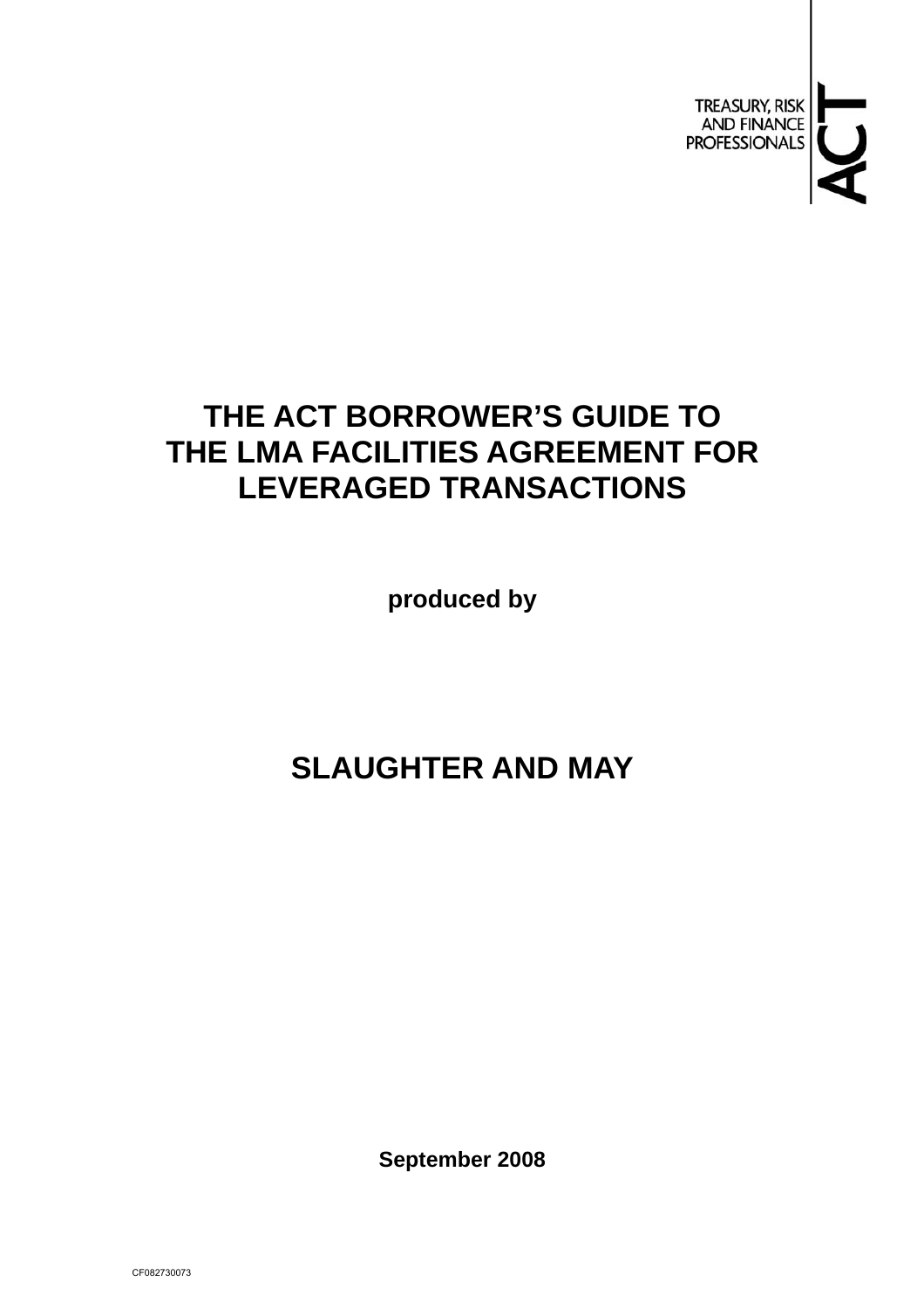TREASURY, RISK
AND FINANCE
PROFESSIONALS

ACT

# THE ACT BORROWER'S GUIDE TO THE LMA FACILITIES AGREEMENT FOR LEVERAGED TRANSACTIONS

**produced by**

## SLAUGHTER AND MAY

**September 2008**

CF082730073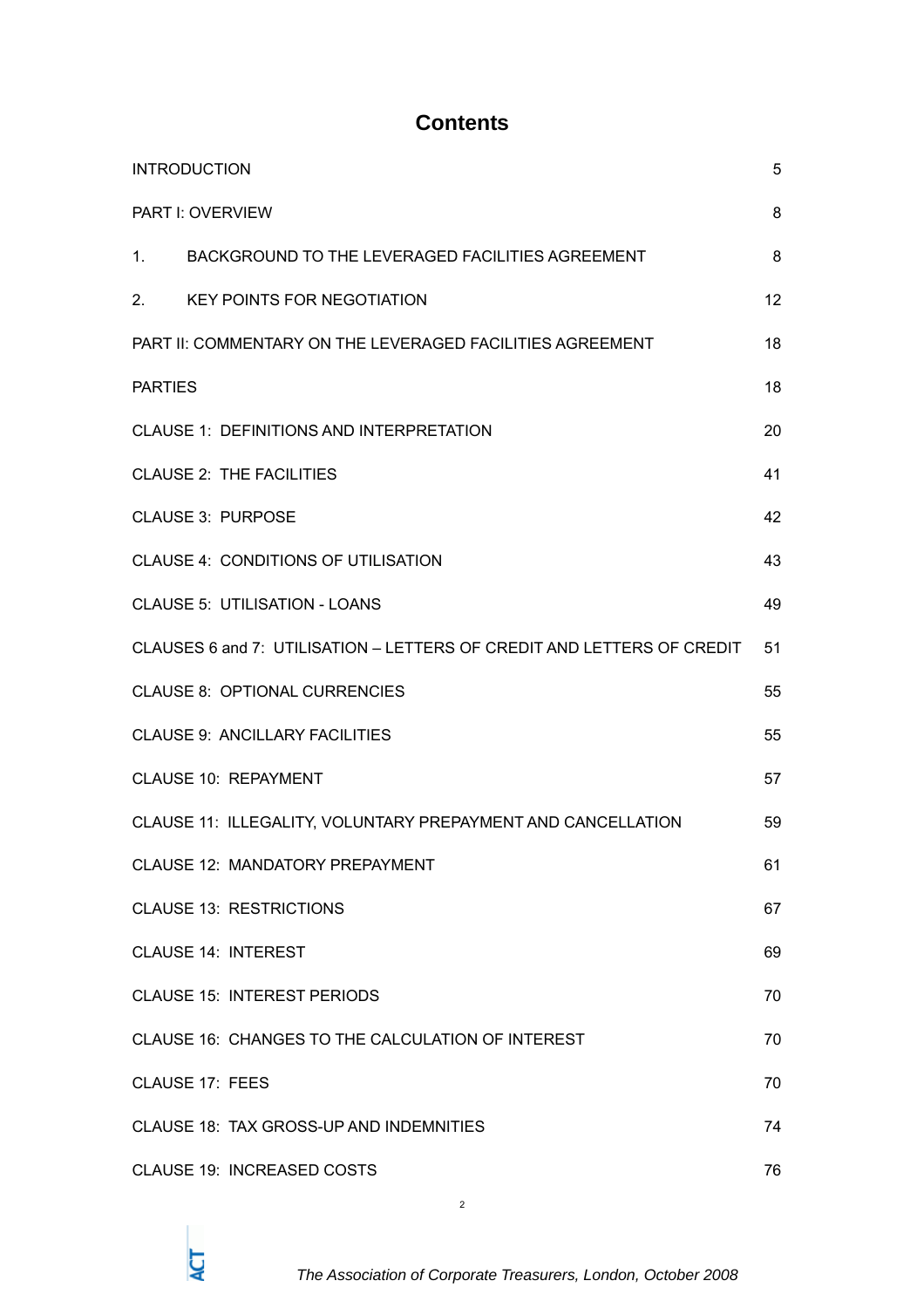# Contents

| | |
|---|---|
| INTRODUCTION | 5 |
| PART I: OVERVIEW | 8 |
| 1. BACKGROUND TO THE LEVERAGED FACILITIES AGREEMENT | 8 |
| 2. KEY POINTS FOR NEGOTIATION | 12 |
| PART II: COMMENTARY ON THE LEVERAGED FACILITIES AGREEMENT | 18 |
| PARTIES | 18 |
| CLAUSE 1: DEFINITIONS AND INTERPRETATION | 20 |
| CLAUSE 2: THE FACILITIES | 41 |
| CLAUSE 3: PURPOSE | 42 |
| CLAUSE 4: CONDITIONS OF UTILISATION | 43 |
| CLAUSE 5: UTILISATION - LOANS | 49 |
| CLAUSES 6 and 7: UTILISATION – LETTERS OF CREDIT AND LETTERS OF CREDIT | 51 |
| CLAUSE 8: OPTIONAL CURRENCIES | 55 |
| CLAUSE 9: ANCILLARY FACILITIES | 55 |
| CLAUSE 10: REPAYMENT | 57 |
| CLAUSE 11: ILLEGALITY, VOLUNTARY PREPAYMENT AND CANCELLATION | 59 |
| CLAUSE 12: MANDATORY PREPAYMENT | 61 |
| CLAUSE 13: RESTRICTIONS | 67 |
| CLAUSE 14: INTEREST | 69 |
| CLAUSE 15: INTEREST PERIODS | 70 |
| CLAUSE 16: CHANGES TO THE CALCULATION OF INTEREST | 70 |
| CLAUSE 17: FEES | 70 |
| CLAUSE 18: TAX GROSS-UP AND INDEMNITIES | 74 |
| CLAUSE 19: INCREASED COSTS | 76 |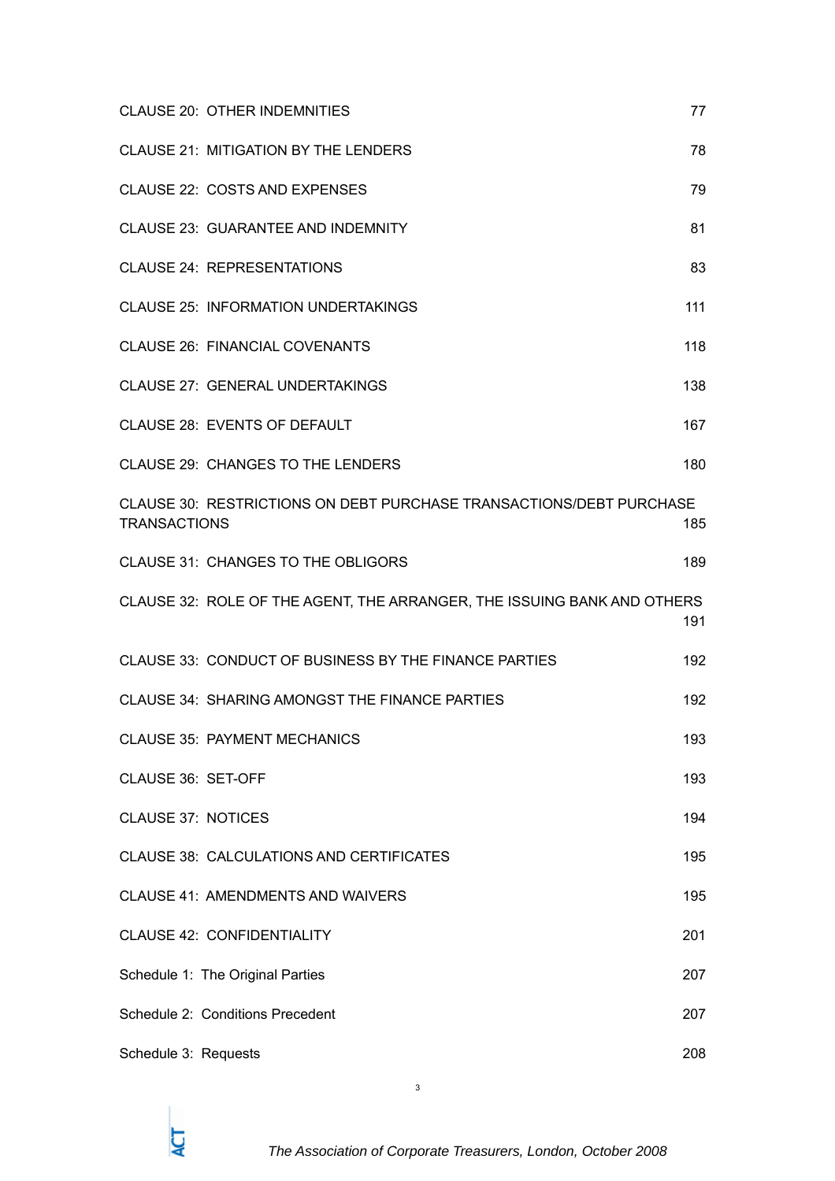| | |
|---|---|
| CLAUSE 20: OTHER INDEMNITIES | 77 |
| CLAUSE 21: MITIGATION BY THE LENDERS | 78 |
| CLAUSE 22: COSTS AND EXPENSES | 79 |
| CLAUSE 23: GUARANTEE AND INDEMNITY | 81 |
| CLAUSE 24: REPRESENTATIONS | 83 |
| CLAUSE 25: INFORMATION UNDERTAKINGS | 111 |
| CLAUSE 26: FINANCIAL COVENANTS | 118 |
| CLAUSE 27: GENERAL UNDERTAKINGS | 138 |
| CLAUSE 28: EVENTS OF DEFAULT | 167 |
| CLAUSE 29: CHANGES TO THE LENDERS | 180 |
| CLAUSE 30: RESTRICTIONS ON DEBT PURCHASE TRANSACTIONS/DEBT PURCHASE TRANSACTIONS | 185 |
| CLAUSE 31: CHANGES TO THE OBLIGORS | 189 |
| CLAUSE 32: ROLE OF THE AGENT, THE ARRANGER, THE ISSUING BANK AND OTHERS | 191 |
| CLAUSE 33: CONDUCT OF BUSINESS BY THE FINANCE PARTIES | 192 |
| CLAUSE 34: SHARING AMONGST THE FINANCE PARTIES | 192 |
| CLAUSE 35: PAYMENT MECHANICS | 193 |
| CLAUSE 36: SET-OFF | 193 |
| CLAUSE 37: NOTICES | 194 |
| CLAUSE 38: CALCULATIONS AND CERTIFICATES | 195 |
| CLAUSE 41: AMENDMENTS AND WAIVERS | 195 |
| CLAUSE 42: CONFIDENTIALITY | 201 |
| Schedule 1: The Original Parties | 207 |
| Schedule 2: Conditions Precedent | 207 |
| Schedule 3: Requests | 208 |

*The Association of Corporate Treasurers, London, October 2008*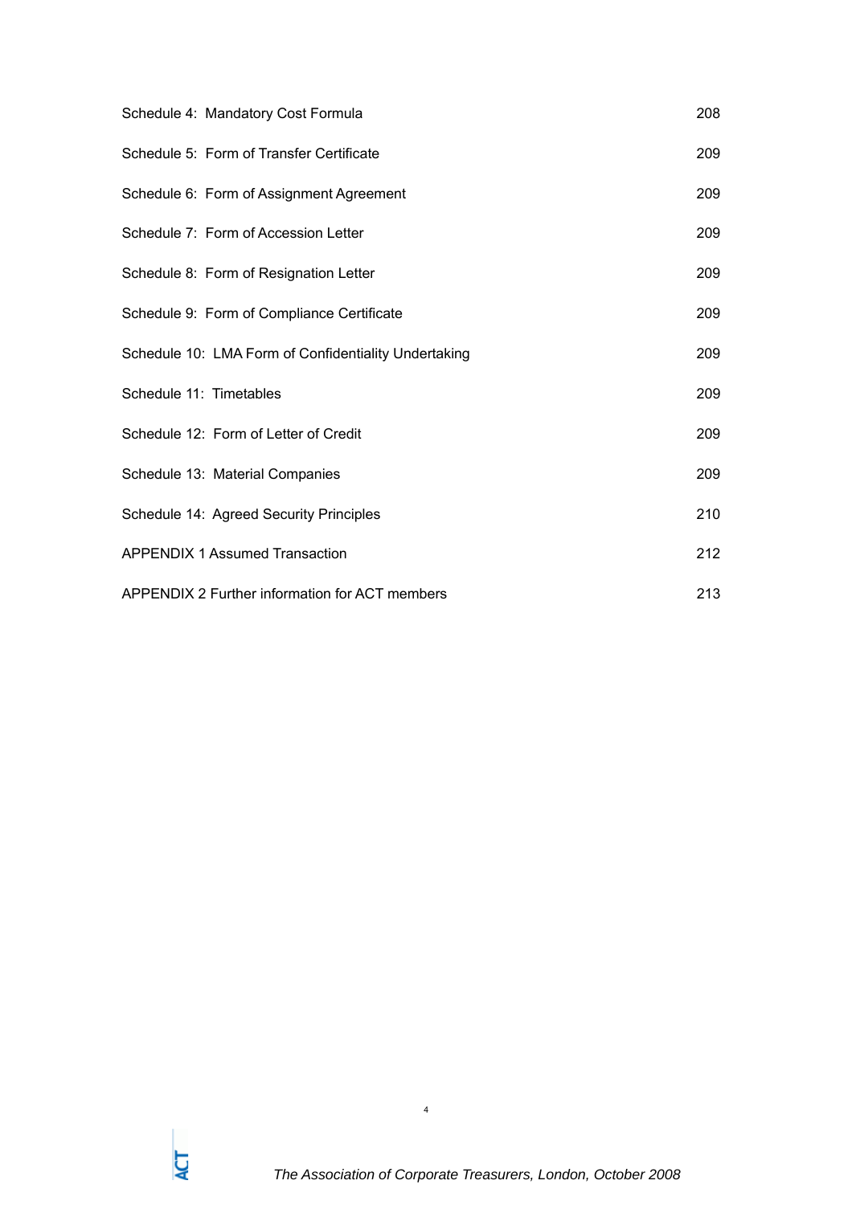| | |
|---|---|
| Schedule 4: Mandatory Cost Formula | 208 |
| Schedule 5: Form of Transfer Certificate | 209 |
| Schedule 6: Form of Assignment Agreement | 209 |
| Schedule 7: Form of Accession Letter | 209 |
| Schedule 8: Form of Resignation Letter | 209 |
| Schedule 9: Form of Compliance Certificate | 209 |
| Schedule 10: LMA Form of Confidentiality Undertaking | 209 |
| Schedule 11: Timetables | 209 |
| Schedule 12: Form of Letter of Credit | 209 |
| Schedule 13: Material Companies | 209 |
| Schedule 14: Agreed Security Principles | 210 |
| APPENDIX 1 Assumed Transaction | 212 |
| APPENDIX 2 Further information for ACT members | 213 |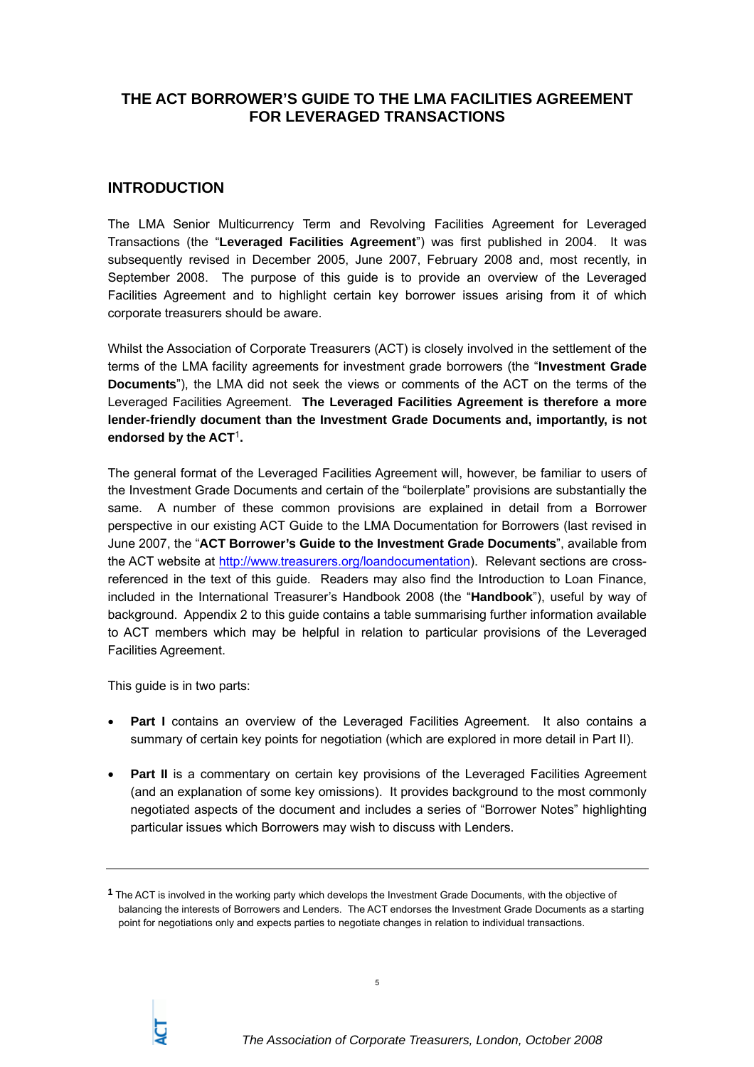# THE ACT BORROWER'S GUIDE TO THE LMA FACILITIES AGREEMENT FOR LEVERAGED TRANSACTIONS

## INTRODUCTION

The LMA Senior Multicurrency Term and Revolving Facilities Agreement for Leveraged Transactions (the "**Leveraged Facilities Agreement**") was first published in 2004. It was subsequently revised in December 2005, June 2007, February 2008 and, most recently, in September 2008. The purpose of this guide is to provide an overview of the Leveraged Facilities Agreement and to highlight certain key borrower issues arising from it of which corporate treasurers should be aware.

Whilst the Association of Corporate Treasurers (ACT) is closely involved in the settlement of the terms of the LMA facility agreements for investment grade borrowers (the "**Investment Grade Documents**"), the LMA did not seek the views or comments of the ACT on the terms of the Leveraged Facilities Agreement. **The Leveraged Facilities Agreement is therefore a more lender-friendly document than the Investment Grade Documents and, importantly, is not endorsed by the ACT**[1]**.**

The general format of the Leveraged Facilities Agreement will, however, be familiar to users of the Investment Grade Documents and certain of the "boilerplate" provisions are substantially the same. A number of these common provisions are explained in detail from a Borrower perspective in our existing ACT Guide to the LMA Documentation for Borrowers (last revised in June 2007, the "**ACT Borrower's Guide to the Investment Grade Documents**", available from the ACT website at http://www.treasurers.org/loandocumentation). Relevant sections are cross-referenced in the text of this guide. Readers may also find the Introduction to Loan Finance, included in the International Treasurer's Handbook 2008 (the "**Handbook**"), useful by way of background. Appendix 2 to this guide contains a table summarising further information available to ACT members which may be helpful in relation to particular provisions of the Leveraged Facilities Agreement.

This guide is in two parts:

- **Part I** contains an overview of the Leveraged Facilities Agreement. It also contains a summary of certain key points for negotiation (which are explored in more detail in Part II).
- **Part II** is a commentary on certain key provisions of the Leveraged Facilities Agreement (and an explanation of some key omissions). It provides background to the most commonly negotiated aspects of the document and includes a series of "Borrower Notes" highlighting particular issues which Borrowers may wish to discuss with Lenders.

---

[1] The ACT is involved in the working party which develops the Investment Grade Documents, with the objective of balancing the interests of Borrowers and Lenders. The ACT endorses the Investment Grade Documents as a starting point for negotiations only and expects parties to negotiate changes in relation to individual transactions.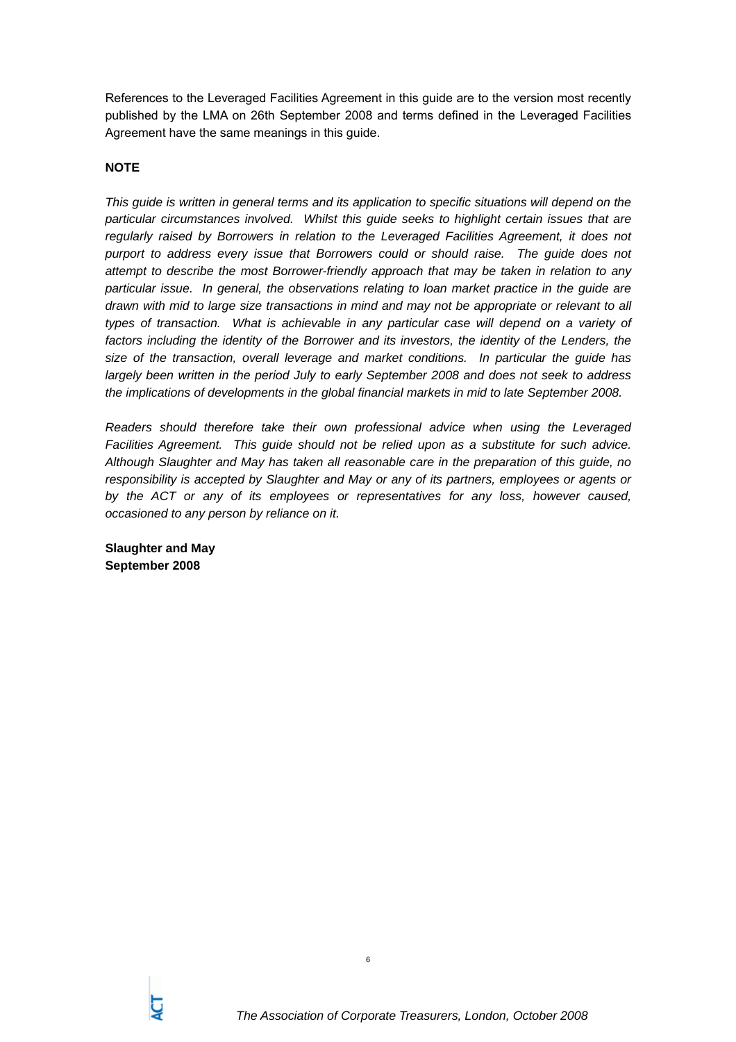References to the Leveraged Facilities Agreement in this guide are to the version most recently published by the LMA on 26th September 2008 and terms defined in the Leveraged Facilities Agreement have the same meanings in this guide.

**NOTE**

*This guide is written in general terms and its application to specific situations will depend on the particular circumstances involved. Whilst this guide seeks to highlight certain issues that are regularly raised by Borrowers in relation to the Leveraged Facilities Agreement, it does not purport to address every issue that Borrowers could or should raise. The guide does not attempt to describe the most Borrower-friendly approach that may be taken in relation to any particular issue. In general, the observations relating to loan market practice in the guide are drawn with mid to large size transactions in mind and may not be appropriate or relevant to all types of transaction. What is achievable in any particular case will depend on a variety of factors including the identity of the Borrower and its investors, the identity of the Lenders, the size of the transaction, overall leverage and market conditions. In particular the guide has largely been written in the period July to early September 2008 and does not seek to address the implications of developments in the global financial markets in mid to late September 2008.*

*Readers should therefore take their own professional advice when using the Leveraged Facilities Agreement. This guide should not be relied upon as a substitute for such advice. Although Slaughter and May has taken all reasonable care in the preparation of this guide, no responsibility is accepted by Slaughter and May or any of its partners, employees or agents or by the ACT or any of its employees or representatives for any loss, however caused, occasioned to any person by reliance on it.*

**Slaughter and May**
**September 2008**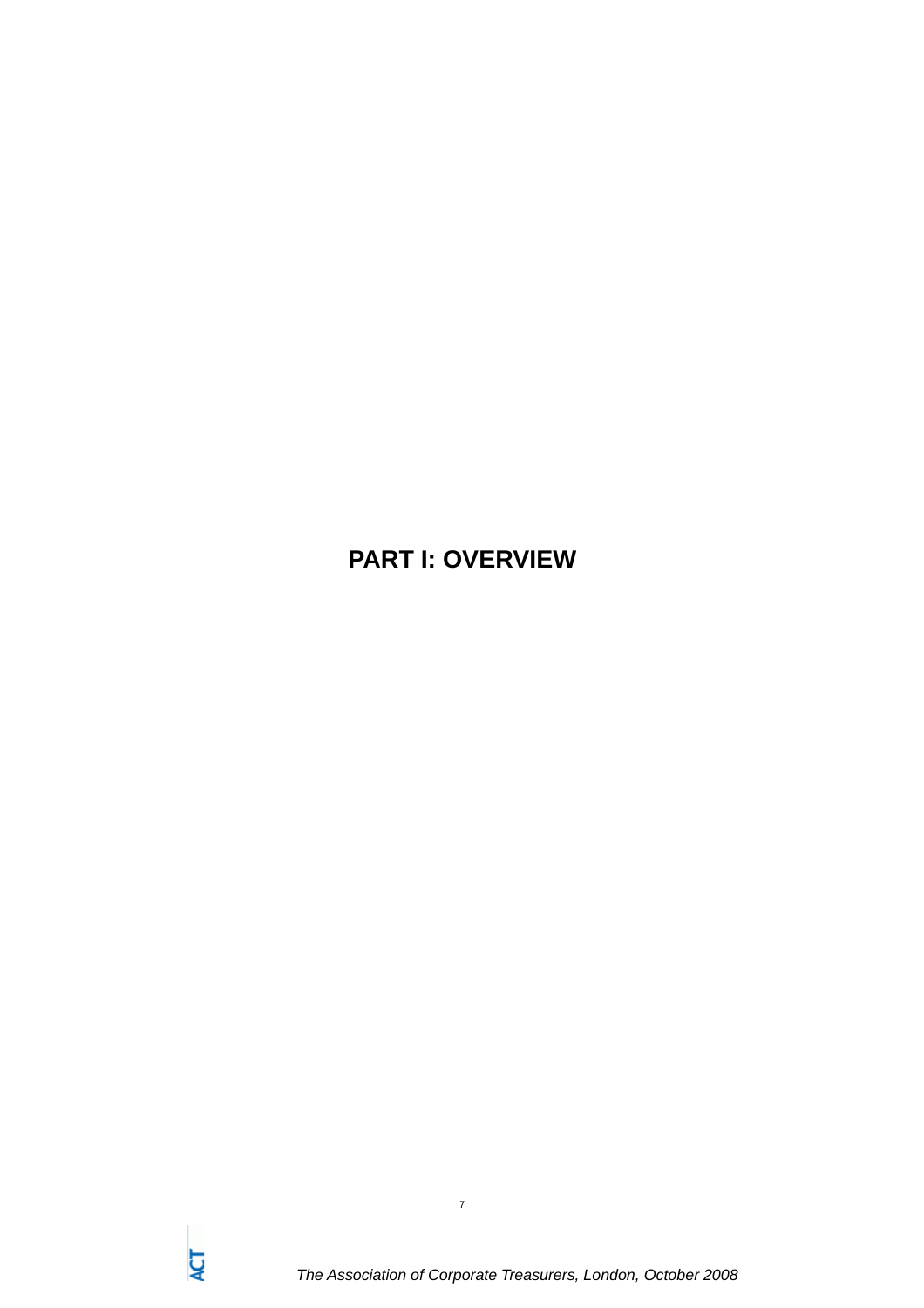# PART I: OVERVIEW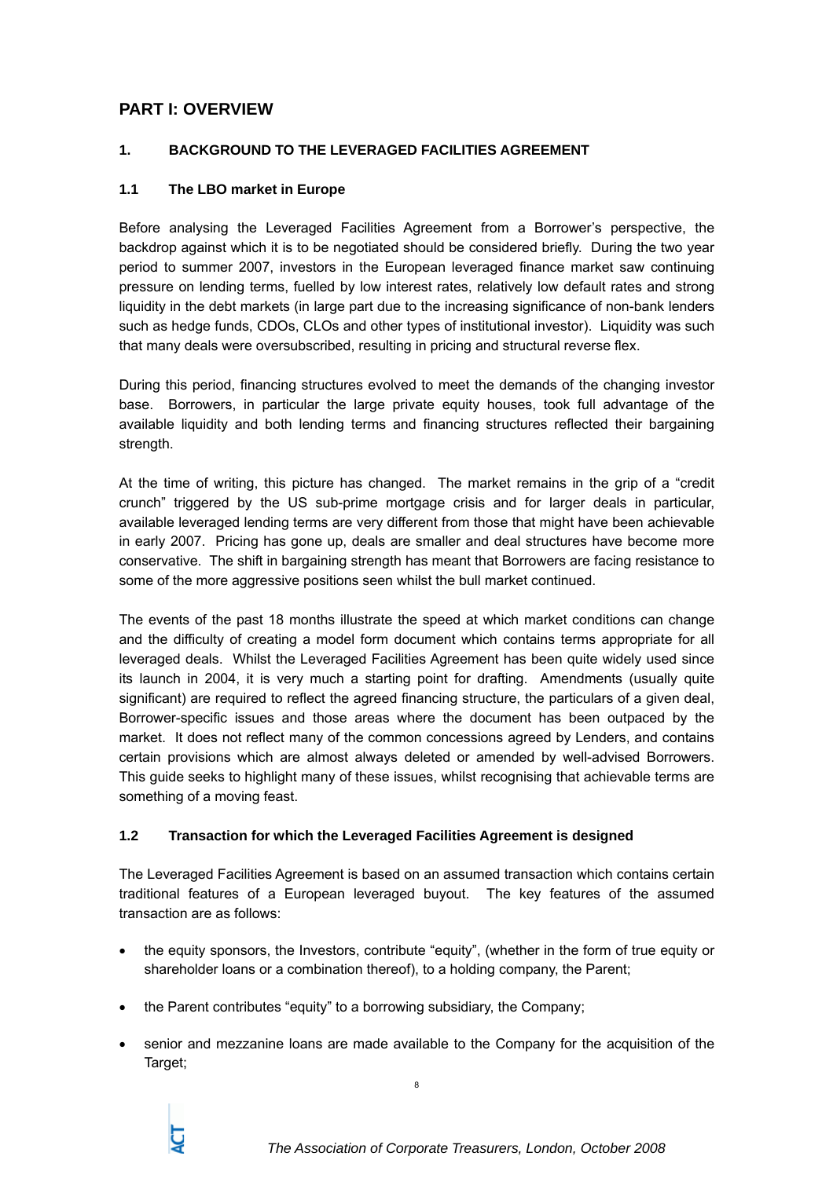## PART I: OVERVIEW

### 1. BACKGROUND TO THE LEVERAGED FACILITIES AGREEMENT

#### 1.1 The LBO market in Europe

Before analysing the Leveraged Facilities Agreement from a Borrower's perspective, the backdrop against which it is to be negotiated should be considered briefly. During the two year period to summer 2007, investors in the European leveraged finance market saw continuing pressure on lending terms, fuelled by low interest rates, relatively low default rates and strong liquidity in the debt markets (in large part due to the increasing significance of non-bank lenders such as hedge funds, CDOs, CLOs and other types of institutional investor). Liquidity was such that many deals were oversubscribed, resulting in pricing and structural reverse flex.

During this period, financing structures evolved to meet the demands of the changing investor base. Borrowers, in particular the large private equity houses, took full advantage of the available liquidity and both lending terms and financing structures reflected their bargaining strength.

At the time of writing, this picture has changed. The market remains in the grip of a "credit crunch" triggered by the US sub-prime mortgage crisis and for larger deals in particular, available leveraged lending terms are very different from those that might have been achievable in early 2007. Pricing has gone up, deals are smaller and deal structures have become more conservative. The shift in bargaining strength has meant that Borrowers are facing resistance to some of the more aggressive positions seen whilst the bull market continued.

The events of the past 18 months illustrate the speed at which market conditions can change and the difficulty of creating a model form document which contains terms appropriate for all leveraged deals. Whilst the Leveraged Facilities Agreement has been quite widely used since its launch in 2004, it is very much a starting point for drafting. Amendments (usually quite significant) are required to reflect the agreed financing structure, the particulars of a given deal, Borrower-specific issues and those areas where the document has been outpaced by the market. It does not reflect many of the common concessions agreed by Lenders, and contains certain provisions which are almost always deleted or amended by well-advised Borrowers. This guide seeks to highlight many of these issues, whilst recognising that achievable terms are something of a moving feast.

#### 1.2 Transaction for which the Leveraged Facilities Agreement is designed

The Leveraged Facilities Agreement is based on an assumed transaction which contains certain traditional features of a European leveraged buyout. The key features of the assumed transaction are as follows:

- the equity sponsors, the Investors, contribute "equity", (whether in the form of true equity or shareholder loans or a combination thereof), to a holding company, the Parent;
- the Parent contributes "equity" to a borrowing subsidiary, the Company;
- senior and mezzanine loans are made available to the Company for the acquisition of the Target;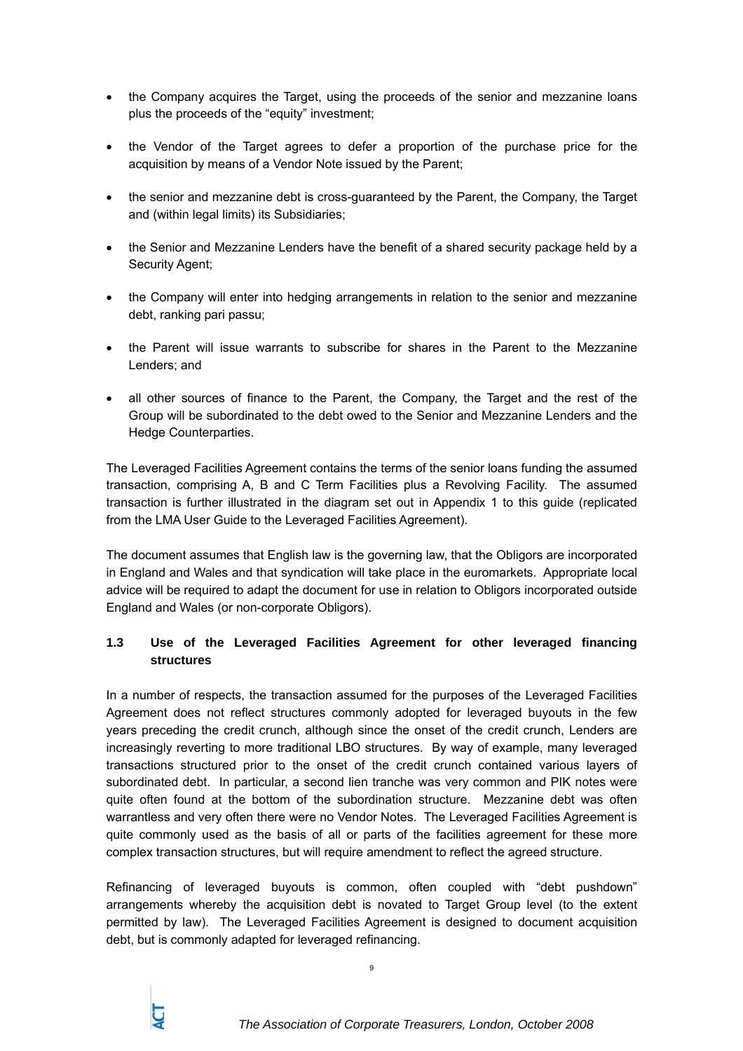- the Company acquires the Target, using the proceeds of the senior and mezzanine loans plus the proceeds of the "equity" investment;

- the Vendor of the Target agrees to defer a proportion of the purchase price for the acquisition by means of a Vendor Note issued by the Parent;

- the senior and mezzanine debt is cross-guaranteed by the Parent, the Company, the Target and (within legal limits) its Subsidiaries;

- the Senior and Mezzanine Lenders have the benefit of a shared security package held by a Security Agent;

- the Company will enter into hedging arrangements in relation to the senior and mezzanine debt, ranking pari passu;

- the Parent will issue warrants to subscribe for shares in the Parent to the Mezzanine Lenders; and

- all other sources of finance to the Parent, the Company, the Target and the rest of the Group will be subordinated to the debt owed to the Senior and Mezzanine Lenders and the Hedge Counterparties.

The Leveraged Facilities Agreement contains the terms of the senior loans funding the assumed transaction, comprising A, B and C Term Facilities plus a Revolving Facility. The assumed transaction is further illustrated in the diagram set out in Appendix 1 to this guide (replicated from the LMA User Guide to the Leveraged Facilities Agreement).

The document assumes that English law is the governing law, that the Obligors are incorporated in England and Wales and that syndication will take place in the euromarkets. Appropriate local advice will be required to adapt the document for use in relation to Obligors incorporated outside England and Wales (or non-corporate Obligors).

### 1.3 Use of the Leveraged Facilities Agreement for other leveraged financing structures

In a number of respects, the transaction assumed for the purposes of the Leveraged Facilities Agreement does not reflect structures commonly adopted for leveraged buyouts in the few years preceding the credit crunch, although since the onset of the credit crunch, Lenders are increasingly reverting to more traditional LBO structures. By way of example, many leveraged transactions structured prior to the onset of the credit crunch contained various layers of subordinated debt. In particular, a second lien tranche was very common and PIK notes were quite often found at the bottom of the subordination structure. Mezzanine debt was often warrantless and very often there were no Vendor Notes. The Leveraged Facilities Agreement is quite commonly used as the basis of all or parts of the facilities agreement for these more complex transaction structures, but will require amendment to reflect the agreed structure.

Refinancing of leveraged buyouts is common, often coupled with "debt pushdown" arrangements whereby the acquisition debt is novated to Target Group level (to the extent permitted by law). The Leveraged Facilities Agreement is designed to document acquisition debt, but is commonly adapted for leveraged refinancing.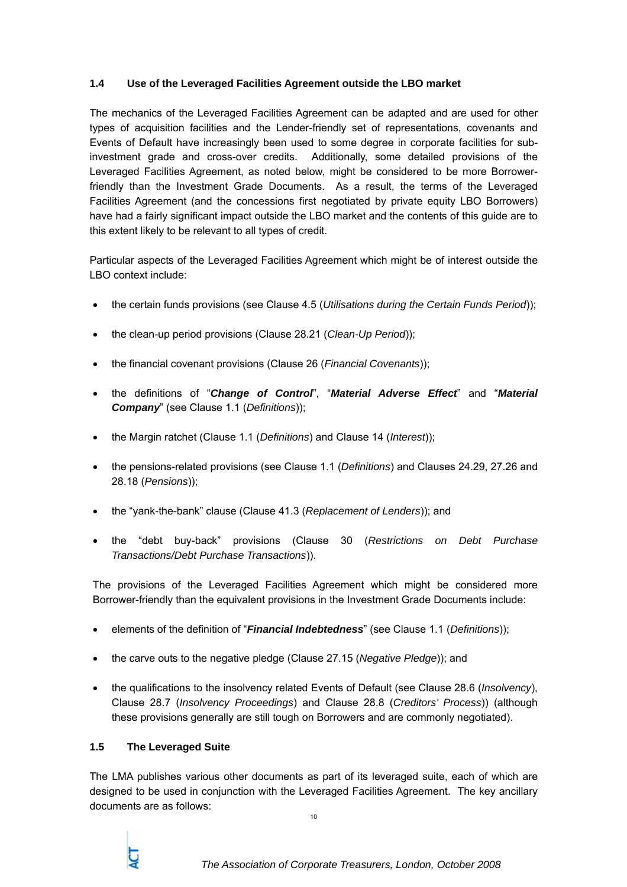### 1.4 Use of the Leveraged Facilities Agreement outside the LBO market

The mechanics of the Leveraged Facilities Agreement can be adapted and are used for other types of acquisition facilities and the Lender-friendly set of representations, covenants and Events of Default have increasingly been used to some degree in corporate facilities for sub-investment grade and cross-over credits. Additionally, some detailed provisions of the Leveraged Facilities Agreement, as noted below, might be considered to be more Borrower-friendly than the Investment Grade Documents. As a result, the terms of the Leveraged Facilities Agreement (and the concessions first negotiated by private equity LBO Borrowers) have had a fairly significant impact outside the LBO market and the contents of this guide are to this extent likely to be relevant to all types of credit.

Particular aspects of the Leveraged Facilities Agreement which might be of interest outside the LBO context include:

- the certain funds provisions (see Clause 4.5 (*Utilisations during the Certain Funds Period*));
- the clean-up period provisions (Clause 28.21 (*Clean-Up Period*));
- the financial covenant provisions (Clause 26 (*Financial Covenants*));
- the definitions of "***Change of Control***", "***Material Adverse Effect***" and "***Material Company***" (see Clause 1.1 (*Definitions*));
- the Margin ratchet (Clause 1.1 (*Definitions*) and Clause 14 (*Interest*));
- the pensions-related provisions (see Clause 1.1 (*Definitions*) and Clauses 24.29, 27.26 and 28.18 (*Pensions*));
- the "yank-the-bank" clause (Clause 41.3 (*Replacement of Lenders*)); and
- the "debt buy-back" provisions (Clause 30 (*Restrictions on Debt Purchase Transactions/Debt Purchase Transactions*)).

The provisions of the Leveraged Facilities Agreement which might be considered more Borrower-friendly than the equivalent provisions in the Investment Grade Documents include:

- elements of the definition of "***Financial Indebtedness***" (see Clause 1.1 (*Definitions*));
- the carve outs to the negative pledge (Clause 27.15 (*Negative Pledge*)); and
- the qualifications to the insolvency related Events of Default (see Clause 28.6 (*Insolvency*), Clause 28.7 (*Insolvency Proceedings*) and Clause 28.8 (*Creditors' Process*)) (although these provisions generally are still tough on Borrowers and are commonly negotiated).

### 1.5 The Leveraged Suite

The LMA publishes various other documents as part of its leveraged suite, each of which are designed to be used in conjunction with the Leveraged Facilities Agreement. The key ancillary documents are as follows: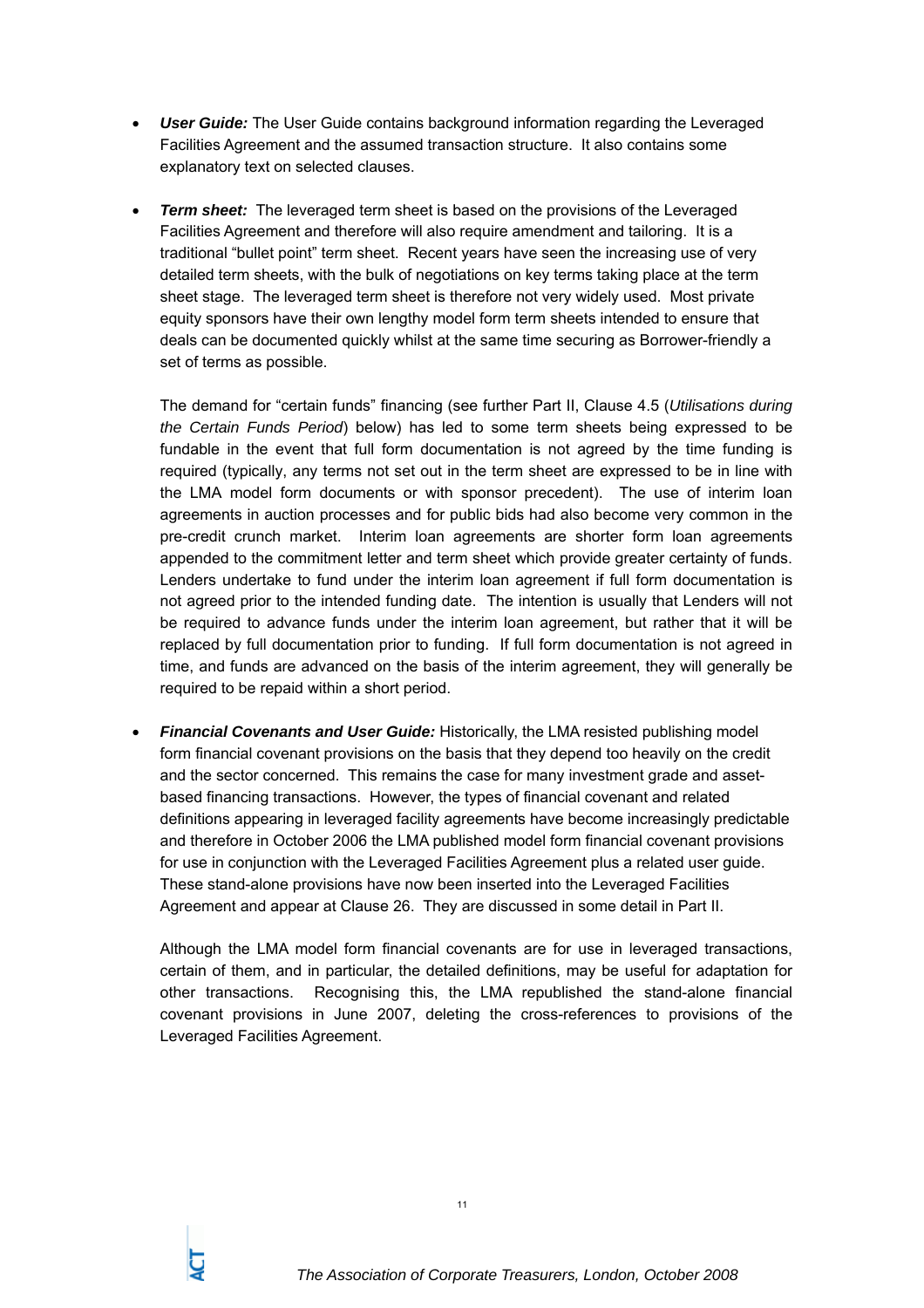- ***User Guide:*** The User Guide contains background information regarding the Leveraged Facilities Agreement and the assumed transaction structure. It also contains some explanatory text on selected clauses.

- ***Term sheet:*** The leveraged term sheet is based on the provisions of the Leveraged Facilities Agreement and therefore will also require amendment and tailoring. It is a traditional "bullet point" term sheet. Recent years have seen the increasing use of very detailed term sheets, with the bulk of negotiations on key terms taking place at the term sheet stage. The leveraged term sheet is therefore not very widely used. Most private equity sponsors have their own lengthy model form term sheets intended to ensure that deals can be documented quickly whilst at the same time securing as Borrower-friendly a set of terms as possible.

  The demand for "certain funds" financing (see further Part II, Clause 4.5 (*Utilisations during the Certain Funds Period*) below) has led to some term sheets being expressed to be fundable in the event that full form documentation is not agreed by the time funding is required (typically, any terms not set out in the term sheet are expressed to be in line with the LMA model form documents or with sponsor precedent). The use of interim loan agreements in auction processes and for public bids had also become very common in the pre-credit crunch market. Interim loan agreements are shorter form loan agreements appended to the commitment letter and term sheet which provide greater certainty of funds. Lenders undertake to fund under the interim loan agreement if full form documentation is not agreed prior to the intended funding date. The intention is usually that Lenders will not be required to advance funds under the interim loan agreement, but rather that it will be replaced by full documentation prior to funding. If full form documentation is not agreed in time, and funds are advanced on the basis of the interim agreement, they will generally be required to be repaid within a short period.

- ***Financial Covenants and User Guide:*** Historically, the LMA resisted publishing model form financial covenant provisions on the basis that they depend too heavily on the credit and the sector concerned. This remains the case for many investment grade and asset-based financing transactions. However, the types of financial covenant and related definitions appearing in leveraged facility agreements have become increasingly predictable and therefore in October 2006 the LMA published model form financial covenant provisions for use in conjunction with the Leveraged Facilities Agreement plus a related user guide. These stand-alone provisions have now been inserted into the Leveraged Facilities Agreement and appear at Clause 26. They are discussed in some detail in Part II.

  Although the LMA model form financial covenants are for use in leveraged transactions, certain of them, and in particular, the detailed definitions, may be useful for adaptation for other transactions. Recognising this, the LMA republished the stand-alone financial covenant provisions in June 2007, deleting the cross-references to provisions of the Leveraged Facilities Agreement.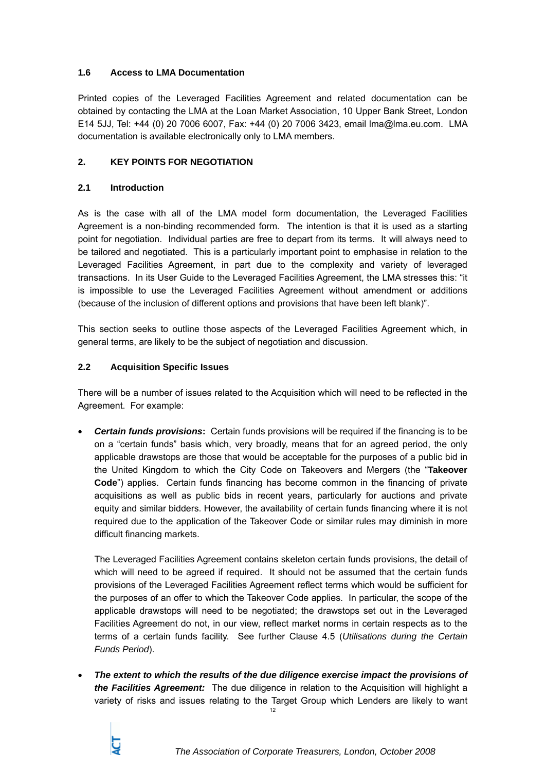### 1.6 Access to LMA Documentation

Printed copies of the Leveraged Facilities Agreement and related documentation can be obtained by contacting the LMA at the Loan Market Association, 10 Upper Bank Street, London E14 5JJ, Tel: +44 (0) 20 7006 6007, Fax: +44 (0) 20 7006 3423, email lma@lma.eu.com. LMA documentation is available electronically only to LMA members.

## 2. KEY POINTS FOR NEGOTIATION

### 2.1 Introduction

As is the case with all of the LMA model form documentation, the Leveraged Facilities Agreement is a non-binding recommended form. The intention is that it is used as a starting point for negotiation. Individual parties are free to depart from its terms. It will always need to be tailored and negotiated. This is a particularly important point to emphasise in relation to the Leveraged Facilities Agreement, in part due to the complexity and variety of leveraged transactions. In its User Guide to the Leveraged Facilities Agreement, the LMA stresses this: "it is impossible to use the Leveraged Facilities Agreement without amendment or additions (because of the inclusion of different options and provisions that have been left blank)".

This section seeks to outline those aspects of the Leveraged Facilities Agreement which, in general terms, are likely to be the subject of negotiation and discussion.

### 2.2 Acquisition Specific Issues

There will be a number of issues related to the Acquisition which will need to be reflected in the Agreement. For example:

- ***Certain funds provisions*:** Certain funds provisions will be required if the financing is to be on a "certain funds" basis which, very broadly, means that for an agreed period, the only applicable drawstops are those that would be acceptable for the purposes of a public bid in the United Kingdom to which the City Code on Takeovers and Mergers (the "**Takeover Code**") applies. Certain funds financing has become common in the financing of private acquisitions as well as public bids in recent years, particularly for auctions and private equity and similar bidders. However, the availability of certain funds financing where it is not required due to the application of the Takeover Code or similar rules may diminish in more difficult financing markets.

  The Leveraged Facilities Agreement contains skeleton certain funds provisions, the detail of which will need to be agreed if required. It should not be assumed that the certain funds provisions of the Leveraged Facilities Agreement reflect terms which would be sufficient for the purposes of an offer to which the Takeover Code applies. In particular, the scope of the applicable drawstops will need to be negotiated; the drawstops set out in the Leveraged Facilities Agreement do not, in our view, reflect market norms in certain respects as to the terms of a certain funds facility. See further Clause 4.5 (*Utilisations during the Certain Funds Period*).

- ***The extent to which the results of the due diligence exercise impact the provisions of the Facilities Agreement:*** The due diligence in relation to the Acquisition will highlight a variety of risks and issues relating to the Target Group which Lenders are likely to want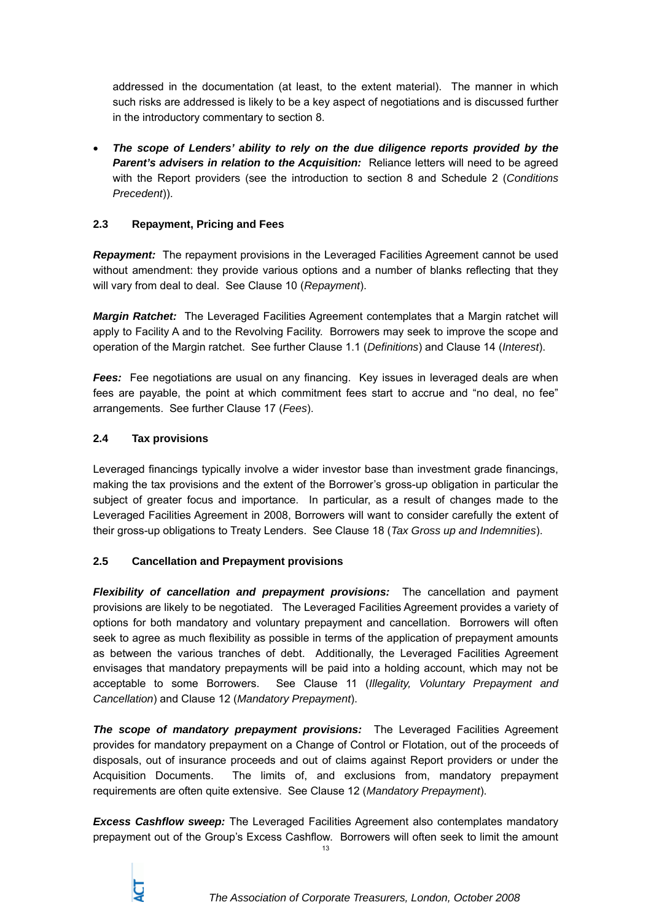addressed in the documentation (at least, to the extent material). The manner in which such risks are addressed is likely to be a key aspect of negotiations and is discussed further in the introductory commentary to section 8.

- ***The scope of Lenders' ability to rely on the due diligence reports provided by the Parent's advisers in relation to the Acquisition:*** Reliance letters will need to be agreed with the Report providers (see the introduction to section 8 and Schedule 2 (*Conditions Precedent*)).

### 2.3 Repayment, Pricing and Fees

***Repayment:*** The repayment provisions in the Leveraged Facilities Agreement cannot be used without amendment: they provide various options and a number of blanks reflecting that they will vary from deal to deal. See Clause 10 (*Repayment*).

***Margin Ratchet:*** The Leveraged Facilities Agreement contemplates that a Margin ratchet will apply to Facility A and to the Revolving Facility. Borrowers may seek to improve the scope and operation of the Margin ratchet. See further Clause 1.1 (*Definitions*) and Clause 14 (*Interest*).

***Fees:*** Fee negotiations are usual on any financing. Key issues in leveraged deals are when fees are payable, the point at which commitment fees start to accrue and "no deal, no fee" arrangements. See further Clause 17 (*Fees*).

### 2.4 Tax provisions

Leveraged financings typically involve a wider investor base than investment grade financings, making the tax provisions and the extent of the Borrower's gross-up obligation in particular the subject of greater focus and importance. In particular, as a result of changes made to the Leveraged Facilities Agreement in 2008, Borrowers will want to consider carefully the extent of their gross-up obligations to Treaty Lenders. See Clause 18 (*Tax Gross up and Indemnities*).

### 2.5 Cancellation and Prepayment provisions

***Flexibility of cancellation and prepayment provisions:*** The cancellation and payment provisions are likely to be negotiated. The Leveraged Facilities Agreement provides a variety of options for both mandatory and voluntary prepayment and cancellation. Borrowers will often seek to agree as much flexibility as possible in terms of the application of prepayment amounts as between the various tranches of debt. Additionally, the Leveraged Facilities Agreement envisages that mandatory prepayments will be paid into a holding account, which may not be acceptable to some Borrowers. See Clause 11 (*Illegality, Voluntary Prepayment and Cancellation*) and Clause 12 (*Mandatory Prepayment*).

***The scope of mandatory prepayment provisions:*** The Leveraged Facilities Agreement provides for mandatory prepayment on a Change of Control or Flotation, out of the proceeds of disposals, out of insurance proceeds and out of claims against Report providers or under the Acquisition Documents. The limits of, and exclusions from, mandatory prepayment requirements are often quite extensive. See Clause 12 (*Mandatory Prepayment*).

***Excess Cashflow sweep:*** The Leveraged Facilities Agreement also contemplates mandatory prepayment out of the Group's Excess Cashflow. Borrowers will often seek to limit the amount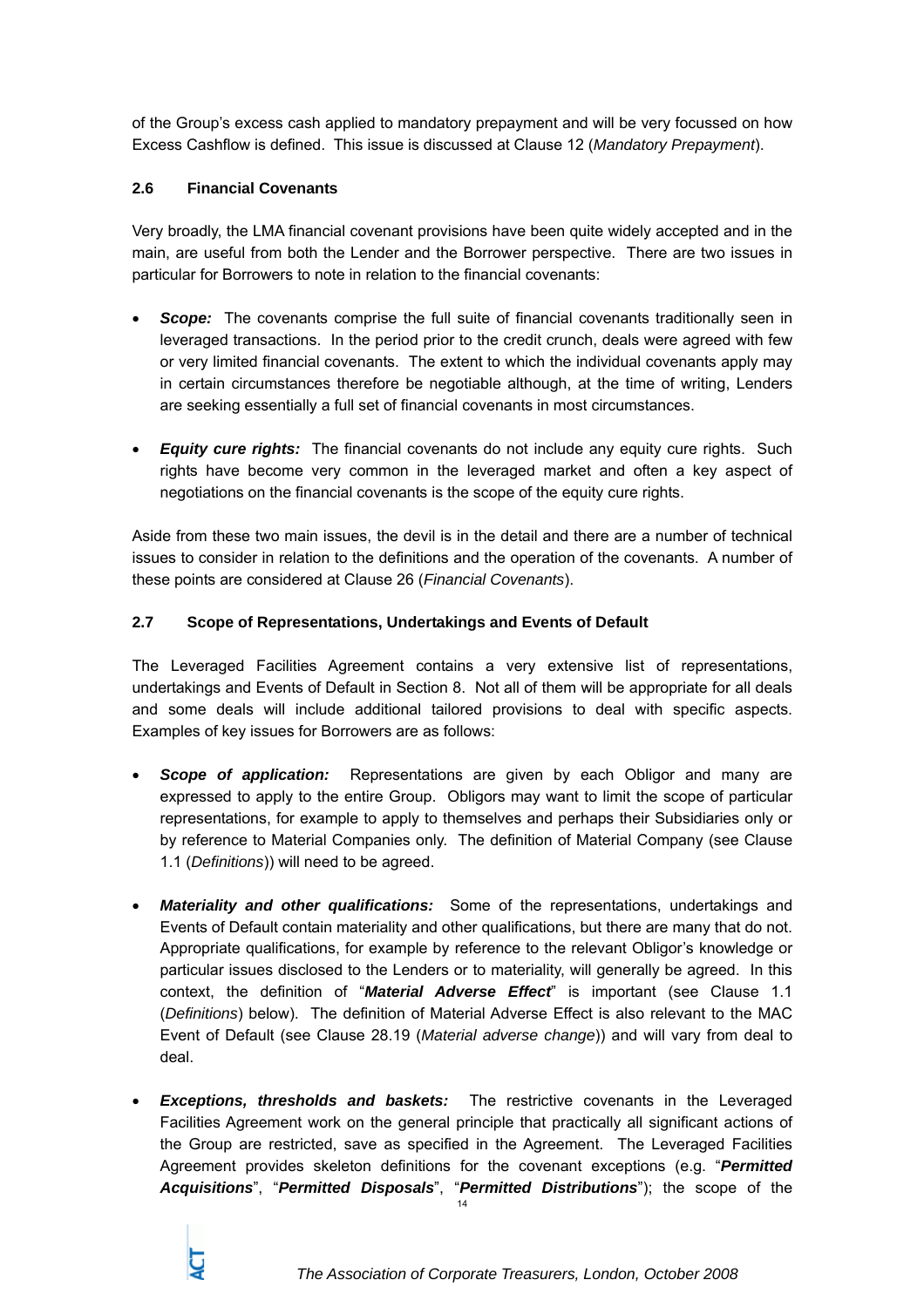of the Group's excess cash applied to mandatory prepayment and will be very focussed on how Excess Cashflow is defined. This issue is discussed at Clause 12 (*Mandatory Prepayment*).

### 2.6 Financial Covenants

Very broadly, the LMA financial covenant provisions have been quite widely accepted and in the main, are useful from both the Lender and the Borrower perspective. There are two issues in particular for Borrowers to note in relation to the financial covenants:

- ***Scope:*** The covenants comprise the full suite of financial covenants traditionally seen in leveraged transactions. In the period prior to the credit crunch, deals were agreed with few or very limited financial covenants. The extent to which the individual covenants apply may in certain circumstances therefore be negotiable although, at the time of writing, Lenders are seeking essentially a full set of financial covenants in most circumstances.

- ***Equity cure rights:*** The financial covenants do not include any equity cure rights. Such rights have become very common in the leveraged market and often a key aspect of negotiations on the financial covenants is the scope of the equity cure rights.

Aside from these two main issues, the devil is in the detail and there are a number of technical issues to consider in relation to the definitions and the operation of the covenants. A number of these points are considered at Clause 26 (*Financial Covenants*).

### 2.7 Scope of Representations, Undertakings and Events of Default

The Leveraged Facilities Agreement contains a very extensive list of representations, undertakings and Events of Default in Section 8. Not all of them will be appropriate for all deals and some deals will include additional tailored provisions to deal with specific aspects. Examples of key issues for Borrowers are as follows:

- ***Scope of application:*** Representations are given by each Obligor and many are expressed to apply to the entire Group. Obligors may want to limit the scope of particular representations, for example to apply to themselves and perhaps their Subsidiaries only or by reference to Material Companies only. The definition of Material Company (see Clause 1.1 (*Definitions*)) will need to be agreed.

- ***Materiality and other qualifications:*** Some of the representations, undertakings and Events of Default contain materiality and other qualifications, but there are many that do not. Appropriate qualifications, for example by reference to the relevant Obligor's knowledge or particular issues disclosed to the Lenders or to materiality, will generally be agreed. In this context, the definition of "***Material Adverse Effect***" is important (see Clause 1.1 (*Definitions*) below). The definition of Material Adverse Effect is also relevant to the MAC Event of Default (see Clause 28.19 (*Material adverse change*)) and will vary from deal to deal.

- ***Exceptions, thresholds and baskets:*** The restrictive covenants in the Leveraged Facilities Agreement work on the general principle that practically all significant actions of the Group are restricted, save as specified in the Agreement. The Leveraged Facilities Agreement provides skeleton definitions for the covenant exceptions (e.g. "***Permitted Acquisitions***", "***Permitted Disposals***", "***Permitted Distributions***"); the scope of the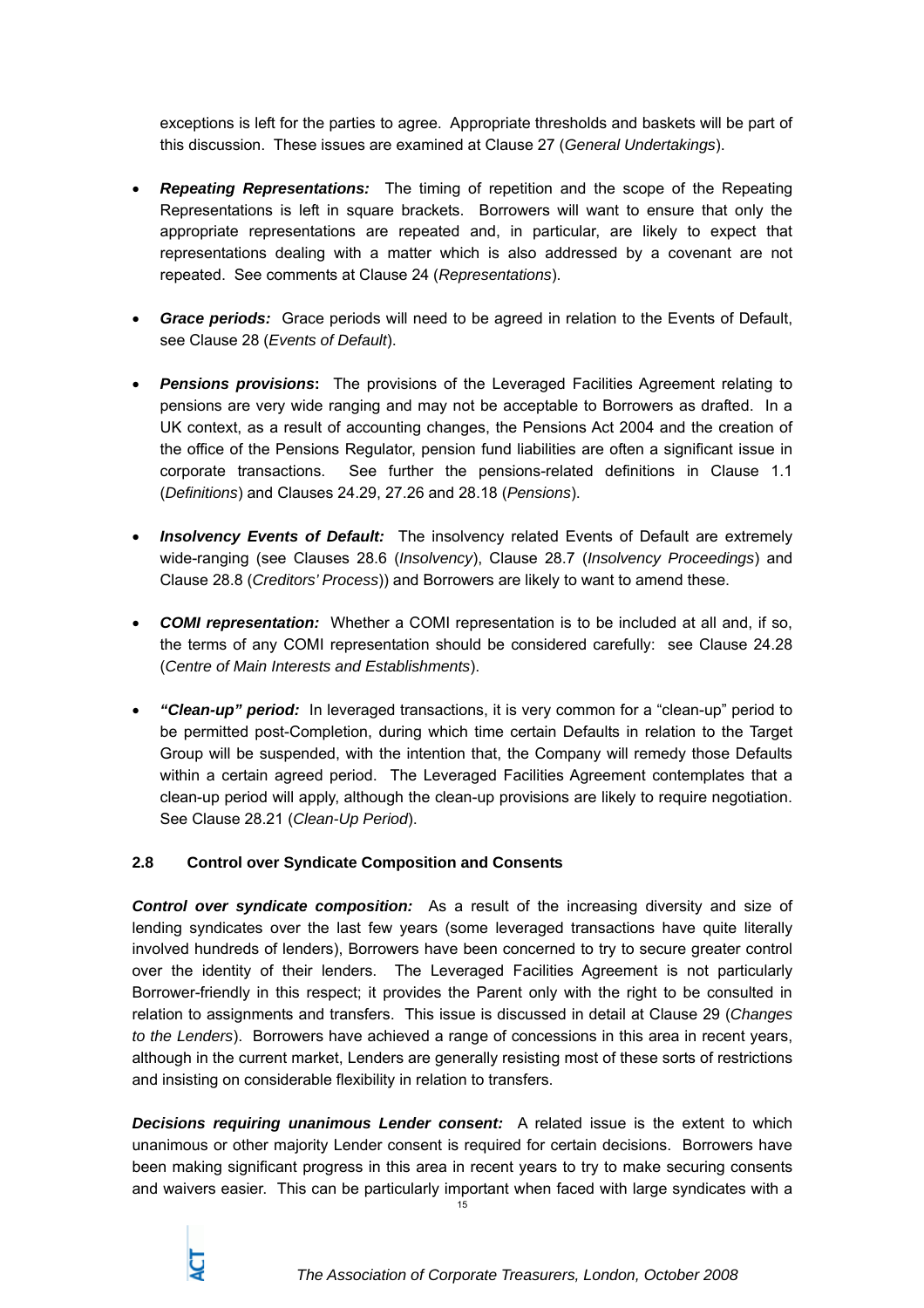exceptions is left for the parties to agree. Appropriate thresholds and baskets will be part of this discussion. These issues are examined at Clause 27 (*General Undertakings*).

- ***Repeating Representations:*** The timing of repetition and the scope of the Repeating Representations is left in square brackets. Borrowers will want to ensure that only the appropriate representations are repeated and, in particular, are likely to expect that representations dealing with a matter which is also addressed by a covenant are not repeated. See comments at Clause 24 (*Representations*).

- ***Grace periods:*** Grace periods will need to be agreed in relation to the Events of Default, see Clause 28 (*Events of Default*).

- ***Pensions provisions*****:** The provisions of the Leveraged Facilities Agreement relating to pensions are very wide ranging and may not be acceptable to Borrowers as drafted. In a UK context, as a result of accounting changes, the Pensions Act 2004 and the creation of the office of the Pensions Regulator, pension fund liabilities are often a significant issue in corporate transactions. See further the pensions-related definitions in Clause 1.1 (*Definitions*) and Clauses 24.29, 27.26 and 28.18 (*Pensions*).

- ***Insolvency Events of Default:*** The insolvency related Events of Default are extremely wide-ranging (see Clauses 28.6 (*Insolvency*), Clause 28.7 (*Insolvency Proceedings*) and Clause 28.8 (*Creditors' Process*)) and Borrowers are likely to want to amend these.

- ***COMI representation:*** Whether a COMI representation is to be included at all and, if so, the terms of any COMI representation should be considered carefully: see Clause 24.28 (*Centre of Main Interests and Establishments*).

- ***"Clean-up" period:*** In leveraged transactions, it is very common for a "clean-up" period to be permitted post-Completion, during which time certain Defaults in relation to the Target Group will be suspended, with the intention that, the Company will remedy those Defaults within a certain agreed period. The Leveraged Facilities Agreement contemplates that a clean-up period will apply, although the clean-up provisions are likely to require negotiation. See Clause 28.21 (*Clean-Up Period*).

### 2.8 Control over Syndicate Composition and Consents

***Control over syndicate composition:*** As a result of the increasing diversity and size of lending syndicates over the last few years (some leveraged transactions have quite literally involved hundreds of lenders), Borrowers have been concerned to try to secure greater control over the identity of their lenders. The Leveraged Facilities Agreement is not particularly Borrower-friendly in this respect; it provides the Parent only with the right to be consulted in relation to assignments and transfers. This issue is discussed in detail at Clause 29 (*Changes to the Lenders*). Borrowers have achieved a range of concessions in this area in recent years, although in the current market, Lenders are generally resisting most of these sorts of restrictions and insisting on considerable flexibility in relation to transfers.

***Decisions requiring unanimous Lender consent:*** A related issue is the extent to which unanimous or other majority Lender consent is required for certain decisions. Borrowers have been making significant progress in this area in recent years to try to make securing consents and waivers easier. This can be particularly important when faced with large syndicates with a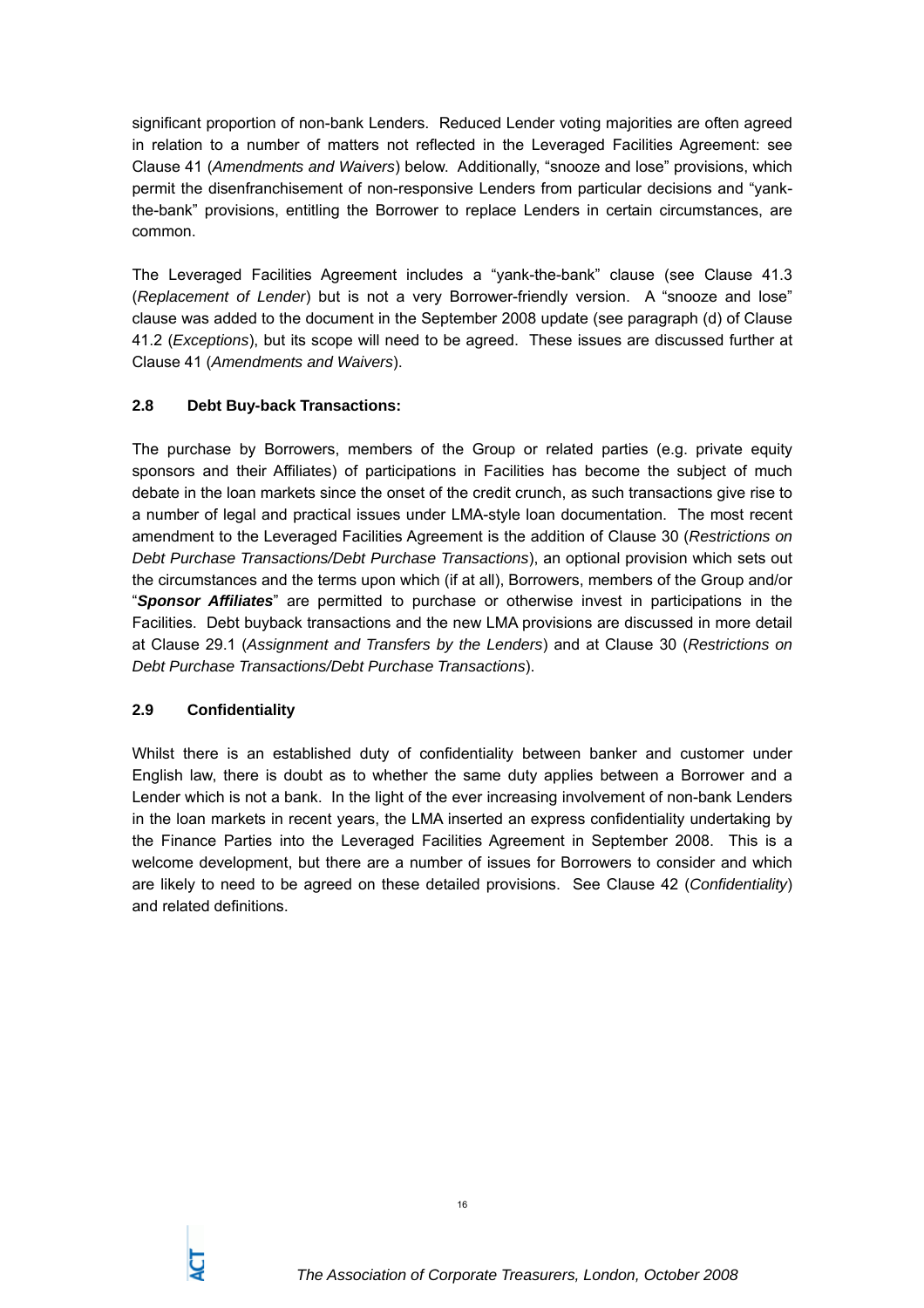significant proportion of non-bank Lenders. Reduced Lender voting majorities are often agreed in relation to a number of matters not reflected in the Leveraged Facilities Agreement: see Clause 41 (*Amendments and Waivers*) below. Additionally, "snooze and lose" provisions, which permit the disenfranchisement of non-responsive Lenders from particular decisions and "yank-the-bank" provisions, entitling the Borrower to replace Lenders in certain circumstances, are common.

The Leveraged Facilities Agreement includes a "yank-the-bank" clause (see Clause 41.3 (*Replacement of Lender*) but is not a very Borrower-friendly version. A "snooze and lose" clause was added to the document in the September 2008 update (see paragraph (d) of Clause 41.2 (*Exceptions*), but its scope will need to be agreed. These issues are discussed further at Clause 41 (*Amendments and Waivers*).

### 2.8 Debt Buy-back Transactions:

The purchase by Borrowers, members of the Group or related parties (e.g. private equity sponsors and their Affiliates) of participations in Facilities has become the subject of much debate in the loan markets since the onset of the credit crunch, as such transactions give rise to a number of legal and practical issues under LMA-style loan documentation. The most recent amendment to the Leveraged Facilities Agreement is the addition of Clause 30 (*Restrictions on Debt Purchase Transactions/Debt Purchase Transactions*), an optional provision which sets out the circumstances and the terms upon which (if at all), Borrowers, members of the Group and/or "***Sponsor Affiliates***" are permitted to purchase or otherwise invest in participations in the Facilities. Debt buyback transactions and the new LMA provisions are discussed in more detail at Clause 29.1 (*Assignment and Transfers by the Lenders*) and at Clause 30 (*Restrictions on Debt Purchase Transactions/Debt Purchase Transactions*).

### 2.9 Confidentiality

Whilst there is an established duty of confidentiality between banker and customer under English law, there is doubt as to whether the same duty applies between a Borrower and a Lender which is not a bank. In the light of the ever increasing involvement of non-bank Lenders in the loan markets in recent years, the LMA inserted an express confidentiality undertaking by the Finance Parties into the Leveraged Facilities Agreement in September 2008. This is a welcome development, but there are a number of issues for Borrowers to consider and which are likely to need to be agreed on these detailed provisions. See Clause 42 (*Confidentiality*) and related definitions.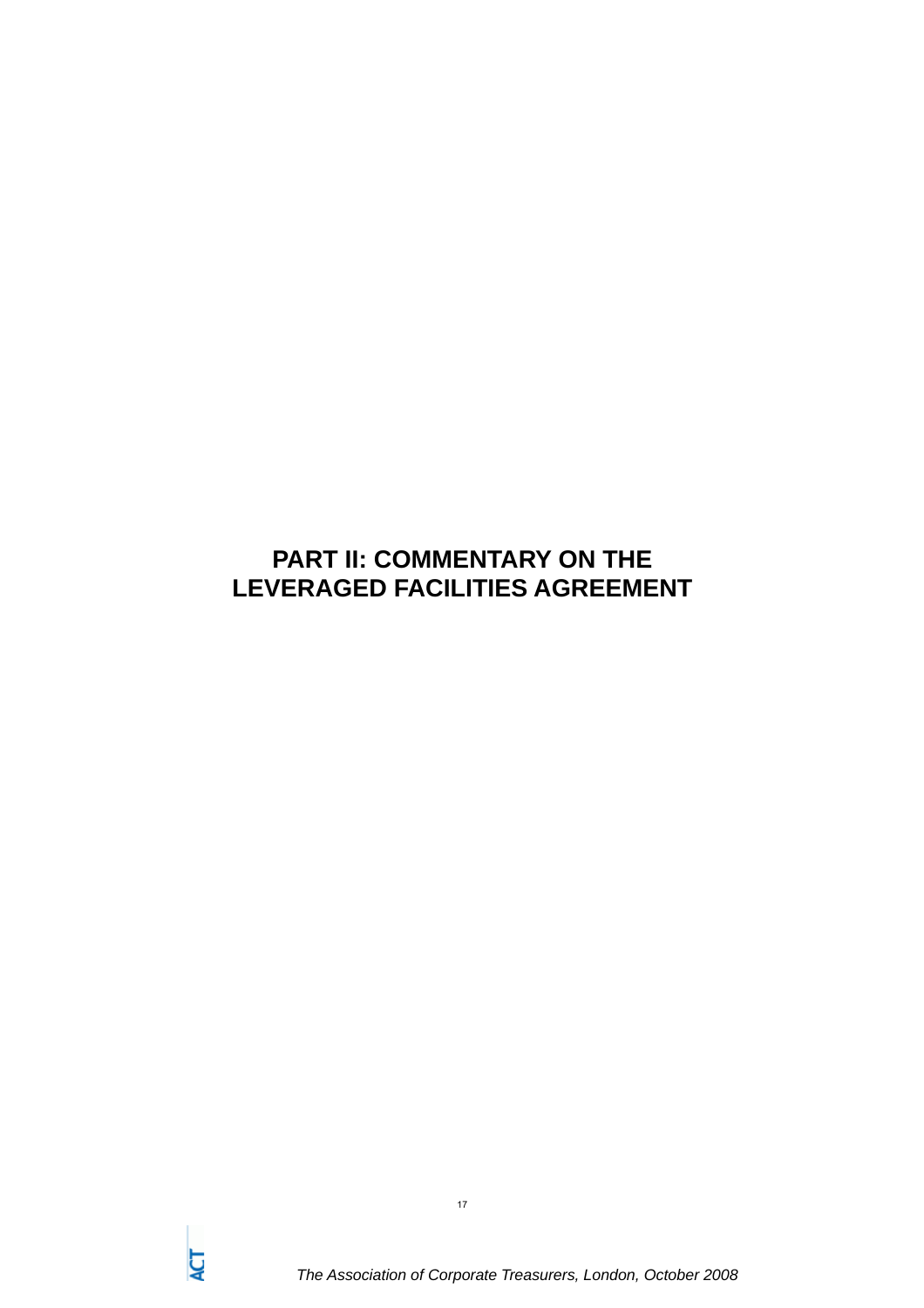# PART II: COMMENTARY ON THE LEVERAGED FACILITIES AGREEMENT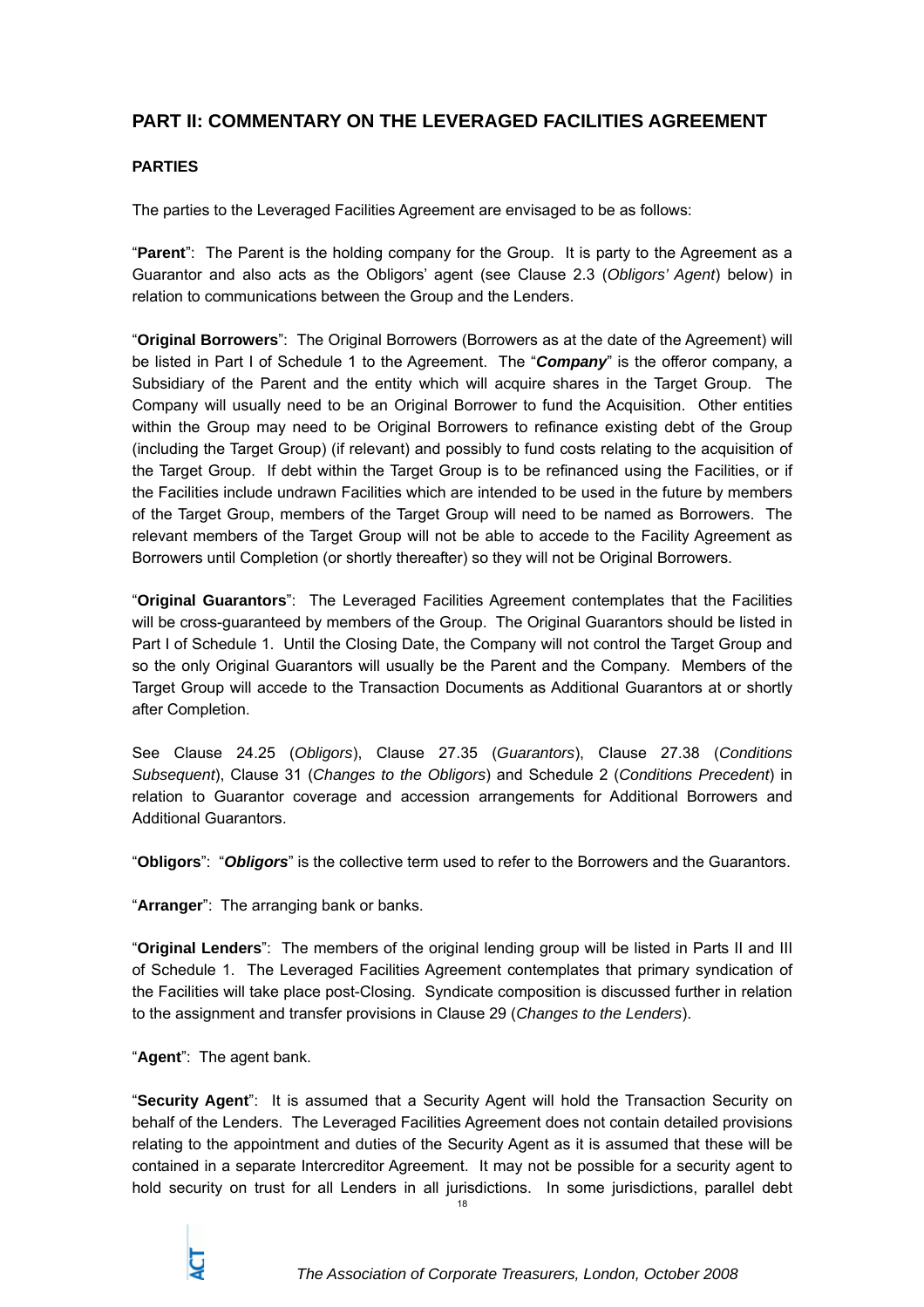## PART II: COMMENTARY ON THE LEVERAGED FACILITIES AGREEMENT

### PARTIES

The parties to the Leveraged Facilities Agreement are envisaged to be as follows:

"**Parent**": The Parent is the holding company for the Group. It is party to the Agreement as a Guarantor and also acts as the Obligors' agent (see Clause 2.3 (*Obligors' Agent*) below) in relation to communications between the Group and the Lenders.

"**Original Borrowers**": The Original Borrowers (Borrowers as at the date of the Agreement) will be listed in Part I of Schedule 1 to the Agreement. The "***Company***" is the offeror company, a Subsidiary of the Parent and the entity which will acquire shares in the Target Group. The Company will usually need to be an Original Borrower to fund the Acquisition. Other entities within the Group may need to be Original Borrowers to refinance existing debt of the Group (including the Target Group) (if relevant) and possibly to fund costs relating to the acquisition of the Target Group. If debt within the Target Group is to be refinanced using the Facilities, or if the Facilities include undrawn Facilities which are intended to be used in the future by members of the Target Group, members of the Target Group will need to be named as Borrowers. The relevant members of the Target Group will not be able to accede to the Facility Agreement as Borrowers until Completion (or shortly thereafter) so they will not be Original Borrowers.

"**Original Guarantors**": The Leveraged Facilities Agreement contemplates that the Facilities will be cross-guaranteed by members of the Group. The Original Guarantors should be listed in Part I of Schedule 1. Until the Closing Date, the Company will not control the Target Group and so the only Original Guarantors will usually be the Parent and the Company. Members of the Target Group will accede to the Transaction Documents as Additional Guarantors at or shortly after Completion.

See Clause 24.25 (*Obligors*), Clause 27.35 (*Guarantors*), Clause 27.38 (*Conditions Subsequent*), Clause 31 (*Changes to the Obligors*) and Schedule 2 (*Conditions Precedent*) in relation to Guarantor coverage and accession arrangements for Additional Borrowers and Additional Guarantors.

"**Obligors**": "***Obligors***" is the collective term used to refer to the Borrowers and the Guarantors.

"**Arranger**": The arranging bank or banks.

"**Original Lenders**": The members of the original lending group will be listed in Parts II and III of Schedule 1. The Leveraged Facilities Agreement contemplates that primary syndication of the Facilities will take place post-Closing. Syndicate composition is discussed further in relation to the assignment and transfer provisions in Clause 29 (*Changes to the Lenders*).

"**Agent**": The agent bank.

"**Security Agent**": It is assumed that a Security Agent will hold the Transaction Security on behalf of the Lenders. The Leveraged Facilities Agreement does not contain detailed provisions relating to the appointment and duties of the Security Agent as it is assumed that these will be contained in a separate Intercreditor Agreement. It may not be possible for a security agent to hold security on trust for all Lenders in all jurisdictions. In some jurisdictions, parallel debt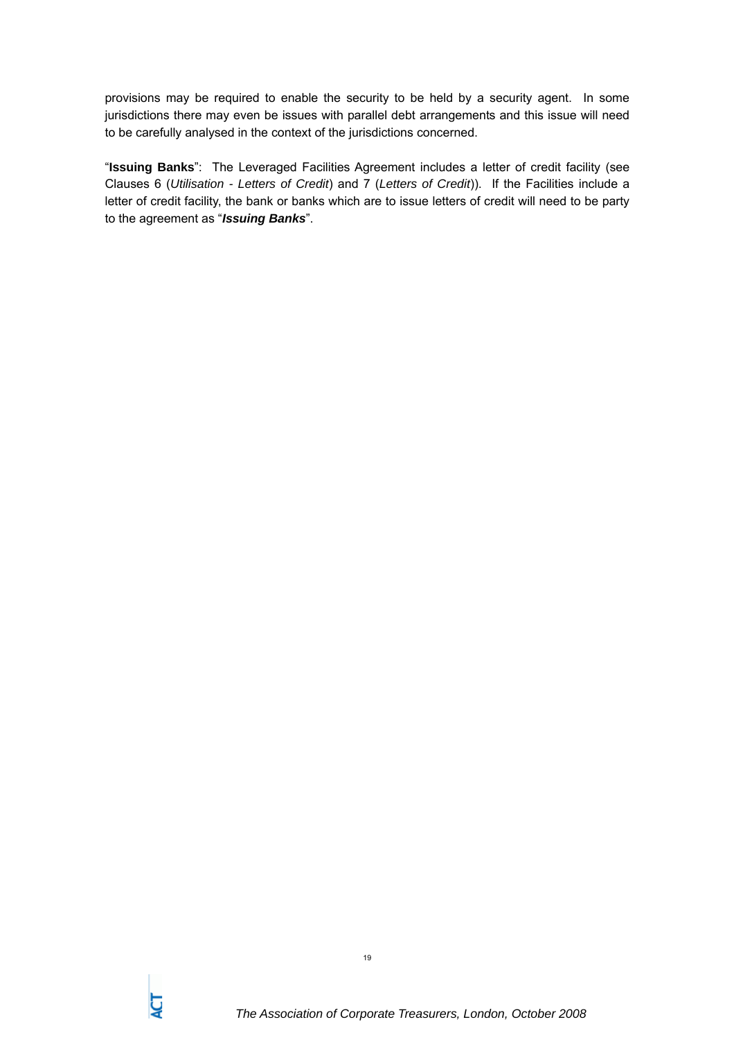provisions may be required to enable the security to be held by a security agent. In some jurisdictions there may even be issues with parallel debt arrangements and this issue will need to be carefully analysed in the context of the jurisdictions concerned.

"**Issuing Banks**": The Leveraged Facilities Agreement includes a letter of credit facility (see Clauses 6 (*Utilisation - Letters of Credit*) and 7 (*Letters of Credit*)). If the Facilities include a letter of credit facility, the bank or banks which are to issue letters of credit will need to be party to the agreement as "***Issuing Banks***".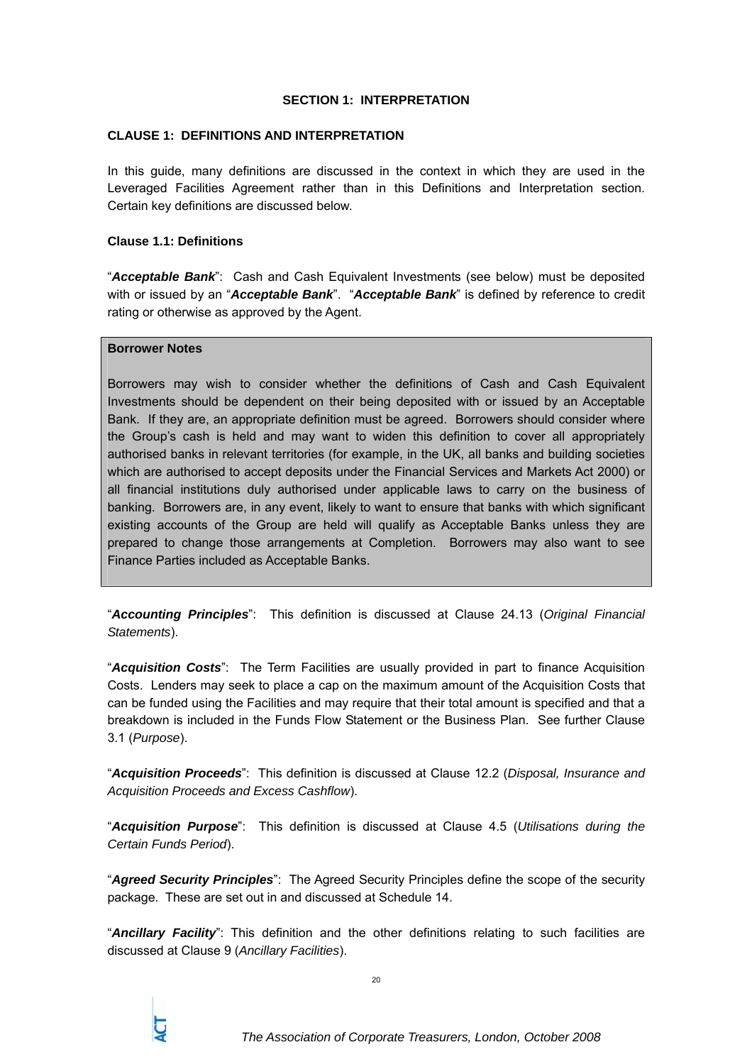# SECTION 1: INTERPRETATION

## CLAUSE 1: DEFINITIONS AND INTERPRETATION

In this guide, many definitions are discussed in the context in which they are used in the Leveraged Facilities Agreement rather than in this Definitions and Interpretation section. Certain key definitions are discussed below.

### Clause 1.1: Definitions

"***Acceptable Bank***": Cash and Cash Equivalent Investments (see below) must be deposited with or issued by an "***Acceptable Bank***". "***Acceptable Bank***" is defined by reference to credit rating or otherwise as approved by the Agent.

> **Borrower Notes**
>
> Borrowers may wish to consider whether the definitions of Cash and Cash Equivalent Investments should be dependent on their being deposited with or issued by an Acceptable Bank. If they are, an appropriate definition must be agreed. Borrowers should consider where the Group's cash is held and may want to widen this definition to cover all appropriately authorised banks in relevant territories (for example, in the UK, all banks and building societies which are authorised to accept deposits under the Financial Services and Markets Act 2000) or all financial institutions duly authorised under applicable laws to carry on the business of banking. Borrowers are, in any event, likely to want to ensure that banks with which significant existing accounts of the Group are held will qualify as Acceptable Banks unless they are prepared to change those arrangements at Completion. Borrowers may also want to see Finance Parties included as Acceptable Banks.

"***Accounting Principles***": This definition is discussed at Clause 24.13 (*Original Financial Statements*).

"***Acquisition Costs***": The Term Facilities are usually provided in part to finance Acquisition Costs. Lenders may seek to place a cap on the maximum amount of the Acquisition Costs that can be funded using the Facilities and may require that their total amount is specified and that a breakdown is included in the Funds Flow Statement or the Business Plan. See further Clause 3.1 (*Purpose*).

"***Acquisition Proceeds***": This definition is discussed at Clause 12.2 (*Disposal, Insurance and Acquisition Proceeds and Excess Cashflow*).

"***Acquisition Purpose***": This definition is discussed at Clause 4.5 (*Utilisations during the Certain Funds Period*).

"***Agreed Security Principles***": The Agreed Security Principles define the scope of the security package. These are set out in and discussed at Schedule 14.

"***Ancillary Facility***": This definition and the other definitions relating to such facilities are discussed at Clause 9 (*Ancillary Facilities*).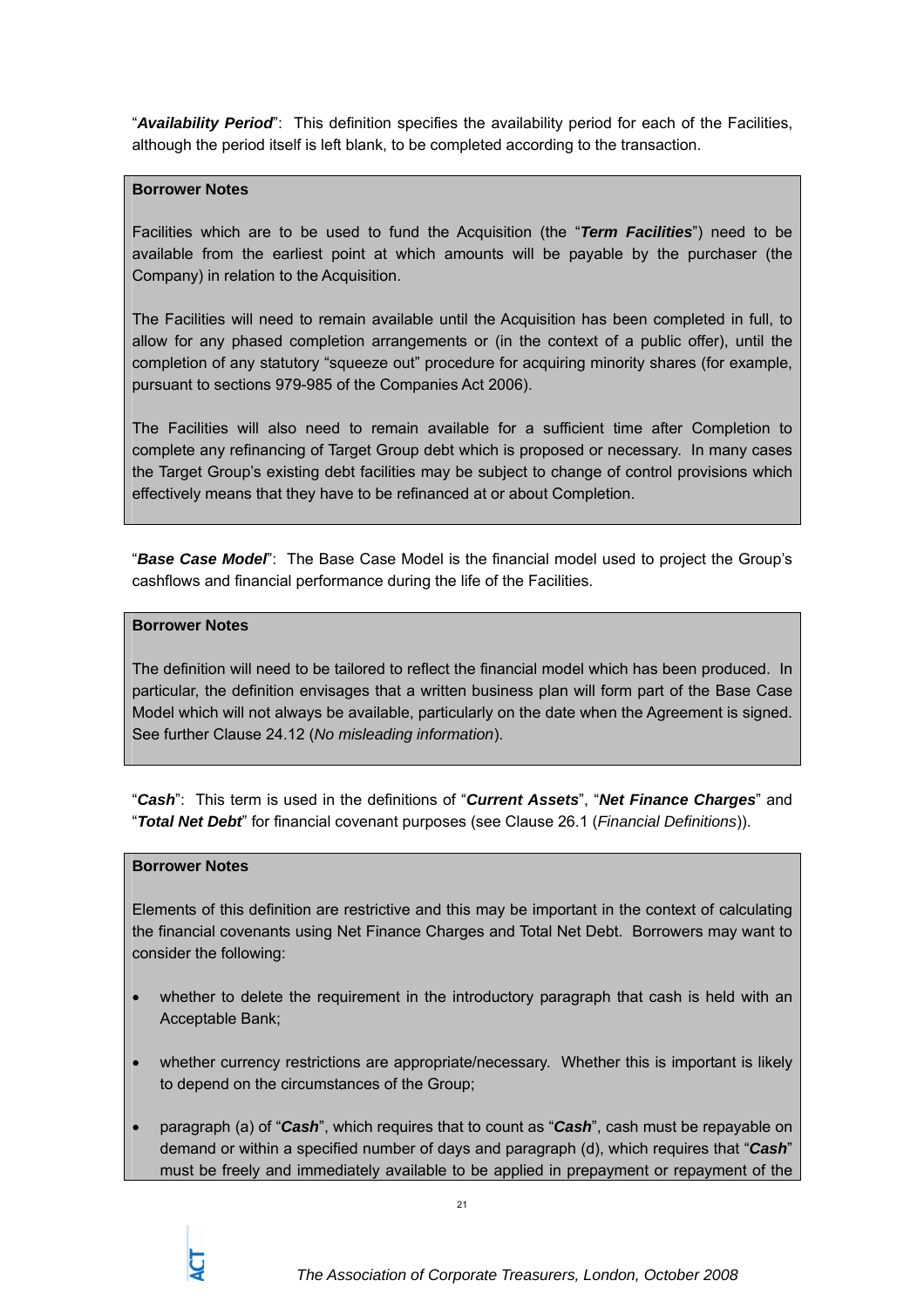"***Availability Period***": This definition specifies the availability period for each of the Facilities, although the period itself is left blank, to be completed according to the transaction.

> **Borrower Notes**
>
> Facilities which are to be used to fund the Acquisition (the "***Term Facilities***") need to be available from the earliest point at which amounts will be payable by the purchaser (the Company) in relation to the Acquisition.
>
> The Facilities will need to remain available until the Acquisition has been completed in full, to allow for any phased completion arrangements or (in the context of a public offer), until the completion of any statutory "squeeze out" procedure for acquiring minority shares (for example, pursuant to sections 979-985 of the Companies Act 2006).
>
> The Facilities will also need to remain available for a sufficient time after Completion to complete any refinancing of Target Group debt which is proposed or necessary. In many cases the Target Group's existing debt facilities may be subject to change of control provisions which effectively means that they have to be refinanced at or about Completion.

"***Base Case Model***": The Base Case Model is the financial model used to project the Group's cashflows and financial performance during the life of the Facilities.

> **Borrower Notes**
>
> The definition will need to be tailored to reflect the financial model which has been produced. In particular, the definition envisages that a written business plan will form part of the Base Case Model which will not always be available, particularly on the date when the Agreement is signed. See further Clause 24.12 (*No misleading information*).

"***Cash***": This term is used in the definitions of "***Current Assets***", "***Net Finance Charges***" and "***Total Net Debt***" for financial covenant purposes (see Clause 26.1 (*Financial Definitions*)).

> **Borrower Notes**
>
> Elements of this definition are restrictive and this may be important in the context of calculating the financial covenants using Net Finance Charges and Total Net Debt. Borrowers may want to consider the following:
>
> - whether to delete the requirement in the introductory paragraph that cash is held with an Acceptable Bank;
> - whether currency restrictions are appropriate/necessary. Whether this is important is likely to depend on the circumstances of the Group;
> - paragraph (a) of "***Cash***", which requires that to count as "***Cash***", cash must be repayable on demand or within a specified number of days and paragraph (d), which requires that "***Cash***" must be freely and immediately available to be applied in prepayment or repayment of the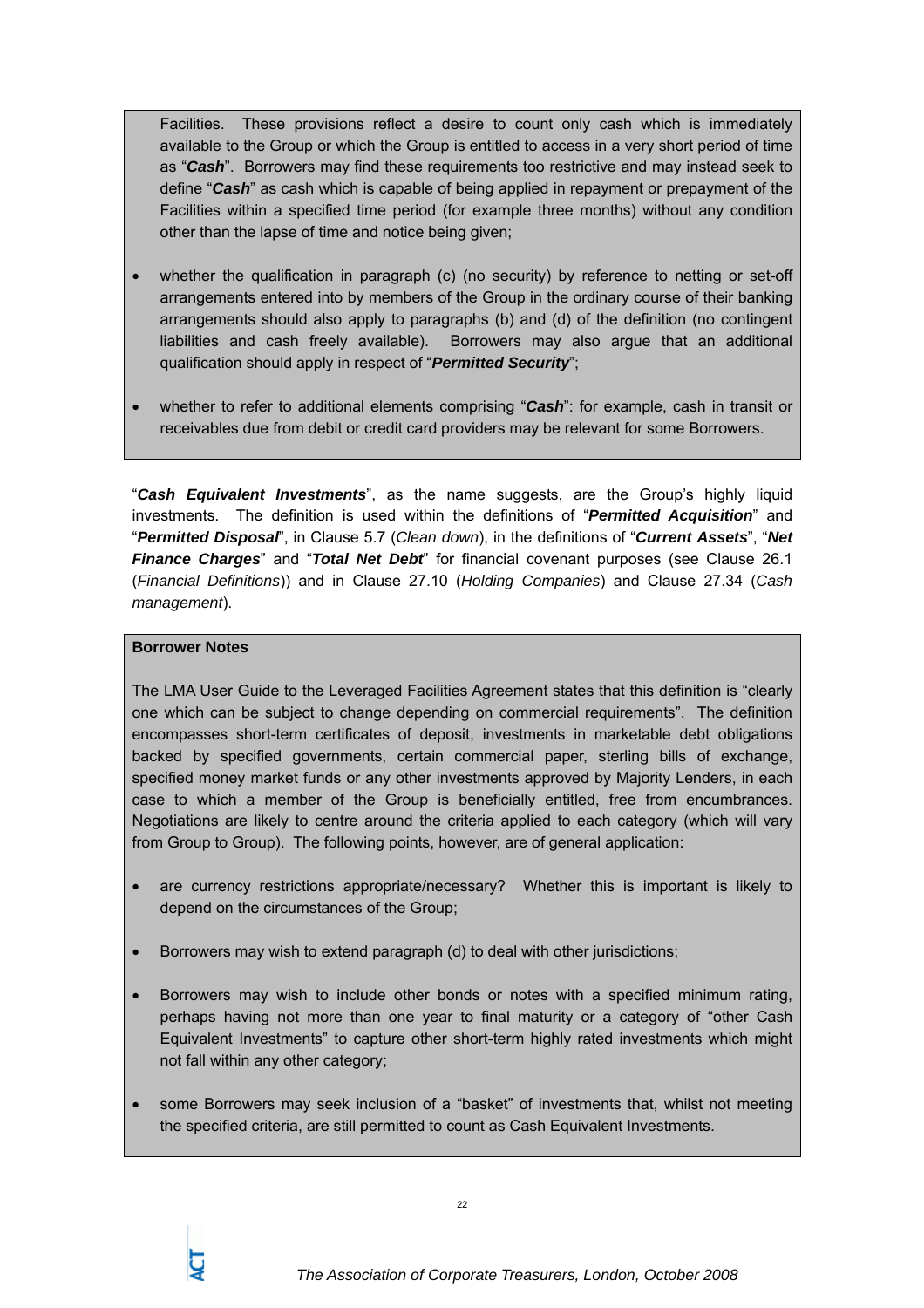Facilities. These provisions reflect a desire to count only cash which is immediately available to the Group or which the Group is entitled to access in a very short period of time as "***Cash***". Borrowers may find these requirements too restrictive and may instead seek to define "***Cash***" as cash which is capable of being applied in repayment or prepayment of the Facilities within a specified time period (for example three months) without any condition other than the lapse of time and notice being given;

- whether the qualification in paragraph (c) (no security) by reference to netting or set-off arrangements entered into by members of the Group in the ordinary course of their banking arrangements should also apply to paragraphs (b) and (d) of the definition (no contingent liabilities and cash freely available). Borrowers may also argue that an additional qualification should apply in respect of "***Permitted Security***";

- whether to refer to additional elements comprising "***Cash***": for example, cash in transit or receivables due from debit or credit card providers may be relevant for some Borrowers.

"***Cash Equivalent Investments***", as the name suggests, are the Group's highly liquid investments. The definition is used within the definitions of "***Permitted Acquisition***" and "***Permitted Disposal***", in Clause 5.7 (*Clean down*), in the definitions of "***Current Assets***", "***Net Finance Charges***" and "***Total Net Debt***" for financial covenant purposes (see Clause 26.1 (*Financial Definitions*)) and in Clause 27.10 (*Holding Companies*) and Clause 27.34 (*Cash management*).

**Borrower Notes**

The LMA User Guide to the Leveraged Facilities Agreement states that this definition is "clearly one which can be subject to change depending on commercial requirements". The definition encompasses short-term certificates of deposit, investments in marketable debt obligations backed by specified governments, certain commercial paper, sterling bills of exchange, specified money market funds or any other investments approved by Majority Lenders, in each case to which a member of the Group is beneficially entitled, free from encumbrances. Negotiations are likely to centre around the criteria applied to each category (which will vary from Group to Group). The following points, however, are of general application:

- are currency restrictions appropriate/necessary? Whether this is important is likely to depend on the circumstances of the Group;

- Borrowers may wish to extend paragraph (d) to deal with other jurisdictions;

- Borrowers may wish to include other bonds or notes with a specified minimum rating, perhaps having not more than one year to final maturity or a category of "other Cash Equivalent Investments" to capture other short-term highly rated investments which might not fall within any other category;

- some Borrowers may seek inclusion of a "basket" of investments that, whilst not meeting the specified criteria, are still permitted to count as Cash Equivalent Investments.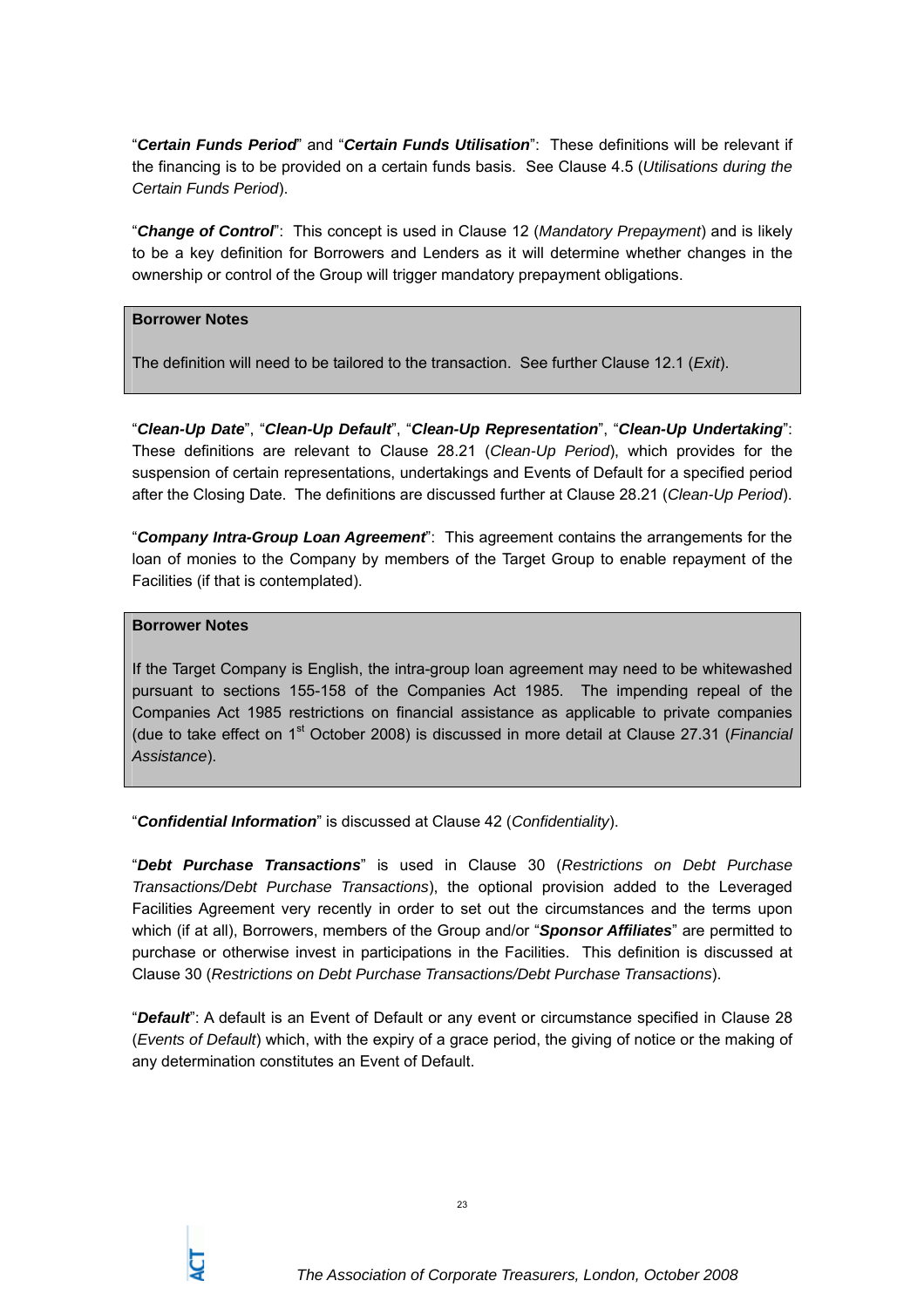"***Certain Funds Period***" and "***Certain Funds Utilisation***": These definitions will be relevant if the financing is to be provided on a certain funds basis. See Clause 4.5 (*Utilisations during the Certain Funds Period*).

"***Change of Control***": This concept is used in Clause 12 (*Mandatory Prepayment*) and is likely to be a key definition for Borrowers and Lenders as it will determine whether changes in the ownership or control of the Group will trigger mandatory prepayment obligations.

> **Borrower Notes**
>
> The definition will need to be tailored to the transaction. See further Clause 12.1 (*Exit*).

"***Clean-Up Date***", "***Clean-Up Default***", "***Clean-Up Representation***", "***Clean-Up Undertaking***": These definitions are relevant to Clause 28.21 (*Clean-Up Period*), which provides for the suspension of certain representations, undertakings and Events of Default for a specified period after the Closing Date. The definitions are discussed further at Clause 28.21 (*Clean-Up Period*).

"***Company Intra-Group Loan Agreement***": This agreement contains the arrangements for the loan of monies to the Company by members of the Target Group to enable repayment of the Facilities (if that is contemplated).

> **Borrower Notes**
>
> If the Target Company is English, the intra-group loan agreement may need to be whitewashed pursuant to sections 155-158 of the Companies Act 1985. The impending repeal of the Companies Act 1985 restrictions on financial assistance as applicable to private companies (due to take effect on 1st October 2008) is discussed in more detail at Clause 27.31 (*Financial Assistance*).

"***Confidential Information***" is discussed at Clause 42 (*Confidentiality*).

"***Debt Purchase Transactions***" is used in Clause 30 (*Restrictions on Debt Purchase Transactions/Debt Purchase Transactions*), the optional provision added to the Leveraged Facilities Agreement very recently in order to set out the circumstances and the terms upon which (if at all), Borrowers, members of the Group and/or "***Sponsor Affiliates***" are permitted to purchase or otherwise invest in participations in the Facilities. This definition is discussed at Clause 30 (*Restrictions on Debt Purchase Transactions/Debt Purchase Transactions*).

"***Default***": A default is an Event of Default or any event or circumstance specified in Clause 28 (*Events of Default*) which, with the expiry of a grace period, the giving of notice or the making of any determination constitutes an Event of Default.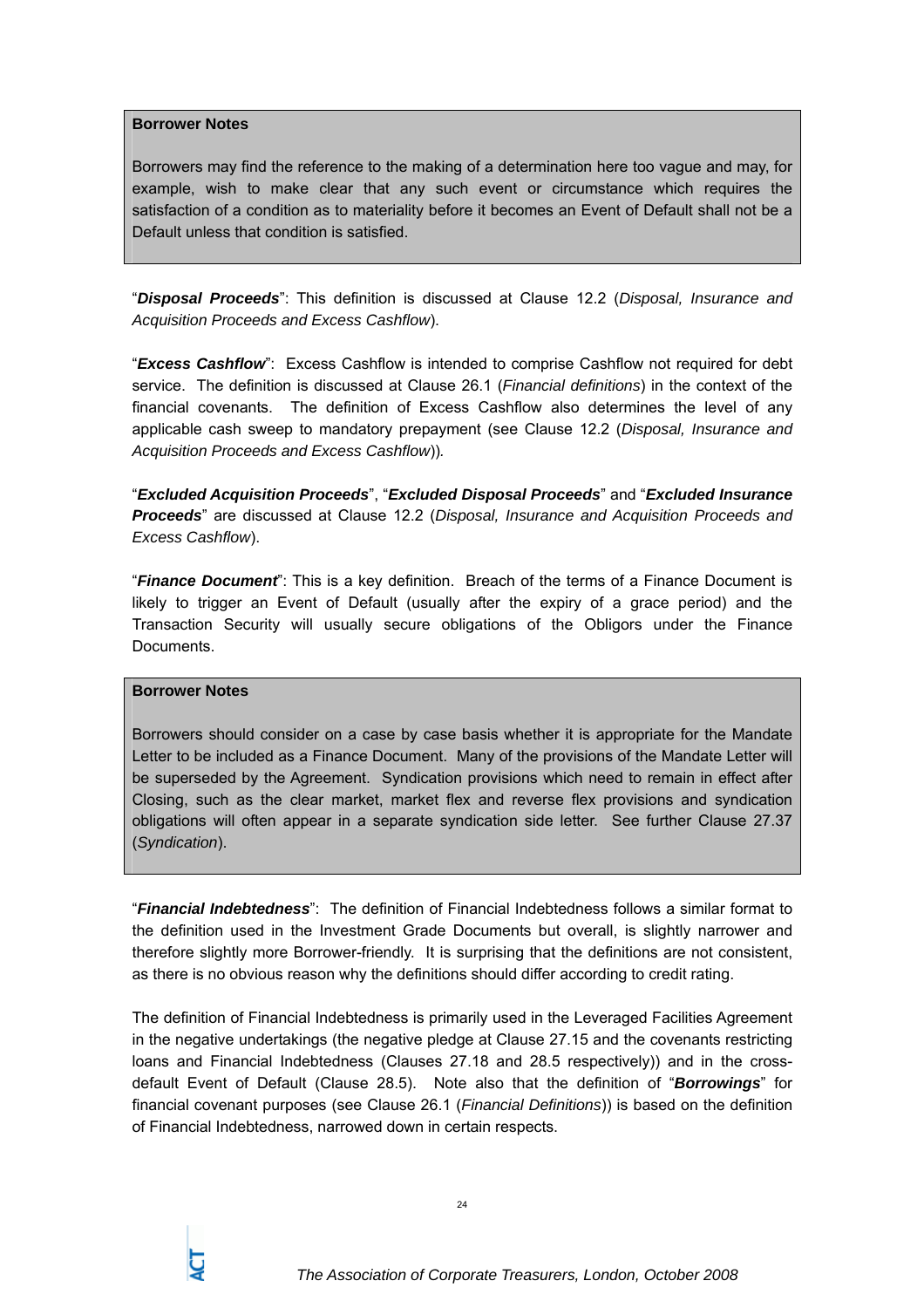> **Borrower Notes**
>
> Borrowers may find the reference to the making of a determination here too vague and may, for example, wish to make clear that any such event or circumstance which requires the satisfaction of a condition as to materiality before it becomes an Event of Default shall not be a Default unless that condition is satisfied.

"***Disposal Proceeds***": This definition is discussed at Clause 12.2 (*Disposal, Insurance and Acquisition Proceeds and Excess Cashflow*).

"***Excess Cashflow***": Excess Cashflow is intended to comprise Cashflow not required for debt service. The definition is discussed at Clause 26.1 (*Financial definitions*) in the context of the financial covenants. The definition of Excess Cashflow also determines the level of any applicable cash sweep to mandatory prepayment (see Clause 12.2 (*Disposal, Insurance and Acquisition Proceeds and Excess Cashflow*)).

"***Excluded Acquisition Proceeds***", "***Excluded Disposal Proceeds***" and "***Excluded Insurance Proceeds***" are discussed at Clause 12.2 (*Disposal, Insurance and Acquisition Proceeds and Excess Cashflow*).

"***Finance Document***": This is a key definition. Breach of the terms of a Finance Document is likely to trigger an Event of Default (usually after the expiry of a grace period) and the Transaction Security will usually secure obligations of the Obligors under the Finance Documents.

> **Borrower Notes**
>
> Borrowers should consider on a case by case basis whether it is appropriate for the Mandate Letter to be included as a Finance Document. Many of the provisions of the Mandate Letter will be superseded by the Agreement. Syndication provisions which need to remain in effect after Closing, such as the clear market, market flex and reverse flex provisions and syndication obligations will often appear in a separate syndication side letter. See further Clause 27.37 (*Syndication*).

"***Financial Indebtedness***": The definition of Financial Indebtedness follows a similar format to the definition used in the Investment Grade Documents but overall, is slightly narrower and therefore slightly more Borrower-friendly. It is surprising that the definitions are not consistent, as there is no obvious reason why the definitions should differ according to credit rating.

The definition of Financial Indebtedness is primarily used in the Leveraged Facilities Agreement in the negative undertakings (the negative pledge at Clause 27.15 and the covenants restricting loans and Financial Indebtedness (Clauses 27.18 and 28.5 respectively)) and in the cross-default Event of Default (Clause 28.5). Note also that the definition of "***Borrowings***" for financial covenant purposes (see Clause 26.1 (*Financial Definitions*)) is based on the definition of Financial Indebtedness, narrowed down in certain respects.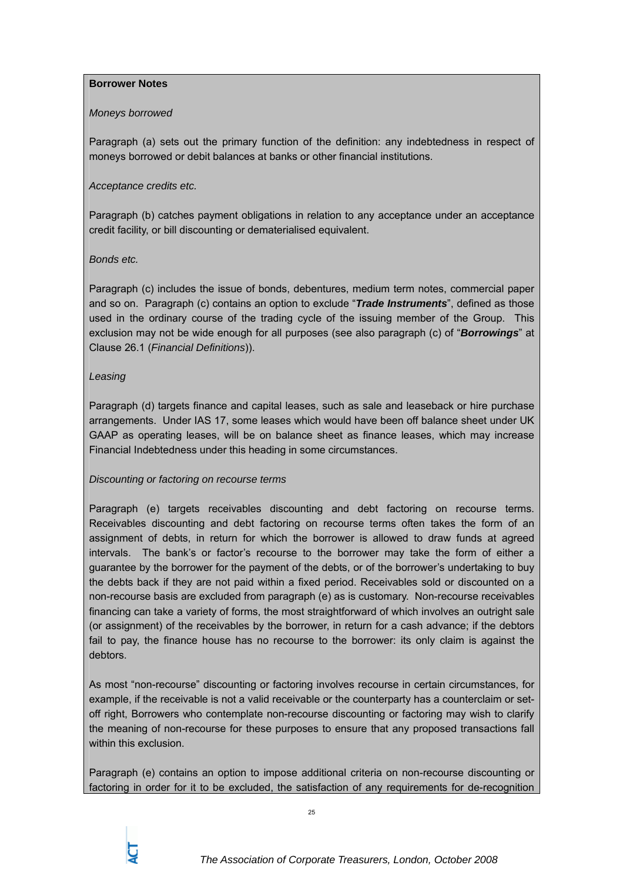**Borrower Notes**

*Moneys borrowed*

Paragraph (a) sets out the primary function of the definition: any indebtedness in respect of moneys borrowed or debit balances at banks or other financial institutions.

*Acceptance credits etc.*

Paragraph (b) catches payment obligations in relation to any acceptance under an acceptance credit facility, or bill discounting or dematerialised equivalent.

*Bonds etc.*

Paragraph (c) includes the issue of bonds, debentures, medium term notes, commercial paper and so on. Paragraph (c) contains an option to exclude "***Trade Instruments***", defined as those used in the ordinary course of the trading cycle of the issuing member of the Group. This exclusion may not be wide enough for all purposes (see also paragraph (c) of "***Borrowings***" at Clause 26.1 (*Financial Definitions*)).

*Leasing*

Paragraph (d) targets finance and capital leases, such as sale and leaseback or hire purchase arrangements. Under IAS 17, some leases which would have been off balance sheet under UK GAAP as operating leases, will be on balance sheet as finance leases, which may increase Financial Indebtedness under this heading in some circumstances.

*Discounting or factoring on recourse terms*

Paragraph (e) targets receivables discounting and debt factoring on recourse terms. Receivables discounting and debt factoring on recourse terms often takes the form of an assignment of debts, in return for which the borrower is allowed to draw funds at agreed intervals. The bank's or factor's recourse to the borrower may take the form of either a guarantee by the borrower for the payment of the debts, or of the borrower's undertaking to buy the debts back if they are not paid within a fixed period. Receivables sold or discounted on a non-recourse basis are excluded from paragraph (e) as is customary. Non-recourse receivables financing can take a variety of forms, the most straightforward of which involves an outright sale (or assignment) of the receivables by the borrower, in return for a cash advance; if the debtors fail to pay, the finance house has no recourse to the borrower: its only claim is against the debtors.

As most "non-recourse" discounting or factoring involves recourse in certain circumstances, for example, if the receivable is not a valid receivable or the counterparty has a counterclaim or set-off right, Borrowers who contemplate non-recourse discounting or factoring may wish to clarify the meaning of non-recourse for these purposes to ensure that any proposed transactions fall within this exclusion.

Paragraph (e) contains an option to impose additional criteria on non-recourse discounting or factoring in order for it to be excluded, the satisfaction of any requirements for de-recognition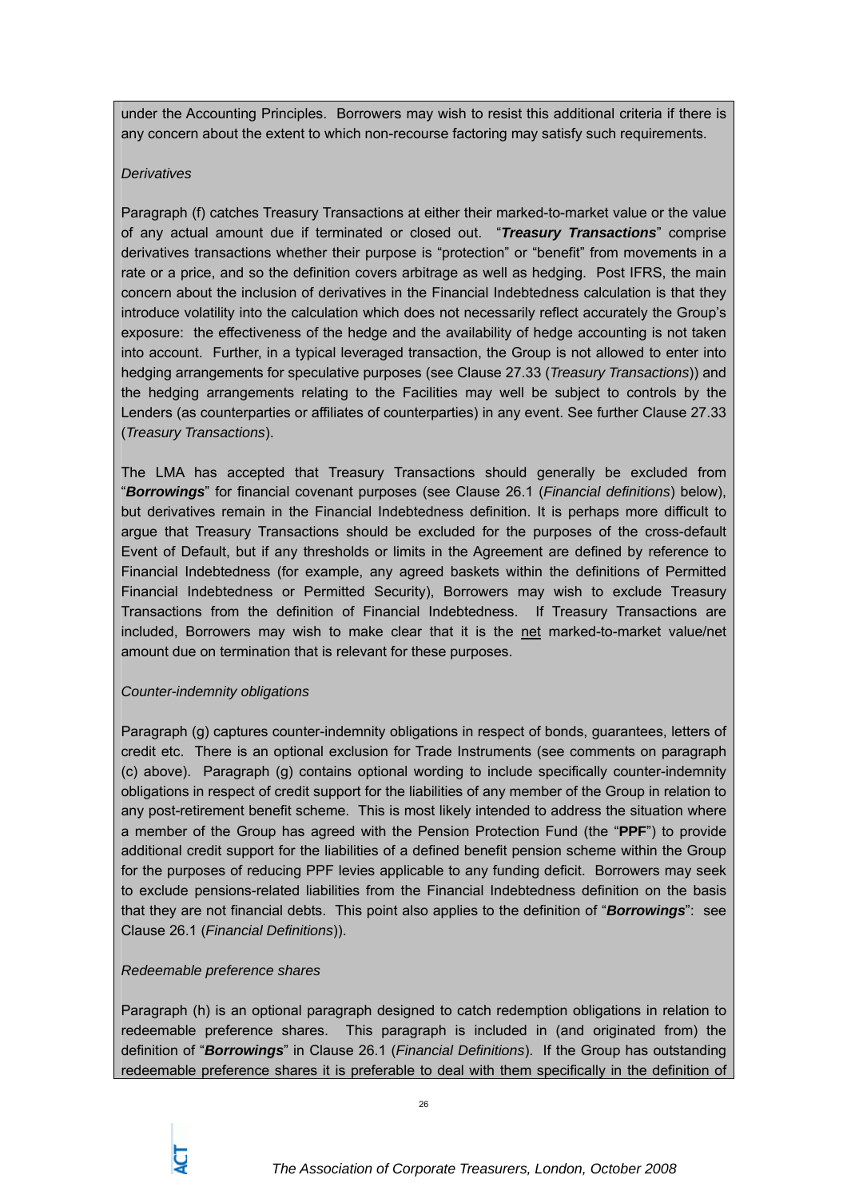under the Accounting Principles. Borrowers may wish to resist this additional criteria if there is any concern about the extent to which non-recourse factoring may satisfy such requirements.

*Derivatives*

Paragraph (f) catches Treasury Transactions at either their marked-to-market value or the value of any actual amount due if terminated or closed out. "***Treasury Transactions***" comprise derivatives transactions whether their purpose is "protection" or "benefit" from movements in a rate or a price, and so the definition covers arbitrage as well as hedging. Post IFRS, the main concern about the inclusion of derivatives in the Financial Indebtedness calculation is that they introduce volatility into the calculation which does not necessarily reflect accurately the Group's exposure: the effectiveness of the hedge and the availability of hedge accounting is not taken into account. Further, in a typical leveraged transaction, the Group is not allowed to enter into hedging arrangements for speculative purposes (see Clause 27.33 (*Treasury Transactions*)) and the hedging arrangements relating to the Facilities may well be subject to controls by the Lenders (as counterparties or affiliates of counterparties) in any event. See further Clause 27.33 (*Treasury Transactions*).

The LMA has accepted that Treasury Transactions should generally be excluded from "***Borrowings***" for financial covenant purposes (see Clause 26.1 (*Financial definitions*) below), but derivatives remain in the Financial Indebtedness definition. It is perhaps more difficult to argue that Treasury Transactions should be excluded for the purposes of the cross-default Event of Default, but if any thresholds or limits in the Agreement are defined by reference to Financial Indebtedness (for example, any agreed baskets within the definitions of Permitted Financial Indebtedness or Permitted Security), Borrowers may wish to exclude Treasury Transactions from the definition of Financial Indebtedness. If Treasury Transactions are included, Borrowers may wish to make clear that it is the net marked-to-market value/net amount due on termination that is relevant for these purposes.

*Counter-indemnity obligations*

Paragraph (g) captures counter-indemnity obligations in respect of bonds, guarantees, letters of credit etc. There is an optional exclusion for Trade Instruments (see comments on paragraph (c) above). Paragraph (g) contains optional wording to include specifically counter-indemnity obligations in respect of credit support for the liabilities of any member of the Group in relation to any post-retirement benefit scheme. This is most likely intended to address the situation where a member of the Group has agreed with the Pension Protection Fund (the "**PPF**") to provide additional credit support for the liabilities of a defined benefit pension scheme within the Group for the purposes of reducing PPF levies applicable to any funding deficit. Borrowers may seek to exclude pensions-related liabilities from the Financial Indebtedness definition on the basis that they are not financial debts. This point also applies to the definition of "***Borrowings***": see Clause 26.1 (*Financial Definitions*)).

*Redeemable preference shares*

Paragraph (h) is an optional paragraph designed to catch redemption obligations in relation to redeemable preference shares. This paragraph is included in (and originated from) the definition of "***Borrowings***" in Clause 26.1 (*Financial Definitions*). If the Group has outstanding redeemable preference shares it is preferable to deal with them specifically in the definition of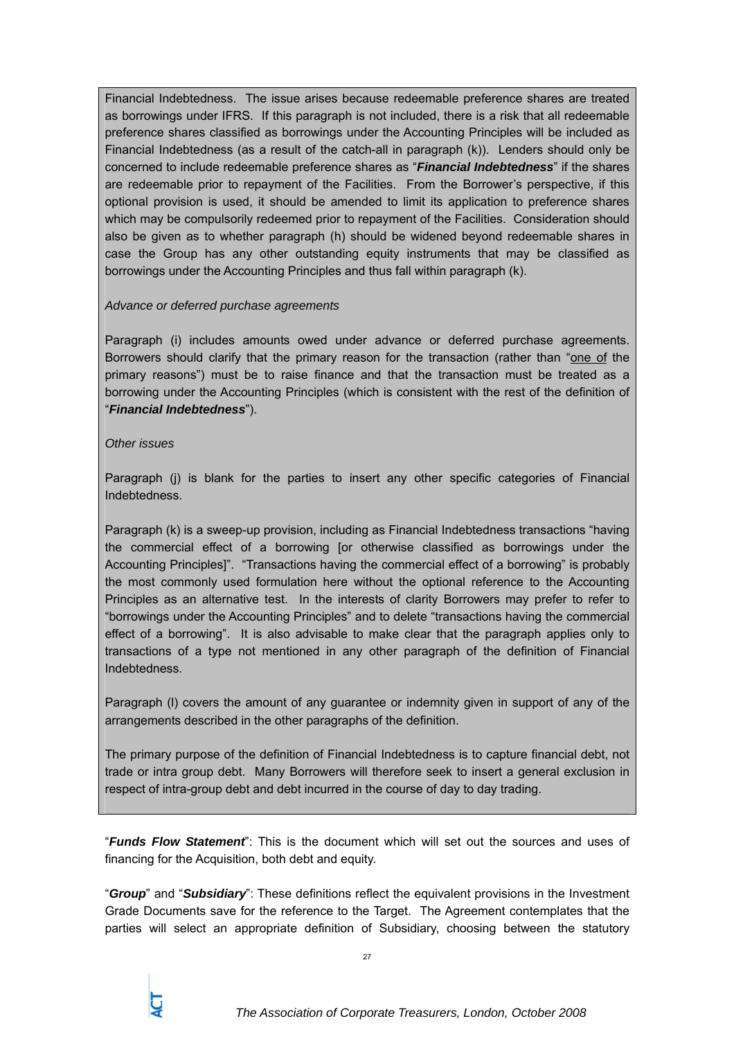Financial Indebtedness. The issue arises because redeemable preference shares are treated as borrowings under IFRS. If this paragraph is not included, there is a risk that all redeemable preference shares classified as borrowings under the Accounting Principles will be included as Financial Indebtedness (as a result of the catch-all in paragraph (k)). Lenders should only be concerned to include redeemable preference shares as "***Financial Indebtedness***" if the shares are redeemable prior to repayment of the Facilities. From the Borrower's perspective, if this optional provision is used, it should be amended to limit its application to preference shares which may be compulsorily redeemed prior to repayment of the Facilities. Consideration should also be given as to whether paragraph (h) should be widened beyond redeemable shares in case the Group has any other outstanding equity instruments that may be classified as borrowings under the Accounting Principles and thus fall within paragraph (k).

*Advance or deferred purchase agreements*

Paragraph (i) includes amounts owed under advance or deferred purchase agreements. Borrowers should clarify that the primary reason for the transaction (rather than "one of the primary reasons") must be to raise finance and that the transaction must be treated as a borrowing under the Accounting Principles (which is consistent with the rest of the definition of "***Financial Indebtedness***").

*Other issues*

Paragraph (j) is blank for the parties to insert any other specific categories of Financial Indebtedness.

Paragraph (k) is a sweep-up provision, including as Financial Indebtedness transactions "having the commercial effect of a borrowing [or otherwise classified as borrowings under the Accounting Principles]". "Transactions having the commercial effect of a borrowing" is probably the most commonly used formulation here without the optional reference to the Accounting Principles as an alternative test. In the interests of clarity Borrowers may prefer to refer to "borrowings under the Accounting Principles" and to delete "transactions having the commercial effect of a borrowing". It is also advisable to make clear that the paragraph applies only to transactions of a type not mentioned in any other paragraph of the definition of Financial Indebtedness.

Paragraph (l) covers the amount of any guarantee or indemnity given in support of any of the arrangements described in the other paragraphs of the definition.

The primary purpose of the definition of Financial Indebtedness is to capture financial debt, not trade or intra group debt. Many Borrowers will therefore seek to insert a general exclusion in respect of intra-group debt and debt incurred in the course of day to day trading.

"***Funds Flow Statement***": This is the document which will set out the sources and uses of financing for the Acquisition, both debt and equity.

"***Group***" and "***Subsidiary***": These definitions reflect the equivalent provisions in the Investment Grade Documents save for the reference to the Target. The Agreement contemplates that the parties will select an appropriate definition of Subsidiary, choosing between the statutory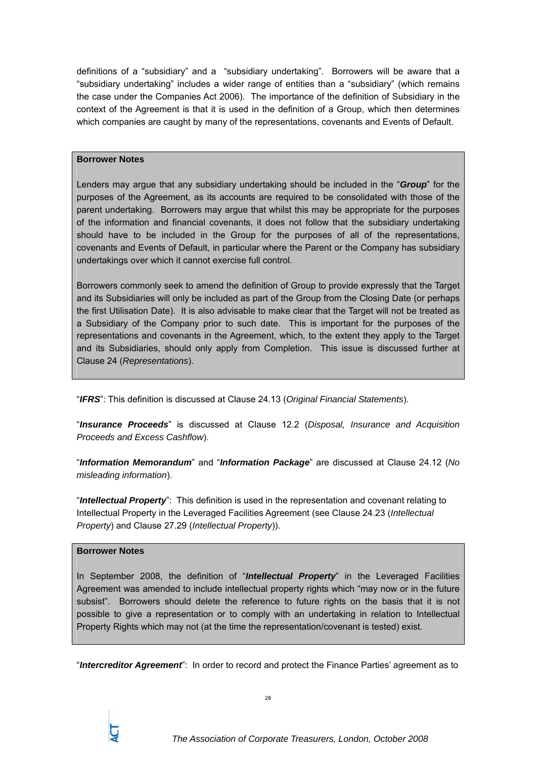definitions of a "subsidiary" and a "subsidiary undertaking". Borrowers will be aware that a "subsidiary undertaking" includes a wider range of entities than a "subsidiary" (which remains the case under the Companies Act 2006). The importance of the definition of Subsidiary in the context of the Agreement is that it is used in the definition of a Group, which then determines which companies are caught by many of the representations, covenants and Events of Default.

> **Borrower Notes**
>
> Lenders may argue that any subsidiary undertaking should be included in the "***Group***" for the purposes of the Agreement, as its accounts are required to be consolidated with those of the parent undertaking. Borrowers may argue that whilst this may be appropriate for the purposes of the information and financial covenants, it does not follow that the subsidiary undertaking should have to be included in the Group for the purposes of all of the representations, covenants and Events of Default, in particular where the Parent or the Company has subsidiary undertakings over which it cannot exercise full control.
>
> Borrowers commonly seek to amend the definition of Group to provide expressly that the Target and its Subsidiaries will only be included as part of the Group from the Closing Date (or perhaps the first Utilisation Date). It is also advisable to make clear that the Target will not be treated as a Subsidiary of the Company prior to such date. This is important for the purposes of the representations and covenants in the Agreement, which, to the extent they apply to the Target and its Subsidiaries, should only apply from Completion. This issue is discussed further at Clause 24 (*Representations*).

"***IFRS***": This definition is discussed at Clause 24.13 (*Original Financial Statements*).

"***Insurance Proceeds***" is discussed at Clause 12.2 (*Disposal, Insurance and Acquisition Proceeds and Excess Cashflow*).

"***Information Memorandum***" and "***Information Package***" are discussed at Clause 24.12 (*No misleading information*).

"***Intellectual Property***": This definition is used in the representation and covenant relating to Intellectual Property in the Leveraged Facilities Agreement (see Clause 24.23 (*Intellectual Property*) and Clause 27.29 (*Intellectual Property*)).

> **Borrower Notes**
>
> In September 2008, the definition of "***Intellectual Property***" in the Leveraged Facilities Agreement was amended to include intellectual property rights which "may now or in the future subsist". Borrowers should delete the reference to future rights on the basis that it is not possible to give a representation or to comply with an undertaking in relation to Intellectual Property Rights which may not (at the time the representation/covenant is tested) exist.

"***Intercreditor Agreement***": In order to record and protect the Finance Parties' agreement as to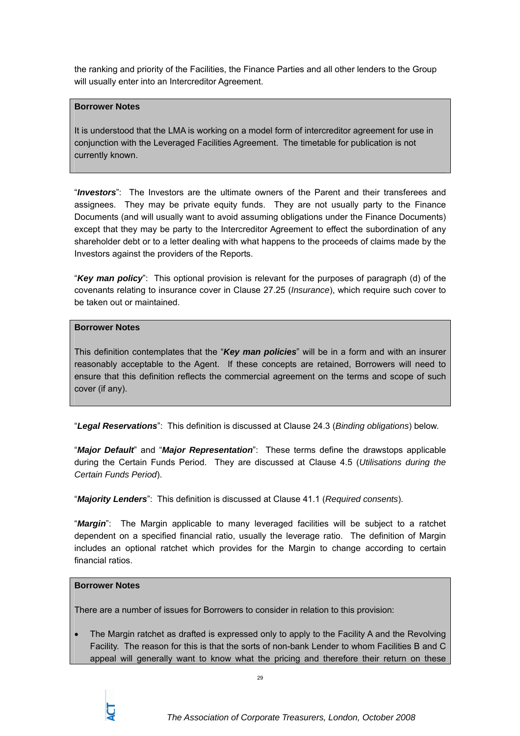the ranking and priority of the Facilities, the Finance Parties and all other lenders to the Group will usually enter into an Intercreditor Agreement.

> **Borrower Notes**
>
> It is understood that the LMA is working on a model form of intercreditor agreement for use in conjunction with the Leveraged Facilities Agreement. The timetable for publication is not currently known.

"***Investors***": The Investors are the ultimate owners of the Parent and their transferees and assignees. They may be private equity funds. They are not usually party to the Finance Documents (and will usually want to avoid assuming obligations under the Finance Documents) except that they may be party to the Intercreditor Agreement to effect the subordination of any shareholder debt or to a letter dealing with what happens to the proceeds of claims made by the Investors against the providers of the Reports.

"***Key man policy***": This optional provision is relevant for the purposes of paragraph (d) of the covenants relating to insurance cover in Clause 27.25 (*Insurance*), which require such cover to be taken out or maintained.

> **Borrower Notes**
>
> This definition contemplates that the "***Key man policies***" will be in a form and with an insurer reasonably acceptable to the Agent. If these concepts are retained, Borrowers will need to ensure that this definition reflects the commercial agreement on the terms and scope of such cover (if any).

"***Legal Reservations***": This definition is discussed at Clause 24.3 (*Binding obligations*) below.

"***Major Default***" and "***Major Representation***": These terms define the drawstops applicable during the Certain Funds Period. They are discussed at Clause 4.5 (*Utilisations during the Certain Funds Period*).

"***Majority Lenders***": This definition is discussed at Clause 41.1 (*Required consents*).

"***Margin***": The Margin applicable to many leveraged facilities will be subject to a ratchet dependent on a specified financial ratio, usually the leverage ratio. The definition of Margin includes an optional ratchet which provides for the Margin to change according to certain financial ratios.

> **Borrower Notes**
>
> There are a number of issues for Borrowers to consider in relation to this provision:
>
> - The Margin ratchet as drafted is expressed only to apply to the Facility A and the Revolving Facility. The reason for this is that the sorts of non-bank Lender to whom Facilities B and C appeal will generally want to know what the pricing and therefore their return on these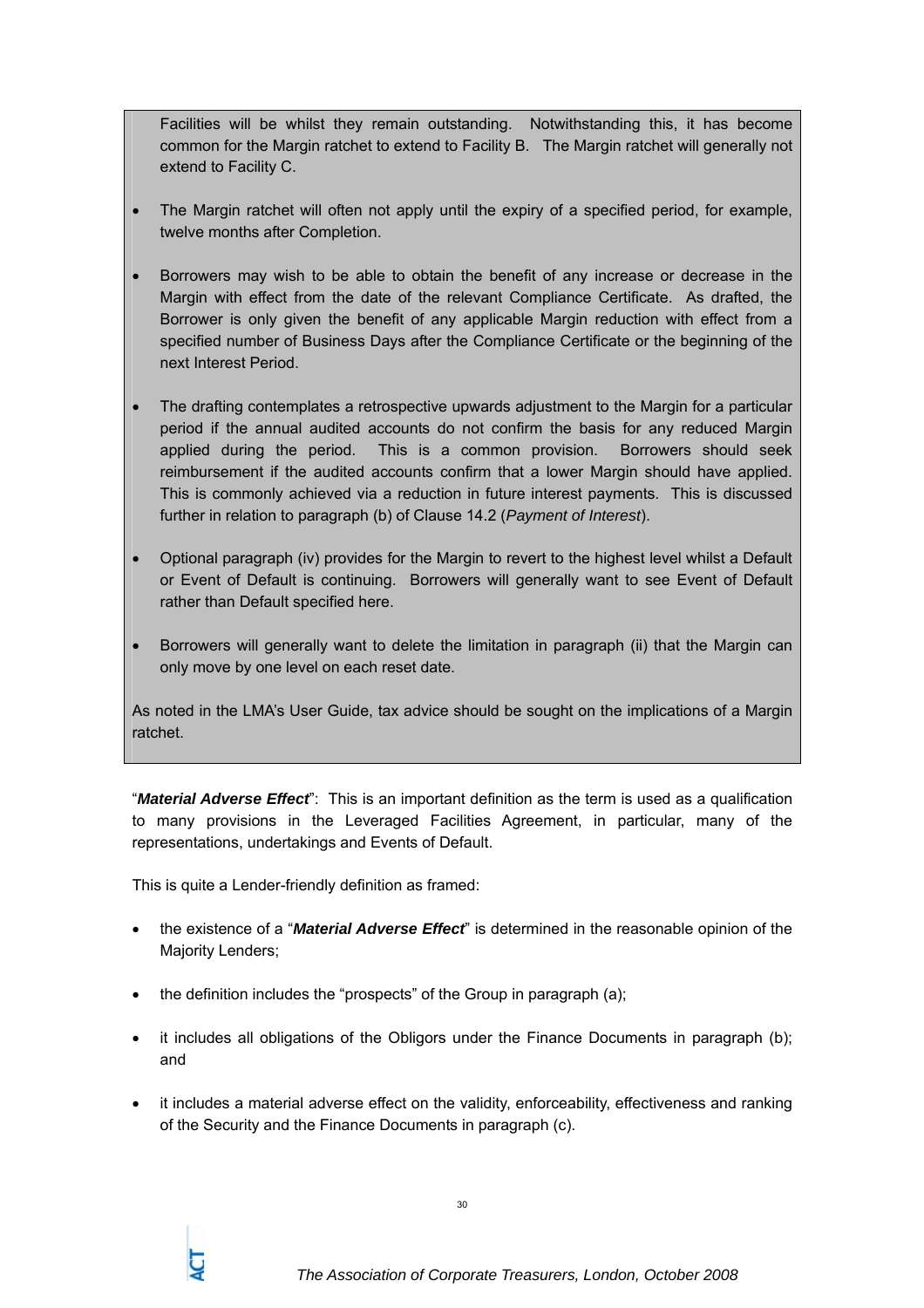Facilities will be whilst they remain outstanding. Notwithstanding this, it has become common for the Margin ratchet to extend to Facility B. The Margin ratchet will generally not extend to Facility C.

- The Margin ratchet will often not apply until the expiry of a specified period, for example, twelve months after Completion.

- Borrowers may wish to be able to obtain the benefit of any increase or decrease in the Margin with effect from the date of the relevant Compliance Certificate. As drafted, the Borrower is only given the benefit of any applicable Margin reduction with effect from a specified number of Business Days after the Compliance Certificate or the beginning of the next Interest Period.

- The drafting contemplates a retrospective upwards adjustment to the Margin for a particular period if the annual audited accounts do not confirm the basis for any reduced Margin applied during the period. This is a common provision. Borrowers should seek reimbursement if the audited accounts confirm that a lower Margin should have applied. This is commonly achieved via a reduction in future interest payments. This is discussed further in relation to paragraph (b) of Clause 14.2 (*Payment of Interest*).

- Optional paragraph (iv) provides for the Margin to revert to the highest level whilst a Default or Event of Default is continuing. Borrowers will generally want to see Event of Default rather than Default specified here.

- Borrowers will generally want to delete the limitation in paragraph (ii) that the Margin can only move by one level on each reset date.

As noted in the LMA's User Guide, tax advice should be sought on the implications of a Margin ratchet.

"***Material Adverse Effect***": This is an important definition as the term is used as a qualification to many provisions in the Leveraged Facilities Agreement, in particular, many of the representations, undertakings and Events of Default.

This is quite a Lender-friendly definition as framed:

- the existence of a "***Material Adverse Effect***" is determined in the reasonable opinion of the Majority Lenders;

- the definition includes the "prospects" of the Group in paragraph (a);

- it includes all obligations of the Obligors under the Finance Documents in paragraph (b); and

- it includes a material adverse effect on the validity, enforceability, effectiveness and ranking of the Security and the Finance Documents in paragraph (c).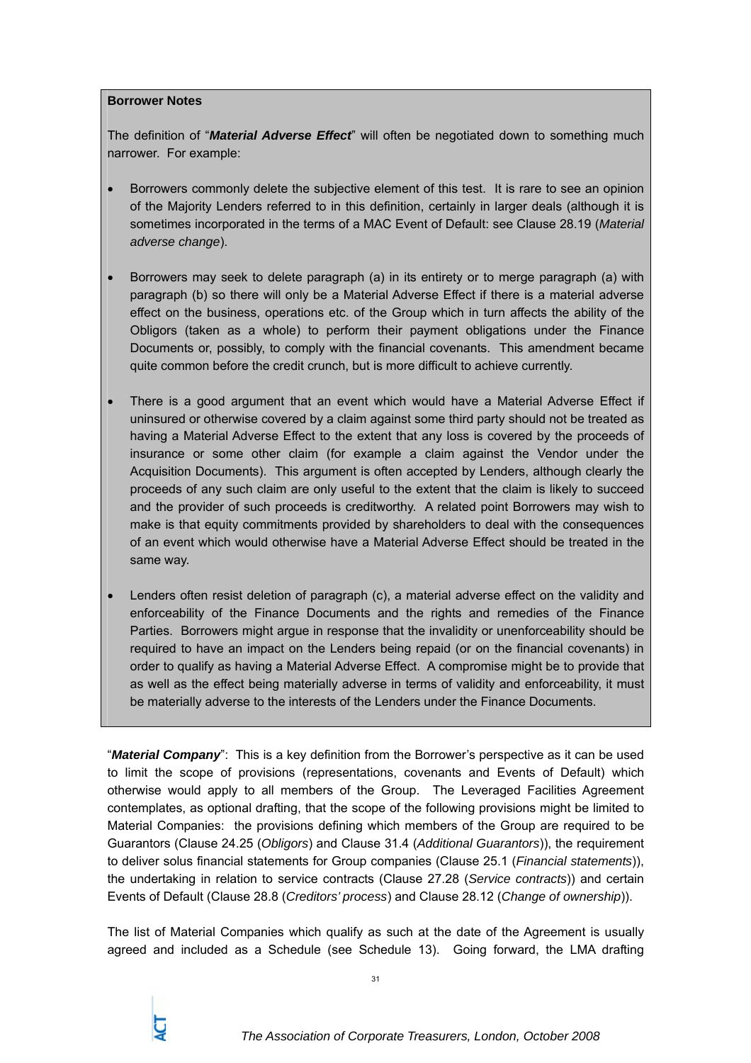**Borrower Notes**

The definition of "***Material Adverse Effect***" will often be negotiated down to something much narrower. For example:

- Borrowers commonly delete the subjective element of this test. It is rare to see an opinion of the Majority Lenders referred to in this definition, certainly in larger deals (although it is sometimes incorporated in the terms of a MAC Event of Default: see Clause 28.19 (*Material adverse change*).

- Borrowers may seek to delete paragraph (a) in its entirety or to merge paragraph (a) with paragraph (b) so there will only be a Material Adverse Effect if there is a material adverse effect on the business, operations etc. of the Group which in turn affects the ability of the Obligors (taken as a whole) to perform their payment obligations under the Finance Documents or, possibly, to comply with the financial covenants. This amendment became quite common before the credit crunch, but is more difficult to achieve currently.

- There is a good argument that an event which would have a Material Adverse Effect if uninsured or otherwise covered by a claim against some third party should not be treated as having a Material Adverse Effect to the extent that any loss is covered by the proceeds of insurance or some other claim (for example a claim against the Vendor under the Acquisition Documents). This argument is often accepted by Lenders, although clearly the proceeds of any such claim are only useful to the extent that the claim is likely to succeed and the provider of such proceeds is creditworthy. A related point Borrowers may wish to make is that equity commitments provided by shareholders to deal with the consequences of an event which would otherwise have a Material Adverse Effect should be treated in the same way.

- Lenders often resist deletion of paragraph (c), a material adverse effect on the validity and enforceability of the Finance Documents and the rights and remedies of the Finance Parties. Borrowers might argue in response that the invalidity or unenforceability should be required to have an impact on the Lenders being repaid (or on the financial covenants) in order to qualify as having a Material Adverse Effect. A compromise might be to provide that as well as the effect being materially adverse in terms of validity and enforceability, it must be materially adverse to the interests of the Lenders under the Finance Documents.

"***Material Company***": This is a key definition from the Borrower's perspective as it can be used to limit the scope of provisions (representations, covenants and Events of Default) which otherwise would apply to all members of the Group. The Leveraged Facilities Agreement contemplates, as optional drafting, that the scope of the following provisions might be limited to Material Companies: the provisions defining which members of the Group are required to be Guarantors (Clause 24.25 (*Obligors*) and Clause 31.4 (*Additional Guarantors*)), the requirement to deliver solus financial statements for Group companies (Clause 25.1 (*Financial statements*)), the undertaking in relation to service contracts (Clause 27.28 (*Service contracts*)) and certain Events of Default (Clause 28.8 (*Creditors' process*) and Clause 28.12 (*Change of ownership*)).

The list of Material Companies which qualify as such at the date of the Agreement is usually agreed and included as a Schedule (see Schedule 13). Going forward, the LMA drafting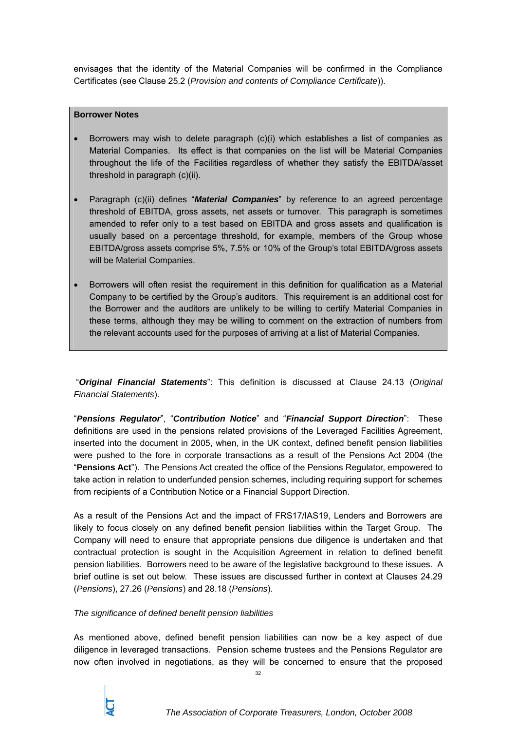envisages that the identity of the Material Companies will be confirmed in the Compliance Certificates (see Clause 25.2 (*Provision and contents of Compliance Certificate*)).

> **Borrower Notes**
>
> - Borrowers may wish to delete paragraph (c)(i) which establishes a list of companies as Material Companies. Its effect is that companies on the list will be Material Companies throughout the life of the Facilities regardless of whether they satisfy the EBITDA/asset threshold in paragraph (c)(ii).
> - Paragraph (c)(ii) defines "***Material Companies***" by reference to an agreed percentage threshold of EBITDA, gross assets, net assets or turnover. This paragraph is sometimes amended to refer only to a test based on EBITDA and gross assets and qualification is usually based on a percentage threshold, for example, members of the Group whose EBITDA/gross assets comprise 5%, 7.5% or 10% of the Group's total EBITDA/gross assets will be Material Companies.
> - Borrowers will often resist the requirement in this definition for qualification as a Material Company to be certified by the Group's auditors. This requirement is an additional cost for the Borrower and the auditors are unlikely to be willing to certify Material Companies in these terms, although they may be willing to comment on the extraction of numbers from the relevant accounts used for the purposes of arriving at a list of Material Companies.

"***Original Financial Statements***": This definition is discussed at Clause 24.13 (*Original Financial Statements*).

"***Pensions Regulator***", "***Contribution Notice***" and "***Financial Support Direction***": These definitions are used in the pensions related provisions of the Leveraged Facilities Agreement, inserted into the document in 2005, when, in the UK context, defined benefit pension liabilities were pushed to the fore in corporate transactions as a result of the Pensions Act 2004 (the "**Pensions Act**"). The Pensions Act created the office of the Pensions Regulator, empowered to take action in relation to underfunded pension schemes, including requiring support for schemes from recipients of a Contribution Notice or a Financial Support Direction.

As a result of the Pensions Act and the impact of FRS17/IAS19, Lenders and Borrowers are likely to focus closely on any defined benefit pension liabilities within the Target Group. The Company will need to ensure that appropriate pensions due diligence is undertaken and that contractual protection is sought in the Acquisition Agreement in relation to defined benefit pension liabilities. Borrowers need to be aware of the legislative background to these issues. A brief outline is set out below. These issues are discussed further in context at Clauses 24.29 (*Pensions*), 27.26 (*Pensions*) and 28.18 (*Pensions*).

*The significance of defined benefit pension liabilities*

As mentioned above, defined benefit pension liabilities can now be a key aspect of due diligence in leveraged transactions. Pension scheme trustees and the Pensions Regulator are now often involved in negotiations, as they will be concerned to ensure that the proposed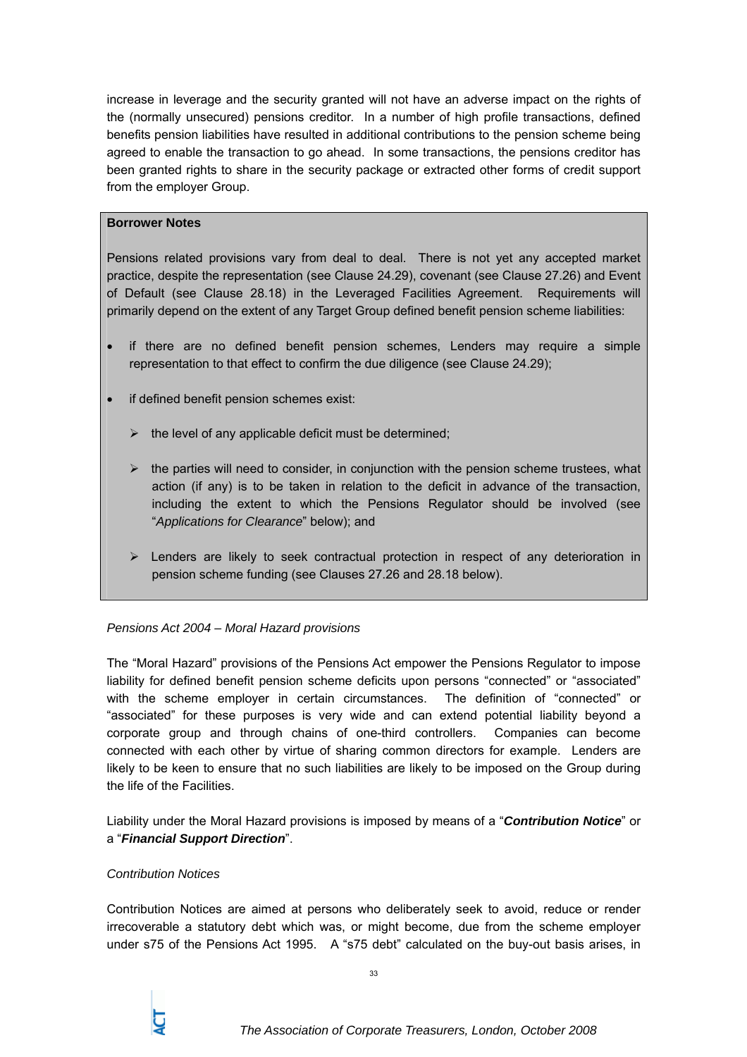increase in leverage and the security granted will not have an adverse impact on the rights of the (normally unsecured) pensions creditor. In a number of high profile transactions, defined benefits pension liabilities have resulted in additional contributions to the pension scheme being agreed to enable the transaction to go ahead. In some transactions, the pensions creditor has been granted rights to share in the security package or extracted other forms of credit support from the employer Group.

> **Borrower Notes**
>
> Pensions related provisions vary from deal to deal. There is not yet any accepted market practice, despite the representation (see Clause 24.29), covenant (see Clause 27.26) and Event of Default (see Clause 28.18) in the Leveraged Facilities Agreement. Requirements will primarily depend on the extent of any Target Group defined benefit pension scheme liabilities:
>
> - if there are no defined benefit pension schemes, Lenders may require a simple representation to that effect to confirm the due diligence (see Clause 24.29);
> - if defined benefit pension schemes exist:
>   - the level of any applicable deficit must be determined;
>   - the parties will need to consider, in conjunction with the pension scheme trustees, what action (if any) is to be taken in relation to the deficit in advance of the transaction, including the extent to which the Pensions Regulator should be involved (see "*Applications for Clearance*" below); and
>   - Lenders are likely to seek contractual protection in respect of any deterioration in pension scheme funding (see Clauses 27.26 and 28.18 below).

*Pensions Act 2004 – Moral Hazard provisions*

The "Moral Hazard" provisions of the Pensions Act empower the Pensions Regulator to impose liability for defined benefit pension scheme deficits upon persons "connected" or "associated" with the scheme employer in certain circumstances. The definition of "connected" or "associated" for these purposes is very wide and can extend potential liability beyond a corporate group and through chains of one-third controllers. Companies can become connected with each other by virtue of sharing common directors for example. Lenders are likely to be keen to ensure that no such liabilities are likely to be imposed on the Group during the life of the Facilities.

Liability under the Moral Hazard provisions is imposed by means of a "***Contribution Notice***" or a "***Financial Support Direction***".

*Contribution Notices*

Contribution Notices are aimed at persons who deliberately seek to avoid, reduce or render irrecoverable a statutory debt which was, or might become, due from the scheme employer under s75 of the Pensions Act 1995. A "s75 debt" calculated on the buy-out basis arises, in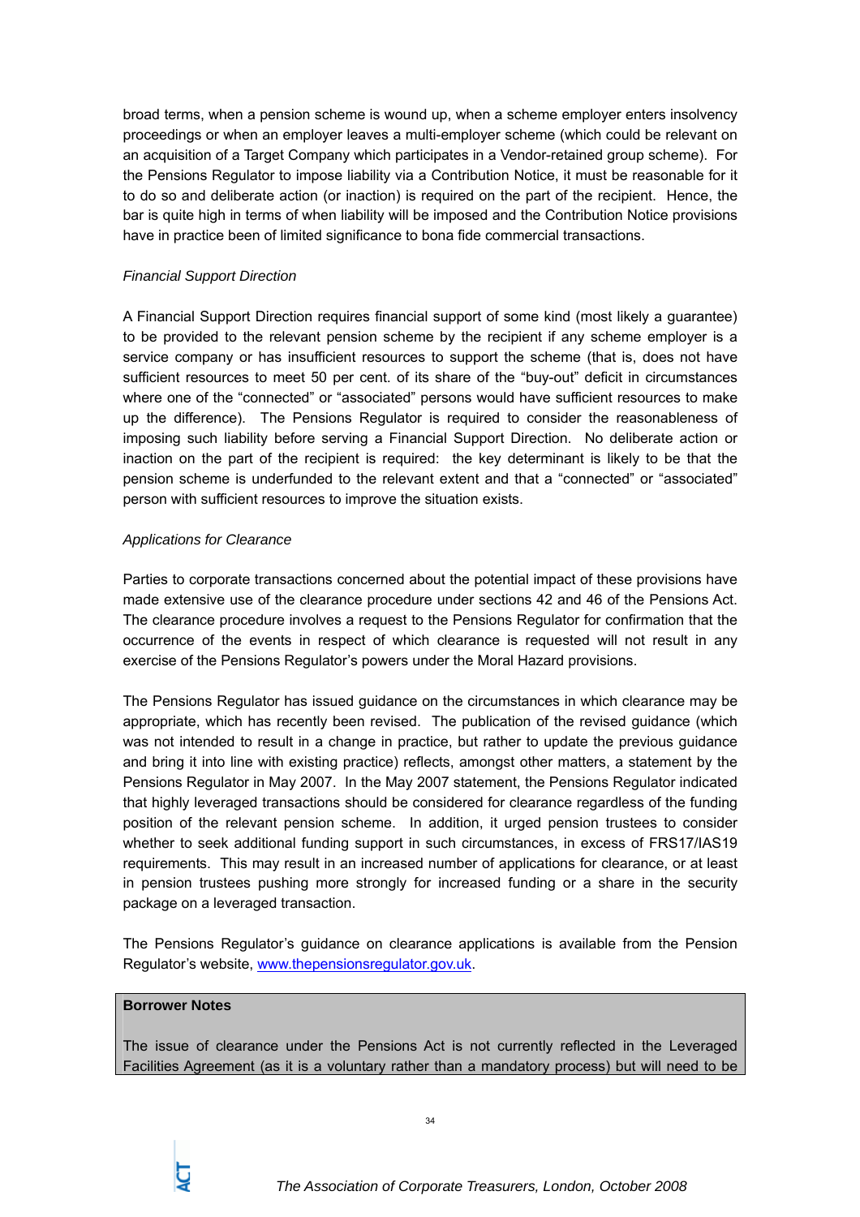broad terms, when a pension scheme is wound up, when a scheme employer enters insolvency proceedings or when an employer leaves a multi-employer scheme (which could be relevant on an acquisition of a Target Company which participates in a Vendor-retained group scheme). For the Pensions Regulator to impose liability via a Contribution Notice, it must be reasonable for it to do so and deliberate action (or inaction) is required on the part of the recipient. Hence, the bar is quite high in terms of when liability will be imposed and the Contribution Notice provisions have in practice been of limited significance to bona fide commercial transactions.

*Financial Support Direction*

A Financial Support Direction requires financial support of some kind (most likely a guarantee) to be provided to the relevant pension scheme by the recipient if any scheme employer is a service company or has insufficient resources to support the scheme (that is, does not have sufficient resources to meet 50 per cent. of its share of the "buy-out" deficit in circumstances where one of the "connected" or "associated" persons would have sufficient resources to make up the difference). The Pensions Regulator is required to consider the reasonableness of imposing such liability before serving a Financial Support Direction. No deliberate action or inaction on the part of the recipient is required: the key determinant is likely to be that the pension scheme is underfunded to the relevant extent and that a "connected" or "associated" person with sufficient resources to improve the situation exists.

*Applications for Clearance*

Parties to corporate transactions concerned about the potential impact of these provisions have made extensive use of the clearance procedure under sections 42 and 46 of the Pensions Act. The clearance procedure involves a request to the Pensions Regulator for confirmation that the occurrence of the events in respect of which clearance is requested will not result in any exercise of the Pensions Regulator's powers under the Moral Hazard provisions.

The Pensions Regulator has issued guidance on the circumstances in which clearance may be appropriate, which has recently been revised. The publication of the revised guidance (which was not intended to result in a change in practice, but rather to update the previous guidance and bring it into line with existing practice) reflects, amongst other matters, a statement by the Pensions Regulator in May 2007. In the May 2007 statement, the Pensions Regulator indicated that highly leveraged transactions should be considered for clearance regardless of the funding position of the relevant pension scheme. In addition, it urged pension trustees to consider whether to seek additional funding support in such circumstances, in excess of FRS17/IAS19 requirements. This may result in an increased number of applications for clearance, or at least in pension trustees pushing more strongly for increased funding or a share in the security package on a leveraged transaction.

The Pensions Regulator's guidance on clearance applications is available from the Pension Regulator's website, www.thepensionsregulator.gov.uk.

**Borrower Notes**

The issue of clearance under the Pensions Act is not currently reflected in the Leveraged Facilities Agreement (as it is a voluntary rather than a mandatory process) but will need to be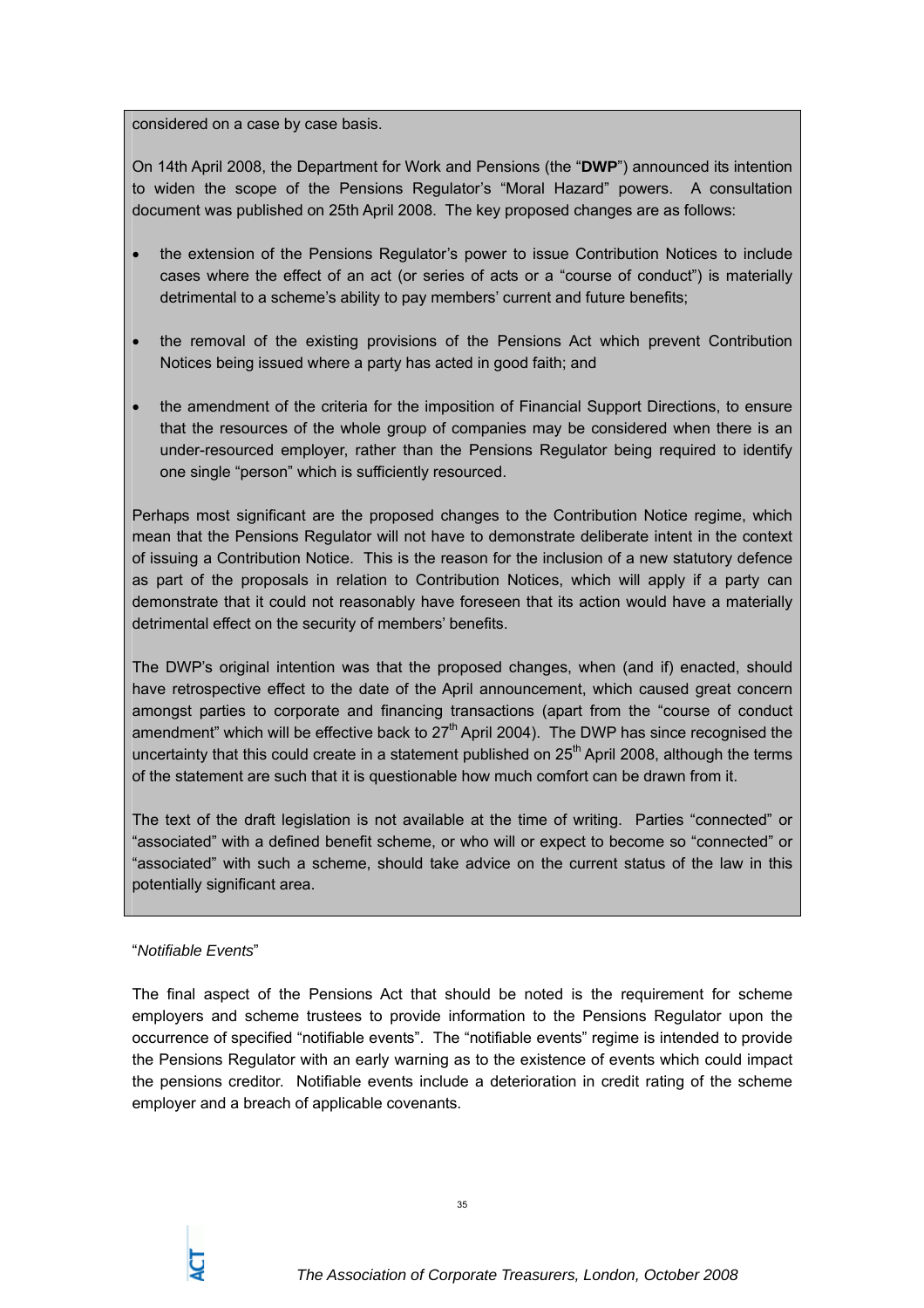considered on a case by case basis.

On 14th April 2008, the Department for Work and Pensions (the "**DWP**") announced its intention to widen the scope of the Pensions Regulator's "Moral Hazard" powers. A consultation document was published on 25th April 2008. The key proposed changes are as follows:

- the extension of the Pensions Regulator's power to issue Contribution Notices to include cases where the effect of an act (or series of acts or a "course of conduct") is materially detrimental to a scheme's ability to pay members' current and future benefits;
- the removal of the existing provisions of the Pensions Act which prevent Contribution Notices being issued where a party has acted in good faith; and
- the amendment of the criteria for the imposition of Financial Support Directions, to ensure that the resources of the whole group of companies may be considered when there is an under-resourced employer, rather than the Pensions Regulator being required to identify one single "person" which is sufficiently resourced.

Perhaps most significant are the proposed changes to the Contribution Notice regime, which mean that the Pensions Regulator will not have to demonstrate deliberate intent in the context of issuing a Contribution Notice. This is the reason for the inclusion of a new statutory defence as part of the proposals in relation to Contribution Notices, which will apply if a party can demonstrate that it could not reasonably have foreseen that its action would have a materially detrimental effect on the security of members' benefits.

The DWP's original intention was that the proposed changes, when (and if) enacted, should have retrospective effect to the date of the April announcement, which caused great concern amongst parties to corporate and financing transactions (apart from the "course of conduct amendment" which will be effective back to 27th April 2004). The DWP has since recognised the uncertainty that this could create in a statement published on 25th April 2008, although the terms of the statement are such that it is questionable how much comfort can be drawn from it.

The text of the draft legislation is not available at the time of writing. Parties "connected" or "associated" with a defined benefit scheme, or who will or expect to become so "connected" or "associated" with such a scheme, should take advice on the current status of the law in this potentially significant area.

"*Notifiable Events*"

The final aspect of the Pensions Act that should be noted is the requirement for scheme employers and scheme trustees to provide information to the Pensions Regulator upon the occurrence of specified "notifiable events". The "notifiable events" regime is intended to provide the Pensions Regulator with an early warning as to the existence of events which could impact the pensions creditor. Notifiable events include a deterioration in credit rating of the scheme employer and a breach of applicable covenants.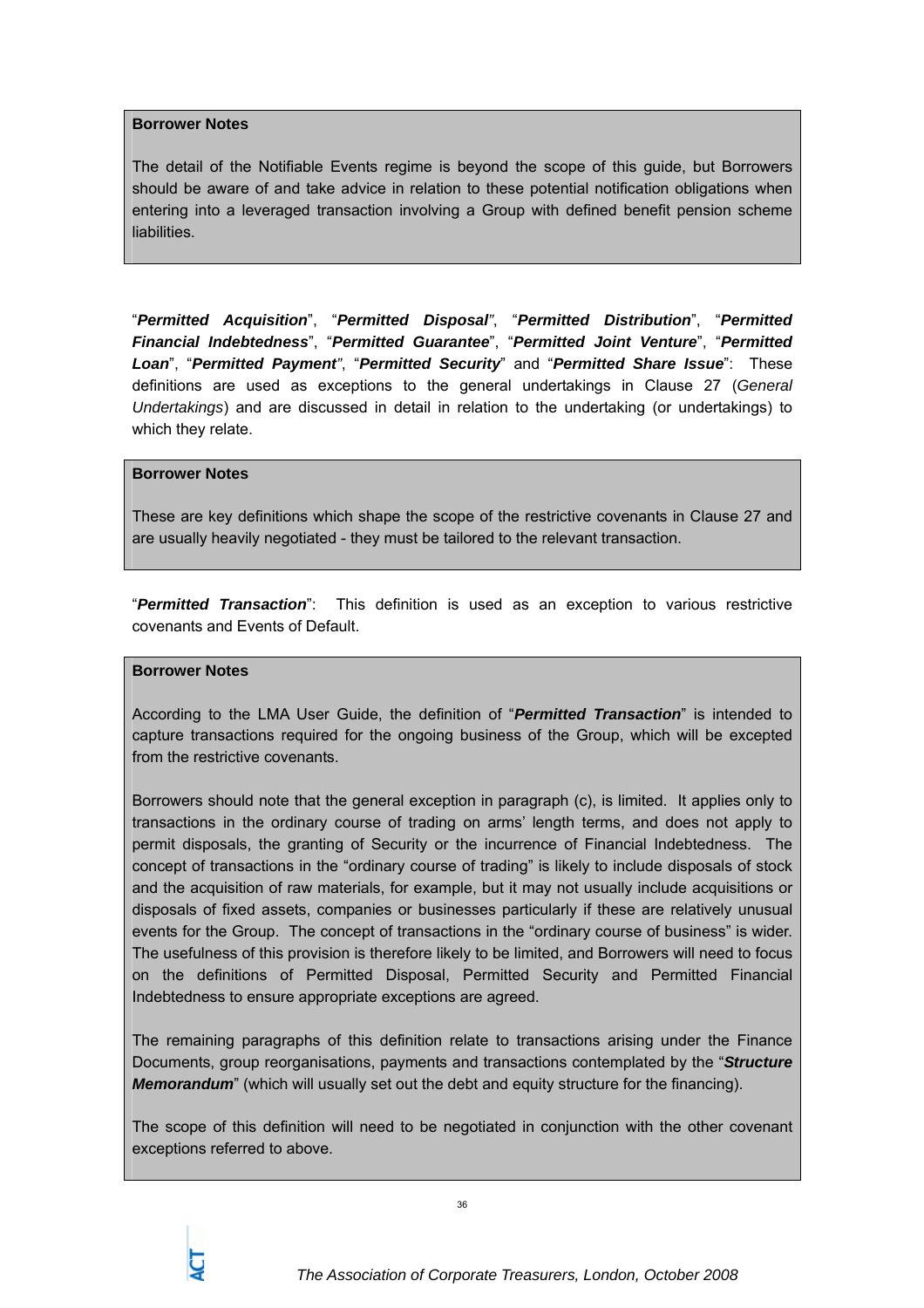> **Borrower Notes**
>
> The detail of the Notifiable Events regime is beyond the scope of this guide, but Borrowers should be aware of and take advice in relation to these potential notification obligations when entering into a leveraged transaction involving a Group with defined benefit pension scheme liabilities.

"***Permitted Acquisition***", "***Permitted Disposal***", "***Permitted Distribution***", "***Permitted Financial Indebtedness***", "***Permitted Guarantee***", "***Permitted Joint Venture***", "***Permitted Loan***", "***Permitted Payment***", "***Permitted Security***" and "***Permitted Share Issue***": These definitions are used as exceptions to the general undertakings in Clause 27 (*General Undertakings*) and are discussed in detail in relation to the undertaking (or undertakings) to which they relate.

> **Borrower Notes**
>
> These are key definitions which shape the scope of the restrictive covenants in Clause 27 and are usually heavily negotiated - they must be tailored to the relevant transaction.

"***Permitted Transaction***": This definition is used as an exception to various restrictive covenants and Events of Default.

> **Borrower Notes**
>
> According to the LMA User Guide, the definition of "***Permitted Transaction***" is intended to capture transactions required for the ongoing business of the Group, which will be excepted from the restrictive covenants.
>
> Borrowers should note that the general exception in paragraph (c), is limited. It applies only to transactions in the ordinary course of trading on arms' length terms, and does not apply to permit disposals, the granting of Security or the incurrence of Financial Indebtedness. The concept of transactions in the "ordinary course of trading" is likely to include disposals of stock and the acquisition of raw materials, for example, but it may not usually include acquisitions or disposals of fixed assets, companies or businesses particularly if these are relatively unusual events for the Group. The concept of transactions in the "ordinary course of business" is wider. The usefulness of this provision is therefore likely to be limited, and Borrowers will need to focus on the definitions of Permitted Disposal, Permitted Security and Permitted Financial Indebtedness to ensure appropriate exceptions are agreed.
>
> The remaining paragraphs of this definition relate to transactions arising under the Finance Documents, group reorganisations, payments and transactions contemplated by the "***Structure Memorandum***" (which will usually set out the debt and equity structure for the financing).
>
> The scope of this definition will need to be negotiated in conjunction with the other covenant exceptions referred to above.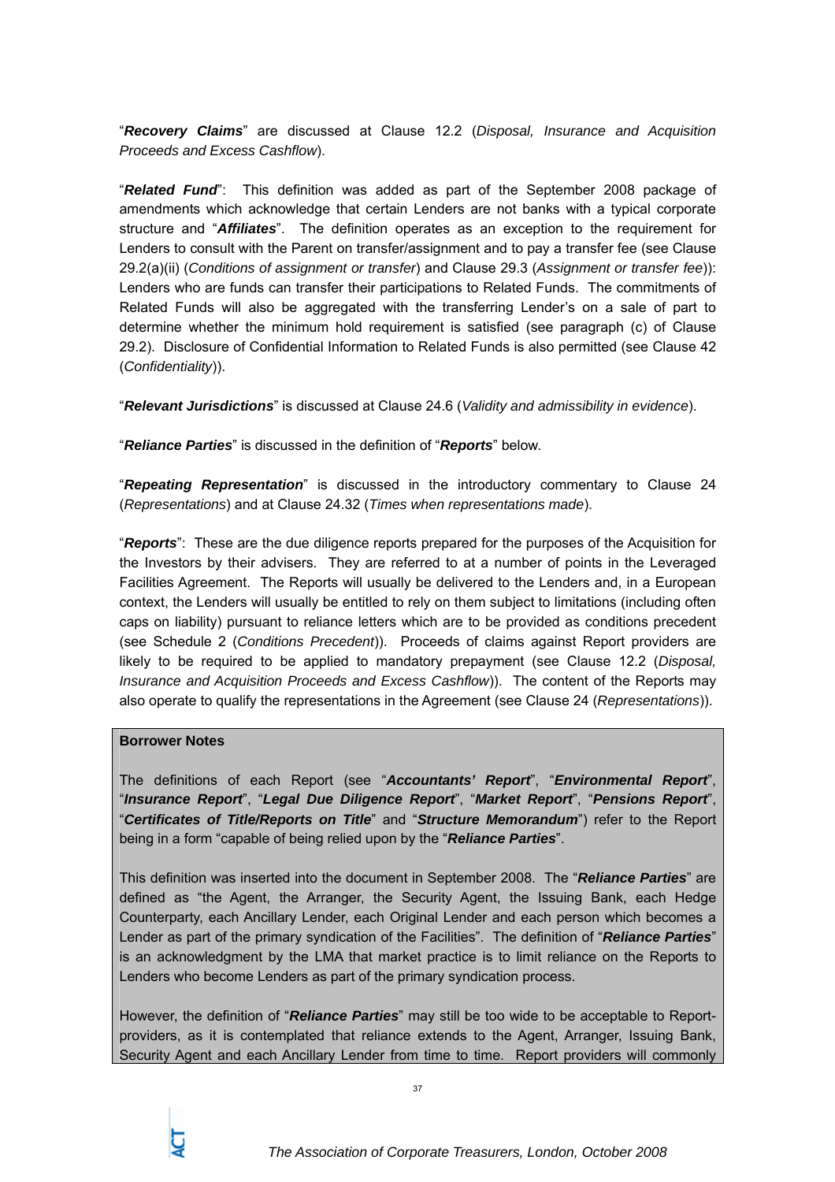"***Recovery Claims***" are discussed at Clause 12.2 (*Disposal, Insurance and Acquisition Proceeds and Excess Cashflow*).

"***Related Fund***": This definition was added as part of the September 2008 package of amendments which acknowledge that certain Lenders are not banks with a typical corporate structure and "***Affiliates***". The definition operates as an exception to the requirement for Lenders to consult with the Parent on transfer/assignment and to pay a transfer fee (see Clause 29.2(a)(ii) (*Conditions of assignment or transfer*) and Clause 29.3 (*Assignment or transfer fee*)): Lenders who are funds can transfer their participations to Related Funds. The commitments of Related Funds will also be aggregated with the transferring Lender's on a sale of part to determine whether the minimum hold requirement is satisfied (see paragraph (c) of Clause 29.2). Disclosure of Confidential Information to Related Funds is also permitted (see Clause 42 (*Confidentiality*)).

"***Relevant Jurisdictions***" is discussed at Clause 24.6 (*Validity and admissibility in evidence*).

"***Reliance Parties***" is discussed in the definition of "***Reports***" below.

"***Repeating Representation***" is discussed in the introductory commentary to Clause 24 (*Representations*) and at Clause 24.32 (*Times when representations made*).

"***Reports***": These are the due diligence reports prepared for the purposes of the Acquisition for the Investors by their advisers. They are referred to at a number of points in the Leveraged Facilities Agreement. The Reports will usually be delivered to the Lenders and, in a European context, the Lenders will usually be entitled to rely on them subject to limitations (including often caps on liability) pursuant to reliance letters which are to be provided as conditions precedent (see Schedule 2 (*Conditions Precedent*)). Proceeds of claims against Report providers are likely to be required to be applied to mandatory prepayment (see Clause 12.2 (*Disposal, Insurance and Acquisition Proceeds and Excess Cashflow*)). The content of the Reports may also operate to qualify the representations in the Agreement (see Clause 24 (*Representations*)).

**Borrower Notes**

The definitions of each Report (see "***Accountants' Report***", "***Environmental Report***", "***Insurance Report***", "***Legal Due Diligence Report***", "***Market Report***", "***Pensions Report***", "***Certificates of Title/Reports on Title***" and "***Structure Memorandum***") refer to the Report being in a form "capable of being relied upon by the "***Reliance Parties***".

This definition was inserted into the document in September 2008. The "***Reliance Parties***" are defined as "the Agent, the Arranger, the Security Agent, the Issuing Bank, each Hedge Counterparty, each Ancillary Lender, each Original Lender and each person which becomes a Lender as part of the primary syndication of the Facilities". The definition of "***Reliance Parties***" is an acknowledgment by the LMA that market practice is to limit reliance on the Reports to Lenders who become Lenders as part of the primary syndication process.

However, the definition of "***Reliance Parties***" may still be too wide to be acceptable to Report-providers, as it is contemplated that reliance extends to the Agent, Arranger, Issuing Bank, Security Agent and each Ancillary Lender from time to time. Report providers will commonly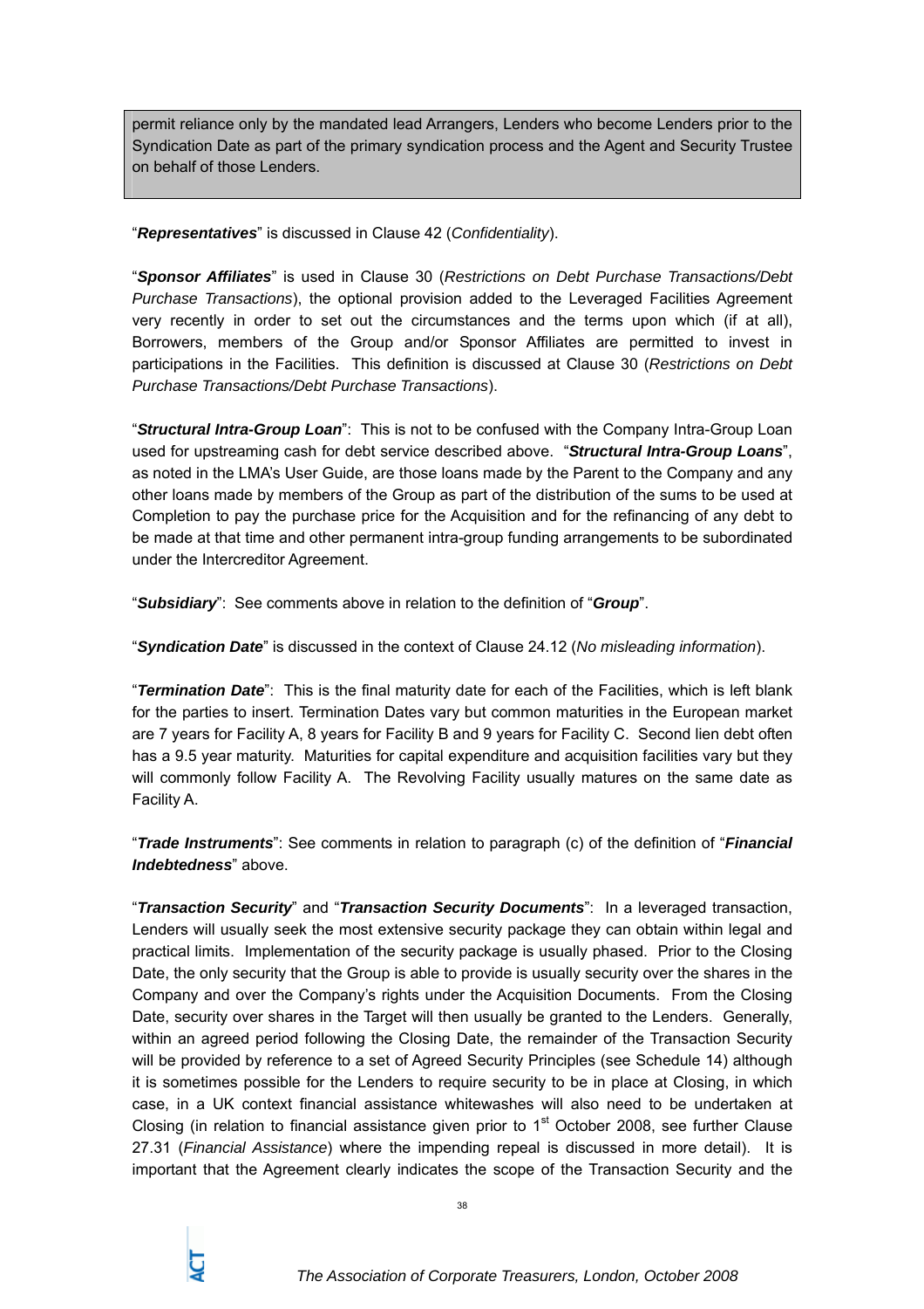> permit reliance only by the mandated lead Arrangers, Lenders who become Lenders prior to the Syndication Date as part of the primary syndication process and the Agent and Security Trustee on behalf of those Lenders.

"***Representatives***" is discussed in Clause 42 (*Confidentiality*).

"***Sponsor Affiliates***" is used in Clause 30 (*Restrictions on Debt Purchase Transactions/Debt Purchase Transactions*), the optional provision added to the Leveraged Facilities Agreement very recently in order to set out the circumstances and the terms upon which (if at all), Borrowers, members of the Group and/or Sponsor Affiliates are permitted to invest in participations in the Facilities. This definition is discussed at Clause 30 (*Restrictions on Debt Purchase Transactions/Debt Purchase Transactions*).

"***Structural Intra-Group Loan***": This is not to be confused with the Company Intra-Group Loan used for upstreaming cash for debt service described above. "***Structural Intra-Group Loans***", as noted in the LMA's User Guide, are those loans made by the Parent to the Company and any other loans made by members of the Group as part of the distribution of the sums to be used at Completion to pay the purchase price for the Acquisition and for the refinancing of any debt to be made at that time and other permanent intra-group funding arrangements to be subordinated under the Intercreditor Agreement.

"***Subsidiary***": See comments above in relation to the definition of "***Group***".

"***Syndication Date***" is discussed in the context of Clause 24.12 (*No misleading information*).

"***Termination Date***": This is the final maturity date for each of the Facilities, which is left blank for the parties to insert. Termination Dates vary but common maturities in the European market are 7 years for Facility A, 8 years for Facility B and 9 years for Facility C. Second lien debt often has a 9.5 year maturity. Maturities for capital expenditure and acquisition facilities vary but they will commonly follow Facility A. The Revolving Facility usually matures on the same date as Facility A.

"***Trade Instruments***": See comments in relation to paragraph (c) of the definition of "***Financial Indebtedness***" above.

"***Transaction Security***" and "***Transaction Security Documents***": In a leveraged transaction, Lenders will usually seek the most extensive security package they can obtain within legal and practical limits. Implementation of the security package is usually phased. Prior to the Closing Date, the only security that the Group is able to provide is usually security over the shares in the Company and over the Company's rights under the Acquisition Documents. From the Closing Date, security over shares in the Target will then usually be granted to the Lenders. Generally, within an agreed period following the Closing Date, the remainder of the Transaction Security will be provided by reference to a set of Agreed Security Principles (see Schedule 14) although it is sometimes possible for the Lenders to require security to be in place at Closing, in which case, in a UK context financial assistance whitewashes will also need to be undertaken at Closing (in relation to financial assistance given prior to 1st October 2008, see further Clause 27.31 (*Financial Assistance*) where the impending repeal is discussed in more detail). It is important that the Agreement clearly indicates the scope of the Transaction Security and the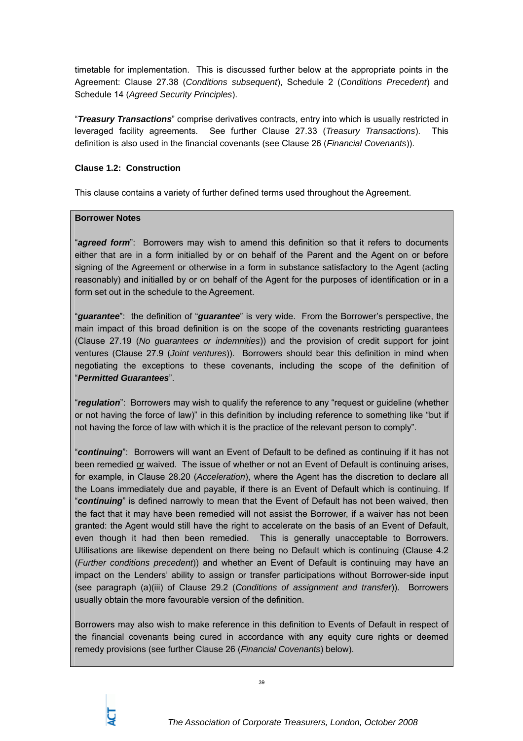timetable for implementation. This is discussed further below at the appropriate points in the Agreement: Clause 27.38 (*Conditions subsequent*), Schedule 2 (*Conditions Precedent*) and Schedule 14 (*Agreed Security Principles*).

"***Treasury Transactions***" comprise derivatives contracts, entry into which is usually restricted in leveraged facility agreements. See further Clause 27.33 (*Treasury Transactions*). This definition is also used in the financial covenants (see Clause 26 (*Financial Covenants*)).

**Clause 1.2: Construction**

This clause contains a variety of further defined terms used throughout the Agreement.

**Borrower Notes**

"***agreed form***": Borrowers may wish to amend this definition so that it refers to documents either that are in a form initialled by or on behalf of the Parent and the Agent on or before signing of the Agreement or otherwise in a form in substance satisfactory to the Agent (acting reasonably) and initialled by or on behalf of the Agent for the purposes of identification or in a form set out in the schedule to the Agreement.

"***guarantee***": the definition of "***guarantee***" is very wide. From the Borrower's perspective, the main impact of this broad definition is on the scope of the covenants restricting guarantees (Clause 27.19 (*No guarantees or indemnities*)) and the provision of credit support for joint ventures (Clause 27.9 (*Joint ventures*)). Borrowers should bear this definition in mind when negotiating the exceptions to these covenants, including the scope of the definition of "***Permitted Guarantees***".

"***regulation***": Borrowers may wish to qualify the reference to any "request or guideline (whether or not having the force of law)" in this definition by including reference to something like "but if not having the force of law with which it is the practice of the relevant person to comply".

"***continuing***": Borrowers will want an Event of Default to be defined as continuing if it has not been remedied <u>or</u> waived. The issue of whether or not an Event of Default is continuing arises, for example, in Clause 28.20 (*Acceleration*), where the Agent has the discretion to declare all the Loans immediately due and payable, if there is an Event of Default which is continuing. If "***continuing***" is defined narrowly to mean that the Event of Default has not been waived, then the fact that it may have been remedied will not assist the Borrower, if a waiver has not been granted: the Agent would still have the right to accelerate on the basis of an Event of Default, even though it had then been remedied. This is generally unacceptable to Borrowers. Utilisations are likewise dependent on there being no Default which is continuing (Clause 4.2 (*Further conditions precedent*)) and whether an Event of Default is continuing may have an impact on the Lenders' ability to assign or transfer participations without Borrower-side input (see paragraph (a)(iii) of Clause 29.2 (*Conditions of assignment and transfer*)). Borrowers usually obtain the more favourable version of the definition.

Borrowers may also wish to make reference in this definition to Events of Default in respect of the financial covenants being cured in accordance with any equity cure rights or deemed remedy provisions (see further Clause 26 (*Financial Covenants*) below).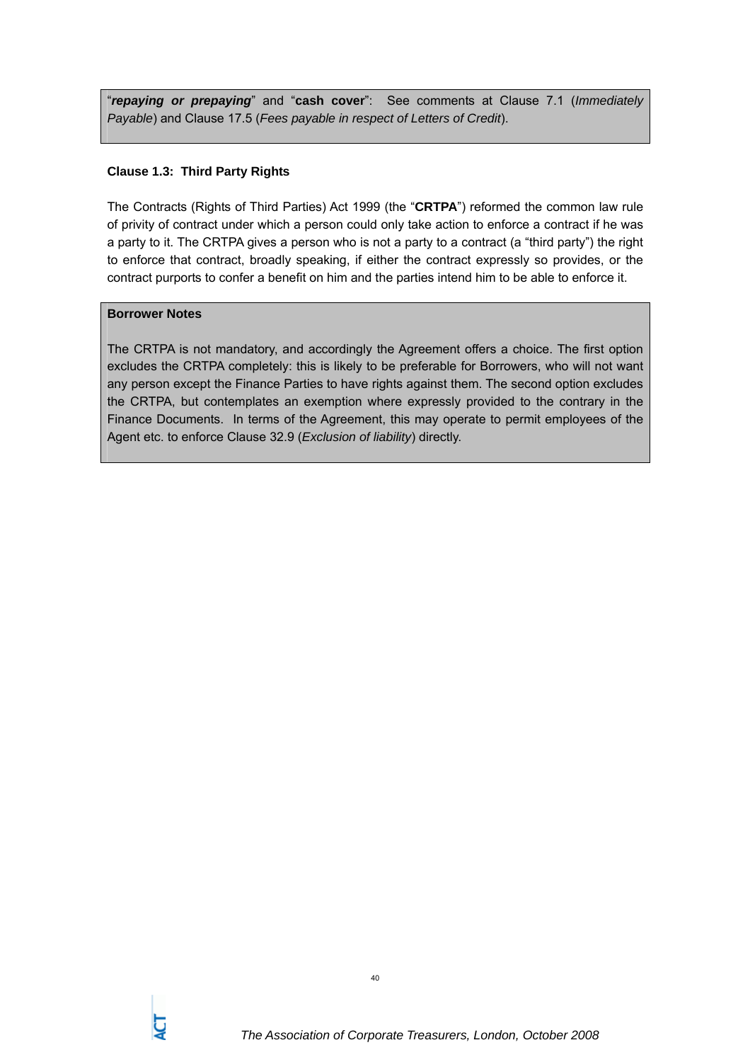"***repaying or prepaying***" and "**cash cover**": See comments at Clause 7.1 (*Immediately Payable*) and Clause 17.5 (*Fees payable in respect of Letters of Credit*).

**Clause 1.3: Third Party Rights**

The Contracts (Rights of Third Parties) Act 1999 (the "**CRTPA**") reformed the common law rule of privity of contract under which a person could only take action to enforce a contract if he was a party to it. The CRTPA gives a person who is not a party to a contract (a "third party") the right to enforce that contract, broadly speaking, if either the contract expressly so provides, or the contract purports to confer a benefit on him and the parties intend him to be able to enforce it.

**Borrower Notes**

The CRTPA is not mandatory, and accordingly the Agreement offers a choice. The first option excludes the CRTPA completely: this is likely to be preferable for Borrowers, who will not want any person except the Finance Parties to have rights against them. The second option excludes the CRTPA, but contemplates an exemption where expressly provided to the contrary in the Finance Documents. In terms of the Agreement, this may operate to permit employees of the Agent etc. to enforce Clause 32.9 (*Exclusion of liability*) directly.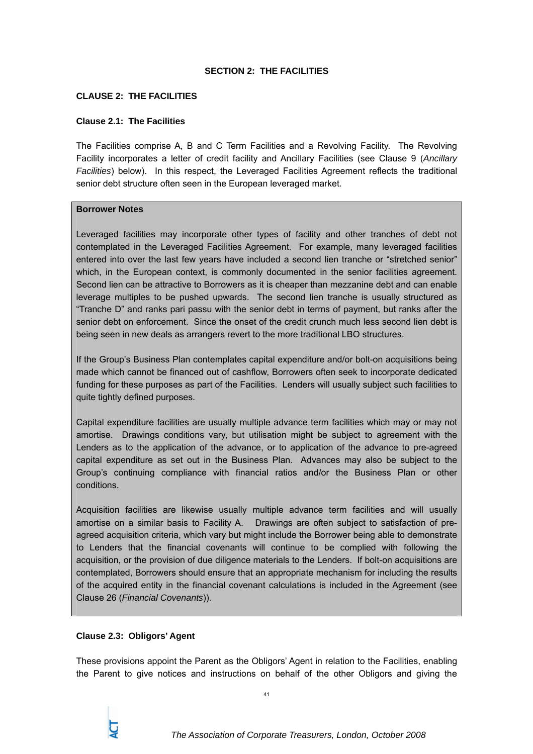## SECTION 2: THE FACILITIES

### CLAUSE 2: THE FACILITIES

**Clause 2.1: The Facilities**

The Facilities comprise A, B and C Term Facilities and a Revolving Facility. The Revolving Facility incorporates a letter of credit facility and Ancillary Facilities (see Clause 9 (*Ancillary Facilities*) below). In this respect, the Leveraged Facilities Agreement reflects the traditional senior debt structure often seen in the European leveraged market.

**Borrower Notes**

Leveraged facilities may incorporate other types of facility and other tranches of debt not contemplated in the Leveraged Facilities Agreement. For example, many leveraged facilities entered into over the last few years have included a second lien tranche or "stretched senior" which, in the European context, is commonly documented in the senior facilities agreement. Second lien can be attractive to Borrowers as it is cheaper than mezzanine debt and can enable leverage multiples to be pushed upwards. The second lien tranche is usually structured as "Tranche D" and ranks pari passu with the senior debt in terms of payment, but ranks after the senior debt on enforcement. Since the onset of the credit crunch much less second lien debt is being seen in new deals as arrangers revert to the more traditional LBO structures.

If the Group's Business Plan contemplates capital expenditure and/or bolt-on acquisitions being made which cannot be financed out of cashflow, Borrowers often seek to incorporate dedicated funding for these purposes as part of the Facilities. Lenders will usually subject such facilities to quite tightly defined purposes.

Capital expenditure facilities are usually multiple advance term facilities which may or may not amortise. Drawings conditions vary, but utilisation might be subject to agreement with the Lenders as to the application of the advance, or to application of the advance to pre-agreed capital expenditure as set out in the Business Plan. Advances may also be subject to the Group's continuing compliance with financial ratios and/or the Business Plan or other conditions.

Acquisition facilities are likewise usually multiple advance term facilities and will usually amortise on a similar basis to Facility A. Drawings are often subject to satisfaction of pre-agreed acquisition criteria, which vary but might include the Borrower being able to demonstrate to Lenders that the financial covenants will continue to be complied with following the acquisition, or the provision of due diligence materials to the Lenders. If bolt-on acquisitions are contemplated, Borrowers should ensure that an appropriate mechanism for including the results of the acquired entity in the financial covenant calculations is included in the Agreement (see Clause 26 (*Financial Covenants*)).

**Clause 2.3: Obligors' Agent**

These provisions appoint the Parent as the Obligors' Agent in relation to the Facilities, enabling the Parent to give notices and instructions on behalf of the other Obligors and giving the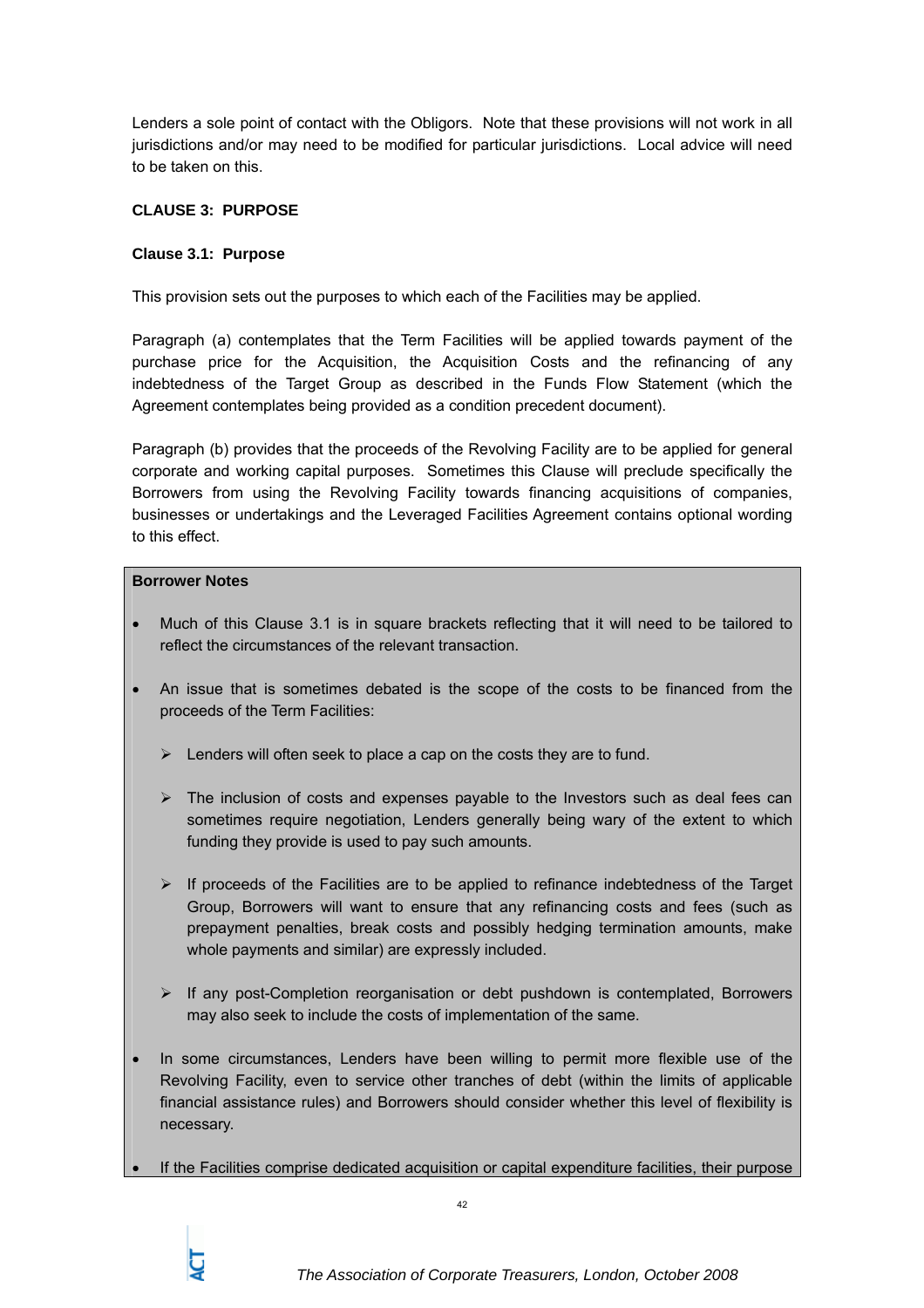Lenders a sole point of contact with the Obligors. Note that these provisions will not work in all jurisdictions and/or may need to be modified for particular jurisdictions. Local advice will need to be taken on this.

**CLAUSE 3: PURPOSE**

**Clause 3.1: Purpose**

This provision sets out the purposes to which each of the Facilities may be applied.

Paragraph (a) contemplates that the Term Facilities will be applied towards payment of the purchase price for the Acquisition, the Acquisition Costs and the refinancing of any indebtedness of the Target Group as described in the Funds Flow Statement (which the Agreement contemplates being provided as a condition precedent document).

Paragraph (b) provides that the proceeds of the Revolving Facility are to be applied for general corporate and working capital purposes. Sometimes this Clause will preclude specifically the Borrowers from using the Revolving Facility towards financing acquisitions of companies, businesses or undertakings and the Leveraged Facilities Agreement contains optional wording to this effect.

**Borrower Notes**

- Much of this Clause 3.1 is in square brackets reflecting that it will need to be tailored to reflect the circumstances of the relevant transaction.
- An issue that is sometimes debated is the scope of the costs to be financed from the proceeds of the Term Facilities:
  - Lenders will often seek to place a cap on the costs they are to fund.
  - The inclusion of costs and expenses payable to the Investors such as deal fees can sometimes require negotiation, Lenders generally being wary of the extent to which funding they provide is used to pay such amounts.
  - If proceeds of the Facilities are to be applied to refinance indebtedness of the Target Group, Borrowers will want to ensure that any refinancing costs and fees (such as prepayment penalties, break costs and possibly hedging termination amounts, make whole payments and similar) are expressly included.
  - If any post-Completion reorganisation or debt pushdown is contemplated, Borrowers may also seek to include the costs of implementation of the same.
- In some circumstances, Lenders have been willing to permit more flexible use of the Revolving Facility, even to service other tranches of debt (within the limits of applicable financial assistance rules) and Borrowers should consider whether this level of flexibility is necessary.
- If the Facilities comprise dedicated acquisition or capital expenditure facilities, their purpose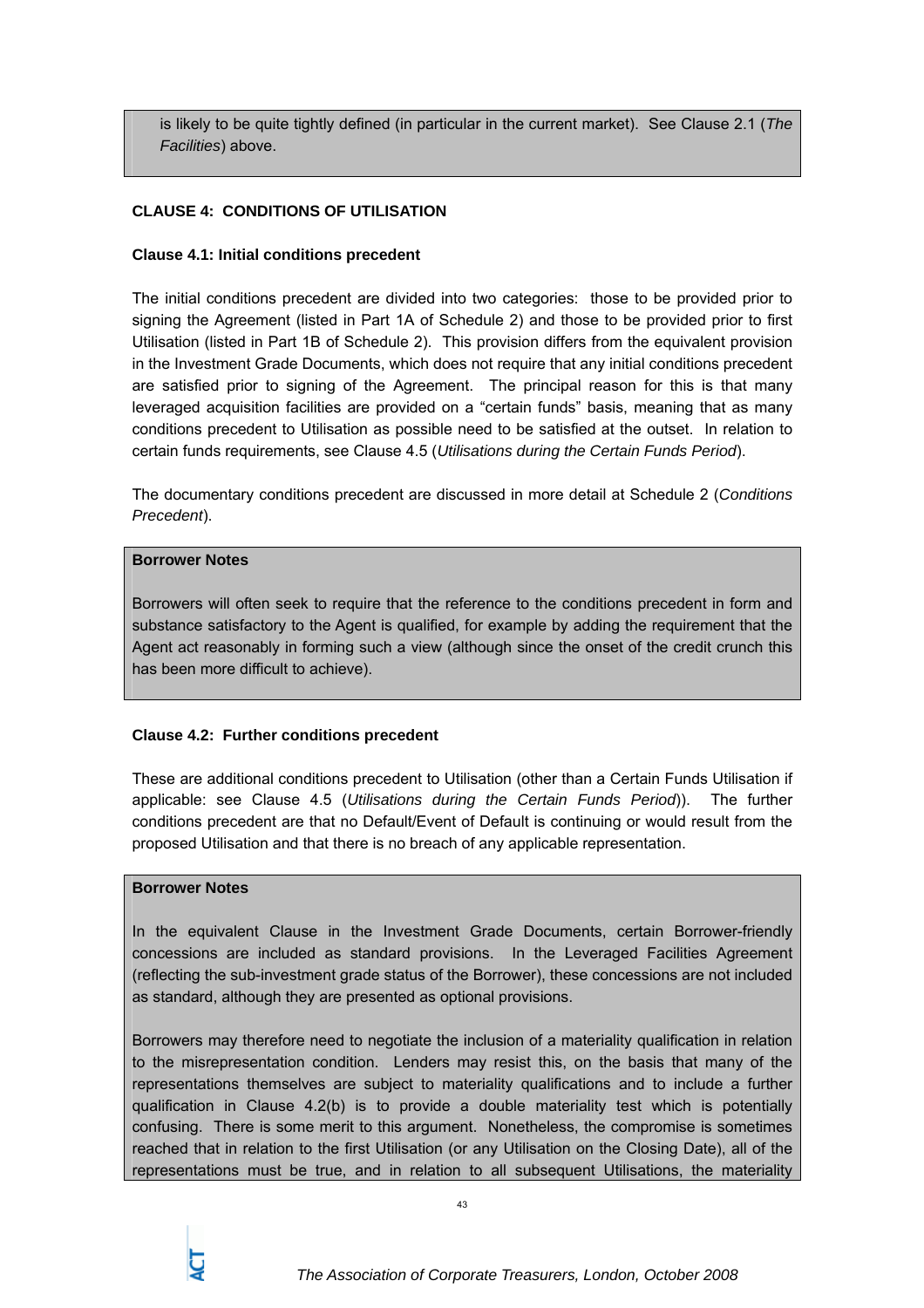is likely to be quite tightly defined (in particular in the current market). See Clause 2.1 (*The Facilities*) above.

**CLAUSE 4: CONDITIONS OF UTILISATION**

**Clause 4.1: Initial conditions precedent**

The initial conditions precedent are divided into two categories: those to be provided prior to signing the Agreement (listed in Part 1A of Schedule 2) and those to be provided prior to first Utilisation (listed in Part 1B of Schedule 2). This provision differs from the equivalent provision in the Investment Grade Documents, which does not require that any initial conditions precedent are satisfied prior to signing of the Agreement. The principal reason for this is that many leveraged acquisition facilities are provided on a "certain funds" basis, meaning that as many conditions precedent to Utilisation as possible need to be satisfied at the outset. In relation to certain funds requirements, see Clause 4.5 (*Utilisations during the Certain Funds Period*).

The documentary conditions precedent are discussed in more detail at Schedule 2 (*Conditions Precedent*).

**Borrower Notes**

Borrowers will often seek to require that the reference to the conditions precedent in form and substance satisfactory to the Agent is qualified, for example by adding the requirement that the Agent act reasonably in forming such a view (although since the onset of the credit crunch this has been more difficult to achieve).

**Clause 4.2: Further conditions precedent**

These are additional conditions precedent to Utilisation (other than a Certain Funds Utilisation if applicable: see Clause 4.5 (*Utilisations during the Certain Funds Period*)). The further conditions precedent are that no Default/Event of Default is continuing or would result from the proposed Utilisation and that there is no breach of any applicable representation.

**Borrower Notes**

In the equivalent Clause in the Investment Grade Documents, certain Borrower-friendly concessions are included as standard provisions. In the Leveraged Facilities Agreement (reflecting the sub-investment grade status of the Borrower), these concessions are not included as standard, although they are presented as optional provisions.

Borrowers may therefore need to negotiate the inclusion of a materiality qualification in relation to the misrepresentation condition. Lenders may resist this, on the basis that many of the representations themselves are subject to materiality qualifications and to include a further qualification in Clause 4.2(b) is to provide a double materiality test which is potentially confusing. There is some merit to this argument. Nonetheless, the compromise is sometimes reached that in relation to the first Utilisation (or any Utilisation on the Closing Date), all of the representations must be true, and in relation to all subsequent Utilisations, the materiality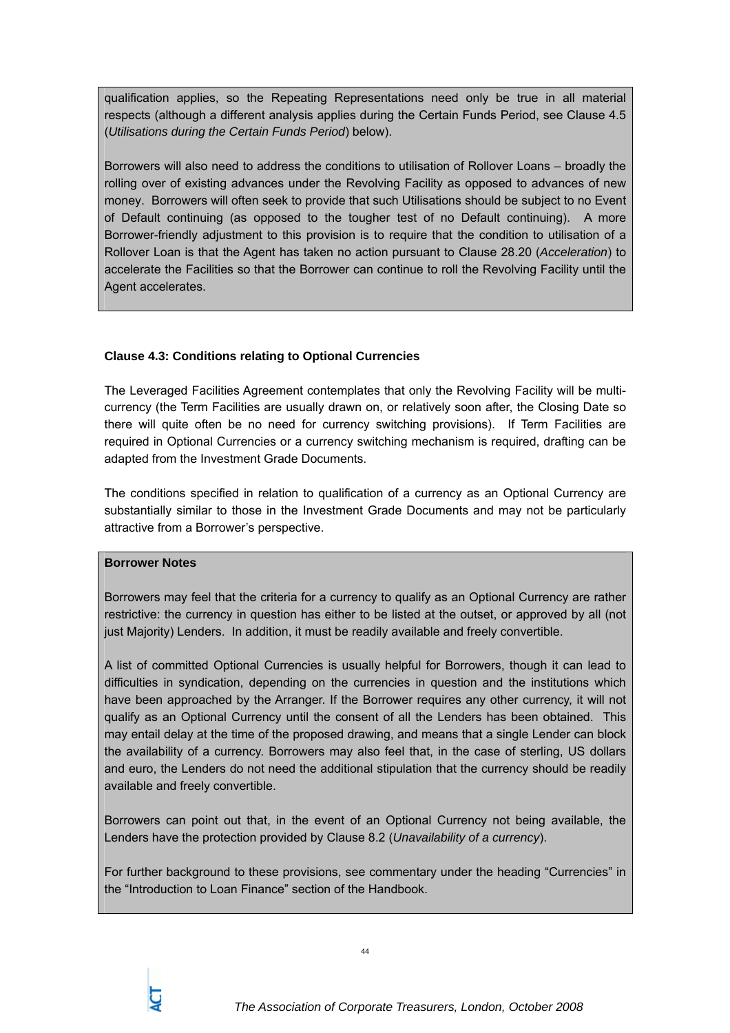qualification applies, so the Repeating Representations need only be true in all material respects (although a different analysis applies during the Certain Funds Period, see Clause 4.5 (*Utilisations during the Certain Funds Period*) below).

Borrowers will also need to address the conditions to utilisation of Rollover Loans – broadly the rolling over of existing advances under the Revolving Facility as opposed to advances of new money. Borrowers will often seek to provide that such Utilisations should be subject to no Event of Default continuing (as opposed to the tougher test of no Default continuing). A more Borrower-friendly adjustment to this provision is to require that the condition to utilisation of a Rollover Loan is that the Agent has taken no action pursuant to Clause 28.20 (*Acceleration*) to accelerate the Facilities so that the Borrower can continue to roll the Revolving Facility until the Agent accelerates.

**Clause 4.3: Conditions relating to Optional Currencies**

The Leveraged Facilities Agreement contemplates that only the Revolving Facility will be multi-currency (the Term Facilities are usually drawn on, or relatively soon after, the Closing Date so there will quite often be no need for currency switching provisions). If Term Facilities are required in Optional Currencies or a currency switching mechanism is required, drafting can be adapted from the Investment Grade Documents.

The conditions specified in relation to qualification of a currency as an Optional Currency are substantially similar to those in the Investment Grade Documents and may not be particularly attractive from a Borrower's perspective.

**Borrower Notes**

Borrowers may feel that the criteria for a currency to qualify as an Optional Currency are rather restrictive: the currency in question has either to be listed at the outset, or approved by all (not just Majority) Lenders. In addition, it must be readily available and freely convertible.

A list of committed Optional Currencies is usually helpful for Borrowers, though it can lead to difficulties in syndication, depending on the currencies in question and the institutions which have been approached by the Arranger. If the Borrower requires any other currency, it will not qualify as an Optional Currency until the consent of all the Lenders has been obtained. This may entail delay at the time of the proposed drawing, and means that a single Lender can block the availability of a currency. Borrowers may also feel that, in the case of sterling, US dollars and euro, the Lenders do not need the additional stipulation that the currency should be readily available and freely convertible.

Borrowers can point out that, in the event of an Optional Currency not being available, the Lenders have the protection provided by Clause 8.2 (*Unavailability of a currency*).

For further background to these provisions, see commentary under the heading "Currencies" in the "Introduction to Loan Finance" section of the Handbook.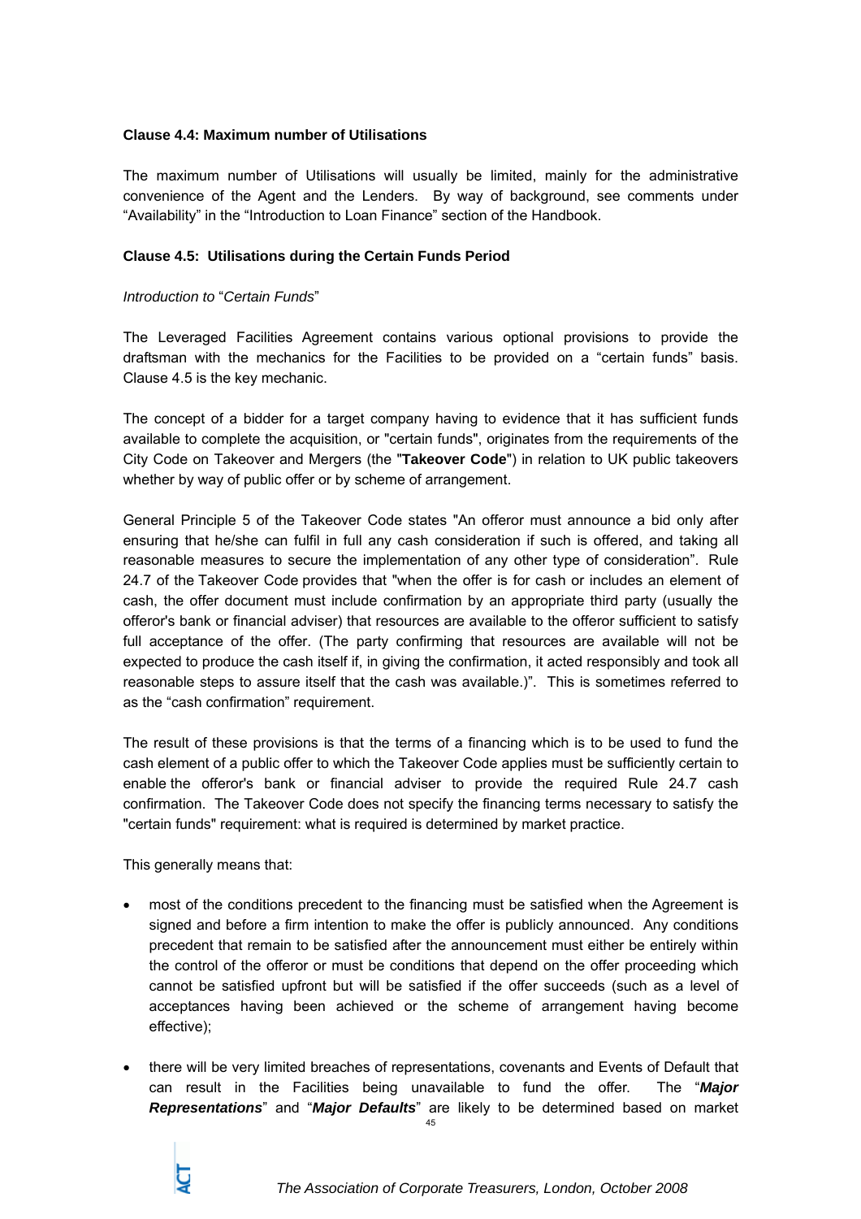**Clause 4.4: Maximum number of Utilisations**

The maximum number of Utilisations will usually be limited, mainly for the administrative convenience of the Agent and the Lenders. By way of background, see comments under "Availability" in the "Introduction to Loan Finance" section of the Handbook.

**Clause 4.5: Utilisations during the Certain Funds Period**

*Introduction to* "*Certain Funds*"

The Leveraged Facilities Agreement contains various optional provisions to provide the draftsman with the mechanics for the Facilities to be provided on a "certain funds" basis. Clause 4.5 is the key mechanic.

The concept of a bidder for a target company having to evidence that it has sufficient funds available to complete the acquisition, or "certain funds", originates from the requirements of the City Code on Takeover and Mergers (the "**Takeover Code**") in relation to UK public takeovers whether by way of public offer or by scheme of arrangement.

General Principle 5 of the Takeover Code states "An offeror must announce a bid only after ensuring that he/she can fulfil in full any cash consideration if such is offered, and taking all reasonable measures to secure the implementation of any other type of consideration". Rule 24.7 of the Takeover Code provides that "when the offer is for cash or includes an element of cash, the offer document must include confirmation by an appropriate third party (usually the offeror's bank or financial adviser) that resources are available to the offeror sufficient to satisfy full acceptance of the offer. (The party confirming that resources are available will not be expected to produce the cash itself if, in giving the confirmation, it acted responsibly and took all reasonable steps to assure itself that the cash was available.)". This is sometimes referred to as the "cash confirmation" requirement.

The result of these provisions is that the terms of a financing which is to be used to fund the cash element of a public offer to which the Takeover Code applies must be sufficiently certain to enable the offeror's bank or financial adviser to provide the required Rule 24.7 cash confirmation. The Takeover Code does not specify the financing terms necessary to satisfy the "certain funds" requirement: what is required is determined by market practice.

This generally means that:

- most of the conditions precedent to the financing must be satisfied when the Agreement is signed and before a firm intention to make the offer is publicly announced. Any conditions precedent that remain to be satisfied after the announcement must either be entirely within the control of the offeror or must be conditions that depend on the offer proceeding which cannot be satisfied upfront but will be satisfied if the offer succeeds (such as a level of acceptances having been achieved or the scheme of arrangement having become effective);

- there will be very limited breaches of representations, covenants and Events of Default that can result in the Facilities being unavailable to fund the offer. The "***Major Representations***" and "***Major Defaults***" are likely to be determined based on market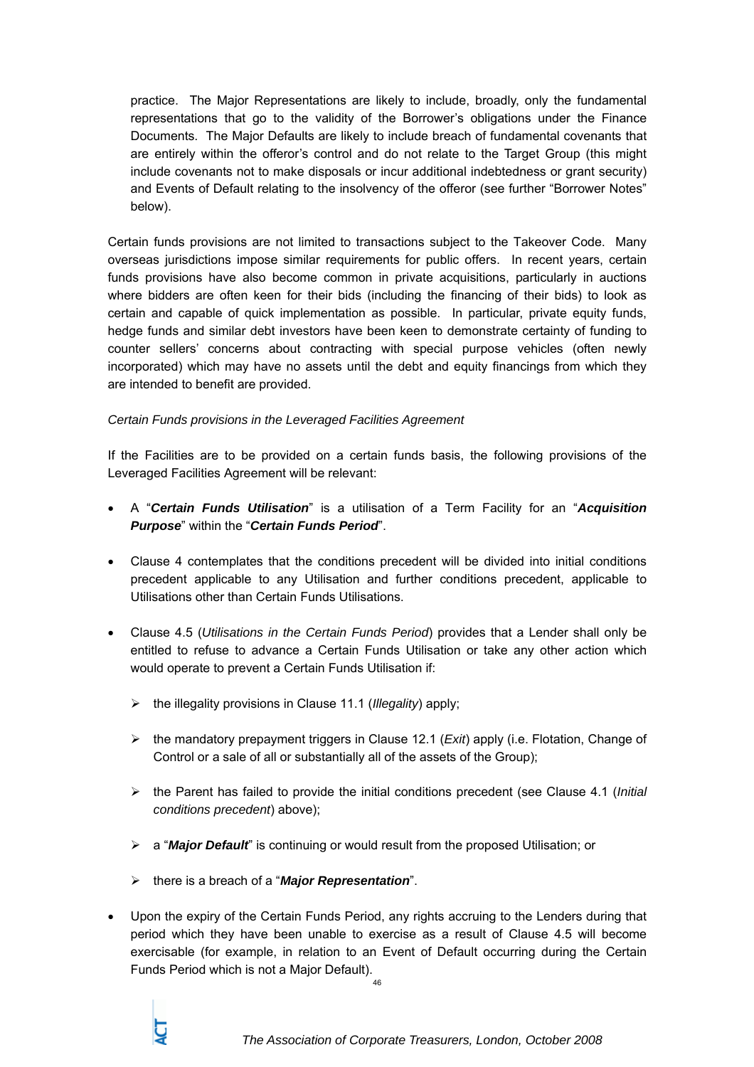practice. The Major Representations are likely to include, broadly, only the fundamental representations that go to the validity of the Borrower's obligations under the Finance Documents. The Major Defaults are likely to include breach of fundamental covenants that are entirely within the offeror's control and do not relate to the Target Group (this might include covenants not to make disposals or incur additional indebtedness or grant security) and Events of Default relating to the insolvency of the offeror (see further "Borrower Notes" below).

Certain funds provisions are not limited to transactions subject to the Takeover Code. Many overseas jurisdictions impose similar requirements for public offers. In recent years, certain funds provisions have also become common in private acquisitions, particularly in auctions where bidders are often keen for their bids (including the financing of their bids) to look as certain and capable of quick implementation as possible. In particular, private equity funds, hedge funds and similar debt investors have been keen to demonstrate certainty of funding to counter sellers' concerns about contracting with special purpose vehicles (often newly incorporated) which may have no assets until the debt and equity financings from which they are intended to benefit are provided.

*Certain Funds provisions in the Leveraged Facilities Agreement*

If the Facilities are to be provided on a certain funds basis, the following provisions of the Leveraged Facilities Agreement will be relevant:

- A "***Certain Funds Utilisation***" is a utilisation of a Term Facility for an "***Acquisition Purpose***" within the "***Certain Funds Period***".
- Clause 4 contemplates that the conditions precedent will be divided into initial conditions precedent applicable to any Utilisation and further conditions precedent, applicable to Utilisations other than Certain Funds Utilisations.
- Clause 4.5 (*Utilisations in the Certain Funds Period*) provides that a Lender shall only be entitled to refuse to advance a Certain Funds Utilisation or take any other action which would operate to prevent a Certain Funds Utilisation if:
  - the illegality provisions in Clause 11.1 (*Illegality*) apply;
  - the mandatory prepayment triggers in Clause 12.1 (*Exit*) apply (i.e. Flotation, Change of Control or a sale of all or substantially all of the assets of the Group);
  - the Parent has failed to provide the initial conditions precedent (see Clause 4.1 (*Initial conditions precedent*) above);
  - a "***Major Default***" is continuing or would result from the proposed Utilisation; or
  - there is a breach of a "***Major Representation***".
- Upon the expiry of the Certain Funds Period, any rights accruing to the Lenders during that period which they have been unable to exercise as a result of Clause 4.5 will become exercisable (for example, in relation to an Event of Default occurring during the Certain Funds Period which is not a Major Default).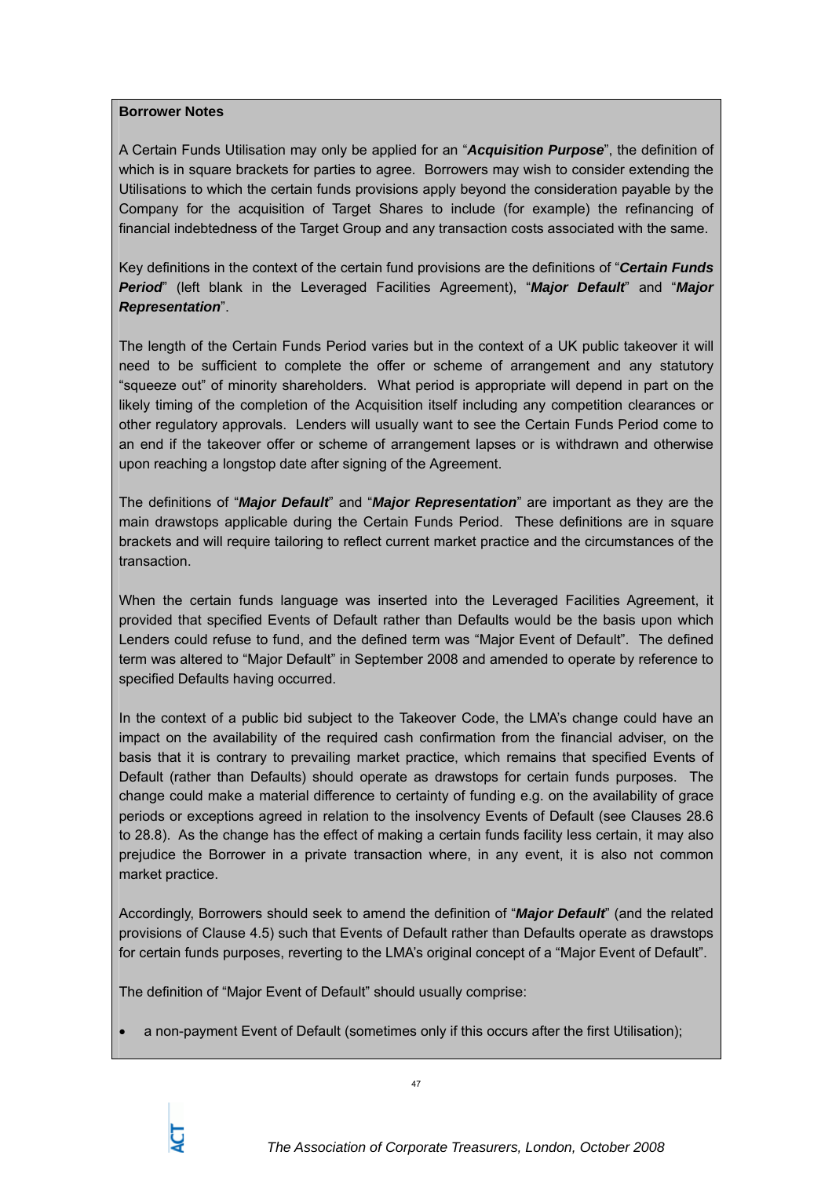**Borrower Notes**

A Certain Funds Utilisation may only be applied for an "***Acquisition Purpose***", the definition of which is in square brackets for parties to agree. Borrowers may wish to consider extending the Utilisations to which the certain funds provisions apply beyond the consideration payable by the Company for the acquisition of Target Shares to include (for example) the refinancing of financial indebtedness of the Target Group and any transaction costs associated with the same.

Key definitions in the context of the certain fund provisions are the definitions of "***Certain Funds Period***" (left blank in the Leveraged Facilities Agreement), "***Major Default***" and "***Major Representation***".

The length of the Certain Funds Period varies but in the context of a UK public takeover it will need to be sufficient to complete the offer or scheme of arrangement and any statutory "squeeze out" of minority shareholders. What period is appropriate will depend in part on the likely timing of the completion of the Acquisition itself including any competition clearances or other regulatory approvals. Lenders will usually want to see the Certain Funds Period come to an end if the takeover offer or scheme of arrangement lapses or is withdrawn and otherwise upon reaching a longstop date after signing of the Agreement.

The definitions of "***Major Default***" and "***Major Representation***" are important as they are the main drawstops applicable during the Certain Funds Period. These definitions are in square brackets and will require tailoring to reflect current market practice and the circumstances of the transaction.

When the certain funds language was inserted into the Leveraged Facilities Agreement, it provided that specified Events of Default rather than Defaults would be the basis upon which Lenders could refuse to fund, and the defined term was "Major Event of Default". The defined term was altered to "Major Default" in September 2008 and amended to operate by reference to specified Defaults having occurred.

In the context of a public bid subject to the Takeover Code, the LMA's change could have an impact on the availability of the required cash confirmation from the financial adviser, on the basis that it is contrary to prevailing market practice, which remains that specified Events of Default (rather than Defaults) should operate as drawstops for certain funds purposes. The change could make a material difference to certainty of funding e.g. on the availability of grace periods or exceptions agreed in relation to the insolvency Events of Default (see Clauses 28.6 to 28.8). As the change has the effect of making a certain funds facility less certain, it may also prejudice the Borrower in a private transaction where, in any event, it is also not common market practice.

Accordingly, Borrowers should seek to amend the definition of "***Major Default***" (and the related provisions of Clause 4.5) such that Events of Default rather than Defaults operate as drawstops for certain funds purposes, reverting to the LMA's original concept of a "Major Event of Default".

The definition of "Major Event of Default" should usually comprise:

- a non-payment Event of Default (sometimes only if this occurs after the first Utilisation);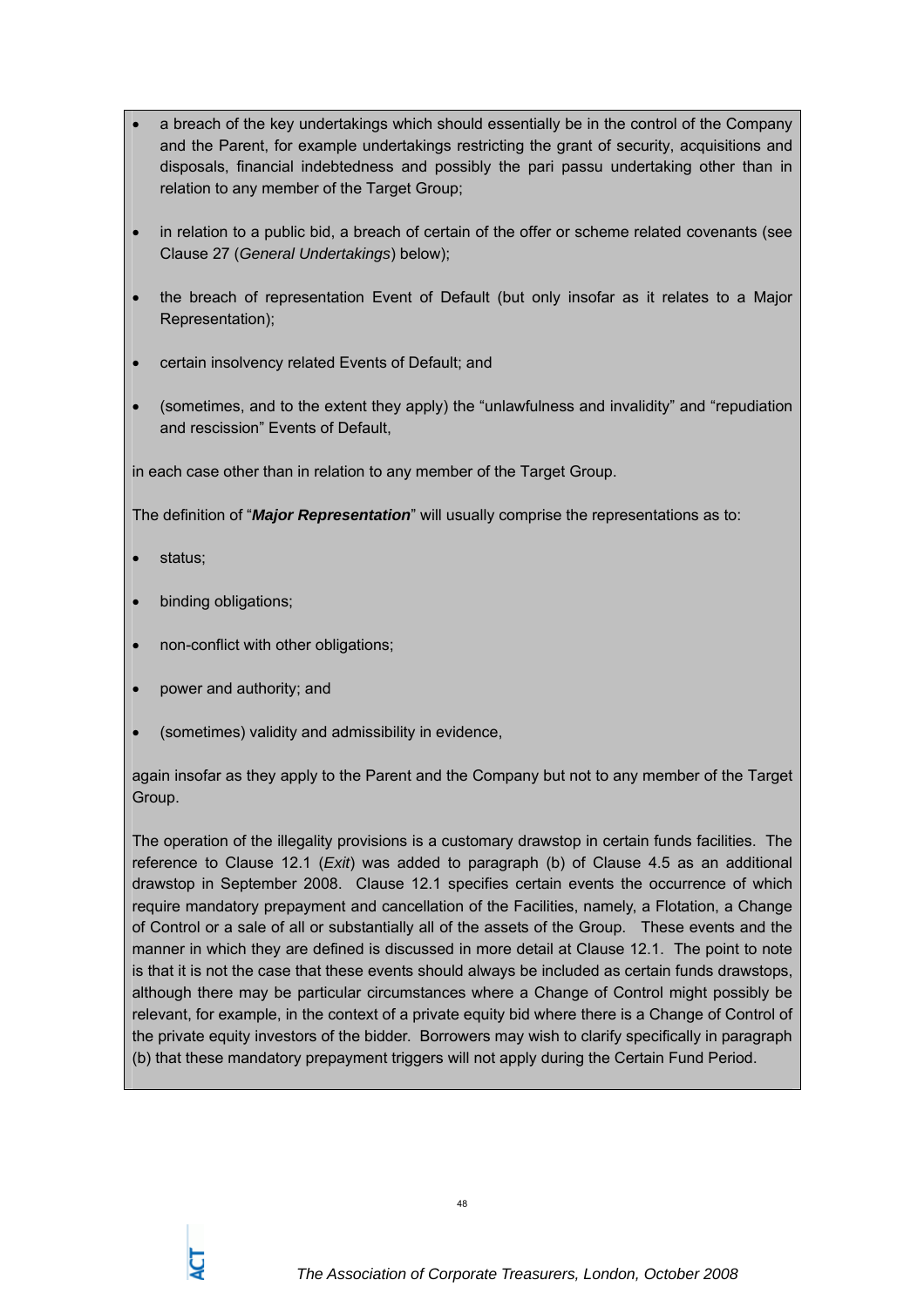- a breach of the key undertakings which should essentially be in the control of the Company and the Parent, for example undertakings restricting the grant of security, acquisitions and disposals, financial indebtedness and possibly the pari passu undertaking other than in relation to any member of the Target Group;
- in relation to a public bid, a breach of certain of the offer or scheme related covenants (see Clause 27 (*General Undertakings*) below);
- the breach of representation Event of Default (but only insofar as it relates to a Major Representation);
- certain insolvency related Events of Default; and
- (sometimes, and to the extent they apply) the "unlawfulness and invalidity" and "repudiation and rescission" Events of Default,

in each case other than in relation to any member of the Target Group.

The definition of "***Major Representation***" will usually comprise the representations as to:

- status;
- binding obligations;
- non-conflict with other obligations;
- power and authority; and
- (sometimes) validity and admissibility in evidence,

again insofar as they apply to the Parent and the Company but not to any member of the Target Group.

The operation of the illegality provisions is a customary drawstop in certain funds facilities. The reference to Clause 12.1 (*Exit*) was added to paragraph (b) of Clause 4.5 as an additional drawstop in September 2008. Clause 12.1 specifies certain events the occurrence of which require mandatory prepayment and cancellation of the Facilities, namely, a Flotation, a Change of Control or a sale of all or substantially all of the assets of the Group. These events and the manner in which they are defined is discussed in more detail at Clause 12.1. The point to note is that it is not the case that these events should always be included as certain funds drawstops, although there may be particular circumstances where a Change of Control might possibly be relevant, for example, in the context of a private equity bid where there is a Change of Control of the private equity investors of the bidder. Borrowers may wish to clarify specifically in paragraph (b) that these mandatory prepayment triggers will not apply during the Certain Fund Period.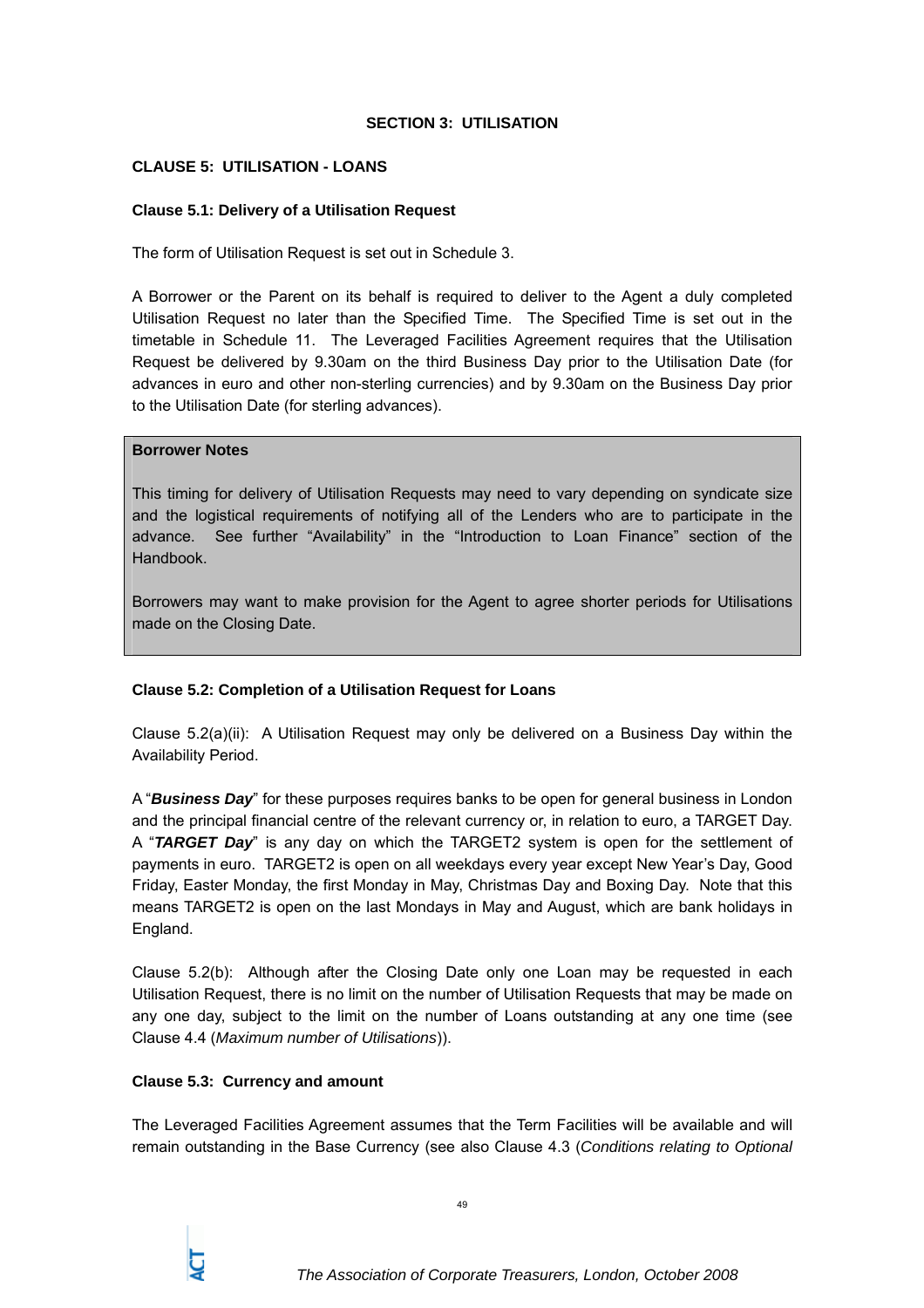## SECTION 3: UTILISATION

### CLAUSE 5: UTILISATION - LOANS

**Clause 5.1: Delivery of a Utilisation Request**

The form of Utilisation Request is set out in Schedule 3.

A Borrower or the Parent on its behalf is required to deliver to the Agent a duly completed Utilisation Request no later than the Specified Time. The Specified Time is set out in the timetable in Schedule 11. The Leveraged Facilities Agreement requires that the Utilisation Request be delivered by 9.30am on the third Business Day prior to the Utilisation Date (for advances in euro and other non-sterling currencies) and by 9.30am on the Business Day prior to the Utilisation Date (for sterling advances).

> **Borrower Notes**
>
> This timing for delivery of Utilisation Requests may need to vary depending on syndicate size and the logistical requirements of notifying all of the Lenders who are to participate in the advance. See further "Availability" in the "Introduction to Loan Finance" section of the Handbook.
>
> Borrowers may want to make provision for the Agent to agree shorter periods for Utilisations made on the Closing Date.

**Clause 5.2: Completion of a Utilisation Request for Loans**

Clause 5.2(a)(ii): A Utilisation Request may only be delivered on a Business Day within the Availability Period.

A "***Business Day***" for these purposes requires banks to be open for general business in London and the principal financial centre of the relevant currency or, in relation to euro, a TARGET Day. A "***TARGET Day***" is any day on which the TARGET2 system is open for the settlement of payments in euro. TARGET2 is open on all weekdays every year except New Year's Day, Good Friday, Easter Monday, the first Monday in May, Christmas Day and Boxing Day. Note that this means TARGET2 is open on the last Mondays in May and August, which are bank holidays in England.

Clause 5.2(b): Although after the Closing Date only one Loan may be requested in each Utilisation Request, there is no limit on the number of Utilisation Requests that may be made on any one day, subject to the limit on the number of Loans outstanding at any one time (see Clause 4.4 (*Maximum number of Utilisations*)).

**Clause 5.3: Currency and amount**

The Leveraged Facilities Agreement assumes that the Term Facilities will be available and will remain outstanding in the Base Currency (see also Clause 4.3 (*Conditions relating to Optional*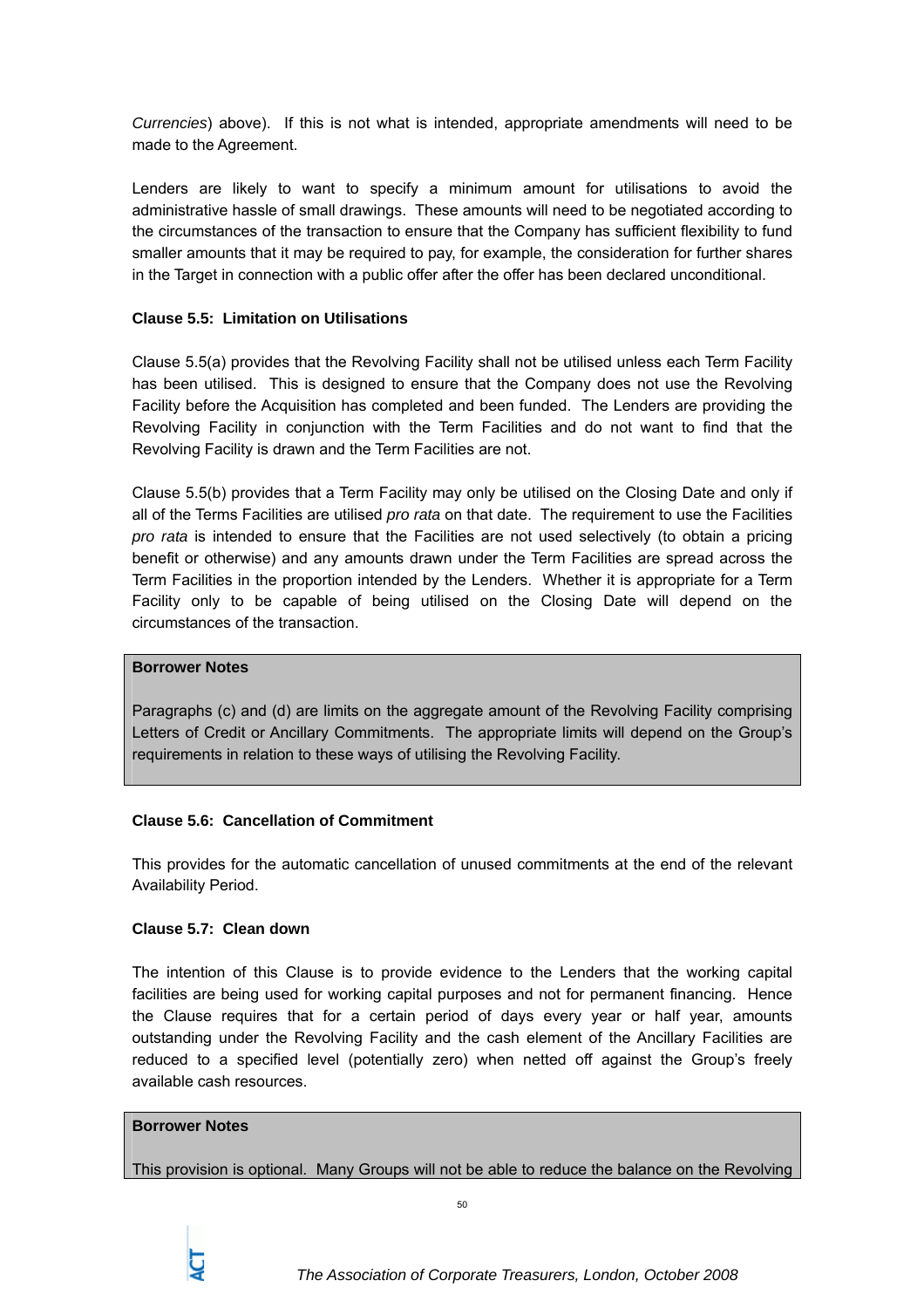*Currencies*) above). If this is not what is intended, appropriate amendments will need to be made to the Agreement.

Lenders are likely to want to specify a minimum amount for utilisations to avoid the administrative hassle of small drawings. These amounts will need to be negotiated according to the circumstances of the transaction to ensure that the Company has sufficient flexibility to fund smaller amounts that it may be required to pay, for example, the consideration for further shares in the Target in connection with a public offer after the offer has been declared unconditional.

**Clause 5.5: Limitation on Utilisations**

Clause 5.5(a) provides that the Revolving Facility shall not be utilised unless each Term Facility has been utilised. This is designed to ensure that the Company does not use the Revolving Facility before the Acquisition has completed and been funded. The Lenders are providing the Revolving Facility in conjunction with the Term Facilities and do not want to find that the Revolving Facility is drawn and the Term Facilities are not.

Clause 5.5(b) provides that a Term Facility may only be utilised on the Closing Date and only if all of the Terms Facilities are utilised *pro rata* on that date. The requirement to use the Facilities *pro rata* is intended to ensure that the Facilities are not used selectively (to obtain a pricing benefit or otherwise) and any amounts drawn under the Term Facilities are spread across the Term Facilities in the proportion intended by the Lenders. Whether it is appropriate for a Term Facility only to be capable of being utilised on the Closing Date will depend on the circumstances of the transaction.

> **Borrower Notes**
>
> Paragraphs (c) and (d) are limits on the aggregate amount of the Revolving Facility comprising Letters of Credit or Ancillary Commitments. The appropriate limits will depend on the Group's requirements in relation to these ways of utilising the Revolving Facility.

**Clause 5.6: Cancellation of Commitment**

This provides for the automatic cancellation of unused commitments at the end of the relevant Availability Period.

**Clause 5.7: Clean down**

The intention of this Clause is to provide evidence to the Lenders that the working capital facilities are being used for working capital purposes and not for permanent financing. Hence the Clause requires that for a certain period of days every year or half year, amounts outstanding under the Revolving Facility and the cash element of the Ancillary Facilities are reduced to a specified level (potentially zero) when netted off against the Group's freely available cash resources.

> **Borrower Notes**
>
> This provision is optional. Many Groups will not be able to reduce the balance on the Revolving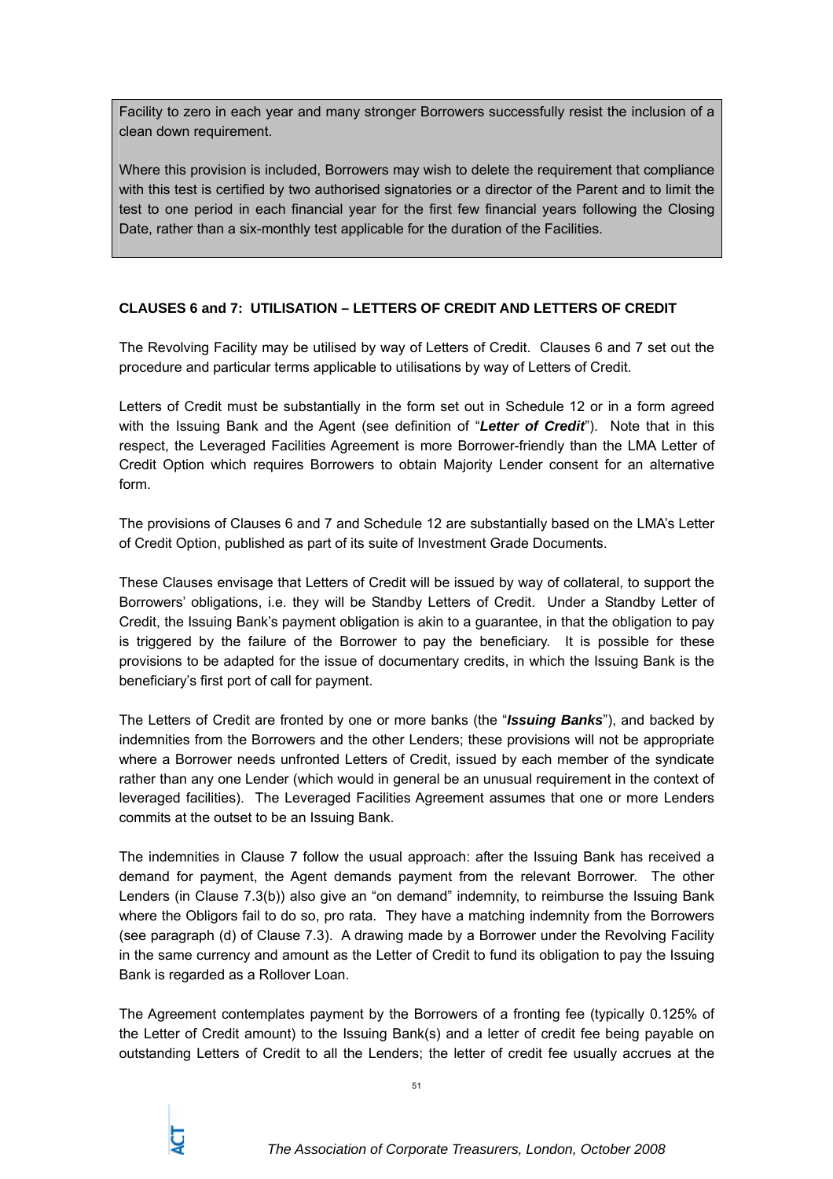Facility to zero in each year and many stronger Borrowers successfully resist the inclusion of a clean down requirement.

Where this provision is included, Borrowers may wish to delete the requirement that compliance with this test is certified by two authorised signatories or a director of the Parent and to limit the test to one period in each financial year for the first few financial years following the Closing Date, rather than a six-monthly test applicable for the duration of the Facilities.

**CLAUSES 6 and 7: UTILISATION – LETTERS OF CREDIT AND LETTERS OF CREDIT**

The Revolving Facility may be utilised by way of Letters of Credit. Clauses 6 and 7 set out the procedure and particular terms applicable to utilisations by way of Letters of Credit.

Letters of Credit must be substantially in the form set out in Schedule 12 or in a form agreed with the Issuing Bank and the Agent (see definition of "***Letter of Credit***"). Note that in this respect, the Leveraged Facilities Agreement is more Borrower-friendly than the LMA Letter of Credit Option which requires Borrowers to obtain Majority Lender consent for an alternative form.

The provisions of Clauses 6 and 7 and Schedule 12 are substantially based on the LMA's Letter of Credit Option, published as part of its suite of Investment Grade Documents.

These Clauses envisage that Letters of Credit will be issued by way of collateral, to support the Borrowers' obligations, i.e. they will be Standby Letters of Credit. Under a Standby Letter of Credit, the Issuing Bank's payment obligation is akin to a guarantee, in that the obligation to pay is triggered by the failure of the Borrower to pay the beneficiary. It is possible for these provisions to be adapted for the issue of documentary credits, in which the Issuing Bank is the beneficiary's first port of call for payment.

The Letters of Credit are fronted by one or more banks (the "***Issuing Banks***"), and backed by indemnities from the Borrowers and the other Lenders; these provisions will not be appropriate where a Borrower needs unfronted Letters of Credit, issued by each member of the syndicate rather than any one Lender (which would in general be an unusual requirement in the context of leveraged facilities). The Leveraged Facilities Agreement assumes that one or more Lenders commits at the outset to be an Issuing Bank.

The indemnities in Clause 7 follow the usual approach: after the Issuing Bank has received a demand for payment, the Agent demands payment from the relevant Borrower. The other Lenders (in Clause 7.3(b)) also give an "on demand" indemnity, to reimburse the Issuing Bank where the Obligors fail to do so, pro rata. They have a matching indemnity from the Borrowers (see paragraph (d) of Clause 7.3). A drawing made by a Borrower under the Revolving Facility in the same currency and amount as the Letter of Credit to fund its obligation to pay the Issuing Bank is regarded as a Rollover Loan.

The Agreement contemplates payment by the Borrowers of a fronting fee (typically 0.125% of the Letter of Credit amount) to the Issuing Bank(s) and a letter of credit fee being payable on outstanding Letters of Credit to all the Lenders; the letter of credit fee usually accrues at the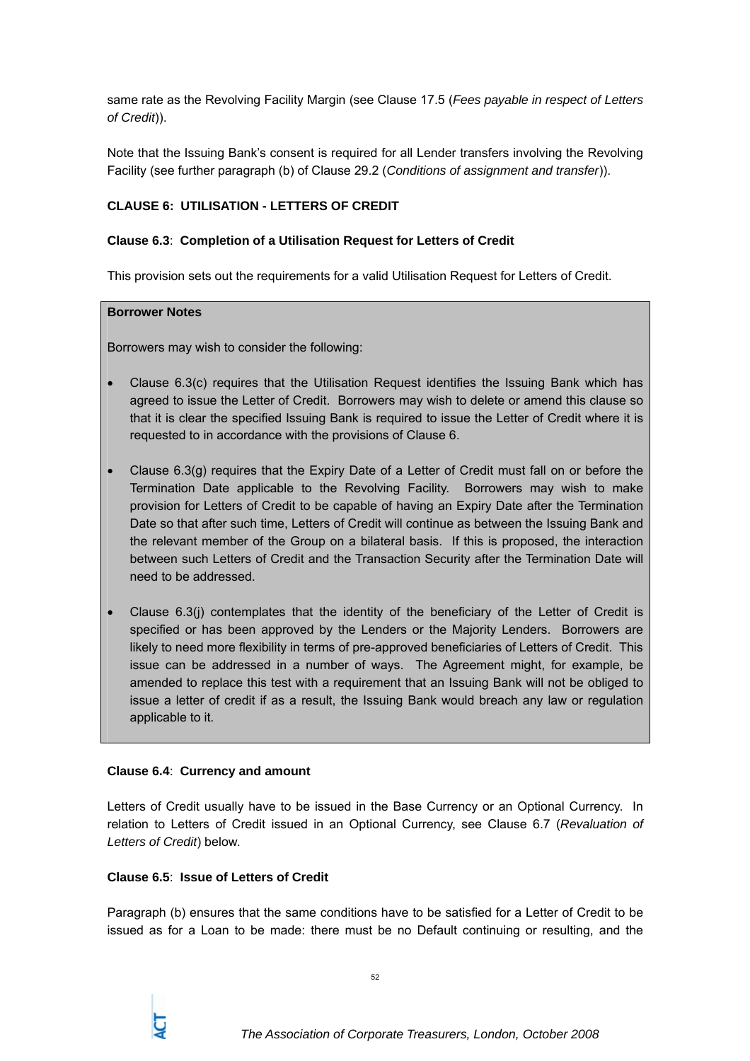same rate as the Revolving Facility Margin (see Clause 17.5 (*Fees payable in respect of Letters of Credit*)).

Note that the Issuing Bank's consent is required for all Lender transfers involving the Revolving Facility (see further paragraph (b) of Clause 29.2 (*Conditions of assignment and transfer*)).

**CLAUSE 6: UTILISATION - LETTERS OF CREDIT**

**Clause 6.3**: **Completion of a Utilisation Request for Letters of Credit**

This provision sets out the requirements for a valid Utilisation Request for Letters of Credit.

> **Borrower Notes**
>
> Borrowers may wish to consider the following:
>
> - Clause 6.3(c) requires that the Utilisation Request identifies the Issuing Bank which has agreed to issue the Letter of Credit. Borrowers may wish to delete or amend this clause so that it is clear the specified Issuing Bank is required to issue the Letter of Credit where it is requested to in accordance with the provisions of Clause 6.
> - Clause 6.3(g) requires that the Expiry Date of a Letter of Credit must fall on or before the Termination Date applicable to the Revolving Facility. Borrowers may wish to make provision for Letters of Credit to be capable of having an Expiry Date after the Termination Date so that after such time, Letters of Credit will continue as between the Issuing Bank and the relevant member of the Group on a bilateral basis. If this is proposed, the interaction between such Letters of Credit and the Transaction Security after the Termination Date will need to be addressed.
> - Clause 6.3(j) contemplates that the identity of the beneficiary of the Letter of Credit is specified or has been approved by the Lenders or the Majority Lenders. Borrowers are likely to need more flexibility in terms of pre-approved beneficiaries of Letters of Credit. This issue can be addressed in a number of ways. The Agreement might, for example, be amended to replace this test with a requirement that an Issuing Bank will not be obliged to issue a letter of credit if as a result, the Issuing Bank would breach any law or regulation applicable to it.

**Clause 6.4**: **Currency and amount**

Letters of Credit usually have to be issued in the Base Currency or an Optional Currency. In relation to Letters of Credit issued in an Optional Currency, see Clause 6.7 (*Revaluation of Letters of Credit*) below.

**Clause 6.5**: **Issue of Letters of Credit**

Paragraph (b) ensures that the same conditions have to be satisfied for a Letter of Credit to be issued as for a Loan to be made: there must be no Default continuing or resulting, and the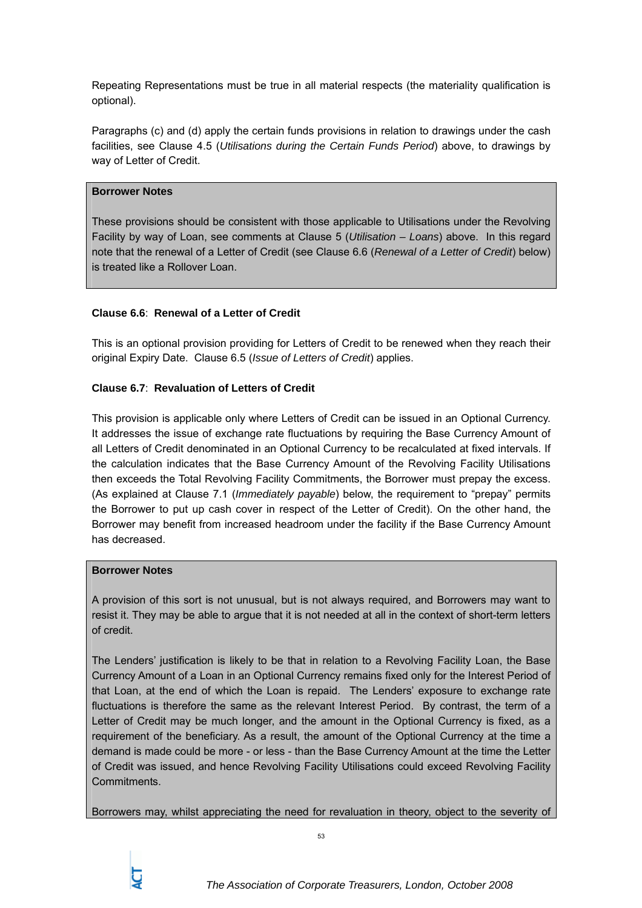Repeating Representations must be true in all material respects (the materiality qualification is optional).

Paragraphs (c) and (d) apply the certain funds provisions in relation to drawings under the cash facilities, see Clause 4.5 (*Utilisations during the Certain Funds Period*) above, to drawings by way of Letter of Credit.

**Borrower Notes**

These provisions should be consistent with those applicable to Utilisations under the Revolving Facility by way of Loan, see comments at Clause 5 (*Utilisation – Loans*) above. In this regard note that the renewal of a Letter of Credit (see Clause 6.6 (*Renewal of a Letter of Credit*) below) is treated like a Rollover Loan.

**Clause 6.6**: **Renewal of a Letter of Credit**

This is an optional provision providing for Letters of Credit to be renewed when they reach their original Expiry Date. Clause 6.5 (*Issue of Letters of Credit*) applies.

**Clause 6.7**: **Revaluation of Letters of Credit**

This provision is applicable only where Letters of Credit can be issued in an Optional Currency. It addresses the issue of exchange rate fluctuations by requiring the Base Currency Amount of all Letters of Credit denominated in an Optional Currency to be recalculated at fixed intervals. If the calculation indicates that the Base Currency Amount of the Revolving Facility Utilisations then exceeds the Total Revolving Facility Commitments, the Borrower must prepay the excess. (As explained at Clause 7.1 (*Immediately payable*) below, the requirement to "prepay" permits the Borrower to put up cash cover in respect of the Letter of Credit). On the other hand, the Borrower may benefit from increased headroom under the facility if the Base Currency Amount has decreased.

**Borrower Notes**

A provision of this sort is not unusual, but is not always required, and Borrowers may want to resist it. They may be able to argue that it is not needed at all in the context of short-term letters of credit.

The Lenders' justification is likely to be that in relation to a Revolving Facility Loan, the Base Currency Amount of a Loan in an Optional Currency remains fixed only for the Interest Period of that Loan, at the end of which the Loan is repaid. The Lenders' exposure to exchange rate fluctuations is therefore the same as the relevant Interest Period. By contrast, the term of a Letter of Credit may be much longer, and the amount in the Optional Currency is fixed, as a requirement of the beneficiary. As a result, the amount of the Optional Currency at the time a demand is made could be more - or less - than the Base Currency Amount at the time the Letter of Credit was issued, and hence Revolving Facility Utilisations could exceed Revolving Facility Commitments.

Borrowers may, whilst appreciating the need for revaluation in theory, object to the severity of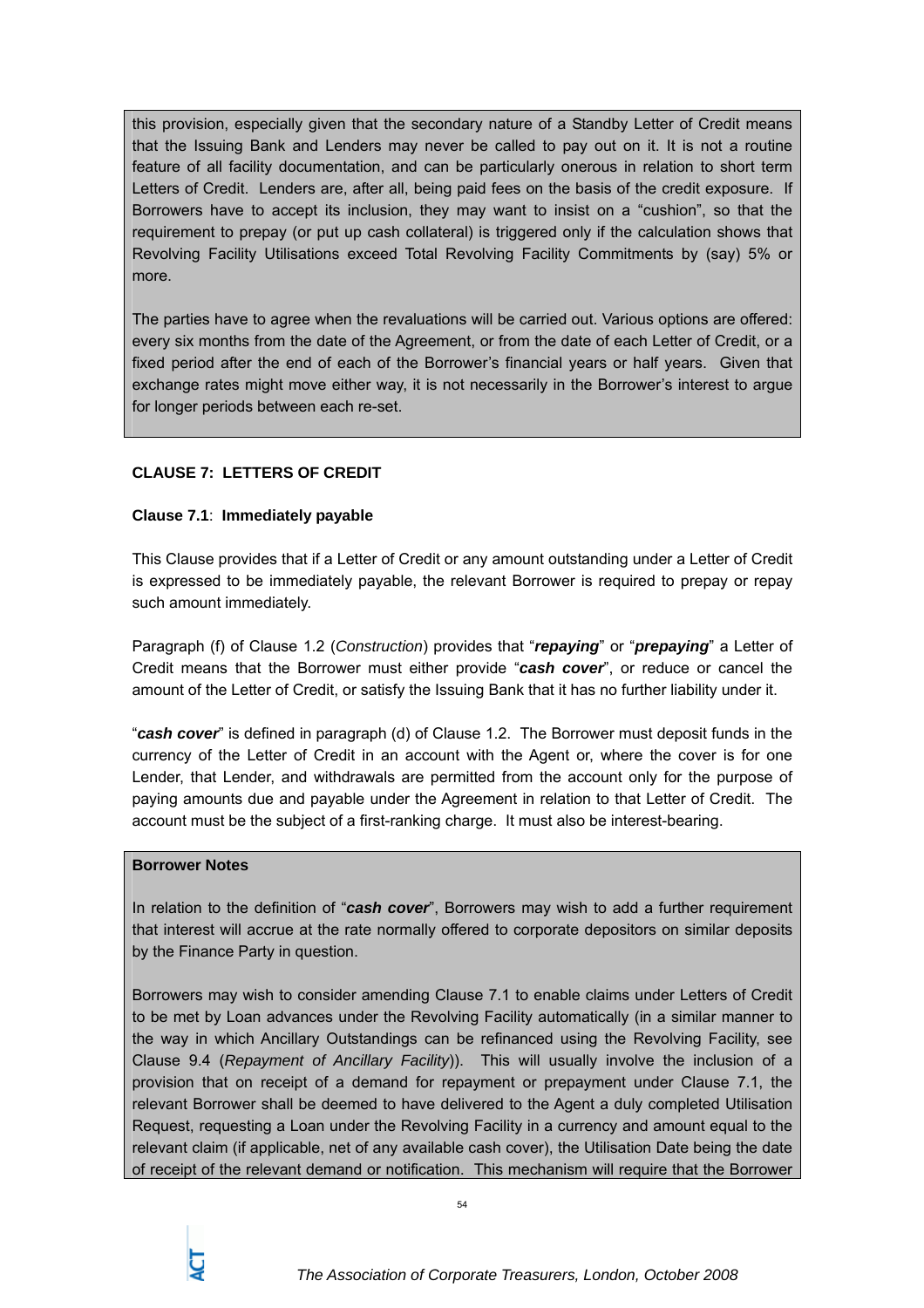this provision, especially given that the secondary nature of a Standby Letter of Credit means that the Issuing Bank and Lenders may never be called to pay out on it. It is not a routine feature of all facility documentation, and can be particularly onerous in relation to short term Letters of Credit. Lenders are, after all, being paid fees on the basis of the credit exposure. If Borrowers have to accept its inclusion, they may want to insist on a "cushion", so that the requirement to prepay (or put up cash collateral) is triggered only if the calculation shows that Revolving Facility Utilisations exceed Total Revolving Facility Commitments by (say) 5% or more.

The parties have to agree when the revaluations will be carried out. Various options are offered: every six months from the date of the Agreement, or from the date of each Letter of Credit, or a fixed period after the end of each of the Borrower's financial years or half years. Given that exchange rates might move either way, it is not necessarily in the Borrower's interest to argue for longer periods between each re-set.

**CLAUSE 7: LETTERS OF CREDIT**

**Clause 7.1**: **Immediately payable**

This Clause provides that if a Letter of Credit or any amount outstanding under a Letter of Credit is expressed to be immediately payable, the relevant Borrower is required to prepay or repay such amount immediately.

Paragraph (f) of Clause 1.2 (*Construction*) provides that "***repaying***" or "***prepaying***" a Letter of Credit means that the Borrower must either provide "***cash cover***", or reduce or cancel the amount of the Letter of Credit, or satisfy the Issuing Bank that it has no further liability under it.

"***cash cover***" is defined in paragraph (d) of Clause 1.2. The Borrower must deposit funds in the currency of the Letter of Credit in an account with the Agent or, where the cover is for one Lender, that Lender, and withdrawals are permitted from the account only for the purpose of paying amounts due and payable under the Agreement in relation to that Letter of Credit. The account must be the subject of a first-ranking charge. It must also be interest-bearing.

**Borrower Notes**

In relation to the definition of "***cash cover***", Borrowers may wish to add a further requirement that interest will accrue at the rate normally offered to corporate depositors on similar deposits by the Finance Party in question.

Borrowers may wish to consider amending Clause 7.1 to enable claims under Letters of Credit to be met by Loan advances under the Revolving Facility automatically (in a similar manner to the way in which Ancillary Outstandings can be refinanced using the Revolving Facility, see Clause 9.4 (*Repayment of Ancillary Facility*)). This will usually involve the inclusion of a provision that on receipt of a demand for repayment or prepayment under Clause 7.1, the relevant Borrower shall be deemed to have delivered to the Agent a duly completed Utilisation Request, requesting a Loan under the Revolving Facility in a currency and amount equal to the relevant claim (if applicable, net of any available cash cover), the Utilisation Date being the date of receipt of the relevant demand or notification. This mechanism will require that the Borrower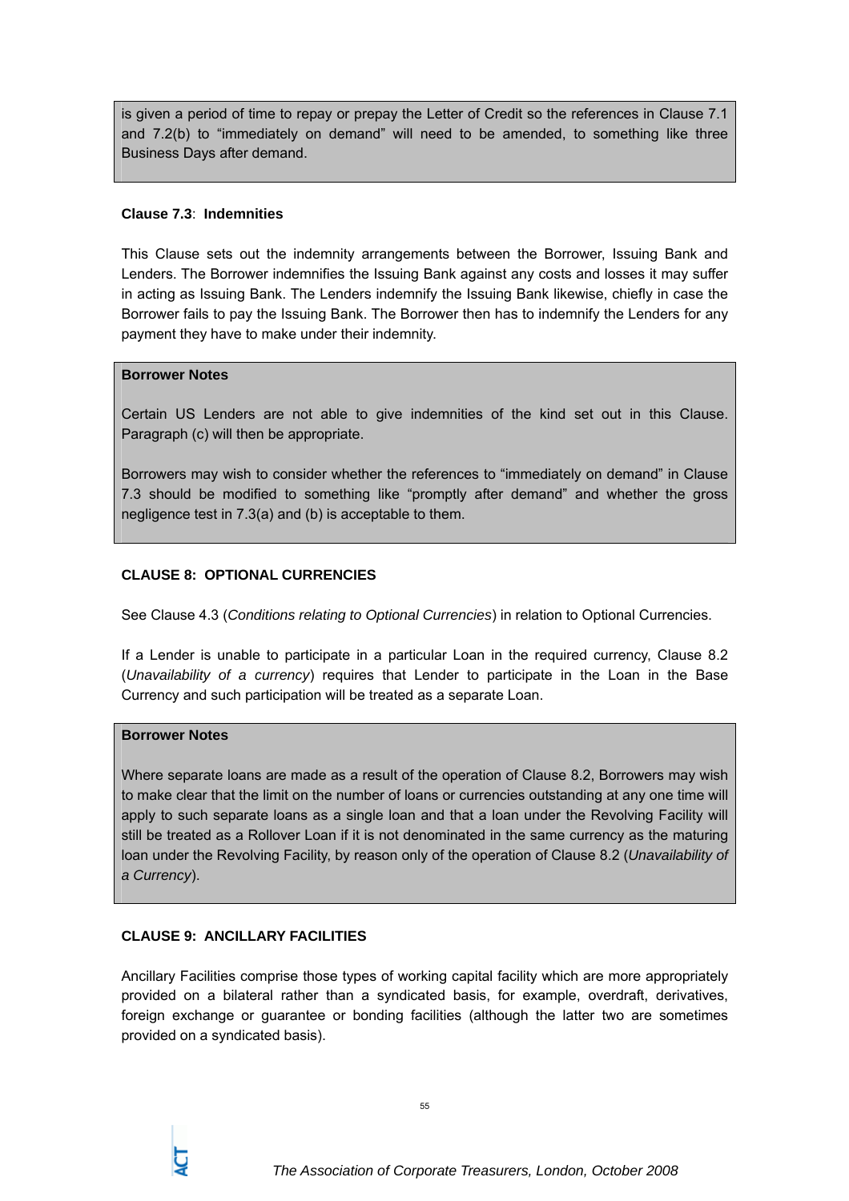is given a period of time to repay or prepay the Letter of Credit so the references in Clause 7.1 and 7.2(b) to "immediately on demand" will need to be amended, to something like three Business Days after demand.

**Clause 7.3**: **Indemnities**

This Clause sets out the indemnity arrangements between the Borrower, Issuing Bank and Lenders. The Borrower indemnifies the Issuing Bank against any costs and losses it may suffer in acting as Issuing Bank. The Lenders indemnify the Issuing Bank likewise, chiefly in case the Borrower fails to pay the Issuing Bank. The Borrower then has to indemnify the Lenders for any payment they have to make under their indemnity.

**Borrower Notes**

Certain US Lenders are not able to give indemnities of the kind set out in this Clause. Paragraph (c) will then be appropriate.

Borrowers may wish to consider whether the references to "immediately on demand" in Clause 7.3 should be modified to something like "promptly after demand" and whether the gross negligence test in 7.3(a) and (b) is acceptable to them.

**CLAUSE 8: OPTIONAL CURRENCIES**

See Clause 4.3 (*Conditions relating to Optional Currencies*) in relation to Optional Currencies.

If a Lender is unable to participate in a particular Loan in the required currency, Clause 8.2 (*Unavailability of a currency*) requires that Lender to participate in the Loan in the Base Currency and such participation will be treated as a separate Loan.

**Borrower Notes**

Where separate loans are made as a result of the operation of Clause 8.2, Borrowers may wish to make clear that the limit on the number of loans or currencies outstanding at any one time will apply to such separate loans as a single loan and that a loan under the Revolving Facility will still be treated as a Rollover Loan if it is not denominated in the same currency as the maturing loan under the Revolving Facility, by reason only of the operation of Clause 8.2 (*Unavailability of a Currency*).

**CLAUSE 9: ANCILLARY FACILITIES**

Ancillary Facilities comprise those types of working capital facility which are more appropriately provided on a bilateral rather than a syndicated basis, for example, overdraft, derivatives, foreign exchange or guarantee or bonding facilities (although the latter two are sometimes provided on a syndicated basis).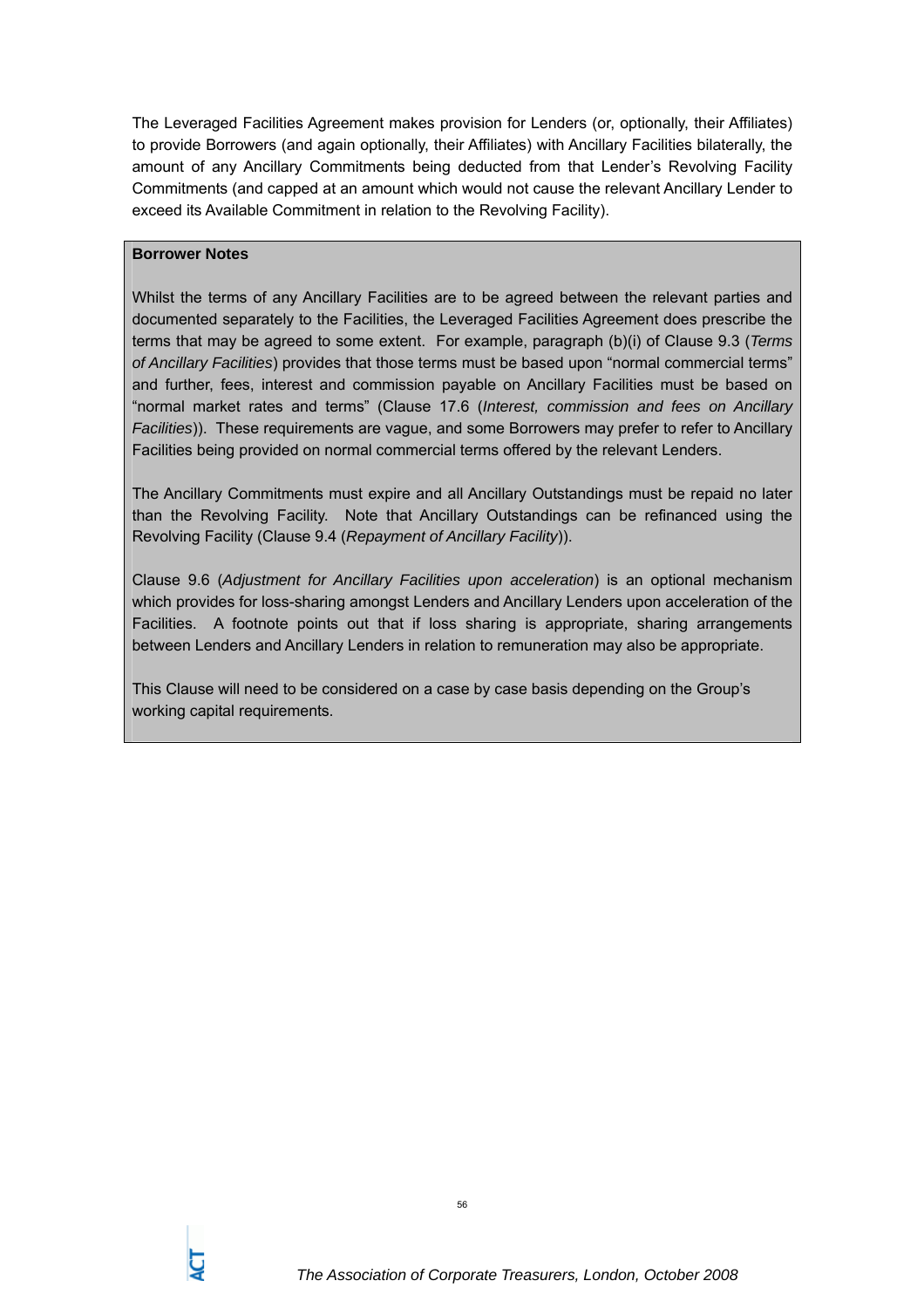The Leveraged Facilities Agreement makes provision for Lenders (or, optionally, their Affiliates) to provide Borrowers (and again optionally, their Affiliates) with Ancillary Facilities bilaterally, the amount of any Ancillary Commitments being deducted from that Lender's Revolving Facility Commitments (and capped at an amount which would not cause the relevant Ancillary Lender to exceed its Available Commitment in relation to the Revolving Facility).

**Borrower Notes**

Whilst the terms of any Ancillary Facilities are to be agreed between the relevant parties and documented separately to the Facilities, the Leveraged Facilities Agreement does prescribe the terms that may be agreed to some extent. For example, paragraph (b)(i) of Clause 9.3 (*Terms of Ancillary Facilities*) provides that those terms must be based upon "normal commercial terms" and further, fees, interest and commission payable on Ancillary Facilities must be based on "normal market rates and terms" (Clause 17.6 (*Interest, commission and fees on Ancillary Facilities*)). These requirements are vague, and some Borrowers may prefer to refer to Ancillary Facilities being provided on normal commercial terms offered by the relevant Lenders.

The Ancillary Commitments must expire and all Ancillary Outstandings must be repaid no later than the Revolving Facility. Note that Ancillary Outstandings can be refinanced using the Revolving Facility (Clause 9.4 (*Repayment of Ancillary Facility*)).

Clause 9.6 (*Adjustment for Ancillary Facilities upon acceleration*) is an optional mechanism which provides for loss-sharing amongst Lenders and Ancillary Lenders upon acceleration of the Facilities. A footnote points out that if loss sharing is appropriate, sharing arrangements between Lenders and Ancillary Lenders in relation to remuneration may also be appropriate.

This Clause will need to be considered on a case by case basis depending on the Group's working capital requirements.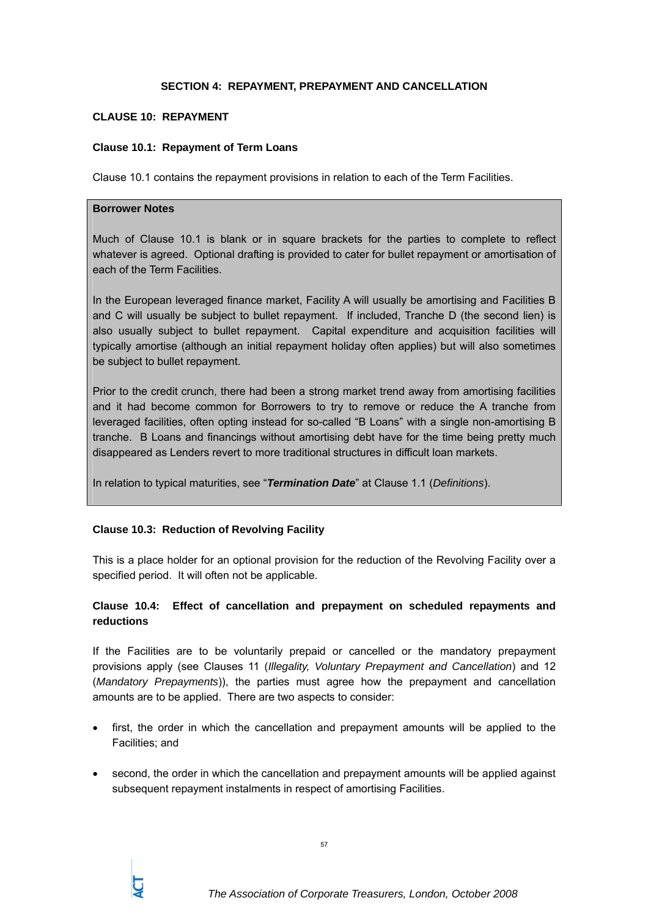## SECTION 4: REPAYMENT, PREPAYMENT AND CANCELLATION

### CLAUSE 10: REPAYMENT

**Clause 10.1: Repayment of Term Loans**

Clause 10.1 contains the repayment provisions in relation to each of the Term Facilities.

> **Borrower Notes**
>
> Much of Clause 10.1 is blank or in square brackets for the parties to complete to reflect whatever is agreed. Optional drafting is provided to cater for bullet repayment or amortisation of each of the Term Facilities.
>
> In the European leveraged finance market, Facility A will usually be amortising and Facilities B and C will usually be subject to bullet repayment. If included, Tranche D (the second lien) is also usually subject to bullet repayment. Capital expenditure and acquisition facilities will typically amortise (although an initial repayment holiday often applies) but will also sometimes be subject to bullet repayment.
>
> Prior to the credit crunch, there had been a strong market trend away from amortising facilities and it had become common for Borrowers to try to remove or reduce the A tranche from leveraged facilities, often opting instead for so-called "B Loans" with a single non-amortising B tranche. B Loans and financings without amortising debt have for the time being pretty much disappeared as Lenders revert to more traditional structures in difficult loan markets.
>
> In relation to typical maturities, see "***Termination Date***" at Clause 1.1 (*Definitions*).

**Clause 10.3: Reduction of Revolving Facility**

This is a place holder for an optional provision for the reduction of the Revolving Facility over a specified period. It will often not be applicable.

**Clause 10.4: Effect of cancellation and prepayment on scheduled repayments and reductions**

If the Facilities are to be voluntarily prepaid or cancelled or the mandatory prepayment provisions apply (see Clauses 11 (*Illegality, Voluntary Prepayment and Cancellation*) and 12 (*Mandatory Prepayments*)), the parties must agree how the prepayment and cancellation amounts are to be applied. There are two aspects to consider:

- first, the order in which the cancellation and prepayment amounts will be applied to the Facilities; and
- second, the order in which the cancellation and prepayment amounts will be applied against subsequent repayment instalments in respect of amortising Facilities.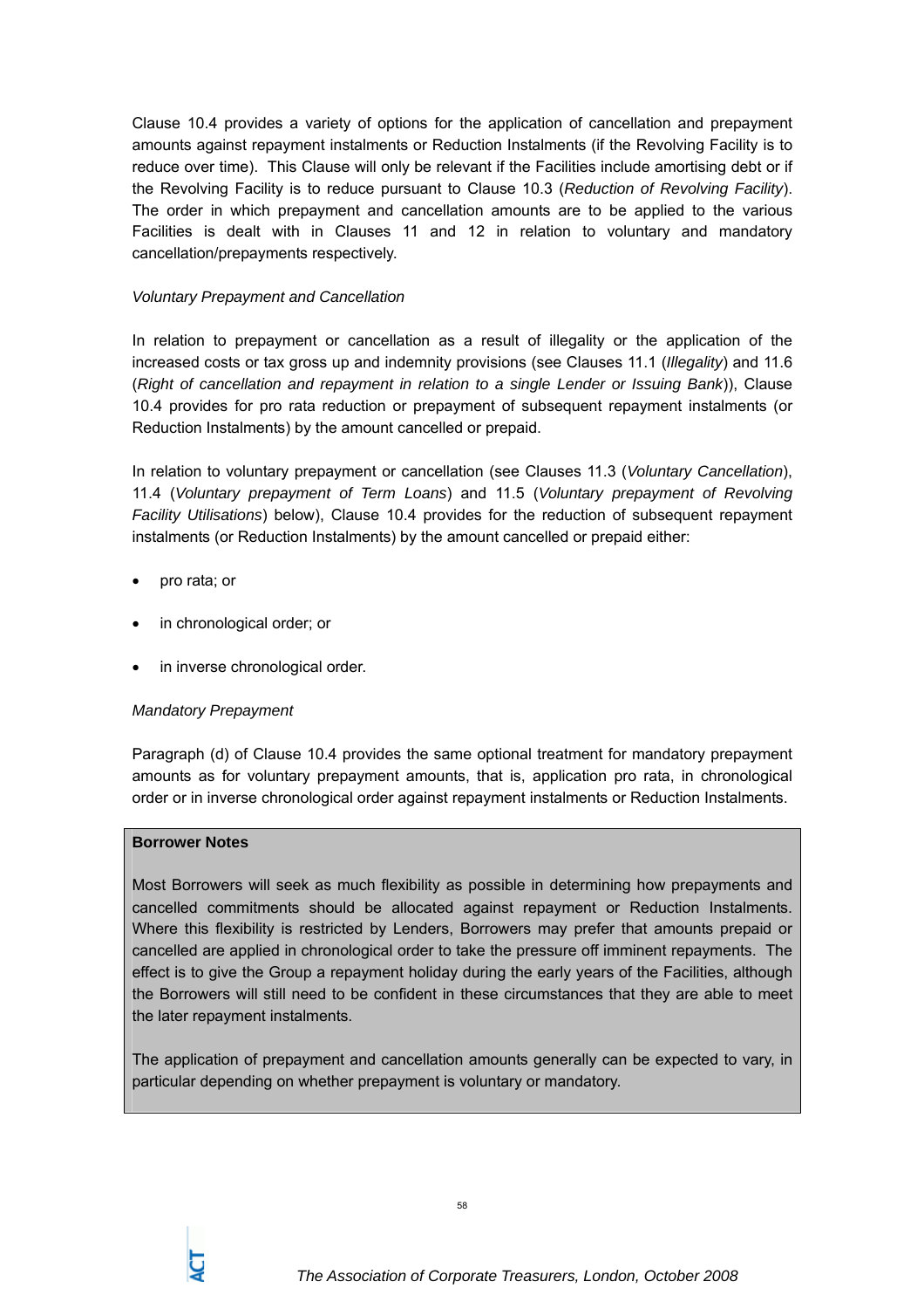Clause 10.4 provides a variety of options for the application of cancellation and prepayment amounts against repayment instalments or Reduction Instalments (if the Revolving Facility is to reduce over time). This Clause will only be relevant if the Facilities include amortising debt or if the Revolving Facility is to reduce pursuant to Clause 10.3 (*Reduction of Revolving Facility*). The order in which prepayment and cancellation amounts are to be applied to the various Facilities is dealt with in Clauses 11 and 12 in relation to voluntary and mandatory cancellation/prepayments respectively.

*Voluntary Prepayment and Cancellation*

In relation to prepayment or cancellation as a result of illegality or the application of the increased costs or tax gross up and indemnity provisions (see Clauses 11.1 (*Illegality*) and 11.6 (*Right of cancellation and repayment in relation to a single Lender or Issuing Bank*)), Clause 10.4 provides for pro rata reduction or prepayment of subsequent repayment instalments (or Reduction Instalments) by the amount cancelled or prepaid.

In relation to voluntary prepayment or cancellation (see Clauses 11.3 (*Voluntary Cancellation*), 11.4 (*Voluntary prepayment of Term Loans*) and 11.5 (*Voluntary prepayment of Revolving Facility Utilisations*) below), Clause 10.4 provides for the reduction of subsequent repayment instalments (or Reduction Instalments) by the amount cancelled or prepaid either:

- pro rata; or
- in chronological order; or
- in inverse chronological order.

*Mandatory Prepayment*

Paragraph (d) of Clause 10.4 provides the same optional treatment for mandatory prepayment amounts as for voluntary prepayment amounts, that is, application pro rata, in chronological order or in inverse chronological order against repayment instalments or Reduction Instalments.

**Borrower Notes**

Most Borrowers will seek as much flexibility as possible in determining how prepayments and cancelled commitments should be allocated against repayment or Reduction Instalments. Where this flexibility is restricted by Lenders, Borrowers may prefer that amounts prepaid or cancelled are applied in chronological order to take the pressure off imminent repayments. The effect is to give the Group a repayment holiday during the early years of the Facilities, although the Borrowers will still need to be confident in these circumstances that they are able to meet the later repayment instalments.

The application of prepayment and cancellation amounts generally can be expected to vary, in particular depending on whether prepayment is voluntary or mandatory.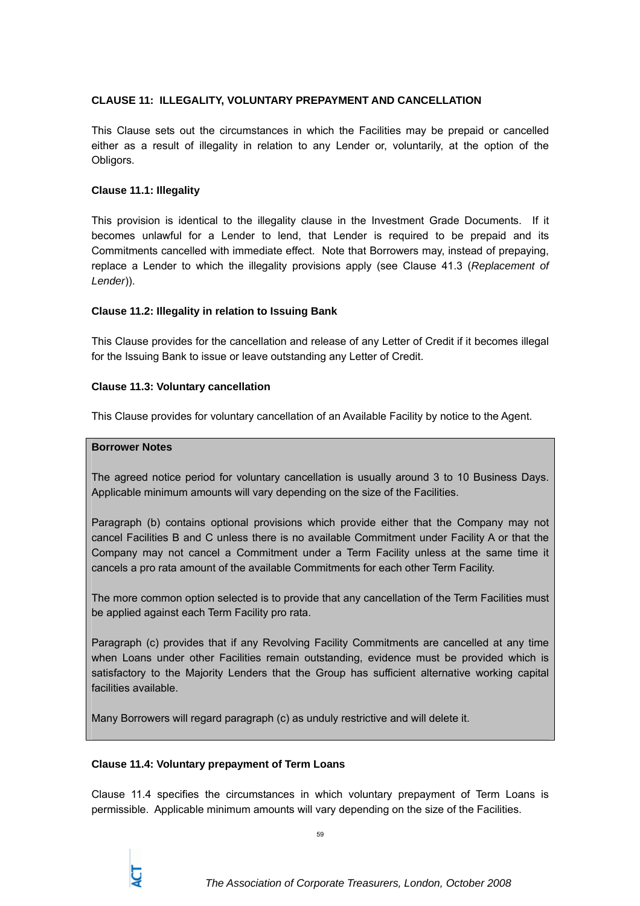## CLAUSE 11: ILLEGALITY, VOLUNTARY PREPAYMENT AND CANCELLATION

This Clause sets out the circumstances in which the Facilities may be prepaid or cancelled either as a result of illegality in relation to any Lender or, voluntarily, at the option of the Obligors.

### Clause 11.1: Illegality

This provision is identical to the illegality clause in the Investment Grade Documents. If it becomes unlawful for a Lender to lend, that Lender is required to be prepaid and its Commitments cancelled with immediate effect. Note that Borrowers may, instead of prepaying, replace a Lender to which the illegality provisions apply (see Clause 41.3 (*Replacement of Lender*)).

### Clause 11.2: Illegality in relation to Issuing Bank

This Clause provides for the cancellation and release of any Letter of Credit if it becomes illegal for the Issuing Bank to issue or leave outstanding any Letter of Credit.

### Clause 11.3: Voluntary cancellation

This Clause provides for voluntary cancellation of an Available Facility by notice to the Agent.

> **Borrower Notes**
>
> The agreed notice period for voluntary cancellation is usually around 3 to 10 Business Days. Applicable minimum amounts will vary depending on the size of the Facilities.
>
> Paragraph (b) contains optional provisions which provide either that the Company may not cancel Facilities B and C unless there is no available Commitment under Facility A or that the Company may not cancel a Commitment under a Term Facility unless at the same time it cancels a pro rata amount of the available Commitments for each other Term Facility.
>
> The more common option selected is to provide that any cancellation of the Term Facilities must be applied against each Term Facility pro rata.
>
> Paragraph (c) provides that if any Revolving Facility Commitments are cancelled at any time when Loans under other Facilities remain outstanding, evidence must be provided which is satisfactory to the Majority Lenders that the Group has sufficient alternative working capital facilities available.
>
> Many Borrowers will regard paragraph (c) as unduly restrictive and will delete it.

### Clause 11.4: Voluntary prepayment of Term Loans

Clause 11.4 specifies the circumstances in which voluntary prepayment of Term Loans is permissible. Applicable minimum amounts will vary depending on the size of the Facilities.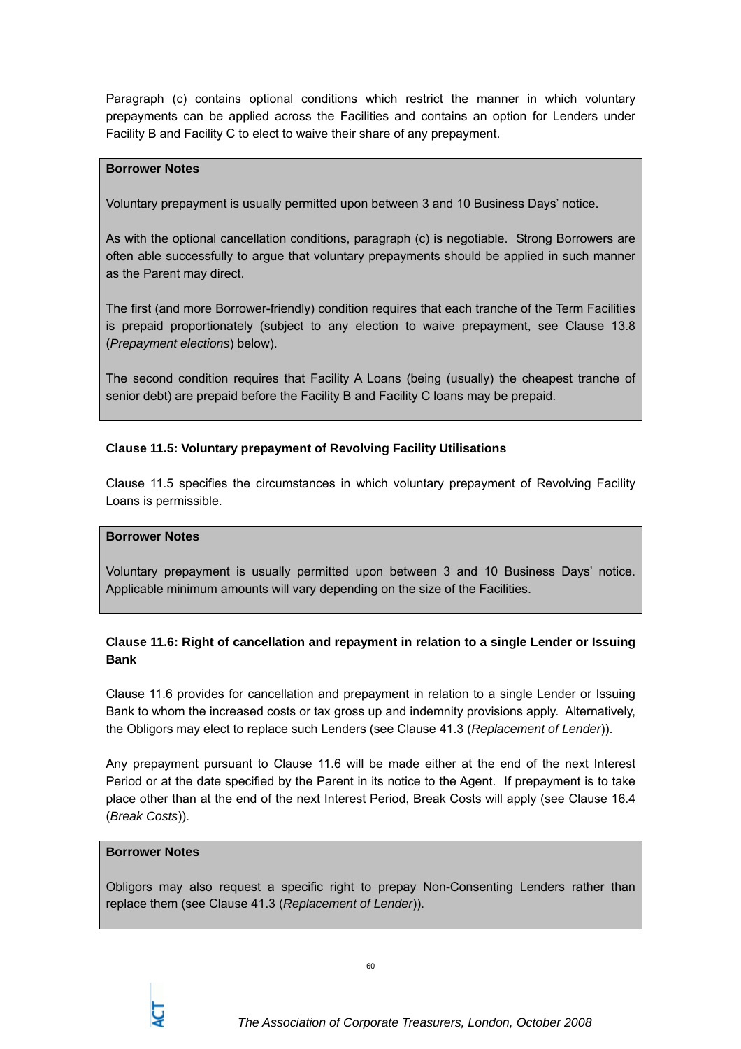Paragraph (c) contains optional conditions which restrict the manner in which voluntary prepayments can be applied across the Facilities and contains an option for Lenders under Facility B and Facility C to elect to waive their share of any prepayment.

> **Borrower Notes**
>
> Voluntary prepayment is usually permitted upon between 3 and 10 Business Days' notice.
>
> As with the optional cancellation conditions, paragraph (c) is negotiable. Strong Borrowers are often able successfully to argue that voluntary prepayments should be applied in such manner as the Parent may direct.
>
> The first (and more Borrower-friendly) condition requires that each tranche of the Term Facilities is prepaid proportionately (subject to any election to waive prepayment, see Clause 13.8 (*Prepayment elections*) below).
>
> The second condition requires that Facility A Loans (being (usually) the cheapest tranche of senior debt) are prepaid before the Facility B and Facility C loans may be prepaid.

**Clause 11.5: Voluntary prepayment of Revolving Facility Utilisations**

Clause 11.5 specifies the circumstances in which voluntary prepayment of Revolving Facility Loans is permissible.

> **Borrower Notes**
>
> Voluntary prepayment is usually permitted upon between 3 and 10 Business Days' notice. Applicable minimum amounts will vary depending on the size of the Facilities.

**Clause 11.6: Right of cancellation and repayment in relation to a single Lender or Issuing Bank**

Clause 11.6 provides for cancellation and prepayment in relation to a single Lender or Issuing Bank to whom the increased costs or tax gross up and indemnity provisions apply. Alternatively, the Obligors may elect to replace such Lenders (see Clause 41.3 (*Replacement of Lender*)).

Any prepayment pursuant to Clause 11.6 will be made either at the end of the next Interest Period or at the date specified by the Parent in its notice to the Agent. If prepayment is to take place other than at the end of the next Interest Period, Break Costs will apply (see Clause 16.4 (*Break Costs*)).

> **Borrower Notes**
>
> Obligors may also request a specific right to prepay Non-Consenting Lenders rather than replace them (see Clause 41.3 (*Replacement of Lender*)).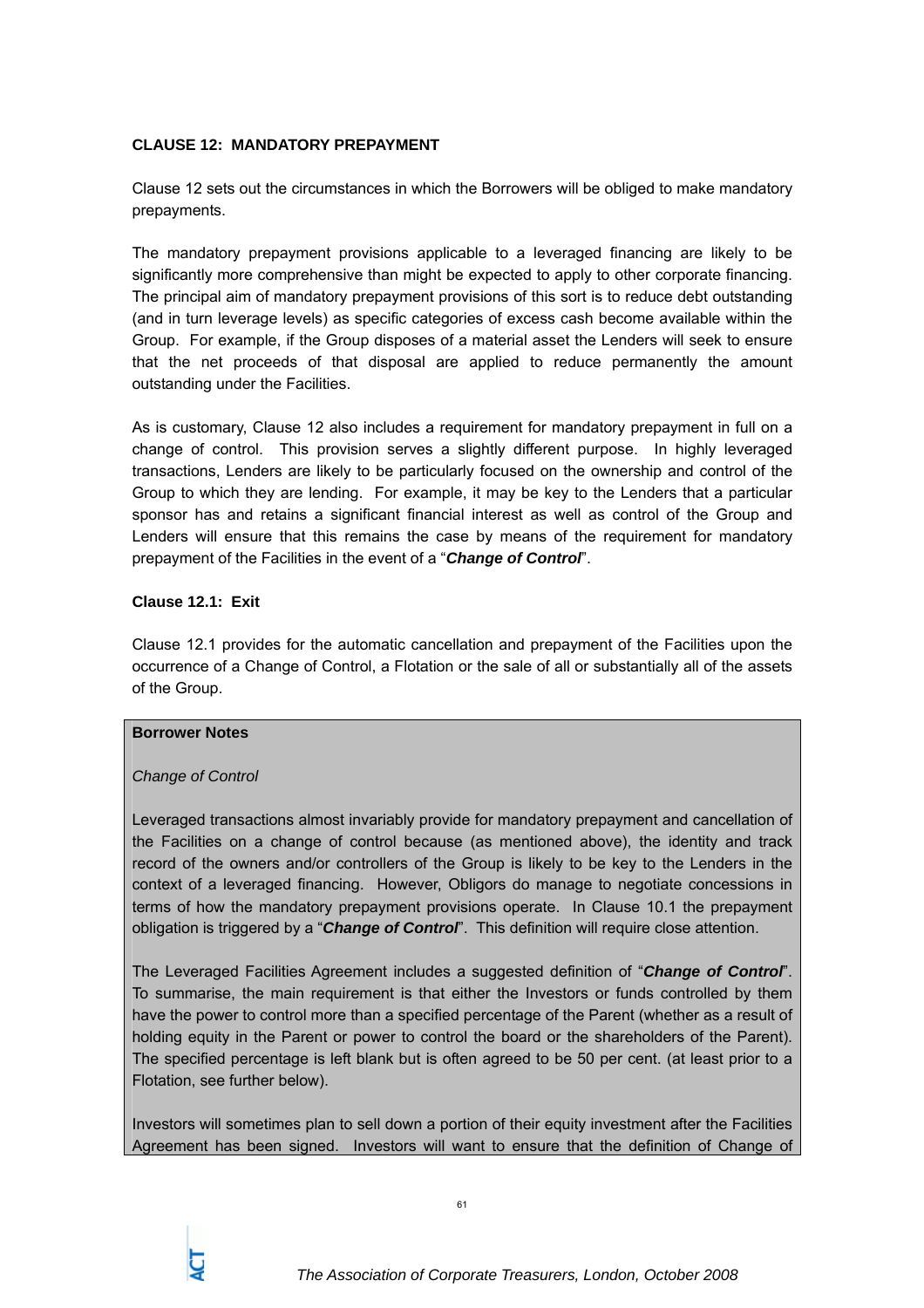**CLAUSE 12: MANDATORY PREPAYMENT**

Clause 12 sets out the circumstances in which the Borrowers will be obliged to make mandatory prepayments.

The mandatory prepayment provisions applicable to a leveraged financing are likely to be significantly more comprehensive than might be expected to apply to other corporate financing. The principal aim of mandatory prepayment provisions of this sort is to reduce debt outstanding (and in turn leverage levels) as specific categories of excess cash become available within the Group. For example, if the Group disposes of a material asset the Lenders will seek to ensure that the net proceeds of that disposal are applied to reduce permanently the amount outstanding under the Facilities.

As is customary, Clause 12 also includes a requirement for mandatory prepayment in full on a change of control. This provision serves a slightly different purpose. In highly leveraged transactions, Lenders are likely to be particularly focused on the ownership and control of the Group to which they are lending. For example, it may be key to the Lenders that a particular sponsor has and retains a significant financial interest as well as control of the Group and Lenders will ensure that this remains the case by means of the requirement for mandatory prepayment of the Facilities in the event of a "***Change of Control***".

**Clause 12.1: Exit**

Clause 12.1 provides for the automatic cancellation and prepayment of the Facilities upon the occurrence of a Change of Control, a Flotation or the sale of all or substantially all of the assets of the Group.

**Borrower Notes**

*Change of Control*

Leveraged transactions almost invariably provide for mandatory prepayment and cancellation of the Facilities on a change of control because (as mentioned above), the identity and track record of the owners and/or controllers of the Group is likely to be key to the Lenders in the context of a leveraged financing. However, Obligors do manage to negotiate concessions in terms of how the mandatory prepayment provisions operate. In Clause 10.1 the prepayment obligation is triggered by a "***Change of Control***". This definition will require close attention.

The Leveraged Facilities Agreement includes a suggested definition of "***Change of Control***". To summarise, the main requirement is that either the Investors or funds controlled by them have the power to control more than a specified percentage of the Parent (whether as a result of holding equity in the Parent or power to control the board or the shareholders of the Parent). The specified percentage is left blank but is often agreed to be 50 per cent. (at least prior to a Flotation, see further below).

Investors will sometimes plan to sell down a portion of their equity investment after the Facilities Agreement has been signed. Investors will want to ensure that the definition of Change of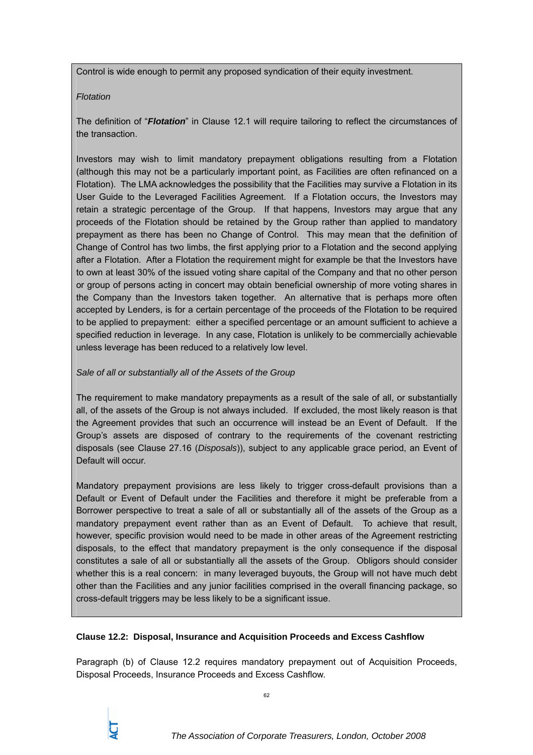Control is wide enough to permit any proposed syndication of their equity investment.

*Flotation*

The definition of "***Flotation***" in Clause 12.1 will require tailoring to reflect the circumstances of the transaction.

Investors may wish to limit mandatory prepayment obligations resulting from a Flotation (although this may not be a particularly important point, as Facilities are often refinanced on a Flotation). The LMA acknowledges the possibility that the Facilities may survive a Flotation in its User Guide to the Leveraged Facilities Agreement. If a Flotation occurs, the Investors may retain a strategic percentage of the Group. If that happens, Investors may argue that any proceeds of the Flotation should be retained by the Group rather than applied to mandatory prepayment as there has been no Change of Control. This may mean that the definition of Change of Control has two limbs, the first applying prior to a Flotation and the second applying after a Flotation. After a Flotation the requirement might for example be that the Investors have to own at least 30% of the issued voting share capital of the Company and that no other person or group of persons acting in concert may obtain beneficial ownership of more voting shares in the Company than the Investors taken together. An alternative that is perhaps more often accepted by Lenders, is for a certain percentage of the proceeds of the Flotation to be required to be applied to prepayment: either a specified percentage or an amount sufficient to achieve a specified reduction in leverage. In any case, Flotation is unlikely to be commercially achievable unless leverage has been reduced to a relatively low level.

*Sale of all or substantially all of the Assets of the Group*

The requirement to make mandatory prepayments as a result of the sale of all, or substantially all, of the assets of the Group is not always included. If excluded, the most likely reason is that the Agreement provides that such an occurrence will instead be an Event of Default. If the Group's assets are disposed of contrary to the requirements of the covenant restricting disposals (see Clause 27.16 (*Disposals*)), subject to any applicable grace period, an Event of Default will occur.

Mandatory prepayment provisions are less likely to trigger cross-default provisions than a Default or Event of Default under the Facilities and therefore it might be preferable from a Borrower perspective to treat a sale of all or substantially all of the assets of the Group as a mandatory prepayment event rather than as an Event of Default. To achieve that result, however, specific provision would need to be made in other areas of the Agreement restricting disposals, to the effect that mandatory prepayment is the only consequence if the disposal constitutes a sale of all or substantially all the assets of the Group. Obligors should consider whether this is a real concern: in many leveraged buyouts, the Group will not have much debt other than the Facilities and any junior facilities comprised in the overall financing package, so cross-default triggers may be less likely to be a significant issue.

**Clause 12.2: Disposal, Insurance and Acquisition Proceeds and Excess Cashflow**

Paragraph (b) of Clause 12.2 requires mandatory prepayment out of Acquisition Proceeds, Disposal Proceeds, Insurance Proceeds and Excess Cashflow.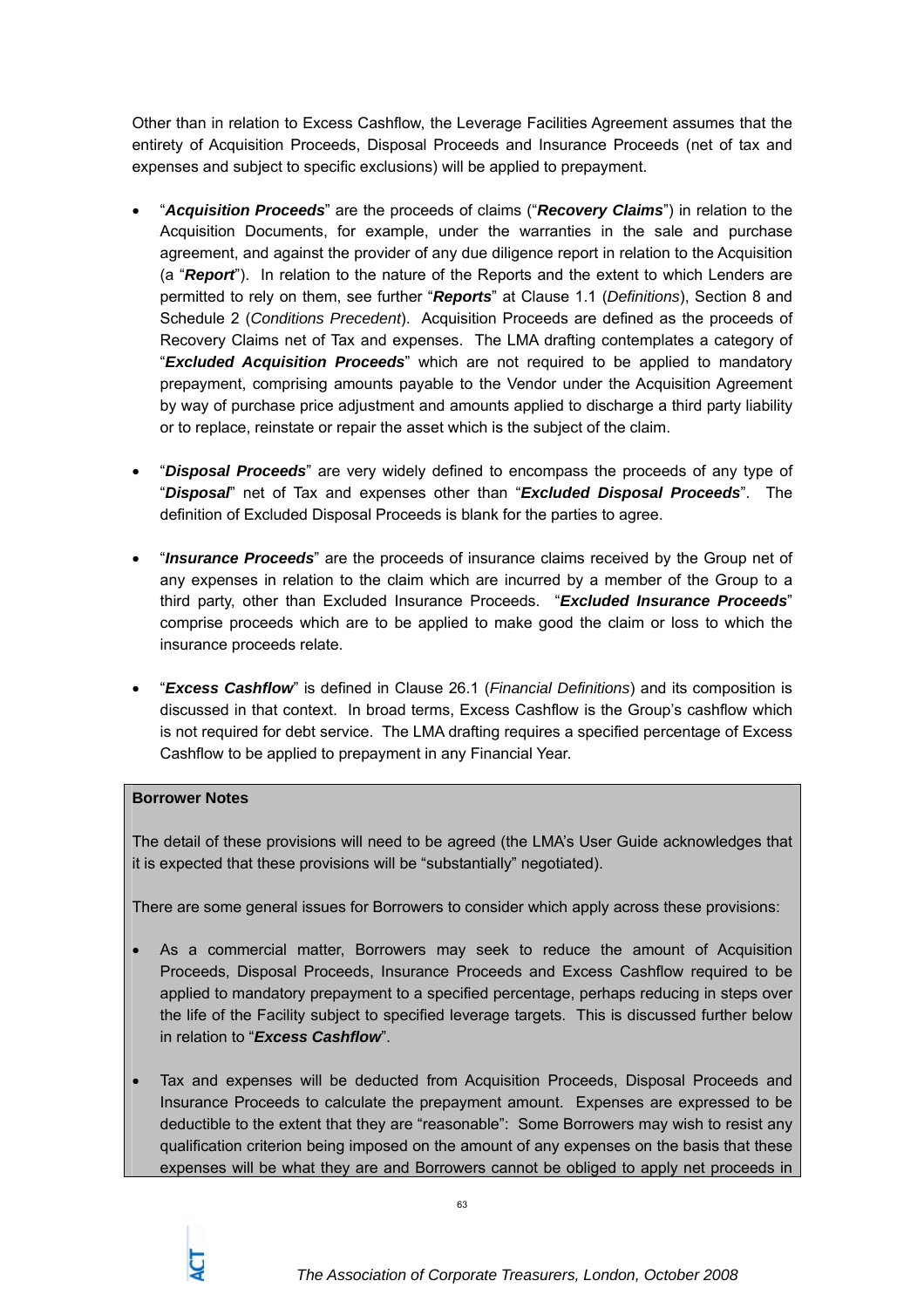Other than in relation to Excess Cashflow, the Leverage Facilities Agreement assumes that the entirety of Acquisition Proceeds, Disposal Proceeds and Insurance Proceeds (net of tax and expenses and subject to specific exclusions) will be applied to prepayment.

- "***Acquisition Proceeds***" are the proceeds of claims ("***Recovery Claims***") in relation to the Acquisition Documents, for example, under the warranties in the sale and purchase agreement, and against the provider of any due diligence report in relation to the Acquisition (a "***Report***"). In relation to the nature of the Reports and the extent to which Lenders are permitted to rely on them, see further "***Reports***" at Clause 1.1 (*Definitions*), Section 8 and Schedule 2 (*Conditions Precedent*). Acquisition Proceeds are defined as the proceeds of Recovery Claims net of Tax and expenses. The LMA drafting contemplates a category of "***Excluded Acquisition Proceeds***" which are not required to be applied to mandatory prepayment, comprising amounts payable to the Vendor under the Acquisition Agreement by way of purchase price adjustment and amounts applied to discharge a third party liability or to replace, reinstate or repair the asset which is the subject of the claim.

- "***Disposal Proceeds***" are very widely defined to encompass the proceeds of any type of "***Disposal***" net of Tax and expenses other than "***Excluded Disposal Proceeds***". The definition of Excluded Disposal Proceeds is blank for the parties to agree.

- "***Insurance Proceeds***" are the proceeds of insurance claims received by the Group net of any expenses in relation to the claim which are incurred by a member of the Group to a third party, other than Excluded Insurance Proceeds. "***Excluded Insurance Proceeds***" comprise proceeds which are to be applied to make good the claim or loss to which the insurance proceeds relate.

- "***Excess Cashflow***" is defined in Clause 26.1 (*Financial Definitions*) and its composition is discussed in that context. In broad terms, Excess Cashflow is the Group's cashflow which is not required for debt service. The LMA drafting requires a specified percentage of Excess Cashflow to be applied to prepayment in any Financial Year.

**Borrower Notes**

The detail of these provisions will need to be agreed (the LMA's User Guide acknowledges that it is expected that these provisions will be "substantially" negotiated).

There are some general issues for Borrowers to consider which apply across these provisions:

- As a commercial matter, Borrowers may seek to reduce the amount of Acquisition Proceeds, Disposal Proceeds, Insurance Proceeds and Excess Cashflow required to be applied to mandatory prepayment to a specified percentage, perhaps reducing in steps over the life of the Facility subject to specified leverage targets. This is discussed further below in relation to "***Excess Cashflow***".

- Tax and expenses will be deducted from Acquisition Proceeds, Disposal Proceeds and Insurance Proceeds to calculate the prepayment amount. Expenses are expressed to be deductible to the extent that they are "reasonable": Some Borrowers may wish to resist any qualification criterion being imposed on the amount of any expenses on the basis that these expenses will be what they are and Borrowers cannot be obliged to apply net proceeds in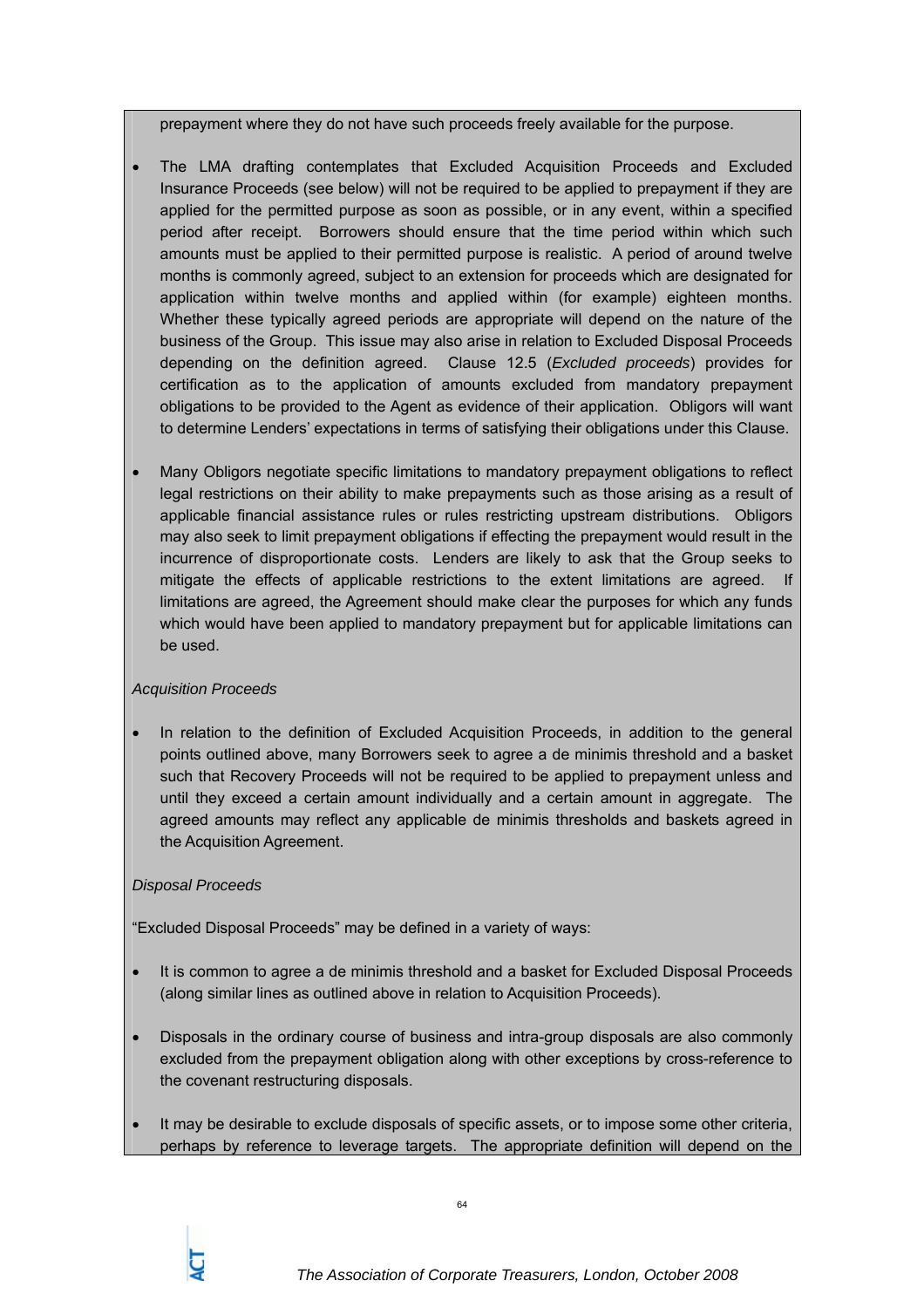prepayment where they do not have such proceeds freely available for the purpose.

- The LMA drafting contemplates that Excluded Acquisition Proceeds and Excluded Insurance Proceeds (see below) will not be required to be applied to prepayment if they are applied for the permitted purpose as soon as possible, or in any event, within a specified period after receipt. Borrowers should ensure that the time period within which such amounts must be applied to their permitted purpose is realistic. A period of around twelve months is commonly agreed, subject to an extension for proceeds which are designated for application within twelve months and applied within (for example) eighteen months. Whether these typically agreed periods are appropriate will depend on the nature of the business of the Group. This issue may also arise in relation to Excluded Disposal Proceeds depending on the definition agreed. Clause 12.5 (*Excluded proceeds*) provides for certification as to the application of amounts excluded from mandatory prepayment obligations to be provided to the Agent as evidence of their application. Obligors will want to determine Lenders' expectations in terms of satisfying their obligations under this Clause.

- Many Obligors negotiate specific limitations to mandatory prepayment obligations to reflect legal restrictions on their ability to make prepayments such as those arising as a result of applicable financial assistance rules or rules restricting upstream distributions. Obligors may also seek to limit prepayment obligations if effecting the prepayment would result in the incurrence of disproportionate costs. Lenders are likely to ask that the Group seeks to mitigate the effects of applicable restrictions to the extent limitations are agreed. If limitations are agreed, the Agreement should make clear the purposes for which any funds which would have been applied to mandatory prepayment but for applicable limitations can be used.

*Acquisition Proceeds*

- In relation to the definition of Excluded Acquisition Proceeds, in addition to the general points outlined above, many Borrowers seek to agree a de minimis threshold and a basket such that Recovery Proceeds will not be required to be applied to prepayment unless and until they exceed a certain amount individually and a certain amount in aggregate. The agreed amounts may reflect any applicable de minimis thresholds and baskets agreed in the Acquisition Agreement.

*Disposal Proceeds*

"Excluded Disposal Proceeds" may be defined in a variety of ways:

- It is common to agree a de minimis threshold and a basket for Excluded Disposal Proceeds (along similar lines as outlined above in relation to Acquisition Proceeds).

- Disposals in the ordinary course of business and intra-group disposals are also commonly excluded from the prepayment obligation along with other exceptions by cross-reference to the covenant restructuring disposals.

- It may be desirable to exclude disposals of specific assets, or to impose some other criteria, perhaps by reference to leverage targets. The appropriate definition will depend on the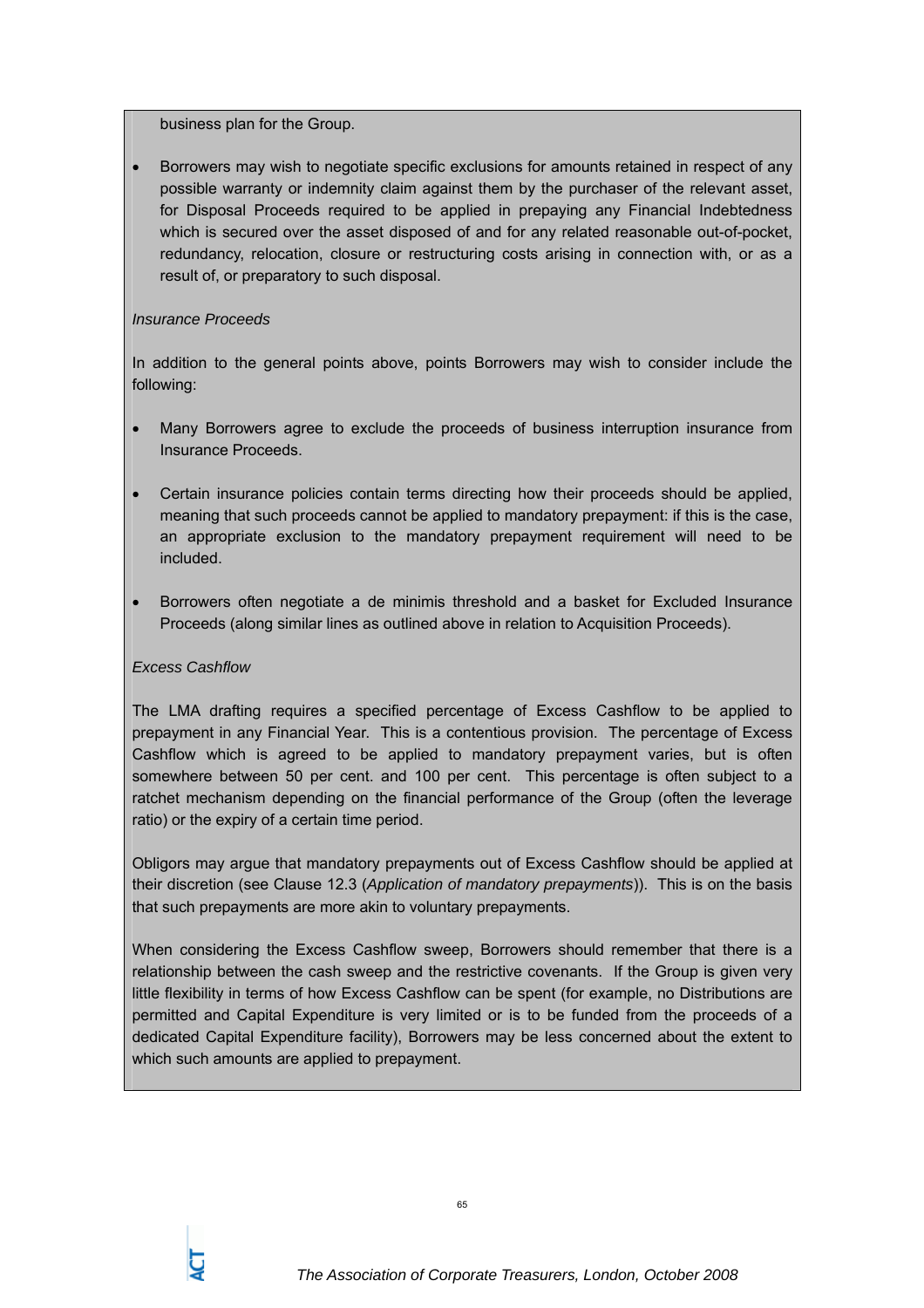business plan for the Group.

- Borrowers may wish to negotiate specific exclusions for amounts retained in respect of any possible warranty or indemnity claim against them by the purchaser of the relevant asset, for Disposal Proceeds required to be applied in prepaying any Financial Indebtedness which is secured over the asset disposed of and for any related reasonable out-of-pocket, redundancy, relocation, closure or restructuring costs arising in connection with, or as a result of, or preparatory to such disposal.

*Insurance Proceeds*

In addition to the general points above, points Borrowers may wish to consider include the following:

- Many Borrowers agree to exclude the proceeds of business interruption insurance from Insurance Proceeds.

- Certain insurance policies contain terms directing how their proceeds should be applied, meaning that such proceeds cannot be applied to mandatory prepayment: if this is the case, an appropriate exclusion to the mandatory prepayment requirement will need to be included.

- Borrowers often negotiate a de minimis threshold and a basket for Excluded Insurance Proceeds (along similar lines as outlined above in relation to Acquisition Proceeds).

*Excess Cashflow*

The LMA drafting requires a specified percentage of Excess Cashflow to be applied to prepayment in any Financial Year. This is a contentious provision. The percentage of Excess Cashflow which is agreed to be applied to mandatory prepayment varies, but is often somewhere between 50 per cent. and 100 per cent. This percentage is often subject to a ratchet mechanism depending on the financial performance of the Group (often the leverage ratio) or the expiry of a certain time period.

Obligors may argue that mandatory prepayments out of Excess Cashflow should be applied at their discretion (see Clause 12.3 (*Application of mandatory prepayments*)). This is on the basis that such prepayments are more akin to voluntary prepayments.

When considering the Excess Cashflow sweep, Borrowers should remember that there is a relationship between the cash sweep and the restrictive covenants. If the Group is given very little flexibility in terms of how Excess Cashflow can be spent (for example, no Distributions are permitted and Capital Expenditure is very limited or is to be funded from the proceeds of a dedicated Capital Expenditure facility), Borrowers may be less concerned about the extent to which such amounts are applied to prepayment.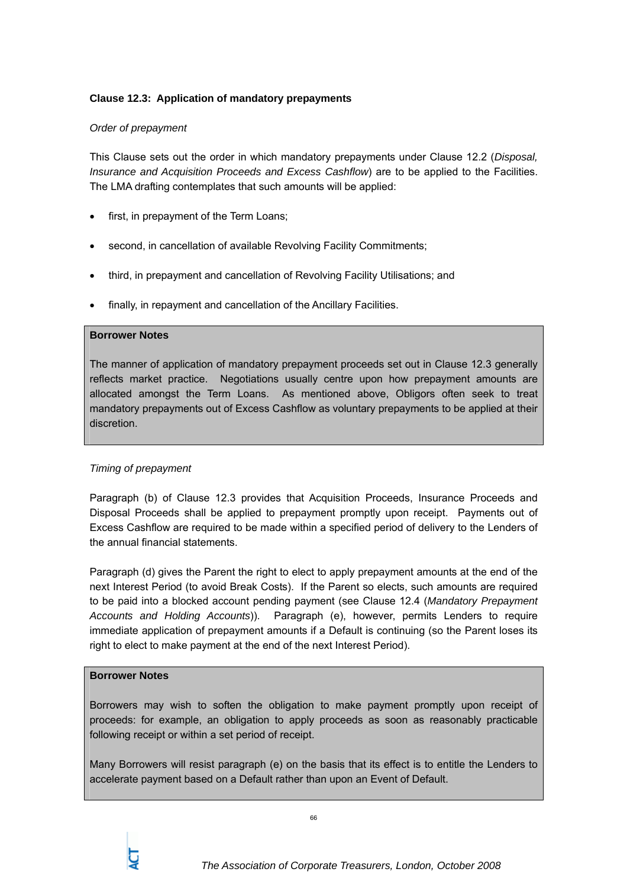**Clause 12.3: Application of mandatory prepayments**

*Order of prepayment*

This Clause sets out the order in which mandatory prepayments under Clause 12.2 (*Disposal, Insurance and Acquisition Proceeds and Excess Cashflow*) are to be applied to the Facilities. The LMA drafting contemplates that such amounts will be applied:

- first, in prepayment of the Term Loans;
- second, in cancellation of available Revolving Facility Commitments;
- third, in prepayment and cancellation of Revolving Facility Utilisations; and
- finally, in repayment and cancellation of the Ancillary Facilities.

> **Borrower Notes**
>
> The manner of application of mandatory prepayment proceeds set out in Clause 12.3 generally reflects market practice. Negotiations usually centre upon how prepayment amounts are allocated amongst the Term Loans. As mentioned above, Obligors often seek to treat mandatory prepayments out of Excess Cashflow as voluntary prepayments to be applied at their discretion.

*Timing of prepayment*

Paragraph (b) of Clause 12.3 provides that Acquisition Proceeds, Insurance Proceeds and Disposal Proceeds shall be applied to prepayment promptly upon receipt. Payments out of Excess Cashflow are required to be made within a specified period of delivery to the Lenders of the annual financial statements.

Paragraph (d) gives the Parent the right to elect to apply prepayment amounts at the end of the next Interest Period (to avoid Break Costs). If the Parent so elects, such amounts are required to be paid into a blocked account pending payment (see Clause 12.4 (*Mandatory Prepayment Accounts and Holding Accounts*)). Paragraph (e), however, permits Lenders to require immediate application of prepayment amounts if a Default is continuing (so the Parent loses its right to elect to make payment at the end of the next Interest Period).

> **Borrower Notes**
>
> Borrowers may wish to soften the obligation to make payment promptly upon receipt of proceeds: for example, an obligation to apply proceeds as soon as reasonably practicable following receipt or within a set period of receipt.
>
> Many Borrowers will resist paragraph (e) on the basis that its effect is to entitle the Lenders to accelerate payment based on a Default rather than upon an Event of Default.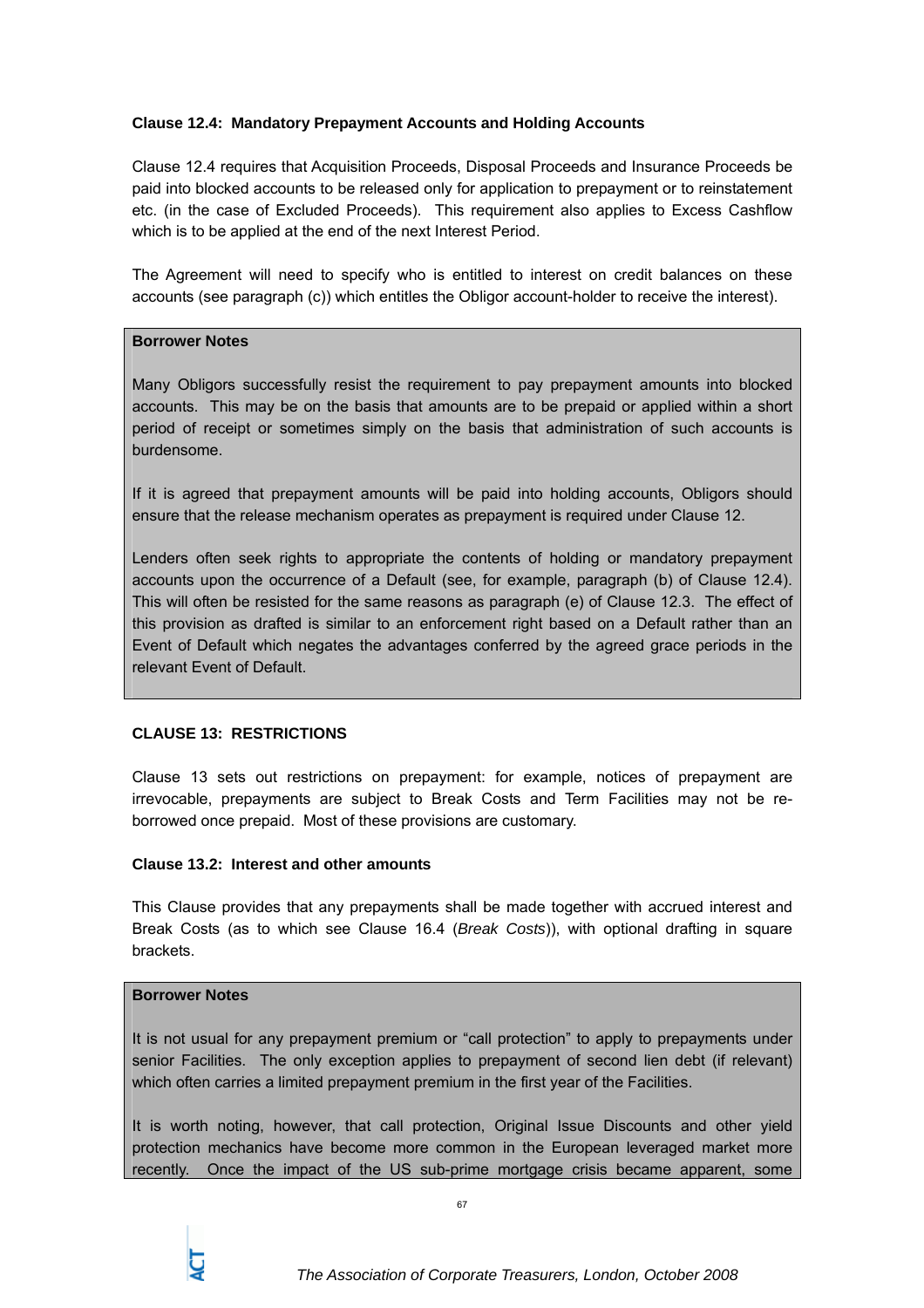**Clause 12.4: Mandatory Prepayment Accounts and Holding Accounts**

Clause 12.4 requires that Acquisition Proceeds, Disposal Proceeds and Insurance Proceeds be paid into blocked accounts to be released only for application to prepayment or to reinstatement etc. (in the case of Excluded Proceeds). This requirement also applies to Excess Cashflow which is to be applied at the end of the next Interest Period.

The Agreement will need to specify who is entitled to interest on credit balances on these accounts (see paragraph (c)) which entitles the Obligor account-holder to receive the interest).

**Borrower Notes**

Many Obligors successfully resist the requirement to pay prepayment amounts into blocked accounts. This may be on the basis that amounts are to be prepaid or applied within a short period of receipt or sometimes simply on the basis that administration of such accounts is burdensome.

If it is agreed that prepayment amounts will be paid into holding accounts, Obligors should ensure that the release mechanism operates as prepayment is required under Clause 12.

Lenders often seek rights to appropriate the contents of holding or mandatory prepayment accounts upon the occurrence of a Default (see, for example, paragraph (b) of Clause 12.4). This will often be resisted for the same reasons as paragraph (e) of Clause 12.3. The effect of this provision as drafted is similar to an enforcement right based on a Default rather than an Event of Default which negates the advantages conferred by the agreed grace periods in the relevant Event of Default.

**CLAUSE 13: RESTRICTIONS**

Clause 13 sets out restrictions on prepayment: for example, notices of prepayment are irrevocable, prepayments are subject to Break Costs and Term Facilities may not be re-borrowed once prepaid. Most of these provisions are customary.

**Clause 13.2: Interest and other amounts**

This Clause provides that any prepayments shall be made together with accrued interest and Break Costs (as to which see Clause 16.4 (*Break Costs*)), with optional drafting in square brackets.

**Borrower Notes**

It is not usual for any prepayment premium or "call protection" to apply to prepayments under senior Facilities. The only exception applies to prepayment of second lien debt (if relevant) which often carries a limited prepayment premium in the first year of the Facilities.

It is worth noting, however, that call protection, Original Issue Discounts and other yield protection mechanics have become more common in the European leveraged market more recently. Once the impact of the US sub-prime mortgage crisis became apparent, some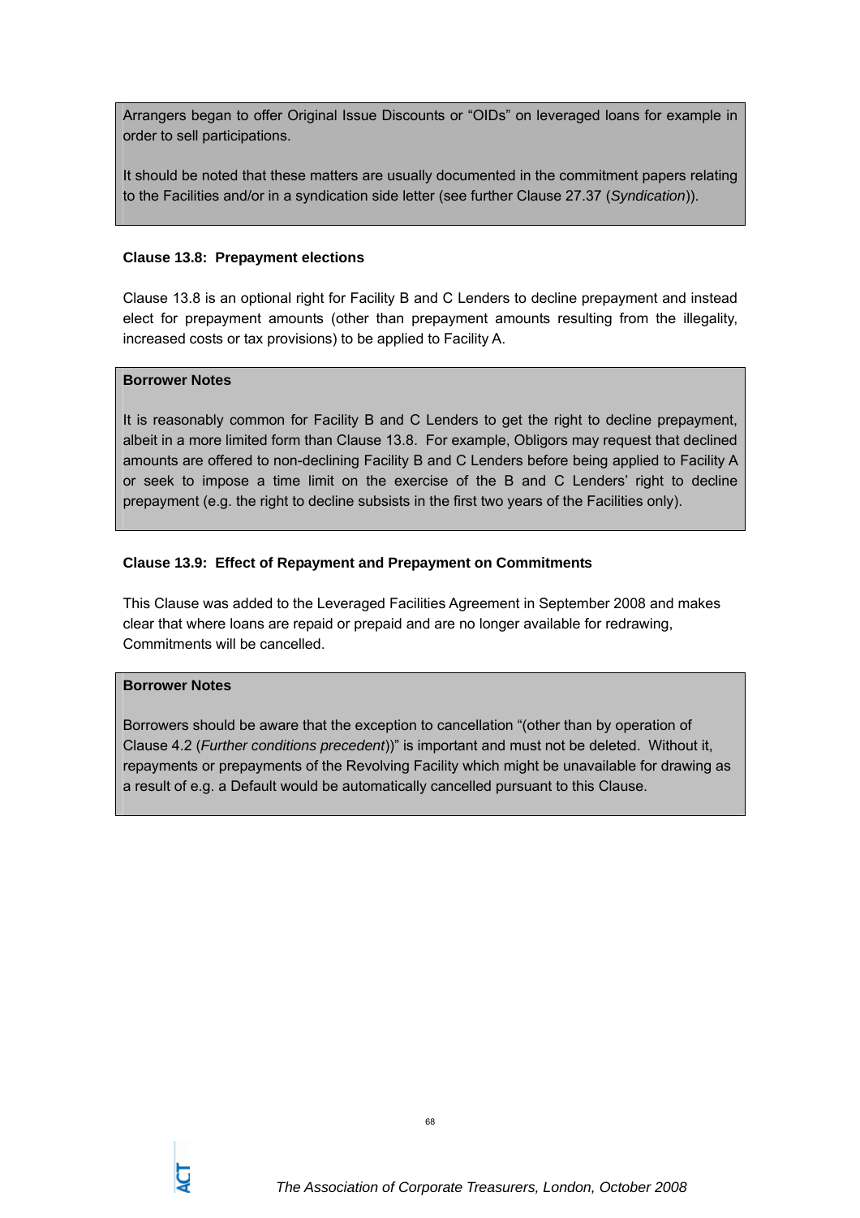Arrangers began to offer Original Issue Discounts or "OIDs" on leveraged loans for example in order to sell participations.

It should be noted that these matters are usually documented in the commitment papers relating to the Facilities and/or in a syndication side letter (see further Clause 27.37 (*Syndication*)).

**Clause 13.8: Prepayment elections**

Clause 13.8 is an optional right for Facility B and C Lenders to decline prepayment and instead elect for prepayment amounts (other than prepayment amounts resulting from the illegality, increased costs or tax provisions) to be applied to Facility A.

**Borrower Notes**

It is reasonably common for Facility B and C Lenders to get the right to decline prepayment, albeit in a more limited form than Clause 13.8. For example, Obligors may request that declined amounts are offered to non-declining Facility B and C Lenders before being applied to Facility A or seek to impose a time limit on the exercise of the B and C Lenders' right to decline prepayment (e.g. the right to decline subsists in the first two years of the Facilities only).

**Clause 13.9: Effect of Repayment and Prepayment on Commitments**

This Clause was added to the Leveraged Facilities Agreement in September 2008 and makes clear that where loans are repaid or prepaid and are no longer available for redrawing, Commitments will be cancelled.

**Borrower Notes**

Borrowers should be aware that the exception to cancellation "(other than by operation of Clause 4.2 (*Further conditions precedent*))" is important and must not be deleted. Without it, repayments or prepayments of the Revolving Facility which might be unavailable for drawing as a result of e.g. a Default would be automatically cancelled pursuant to this Clause.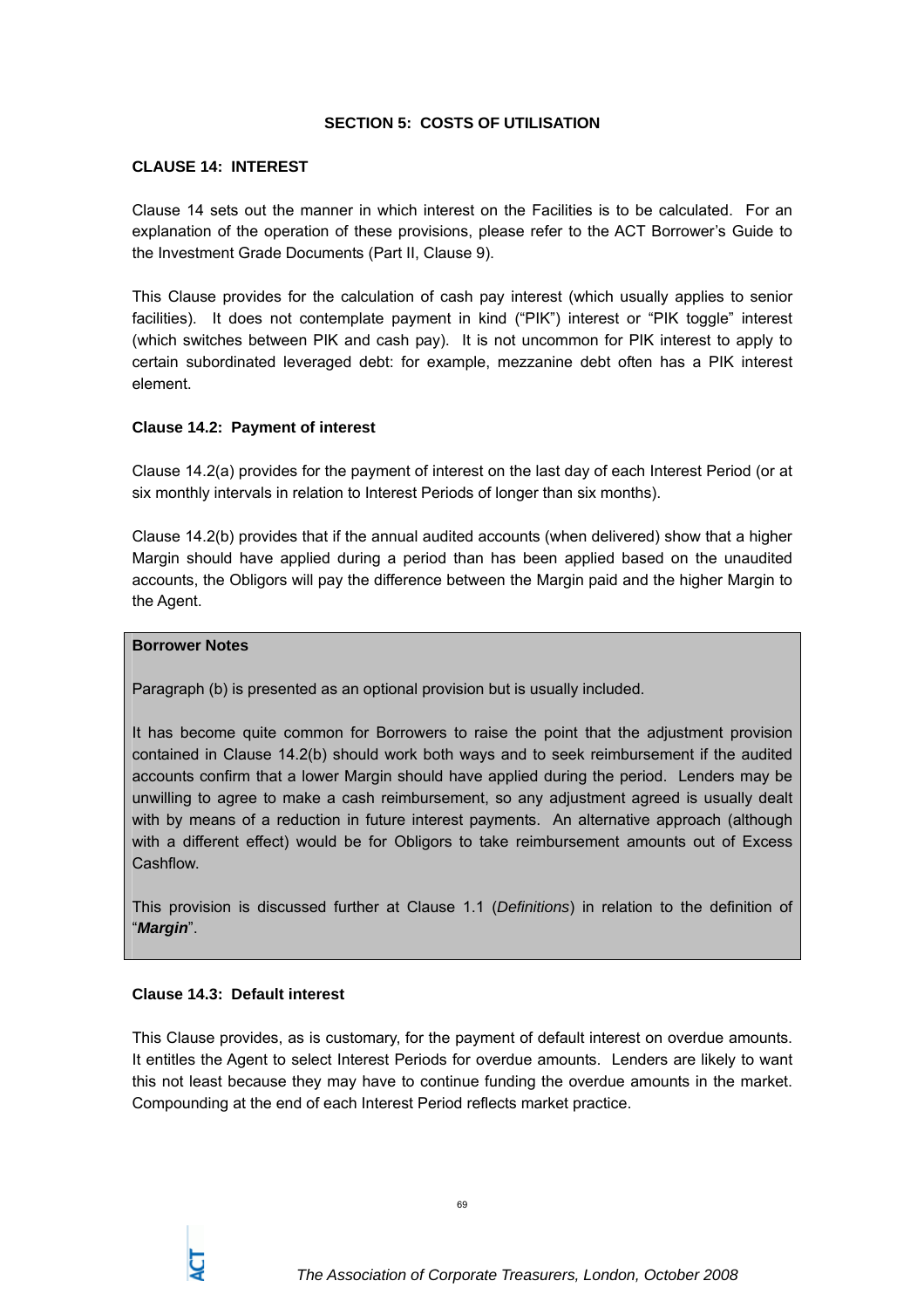## SECTION 5: COSTS OF UTILISATION

### CLAUSE 14: INTEREST

Clause 14 sets out the manner in which interest on the Facilities is to be calculated. For an explanation of the operation of these provisions, please refer to the ACT Borrower's Guide to the Investment Grade Documents (Part II, Clause 9).

This Clause provides for the calculation of cash pay interest (which usually applies to senior facilities). It does not contemplate payment in kind ("PIK") interest or "PIK toggle" interest (which switches between PIK and cash pay). It is not uncommon for PIK interest to apply to certain subordinated leveraged debt: for example, mezzanine debt often has a PIK interest element.

#### Clause 14.2: Payment of interest

Clause 14.2(a) provides for the payment of interest on the last day of each Interest Period (or at six monthly intervals in relation to Interest Periods of longer than six months).

Clause 14.2(b) provides that if the annual audited accounts (when delivered) show that a higher Margin should have applied during a period than has been applied based on the unaudited accounts, the Obligors will pay the difference between the Margin paid and the higher Margin to the Agent.

> **Borrower Notes**
>
> Paragraph (b) is presented as an optional provision but is usually included.
>
> It has become quite common for Borrowers to raise the point that the adjustment provision contained in Clause 14.2(b) should work both ways and to seek reimbursement if the audited accounts confirm that a lower Margin should have applied during the period. Lenders may be unwilling to agree to make a cash reimbursement, so any adjustment agreed is usually dealt with by means of a reduction in future interest payments. An alternative approach (although with a different effect) would be for Obligors to take reimbursement amounts out of Excess Cashflow.
>
> This provision is discussed further at Clause 1.1 (*Definitions*) in relation to the definition of "***Margin***".

#### Clause 14.3: Default interest

This Clause provides, as is customary, for the payment of default interest on overdue amounts. It entitles the Agent to select Interest Periods for overdue amounts. Lenders are likely to want this not least because they may have to continue funding the overdue amounts in the market. Compounding at the end of each Interest Period reflects market practice.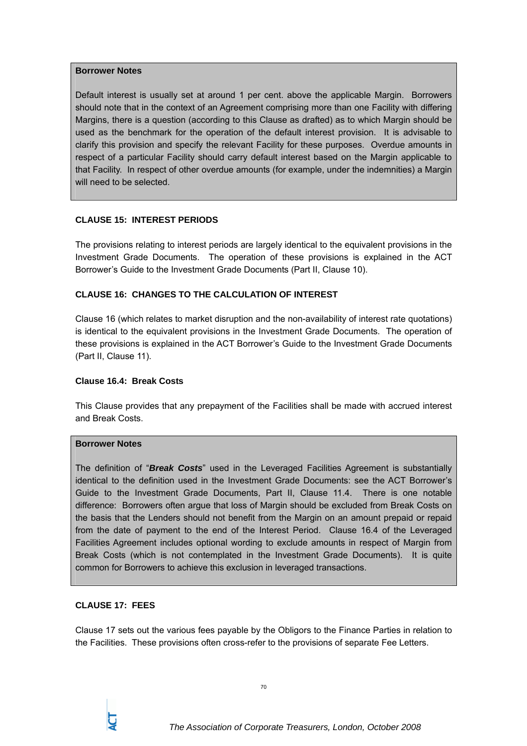> **Borrower Notes**
>
> Default interest is usually set at around 1 per cent. above the applicable Margin. Borrowers should note that in the context of an Agreement comprising more than one Facility with differing Margins, there is a question (according to this Clause as drafted) as to which Margin should be used as the benchmark for the operation of the default interest provision. It is advisable to clarify this provision and specify the relevant Facility for these purposes. Overdue amounts in respect of a particular Facility should carry default interest based on the Margin applicable to that Facility. In respect of other overdue amounts (for example, under the indemnities) a Margin will need to be selected.

### CLAUSE 15: INTEREST PERIODS

The provisions relating to interest periods are largely identical to the equivalent provisions in the Investment Grade Documents. The operation of these provisions is explained in the ACT Borrower's Guide to the Investment Grade Documents (Part II, Clause 10).

### CLAUSE 16: CHANGES TO THE CALCULATION OF INTEREST

Clause 16 (which relates to market disruption and the non-availability of interest rate quotations) is identical to the equivalent provisions in the Investment Grade Documents. The operation of these provisions is explained in the ACT Borrower's Guide to the Investment Grade Documents (Part II, Clause 11).

#### Clause 16.4: Break Costs

This Clause provides that any prepayment of the Facilities shall be made with accrued interest and Break Costs.

> **Borrower Notes**
>
> The definition of "***Break Costs***" used in the Leveraged Facilities Agreement is substantially identical to the definition used in the Investment Grade Documents: see the ACT Borrower's Guide to the Investment Grade Documents, Part II, Clause 11.4. There is one notable difference: Borrowers often argue that loss of Margin should be excluded from Break Costs on the basis that the Lenders should not benefit from the Margin on an amount prepaid or repaid from the date of payment to the end of the Interest Period. Clause 16.4 of the Leveraged Facilities Agreement includes optional wording to exclude amounts in respect of Margin from Break Costs (which is not contemplated in the Investment Grade Documents). It is quite common for Borrowers to achieve this exclusion in leveraged transactions.

### CLAUSE 17: FEES

Clause 17 sets out the various fees payable by the Obligors to the Finance Parties in relation to the Facilities. These provisions often cross-refer to the provisions of separate Fee Letters.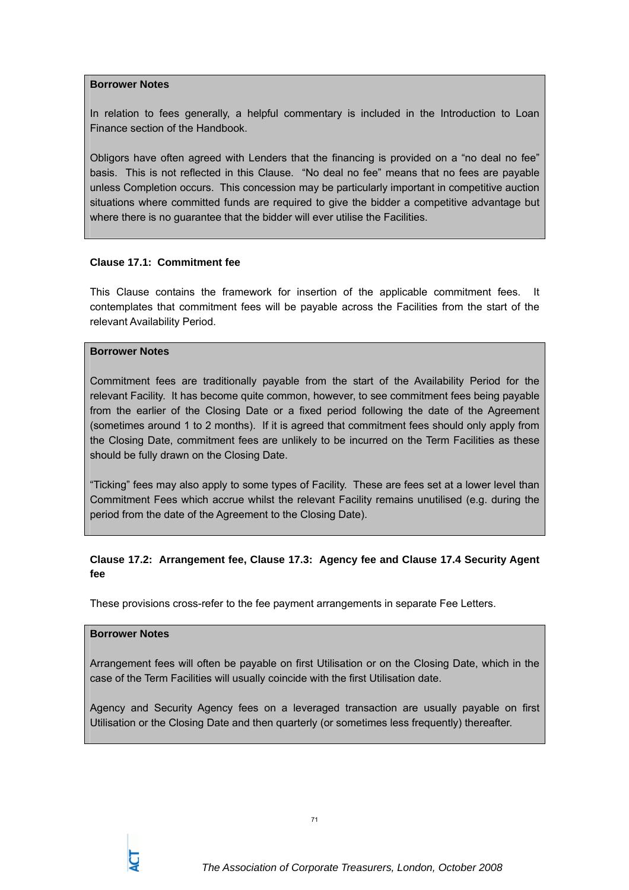**Borrower Notes**

In relation to fees generally, a helpful commentary is included in the Introduction to Loan Finance section of the Handbook.

Obligors have often agreed with Lenders that the financing is provided on a "no deal no fee" basis. This is not reflected in this Clause. "No deal no fee" means that no fees are payable unless Completion occurs. This concession may be particularly important in competitive auction situations where committed funds are required to give the bidder a competitive advantage but where there is no guarantee that the bidder will ever utilise the Facilities.

**Clause 17.1: Commitment fee**

This Clause contains the framework for insertion of the applicable commitment fees. It contemplates that commitment fees will be payable across the Facilities from the start of the relevant Availability Period.

**Borrower Notes**

Commitment fees are traditionally payable from the start of the Availability Period for the relevant Facility. It has become quite common, however, to see commitment fees being payable from the earlier of the Closing Date or a fixed period following the date of the Agreement (sometimes around 1 to 2 months). If it is agreed that commitment fees should only apply from the Closing Date, commitment fees are unlikely to be incurred on the Term Facilities as these should be fully drawn on the Closing Date.

"Ticking" fees may also apply to some types of Facility. These are fees set at a lower level than Commitment Fees which accrue whilst the relevant Facility remains unutilised (e.g. during the period from the date of the Agreement to the Closing Date).

**Clause 17.2: Arrangement fee, Clause 17.3: Agency fee and Clause 17.4 Security Agent fee**

These provisions cross-refer to the fee payment arrangements in separate Fee Letters.

**Borrower Notes**

Arrangement fees will often be payable on first Utilisation or on the Closing Date, which in the case of the Term Facilities will usually coincide with the first Utilisation date.

Agency and Security Agency fees on a leveraged transaction are usually payable on first Utilisation or the Closing Date and then quarterly (or sometimes less frequently) thereafter.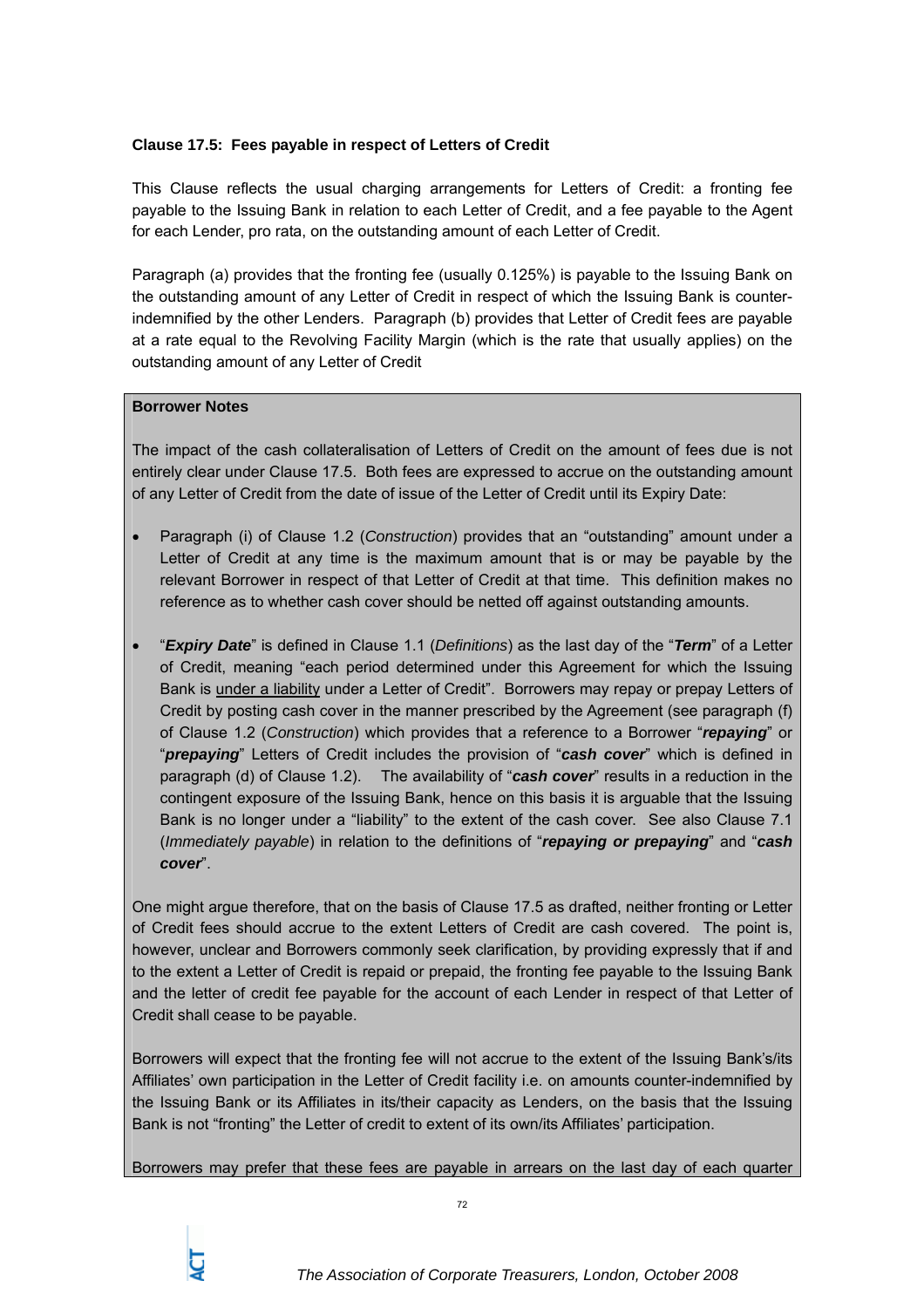**Clause 17.5: Fees payable in respect of Letters of Credit**

This Clause reflects the usual charging arrangements for Letters of Credit: a fronting fee payable to the Issuing Bank in relation to each Letter of Credit, and a fee payable to the Agent for each Lender, pro rata, on the outstanding amount of each Letter of Credit.

Paragraph (a) provides that the fronting fee (usually 0.125%) is payable to the Issuing Bank on the outstanding amount of any Letter of Credit in respect of which the Issuing Bank is counter-indemnified by the other Lenders. Paragraph (b) provides that Letter of Credit fees are payable at a rate equal to the Revolving Facility Margin (which is the rate that usually applies) on the outstanding amount of any Letter of Credit

**Borrower Notes**

The impact of the cash collateralisation of Letters of Credit on the amount of fees due is not entirely clear under Clause 17.5. Both fees are expressed to accrue on the outstanding amount of any Letter of Credit from the date of issue of the Letter of Credit until its Expiry Date:

- Paragraph (i) of Clause 1.2 (*Construction*) provides that an "outstanding" amount under a Letter of Credit at any time is the maximum amount that is or may be payable by the relevant Borrower in respect of that Letter of Credit at that time. This definition makes no reference as to whether cash cover should be netted off against outstanding amounts.

- "***Expiry Date***" is defined in Clause 1.1 (*Definitions*) as the last day of the "***Term***" of a Letter of Credit, meaning "each period determined under this Agreement for which the Issuing Bank is under a liability under a Letter of Credit". Borrowers may repay or prepay Letters of Credit by posting cash cover in the manner prescribed by the Agreement (see paragraph (f) of Clause 1.2 (*Construction*) which provides that a reference to a Borrower "***repaying***" or "***prepaying***" Letters of Credit includes the provision of "***cash cover***" which is defined in paragraph (d) of Clause 1.2). The availability of "***cash cover***" results in a reduction in the contingent exposure of the Issuing Bank, hence on this basis it is arguable that the Issuing Bank is no longer under a "liability" to the extent of the cash cover. See also Clause 7.1 (*Immediately payable*) in relation to the definitions of "***repaying or prepaying***" and "***cash cover***".

One might argue therefore, that on the basis of Clause 17.5 as drafted, neither fronting or Letter of Credit fees should accrue to the extent Letters of Credit are cash covered. The point is, however, unclear and Borrowers commonly seek clarification, by providing expressly that if and to the extent a Letter of Credit is repaid or prepaid, the fronting fee payable to the Issuing Bank and the letter of credit fee payable for the account of each Lender in respect of that Letter of Credit shall cease to be payable.

Borrowers will expect that the fronting fee will not accrue to the extent of the Issuing Bank's/its Affiliates' own participation in the Letter of Credit facility i.e. on amounts counter-indemnified by the Issuing Bank or its Affiliates in its/their capacity as Lenders, on the basis that the Issuing Bank is not "fronting" the Letter of credit to extent of its own/its Affiliates' participation.

Borrowers may prefer that these fees are payable in arrears on the last day of each quarter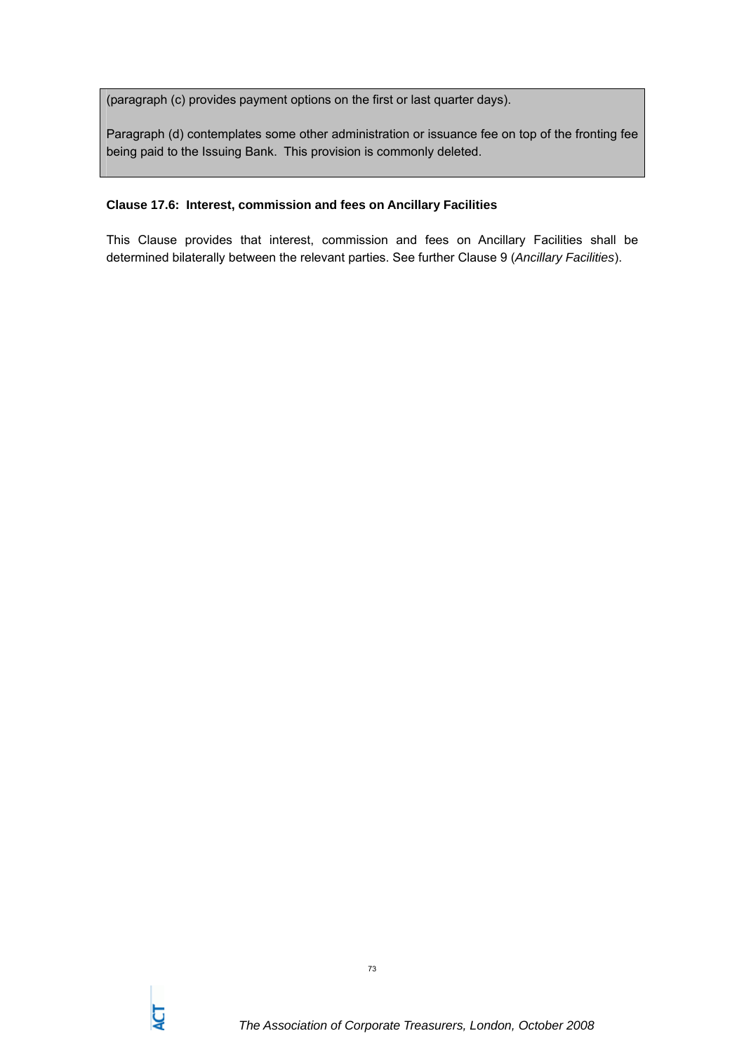(paragraph (c) provides payment options on the first or last quarter days).

Paragraph (d) contemplates some other administration or issuance fee on top of the fronting fee being paid to the Issuing Bank. This provision is commonly deleted.

**Clause 17.6: Interest, commission and fees on Ancillary Facilities**

This Clause provides that interest, commission and fees on Ancillary Facilities shall be determined bilaterally between the relevant parties. See further Clause 9 (*Ancillary Facilities*).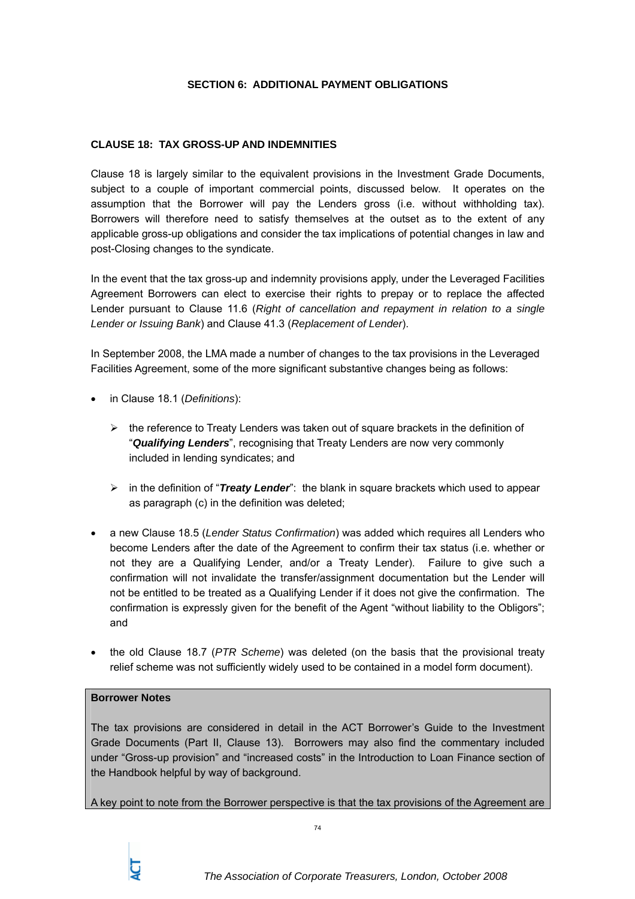## SECTION 6: ADDITIONAL PAYMENT OBLIGATIONS

### CLAUSE 18: TAX GROSS-UP AND INDEMNITIES

Clause 18 is largely similar to the equivalent provisions in the Investment Grade Documents, subject to a couple of important commercial points, discussed below. It operates on the assumption that the Borrower will pay the Lenders gross (i.e. without withholding tax). Borrowers will therefore need to satisfy themselves at the outset as to the extent of any applicable gross-up obligations and consider the tax implications of potential changes in law and post-Closing changes to the syndicate.

In the event that the tax gross-up and indemnity provisions apply, under the Leveraged Facilities Agreement Borrowers can elect to exercise their rights to prepay or to replace the affected Lender pursuant to Clause 11.6 (*Right of cancellation and repayment in relation to a single Lender or Issuing Bank*) and Clause 41.3 (*Replacement of Lender*).

In September 2008, the LMA made a number of changes to the tax provisions in the Leveraged Facilities Agreement, some of the more significant substantive changes being as follows:

- in Clause 18.1 (*Definitions*):
  - the reference to Treaty Lenders was taken out of square brackets in the definition of "***Qualifying Lenders***", recognising that Treaty Lenders are now very commonly included in lending syndicates; and
  - in the definition of "***Treaty Lender***": the blank in square brackets which used to appear as paragraph (c) in the definition was deleted;
- a new Clause 18.5 (*Lender Status Confirmation*) was added which requires all Lenders who become Lenders after the date of the Agreement to confirm their tax status (i.e. whether or not they are a Qualifying Lender, and/or a Treaty Lender). Failure to give such a confirmation will not invalidate the transfer/assignment documentation but the Lender will not be entitled to be treated as a Qualifying Lender if it does not give the confirmation. The confirmation is expressly given for the benefit of the Agent "without liability to the Obligors"; and
- the old Clause 18.7 (*PTR Scheme*) was deleted (on the basis that the provisional treaty relief scheme was not sufficiently widely used to be contained in a model form document).

**Borrower Notes**

The tax provisions are considered in detail in the ACT Borrower's Guide to the Investment Grade Documents (Part II, Clause 13). Borrowers may also find the commentary included under "Gross-up provision" and "increased costs" in the Introduction to Loan Finance section of the Handbook helpful by way of background.

A key point to note from the Borrower perspective is that the tax provisions of the Agreement are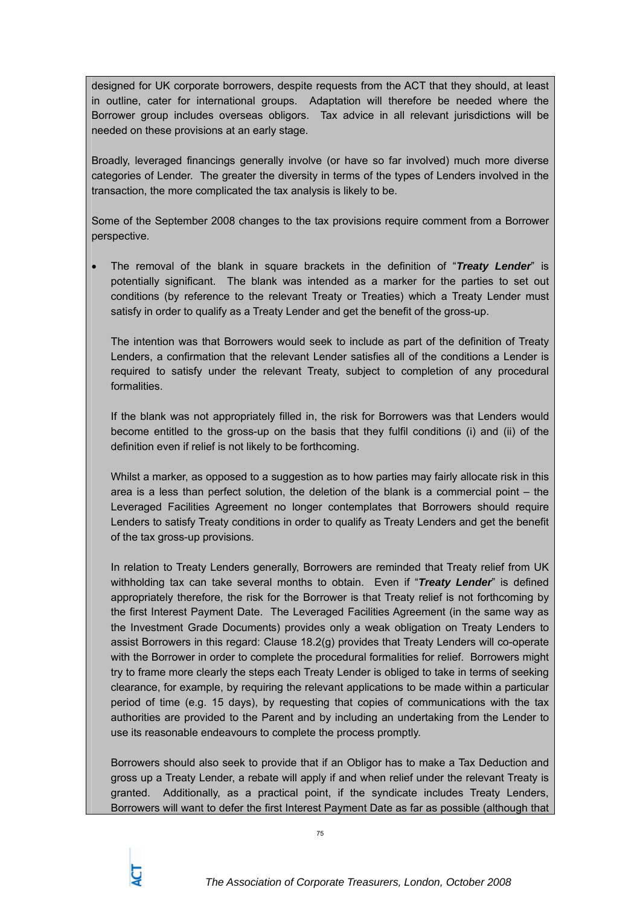designed for UK corporate borrowers, despite requests from the ACT that they should, at least in outline, cater for international groups. Adaptation will therefore be needed where the Borrower group includes overseas obligors. Tax advice in all relevant jurisdictions will be needed on these provisions at an early stage.

Broadly, leveraged financings generally involve (or have so far involved) much more diverse categories of Lender. The greater the diversity in terms of the types of Lenders involved in the transaction, the more complicated the tax analysis is likely to be.

Some of the September 2008 changes to the tax provisions require comment from a Borrower perspective.

- The removal of the blank in square brackets in the definition of "***Treaty Lender***" is potentially significant. The blank was intended as a marker for the parties to set out conditions (by reference to the relevant Treaty or Treaties) which a Treaty Lender must satisfy in order to qualify as a Treaty Lender and get the benefit of the gross-up.

  The intention was that Borrowers would seek to include as part of the definition of Treaty Lenders, a confirmation that the relevant Lender satisfies all of the conditions a Lender is required to satisfy under the relevant Treaty, subject to completion of any procedural formalities.

  If the blank was not appropriately filled in, the risk for Borrowers was that Lenders would become entitled to the gross-up on the basis that they fulfil conditions (i) and (ii) of the definition even if relief is not likely to be forthcoming.

  Whilst a marker, as opposed to a suggestion as to how parties may fairly allocate risk in this area is a less than perfect solution, the deletion of the blank is a commercial point – the Leveraged Facilities Agreement no longer contemplates that Borrowers should require Lenders to satisfy Treaty conditions in order to qualify as Treaty Lenders and get the benefit of the tax gross-up provisions.

  In relation to Treaty Lenders generally, Borrowers are reminded that Treaty relief from UK withholding tax can take several months to obtain. Even if "***Treaty Lender***" is defined appropriately therefore, the risk for the Borrower is that Treaty relief is not forthcoming by the first Interest Payment Date. The Leveraged Facilities Agreement (in the same way as the Investment Grade Documents) provides only a weak obligation on Treaty Lenders to assist Borrowers in this regard: Clause 18.2(g) provides that Treaty Lenders will co-operate with the Borrower in order to complete the procedural formalities for relief. Borrowers might try to frame more clearly the steps each Treaty Lender is obliged to take in terms of seeking clearance, for example, by requiring the relevant applications to be made within a particular period of time (e.g. 15 days), by requesting that copies of communications with the tax authorities are provided to the Parent and by including an undertaking from the Lender to use its reasonable endeavours to complete the process promptly.

  Borrowers should also seek to provide that if an Obligor has to make a Tax Deduction and gross up a Treaty Lender, a rebate will apply if and when relief under the relevant Treaty is granted. Additionally, as a practical point, if the syndicate includes Treaty Lenders, Borrowers will want to defer the first Interest Payment Date as far as possible (although that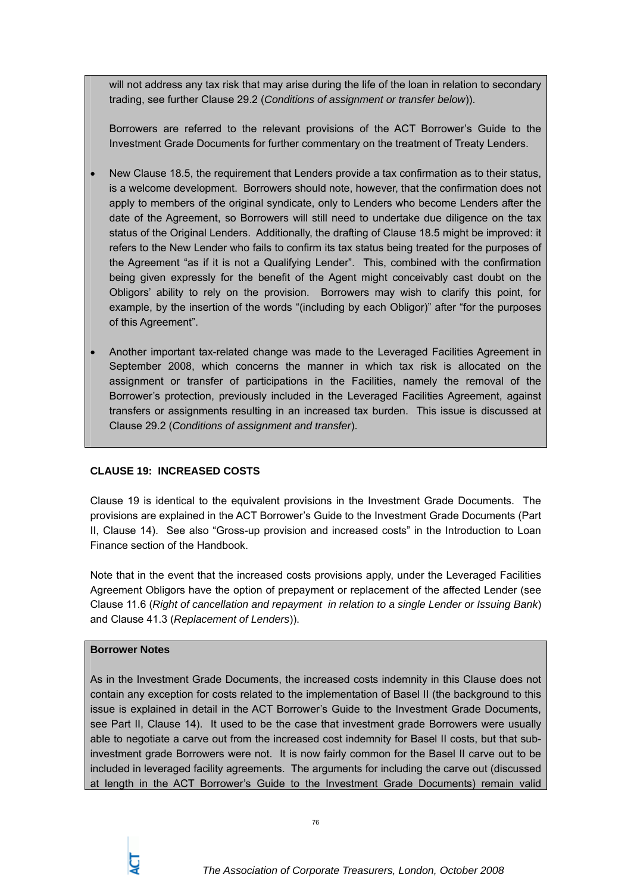will not address any tax risk that may arise during the life of the loan in relation to secondary trading, see further Clause 29.2 (*Conditions of assignment or transfer below*)).

Borrowers are referred to the relevant provisions of the ACT Borrower's Guide to the Investment Grade Documents for further commentary on the treatment of Treaty Lenders.

- New Clause 18.5, the requirement that Lenders provide a tax confirmation as to their status, is a welcome development. Borrowers should note, however, that the confirmation does not apply to members of the original syndicate, only to Lenders who become Lenders after the date of the Agreement, so Borrowers will still need to undertake due diligence on the tax status of the Original Lenders. Additionally, the drafting of Clause 18.5 might be improved: it refers to the New Lender who fails to confirm its tax status being treated for the purposes of the Agreement "as if it is not a Qualifying Lender". This, combined with the confirmation being given expressly for the benefit of the Agent might conceivably cast doubt on the Obligors' ability to rely on the provision. Borrowers may wish to clarify this point, for example, by the insertion of the words "(including by each Obligor)" after "for the purposes of this Agreement".

- Another important tax-related change was made to the Leveraged Facilities Agreement in September 2008, which concerns the manner in which tax risk is allocated on the assignment or transfer of participations in the Facilities, namely the removal of the Borrower's protection, previously included in the Leveraged Facilities Agreement, against transfers or assignments resulting in an increased tax burden. This issue is discussed at Clause 29.2 (*Conditions of assignment and transfer*).

### CLAUSE 19: INCREASED COSTS

Clause 19 is identical to the equivalent provisions in the Investment Grade Documents. The provisions are explained in the ACT Borrower's Guide to the Investment Grade Documents (Part II, Clause 14). See also "Gross-up provision and increased costs" in the Introduction to Loan Finance section of the Handbook.

Note that in the event that the increased costs provisions apply, under the Leveraged Facilities Agreement Obligors have the option of prepayment or replacement of the affected Lender (see Clause 11.6 (*Right of cancellation and repayment in relation to a single Lender or Issuing Bank*) and Clause 41.3 (*Replacement of Lenders*)).

**Borrower Notes**

As in the Investment Grade Documents, the increased costs indemnity in this Clause does not contain any exception for costs related to the implementation of Basel II (the background to this issue is explained in detail in the ACT Borrower's Guide to the Investment Grade Documents, see Part II, Clause 14). It used to be the case that investment grade Borrowers were usually able to negotiate a carve out from the increased cost indemnity for Basel II costs, but that sub-investment grade Borrowers were not. It is now fairly common for the Basel II carve out to be included in leveraged facility agreements. The arguments for including the carve out (discussed at length in the ACT Borrower's Guide to the Investment Grade Documents) remain valid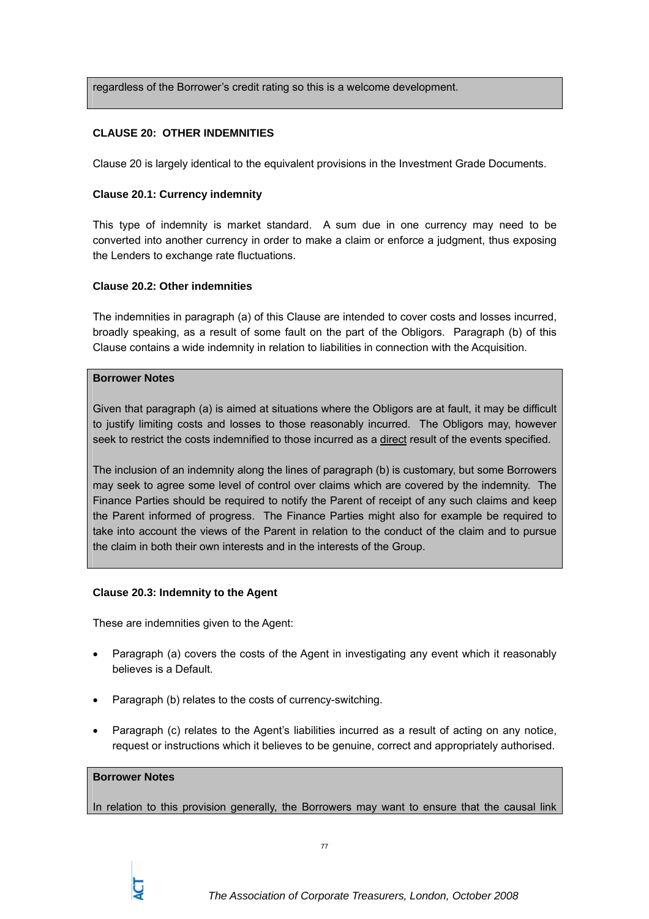regardless of the Borrower's credit rating so this is a welcome development.

**CLAUSE 20: OTHER INDEMNITIES**

Clause 20 is largely identical to the equivalent provisions in the Investment Grade Documents.

**Clause 20.1: Currency indemnity**

This type of indemnity is market standard. A sum due in one currency may need to be converted into another currency in order to make a claim or enforce a judgment, thus exposing the Lenders to exchange rate fluctuations.

**Clause 20.2: Other indemnities**

The indemnities in paragraph (a) of this Clause are intended to cover costs and losses incurred, broadly speaking, as a result of some fault on the part of the Obligors. Paragraph (b) of this Clause contains a wide indemnity in relation to liabilities in connection with the Acquisition.

**Borrower Notes**

Given that paragraph (a) is aimed at situations where the Obligors are at fault, it may be difficult to justify limiting costs and losses to those reasonably incurred. The Obligors may, however seek to restrict the costs indemnified to those incurred as a <u>direct</u> result of the events specified.

The inclusion of an indemnity along the lines of paragraph (b) is customary, but some Borrowers may seek to agree some level of control over claims which are covered by the indemnity. The Finance Parties should be required to notify the Parent of receipt of any such claims and keep the Parent informed of progress. The Finance Parties might also for example be required to take into account the views of the Parent in relation to the conduct of the claim and to pursue the claim in both their own interests and in the interests of the Group.

**Clause 20.3: Indemnity to the Agent**

These are indemnities given to the Agent:

- Paragraph (a) covers the costs of the Agent in investigating any event which it reasonably believes is a Default.
- Paragraph (b) relates to the costs of currency-switching.
- Paragraph (c) relates to the Agent's liabilities incurred as a result of acting on any notice, request or instructions which it believes to be genuine, correct and appropriately authorised.

**Borrower Notes**

In relation to this provision generally, the Borrowers may want to ensure that the causal link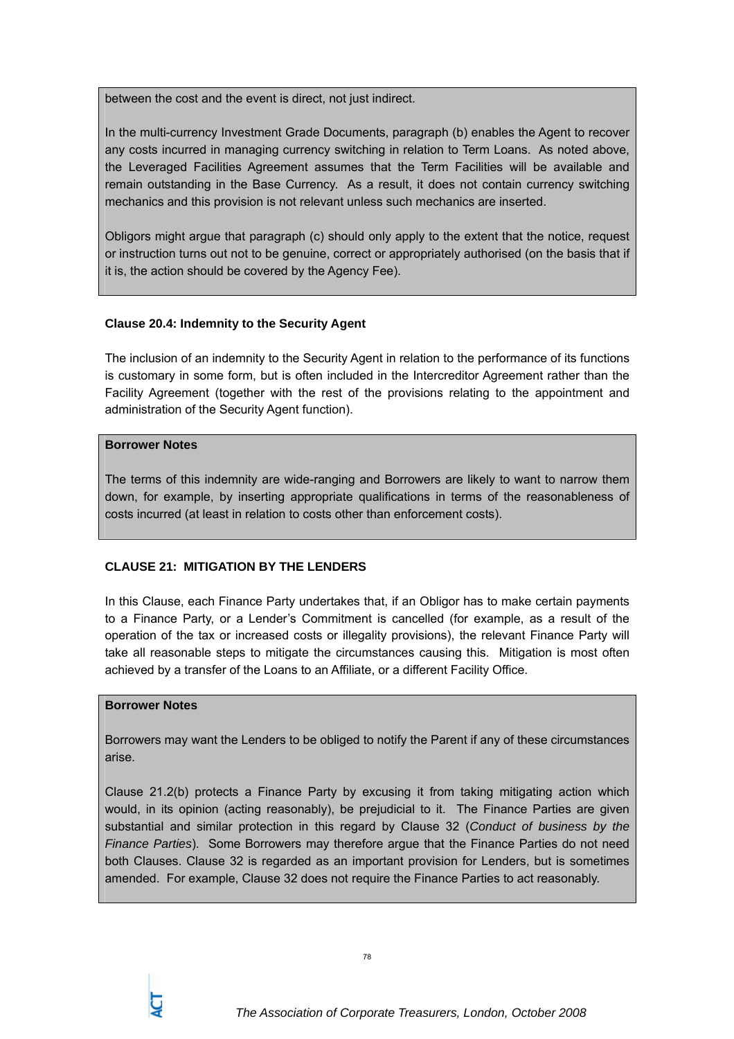between the cost and the event is direct, not just indirect.

In the multi-currency Investment Grade Documents, paragraph (b) enables the Agent to recover any costs incurred in managing currency switching in relation to Term Loans. As noted above, the Leveraged Facilities Agreement assumes that the Term Facilities will be available and remain outstanding in the Base Currency. As a result, it does not contain currency switching mechanics and this provision is not relevant unless such mechanics are inserted.

Obligors might argue that paragraph (c) should only apply to the extent that the notice, request or instruction turns out not to be genuine, correct or appropriately authorised (on the basis that if it is, the action should be covered by the Agency Fee).

**Clause 20.4: Indemnity to the Security Agent**

The inclusion of an indemnity to the Security Agent in relation to the performance of its functions is customary in some form, but is often included in the Intercreditor Agreement rather than the Facility Agreement (together with the rest of the provisions relating to the appointment and administration of the Security Agent function).

**Borrower Notes**

The terms of this indemnity are wide-ranging and Borrowers are likely to want to narrow them down, for example, by inserting appropriate qualifications in terms of the reasonableness of costs incurred (at least in relation to costs other than enforcement costs).

**CLAUSE 21: MITIGATION BY THE LENDERS**

In this Clause, each Finance Party undertakes that, if an Obligor has to make certain payments to a Finance Party, or a Lender's Commitment is cancelled (for example, as a result of the operation of the tax or increased costs or illegality provisions), the relevant Finance Party will take all reasonable steps to mitigate the circumstances causing this. Mitigation is most often achieved by a transfer of the Loans to an Affiliate, or a different Facility Office.

**Borrower Notes**

Borrowers may want the Lenders to be obliged to notify the Parent if any of these circumstances arise.

Clause 21.2(b) protects a Finance Party by excusing it from taking mitigating action which would, in its opinion (acting reasonably), be prejudicial to it. The Finance Parties are given substantial and similar protection in this regard by Clause 32 (*Conduct of business by the Finance Parties*). Some Borrowers may therefore argue that the Finance Parties do not need both Clauses. Clause 32 is regarded as an important provision for Lenders, but is sometimes amended. For example, Clause 32 does not require the Finance Parties to act reasonably.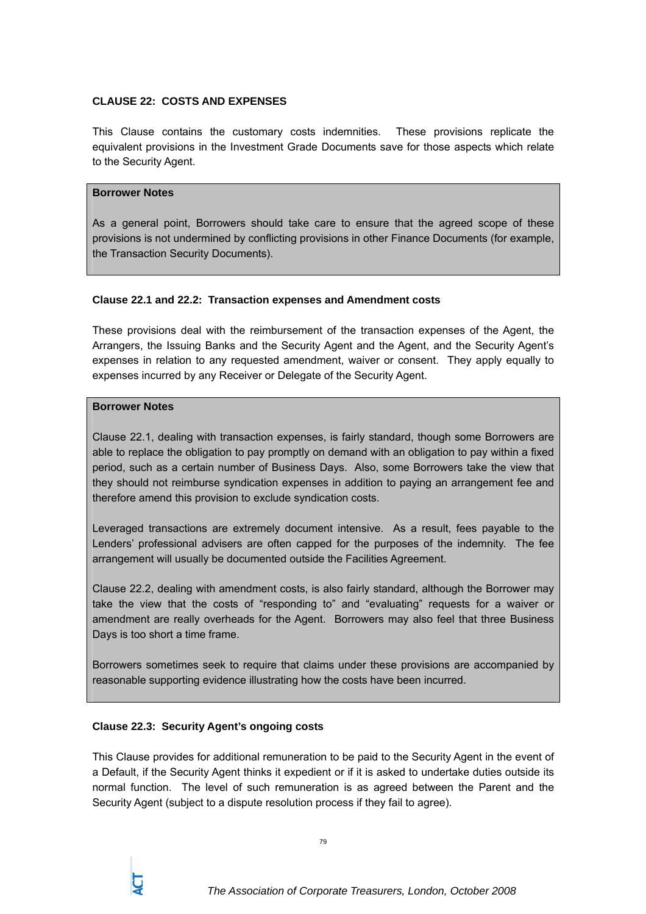### CLAUSE 22: COSTS AND EXPENSES

This Clause contains the customary costs indemnities. These provisions replicate the equivalent provisions in the Investment Grade Documents save for those aspects which relate to the Security Agent.

> **Borrower Notes**
>
> As a general point, Borrowers should take care to ensure that the agreed scope of these provisions is not undermined by conflicting provisions in other Finance Documents (for example, the Transaction Security Documents).

#### Clause 22.1 and 22.2: Transaction expenses and Amendment costs

These provisions deal with the reimbursement of the transaction expenses of the Agent, the Arrangers, the Issuing Banks and the Security Agent and the Agent, and the Security Agent's expenses in relation to any requested amendment, waiver or consent. They apply equally to expenses incurred by any Receiver or Delegate of the Security Agent.

> **Borrower Notes**
>
> Clause 22.1, dealing with transaction expenses, is fairly standard, though some Borrowers are able to replace the obligation to pay promptly on demand with an obligation to pay within a fixed period, such as a certain number of Business Days. Also, some Borrowers take the view that they should not reimburse syndication expenses in addition to paying an arrangement fee and therefore amend this provision to exclude syndication costs.
>
> Leveraged transactions are extremely document intensive. As a result, fees payable to the Lenders' professional advisers are often capped for the purposes of the indemnity. The fee arrangement will usually be documented outside the Facilities Agreement.
>
> Clause 22.2, dealing with amendment costs, is also fairly standard, although the Borrower may take the view that the costs of "responding to" and "evaluating" requests for a waiver or amendment are really overheads for the Agent. Borrowers may also feel that three Business Days is too short a time frame.
>
> Borrowers sometimes seek to require that claims under these provisions are accompanied by reasonable supporting evidence illustrating how the costs have been incurred.

#### Clause 22.3: Security Agent's ongoing costs

This Clause provides for additional remuneration to be paid to the Security Agent in the event of a Default, if the Security Agent thinks it expedient or if it is asked to undertake duties outside its normal function. The level of such remuneration is as agreed between the Parent and the Security Agent (subject to a dispute resolution process if they fail to agree).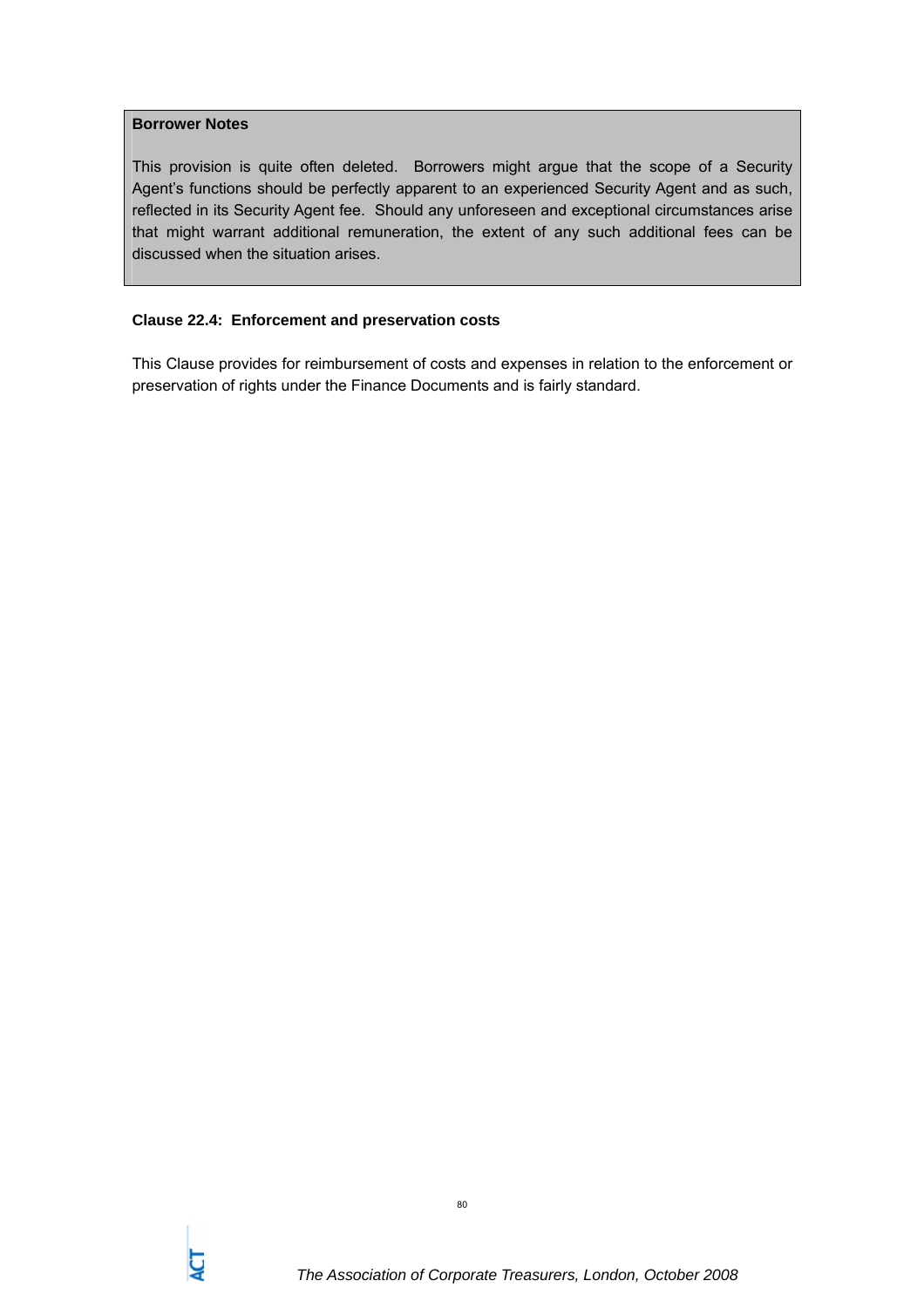**Borrower Notes**

This provision is quite often deleted. Borrowers might argue that the scope of a Security Agent's functions should be perfectly apparent to an experienced Security Agent and as such, reflected in its Security Agent fee. Should any unforeseen and exceptional circumstances arise that might warrant additional remuneration, the extent of any such additional fees can be discussed when the situation arises.

**Clause 22.4: Enforcement and preservation costs**

This Clause provides for reimbursement of costs and expenses in relation to the enforcement or preservation of rights under the Finance Documents and is fairly standard.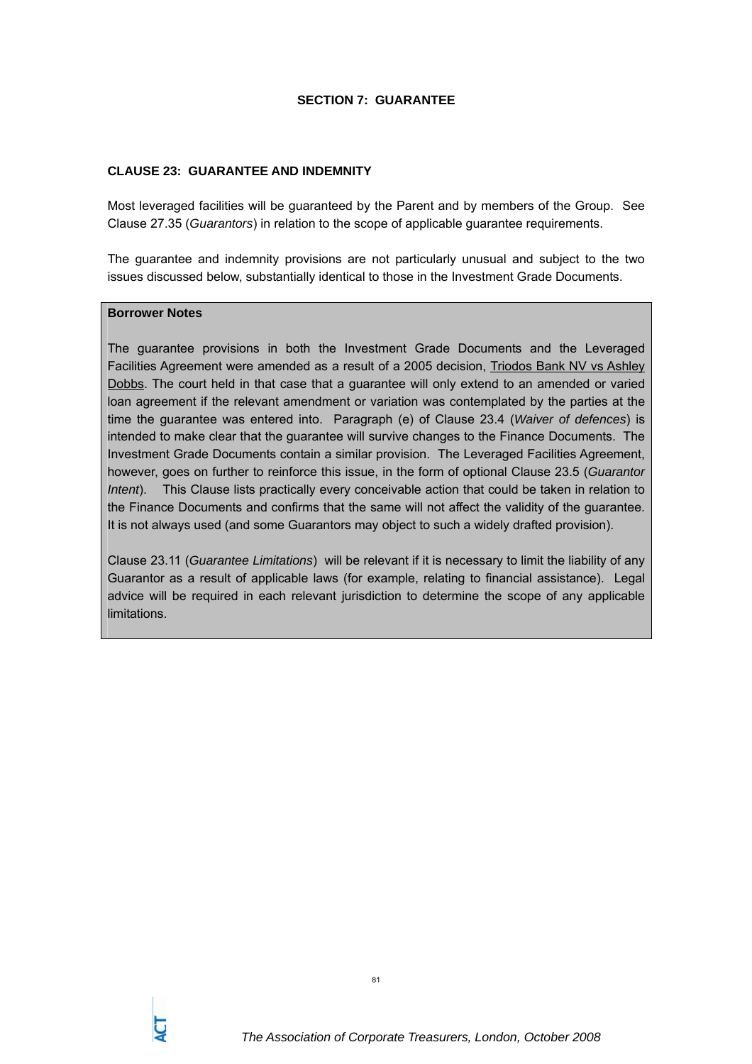## SECTION 7: GUARANTEE

### CLAUSE 23: GUARANTEE AND INDEMNITY

Most leveraged facilities will be guaranteed by the Parent and by members of the Group. See Clause 27.35 (*Guarantors*) in relation to the scope of applicable guarantee requirements.

The guarantee and indemnity provisions are not particularly unusual and subject to the two issues discussed below, substantially identical to those in the Investment Grade Documents.

**Borrower Notes**

The guarantee provisions in both the Investment Grade Documents and the Leveraged Facilities Agreement were amended as a result of a 2005 decision, Triodos Bank NV vs Ashley Dobbs. The court held in that case that a guarantee will only extend to an amended or varied loan agreement if the relevant amendment or variation was contemplated by the parties at the time the guarantee was entered into. Paragraph (e) of Clause 23.4 (*Waiver of defences*) is intended to make clear that the guarantee will survive changes to the Finance Documents. The Investment Grade Documents contain a similar provision. The Leveraged Facilities Agreement, however, goes on further to reinforce this issue, in the form of optional Clause 23.5 (*Guarantor Intent*). This Clause lists practically every conceivable action that could be taken in relation to the Finance Documents and confirms that the same will not affect the validity of the guarantee. It is not always used (and some Guarantors may object to such a widely drafted provision).

Clause 23.11 (*Guarantee Limitations*) will be relevant if it is necessary to limit the liability of any Guarantor as a result of applicable laws (for example, relating to financial assistance). Legal advice will be required in each relevant jurisdiction to determine the scope of any applicable limitations.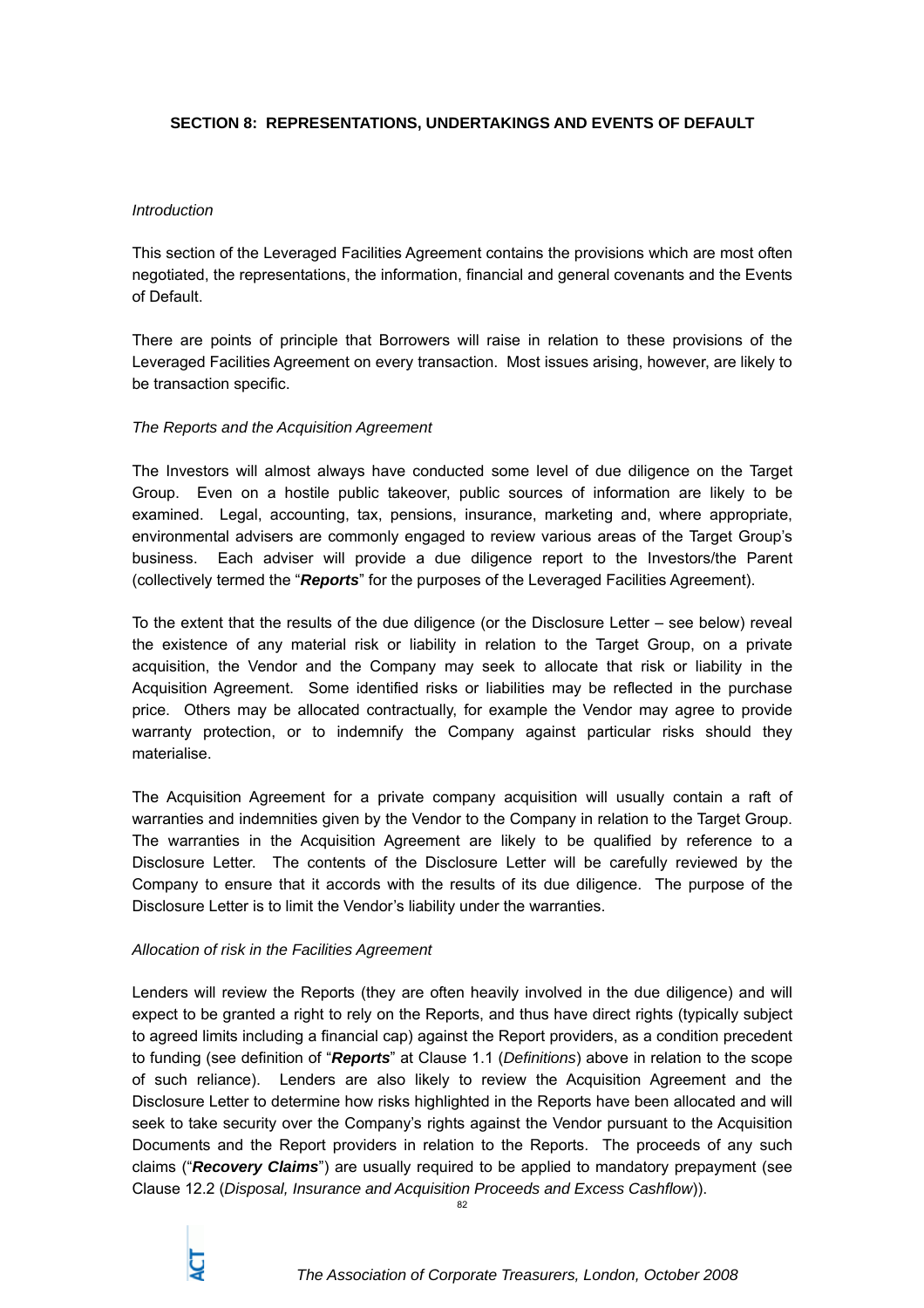## SECTION 8: REPRESENTATIONS, UNDERTAKINGS AND EVENTS OF DEFAULT

*Introduction*

This section of the Leveraged Facilities Agreement contains the provisions which are most often negotiated, the representations, the information, financial and general covenants and the Events of Default.

There are points of principle that Borrowers will raise in relation to these provisions of the Leveraged Facilities Agreement on every transaction. Most issues arising, however, are likely to be transaction specific.

*The Reports and the Acquisition Agreement*

The Investors will almost always have conducted some level of due diligence on the Target Group. Even on a hostile public takeover, public sources of information are likely to be examined. Legal, accounting, tax, pensions, insurance, marketing and, where appropriate, environmental advisers are commonly engaged to review various areas of the Target Group's business. Each adviser will provide a due diligence report to the Investors/the Parent (collectively termed the "***Reports***" for the purposes of the Leveraged Facilities Agreement).

To the extent that the results of the due diligence (or the Disclosure Letter – see below) reveal the existence of any material risk or liability in relation to the Target Group, on a private acquisition, the Vendor and the Company may seek to allocate that risk or liability in the Acquisition Agreement. Some identified risks or liabilities may be reflected in the purchase price. Others may be allocated contractually, for example the Vendor may agree to provide warranty protection, or to indemnify the Company against particular risks should they materialise.

The Acquisition Agreement for a private company acquisition will usually contain a raft of warranties and indemnities given by the Vendor to the Company in relation to the Target Group. The warranties in the Acquisition Agreement are likely to be qualified by reference to a Disclosure Letter. The contents of the Disclosure Letter will be carefully reviewed by the Company to ensure that it accords with the results of its due diligence. The purpose of the Disclosure Letter is to limit the Vendor's liability under the warranties.

*Allocation of risk in the Facilities Agreement*

Lenders will review the Reports (they are often heavily involved in the due diligence) and will expect to be granted a right to rely on the Reports, and thus have direct rights (typically subject to agreed limits including a financial cap) against the Report providers, as a condition precedent to funding (see definition of "***Reports***" at Clause 1.1 (*Definitions*) above in relation to the scope of such reliance). Lenders are also likely to review the Acquisition Agreement and the Disclosure Letter to determine how risks highlighted in the Reports have been allocated and will seek to take security over the Company's rights against the Vendor pursuant to the Acquisition Documents and the Report providers in relation to the Reports. The proceeds of any such claims ("***Recovery Claims***") are usually required to be applied to mandatory prepayment (see Clause 12.2 (*Disposal, Insurance and Acquisition Proceeds and Excess Cashflow*)).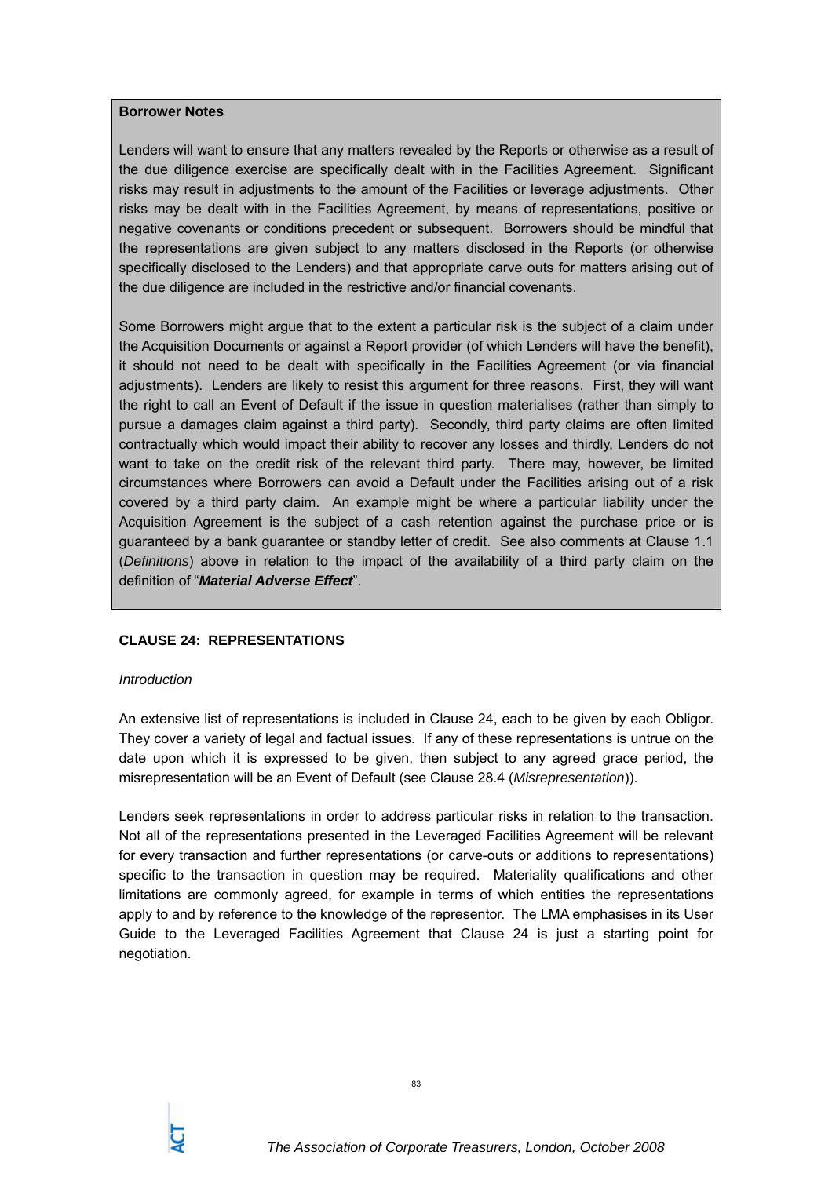**Borrower Notes**

Lenders will want to ensure that any matters revealed by the Reports or otherwise as a result of the due diligence exercise are specifically dealt with in the Facilities Agreement. Significant risks may result in adjustments to the amount of the Facilities or leverage adjustments. Other risks may be dealt with in the Facilities Agreement, by means of representations, positive or negative covenants or conditions precedent or subsequent. Borrowers should be mindful that the representations are given subject to any matters disclosed in the Reports (or otherwise specifically disclosed to the Lenders) and that appropriate carve outs for matters arising out of the due diligence are included in the restrictive and/or financial covenants.

Some Borrowers might argue that to the extent a particular risk is the subject of a claim under the Acquisition Documents or against a Report provider (of which Lenders will have the benefit), it should not need to be dealt with specifically in the Facilities Agreement (or via financial adjustments). Lenders are likely to resist this argument for three reasons. First, they will want the right to call an Event of Default if the issue in question materialises (rather than simply to pursue a damages claim against a third party). Secondly, third party claims are often limited contractually which would impact their ability to recover any losses and thirdly, Lenders do not want to take on the credit risk of the relevant third party. There may, however, be limited circumstances where Borrowers can avoid a Default under the Facilities arising out of a risk covered by a third party claim. An example might be where a particular liability under the Acquisition Agreement is the subject of a cash retention against the purchase price or is guaranteed by a bank guarantee or standby letter of credit. See also comments at Clause 1.1 (*Definitions*) above in relation to the impact of the availability of a third party claim on the definition of "***Material Adverse Effect***".

**CLAUSE 24: REPRESENTATIONS**

*Introduction*

An extensive list of representations is included in Clause 24, each to be given by each Obligor. They cover a variety of legal and factual issues. If any of these representations is untrue on the date upon which it is expressed to be given, then subject to any agreed grace period, the misrepresentation will be an Event of Default (see Clause 28.4 (*Misrepresentation*)).

Lenders seek representations in order to address particular risks in relation to the transaction. Not all of the representations presented in the Leveraged Facilities Agreement will be relevant for every transaction and further representations (or carve-outs or additions to representations) specific to the transaction in question may be required. Materiality qualifications and other limitations are commonly agreed, for example in terms of which entities the representations apply to and by reference to the knowledge of the representor. The LMA emphasises in its User Guide to the Leveraged Facilities Agreement that Clause 24 is just a starting point for negotiation.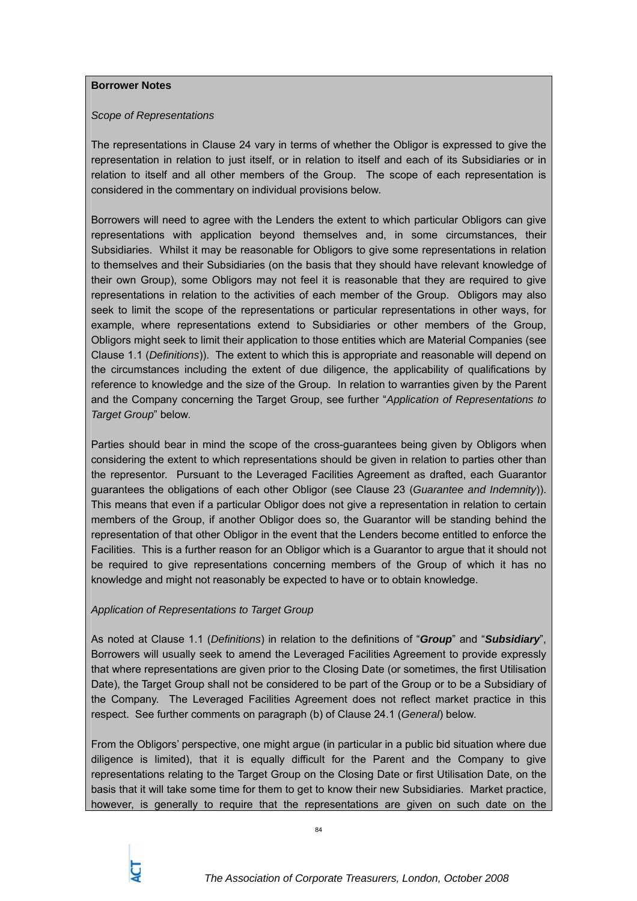**Borrower Notes**

*Scope of Representations*

The representations in Clause 24 vary in terms of whether the Obligor is expressed to give the representation in relation to just itself, or in relation to itself and each of its Subsidiaries or in relation to itself and all other members of the Group. The scope of each representation is considered in the commentary on individual provisions below.

Borrowers will need to agree with the Lenders the extent to which particular Obligors can give representations with application beyond themselves and, in some circumstances, their Subsidiaries. Whilst it may be reasonable for Obligors to give some representations in relation to themselves and their Subsidiaries (on the basis that they should have relevant knowledge of their own Group), some Obligors may not feel it is reasonable that they are required to give representations in relation to the activities of each member of the Group. Obligors may also seek to limit the scope of the representations or particular representations in other ways, for example, where representations extend to Subsidiaries or other members of the Group, Obligors might seek to limit their application to those entities which are Material Companies (see Clause 1.1 (*Definitions*)). The extent to which this is appropriate and reasonable will depend on the circumstances including the extent of due diligence, the applicability of qualifications by reference to knowledge and the size of the Group. In relation to warranties given by the Parent and the Company concerning the Target Group, see further "*Application of Representations to Target Group*" below.

Parties should bear in mind the scope of the cross-guarantees being given by Obligors when considering the extent to which representations should be given in relation to parties other than the representor. Pursuant to the Leveraged Facilities Agreement as drafted, each Guarantor guarantees the obligations of each other Obligor (see Clause 23 (*Guarantee and Indemnity*)). This means that even if a particular Obligor does not give a representation in relation to certain members of the Group, if another Obligor does so, the Guarantor will be standing behind the representation of that other Obligor in the event that the Lenders become entitled to enforce the Facilities. This is a further reason for an Obligor which is a Guarantor to argue that it should not be required to give representations concerning members of the Group of which it has no knowledge and might not reasonably be expected to have or to obtain knowledge.

*Application of Representations to Target Group*

As noted at Clause 1.1 (*Definitions*) in relation to the definitions of "***Group***" and "***Subsidiary***", Borrowers will usually seek to amend the Leveraged Facilities Agreement to provide expressly that where representations are given prior to the Closing Date (or sometimes, the first Utilisation Date), the Target Group shall not be considered to be part of the Group or to be a Subsidiary of the Company. The Leveraged Facilities Agreement does not reflect market practice in this respect. See further comments on paragraph (b) of Clause 24.1 (*General*) below.

From the Obligors' perspective, one might argue (in particular in a public bid situation where due diligence is limited), that it is equally difficult for the Parent and the Company to give representations relating to the Target Group on the Closing Date or first Utilisation Date, on the basis that it will take some time for them to get to know their new Subsidiaries. Market practice, however, is generally to require that the representations are given on such date on the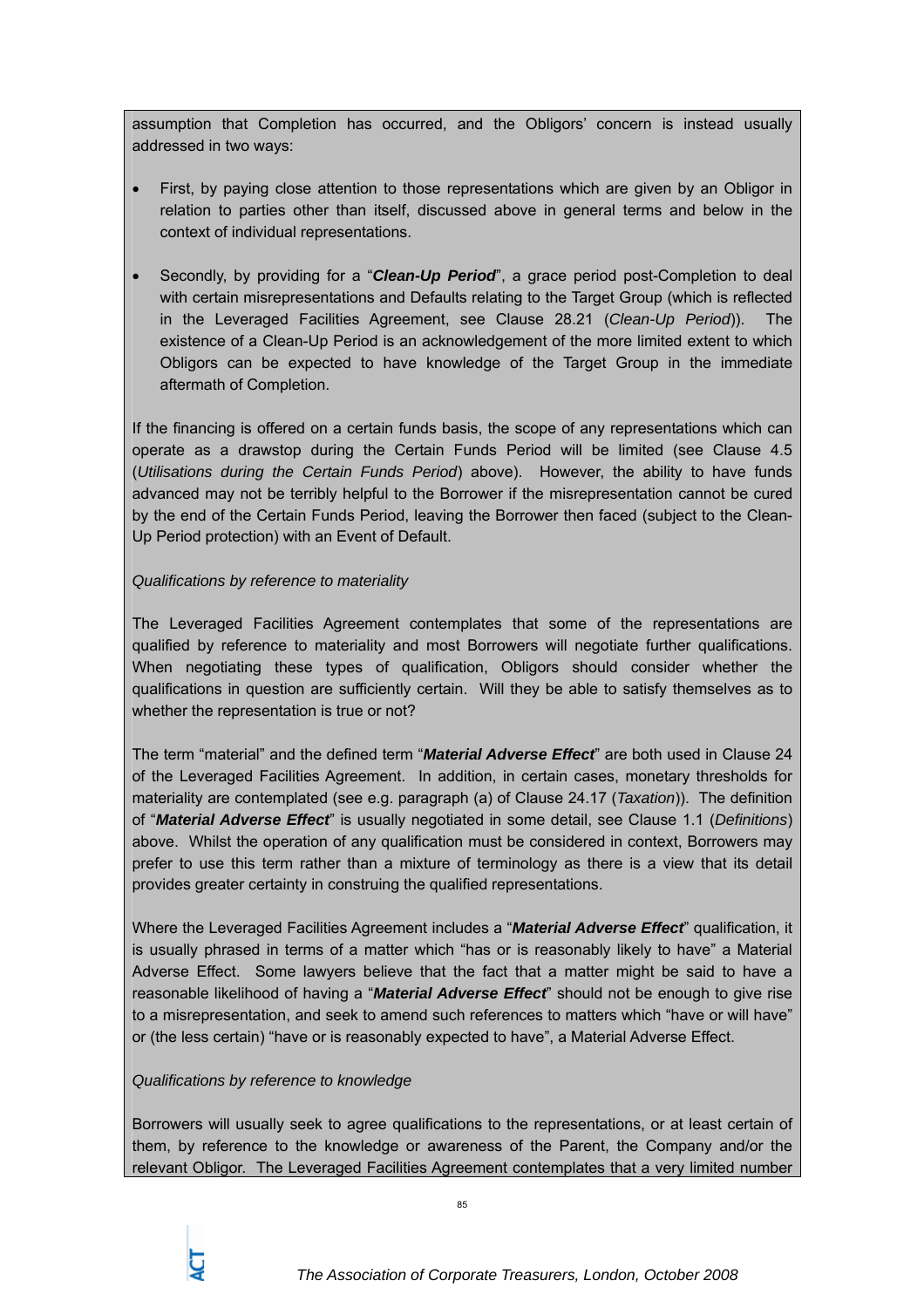assumption that Completion has occurred, and the Obligors' concern is instead usually addressed in two ways:

- First, by paying close attention to those representations which are given by an Obligor in relation to parties other than itself, discussed above in general terms and below in the context of individual representations.

- Secondly, by providing for a "***Clean-Up Period***", a grace period post-Completion to deal with certain misrepresentations and Defaults relating to the Target Group (which is reflected in the Leveraged Facilities Agreement, see Clause 28.21 (*Clean-Up Period*)). The existence of a Clean-Up Period is an acknowledgement of the more limited extent to which Obligors can be expected to have knowledge of the Target Group in the immediate aftermath of Completion.

If the financing is offered on a certain funds basis, the scope of any representations which can operate as a drawstop during the Certain Funds Period will be limited (see Clause 4.5 (*Utilisations during the Certain Funds Period*) above). However, the ability to have funds advanced may not be terribly helpful to the Borrower if the misrepresentation cannot be cured by the end of the Certain Funds Period, leaving the Borrower then faced (subject to the Clean-Up Period protection) with an Event of Default.

*Qualifications by reference to materiality*

The Leveraged Facilities Agreement contemplates that some of the representations are qualified by reference to materiality and most Borrowers will negotiate further qualifications. When negotiating these types of qualification, Obligors should consider whether the qualifications in question are sufficiently certain. Will they be able to satisfy themselves as to whether the representation is true or not?

The term "material" and the defined term "***Material Adverse Effect***" are both used in Clause 24 of the Leveraged Facilities Agreement. In addition, in certain cases, monetary thresholds for materiality are contemplated (see e.g. paragraph (a) of Clause 24.17 (*Taxation*)). The definition of "***Material Adverse Effect***" is usually negotiated in some detail, see Clause 1.1 (*Definitions*) above. Whilst the operation of any qualification must be considered in context, Borrowers may prefer to use this term rather than a mixture of terminology as there is a view that its detail provides greater certainty in construing the qualified representations.

Where the Leveraged Facilities Agreement includes a "***Material Adverse Effect***" qualification, it is usually phrased in terms of a matter which "has or is reasonably likely to have" a Material Adverse Effect. Some lawyers believe that the fact that a matter might be said to have a reasonable likelihood of having a "***Material Adverse Effect***" should not be enough to give rise to a misrepresentation, and seek to amend such references to matters which "have or will have" or (the less certain) "have or is reasonably expected to have", a Material Adverse Effect.

*Qualifications by reference to knowledge*

Borrowers will usually seek to agree qualifications to the representations, or at least certain of them, by reference to the knowledge or awareness of the Parent, the Company and/or the relevant Obligor. The Leveraged Facilities Agreement contemplates that a very limited number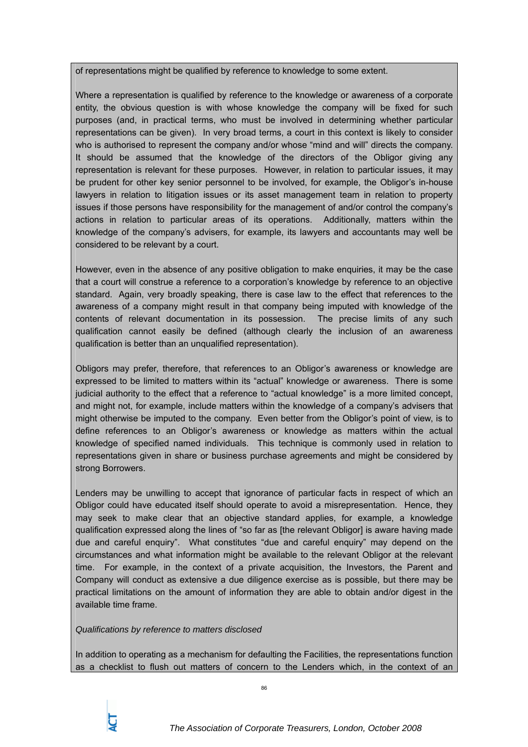of representations might be qualified by reference to knowledge to some extent.

Where a representation is qualified by reference to the knowledge or awareness of a corporate entity, the obvious question is with whose knowledge the company will be fixed for such purposes (and, in practical terms, who must be involved in determining whether particular representations can be given). In very broad terms, a court in this context is likely to consider who is authorised to represent the company and/or whose "mind and will" directs the company. It should be assumed that the knowledge of the directors of the Obligor giving any representation is relevant for these purposes. However, in relation to particular issues, it may be prudent for other key senior personnel to be involved, for example, the Obligor's in-house lawyers in relation to litigation issues or its asset management team in relation to property issues if those persons have responsibility for the management of and/or control the company's actions in relation to particular areas of its operations. Additionally, matters within the knowledge of the company's advisers, for example, its lawyers and accountants may well be considered to be relevant by a court.

However, even in the absence of any positive obligation to make enquiries, it may be the case that a court will construe a reference to a corporation's knowledge by reference to an objective standard. Again, very broadly speaking, there is case law to the effect that references to the awareness of a company might result in that company being imputed with knowledge of the contents of relevant documentation in its possession. The precise limits of any such qualification cannot easily be defined (although clearly the inclusion of an awareness qualification is better than an unqualified representation).

Obligors may prefer, therefore, that references to an Obligor's awareness or knowledge are expressed to be limited to matters within its "actual" knowledge or awareness. There is some judicial authority to the effect that a reference to "actual knowledge" is a more limited concept, and might not, for example, include matters within the knowledge of a company's advisers that might otherwise be imputed to the company. Even better from the Obligor's point of view, is to define references to an Obligor's awareness or knowledge as matters within the actual knowledge of specified named individuals. This technique is commonly used in relation to representations given in share or business purchase agreements and might be considered by strong Borrowers.

Lenders may be unwilling to accept that ignorance of particular facts in respect of which an Obligor could have educated itself should operate to avoid a misrepresentation. Hence, they may seek to make clear that an objective standard applies, for example, a knowledge qualification expressed along the lines of "so far as [the relevant Obligor] is aware having made due and careful enquiry". What constitutes "due and careful enquiry" may depend on the circumstances and what information might be available to the relevant Obligor at the relevant time. For example, in the context of a private acquisition, the Investors, the Parent and Company will conduct as extensive a due diligence exercise as is possible, but there may be practical limitations on the amount of information they are able to obtain and/or digest in the available time frame.

*Qualifications by reference to matters disclosed*

In addition to operating as a mechanism for defaulting the Facilities, the representations function as a checklist to flush out matters of concern to the Lenders which, in the context of an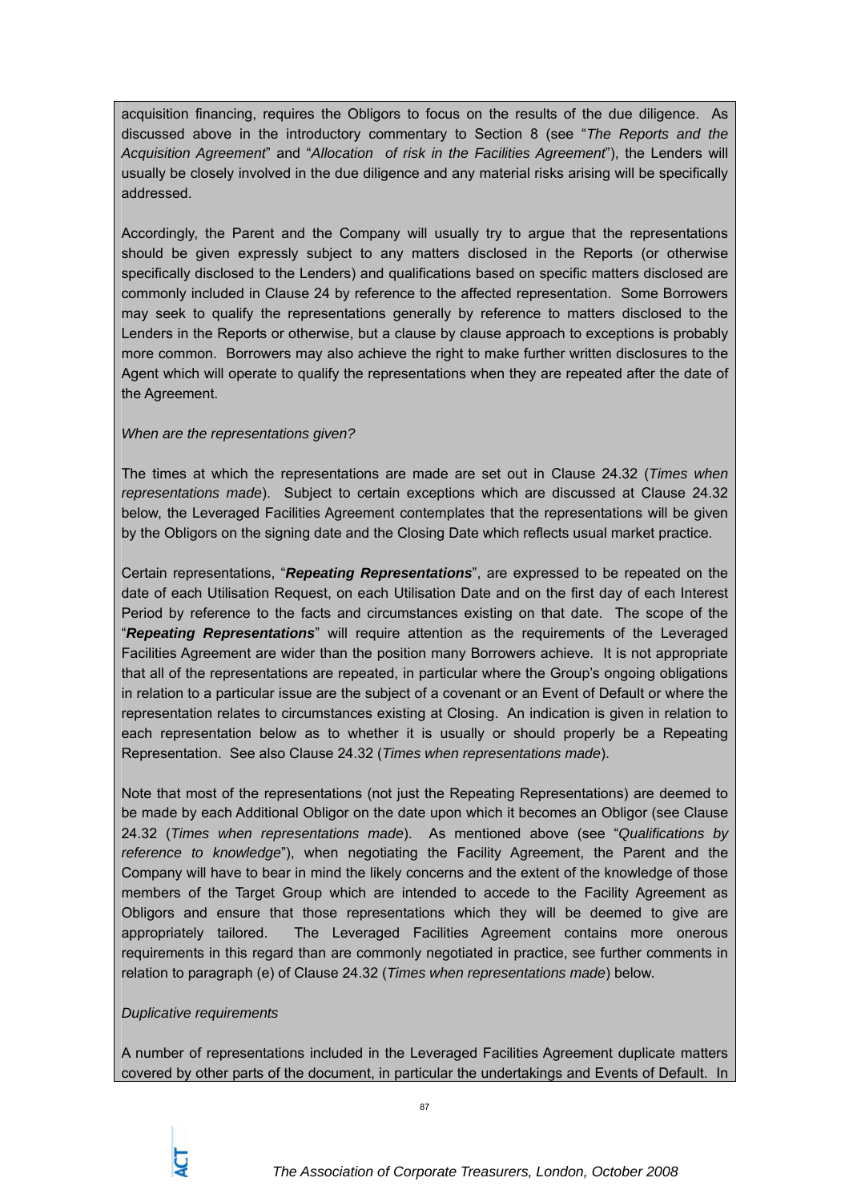acquisition financing, requires the Obligors to focus on the results of the due diligence. As discussed above in the introductory commentary to Section 8 (see "*The Reports and the Acquisition Agreement*" and "*Allocation of risk in the Facilities Agreement*"), the Lenders will usually be closely involved in the due diligence and any material risks arising will be specifically addressed.

Accordingly, the Parent and the Company will usually try to argue that the representations should be given expressly subject to any matters disclosed in the Reports (or otherwise specifically disclosed to the Lenders) and qualifications based on specific matters disclosed are commonly included in Clause 24 by reference to the affected representation. Some Borrowers may seek to qualify the representations generally by reference to matters disclosed to the Lenders in the Reports or otherwise, but a clause by clause approach to exceptions is probably more common. Borrowers may also achieve the right to make further written disclosures to the Agent which will operate to qualify the representations when they are repeated after the date of the Agreement.

*When are the representations given?*

The times at which the representations are made are set out in Clause 24.32 (*Times when representations made*). Subject to certain exceptions which are discussed at Clause 24.32 below, the Leveraged Facilities Agreement contemplates that the representations will be given by the Obligors on the signing date and the Closing Date which reflects usual market practice.

Certain representations, "***Repeating Representations***", are expressed to be repeated on the date of each Utilisation Request, on each Utilisation Date and on the first day of each Interest Period by reference to the facts and circumstances existing on that date. The scope of the "***Repeating Representations***" will require attention as the requirements of the Leveraged Facilities Agreement are wider than the position many Borrowers achieve. It is not appropriate that all of the representations are repeated, in particular where the Group's ongoing obligations in relation to a particular issue are the subject of a covenant or an Event of Default or where the representation relates to circumstances existing at Closing. An indication is given in relation to each representation below as to whether it is usually or should properly be a Repeating Representation. See also Clause 24.32 (*Times when representations made*).

Note that most of the representations (not just the Repeating Representations) are deemed to be made by each Additional Obligor on the date upon which it becomes an Obligor (see Clause 24.32 (*Times when representations made*). As mentioned above (see "*Qualifications by reference to knowledge*"), when negotiating the Facility Agreement, the Parent and the Company will have to bear in mind the likely concerns and the extent of the knowledge of those members of the Target Group which are intended to accede to the Facility Agreement as Obligors and ensure that those representations which they will be deemed to give are appropriately tailored. The Leveraged Facilities Agreement contains more onerous requirements in this regard than are commonly negotiated in practice, see further comments in relation to paragraph (e) of Clause 24.32 (*Times when representations made*) below.

*Duplicative requirements*

A number of representations included in the Leveraged Facilities Agreement duplicate matters covered by other parts of the document, in particular the undertakings and Events of Default. In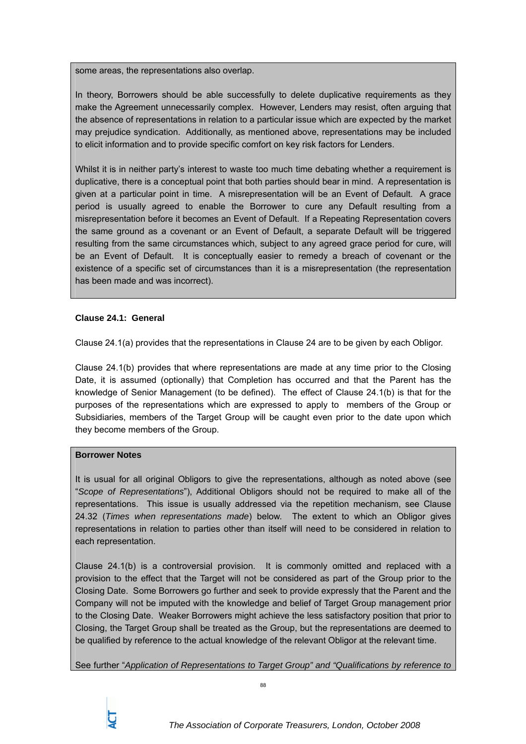some areas, the representations also overlap.

In theory, Borrowers should be able successfully to delete duplicative requirements as they make the Agreement unnecessarily complex. However, Lenders may resist, often arguing that the absence of representations in relation to a particular issue which are expected by the market may prejudice syndication. Additionally, as mentioned above, representations may be included to elicit information and to provide specific comfort on key risk factors for Lenders.

Whilst it is in neither party's interest to waste too much time debating whether a requirement is duplicative, there is a conceptual point that both parties should bear in mind. A representation is given at a particular point in time. A misrepresentation will be an Event of Default. A grace period is usually agreed to enable the Borrower to cure any Default resulting from a misrepresentation before it becomes an Event of Default. If a Repeating Representation covers the same ground as a covenant or an Event of Default, a separate Default will be triggered resulting from the same circumstances which, subject to any agreed grace period for cure, will be an Event of Default. It is conceptually easier to remedy a breach of covenant or the existence of a specific set of circumstances than it is a misrepresentation (the representation has been made and was incorrect).

**Clause 24.1: General**

Clause 24.1(a) provides that the representations in Clause 24 are to be given by each Obligor.

Clause 24.1(b) provides that where representations are made at any time prior to the Closing Date, it is assumed (optionally) that Completion has occurred and that the Parent has the knowledge of Senior Management (to be defined). The effect of Clause 24.1(b) is that for the purposes of the representations which are expressed to apply to members of the Group or Subsidiaries, members of the Target Group will be caught even prior to the date upon which they become members of the Group.

**Borrower Notes**

It is usual for all original Obligors to give the representations, although as noted above (see "*Scope of Representations*"), Additional Obligors should not be required to make all of the representations. This issue is usually addressed via the repetition mechanism, see Clause 24.32 (*Times when representations made*) below. The extent to which an Obligor gives representations in relation to parties other than itself will need to be considered in relation to each representation.

Clause 24.1(b) is a controversial provision. It is commonly omitted and replaced with a provision to the effect that the Target will not be considered as part of the Group prior to the Closing Date. Some Borrowers go further and seek to provide expressly that the Parent and the Company will not be imputed with the knowledge and belief of Target Group management prior to the Closing Date. Weaker Borrowers might achieve the less satisfactory position that prior to Closing, the Target Group shall be treated as the Group, but the representations are deemed to be qualified by reference to the actual knowledge of the relevant Obligor at the relevant time.

See further "*Application of Representations to Target Group" and "Qualifications by reference to*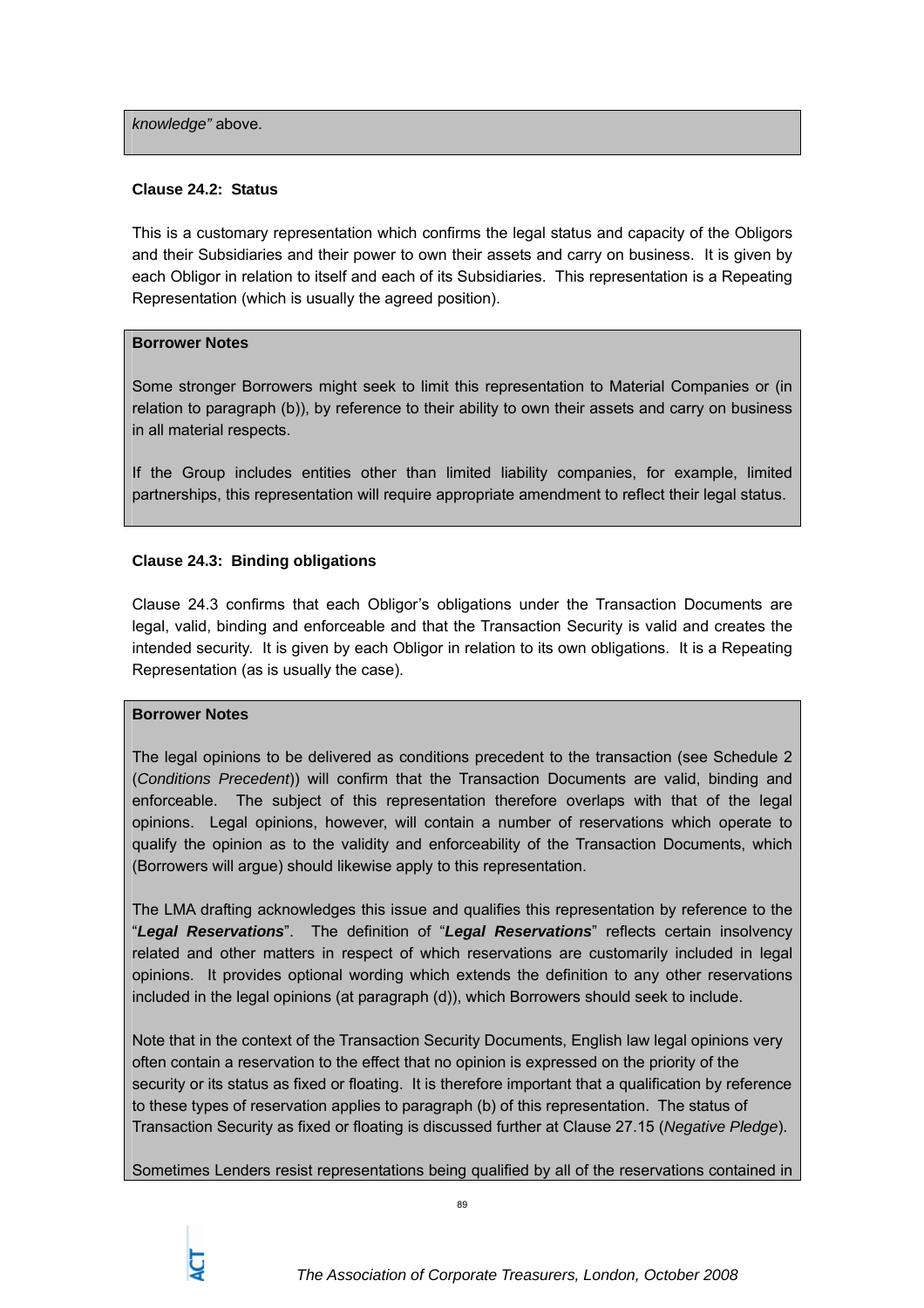*knowledge"* above.

**Clause 24.2: Status**

This is a customary representation which confirms the legal status and capacity of the Obligors and their Subsidiaries and their power to own their assets and carry on business. It is given by each Obligor in relation to itself and each of its Subsidiaries. This representation is a Repeating Representation (which is usually the agreed position).

**Borrower Notes**

Some stronger Borrowers might seek to limit this representation to Material Companies or (in relation to paragraph (b)), by reference to their ability to own their assets and carry on business in all material respects.

If the Group includes entities other than limited liability companies, for example, limited partnerships, this representation will require appropriate amendment to reflect their legal status.

**Clause 24.3: Binding obligations**

Clause 24.3 confirms that each Obligor's obligations under the Transaction Documents are legal, valid, binding and enforceable and that the Transaction Security is valid and creates the intended security. It is given by each Obligor in relation to its own obligations. It is a Repeating Representation (as is usually the case).

**Borrower Notes**

The legal opinions to be delivered as conditions precedent to the transaction (see Schedule 2 (*Conditions Precedent*)) will confirm that the Transaction Documents are valid, binding and enforceable. The subject of this representation therefore overlaps with that of the legal opinions. Legal opinions, however, will contain a number of reservations which operate to qualify the opinion as to the validity and enforceability of the Transaction Documents, which (Borrowers will argue) should likewise apply to this representation.

The LMA drafting acknowledges this issue and qualifies this representation by reference to the "***Legal Reservations***". The definition of "***Legal Reservations***" reflects certain insolvency related and other matters in respect of which reservations are customarily included in legal opinions. It provides optional wording which extends the definition to any other reservations included in the legal opinions (at paragraph (d)), which Borrowers should seek to include.

Note that in the context of the Transaction Security Documents, English law legal opinions very often contain a reservation to the effect that no opinion is expressed on the priority of the security or its status as fixed or floating. It is therefore important that a qualification by reference to these types of reservation applies to paragraph (b) of this representation. The status of Transaction Security as fixed or floating is discussed further at Clause 27.15 (*Negative Pledge*).

Sometimes Lenders resist representations being qualified by all of the reservations contained in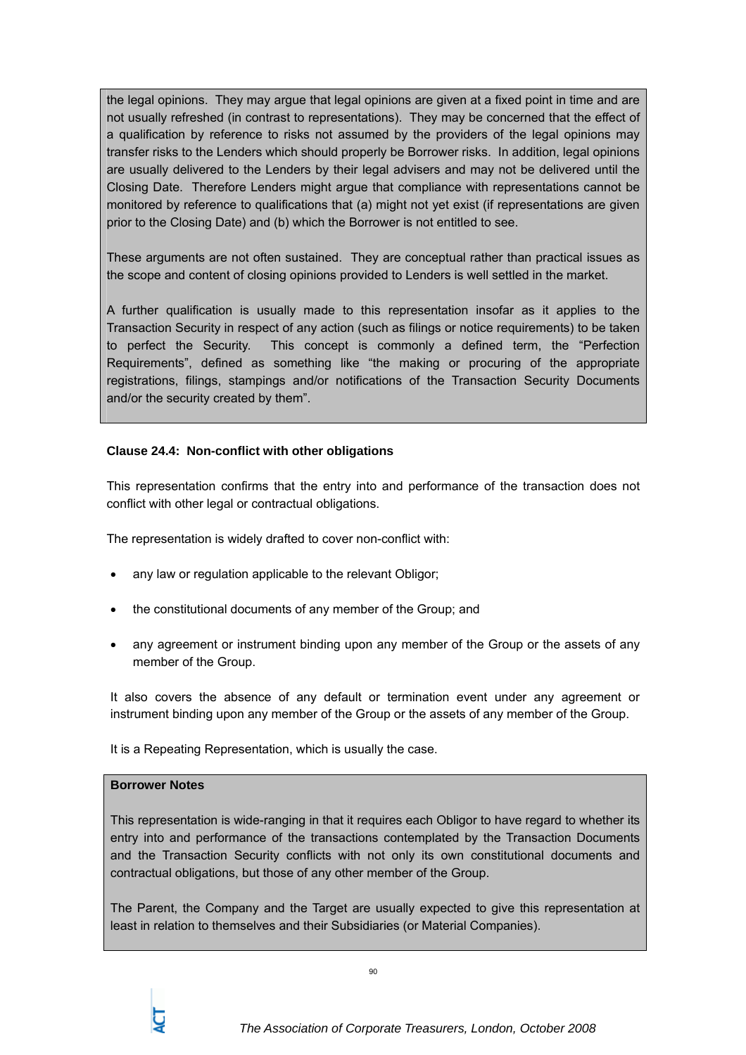the legal opinions. They may argue that legal opinions are given at a fixed point in time and are not usually refreshed (in contrast to representations). They may be concerned that the effect of a qualification by reference to risks not assumed by the providers of the legal opinions may transfer risks to the Lenders which should properly be Borrower risks. In addition, legal opinions are usually delivered to the Lenders by their legal advisers and may not be delivered until the Closing Date. Therefore Lenders might argue that compliance with representations cannot be monitored by reference to qualifications that (a) might not yet exist (if representations are given prior to the Closing Date) and (b) which the Borrower is not entitled to see.

These arguments are not often sustained. They are conceptual rather than practical issues as the scope and content of closing opinions provided to Lenders is well settled in the market.

A further qualification is usually made to this representation insofar as it applies to the Transaction Security in respect of any action (such as filings or notice requirements) to be taken to perfect the Security. This concept is commonly a defined term, the "Perfection Requirements", defined as something like "the making or procuring of the appropriate registrations, filings, stampings and/or notifications of the Transaction Security Documents and/or the security created by them".

**Clause 24.4: Non-conflict with other obligations**

This representation confirms that the entry into and performance of the transaction does not conflict with other legal or contractual obligations.

The representation is widely drafted to cover non-conflict with:

- any law or regulation applicable to the relevant Obligor;
- the constitutional documents of any member of the Group; and
- any agreement or instrument binding upon any member of the Group or the assets of any member of the Group.

It also covers the absence of any default or termination event under any agreement or instrument binding upon any member of the Group or the assets of any member of the Group.

It is a Repeating Representation, which is usually the case.

**Borrower Notes**

This representation is wide-ranging in that it requires each Obligor to have regard to whether its entry into and performance of the transactions contemplated by the Transaction Documents and the Transaction Security conflicts with not only its own constitutional documents and contractual obligations, but those of any other member of the Group.

The Parent, the Company and the Target are usually expected to give this representation at least in relation to themselves and their Subsidiaries (or Material Companies).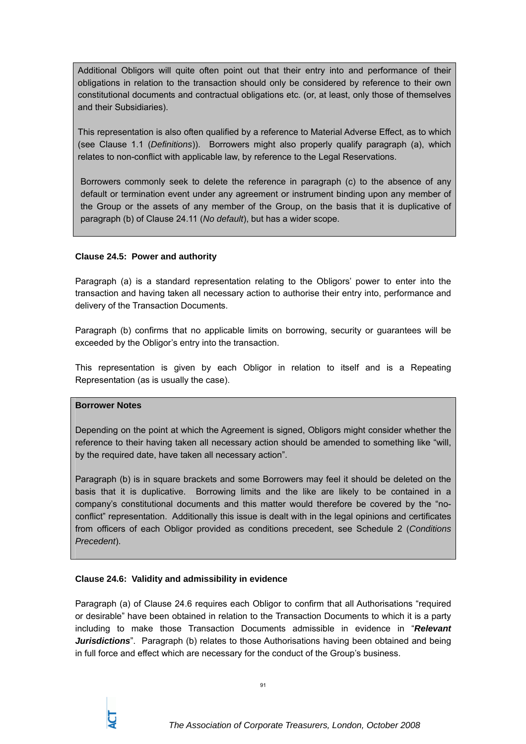Additional Obligors will quite often point out that their entry into and performance of their obligations in relation to the transaction should only be considered by reference to their own constitutional documents and contractual obligations etc. (or, at least, only those of themselves and their Subsidiaries).

This representation is also often qualified by a reference to Material Adverse Effect, as to which (see Clause 1.1 (*Definitions*)). Borrowers might also properly qualify paragraph (a), which relates to non-conflict with applicable law, by reference to the Legal Reservations.

Borrowers commonly seek to delete the reference in paragraph (c) to the absence of any default or termination event under any agreement or instrument binding upon any member of the Group or the assets of any member of the Group, on the basis that it is duplicative of paragraph (b) of Clause 24.11 (*No default*), but has a wider scope.

**Clause 24.5: Power and authority**

Paragraph (a) is a standard representation relating to the Obligors' power to enter into the transaction and having taken all necessary action to authorise their entry into, performance and delivery of the Transaction Documents.

Paragraph (b) confirms that no applicable limits on borrowing, security or guarantees will be exceeded by the Obligor's entry into the transaction.

This representation is given by each Obligor in relation to itself and is a Repeating Representation (as is usually the case).

**Borrower Notes**

Depending on the point at which the Agreement is signed, Obligors might consider whether the reference to their having taken all necessary action should be amended to something like "will, by the required date, have taken all necessary action".

Paragraph (b) is in square brackets and some Borrowers may feel it should be deleted on the basis that it is duplicative. Borrowing limits and the like are likely to be contained in a company's constitutional documents and this matter would therefore be covered by the "no-conflict" representation. Additionally this issue is dealt with in the legal opinions and certificates from officers of each Obligor provided as conditions precedent, see Schedule 2 (*Conditions Precedent*).

**Clause 24.6: Validity and admissibility in evidence**

Paragraph (a) of Clause 24.6 requires each Obligor to confirm that all Authorisations "required or desirable" have been obtained in relation to the Transaction Documents to which it is a party including to make those Transaction Documents admissible in evidence in "***Relevant Jurisdictions***". Paragraph (b) relates to those Authorisations having been obtained and being in full force and effect which are necessary for the conduct of the Group's business.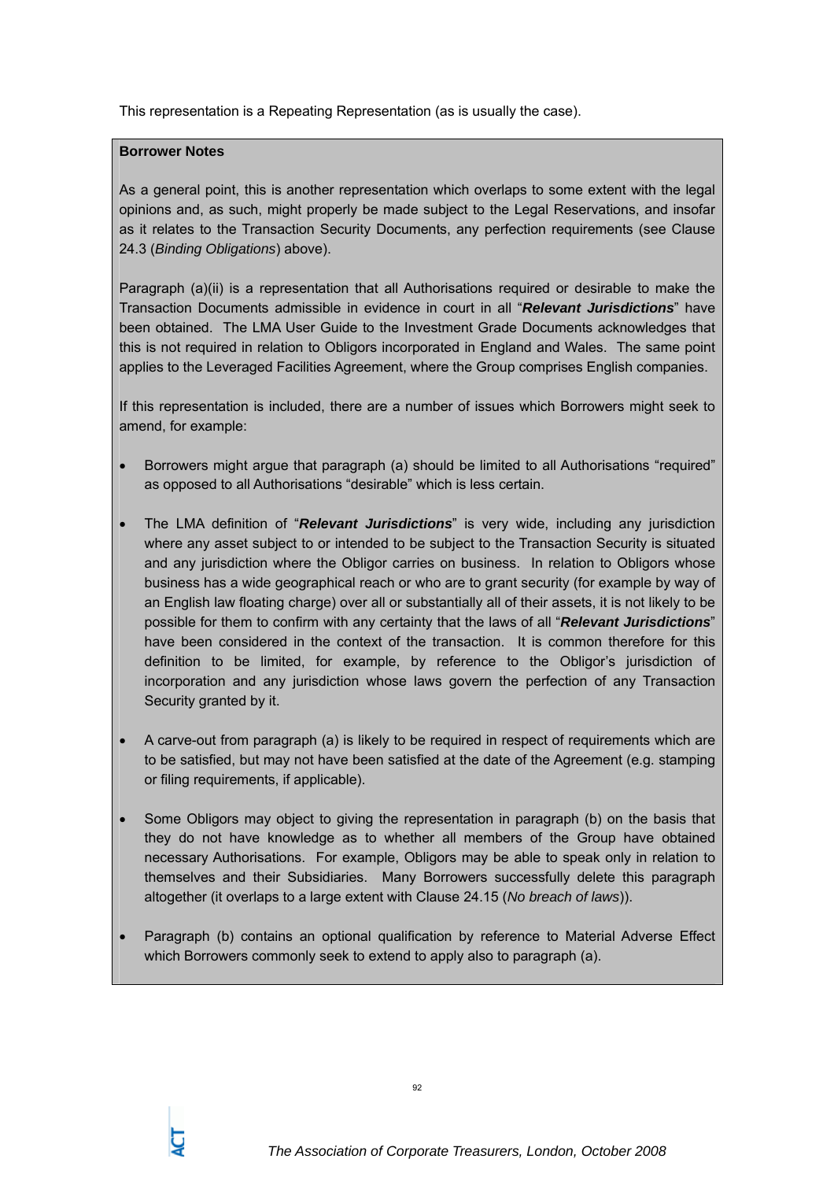This representation is a Repeating Representation (as is usually the case).

**Borrower Notes**

As a general point, this is another representation which overlaps to some extent with the legal opinions and, as such, might properly be made subject to the Legal Reservations, and insofar as it relates to the Transaction Security Documents, any perfection requirements (see Clause 24.3 (*Binding Obligations*) above).

Paragraph (a)(ii) is a representation that all Authorisations required or desirable to make the Transaction Documents admissible in evidence in court in all "***Relevant Jurisdictions***" have been obtained. The LMA User Guide to the Investment Grade Documents acknowledges that this is not required in relation to Obligors incorporated in England and Wales. The same point applies to the Leveraged Facilities Agreement, where the Group comprises English companies.

If this representation is included, there are a number of issues which Borrowers might seek to amend, for example:

- Borrowers might argue that paragraph (a) should be limited to all Authorisations "required" as opposed to all Authorisations "desirable" which is less certain.

- The LMA definition of "***Relevant Jurisdictions***" is very wide, including any jurisdiction where any asset subject to or intended to be subject to the Transaction Security is situated and any jurisdiction where the Obligor carries on business. In relation to Obligors whose business has a wide geographical reach or who are to grant security (for example by way of an English law floating charge) over all or substantially all of their assets, it is not likely to be possible for them to confirm with any certainty that the laws of all "***Relevant Jurisdictions***" have been considered in the context of the transaction. It is common therefore for this definition to be limited, for example, by reference to the Obligor's jurisdiction of incorporation and any jurisdiction whose laws govern the perfection of any Transaction Security granted by it.

- A carve-out from paragraph (a) is likely to be required in respect of requirements which are to be satisfied, but may not have been satisfied at the date of the Agreement (e.g. stamping or filing requirements, if applicable).

- Some Obligors may object to giving the representation in paragraph (b) on the basis that they do not have knowledge as to whether all members of the Group have obtained necessary Authorisations. For example, Obligors may be able to speak only in relation to themselves and their Subsidiaries. Many Borrowers successfully delete this paragraph altogether (it overlaps to a large extent with Clause 24.15 (*No breach of laws*)).

- Paragraph (b) contains an optional qualification by reference to Material Adverse Effect which Borrowers commonly seek to extend to apply also to paragraph (a).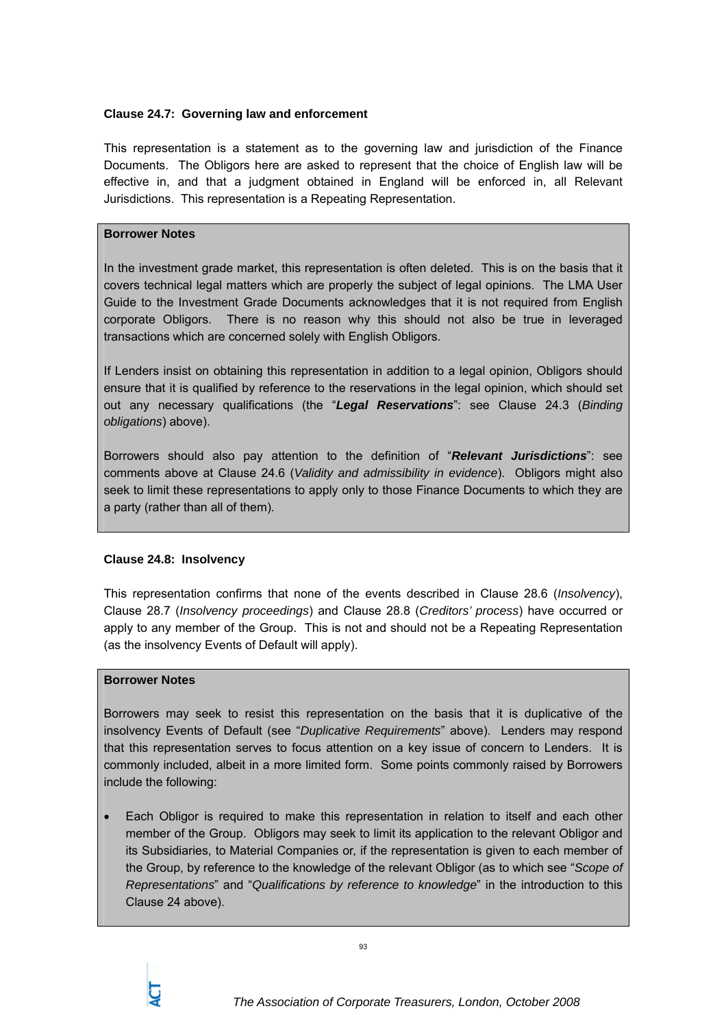**Clause 24.7: Governing law and enforcement**

This representation is a statement as to the governing law and jurisdiction of the Finance Documents. The Obligors here are asked to represent that the choice of English law will be effective in, and that a judgment obtained in England will be enforced in, all Relevant Jurisdictions. This representation is a Repeating Representation.

**Borrower Notes**

In the investment grade market, this representation is often deleted. This is on the basis that it covers technical legal matters which are properly the subject of legal opinions. The LMA User Guide to the Investment Grade Documents acknowledges that it is not required from English corporate Obligors. There is no reason why this should not also be true in leveraged transactions which are concerned solely with English Obligors.

If Lenders insist on obtaining this representation in addition to a legal opinion, Obligors should ensure that it is qualified by reference to the reservations in the legal opinion, which should set out any necessary qualifications (the "***Legal Reservations***": see Clause 24.3 (*Binding obligations*) above).

Borrowers should also pay attention to the definition of "***Relevant Jurisdictions***": see comments above at Clause 24.6 (*Validity and admissibility in evidence*). Obligors might also seek to limit these representations to apply only to those Finance Documents to which they are a party (rather than all of them).

**Clause 24.8: Insolvency**

This representation confirms that none of the events described in Clause 28.6 (*Insolvency*), Clause 28.7 (*Insolvency proceedings*) and Clause 28.8 (*Creditors' process*) have occurred or apply to any member of the Group. This is not and should not be a Repeating Representation (as the insolvency Events of Default will apply).

**Borrower Notes**

Borrowers may seek to resist this representation on the basis that it is duplicative of the insolvency Events of Default (see "*Duplicative Requirements*" above). Lenders may respond that this representation serves to focus attention on a key issue of concern to Lenders. It is commonly included, albeit in a more limited form. Some points commonly raised by Borrowers include the following:

- Each Obligor is required to make this representation in relation to itself and each other member of the Group. Obligors may seek to limit its application to the relevant Obligor and its Subsidiaries, to Material Companies or, if the representation is given to each member of the Group, by reference to the knowledge of the relevant Obligor (as to which see "*Scope of Representations*" and "*Qualifications by reference to knowledge*" in the introduction to this Clause 24 above).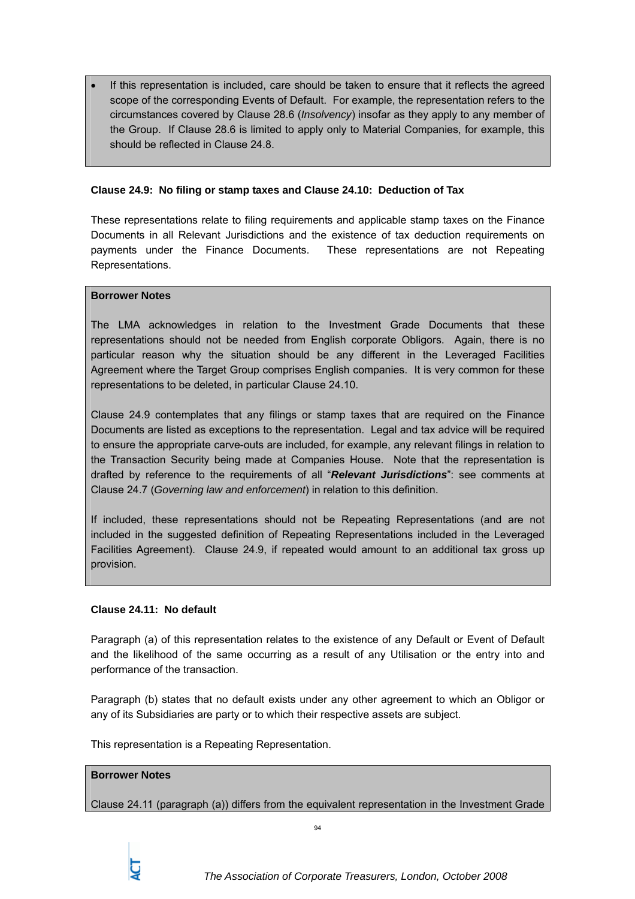- If this representation is included, care should be taken to ensure that it reflects the agreed scope of the corresponding Events of Default. For example, the representation refers to the circumstances covered by Clause 28.6 (*Insolvency*) insofar as they apply to any member of the Group. If Clause 28.6 is limited to apply only to Material Companies, for example, this should be reflected in Clause 24.8.

**Clause 24.9: No filing or stamp taxes and Clause 24.10: Deduction of Tax**

These representations relate to filing requirements and applicable stamp taxes on the Finance Documents in all Relevant Jurisdictions and the existence of tax deduction requirements on payments under the Finance Documents. These representations are not Repeating Representations.

**Borrower Notes**

The LMA acknowledges in relation to the Investment Grade Documents that these representations should not be needed from English corporate Obligors. Again, there is no particular reason why the situation should be any different in the Leveraged Facilities Agreement where the Target Group comprises English companies. It is very common for these representations to be deleted, in particular Clause 24.10.

Clause 24.9 contemplates that any filings or stamp taxes that are required on the Finance Documents are listed as exceptions to the representation. Legal and tax advice will be required to ensure the appropriate carve-outs are included, for example, any relevant filings in relation to the Transaction Security being made at Companies House. Note that the representation is drafted by reference to the requirements of all "***Relevant Jurisdictions***": see comments at Clause 24.7 (*Governing law and enforcement*) in relation to this definition.

If included, these representations should not be Repeating Representations (and are not included in the suggested definition of Repeating Representations included in the Leveraged Facilities Agreement). Clause 24.9, if repeated would amount to an additional tax gross up provision.

**Clause 24.11: No default**

Paragraph (a) of this representation relates to the existence of any Default or Event of Default and the likelihood of the same occurring as a result of any Utilisation or the entry into and performance of the transaction.

Paragraph (b) states that no default exists under any other agreement to which an Obligor or any of its Subsidiaries are party or to which their respective assets are subject.

This representation is a Repeating Representation.

**Borrower Notes**

Clause 24.11 (paragraph (a)) differs from the equivalent representation in the Investment Grade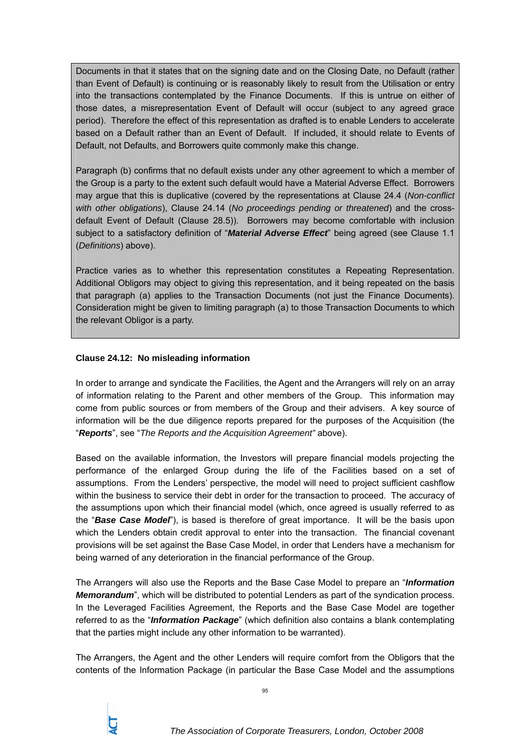Documents in that it states that on the signing date and on the Closing Date, no Default (rather than Event of Default) is continuing or is reasonably likely to result from the Utilisation or entry into the transactions contemplated by the Finance Documents. If this is untrue on either of those dates, a misrepresentation Event of Default will occur (subject to any agreed grace period). Therefore the effect of this representation as drafted is to enable Lenders to accelerate based on a Default rather than an Event of Default. If included, it should relate to Events of Default, not Defaults, and Borrowers quite commonly make this change.

Paragraph (b) confirms that no default exists under any other agreement to which a member of the Group is a party to the extent such default would have a Material Adverse Effect. Borrowers may argue that this is duplicative (covered by the representations at Clause 24.4 (*Non-conflict with other obligations*), Clause 24.14 (*No proceedings pending or threatened*) and the cross-default Event of Default (Clause 28.5)). Borrowers may become comfortable with inclusion subject to a satisfactory definition of "***Material Adverse Effect***" being agreed (see Clause 1.1 (*Definitions*) above).

Practice varies as to whether this representation constitutes a Repeating Representation. Additional Obligors may object to giving this representation, and it being repeated on the basis that paragraph (a) applies to the Transaction Documents (not just the Finance Documents). Consideration might be given to limiting paragraph (a) to those Transaction Documents to which the relevant Obligor is a party.

**Clause 24.12: No misleading information**

In order to arrange and syndicate the Facilities, the Agent and the Arrangers will rely on an array of information relating to the Parent and other members of the Group. This information may come from public sources or from members of the Group and their advisers. A key source of information will be the due diligence reports prepared for the purposes of the Acquisition (the "***Reports***", see "*The Reports and the Acquisition Agreement"* above).

Based on the available information, the Investors will prepare financial models projecting the performance of the enlarged Group during the life of the Facilities based on a set of assumptions. From the Lenders' perspective, the model will need to project sufficient cashflow within the business to service their debt in order for the transaction to proceed. The accuracy of the assumptions upon which their financial model (which, once agreed is usually referred to as the "***Base Case Model***"), is based is therefore of great importance. It will be the basis upon which the Lenders obtain credit approval to enter into the transaction. The financial covenant provisions will be set against the Base Case Model, in order that Lenders have a mechanism for being warned of any deterioration in the financial performance of the Group.

The Arrangers will also use the Reports and the Base Case Model to prepare an "***Information Memorandum***", which will be distributed to potential Lenders as part of the syndication process. In the Leveraged Facilities Agreement, the Reports and the Base Case Model are together referred to as the "***Information Package***" (which definition also contains a blank contemplating that the parties might include any other information to be warranted).

The Arrangers, the Agent and the other Lenders will require comfort from the Obligors that the contents of the Information Package (in particular the Base Case Model and the assumptions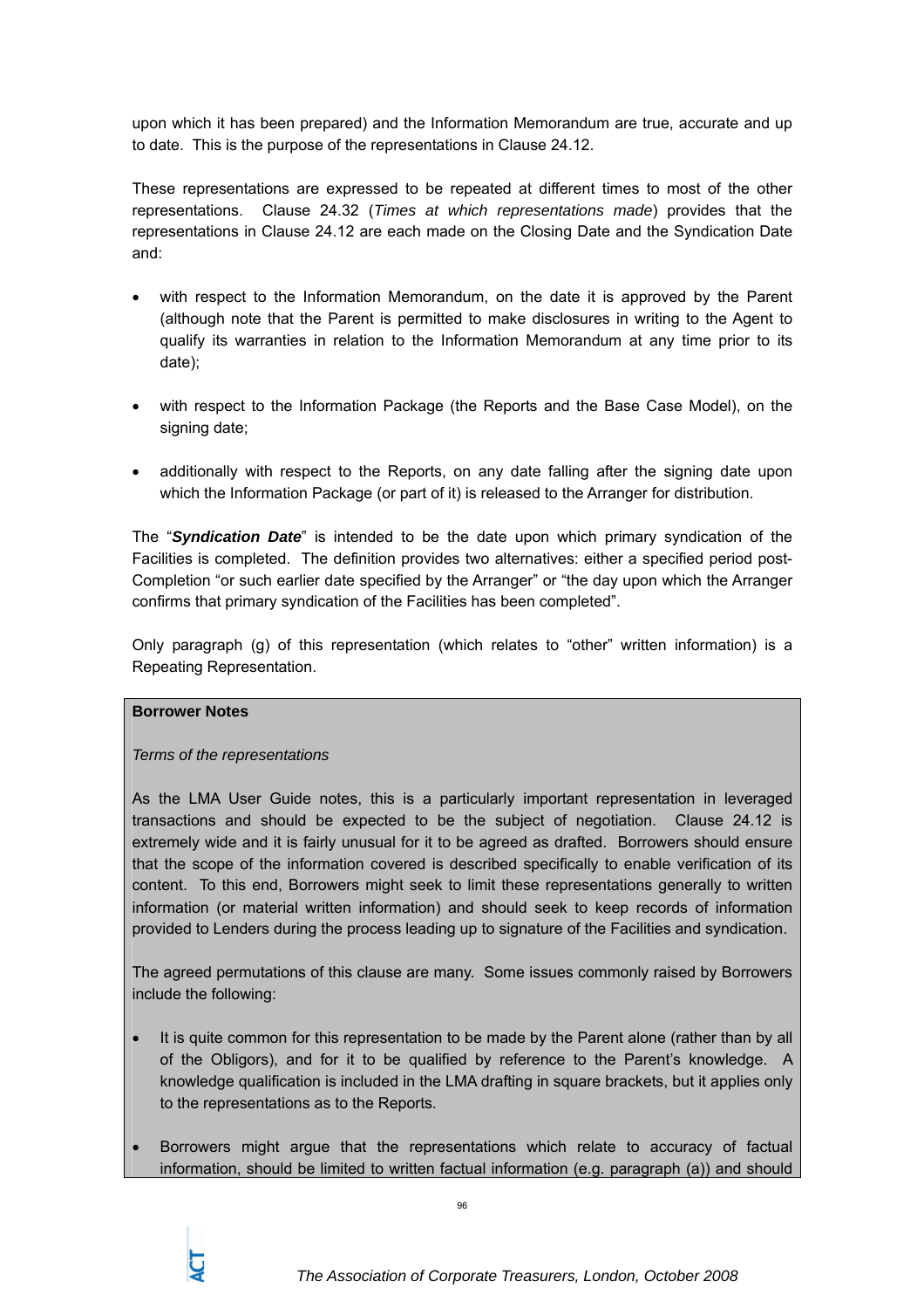upon which it has been prepared) and the Information Memorandum are true, accurate and up to date. This is the purpose of the representations in Clause 24.12.

These representations are expressed to be repeated at different times to most of the other representations. Clause 24.32 (*Times at which representations made*) provides that the representations in Clause 24.12 are each made on the Closing Date and the Syndication Date and:

- with respect to the Information Memorandum, on the date it is approved by the Parent (although note that the Parent is permitted to make disclosures in writing to the Agent to qualify its warranties in relation to the Information Memorandum at any time prior to its date);
- with respect to the Information Package (the Reports and the Base Case Model), on the signing date;
- additionally with respect to the Reports, on any date falling after the signing date upon which the Information Package (or part of it) is released to the Arranger for distribution.

The "***Syndication Date***" is intended to be the date upon which primary syndication of the Facilities is completed. The definition provides two alternatives: either a specified period post-Completion "or such earlier date specified by the Arranger" or "the day upon which the Arranger confirms that primary syndication of the Facilities has been completed".

Only paragraph (g) of this representation (which relates to "other" written information) is a Repeating Representation.

**Borrower Notes**

*Terms of the representations*

As the LMA User Guide notes, this is a particularly important representation in leveraged transactions and should be expected to be the subject of negotiation. Clause 24.12 is extremely wide and it is fairly unusual for it to be agreed as drafted. Borrowers should ensure that the scope of the information covered is described specifically to enable verification of its content. To this end, Borrowers might seek to limit these representations generally to written information (or material written information) and should seek to keep records of information provided to Lenders during the process leading up to signature of the Facilities and syndication.

The agreed permutations of this clause are many. Some issues commonly raised by Borrowers include the following:

- It is quite common for this representation to be made by the Parent alone (rather than by all of the Obligors), and for it to be qualified by reference to the Parent's knowledge. A knowledge qualification is included in the LMA drafting in square brackets, but it applies only to the representations as to the Reports.
- Borrowers might argue that the representations which relate to accuracy of factual information, should be limited to written factual information (e.g. paragraph (a)) and should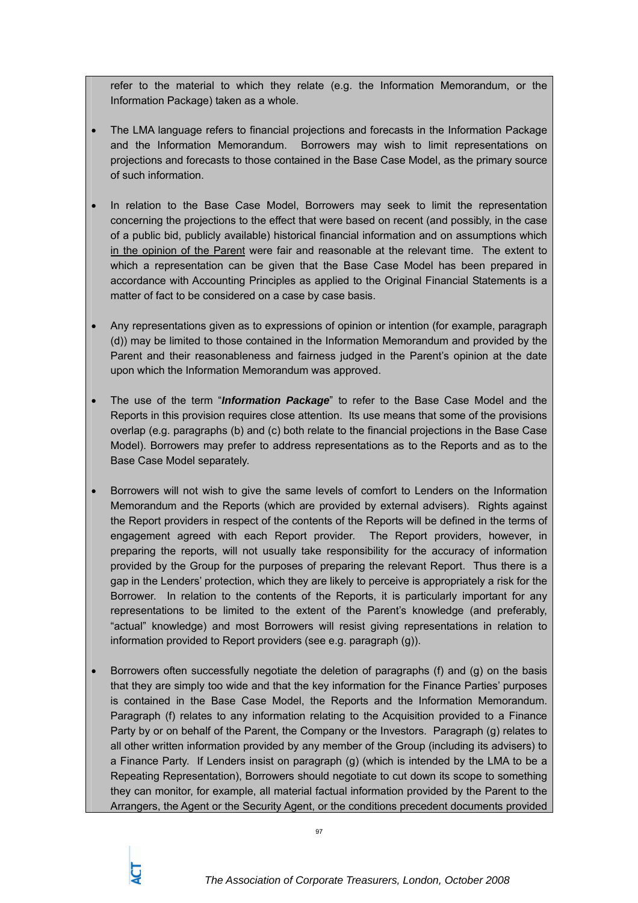refer to the material to which they relate (e.g. the Information Memorandum, or the Information Package) taken as a whole.

- The LMA language refers to financial projections and forecasts in the Information Package and the Information Memorandum. Borrowers may wish to limit representations on projections and forecasts to those contained in the Base Case Model, as the primary source of such information.

- In relation to the Base Case Model, Borrowers may seek to limit the representation concerning the projections to the effect that were based on recent (and possibly, in the case of a public bid, publicly available) historical financial information and on assumptions which in the opinion of the Parent were fair and reasonable at the relevant time. The extent to which a representation can be given that the Base Case Model has been prepared in accordance with Accounting Principles as applied to the Original Financial Statements is a matter of fact to be considered on a case by case basis.

- Any representations given as to expressions of opinion or intention (for example, paragraph (d)) may be limited to those contained in the Information Memorandum and provided by the Parent and their reasonableness and fairness judged in the Parent's opinion at the date upon which the Information Memorandum was approved.

- The use of the term "***Information Package***" to refer to the Base Case Model and the Reports in this provision requires close attention. Its use means that some of the provisions overlap (e.g. paragraphs (b) and (c) both relate to the financial projections in the Base Case Model). Borrowers may prefer to address representations as to the Reports and as to the Base Case Model separately.

- Borrowers will not wish to give the same levels of comfort to Lenders on the Information Memorandum and the Reports (which are provided by external advisers). Rights against the Report providers in respect of the contents of the Reports will be defined in the terms of engagement agreed with each Report provider. The Report providers, however, in preparing the reports, will not usually take responsibility for the accuracy of information provided by the Group for the purposes of preparing the relevant Report. Thus there is a gap in the Lenders' protection, which they are likely to perceive is appropriately a risk for the Borrower. In relation to the contents of the Reports, it is particularly important for any representations to be limited to the extent of the Parent's knowledge (and preferably, "actual" knowledge) and most Borrowers will resist giving representations in relation to information provided to Report providers (see e.g. paragraph (g)).

- Borrowers often successfully negotiate the deletion of paragraphs (f) and (g) on the basis that they are simply too wide and that the key information for the Finance Parties' purposes is contained in the Base Case Model, the Reports and the Information Memorandum. Paragraph (f) relates to any information relating to the Acquisition provided to a Finance Party by or on behalf of the Parent, the Company or the Investors. Paragraph (g) relates to all other written information provided by any member of the Group (including its advisers) to a Finance Party. If Lenders insist on paragraph (g) (which is intended by the LMA to be a Repeating Representation), Borrowers should negotiate to cut down its scope to something they can monitor, for example, all material factual information provided by the Parent to the Arrangers, the Agent or the Security Agent, or the conditions precedent documents provided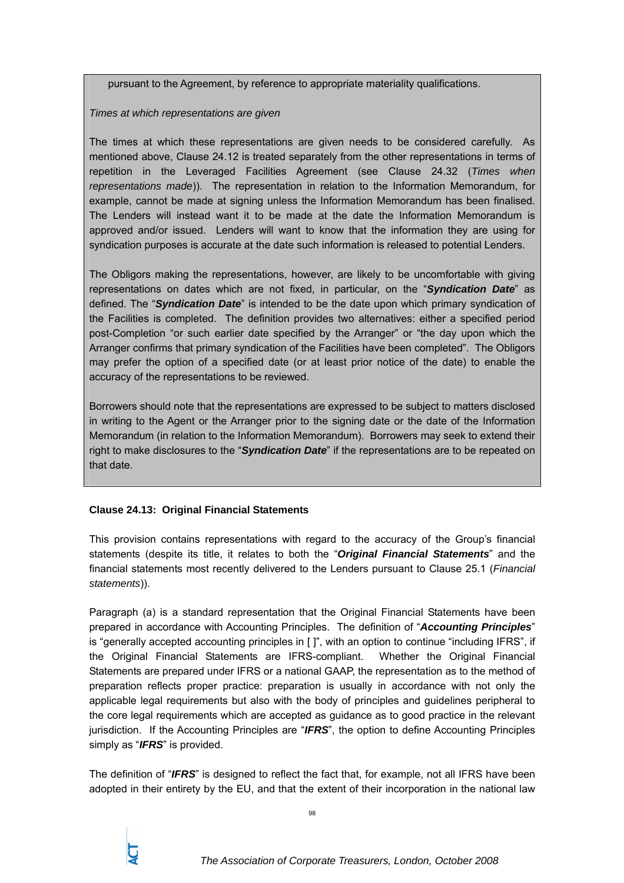pursuant to the Agreement, by reference to appropriate materiality qualifications.

*Times at which representations are given*

The times at which these representations are given needs to be considered carefully. As mentioned above, Clause 24.12 is treated separately from the other representations in terms of repetition in the Leveraged Facilities Agreement (see Clause 24.32 (*Times when representations made*)). The representation in relation to the Information Memorandum, for example, cannot be made at signing unless the Information Memorandum has been finalised. The Lenders will instead want it to be made at the date the Information Memorandum is approved and/or issued. Lenders will want to know that the information they are using for syndication purposes is accurate at the date such information is released to potential Lenders.

The Obligors making the representations, however, are likely to be uncomfortable with giving representations on dates which are not fixed, in particular, on the "***Syndication Date***" as defined. The "***Syndication Date***" is intended to be the date upon which primary syndication of the Facilities is completed. The definition provides two alternatives: either a specified period post-Completion "or such earlier date specified by the Arranger" or "the day upon which the Arranger confirms that primary syndication of the Facilities have been completed". The Obligors may prefer the option of a specified date (or at least prior notice of the date) to enable the accuracy of the representations to be reviewed.

Borrowers should note that the representations are expressed to be subject to matters disclosed in writing to the Agent or the Arranger prior to the signing date or the date of the Information Memorandum (in relation to the Information Memorandum). Borrowers may seek to extend their right to make disclosures to the "***Syndication Date***" if the representations are to be repeated on that date.

**Clause 24.13: Original Financial Statements**

This provision contains representations with regard to the accuracy of the Group's financial statements (despite its title, it relates to both the "***Original Financial Statements***" and the financial statements most recently delivered to the Lenders pursuant to Clause 25.1 (*Financial statements*)).

Paragraph (a) is a standard representation that the Original Financial Statements have been prepared in accordance with Accounting Principles. The definition of "***Accounting Principles***" is "generally accepted accounting principles in [ ]", with an option to continue "including IFRS", if the Original Financial Statements are IFRS-compliant. Whether the Original Financial Statements are prepared under IFRS or a national GAAP, the representation as to the method of preparation reflects proper practice: preparation is usually in accordance with not only the applicable legal requirements but also with the body of principles and guidelines peripheral to the core legal requirements which are accepted as guidance as to good practice in the relevant jurisdiction. If the Accounting Principles are "***IFRS***", the option to define Accounting Principles simply as "***IFRS***" is provided.

The definition of "***IFRS***" is designed to reflect the fact that, for example, not all IFRS have been adopted in their entirety by the EU, and that the extent of their incorporation in the national law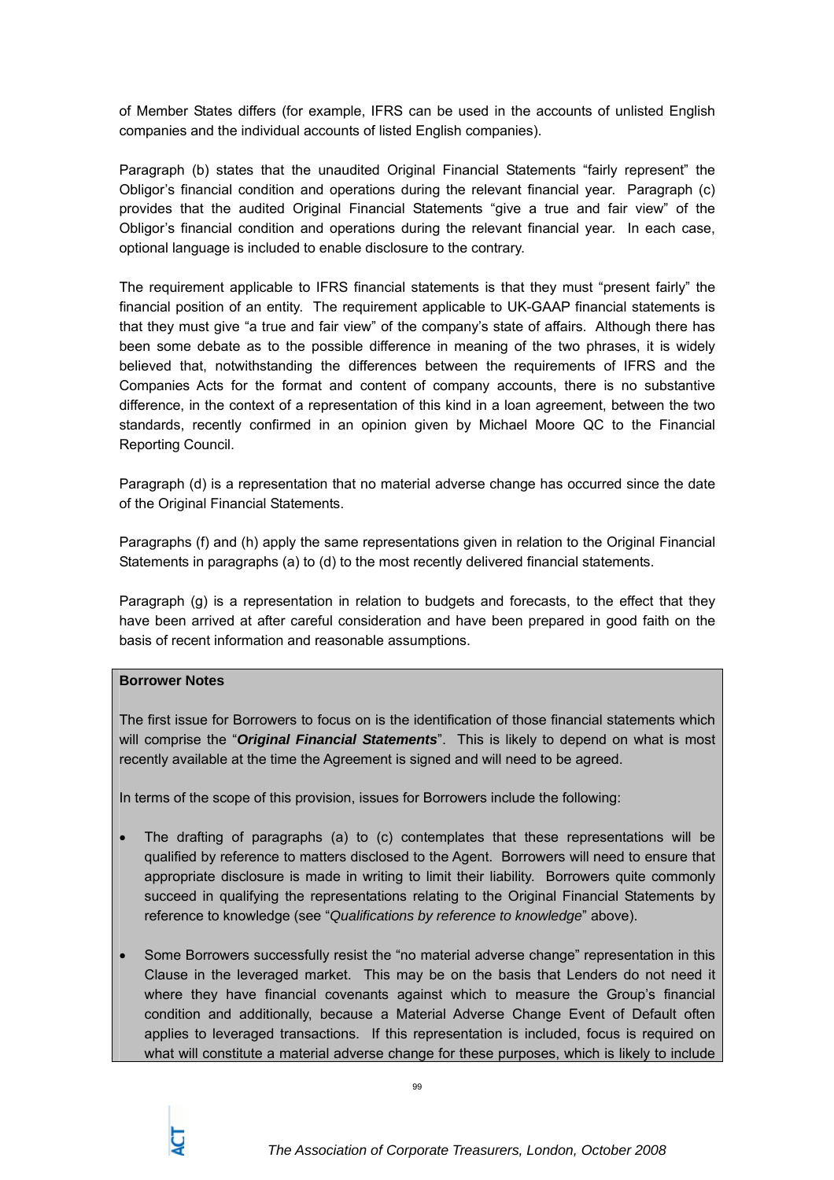of Member States differs (for example, IFRS can be used in the accounts of unlisted English companies and the individual accounts of listed English companies).

Paragraph (b) states that the unaudited Original Financial Statements "fairly represent" the Obligor's financial condition and operations during the relevant financial year. Paragraph (c) provides that the audited Original Financial Statements "give a true and fair view" of the Obligor's financial condition and operations during the relevant financial year. In each case, optional language is included to enable disclosure to the contrary.

The requirement applicable to IFRS financial statements is that they must "present fairly" the financial position of an entity. The requirement applicable to UK-GAAP financial statements is that they must give "a true and fair view" of the company's state of affairs. Although there has been some debate as to the possible difference in meaning of the two phrases, it is widely believed that, notwithstanding the differences between the requirements of IFRS and the Companies Acts for the format and content of company accounts, there is no substantive difference, in the context of a representation of this kind in a loan agreement, between the two standards, recently confirmed in an opinion given by Michael Moore QC to the Financial Reporting Council.

Paragraph (d) is a representation that no material adverse change has occurred since the date of the Original Financial Statements.

Paragraphs (f) and (h) apply the same representations given in relation to the Original Financial Statements in paragraphs (a) to (d) to the most recently delivered financial statements.

Paragraph (g) is a representation in relation to budgets and forecasts, to the effect that they have been arrived at after careful consideration and have been prepared in good faith on the basis of recent information and reasonable assumptions.

**Borrower Notes**

The first issue for Borrowers to focus on is the identification of those financial statements which will comprise the "***Original Financial Statements***". This is likely to depend on what is most recently available at the time the Agreement is signed and will need to be agreed.

In terms of the scope of this provision, issues for Borrowers include the following:

- The drafting of paragraphs (a) to (c) contemplates that these representations will be qualified by reference to matters disclosed to the Agent. Borrowers will need to ensure that appropriate disclosure is made in writing to limit their liability. Borrowers quite commonly succeed in qualifying the representations relating to the Original Financial Statements by reference to knowledge (see "*Qualifications by reference to knowledge*" above).
- Some Borrowers successfully resist the "no material adverse change" representation in this Clause in the leveraged market. This may be on the basis that Lenders do not need it where they have financial covenants against which to measure the Group's financial condition and additionally, because a Material Adverse Change Event of Default often applies to leveraged transactions. If this representation is included, focus is required on what will constitute a material adverse change for these purposes, which is likely to include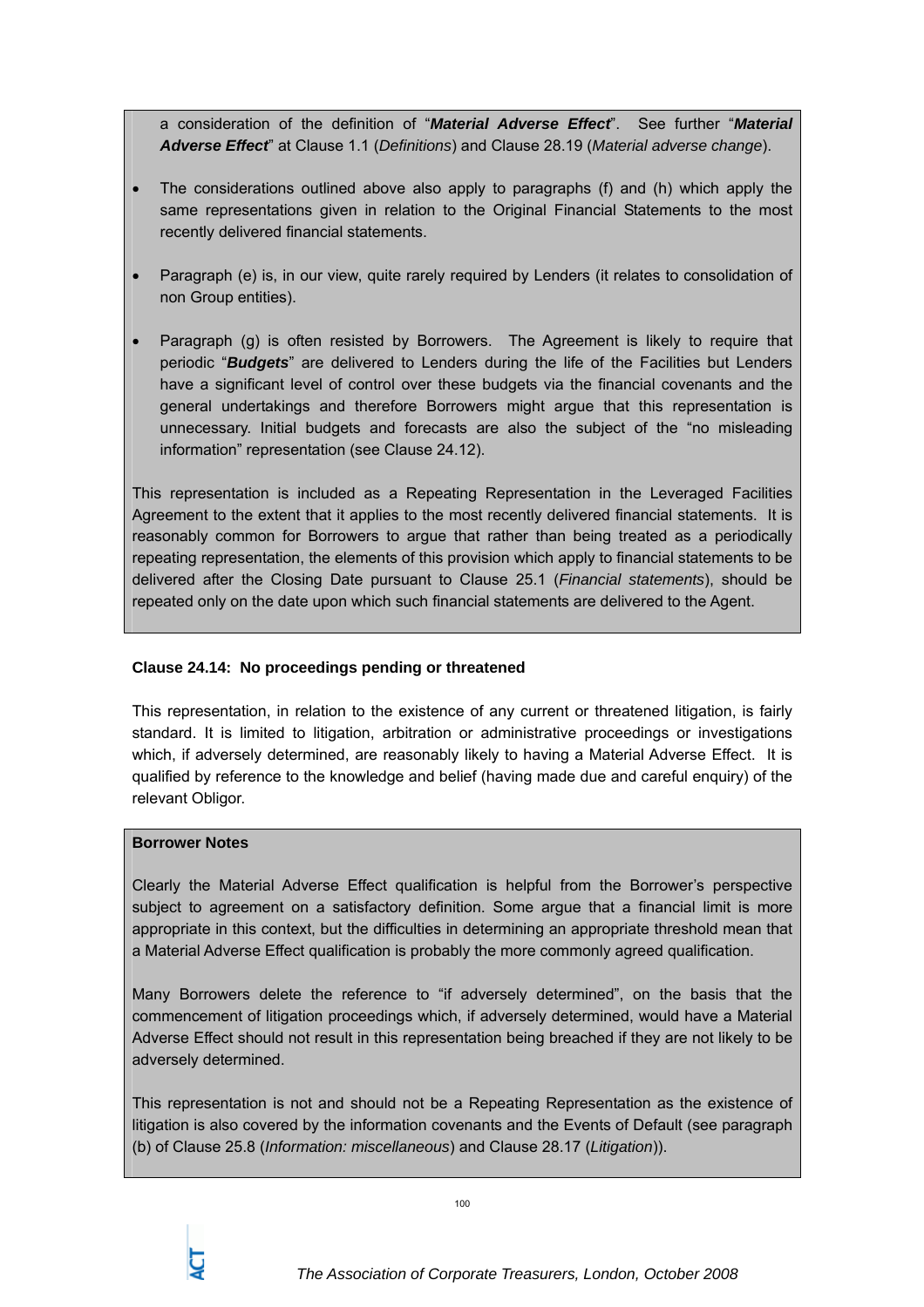a consideration of the definition of "***Material Adverse Effect***". See further "***Material Adverse Effect***" at Clause 1.1 (*Definitions*) and Clause 28.19 (*Material adverse change*).

- The considerations outlined above also apply to paragraphs (f) and (h) which apply the same representations given in relation to the Original Financial Statements to the most recently delivered financial statements.

- Paragraph (e) is, in our view, quite rarely required by Lenders (it relates to consolidation of non Group entities).

- Paragraph (g) is often resisted by Borrowers. The Agreement is likely to require that periodic "***Budgets***" are delivered to Lenders during the life of the Facilities but Lenders have a significant level of control over these budgets via the financial covenants and the general undertakings and therefore Borrowers might argue that this representation is unnecessary. Initial budgets and forecasts are also the subject of the "no misleading information" representation (see Clause 24.12).

This representation is included as a Repeating Representation in the Leveraged Facilities Agreement to the extent that it applies to the most recently delivered financial statements. It is reasonably common for Borrowers to argue that rather than being treated as a periodically repeating representation, the elements of this provision which apply to financial statements to be delivered after the Closing Date pursuant to Clause 25.1 (*Financial statements*), should be repeated only on the date upon which such financial statements are delivered to the Agent.

**Clause 24.14: No proceedings pending or threatened**

This representation, in relation to the existence of any current or threatened litigation, is fairly standard. It is limited to litigation, arbitration or administrative proceedings or investigations which, if adversely determined, are reasonably likely to having a Material Adverse Effect. It is qualified by reference to the knowledge and belief (having made due and careful enquiry) of the relevant Obligor.

**Borrower Notes**

Clearly the Material Adverse Effect qualification is helpful from the Borrower's perspective subject to agreement on a satisfactory definition. Some argue that a financial limit is more appropriate in this context, but the difficulties in determining an appropriate threshold mean that a Material Adverse Effect qualification is probably the more commonly agreed qualification.

Many Borrowers delete the reference to "if adversely determined", on the basis that the commencement of litigation proceedings which, if adversely determined, would have a Material Adverse Effect should not result in this representation being breached if they are not likely to be adversely determined.

This representation is not and should not be a Repeating Representation as the existence of litigation is also covered by the information covenants and the Events of Default (see paragraph (b) of Clause 25.8 (*Information: miscellaneous*) and Clause 28.17 (*Litigation*)).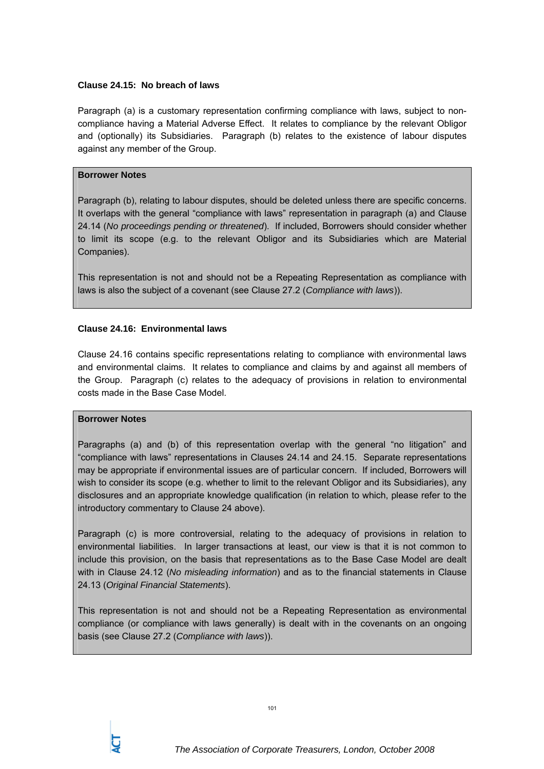**Clause 24.15: No breach of laws**

Paragraph (a) is a customary representation confirming compliance with laws, subject to non-compliance having a Material Adverse Effect. It relates to compliance by the relevant Obligor and (optionally) its Subsidiaries. Paragraph (b) relates to the existence of labour disputes against any member of the Group.

> **Borrower Notes**
>
> Paragraph (b), relating to labour disputes, should be deleted unless there are specific concerns. It overlaps with the general "compliance with laws" representation in paragraph (a) and Clause 24.14 (*No proceedings pending or threatened*). If included, Borrowers should consider whether to limit its scope (e.g. to the relevant Obligor and its Subsidiaries which are Material Companies).
>
> This representation is not and should not be a Repeating Representation as compliance with laws is also the subject of a covenant (see Clause 27.2 (*Compliance with laws*)).

**Clause 24.16: Environmental laws**

Clause 24.16 contains specific representations relating to compliance with environmental laws and environmental claims. It relates to compliance and claims by and against all members of the Group. Paragraph (c) relates to the adequacy of provisions in relation to environmental costs made in the Base Case Model.

> **Borrower Notes**
>
> Paragraphs (a) and (b) of this representation overlap with the general "no litigation" and "compliance with laws" representations in Clauses 24.14 and 24.15. Separate representations may be appropriate if environmental issues are of particular concern. If included, Borrowers will wish to consider its scope (e.g. whether to limit to the relevant Obligor and its Subsidiaries), any disclosures and an appropriate knowledge qualification (in relation to which, please refer to the introductory commentary to Clause 24 above).
>
> Paragraph (c) is more controversial, relating to the adequacy of provisions in relation to environmental liabilities. In larger transactions at least, our view is that it is not common to include this provision, on the basis that representations as to the Base Case Model are dealt with in Clause 24.12 (*No misleading information*) and as to the financial statements in Clause 24.13 (*Original Financial Statements*).
>
> This representation is not and should not be a Repeating Representation as environmental compliance (or compliance with laws generally) is dealt with in the covenants on an ongoing basis (see Clause 27.2 (*Compliance with laws*)).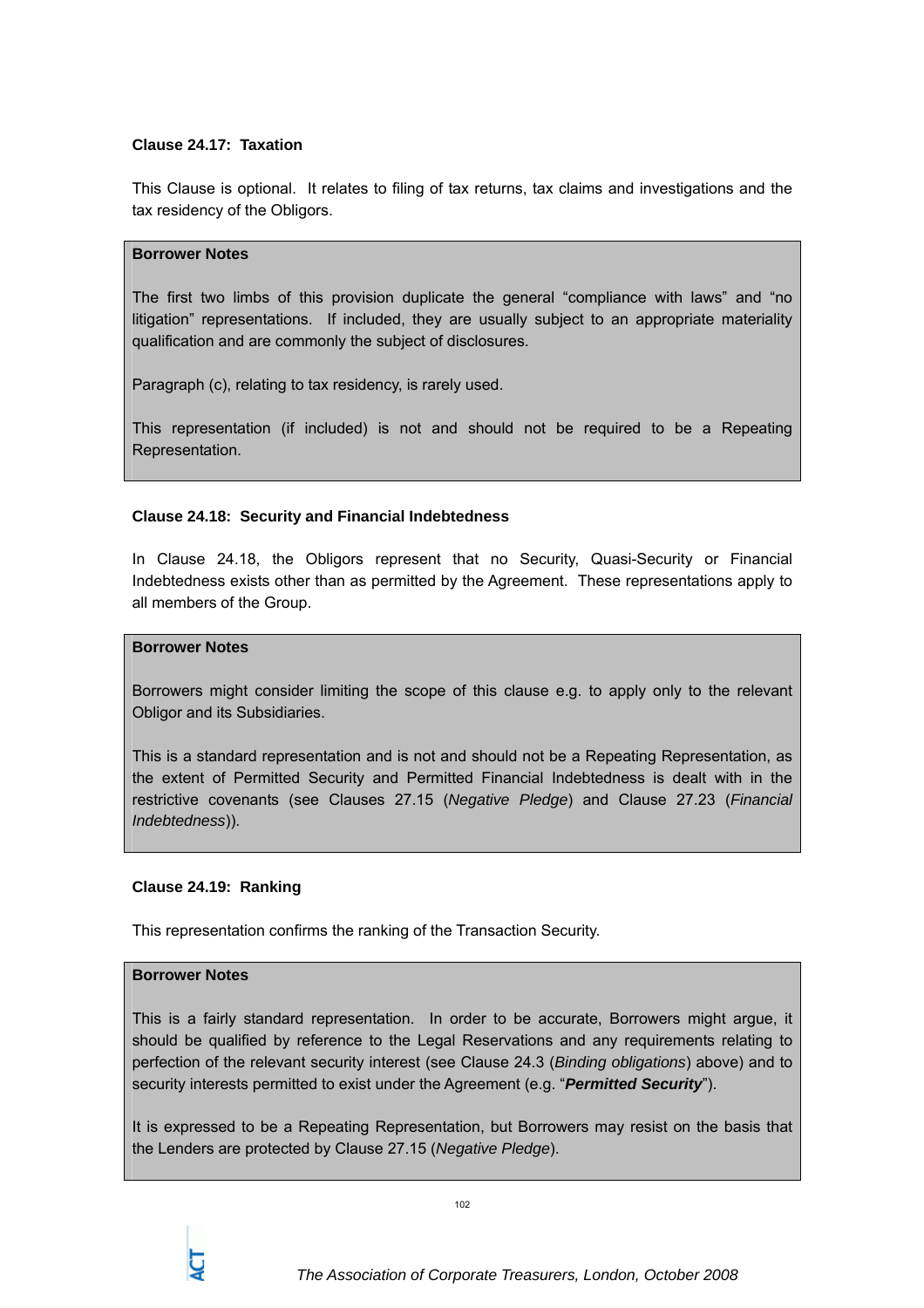**Clause 24.17: Taxation**

This Clause is optional. It relates to filing of tax returns, tax claims and investigations and the tax residency of the Obligors.

**Borrower Notes**

The first two limbs of this provision duplicate the general "compliance with laws" and "no litigation" representations. If included, they are usually subject to an appropriate materiality qualification and are commonly the subject of disclosures.

Paragraph (c), relating to tax residency, is rarely used.

This representation (if included) is not and should not be required to be a Repeating Representation.

**Clause 24.18: Security and Financial Indebtedness**

In Clause 24.18, the Obligors represent that no Security, Quasi-Security or Financial Indebtedness exists other than as permitted by the Agreement. These representations apply to all members of the Group.

**Borrower Notes**

Borrowers might consider limiting the scope of this clause e.g. to apply only to the relevant Obligor and its Subsidiaries.

This is a standard representation and is not and should not be a Repeating Representation, as the extent of Permitted Security and Permitted Financial Indebtedness is dealt with in the restrictive covenants (see Clauses 27.15 (*Negative Pledge*) and Clause 27.23 (*Financial Indebtedness*)).

**Clause 24.19: Ranking**

This representation confirms the ranking of the Transaction Security.

**Borrower Notes**

This is a fairly standard representation. In order to be accurate, Borrowers might argue, it should be qualified by reference to the Legal Reservations and any requirements relating to perfection of the relevant security interest (see Clause 24.3 (*Binding obligations*) above) and to security interests permitted to exist under the Agreement (e.g. "***Permitted Security***").

It is expressed to be a Repeating Representation, but Borrowers may resist on the basis that the Lenders are protected by Clause 27.15 (*Negative Pledge*).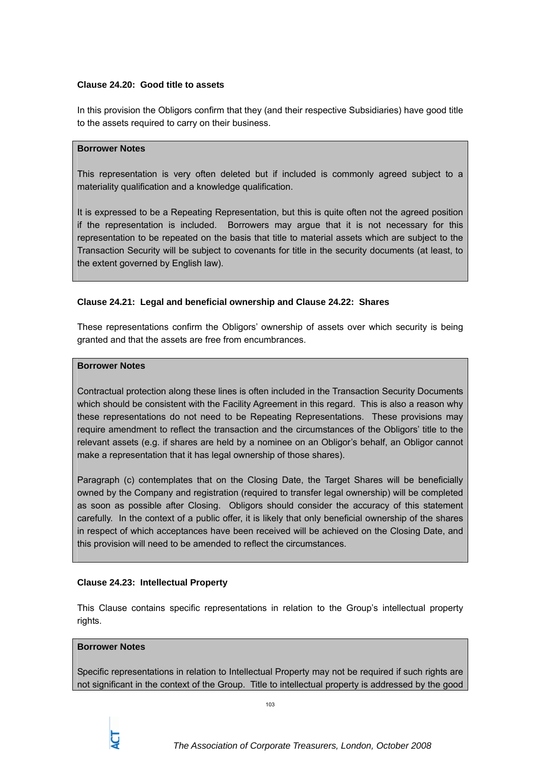**Clause 24.20: Good title to assets**

In this provision the Obligors confirm that they (and their respective Subsidiaries) have good title to the assets required to carry on their business.

> **Borrower Notes**
>
> This representation is very often deleted but if included is commonly agreed subject to a materiality qualification and a knowledge qualification.
>
> It is expressed to be a Repeating Representation, but this is quite often not the agreed position if the representation is included. Borrowers may argue that it is not necessary for this representation to be repeated on the basis that title to material assets which are subject to the Transaction Security will be subject to covenants for title in the security documents (at least, to the extent governed by English law).

**Clause 24.21: Legal and beneficial ownership and Clause 24.22: Shares**

These representations confirm the Obligors' ownership of assets over which security is being granted and that the assets are free from encumbrances.

> **Borrower Notes**
>
> Contractual protection along these lines is often included in the Transaction Security Documents which should be consistent with the Facility Agreement in this regard. This is also a reason why these representations do not need to be Repeating Representations. These provisions may require amendment to reflect the transaction and the circumstances of the Obligors' title to the relevant assets (e.g. if shares are held by a nominee on an Obligor's behalf, an Obligor cannot make a representation that it has legal ownership of those shares).
>
> Paragraph (c) contemplates that on the Closing Date, the Target Shares will be beneficially owned by the Company and registration (required to transfer legal ownership) will be completed as soon as possible after Closing. Obligors should consider the accuracy of this statement carefully. In the context of a public offer, it is likely that only beneficial ownership of the shares in respect of which acceptances have been received will be achieved on the Closing Date, and this provision will need to be amended to reflect the circumstances.

**Clause 24.23: Intellectual Property**

This Clause contains specific representations in relation to the Group's intellectual property rights.

> **Borrower Notes**
>
> Specific representations in relation to Intellectual Property may not be required if such rights are not significant in the context of the Group. Title to intellectual property is addressed by the good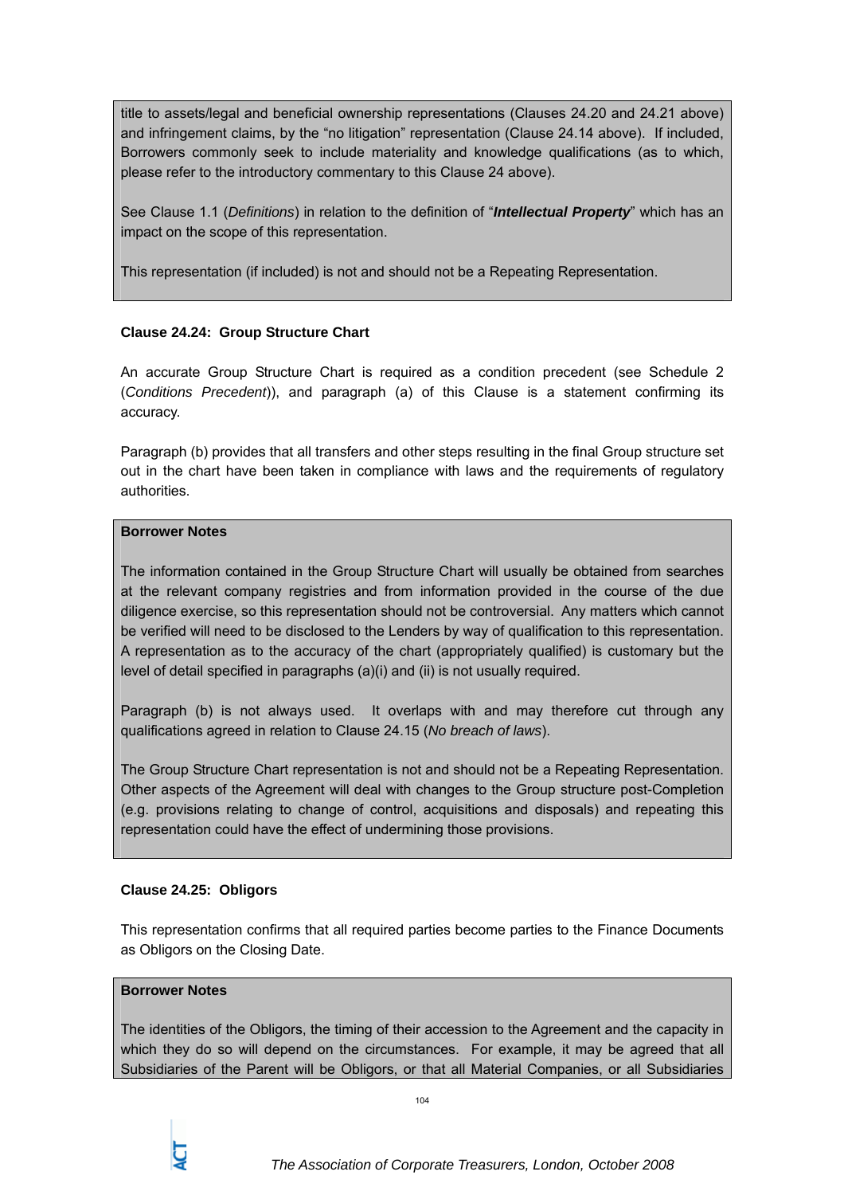title to assets/legal and beneficial ownership representations (Clauses 24.20 and 24.21 above) and infringement claims, by the "no litigation" representation (Clause 24.14 above). If included, Borrowers commonly seek to include materiality and knowledge qualifications (as to which, please refer to the introductory commentary to this Clause 24 above).

See Clause 1.1 (*Definitions*) in relation to the definition of "***Intellectual Property***" which has an impact on the scope of this representation.

This representation (if included) is not and should not be a Repeating Representation.

**Clause 24.24: Group Structure Chart**

An accurate Group Structure Chart is required as a condition precedent (see Schedule 2 (*Conditions Precedent*)), and paragraph (a) of this Clause is a statement confirming its accuracy.

Paragraph (b) provides that all transfers and other steps resulting in the final Group structure set out in the chart have been taken in compliance with laws and the requirements of regulatory authorities.

**Borrower Notes**

The information contained in the Group Structure Chart will usually be obtained from searches at the relevant company registries and from information provided in the course of the due diligence exercise, so this representation should not be controversial. Any matters which cannot be verified will need to be disclosed to the Lenders by way of qualification to this representation. A representation as to the accuracy of the chart (appropriately qualified) is customary but the level of detail specified in paragraphs (a)(i) and (ii) is not usually required.

Paragraph (b) is not always used. It overlaps with and may therefore cut through any qualifications agreed in relation to Clause 24.15 (*No breach of laws*).

The Group Structure Chart representation is not and should not be a Repeating Representation. Other aspects of the Agreement will deal with changes to the Group structure post-Completion (e.g. provisions relating to change of control, acquisitions and disposals) and repeating this representation could have the effect of undermining those provisions.

**Clause 24.25: Obligors**

This representation confirms that all required parties become parties to the Finance Documents as Obligors on the Closing Date.

**Borrower Notes**

The identities of the Obligors, the timing of their accession to the Agreement and the capacity in which they do so will depend on the circumstances. For example, it may be agreed that all Subsidiaries of the Parent will be Obligors, or that all Material Companies, or all Subsidiaries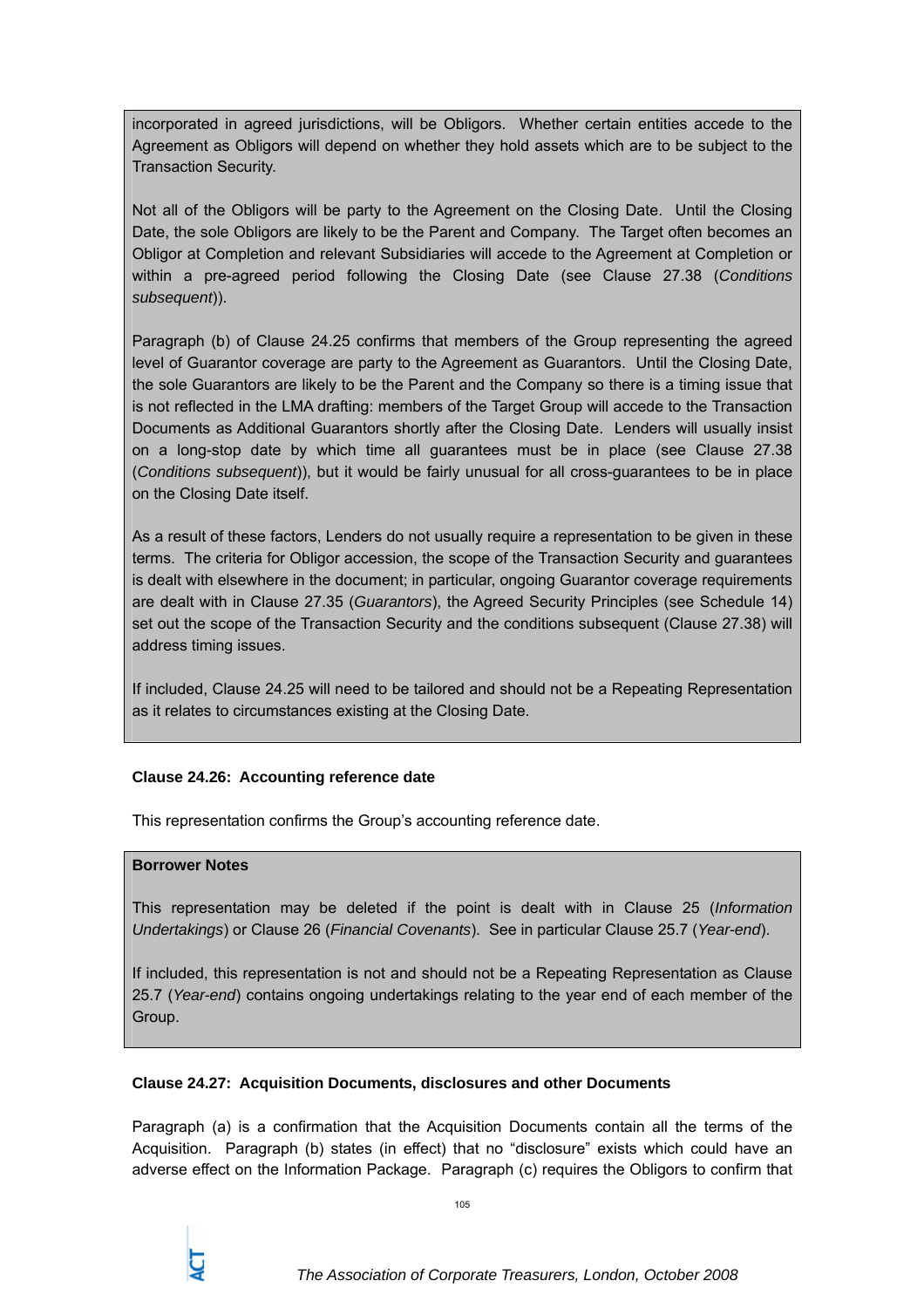incorporated in agreed jurisdictions, will be Obligors. Whether certain entities accede to the Agreement as Obligors will depend on whether they hold assets which are to be subject to the Transaction Security.

Not all of the Obligors will be party to the Agreement on the Closing Date. Until the Closing Date, the sole Obligors are likely to be the Parent and Company. The Target often becomes an Obligor at Completion and relevant Subsidiaries will accede to the Agreement at Completion or within a pre-agreed period following the Closing Date (see Clause 27.38 (*Conditions subsequent*)).

Paragraph (b) of Clause 24.25 confirms that members of the Group representing the agreed level of Guarantor coverage are party to the Agreement as Guarantors. Until the Closing Date, the sole Guarantors are likely to be the Parent and the Company so there is a timing issue that is not reflected in the LMA drafting: members of the Target Group will accede to the Transaction Documents as Additional Guarantors shortly after the Closing Date. Lenders will usually insist on a long-stop date by which time all guarantees must be in place (see Clause 27.38 (*Conditions subsequent*)), but it would be fairly unusual for all cross-guarantees to be in place on the Closing Date itself.

As a result of these factors, Lenders do not usually require a representation to be given in these terms. The criteria for Obligor accession, the scope of the Transaction Security and guarantees is dealt with elsewhere in the document; in particular, ongoing Guarantor coverage requirements are dealt with in Clause 27.35 (*Guarantors*), the Agreed Security Principles (see Schedule 14) set out the scope of the Transaction Security and the conditions subsequent (Clause 27.38) will address timing issues.

If included, Clause 24.25 will need to be tailored and should not be a Repeating Representation as it relates to circumstances existing at the Closing Date.

**Clause 24.26: Accounting reference date**

This representation confirms the Group's accounting reference date.

**Borrower Notes**

This representation may be deleted if the point is dealt with in Clause 25 (*Information Undertakings*) or Clause 26 (*Financial Covenants*). See in particular Clause 25.7 (*Year-end*).

If included, this representation is not and should not be a Repeating Representation as Clause 25.7 (*Year-end*) contains ongoing undertakings relating to the year end of each member of the Group.

**Clause 24.27: Acquisition Documents, disclosures and other Documents**

Paragraph (a) is a confirmation that the Acquisition Documents contain all the terms of the Acquisition. Paragraph (b) states (in effect) that no "disclosure" exists which could have an adverse effect on the Information Package. Paragraph (c) requires the Obligors to confirm that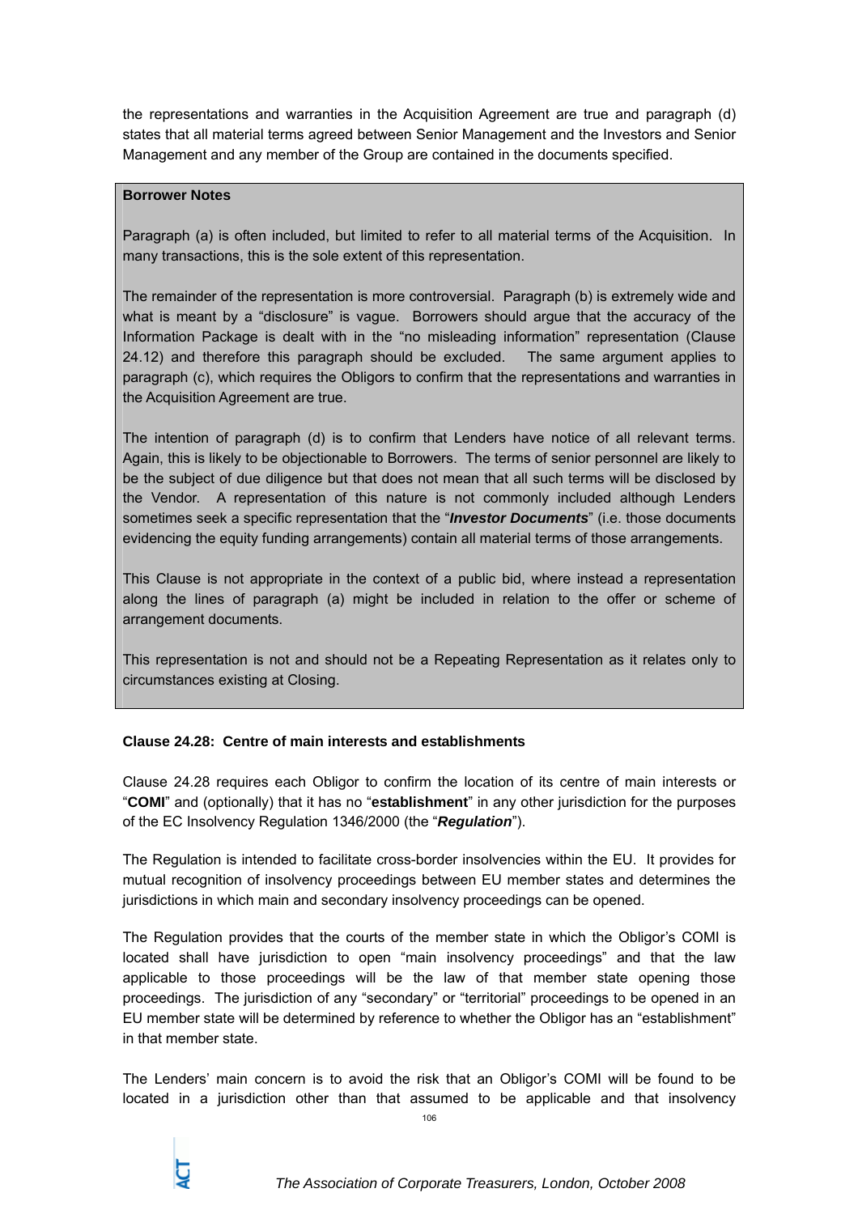the representations and warranties in the Acquisition Agreement are true and paragraph (d) states that all material terms agreed between Senior Management and the Investors and Senior Management and any member of the Group are contained in the documents specified.

> **Borrower Notes**
>
> Paragraph (a) is often included, but limited to refer to all material terms of the Acquisition. In many transactions, this is the sole extent of this representation.
>
> The remainder of the representation is more controversial. Paragraph (b) is extremely wide and what is meant by a "disclosure" is vague. Borrowers should argue that the accuracy of the Information Package is dealt with in the "no misleading information" representation (Clause 24.12) and therefore this paragraph should be excluded. The same argument applies to paragraph (c), which requires the Obligors to confirm that the representations and warranties in the Acquisition Agreement are true.
>
> The intention of paragraph (d) is to confirm that Lenders have notice of all relevant terms. Again, this is likely to be objectionable to Borrowers. The terms of senior personnel are likely to be the subject of due diligence but that does not mean that all such terms will be disclosed by the Vendor. A representation of this nature is not commonly included although Lenders sometimes seek a specific representation that the "***Investor Documents***" (i.e. those documents evidencing the equity funding arrangements) contain all material terms of those arrangements.
>
> This Clause is not appropriate in the context of a public bid, where instead a representation along the lines of paragraph (a) might be included in relation to the offer or scheme of arrangement documents.
>
> This representation is not and should not be a Repeating Representation as it relates only to circumstances existing at Closing.

**Clause 24.28: Centre of main interests and establishments**

Clause 24.28 requires each Obligor to confirm the location of its centre of main interests or "**COMI**" and (optionally) that it has no "**establishment**" in any other jurisdiction for the purposes of the EC Insolvency Regulation 1346/2000 (the "***Regulation***").

The Regulation is intended to facilitate cross-border insolvencies within the EU. It provides for mutual recognition of insolvency proceedings between EU member states and determines the jurisdictions in which main and secondary insolvency proceedings can be opened.

The Regulation provides that the courts of the member state in which the Obligor's COMI is located shall have jurisdiction to open "main insolvency proceedings" and that the law applicable to those proceedings will be the law of that member state opening those proceedings. The jurisdiction of any "secondary" or "territorial" proceedings to be opened in an EU member state will be determined by reference to whether the Obligor has an "establishment" in that member state.

The Lenders' main concern is to avoid the risk that an Obligor's COMI will be found to be located in a jurisdiction other than that assumed to be applicable and that insolvency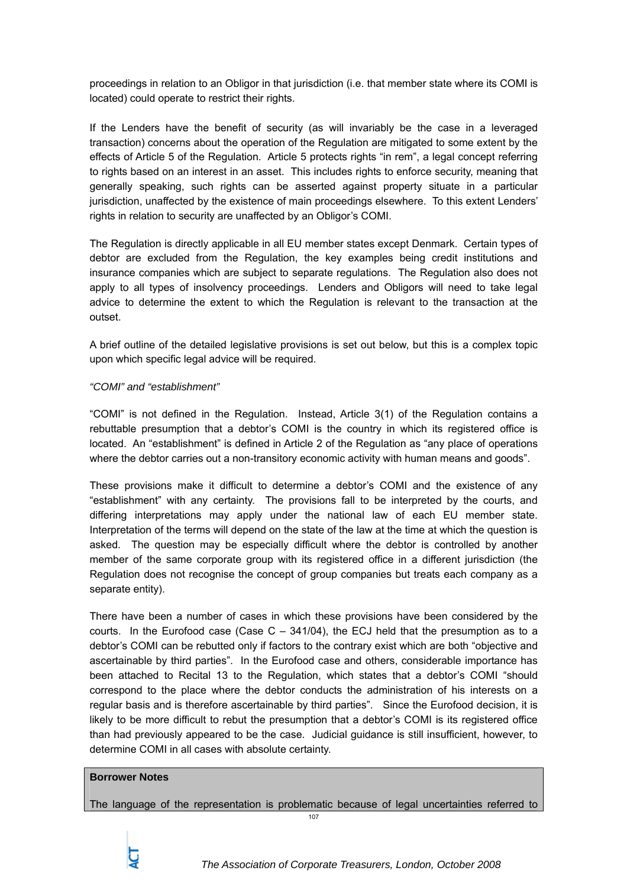proceedings in relation to an Obligor in that jurisdiction (i.e. that member state where its COMI is located) could operate to restrict their rights.

If the Lenders have the benefit of security (as will invariably be the case in a leveraged transaction) concerns about the operation of the Regulation are mitigated to some extent by the effects of Article 5 of the Regulation. Article 5 protects rights "in rem", a legal concept referring to rights based on an interest in an asset. This includes rights to enforce security, meaning that generally speaking, such rights can be asserted against property situate in a particular jurisdiction, unaffected by the existence of main proceedings elsewhere. To this extent Lenders' rights in relation to security are unaffected by an Obligor's COMI.

The Regulation is directly applicable in all EU member states except Denmark. Certain types of debtor are excluded from the Regulation, the key examples being credit institutions and insurance companies which are subject to separate regulations. The Regulation also does not apply to all types of insolvency proceedings. Lenders and Obligors will need to take legal advice to determine the extent to which the Regulation is relevant to the transaction at the outset.

A brief outline of the detailed legislative provisions is set out below, but this is a complex topic upon which specific legal advice will be required.

*"COMI" and "establishment"*

"COMI" is not defined in the Regulation. Instead, Article 3(1) of the Regulation contains a rebuttable presumption that a debtor's COMI is the country in which its registered office is located. An "establishment" is defined in Article 2 of the Regulation as "any place of operations where the debtor carries out a non-transitory economic activity with human means and goods".

These provisions make it difficult to determine a debtor's COMI and the existence of any "establishment" with any certainty. The provisions fall to be interpreted by the courts, and differing interpretations may apply under the national law of each EU member state. Interpretation of the terms will depend on the state of the law at the time at which the question is asked. The question may be especially difficult where the debtor is controlled by another member of the same corporate group with its registered office in a different jurisdiction (the Regulation does not recognise the concept of group companies but treats each company as a separate entity).

There have been a number of cases in which these provisions have been considered by the courts. In the Eurofood case (Case C – 341/04), the ECJ held that the presumption as to a debtor's COMI can be rebutted only if factors to the contrary exist which are both "objective and ascertainable by third parties". In the Eurofood case and others, considerable importance has been attached to Recital 13 to the Regulation, which states that a debtor's COMI "should correspond to the place where the debtor conducts the administration of his interests on a regular basis and is therefore ascertainable by third parties". Since the Eurofood decision, it is likely to be more difficult to rebut the presumption that a debtor's COMI is its registered office than had previously appeared to be the case. Judicial guidance is still insufficient, however, to determine COMI in all cases with absolute certainty.

**Borrower Notes**

The language of the representation is problematic because of legal uncertainties referred to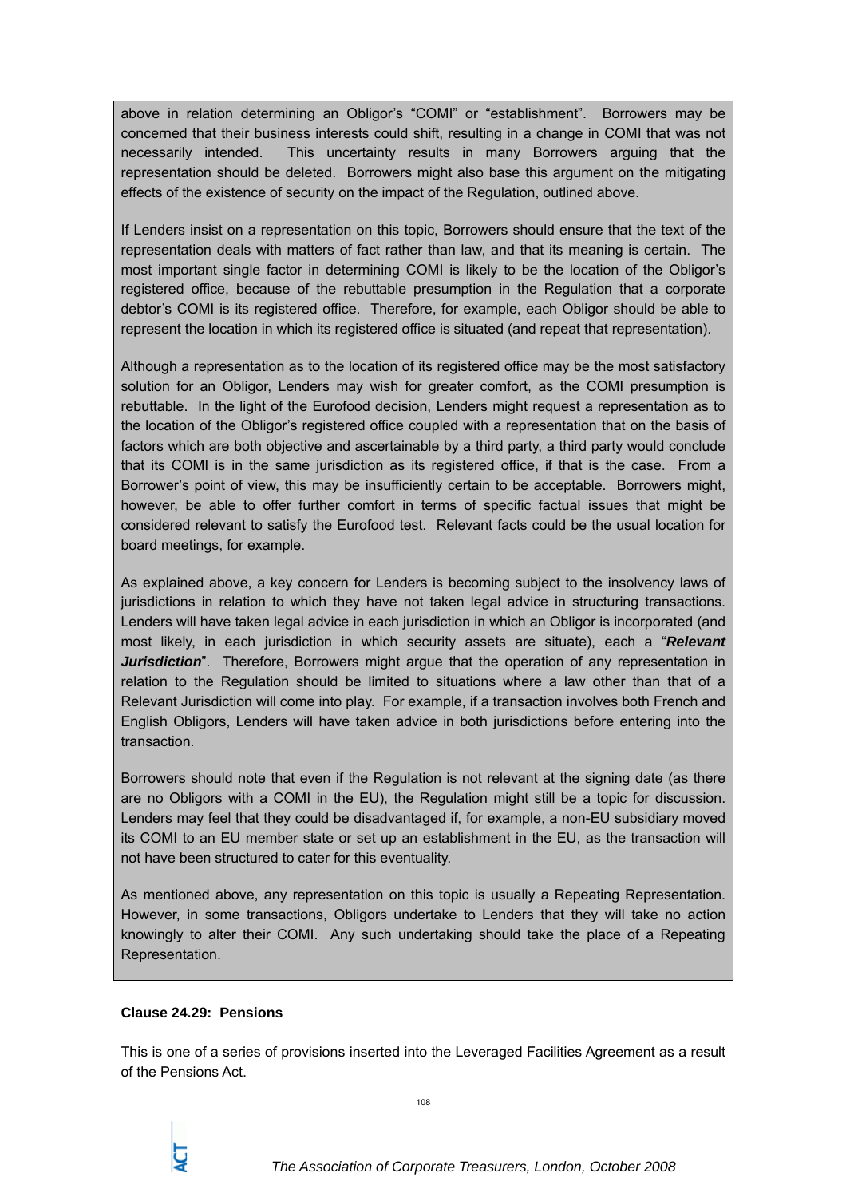above in relation determining an Obligor's "COMI" or "establishment". Borrowers may be concerned that their business interests could shift, resulting in a change in COMI that was not necessarily intended. This uncertainty results in many Borrowers arguing that the representation should be deleted. Borrowers might also base this argument on the mitigating effects of the existence of security on the impact of the Regulation, outlined above.

If Lenders insist on a representation on this topic, Borrowers should ensure that the text of the representation deals with matters of fact rather than law, and that its meaning is certain. The most important single factor in determining COMI is likely to be the location of the Obligor's registered office, because of the rebuttable presumption in the Regulation that a corporate debtor's COMI is its registered office. Therefore, for example, each Obligor should be able to represent the location in which its registered office is situated (and repeat that representation).

Although a representation as to the location of its registered office may be the most satisfactory solution for an Obligor, Lenders may wish for greater comfort, as the COMI presumption is rebuttable. In the light of the Eurofood decision, Lenders might request a representation as to the location of the Obligor's registered office coupled with a representation that on the basis of factors which are both objective and ascertainable by a third party, a third party would conclude that its COMI is in the same jurisdiction as its registered office, if that is the case. From a Borrower's point of view, this may be insufficiently certain to be acceptable. Borrowers might, however, be able to offer further comfort in terms of specific factual issues that might be considered relevant to satisfy the Eurofood test. Relevant facts could be the usual location for board meetings, for example.

As explained above, a key concern for Lenders is becoming subject to the insolvency laws of jurisdictions in relation to which they have not taken legal advice in structuring transactions. Lenders will have taken legal advice in each jurisdiction in which an Obligor is incorporated (and most likely, in each jurisdiction in which security assets are situate), each a "***Relevant Jurisdiction***". Therefore, Borrowers might argue that the operation of any representation in relation to the Regulation should be limited to situations where a law other than that of a Relevant Jurisdiction will come into play. For example, if a transaction involves both French and English Obligors, Lenders will have taken advice in both jurisdictions before entering into the transaction.

Borrowers should note that even if the Regulation is not relevant at the signing date (as there are no Obligors with a COMI in the EU), the Regulation might still be a topic for discussion. Lenders may feel that they could be disadvantaged if, for example, a non-EU subsidiary moved its COMI to an EU member state or set up an establishment in the EU, as the transaction will not have been structured to cater for this eventuality.

As mentioned above, any representation on this topic is usually a Repeating Representation. However, in some transactions, Obligors undertake to Lenders that they will take no action knowingly to alter their COMI. Any such undertaking should take the place of a Repeating Representation.

**Clause 24.29: Pensions**

This is one of a series of provisions inserted into the Leveraged Facilities Agreement as a result of the Pensions Act.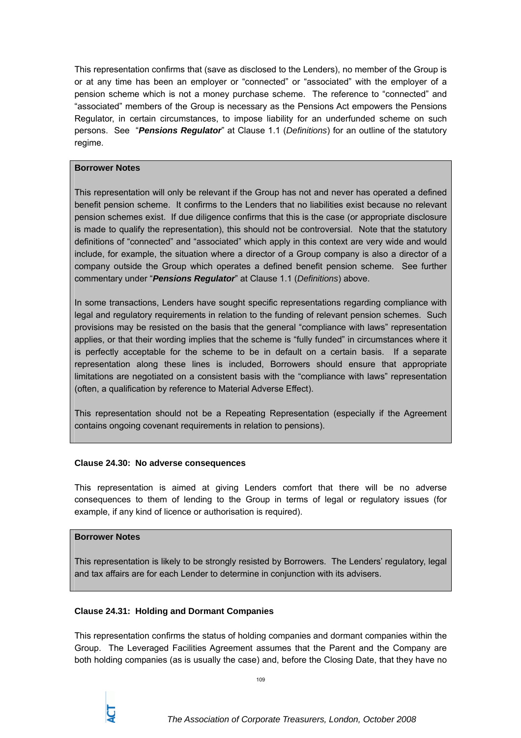This representation confirms that (save as disclosed to the Lenders), no member of the Group is or at any time has been an employer or "connected" or "associated" with the employer of a pension scheme which is not a money purchase scheme. The reference to "connected" and "associated" members of the Group is necessary as the Pensions Act empowers the Pensions Regulator, in certain circumstances, to impose liability for an underfunded scheme on such persons. See "***Pensions Regulator***" at Clause 1.1 (*Definitions*) for an outline of the statutory regime.

> **Borrower Notes**
>
> This representation will only be relevant if the Group has not and never has operated a defined benefit pension scheme. It confirms to the Lenders that no liabilities exist because no relevant pension schemes exist. If due diligence confirms that this is the case (or appropriate disclosure is made to qualify the representation), this should not be controversial. Note that the statutory definitions of "connected" and "associated" which apply in this context are very wide and would include, for example, the situation where a director of a Group company is also a director of a company outside the Group which operates a defined benefit pension scheme. See further commentary under "***Pensions Regulator***" at Clause 1.1 (*Definitions*) above.
>
> In some transactions, Lenders have sought specific representations regarding compliance with legal and regulatory requirements in relation to the funding of relevant pension schemes. Such provisions may be resisted on the basis that the general "compliance with laws" representation applies, or that their wording implies that the scheme is "fully funded" in circumstances where it is perfectly acceptable for the scheme to be in default on a certain basis. If a separate representation along these lines is included, Borrowers should ensure that appropriate limitations are negotiated on a consistent basis with the "compliance with laws" representation (often, a qualification by reference to Material Adverse Effect).
>
> This representation should not be a Repeating Representation (especially if the Agreement contains ongoing covenant requirements in relation to pensions).

**Clause 24.30: No adverse consequences**

This representation is aimed at giving Lenders comfort that there will be no adverse consequences to them of lending to the Group in terms of legal or regulatory issues (for example, if any kind of licence or authorisation is required).

> **Borrower Notes**
>
> This representation is likely to be strongly resisted by Borrowers. The Lenders' regulatory, legal and tax affairs are for each Lender to determine in conjunction with its advisers.

**Clause 24.31: Holding and Dormant Companies**

This representation confirms the status of holding companies and dormant companies within the Group. The Leveraged Facilities Agreement assumes that the Parent and the Company are both holding companies (as is usually the case) and, before the Closing Date, that they have no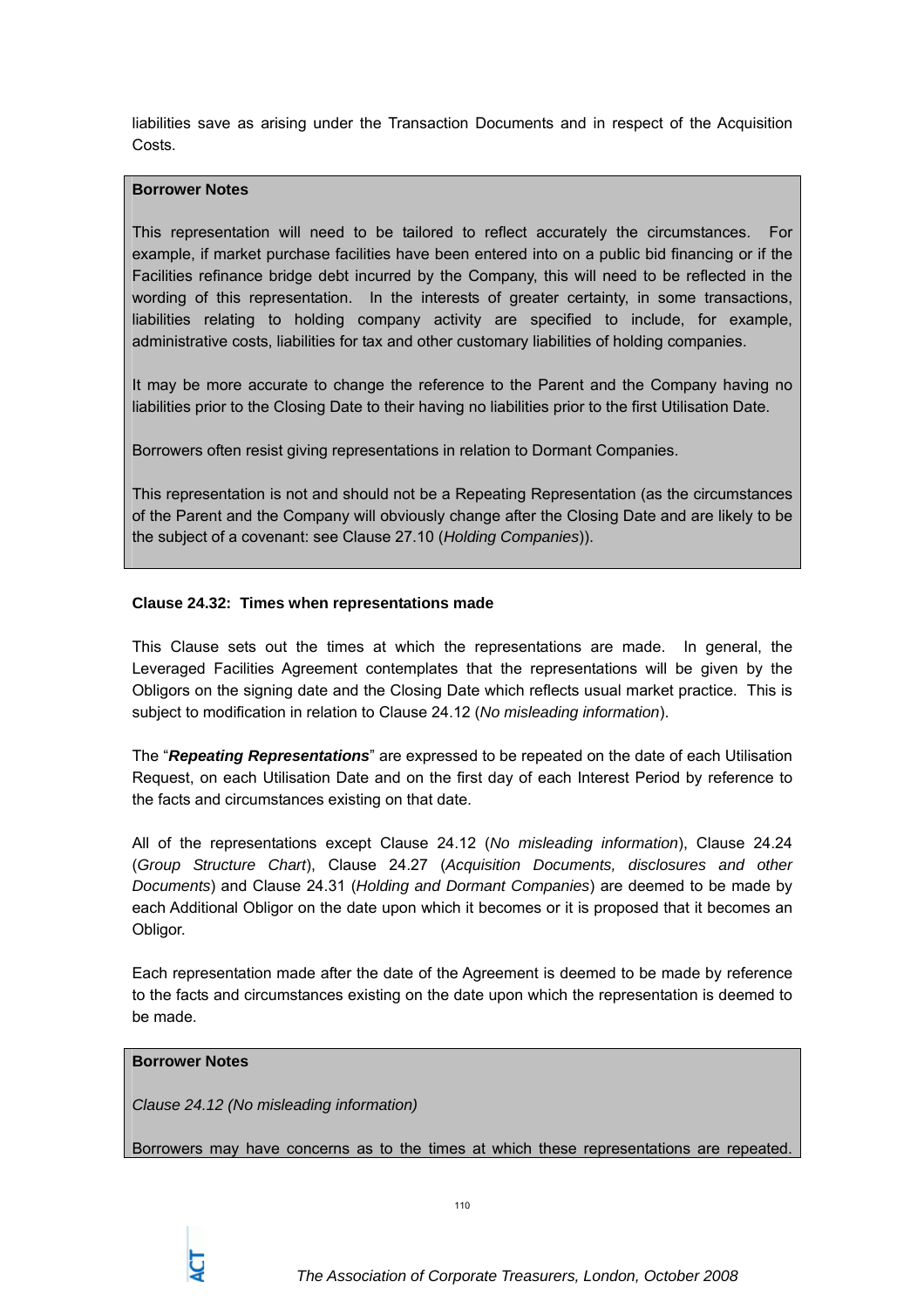liabilities save as arising under the Transaction Documents and in respect of the Acquisition Costs.

> **Borrower Notes**
>
> This representation will need to be tailored to reflect accurately the circumstances. For example, if market purchase facilities have been entered into on a public bid financing or if the Facilities refinance bridge debt incurred by the Company, this will need to be reflected in the wording of this representation. In the interests of greater certainty, in some transactions, liabilities relating to holding company activity are specified to include, for example, administrative costs, liabilities for tax and other customary liabilities of holding companies.
>
> It may be more accurate to change the reference to the Parent and the Company having no liabilities prior to the Closing Date to their having no liabilities prior to the first Utilisation Date.
>
> Borrowers often resist giving representations in relation to Dormant Companies.
>
> This representation is not and should not be a Repeating Representation (as the circumstances of the Parent and the Company will obviously change after the Closing Date and are likely to be the subject of a covenant: see Clause 27.10 (*Holding Companies*)).

**Clause 24.32: Times when representations made**

This Clause sets out the times at which the representations are made. In general, the Leveraged Facilities Agreement contemplates that the representations will be given by the Obligors on the signing date and the Closing Date which reflects usual market practice. This is subject to modification in relation to Clause 24.12 (*No misleading information*).

The "***Repeating Representations***" are expressed to be repeated on the date of each Utilisation Request, on each Utilisation Date and on the first day of each Interest Period by reference to the facts and circumstances existing on that date.

All of the representations except Clause 24.12 (*No misleading information*), Clause 24.24 (*Group Structure Chart*), Clause 24.27 (*Acquisition Documents, disclosures and other Documents*) and Clause 24.31 (*Holding and Dormant Companies*) are deemed to be made by each Additional Obligor on the date upon which it becomes or it is proposed that it becomes an Obligor.

Each representation made after the date of the Agreement is deemed to be made by reference to the facts and circumstances existing on the date upon which the representation is deemed to be made.

> **Borrower Notes**
>
> *Clause 24.12 (No misleading information)*
>
> Borrowers may have concerns as to the times at which these representations are repeated.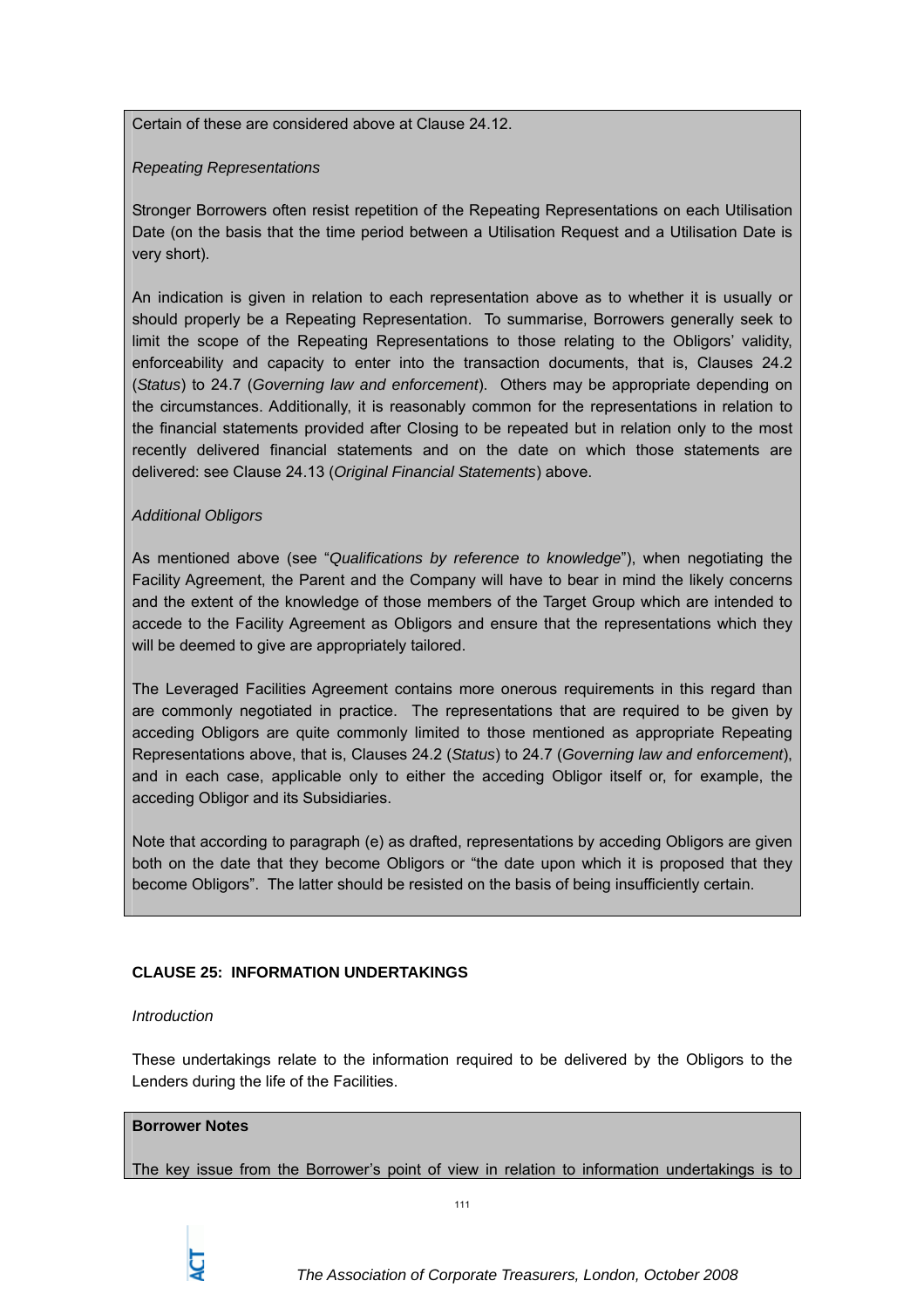Certain of these are considered above at Clause 24.12.

*Repeating Representations*

Stronger Borrowers often resist repetition of the Repeating Representations on each Utilisation Date (on the basis that the time period between a Utilisation Request and a Utilisation Date is very short).

An indication is given in relation to each representation above as to whether it is usually or should properly be a Repeating Representation. To summarise, Borrowers generally seek to limit the scope of the Repeating Representations to those relating to the Obligors' validity, enforceability and capacity to enter into the transaction documents, that is, Clauses 24.2 (*Status*) to 24.7 (*Governing law and enforcement*). Others may be appropriate depending on the circumstances. Additionally, it is reasonably common for the representations in relation to the financial statements provided after Closing to be repeated but in relation only to the most recently delivered financial statements and on the date on which those statements are delivered: see Clause 24.13 (*Original Financial Statements*) above.

*Additional Obligors*

As mentioned above (see "*Qualifications by reference to knowledge*"), when negotiating the Facility Agreement, the Parent and the Company will have to bear in mind the likely concerns and the extent of the knowledge of those members of the Target Group which are intended to accede to the Facility Agreement as Obligors and ensure that the representations which they will be deemed to give are appropriately tailored.

The Leveraged Facilities Agreement contains more onerous requirements in this regard than are commonly negotiated in practice. The representations that are required to be given by acceding Obligors are quite commonly limited to those mentioned as appropriate Repeating Representations above, that is, Clauses 24.2 (*Status*) to 24.7 (*Governing law and enforcement*), and in each case, applicable only to either the acceding Obligor itself or, for example, the acceding Obligor and its Subsidiaries.

Note that according to paragraph (e) as drafted, representations by acceding Obligors are given both on the date that they become Obligors or "the date upon which it is proposed that they become Obligors". The latter should be resisted on the basis of being insufficiently certain.

## CLAUSE 25: INFORMATION UNDERTAKINGS

*Introduction*

These undertakings relate to the information required to be delivered by the Obligors to the Lenders during the life of the Facilities.

**Borrower Notes**

The key issue from the Borrower's point of view in relation to information undertakings is to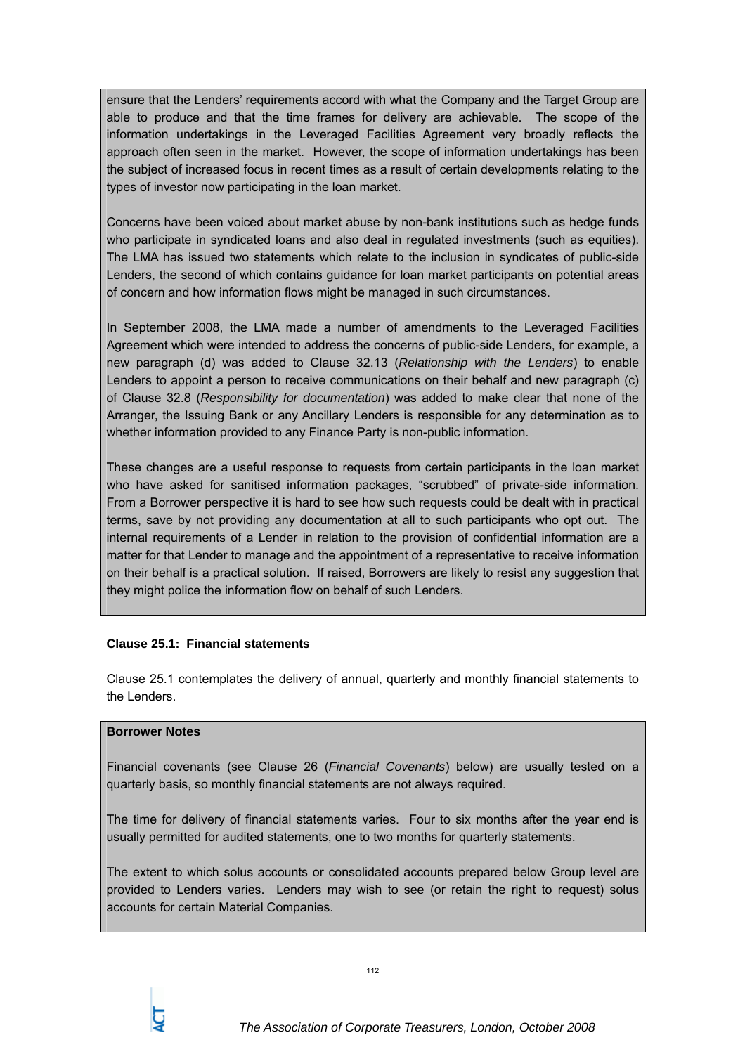ensure that the Lenders' requirements accord with what the Company and the Target Group are able to produce and that the time frames for delivery are achievable. The scope of the information undertakings in the Leveraged Facilities Agreement very broadly reflects the approach often seen in the market. However, the scope of information undertakings has been the subject of increased focus in recent times as a result of certain developments relating to the types of investor now participating in the loan market.

Concerns have been voiced about market abuse by non-bank institutions such as hedge funds who participate in syndicated loans and also deal in regulated investments (such as equities). The LMA has issued two statements which relate to the inclusion in syndicates of public-side Lenders, the second of which contains guidance for loan market participants on potential areas of concern and how information flows might be managed in such circumstances.

In September 2008, the LMA made a number of amendments to the Leveraged Facilities Agreement which were intended to address the concerns of public-side Lenders, for example, a new paragraph (d) was added to Clause 32.13 (*Relationship with the Lenders*) to enable Lenders to appoint a person to receive communications on their behalf and new paragraph (c) of Clause 32.8 (*Responsibility for documentation*) was added to make clear that none of the Arranger, the Issuing Bank or any Ancillary Lenders is responsible for any determination as to whether information provided to any Finance Party is non-public information.

These changes are a useful response to requests from certain participants in the loan market who have asked for sanitised information packages, "scrubbed" of private-side information. From a Borrower perspective it is hard to see how such requests could be dealt with in practical terms, save by not providing any documentation at all to such participants who opt out. The internal requirements of a Lender in relation to the provision of confidential information are a matter for that Lender to manage and the appointment of a representative to receive information on their behalf is a practical solution. If raised, Borrowers are likely to resist any suggestion that they might police the information flow on behalf of such Lenders.

**Clause 25.1: Financial statements**

Clause 25.1 contemplates the delivery of annual, quarterly and monthly financial statements to the Lenders.

**Borrower Notes**

Financial covenants (see Clause 26 (*Financial Covenants*) below) are usually tested on a quarterly basis, so monthly financial statements are not always required.

The time for delivery of financial statements varies. Four to six months after the year end is usually permitted for audited statements, one to two months for quarterly statements.

The extent to which solus accounts or consolidated accounts prepared below Group level are provided to Lenders varies. Lenders may wish to see (or retain the right to request) solus accounts for certain Material Companies.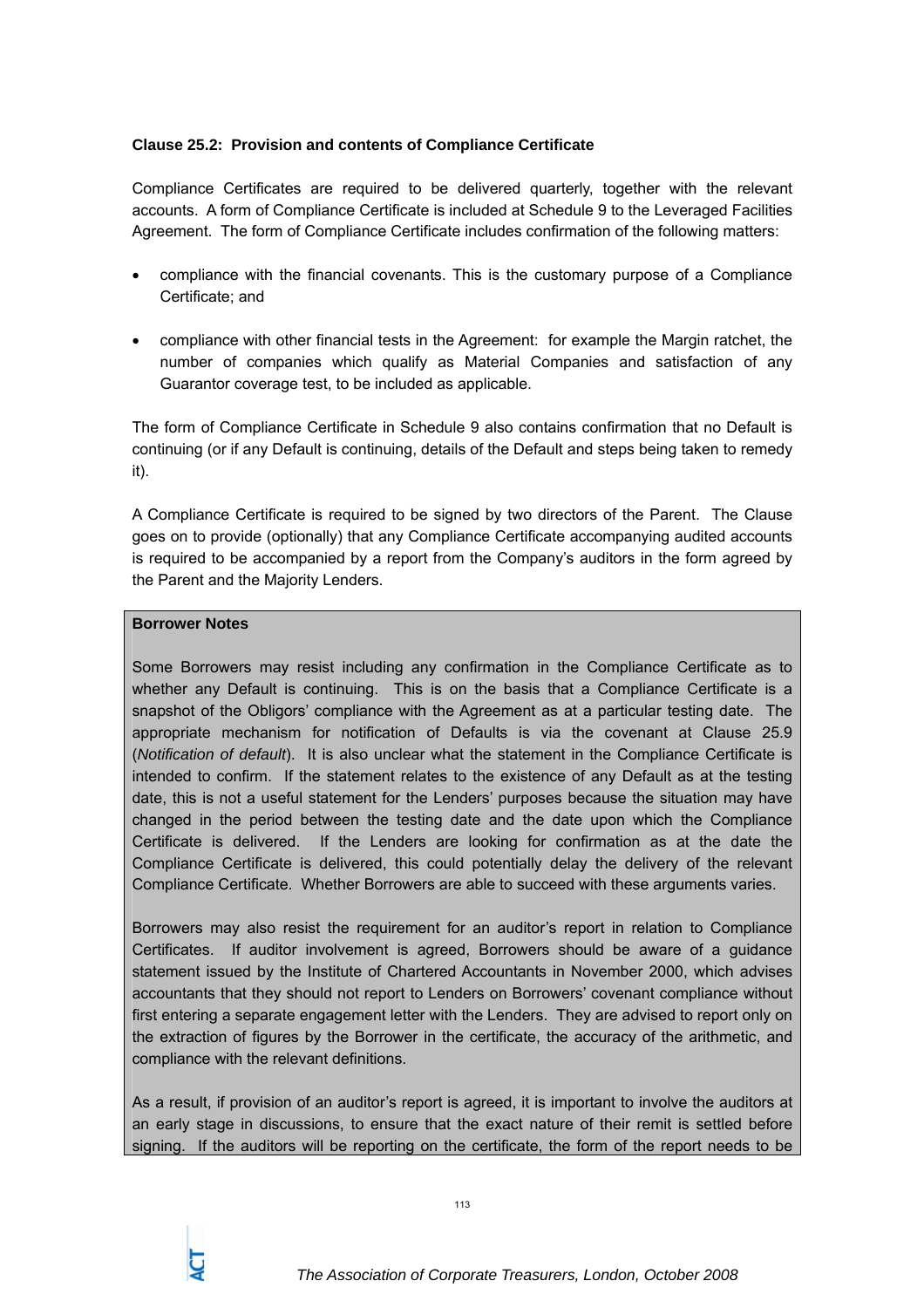**Clause 25.2: Provision and contents of Compliance Certificate**

Compliance Certificates are required to be delivered quarterly, together with the relevant accounts. A form of Compliance Certificate is included at Schedule 9 to the Leveraged Facilities Agreement. The form of Compliance Certificate includes confirmation of the following matters:

- compliance with the financial covenants. This is the customary purpose of a Compliance Certificate; and
- compliance with other financial tests in the Agreement: for example the Margin ratchet, the number of companies which qualify as Material Companies and satisfaction of any Guarantor coverage test, to be included as applicable.

The form of Compliance Certificate in Schedule 9 also contains confirmation that no Default is continuing (or if any Default is continuing, details of the Default and steps being taken to remedy it).

A Compliance Certificate is required to be signed by two directors of the Parent. The Clause goes on to provide (optionally) that any Compliance Certificate accompanying audited accounts is required to be accompanied by a report from the Company's auditors in the form agreed by the Parent and the Majority Lenders.

**Borrower Notes**

Some Borrowers may resist including any confirmation in the Compliance Certificate as to whether any Default is continuing. This is on the basis that a Compliance Certificate is a snapshot of the Obligors' compliance with the Agreement as at a particular testing date. The appropriate mechanism for notification of Defaults is via the covenant at Clause 25.9 (*Notification of default*). It is also unclear what the statement in the Compliance Certificate is intended to confirm. If the statement relates to the existence of any Default as at the testing date, this is not a useful statement for the Lenders' purposes because the situation may have changed in the period between the testing date and the date upon which the Compliance Certificate is delivered. If the Lenders are looking for confirmation as at the date the Compliance Certificate is delivered, this could potentially delay the delivery of the relevant Compliance Certificate. Whether Borrowers are able to succeed with these arguments varies.

Borrowers may also resist the requirement for an auditor's report in relation to Compliance Certificates. If auditor involvement is agreed, Borrowers should be aware of a guidance statement issued by the Institute of Chartered Accountants in November 2000, which advises accountants that they should not report to Lenders on Borrowers' covenant compliance without first entering a separate engagement letter with the Lenders. They are advised to report only on the extraction of figures by the Borrower in the certificate, the accuracy of the arithmetic, and compliance with the relevant definitions.

As a result, if provision of an auditor's report is agreed, it is important to involve the auditors at an early stage in discussions, to ensure that the exact nature of their remit is settled before signing. If the auditors will be reporting on the certificate, the form of the report needs to be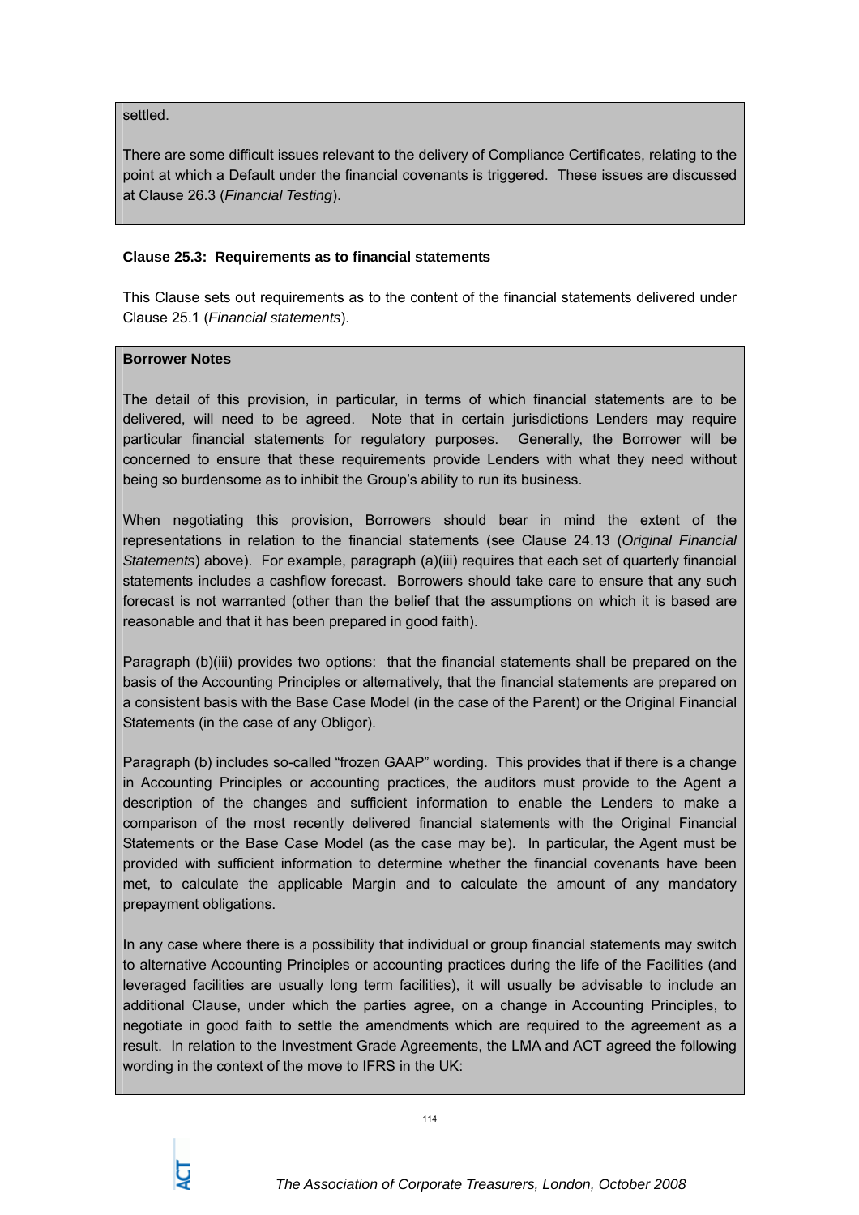settled.

There are some difficult issues relevant to the delivery of Compliance Certificates, relating to the point at which a Default under the financial covenants is triggered. These issues are discussed at Clause 26.3 (*Financial Testing*).

**Clause 25.3: Requirements as to financial statements**

This Clause sets out requirements as to the content of the financial statements delivered under Clause 25.1 (*Financial statements*).

**Borrower Notes**

The detail of this provision, in particular, in terms of which financial statements are to be delivered, will need to be agreed. Note that in certain jurisdictions Lenders may require particular financial statements for regulatory purposes. Generally, the Borrower will be concerned to ensure that these requirements provide Lenders with what they need without being so burdensome as to inhibit the Group's ability to run its business.

When negotiating this provision, Borrowers should bear in mind the extent of the representations in relation to the financial statements (see Clause 24.13 (*Original Financial Statements*) above). For example, paragraph (a)(iii) requires that each set of quarterly financial statements includes a cashflow forecast. Borrowers should take care to ensure that any such forecast is not warranted (other than the belief that the assumptions on which it is based are reasonable and that it has been prepared in good faith).

Paragraph (b)(iii) provides two options: that the financial statements shall be prepared on the basis of the Accounting Principles or alternatively, that the financial statements are prepared on a consistent basis with the Base Case Model (in the case of the Parent) or the Original Financial Statements (in the case of any Obligor).

Paragraph (b) includes so-called "frozen GAAP" wording. This provides that if there is a change in Accounting Principles or accounting practices, the auditors must provide to the Agent a description of the changes and sufficient information to enable the Lenders to make a comparison of the most recently delivered financial statements with the Original Financial Statements or the Base Case Model (as the case may be). In particular, the Agent must be provided with sufficient information to determine whether the financial covenants have been met, to calculate the applicable Margin and to calculate the amount of any mandatory prepayment obligations.

In any case where there is a possibility that individual or group financial statements may switch to alternative Accounting Principles or accounting practices during the life of the Facilities (and leveraged facilities are usually long term facilities), it will usually be advisable to include an additional Clause, under which the parties agree, on a change in Accounting Principles, to negotiate in good faith to settle the amendments which are required to the agreement as a result. In relation to the Investment Grade Agreements, the LMA and ACT agreed the following wording in the context of the move to IFRS in the UK: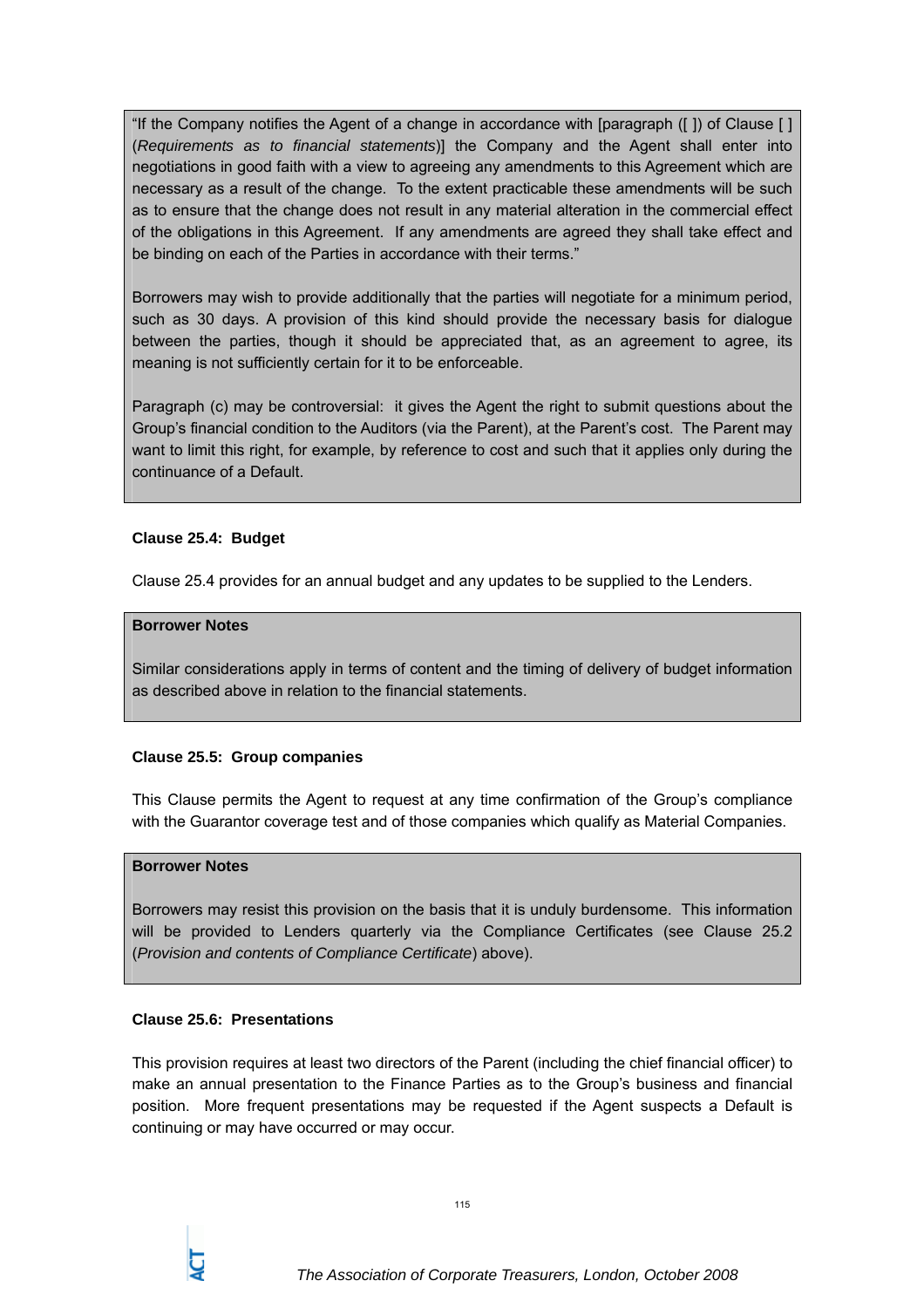"If the Company notifies the Agent of a change in accordance with [paragraph ([ ]) of Clause [ ] (*Requirements as to financial statements*)] the Company and the Agent shall enter into negotiations in good faith with a view to agreeing any amendments to this Agreement which are necessary as a result of the change. To the extent practicable these amendments will be such as to ensure that the change does not result in any material alteration in the commercial effect of the obligations in this Agreement. If any amendments are agreed they shall take effect and be binding on each of the Parties in accordance with their terms."

Borrowers may wish to provide additionally that the parties will negotiate for a minimum period, such as 30 days. A provision of this kind should provide the necessary basis for dialogue between the parties, though it should be appreciated that, as an agreement to agree, its meaning is not sufficiently certain for it to be enforceable.

Paragraph (c) may be controversial: it gives the Agent the right to submit questions about the Group's financial condition to the Auditors (via the Parent), at the Parent's cost. The Parent may want to limit this right, for example, by reference to cost and such that it applies only during the continuance of a Default.

**Clause 25.4: Budget**

Clause 25.4 provides for an annual budget and any updates to be supplied to the Lenders.

**Borrower Notes**

Similar considerations apply in terms of content and the timing of delivery of budget information as described above in relation to the financial statements.

**Clause 25.5: Group companies**

This Clause permits the Agent to request at any time confirmation of the Group's compliance with the Guarantor coverage test and of those companies which qualify as Material Companies.

**Borrower Notes**

Borrowers may resist this provision on the basis that it is unduly burdensome. This information will be provided to Lenders quarterly via the Compliance Certificates (see Clause 25.2 (*Provision and contents of Compliance Certificate*) above).

**Clause 25.6: Presentations**

This provision requires at least two directors of the Parent (including the chief financial officer) to make an annual presentation to the Finance Parties as to the Group's business and financial position. More frequent presentations may be requested if the Agent suspects a Default is continuing or may have occurred or may occur.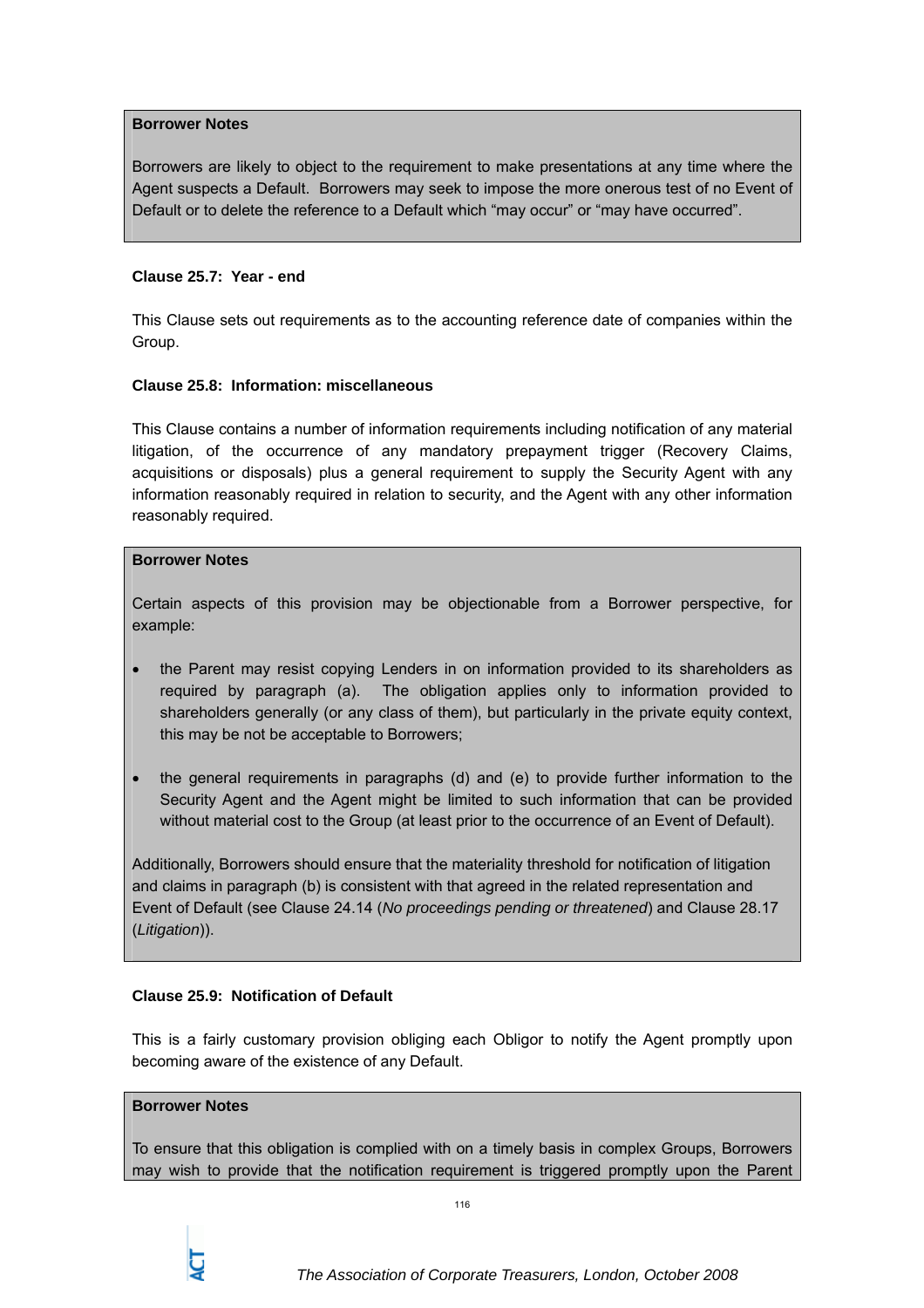**Borrower Notes**

Borrowers are likely to object to the requirement to make presentations at any time where the Agent suspects a Default. Borrowers may seek to impose the more onerous test of no Event of Default or to delete the reference to a Default which "may occur" or "may have occurred".

**Clause 25.7: Year - end**

This Clause sets out requirements as to the accounting reference date of companies within the Group.

**Clause 25.8: Information: miscellaneous**

This Clause contains a number of information requirements including notification of any material litigation, of the occurrence of any mandatory prepayment trigger (Recovery Claims, acquisitions or disposals) plus a general requirement to supply the Security Agent with any information reasonably required in relation to security, and the Agent with any other information reasonably required.

**Borrower Notes**

Certain aspects of this provision may be objectionable from a Borrower perspective, for example:

- the Parent may resist copying Lenders in on information provided to its shareholders as required by paragraph (a). The obligation applies only to information provided to shareholders generally (or any class of them), but particularly in the private equity context, this may be not be acceptable to Borrowers;
- the general requirements in paragraphs (d) and (e) to provide further information to the Security Agent and the Agent might be limited to such information that can be provided without material cost to the Group (at least prior to the occurrence of an Event of Default).

Additionally, Borrowers should ensure that the materiality threshold for notification of litigation and claims in paragraph (b) is consistent with that agreed in the related representation and Event of Default (see Clause 24.14 (*No proceedings pending or threatened*) and Clause 28.17 (*Litigation*)).

**Clause 25.9: Notification of Default**

This is a fairly customary provision obliging each Obligor to notify the Agent promptly upon becoming aware of the existence of any Default.

**Borrower Notes**

To ensure that this obligation is complied with on a timely basis in complex Groups, Borrowers may wish to provide that the notification requirement is triggered promptly upon the Parent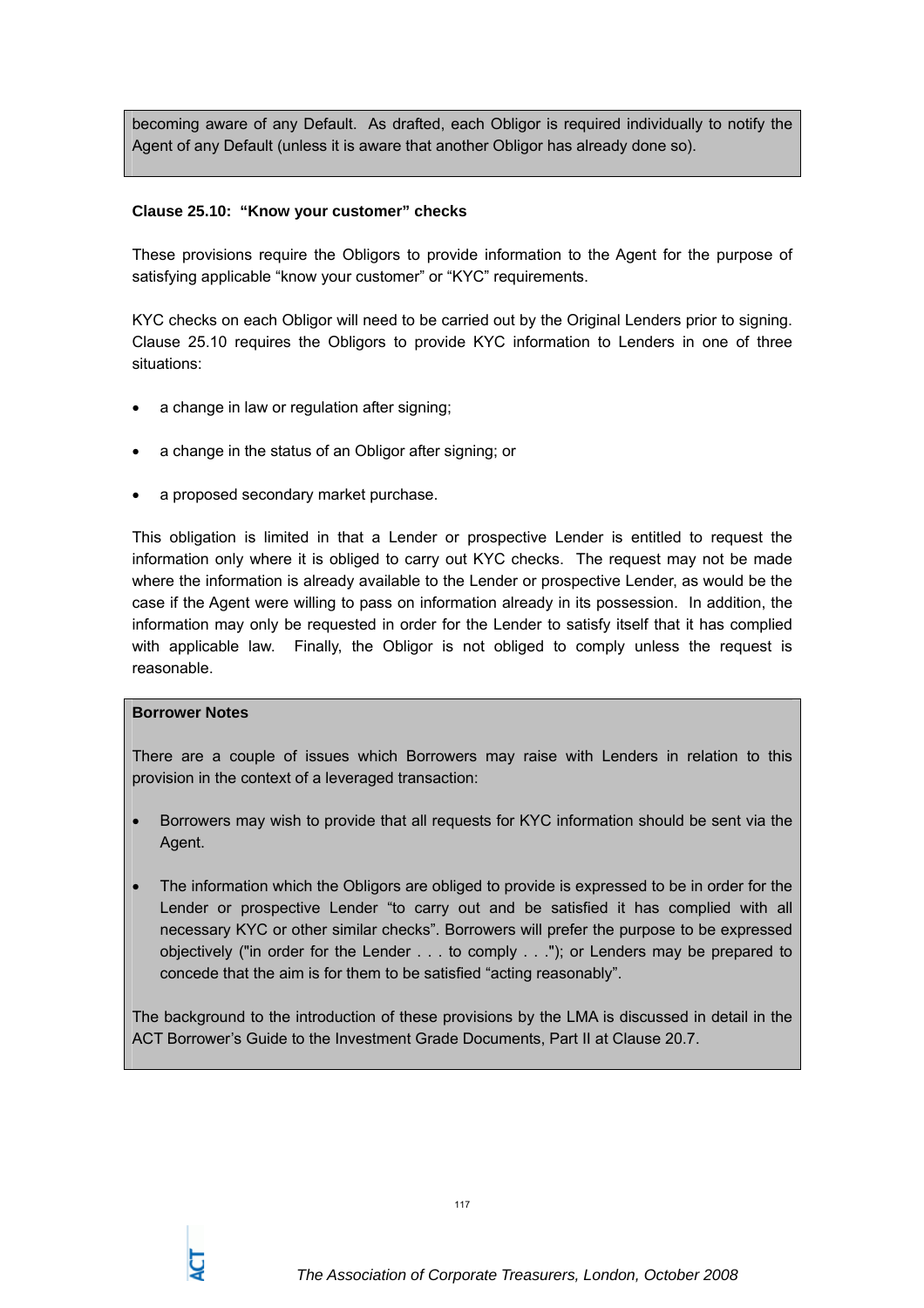becoming aware of any Default. As drafted, each Obligor is required individually to notify the Agent of any Default (unless it is aware that another Obligor has already done so).

**Clause 25.10: "Know your customer" checks**

These provisions require the Obligors to provide information to the Agent for the purpose of satisfying applicable "know your customer" or "KYC" requirements.

KYC checks on each Obligor will need to be carried out by the Original Lenders prior to signing. Clause 25.10 requires the Obligors to provide KYC information to Lenders in one of three situations:

- a change in law or regulation after signing;
- a change in the status of an Obligor after signing; or
- a proposed secondary market purchase.

This obligation is limited in that a Lender or prospective Lender is entitled to request the information only where it is obliged to carry out KYC checks. The request may not be made where the information is already available to the Lender or prospective Lender, as would be the case if the Agent were willing to pass on information already in its possession. In addition, the information may only be requested in order for the Lender to satisfy itself that it has complied with applicable law. Finally, the Obligor is not obliged to comply unless the request is reasonable.

**Borrower Notes**

There are a couple of issues which Borrowers may raise with Lenders in relation to this provision in the context of a leveraged transaction:

- Borrowers may wish to provide that all requests for KYC information should be sent via the Agent.
- The information which the Obligors are obliged to provide is expressed to be in order for the Lender or prospective Lender "to carry out and be satisfied it has complied with all necessary KYC or other similar checks". Borrowers will prefer the purpose to be expressed objectively ("in order for the Lender . . . to comply . . ."); or Lenders may be prepared to concede that the aim is for them to be satisfied "acting reasonably".

The background to the introduction of these provisions by the LMA is discussed in detail in the ACT Borrower's Guide to the Investment Grade Documents, Part II at Clause 20.7.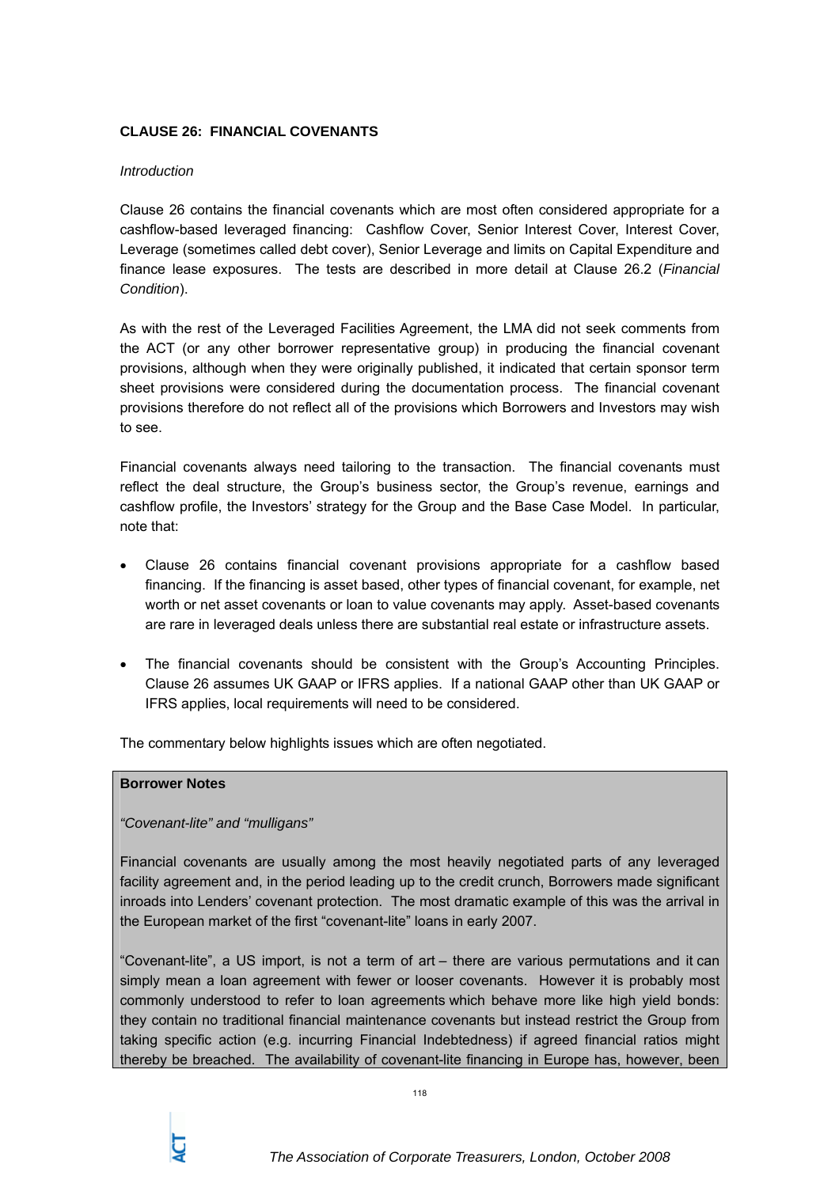**CLAUSE 26: FINANCIAL COVENANTS**

*Introduction*

Clause 26 contains the financial covenants which are most often considered appropriate for a cashflow-based leveraged financing: Cashflow Cover, Senior Interest Cover, Interest Cover, Leverage (sometimes called debt cover), Senior Leverage and limits on Capital Expenditure and finance lease exposures. The tests are described in more detail at Clause 26.2 (*Financial Condition*).

As with the rest of the Leveraged Facilities Agreement, the LMA did not seek comments from the ACT (or any other borrower representative group) in producing the financial covenant provisions, although when they were originally published, it indicated that certain sponsor term sheet provisions were considered during the documentation process. The financial covenant provisions therefore do not reflect all of the provisions which Borrowers and Investors may wish to see.

Financial covenants always need tailoring to the transaction. The financial covenants must reflect the deal structure, the Group's business sector, the Group's revenue, earnings and cashflow profile, the Investors' strategy for the Group and the Base Case Model. In particular, note that:

- Clause 26 contains financial covenant provisions appropriate for a cashflow based financing. If the financing is asset based, other types of financial covenant, for example, net worth or net asset covenants or loan to value covenants may apply. Asset-based covenants are rare in leveraged deals unless there are substantial real estate or infrastructure assets.

- The financial covenants should be consistent with the Group's Accounting Principles. Clause 26 assumes UK GAAP or IFRS applies. If a national GAAP other than UK GAAP or IFRS applies, local requirements will need to be considered.

The commentary below highlights issues which are often negotiated.

**Borrower Notes**

*"Covenant-lite" and "mulligans"*

Financial covenants are usually among the most heavily negotiated parts of any leveraged facility agreement and, in the period leading up to the credit crunch, Borrowers made significant inroads into Lenders' covenant protection. The most dramatic example of this was the arrival in the European market of the first "covenant-lite" loans in early 2007.

"Covenant-lite", a US import, is not a term of art – there are various permutations and it can simply mean a loan agreement with fewer or looser covenants. However it is probably most commonly understood to refer to loan agreements which behave more like high yield bonds: they contain no traditional financial maintenance covenants but instead restrict the Group from taking specific action (e.g. incurring Financial Indebtedness) if agreed financial ratios might thereby be breached. The availability of covenant-lite financing in Europe has, however, been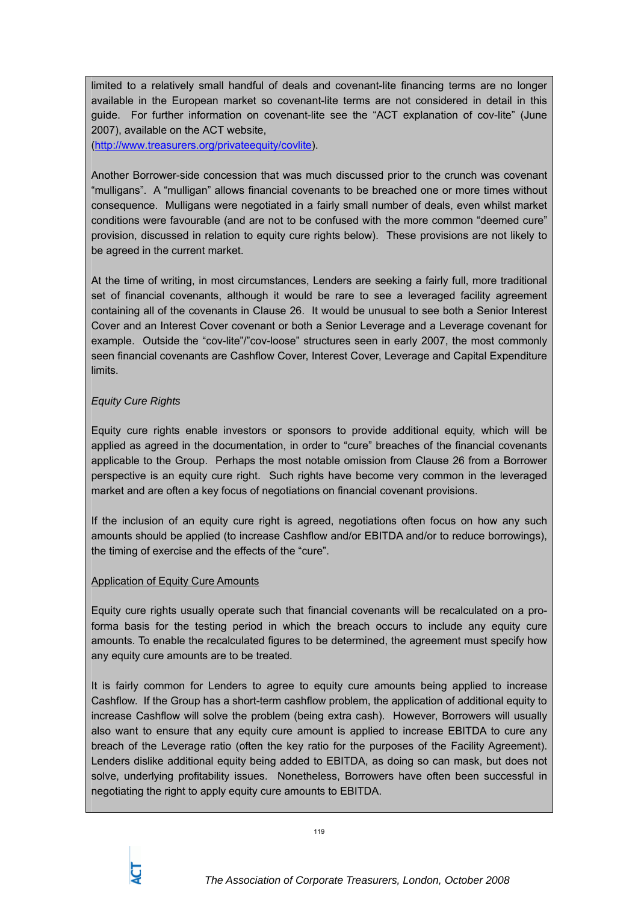limited to a relatively small handful of deals and covenant-lite financing terms are no longer available in the European market so covenant-lite terms are not considered in detail in this guide. For further information on covenant-lite see the "ACT explanation of cov-lite" (June 2007), available on the ACT website, (http://www.treasurers.org/privateequity/covlite).

Another Borrower-side concession that was much discussed prior to the crunch was covenant "mulligans". A "mulligan" allows financial covenants to be breached one or more times without consequence. Mulligans were negotiated in a fairly small number of deals, even whilst market conditions were favourable (and are not to be confused with the more common "deemed cure" provision, discussed in relation to equity cure rights below). These provisions are not likely to be agreed in the current market.

At the time of writing, in most circumstances, Lenders are seeking a fairly full, more traditional set of financial covenants, although it would be rare to see a leveraged facility agreement containing all of the covenants in Clause 26. It would be unusual to see both a Senior Interest Cover and an Interest Cover covenant or both a Senior Leverage and a Leverage covenant for example. Outside the "cov-lite"/"cov-loose" structures seen in early 2007, the most commonly seen financial covenants are Cashflow Cover, Interest Cover, Leverage and Capital Expenditure limits.

*Equity Cure Rights*

Equity cure rights enable investors or sponsors to provide additional equity, which will be applied as agreed in the documentation, in order to "cure" breaches of the financial covenants applicable to the Group. Perhaps the most notable omission from Clause 26 from a Borrower perspective is an equity cure right. Such rights have become very common in the leveraged market and are often a key focus of negotiations on financial covenant provisions.

If the inclusion of an equity cure right is agreed, negotiations often focus on how any such amounts should be applied (to increase Cashflow and/or EBITDA and/or to reduce borrowings), the timing of exercise and the effects of the "cure".

<u>Application of Equity Cure Amounts</u>

Equity cure rights usually operate such that financial covenants will be recalculated on a pro-forma basis for the testing period in which the breach occurs to include any equity cure amounts. To enable the recalculated figures to be determined, the agreement must specify how any equity cure amounts are to be treated.

It is fairly common for Lenders to agree to equity cure amounts being applied to increase Cashflow. If the Group has a short-term cashflow problem, the application of additional equity to increase Cashflow will solve the problem (being extra cash). However, Borrowers will usually also want to ensure that any equity cure amount is applied to increase EBITDA to cure any breach of the Leverage ratio (often the key ratio for the purposes of the Facility Agreement). Lenders dislike additional equity being added to EBITDA, as doing so can mask, but does not solve, underlying profitability issues. Nonetheless, Borrowers have often been successful in negotiating the right to apply equity cure amounts to EBITDA.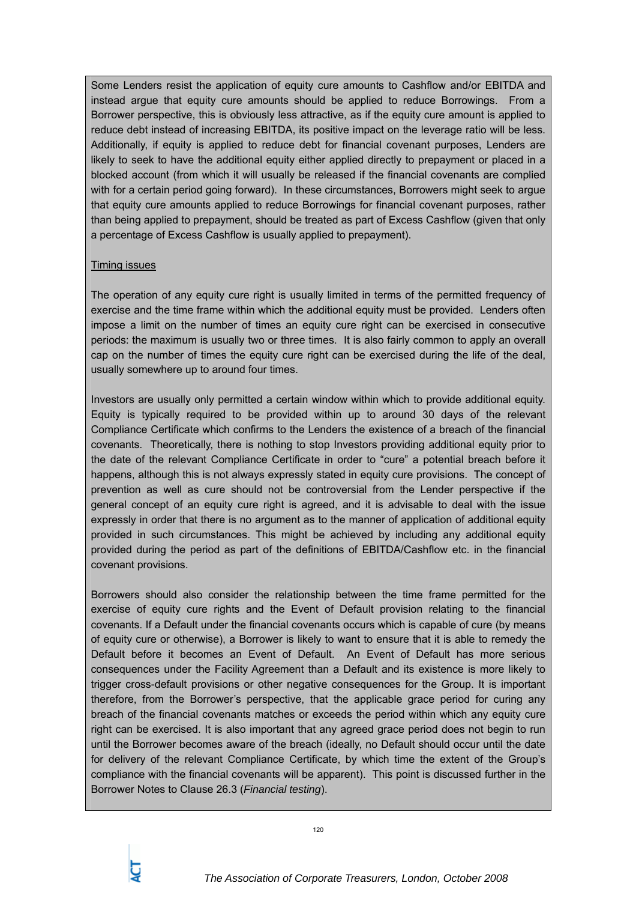Some Lenders resist the application of equity cure amounts to Cashflow and/or EBITDA and instead argue that equity cure amounts should be applied to reduce Borrowings. From a Borrower perspective, this is obviously less attractive, as if the equity cure amount is applied to reduce debt instead of increasing EBITDA, its positive impact on the leverage ratio will be less. Additionally, if equity is applied to reduce debt for financial covenant purposes, Lenders are likely to seek to have the additional equity either applied directly to prepayment or placed in a blocked account (from which it will usually be released if the financial covenants are complied with for a certain period going forward). In these circumstances, Borrowers might seek to argue that equity cure amounts applied to reduce Borrowings for financial covenant purposes, rather than being applied to prepayment, should be treated as part of Excess Cashflow (given that only a percentage of Excess Cashflow is usually applied to prepayment).

<u>Timing issues</u>

The operation of any equity cure right is usually limited in terms of the permitted frequency of exercise and the time frame within which the additional equity must be provided. Lenders often impose a limit on the number of times an equity cure right can be exercised in consecutive periods: the maximum is usually two or three times. It is also fairly common to apply an overall cap on the number of times the equity cure right can be exercised during the life of the deal, usually somewhere up to around four times.

Investors are usually only permitted a certain window within which to provide additional equity. Equity is typically required to be provided within up to around 30 days of the relevant Compliance Certificate which confirms to the Lenders the existence of a breach of the financial covenants. Theoretically, there is nothing to stop Investors providing additional equity prior to the date of the relevant Compliance Certificate in order to "cure" a potential breach before it happens, although this is not always expressly stated in equity cure provisions. The concept of prevention as well as cure should not be controversial from the Lender perspective if the general concept of an equity cure right is agreed, and it is advisable to deal with the issue expressly in order that there is no argument as to the manner of application of additional equity provided in such circumstances. This might be achieved by including any additional equity provided during the period as part of the definitions of EBITDA/Cashflow etc. in the financial covenant provisions.

Borrowers should also consider the relationship between the time frame permitted for the exercise of equity cure rights and the Event of Default provision relating to the financial covenants. If a Default under the financial covenants occurs which is capable of cure (by means of equity cure or otherwise), a Borrower is likely to want to ensure that it is able to remedy the Default before it becomes an Event of Default. An Event of Default has more serious consequences under the Facility Agreement than a Default and its existence is more likely to trigger cross-default provisions or other negative consequences for the Group. It is important therefore, from the Borrower's perspective, that the applicable grace period for curing any breach of the financial covenants matches or exceeds the period within which any equity cure right can be exercised. It is also important that any agreed grace period does not begin to run until the Borrower becomes aware of the breach (ideally, no Default should occur until the date for delivery of the relevant Compliance Certificate, by which time the extent of the Group's compliance with the financial covenants will be apparent). This point is discussed further in the Borrower Notes to Clause 26.3 (*Financial testing*).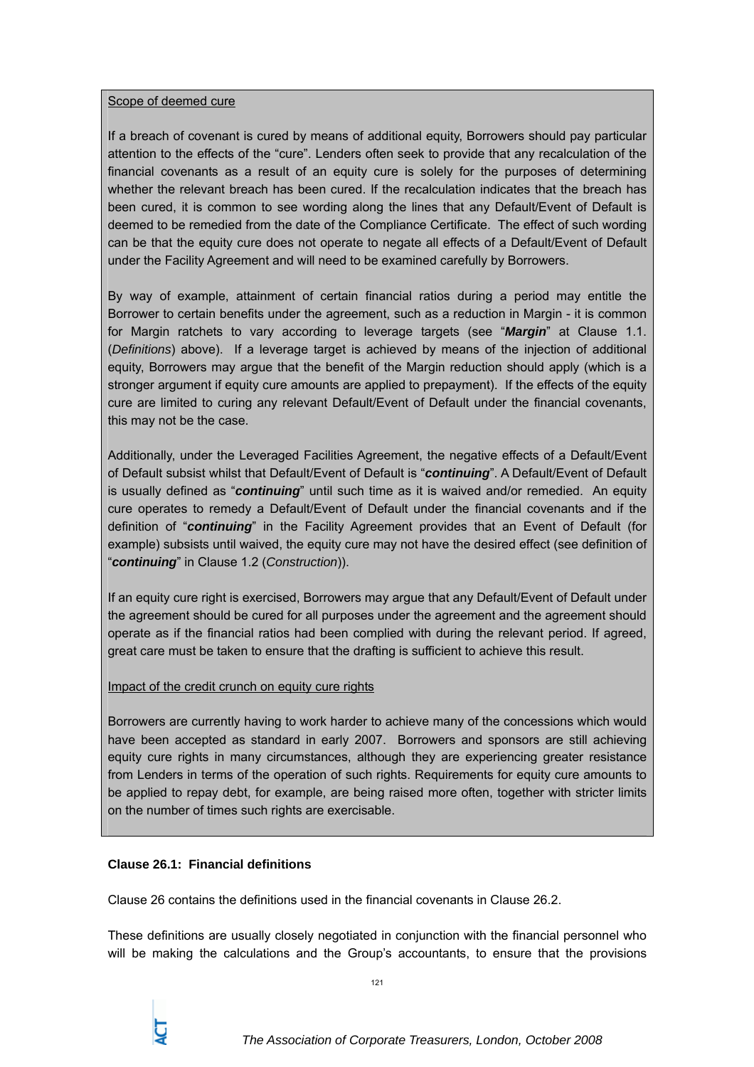Scope of deemed cure

If a breach of covenant is cured by means of additional equity, Borrowers should pay particular attention to the effects of the "cure". Lenders often seek to provide that any recalculation of the financial covenants as a result of an equity cure is solely for the purposes of determining whether the relevant breach has been cured. If the recalculation indicates that the breach has been cured, it is common to see wording along the lines that any Default/Event of Default is deemed to be remedied from the date of the Compliance Certificate. The effect of such wording can be that the equity cure does not operate to negate all effects of a Default/Event of Default under the Facility Agreement and will need to be examined carefully by Borrowers.

By way of example, attainment of certain financial ratios during a period may entitle the Borrower to certain benefits under the agreement, such as a reduction in Margin - it is common for Margin ratchets to vary according to leverage targets (see "***Margin***" at Clause 1.1. (*Definitions*) above). If a leverage target is achieved by means of the injection of additional equity, Borrowers may argue that the benefit of the Margin reduction should apply (which is a stronger argument if equity cure amounts are applied to prepayment). If the effects of the equity cure are limited to curing any relevant Default/Event of Default under the financial covenants, this may not be the case.

Additionally, under the Leveraged Facilities Agreement, the negative effects of a Default/Event of Default subsist whilst that Default/Event of Default is "***continuing***". A Default/Event of Default is usually defined as "***continuing***" until such time as it is waived and/or remedied. An equity cure operates to remedy a Default/Event of Default under the financial covenants and if the definition of "***continuing***" in the Facility Agreement provides that an Event of Default (for example) subsists until waived, the equity cure may not have the desired effect (see definition of "***continuing***" in Clause 1.2 (*Construction*)).

If an equity cure right is exercised, Borrowers may argue that any Default/Event of Default under the agreement should be cured for all purposes under the agreement and the agreement should operate as if the financial ratios had been complied with during the relevant period. If agreed, great care must be taken to ensure that the drafting is sufficient to achieve this result.

Impact of the credit crunch on equity cure rights

Borrowers are currently having to work harder to achieve many of the concessions which would have been accepted as standard in early 2007. Borrowers and sponsors are still achieving equity cure rights in many circumstances, although they are experiencing greater resistance from Lenders in terms of the operation of such rights. Requirements for equity cure amounts to be applied to repay debt, for example, are being raised more often, together with stricter limits on the number of times such rights are exercisable.

**Clause 26.1: Financial definitions**

Clause 26 contains the definitions used in the financial covenants in Clause 26.2.

These definitions are usually closely negotiated in conjunction with the financial personnel who will be making the calculations and the Group's accountants, to ensure that the provisions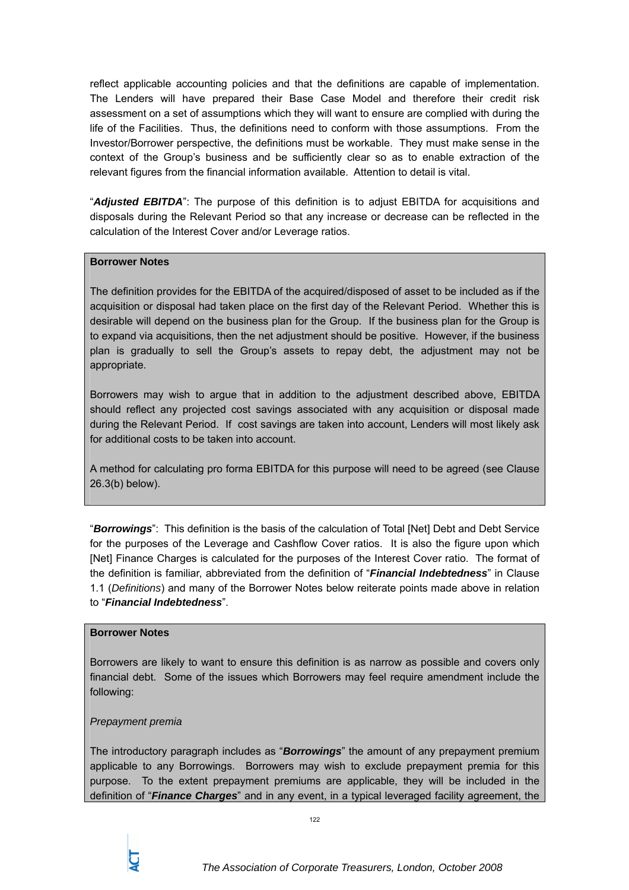reflect applicable accounting policies and that the definitions are capable of implementation. The Lenders will have prepared their Base Case Model and therefore their credit risk assessment on a set of assumptions which they will want to ensure are complied with during the life of the Facilities. Thus, the definitions need to conform with those assumptions. From the Investor/Borrower perspective, the definitions must be workable. They must make sense in the context of the Group's business and be sufficiently clear so as to enable extraction of the relevant figures from the financial information available. Attention to detail is vital.

"***Adjusted EBITDA***": The purpose of this definition is to adjust EBITDA for acquisitions and disposals during the Relevant Period so that any increase or decrease can be reflected in the calculation of the Interest Cover and/or Leverage ratios.

**Borrower Notes**

The definition provides for the EBITDA of the acquired/disposed of asset to be included as if the acquisition or disposal had taken place on the first day of the Relevant Period. Whether this is desirable will depend on the business plan for the Group. If the business plan for the Group is to expand via acquisitions, then the net adjustment should be positive. However, if the business plan is gradually to sell the Group's assets to repay debt, the adjustment may not be appropriate.

Borrowers may wish to argue that in addition to the adjustment described above, EBITDA should reflect any projected cost savings associated with any acquisition or disposal made during the Relevant Period. If cost savings are taken into account, Lenders will most likely ask for additional costs to be taken into account.

A method for calculating pro forma EBITDA for this purpose will need to be agreed (see Clause 26.3(b) below).

"***Borrowings***": This definition is the basis of the calculation of Total [Net] Debt and Debt Service for the purposes of the Leverage and Cashflow Cover ratios. It is also the figure upon which [Net] Finance Charges is calculated for the purposes of the Interest Cover ratio. The format of the definition is familiar, abbreviated from the definition of "***Financial Indebtedness***" in Clause 1.1 (*Definitions*) and many of the Borrower Notes below reiterate points made above in relation to "***Financial Indebtedness***".

**Borrower Notes**

Borrowers are likely to want to ensure this definition is as narrow as possible and covers only financial debt. Some of the issues which Borrowers may feel require amendment include the following:

*Prepayment premia*

The introductory paragraph includes as "***Borrowings***" the amount of any prepayment premium applicable to any Borrowings. Borrowers may wish to exclude prepayment premia for this purpose. To the extent prepayment premiums are applicable, they will be included in the definition of "***Finance Charges***" and in any event, in a typical leveraged facility agreement, the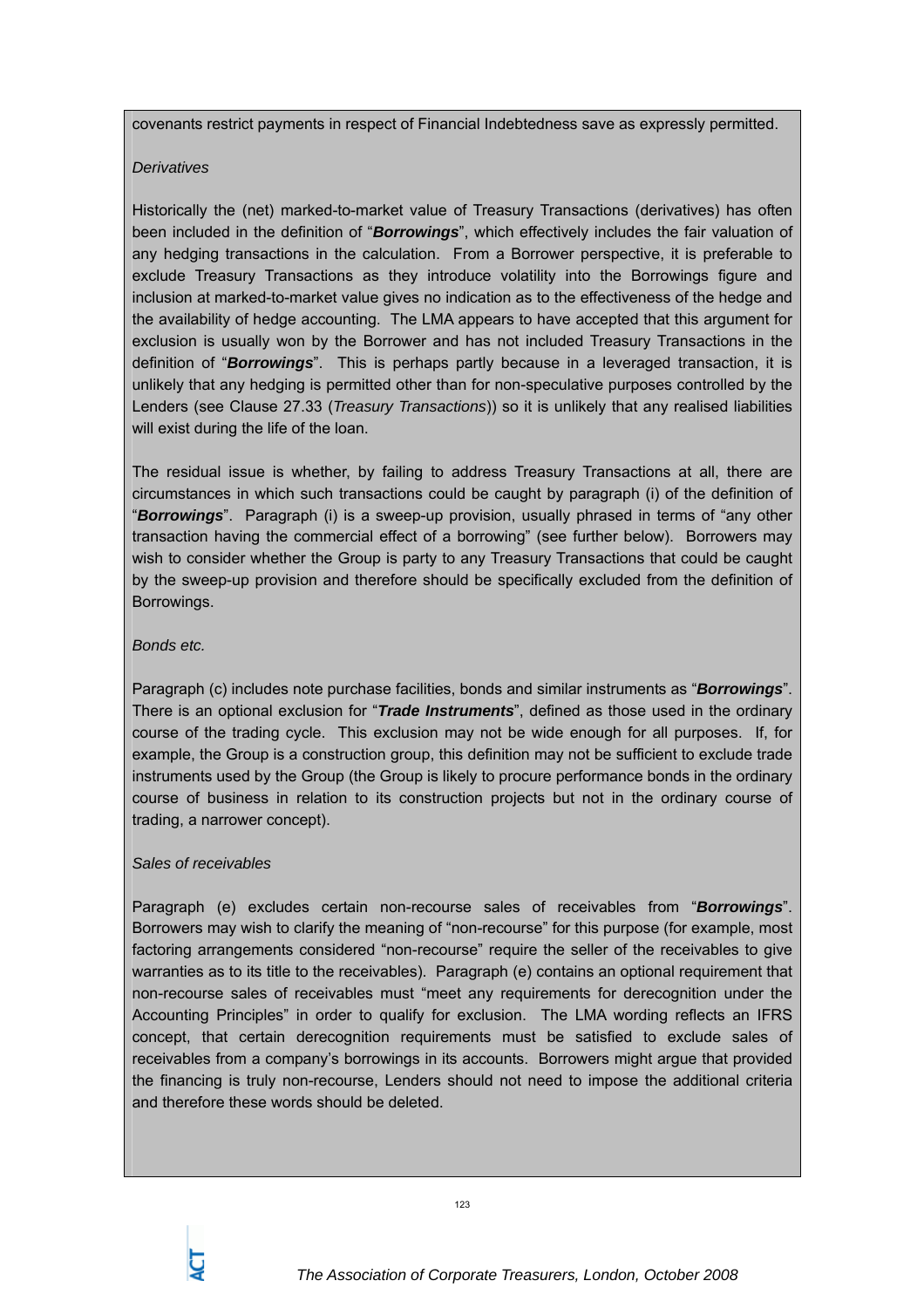covenants restrict payments in respect of Financial Indebtedness save as expressly permitted.

*Derivatives*

Historically the (net) marked-to-market value of Treasury Transactions (derivatives) has often been included in the definition of "***Borrowings***", which effectively includes the fair valuation of any hedging transactions in the calculation. From a Borrower perspective, it is preferable to exclude Treasury Transactions as they introduce volatility into the Borrowings figure and inclusion at marked-to-market value gives no indication as to the effectiveness of the hedge and the availability of hedge accounting. The LMA appears to have accepted that this argument for exclusion is usually won by the Borrower and has not included Treasury Transactions in the definition of "***Borrowings***". This is perhaps partly because in a leveraged transaction, it is unlikely that any hedging is permitted other than for non-speculative purposes controlled by the Lenders (see Clause 27.33 (*Treasury Transactions*)) so it is unlikely that any realised liabilities will exist during the life of the loan.

The residual issue is whether, by failing to address Treasury Transactions at all, there are circumstances in which such transactions could be caught by paragraph (i) of the definition of "***Borrowings***". Paragraph (i) is a sweep-up provision, usually phrased in terms of "any other transaction having the commercial effect of a borrowing" (see further below). Borrowers may wish to consider whether the Group is party to any Treasury Transactions that could be caught by the sweep-up provision and therefore should be specifically excluded from the definition of Borrowings.

*Bonds etc.*

Paragraph (c) includes note purchase facilities, bonds and similar instruments as "***Borrowings***". There is an optional exclusion for "***Trade Instruments***", defined as those used in the ordinary course of the trading cycle. This exclusion may not be wide enough for all purposes. If, for example, the Group is a construction group, this definition may not be sufficient to exclude trade instruments used by the Group (the Group is likely to procure performance bonds in the ordinary course of business in relation to its construction projects but not in the ordinary course of trading, a narrower concept).

*Sales of receivables*

Paragraph (e) excludes certain non-recourse sales of receivables from "***Borrowings***". Borrowers may wish to clarify the meaning of "non-recourse" for this purpose (for example, most factoring arrangements considered "non-recourse" require the seller of the receivables to give warranties as to its title to the receivables). Paragraph (e) contains an optional requirement that non-recourse sales of receivables must "meet any requirements for derecognition under the Accounting Principles" in order to qualify for exclusion. The LMA wording reflects an IFRS concept, that certain derecognition requirements must be satisfied to exclude sales of receivables from a company's borrowings in its accounts. Borrowers might argue that provided the financing is truly non-recourse, Lenders should not need to impose the additional criteria and therefore these words should be deleted.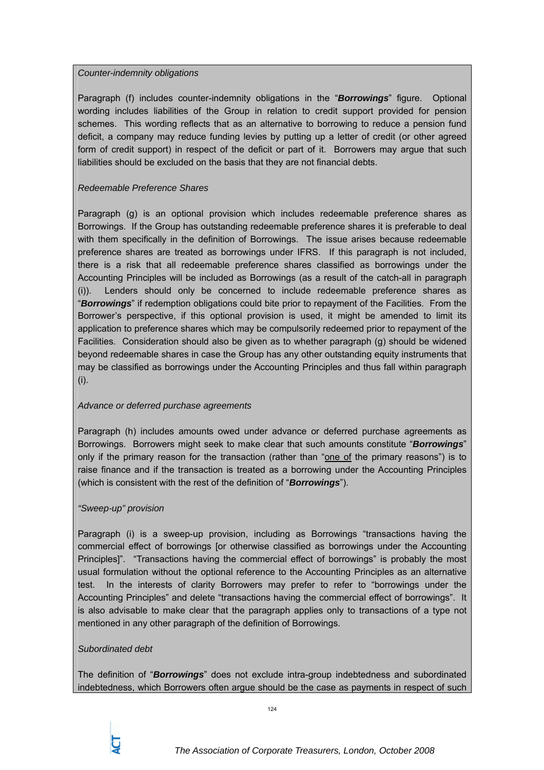*Counter-indemnity obligations*

Paragraph (f) includes counter-indemnity obligations in the "***Borrowings***" figure. Optional wording includes liabilities of the Group in relation to credit support provided for pension schemes. This wording reflects that as an alternative to borrowing to reduce a pension fund deficit, a company may reduce funding levies by putting up a letter of credit (or other agreed form of credit support) in respect of the deficit or part of it. Borrowers may argue that such liabilities should be excluded on the basis that they are not financial debts.

*Redeemable Preference Shares*

Paragraph (g) is an optional provision which includes redeemable preference shares as Borrowings. If the Group has outstanding redeemable preference shares it is preferable to deal with them specifically in the definition of Borrowings. The issue arises because redeemable preference shares are treated as borrowings under IFRS. If this paragraph is not included, there is a risk that all redeemable preference shares classified as borrowings under the Accounting Principles will be included as Borrowings (as a result of the catch-all in paragraph (i)). Lenders should only be concerned to include redeemable preference shares as "***Borrowings***" if redemption obligations could bite prior to repayment of the Facilities. From the Borrower's perspective, if this optional provision is used, it might be amended to limit its application to preference shares which may be compulsorily redeemed prior to repayment of the Facilities. Consideration should also be given as to whether paragraph (g) should be widened beyond redeemable shares in case the Group has any other outstanding equity instruments that may be classified as borrowings under the Accounting Principles and thus fall within paragraph (i).

*Advance or deferred purchase agreements*

Paragraph (h) includes amounts owed under advance or deferred purchase agreements as Borrowings. Borrowers might seek to make clear that such amounts constitute "***Borrowings***" only if the primary reason for the transaction (rather than "<u>one of</u> the primary reasons") is to raise finance and if the transaction is treated as a borrowing under the Accounting Principles (which is consistent with the rest of the definition of "***Borrowings***").

*"Sweep-up" provision*

Paragraph (i) is a sweep-up provision, including as Borrowings "transactions having the commercial effect of borrowings [or otherwise classified as borrowings under the Accounting Principles]". "Transactions having the commercial effect of borrowings" is probably the most usual formulation without the optional reference to the Accounting Principles as an alternative test. In the interests of clarity Borrowers may prefer to refer to "borrowings under the Accounting Principles" and delete "transactions having the commercial effect of borrowings". It is also advisable to make clear that the paragraph applies only to transactions of a type not mentioned in any other paragraph of the definition of Borrowings.

*Subordinated debt*

The definition of "***Borrowings***" does not exclude intra-group indebtedness and subordinated indebtedness, which Borrowers often argue should be the case as payments in respect of such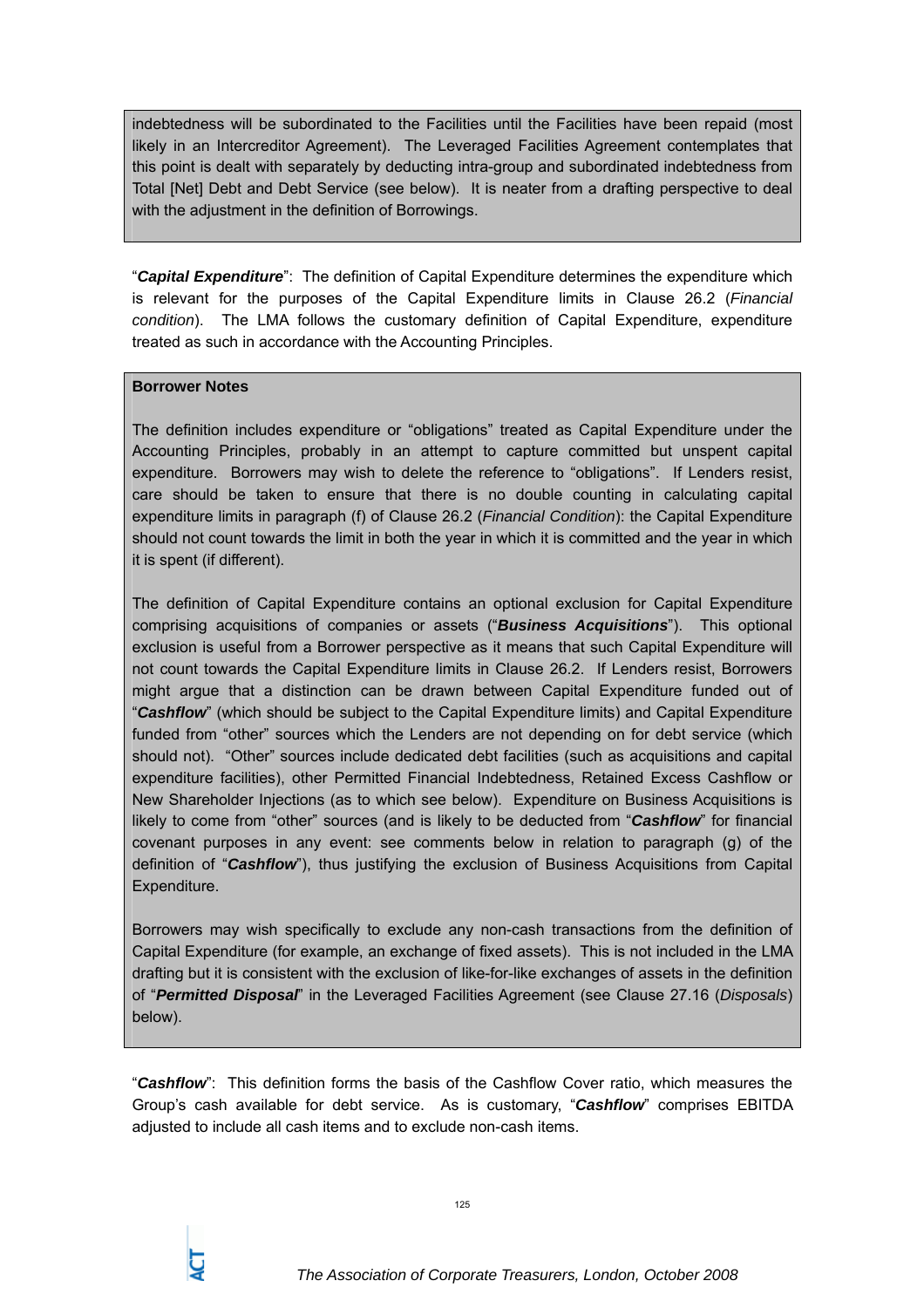indebtedness will be subordinated to the Facilities until the Facilities have been repaid (most likely in an Intercreditor Agreement). The Leveraged Facilities Agreement contemplates that this point is dealt with separately by deducting intra-group and subordinated indebtedness from Total [Net] Debt and Debt Service (see below). It is neater from a drafting perspective to deal with the adjustment in the definition of Borrowings.

"***Capital Expenditure***": The definition of Capital Expenditure determines the expenditure which is relevant for the purposes of the Capital Expenditure limits in Clause 26.2 (*Financial condition*). The LMA follows the customary definition of Capital Expenditure, expenditure treated as such in accordance with the Accounting Principles.

**Borrower Notes**

The definition includes expenditure or "obligations" treated as Capital Expenditure under the Accounting Principles, probably in an attempt to capture committed but unspent capital expenditure. Borrowers may wish to delete the reference to "obligations". If Lenders resist, care should be taken to ensure that there is no double counting in calculating capital expenditure limits in paragraph (f) of Clause 26.2 (*Financial Condition*): the Capital Expenditure should not count towards the limit in both the year in which it is committed and the year in which it is spent (if different).

The definition of Capital Expenditure contains an optional exclusion for Capital Expenditure comprising acquisitions of companies or assets ("***Business Acquisitions***"). This optional exclusion is useful from a Borrower perspective as it means that such Capital Expenditure will not count towards the Capital Expenditure limits in Clause 26.2. If Lenders resist, Borrowers might argue that a distinction can be drawn between Capital Expenditure funded out of "***Cashflow***" (which should be subject to the Capital Expenditure limits) and Capital Expenditure funded from "other" sources which the Lenders are not depending on for debt service (which should not). "Other" sources include dedicated debt facilities (such as acquisitions and capital expenditure facilities), other Permitted Financial Indebtedness, Retained Excess Cashflow or New Shareholder Injections (as to which see below). Expenditure on Business Acquisitions is likely to come from "other" sources (and is likely to be deducted from "***Cashflow***" for financial covenant purposes in any event: see comments below in relation to paragraph (g) of the definition of "***Cashflow***"), thus justifying the exclusion of Business Acquisitions from Capital Expenditure.

Borrowers may wish specifically to exclude any non-cash transactions from the definition of Capital Expenditure (for example, an exchange of fixed assets). This is not included in the LMA drafting but it is consistent with the exclusion of like-for-like exchanges of assets in the definition of "***Permitted Disposal***" in the Leveraged Facilities Agreement (see Clause 27.16 (*Disposals*) below).

"***Cashflow***": This definition forms the basis of the Cashflow Cover ratio, which measures the Group's cash available for debt service. As is customary, "***Cashflow***" comprises EBITDA adjusted to include all cash items and to exclude non-cash items.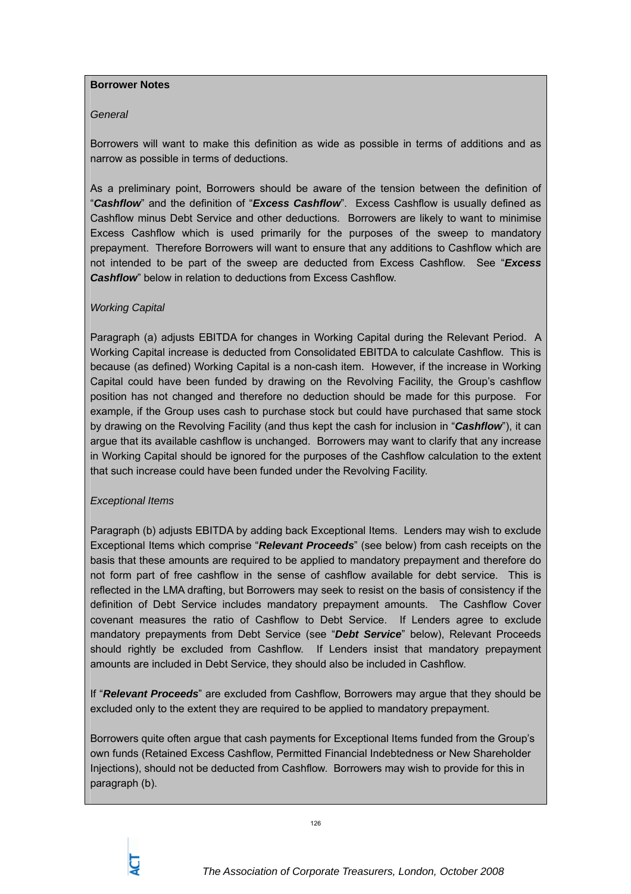**Borrower Notes**

*General*

Borrowers will want to make this definition as wide as possible in terms of additions and as narrow as possible in terms of deductions.

As a preliminary point, Borrowers should be aware of the tension between the definition of "***Cashflow***" and the definition of "***Excess Cashflow***". Excess Cashflow is usually defined as Cashflow minus Debt Service and other deductions. Borrowers are likely to want to minimise Excess Cashflow which is used primarily for the purposes of the sweep to mandatory prepayment. Therefore Borrowers will want to ensure that any additions to Cashflow which are not intended to be part of the sweep are deducted from Excess Cashflow. See "***Excess Cashflow***" below in relation to deductions from Excess Cashflow.

*Working Capital*

Paragraph (a) adjusts EBITDA for changes in Working Capital during the Relevant Period. A Working Capital increase is deducted from Consolidated EBITDA to calculate Cashflow. This is because (as defined) Working Capital is a non-cash item. However, if the increase in Working Capital could have been funded by drawing on the Revolving Facility, the Group's cashflow position has not changed and therefore no deduction should be made for this purpose. For example, if the Group uses cash to purchase stock but could have purchased that same stock by drawing on the Revolving Facility (and thus kept the cash for inclusion in "***Cashflow***"), it can argue that its available cashflow is unchanged. Borrowers may want to clarify that any increase in Working Capital should be ignored for the purposes of the Cashflow calculation to the extent that such increase could have been funded under the Revolving Facility.

*Exceptional Items*

Paragraph (b) adjusts EBITDA by adding back Exceptional Items. Lenders may wish to exclude Exceptional Items which comprise "***Relevant Proceeds***" (see below) from cash receipts on the basis that these amounts are required to be applied to mandatory prepayment and therefore do not form part of free cashflow in the sense of cashflow available for debt service. This is reflected in the LMA drafting, but Borrowers may seek to resist on the basis of consistency if the definition of Debt Service includes mandatory prepayment amounts. The Cashflow Cover covenant measures the ratio of Cashflow to Debt Service. If Lenders agree to exclude mandatory prepayments from Debt Service (see "***Debt Service***" below), Relevant Proceeds should rightly be excluded from Cashflow. If Lenders insist that mandatory prepayment amounts are included in Debt Service, they should also be included in Cashflow.

If "***Relevant Proceeds***" are excluded from Cashflow, Borrowers may argue that they should be excluded only to the extent they are required to be applied to mandatory prepayment.

Borrowers quite often argue that cash payments for Exceptional Items funded from the Group's own funds (Retained Excess Cashflow, Permitted Financial Indebtedness or New Shareholder Injections), should not be deducted from Cashflow. Borrowers may wish to provide for this in paragraph (b).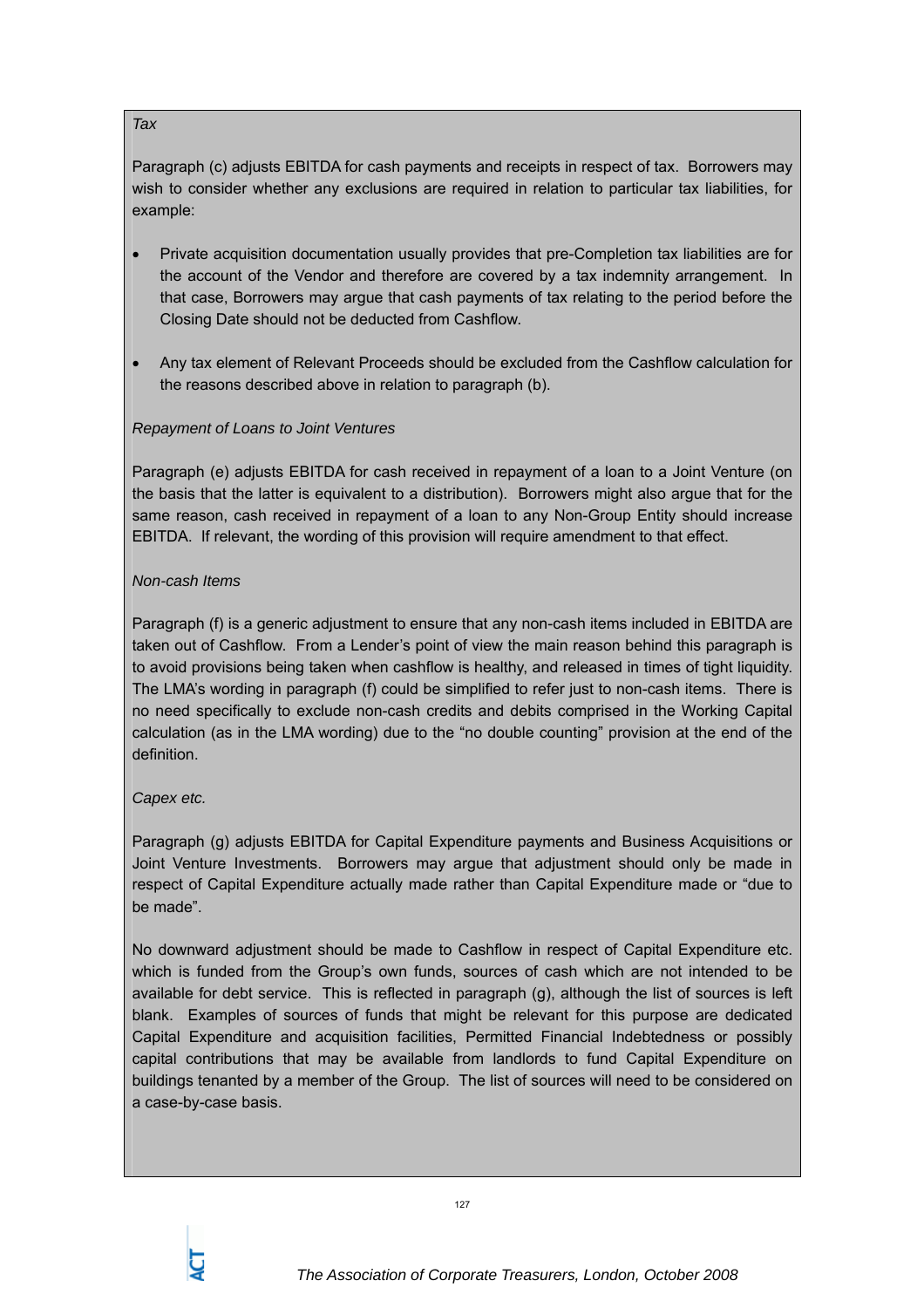*Tax*

Paragraph (c) adjusts EBITDA for cash payments and receipts in respect of tax. Borrowers may wish to consider whether any exclusions are required in relation to particular tax liabilities, for example:

- Private acquisition documentation usually provides that pre-Completion tax liabilities are for the account of the Vendor and therefore are covered by a tax indemnity arrangement. In that case, Borrowers may argue that cash payments of tax relating to the period before the Closing Date should not be deducted from Cashflow.
- Any tax element of Relevant Proceeds should be excluded from the Cashflow calculation for the reasons described above in relation to paragraph (b).

*Repayment of Loans to Joint Ventures*

Paragraph (e) adjusts EBITDA for cash received in repayment of a loan to a Joint Venture (on the basis that the latter is equivalent to a distribution). Borrowers might also argue that for the same reason, cash received in repayment of a loan to any Non-Group Entity should increase EBITDA. If relevant, the wording of this provision will require amendment to that effect.

*Non-cash Items*

Paragraph (f) is a generic adjustment to ensure that any non-cash items included in EBITDA are taken out of Cashflow. From a Lender's point of view the main reason behind this paragraph is to avoid provisions being taken when cashflow is healthy, and released in times of tight liquidity. The LMA's wording in paragraph (f) could be simplified to refer just to non-cash items. There is no need specifically to exclude non-cash credits and debits comprised in the Working Capital calculation (as in the LMA wording) due to the "no double counting" provision at the end of the definition.

*Capex etc.*

Paragraph (g) adjusts EBITDA for Capital Expenditure payments and Business Acquisitions or Joint Venture Investments. Borrowers may argue that adjustment should only be made in respect of Capital Expenditure actually made rather than Capital Expenditure made or "due to be made".

No downward adjustment should be made to Cashflow in respect of Capital Expenditure etc. which is funded from the Group's own funds, sources of cash which are not intended to be available for debt service. This is reflected in paragraph (g), although the list of sources is left blank. Examples of sources of funds that might be relevant for this purpose are dedicated Capital Expenditure and acquisition facilities, Permitted Financial Indebtedness or possibly capital contributions that may be available from landlords to fund Capital Expenditure on buildings tenanted by a member of the Group. The list of sources will need to be considered on a case-by-case basis.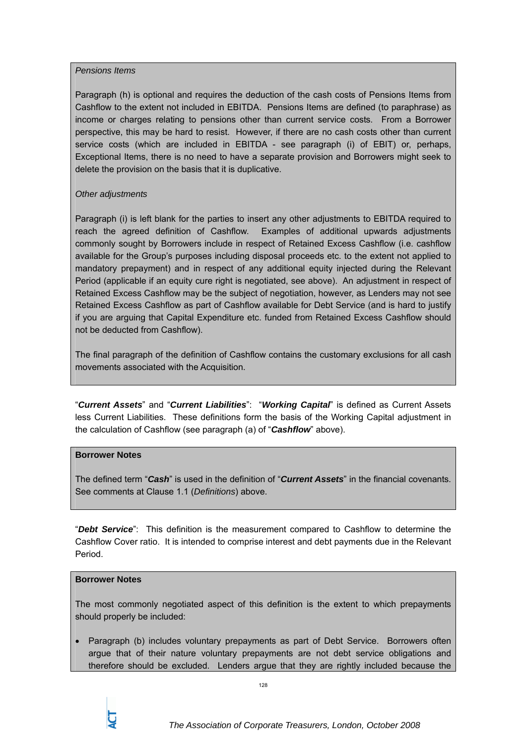*Pensions Items*

Paragraph (h) is optional and requires the deduction of the cash costs of Pensions Items from Cashflow to the extent not included in EBITDA. Pensions Items are defined (to paraphrase) as income or charges relating to pensions other than current service costs. From a Borrower perspective, this may be hard to resist. However, if there are no cash costs other than current service costs (which are included in EBITDA - see paragraph (i) of EBIT) or, perhaps, Exceptional Items, there is no need to have a separate provision and Borrowers might seek to delete the provision on the basis that it is duplicative.

*Other adjustments*

Paragraph (i) is left blank for the parties to insert any other adjustments to EBITDA required to reach the agreed definition of Cashflow. Examples of additional upwards adjustments commonly sought by Borrowers include in respect of Retained Excess Cashflow (i.e. cashflow available for the Group's purposes including disposal proceeds etc. to the extent not applied to mandatory prepayment) and in respect of any additional equity injected during the Relevant Period (applicable if an equity cure right is negotiated, see above). An adjustment in respect of Retained Excess Cashflow may be the subject of negotiation, however, as Lenders may not see Retained Excess Cashflow as part of Cashflow available for Debt Service (and is hard to justify if you are arguing that Capital Expenditure etc. funded from Retained Excess Cashflow should not be deducted from Cashflow).

The final paragraph of the definition of Cashflow contains the customary exclusions for all cash movements associated with the Acquisition.

"***Current Assets***" and "***Current Liabilities***": "***Working Capital***" is defined as Current Assets less Current Liabilities. These definitions form the basis of the Working Capital adjustment in the calculation of Cashflow (see paragraph (a) of "***Cashflow***" above).

**Borrower Notes**

The defined term "***Cash***" is used in the definition of "***Current Assets***" in the financial covenants. See comments at Clause 1.1 (*Definitions*) above.

"***Debt Service***": This definition is the measurement compared to Cashflow to determine the Cashflow Cover ratio. It is intended to comprise interest and debt payments due in the Relevant Period.

**Borrower Notes**

The most commonly negotiated aspect of this definition is the extent to which prepayments should properly be included:

- Paragraph (b) includes voluntary prepayments as part of Debt Service. Borrowers often argue that of their nature voluntary prepayments are not debt service obligations and therefore should be excluded. Lenders argue that they are rightly included because the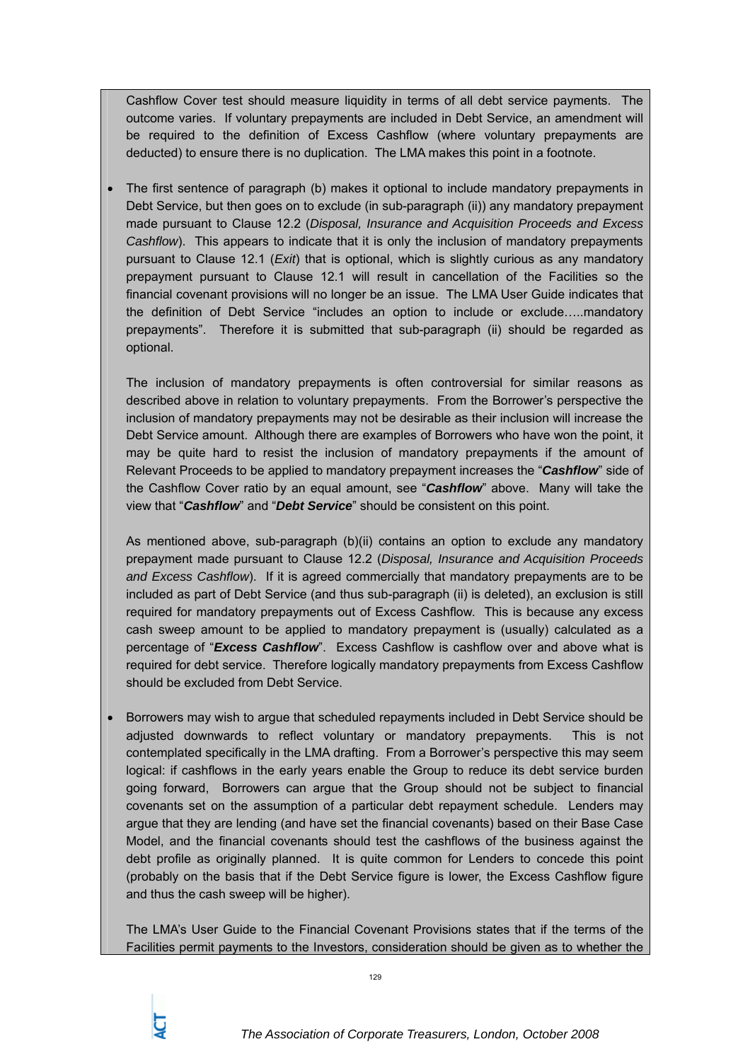Cashflow Cover test should measure liquidity in terms of all debt service payments. The outcome varies. If voluntary prepayments are included in Debt Service, an amendment will be required to the definition of Excess Cashflow (where voluntary prepayments are deducted) to ensure there is no duplication. The LMA makes this point in a footnote.

- The first sentence of paragraph (b) makes it optional to include mandatory prepayments in Debt Service, but then goes on to exclude (in sub-paragraph (ii)) any mandatory prepayment made pursuant to Clause 12.2 (*Disposal, Insurance and Acquisition Proceeds and Excess Cashflow*). This appears to indicate that it is only the inclusion of mandatory prepayments pursuant to Clause 12.1 (*Exit*) that is optional, which is slightly curious as any mandatory prepayment pursuant to Clause 12.1 will result in cancellation of the Facilities so the financial covenant provisions will no longer be an issue. The LMA User Guide indicates that the definition of Debt Service "includes an option to include or exclude…..mandatory prepayments". Therefore it is submitted that sub-paragraph (ii) should be regarded as optional.

  The inclusion of mandatory prepayments is often controversial for similar reasons as described above in relation to voluntary prepayments. From the Borrower's perspective the inclusion of mandatory prepayments may not be desirable as their inclusion will increase the Debt Service amount. Although there are examples of Borrowers who have won the point, it may be quite hard to resist the inclusion of mandatory prepayments if the amount of Relevant Proceeds to be applied to mandatory prepayment increases the "***Cashflow***" side of the Cashflow Cover ratio by an equal amount, see "***Cashflow***" above. Many will take the view that "***Cashflow***" and "***Debt Service***" should be consistent on this point.

  As mentioned above, sub-paragraph (b)(ii) contains an option to exclude any mandatory prepayment made pursuant to Clause 12.2 (*Disposal, Insurance and Acquisition Proceeds and Excess Cashflow*). If it is agreed commercially that mandatory prepayments are to be included as part of Debt Service (and thus sub-paragraph (ii) is deleted), an exclusion is still required for mandatory prepayments out of Excess Cashflow. This is because any excess cash sweep amount to be applied to mandatory prepayment is (usually) calculated as a percentage of "***Excess Cashflow***". Excess Cashflow is cashflow over and above what is required for debt service. Therefore logically mandatory prepayments from Excess Cashflow should be excluded from Debt Service.

- Borrowers may wish to argue that scheduled repayments included in Debt Service should be adjusted downwards to reflect voluntary or mandatory prepayments. This is not contemplated specifically in the LMA drafting. From a Borrower's perspective this may seem logical: if cashflows in the early years enable the Group to reduce its debt service burden going forward, Borrowers can argue that the Group should not be subject to financial covenants set on the assumption of a particular debt repayment schedule. Lenders may argue that they are lending (and have set the financial covenants) based on their Base Case Model, and the financial covenants should test the cashflows of the business against the debt profile as originally planned. It is quite common for Lenders to concede this point (probably on the basis that if the Debt Service figure is lower, the Excess Cashflow figure and thus the cash sweep will be higher).

  The LMA's User Guide to the Financial Covenant Provisions states that if the terms of the Facilities permit payments to the Investors, consideration should be given as to whether the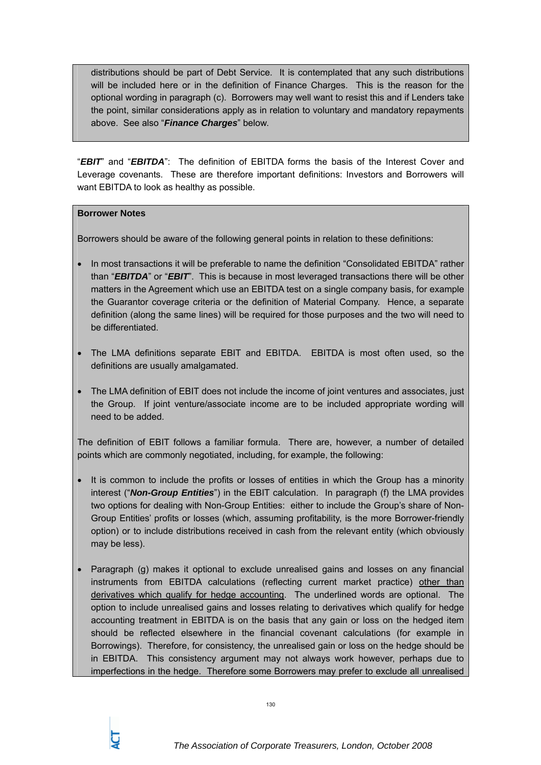distributions should be part of Debt Service. It is contemplated that any such distributions will be included here or in the definition of Finance Charges. This is the reason for the optional wording in paragraph (c). Borrowers may well want to resist this and if Lenders take the point, similar considerations apply as in relation to voluntary and mandatory repayments above. See also "***Finance Charges***" below.

"***EBIT***" and "***EBITDA***": The definition of EBITDA forms the basis of the Interest Cover and Leverage covenants. These are therefore important definitions: Investors and Borrowers will want EBITDA to look as healthy as possible.

**Borrower Notes**

Borrowers should be aware of the following general points in relation to these definitions:

- In most transactions it will be preferable to name the definition "Consolidated EBITDA" rather than "***EBITDA***" or "***EBIT***". This is because in most leveraged transactions there will be other matters in the Agreement which use an EBITDA test on a single company basis, for example the Guarantor coverage criteria or the definition of Material Company. Hence, a separate definition (along the same lines) will be required for those purposes and the two will need to be differentiated.

- The LMA definitions separate EBIT and EBITDA. EBITDA is most often used, so the definitions are usually amalgamated.

- The LMA definition of EBIT does not include the income of joint ventures and associates, just the Group. If joint venture/associate income are to be included appropriate wording will need to be added.

The definition of EBIT follows a familiar formula. There are, however, a number of detailed points which are commonly negotiated, including, for example, the following:

- It is common to include the profits or losses of entities in which the Group has a minority interest ("***Non-Group Entities***") in the EBIT calculation. In paragraph (f) the LMA provides two options for dealing with Non-Group Entities: either to include the Group's share of Non-Group Entities' profits or losses (which, assuming profitability, is the more Borrower-friendly option) or to include distributions received in cash from the relevant entity (which obviously may be less).

- Paragraph (g) makes it optional to exclude unrealised gains and losses on any financial instruments from EBITDA calculations (reflecting current market practice) <u>other than derivatives which qualify for hedge accounting</u>. The underlined words are optional. The option to include unrealised gains and losses relating to derivatives which qualify for hedge accounting treatment in EBITDA is on the basis that any gain or loss on the hedged item should be reflected elsewhere in the financial covenant calculations (for example in Borrowings). Therefore, for consistency, the unrealised gain or loss on the hedge should be in EBITDA. This consistency argument may not always work however, perhaps due to imperfections in the hedge. Therefore some Borrowers may prefer to exclude all unrealised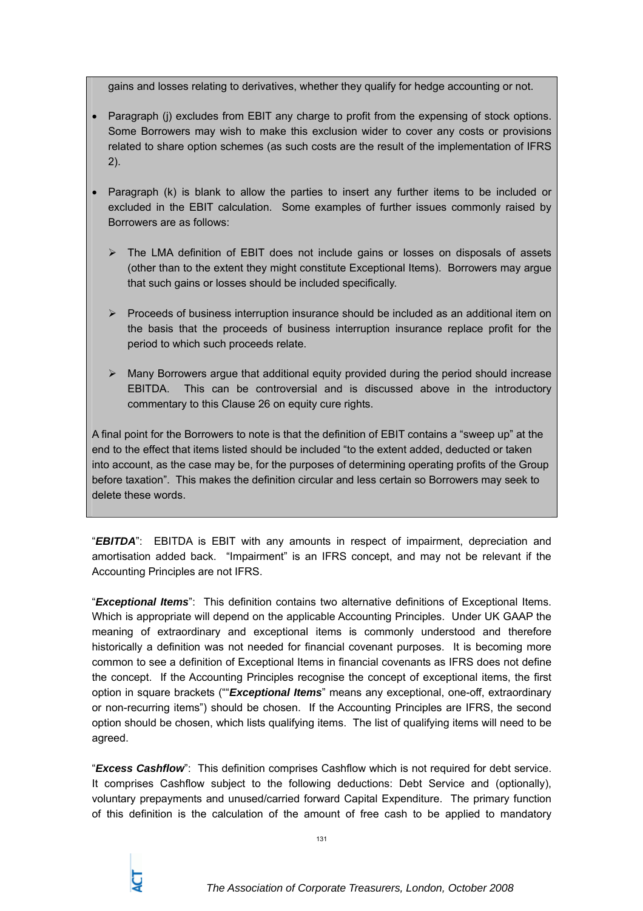gains and losses relating to derivatives, whether they qualify for hedge accounting or not.

- Paragraph (j) excludes from EBIT any charge to profit from the expensing of stock options. Some Borrowers may wish to make this exclusion wider to cover any costs or provisions related to share option schemes (as such costs are the result of the implementation of IFRS 2).

- Paragraph (k) is blank to allow the parties to insert any further items to be included or excluded in the EBIT calculation. Some examples of further issues commonly raised by Borrowers are as follows:

  - The LMA definition of EBIT does not include gains or losses on disposals of assets (other than to the extent they might constitute Exceptional Items). Borrowers may argue that such gains or losses should be included specifically.

  - Proceeds of business interruption insurance should be included as an additional item on the basis that the proceeds of business interruption insurance replace profit for the period to which such proceeds relate.

  - Many Borrowers argue that additional equity provided during the period should increase EBITDA. This can be controversial and is discussed above in the introductory commentary to this Clause 26 on equity cure rights.

A final point for the Borrowers to note is that the definition of EBIT contains a "sweep up" at the end to the effect that items listed should be included "to the extent added, deducted or taken into account, as the case may be, for the purposes of determining operating profits of the Group before taxation". This makes the definition circular and less certain so Borrowers may seek to delete these words.

"***EBITDA***": EBITDA is EBIT with any amounts in respect of impairment, depreciation and amortisation added back. "Impairment" is an IFRS concept, and may not be relevant if the Accounting Principles are not IFRS.

"***Exceptional Items***": This definition contains two alternative definitions of Exceptional Items. Which is appropriate will depend on the applicable Accounting Principles. Under UK GAAP the meaning of extraordinary and exceptional items is commonly understood and therefore historically a definition was not needed for financial covenant purposes. It is becoming more common to see a definition of Exceptional Items in financial covenants as IFRS does not define the concept. If the Accounting Principles recognise the concept of exceptional items, the first option in square brackets (""***Exceptional Items***" means any exceptional, one-off, extraordinary or non-recurring items") should be chosen. If the Accounting Principles are IFRS, the second option should be chosen, which lists qualifying items. The list of qualifying items will need to be agreed.

"***Excess Cashflow***": This definition comprises Cashflow which is not required for debt service. It comprises Cashflow subject to the following deductions: Debt Service and (optionally), voluntary prepayments and unused/carried forward Capital Expenditure. The primary function of this definition is the calculation of the amount of free cash to be applied to mandatory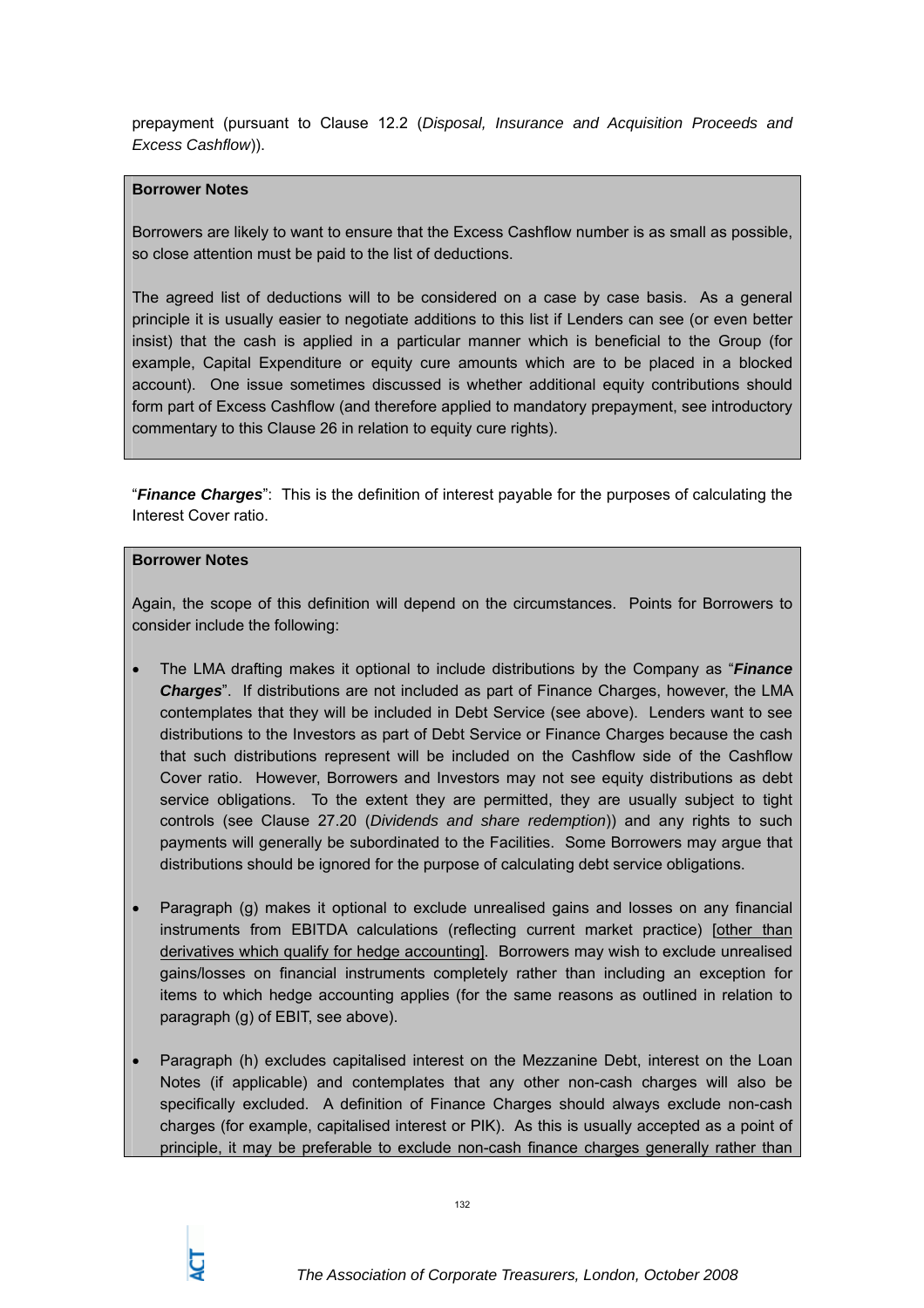prepayment (pursuant to Clause 12.2 (*Disposal, Insurance and Acquisition Proceeds and Excess Cashflow*)).

> **Borrower Notes**
>
> Borrowers are likely to want to ensure that the Excess Cashflow number is as small as possible, so close attention must be paid to the list of deductions.
>
> The agreed list of deductions will to be considered on a case by case basis. As a general principle it is usually easier to negotiate additions to this list if Lenders can see (or even better insist) that the cash is applied in a particular manner which is beneficial to the Group (for example, Capital Expenditure or equity cure amounts which are to be placed in a blocked account). One issue sometimes discussed is whether additional equity contributions should form part of Excess Cashflow (and therefore applied to mandatory prepayment, see introductory commentary to this Clause 26 in relation to equity cure rights).

"***Finance Charges***": This is the definition of interest payable for the purposes of calculating the Interest Cover ratio.

> **Borrower Notes**
>
> Again, the scope of this definition will depend on the circumstances. Points for Borrowers to consider include the following:
>
> - The LMA drafting makes it optional to include distributions by the Company as "***Finance Charges***". If distributions are not included as part of Finance Charges, however, the LMA contemplates that they will be included in Debt Service (see above). Lenders want to see distributions to the Investors as part of Debt Service or Finance Charges because the cash that such distributions represent will be included on the Cashflow side of the Cashflow Cover ratio. However, Borrowers and Investors may not see equity distributions as debt service obligations. To the extent they are permitted, they are usually subject to tight controls (see Clause 27.20 (*Dividends and share redemption*)) and any rights to such payments will generally be subordinated to the Facilities. Some Borrowers may argue that distributions should be ignored for the purpose of calculating debt service obligations.
>
> - Paragraph (g) makes it optional to exclude unrealised gains and losses on any financial instruments from EBITDA calculations (reflecting current market practice) [other than derivatives which qualify for hedge accounting]. Borrowers may wish to exclude unrealised gains/losses on financial instruments completely rather than including an exception for items to which hedge accounting applies (for the same reasons as outlined in relation to paragraph (g) of EBIT, see above).
>
> - Paragraph (h) excludes capitalised interest on the Mezzanine Debt, interest on the Loan Notes (if applicable) and contemplates that any other non-cash charges will also be specifically excluded. A definition of Finance Charges should always exclude non-cash charges (for example, capitalised interest or PIK). As this is usually accepted as a point of principle, it may be preferable to exclude non-cash finance charges generally rather than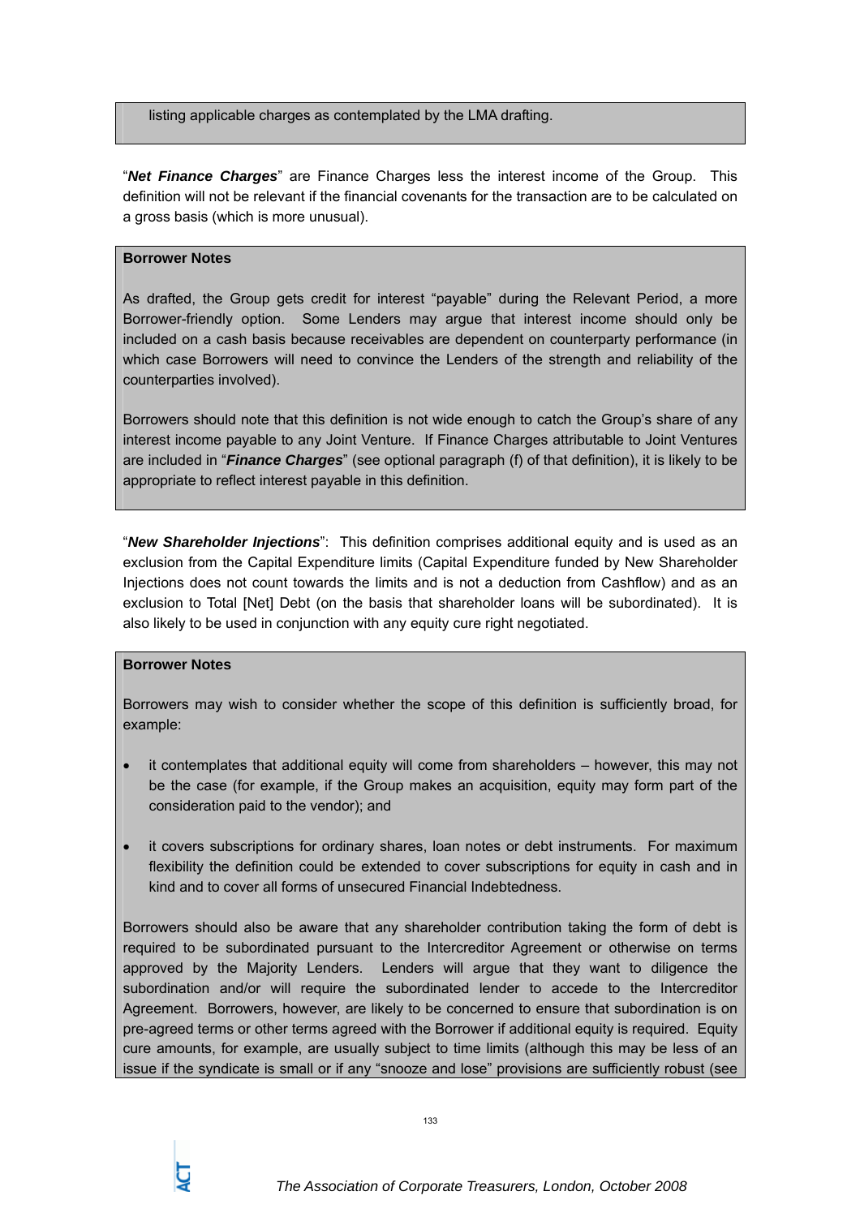listing applicable charges as contemplated by the LMA drafting.

"***Net Finance Charges***" are Finance Charges less the interest income of the Group. This definition will not be relevant if the financial covenants for the transaction are to be calculated on a gross basis (which is more unusual).

**Borrower Notes**

As drafted, the Group gets credit for interest "payable" during the Relevant Period, a more Borrower-friendly option. Some Lenders may argue that interest income should only be included on a cash basis because receivables are dependent on counterparty performance (in which case Borrowers will need to convince the Lenders of the strength and reliability of the counterparties involved).

Borrowers should note that this definition is not wide enough to catch the Group's share of any interest income payable to any Joint Venture. If Finance Charges attributable to Joint Ventures are included in "***Finance Charges***" (see optional paragraph (f) of that definition), it is likely to be appropriate to reflect interest payable in this definition.

"***New Shareholder Injections***": This definition comprises additional equity and is used as an exclusion from the Capital Expenditure limits (Capital Expenditure funded by New Shareholder Injections does not count towards the limits and is not a deduction from Cashflow) and as an exclusion to Total [Net] Debt (on the basis that shareholder loans will be subordinated). It is also likely to be used in conjunction with any equity cure right negotiated.

**Borrower Notes**

Borrowers may wish to consider whether the scope of this definition is sufficiently broad, for example:

- it contemplates that additional equity will come from shareholders – however, this may not be the case (for example, if the Group makes an acquisition, equity may form part of the consideration paid to the vendor); and
- it covers subscriptions for ordinary shares, loan notes or debt instruments. For maximum flexibility the definition could be extended to cover subscriptions for equity in cash and in kind and to cover all forms of unsecured Financial Indebtedness.

Borrowers should also be aware that any shareholder contribution taking the form of debt is required to be subordinated pursuant to the Intercreditor Agreement or otherwise on terms approved by the Majority Lenders. Lenders will argue that they want to diligence the subordination and/or will require the subordinated lender to accede to the Intercreditor Agreement. Borrowers, however, are likely to be concerned to ensure that subordination is on pre-agreed terms or other terms agreed with the Borrower if additional equity is required. Equity cure amounts, for example, are usually subject to time limits (although this may be less of an issue if the syndicate is small or if any "snooze and lose" provisions are sufficiently robust (see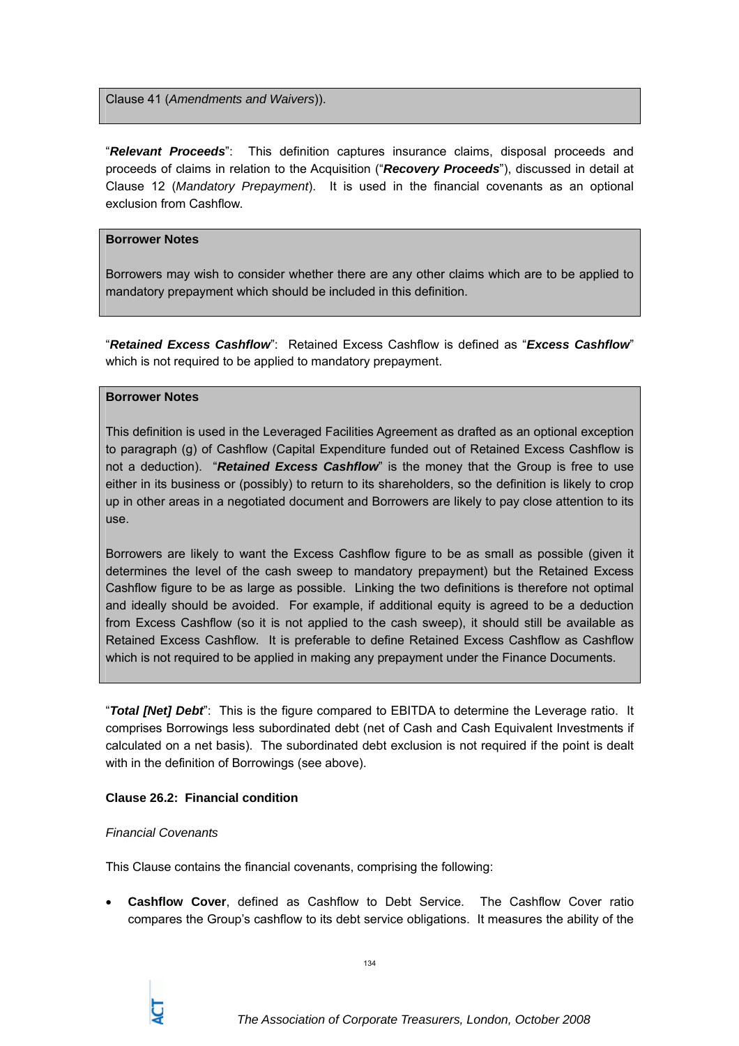Clause 41 (*Amendments and Waivers*)).

"***Relevant Proceeds***": This definition captures insurance claims, disposal proceeds and proceeds of claims in relation to the Acquisition ("***Recovery Proceeds***"), discussed in detail at Clause 12 (*Mandatory Prepayment*). It is used in the financial covenants as an optional exclusion from Cashflow.

**Borrower Notes**

Borrowers may wish to consider whether there are any other claims which are to be applied to mandatory prepayment which should be included in this definition.

"***Retained Excess Cashflow***": Retained Excess Cashflow is defined as "***Excess Cashflow***" which is not required to be applied to mandatory prepayment.

**Borrower Notes**

This definition is used in the Leveraged Facilities Agreement as drafted as an optional exception to paragraph (g) of Cashflow (Capital Expenditure funded out of Retained Excess Cashflow is not a deduction). "***Retained Excess Cashflow***" is the money that the Group is free to use either in its business or (possibly) to return to its shareholders, so the definition is likely to crop up in other areas in a negotiated document and Borrowers are likely to pay close attention to its use.

Borrowers are likely to want the Excess Cashflow figure to be as small as possible (given it determines the level of the cash sweep to mandatory prepayment) but the Retained Excess Cashflow figure to be as large as possible. Linking the two definitions is therefore not optimal and ideally should be avoided. For example, if additional equity is agreed to be a deduction from Excess Cashflow (so it is not applied to the cash sweep), it should still be available as Retained Excess Cashflow. It is preferable to define Retained Excess Cashflow as Cashflow which is not required to be applied in making any prepayment under the Finance Documents.

"***Total [Net] Debt***": This is the figure compared to EBITDA to determine the Leverage ratio. It comprises Borrowings less subordinated debt (net of Cash and Cash Equivalent Investments if calculated on a net basis). The subordinated debt exclusion is not required if the point is dealt with in the definition of Borrowings (see above).

**Clause 26.2: Financial condition**

*Financial Covenants*

This Clause contains the financial covenants, comprising the following:

- **Cashflow Cover**, defined as Cashflow to Debt Service. The Cashflow Cover ratio compares the Group's cashflow to its debt service obligations. It measures the ability of the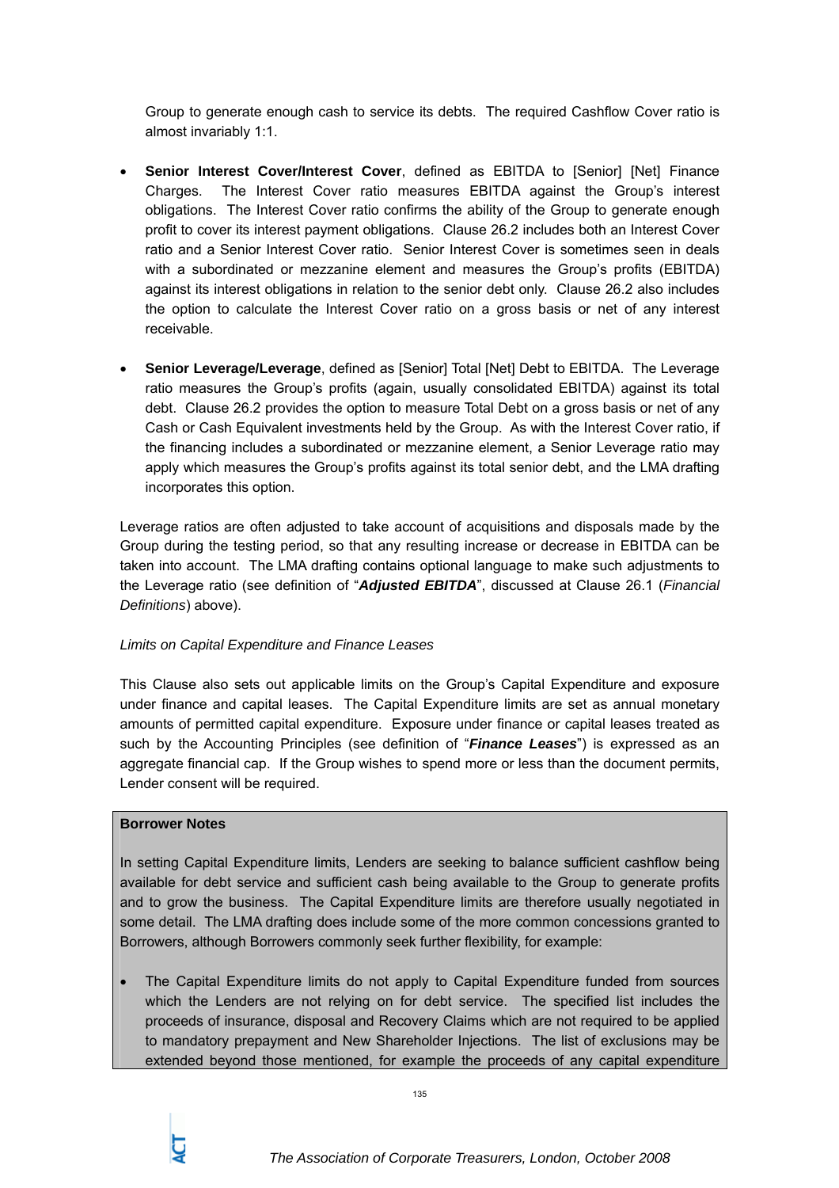Group to generate enough cash to service its debts. The required Cashflow Cover ratio is almost invariably 1:1.

- **Senior Interest Cover/Interest Cover**, defined as EBITDA to [Senior] [Net] Finance Charges. The Interest Cover ratio measures EBITDA against the Group's interest obligations. The Interest Cover ratio confirms the ability of the Group to generate enough profit to cover its interest payment obligations. Clause 26.2 includes both an Interest Cover ratio and a Senior Interest Cover ratio. Senior Interest Cover is sometimes seen in deals with a subordinated or mezzanine element and measures the Group's profits (EBITDA) against its interest obligations in relation to the senior debt only. Clause 26.2 also includes the option to calculate the Interest Cover ratio on a gross basis or net of any interest receivable.

- **Senior Leverage/Leverage**, defined as [Senior] Total [Net] Debt to EBITDA. The Leverage ratio measures the Group's profits (again, usually consolidated EBITDA) against its total debt. Clause 26.2 provides the option to measure Total Debt on a gross basis or net of any Cash or Cash Equivalent investments held by the Group. As with the Interest Cover ratio, if the financing includes a subordinated or mezzanine element, a Senior Leverage ratio may apply which measures the Group's profits against its total senior debt, and the LMA drafting incorporates this option.

Leverage ratios are often adjusted to take account of acquisitions and disposals made by the Group during the testing period, so that any resulting increase or decrease in EBITDA can be taken into account. The LMA drafting contains optional language to make such adjustments to the Leverage ratio (see definition of "***Adjusted EBITDA***", discussed at Clause 26.1 (*Financial Definitions*) above).

*Limits on Capital Expenditure and Finance Leases*

This Clause also sets out applicable limits on the Group's Capital Expenditure and exposure under finance and capital leases. The Capital Expenditure limits are set as annual monetary amounts of permitted capital expenditure. Exposure under finance or capital leases treated as such by the Accounting Principles (see definition of "***Finance Leases***") is expressed as an aggregate financial cap. If the Group wishes to spend more or less than the document permits, Lender consent will be required.

**Borrower Notes**

In setting Capital Expenditure limits, Lenders are seeking to balance sufficient cashflow being available for debt service and sufficient cash being available to the Group to generate profits and to grow the business. The Capital Expenditure limits are therefore usually negotiated in some detail. The LMA drafting does include some of the more common concessions granted to Borrowers, although Borrowers commonly seek further flexibility, for example:

- The Capital Expenditure limits do not apply to Capital Expenditure funded from sources which the Lenders are not relying on for debt service. The specified list includes the proceeds of insurance, disposal and Recovery Claims which are not required to be applied to mandatory prepayment and New Shareholder Injections. The list of exclusions may be extended beyond those mentioned, for example the proceeds of any capital expenditure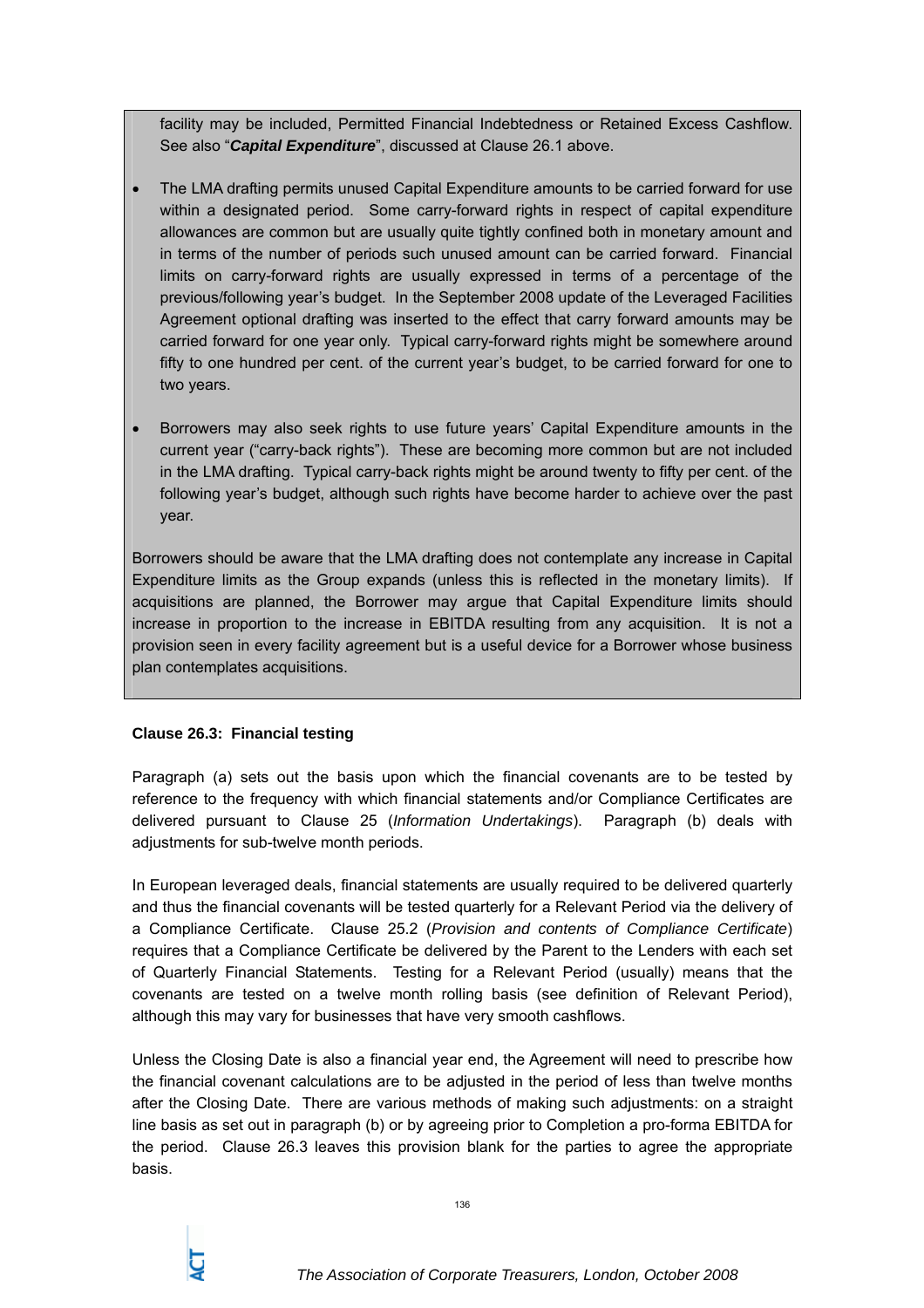facility may be included, Permitted Financial Indebtedness or Retained Excess Cashflow. See also "***Capital Expenditure***", discussed at Clause 26.1 above.

- The LMA drafting permits unused Capital Expenditure amounts to be carried forward for use within a designated period. Some carry-forward rights in respect of capital expenditure allowances are common but are usually quite tightly confined both in monetary amount and in terms of the number of periods such unused amount can be carried forward. Financial limits on carry-forward rights are usually expressed in terms of a percentage of the previous/following year's budget. In the September 2008 update of the Leveraged Facilities Agreement optional drafting was inserted to the effect that carry forward amounts may be carried forward for one year only. Typical carry-forward rights might be somewhere around fifty to one hundred per cent. of the current year's budget, to be carried forward for one to two years.

- Borrowers may also seek rights to use future years' Capital Expenditure amounts in the current year ("carry-back rights"). These are becoming more common but are not included in the LMA drafting. Typical carry-back rights might be around twenty to fifty per cent. of the following year's budget, although such rights have become harder to achieve over the past year.

Borrowers should be aware that the LMA drafting does not contemplate any increase in Capital Expenditure limits as the Group expands (unless this is reflected in the monetary limits). If acquisitions are planned, the Borrower may argue that Capital Expenditure limits should increase in proportion to the increase in EBITDA resulting from any acquisition. It is not a provision seen in every facility agreement but is a useful device for a Borrower whose business plan contemplates acquisitions.

**Clause 26.3: Financial testing**

Paragraph (a) sets out the basis upon which the financial covenants are to be tested by reference to the frequency with which financial statements and/or Compliance Certificates are delivered pursuant to Clause 25 (*Information Undertakings*). Paragraph (b) deals with adjustments for sub-twelve month periods.

In European leveraged deals, financial statements are usually required to be delivered quarterly and thus the financial covenants will be tested quarterly for a Relevant Period via the delivery of a Compliance Certificate. Clause 25.2 (*Provision and contents of Compliance Certificate*) requires that a Compliance Certificate be delivered by the Parent to the Lenders with each set of Quarterly Financial Statements. Testing for a Relevant Period (usually) means that the covenants are tested on a twelve month rolling basis (see definition of Relevant Period), although this may vary for businesses that have very smooth cashflows.

Unless the Closing Date is also a financial year end, the Agreement will need to prescribe how the financial covenant calculations are to be adjusted in the period of less than twelve months after the Closing Date. There are various methods of making such adjustments: on a straight line basis as set out in paragraph (b) or by agreeing prior to Completion a pro-forma EBITDA for the period. Clause 26.3 leaves this provision blank for the parties to agree the appropriate basis.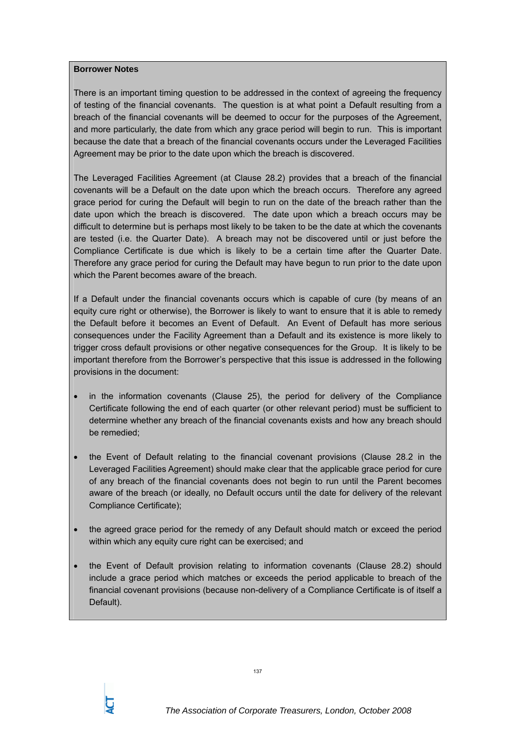**Borrower Notes**

There is an important timing question to be addressed in the context of agreeing the frequency of testing of the financial covenants. The question is at what point a Default resulting from a breach of the financial covenants will be deemed to occur for the purposes of the Agreement, and more particularly, the date from which any grace period will begin to run. This is important because the date that a breach of the financial covenants occurs under the Leveraged Facilities Agreement may be prior to the date upon which the breach is discovered.

The Leveraged Facilities Agreement (at Clause 28.2) provides that a breach of the financial covenants will be a Default on the date upon which the breach occurs. Therefore any agreed grace period for curing the Default will begin to run on the date of the breach rather than the date upon which the breach is discovered. The date upon which a breach occurs may be difficult to determine but is perhaps most likely to be taken to be the date at which the covenants are tested (i.e. the Quarter Date). A breach may not be discovered until or just before the Compliance Certificate is due which is likely to be a certain time after the Quarter Date. Therefore any grace period for curing the Default may have begun to run prior to the date upon which the Parent becomes aware of the breach.

If a Default under the financial covenants occurs which is capable of cure (by means of an equity cure right or otherwise), the Borrower is likely to want to ensure that it is able to remedy the Default before it becomes an Event of Default. An Event of Default has more serious consequences under the Facility Agreement than a Default and its existence is more likely to trigger cross default provisions or other negative consequences for the Group. It is likely to be important therefore from the Borrower's perspective that this issue is addressed in the following provisions in the document:

- in the information covenants (Clause 25), the period for delivery of the Compliance Certificate following the end of each quarter (or other relevant period) must be sufficient to determine whether any breach of the financial covenants exists and how any breach should be remedied;
- the Event of Default relating to the financial covenant provisions (Clause 28.2 in the Leveraged Facilities Agreement) should make clear that the applicable grace period for cure of any breach of the financial covenants does not begin to run until the Parent becomes aware of the breach (or ideally, no Default occurs until the date for delivery of the relevant Compliance Certificate);
- the agreed grace period for the remedy of any Default should match or exceed the period within which any equity cure right can be exercised; and
- the Event of Default provision relating to information covenants (Clause 28.2) should include a grace period which matches or exceeds the period applicable to breach of the financial covenant provisions (because non-delivery of a Compliance Certificate is of itself a Default).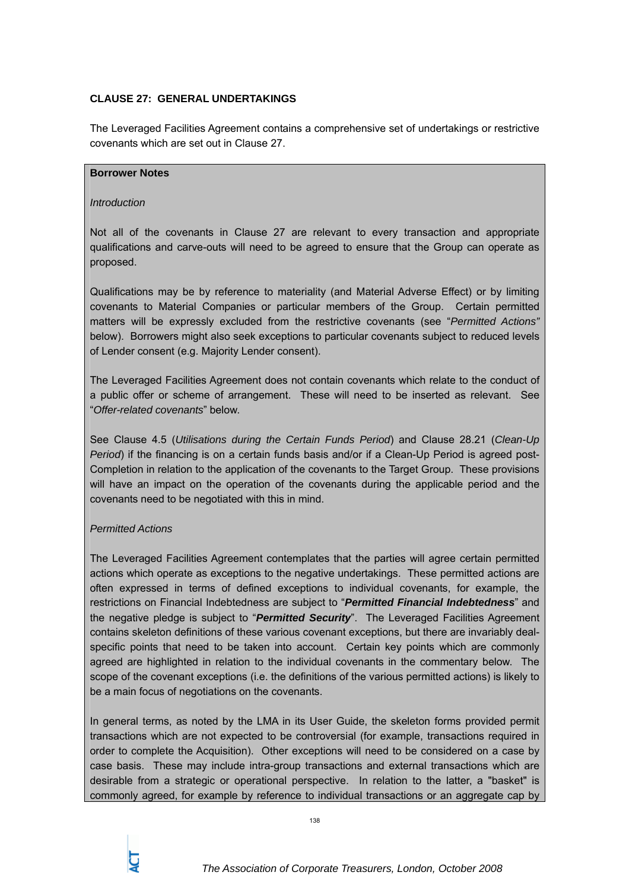**CLAUSE 27: GENERAL UNDERTAKINGS**

The Leveraged Facilities Agreement contains a comprehensive set of undertakings or restrictive covenants which are set out in Clause 27.

**Borrower Notes**

*Introduction*

Not all of the covenants in Clause 27 are relevant to every transaction and appropriate qualifications and carve-outs will need to be agreed to ensure that the Group can operate as proposed.

Qualifications may be by reference to materiality (and Material Adverse Effect) or by limiting covenants to Material Companies or particular members of the Group. Certain permitted matters will be expressly excluded from the restrictive covenants (see "*Permitted Actions"* below). Borrowers might also seek exceptions to particular covenants subject to reduced levels of Lender consent (e.g. Majority Lender consent).

The Leveraged Facilities Agreement does not contain covenants which relate to the conduct of a public offer or scheme of arrangement. These will need to be inserted as relevant. See "*Offer-related covenants*" below.

See Clause 4.5 (*Utilisations during the Certain Funds Period*) and Clause 28.21 (*Clean-Up Period*) if the financing is on a certain funds basis and/or if a Clean-Up Period is agreed post-Completion in relation to the application of the covenants to the Target Group. These provisions will have an impact on the operation of the covenants during the applicable period and the covenants need to be negotiated with this in mind.

*Permitted Actions*

The Leveraged Facilities Agreement contemplates that the parties will agree certain permitted actions which operate as exceptions to the negative undertakings. These permitted actions are often expressed in terms of defined exceptions to individual covenants, for example, the restrictions on Financial Indebtedness are subject to "***Permitted Financial Indebtedness***" and the negative pledge is subject to "***Permitted Security***". The Leveraged Facilities Agreement contains skeleton definitions of these various covenant exceptions, but there are invariably deal-specific points that need to be taken into account. Certain key points which are commonly agreed are highlighted in relation to the individual covenants in the commentary below. The scope of the covenant exceptions (i.e. the definitions of the various permitted actions) is likely to be a main focus of negotiations on the covenants.

In general terms, as noted by the LMA in its User Guide, the skeleton forms provided permit transactions which are not expected to be controversial (for example, transactions required in order to complete the Acquisition). Other exceptions will need to be considered on a case by case basis. These may include intra-group transactions and external transactions which are desirable from a strategic or operational perspective. In relation to the latter, a "basket" is commonly agreed, for example by reference to individual transactions or an aggregate cap by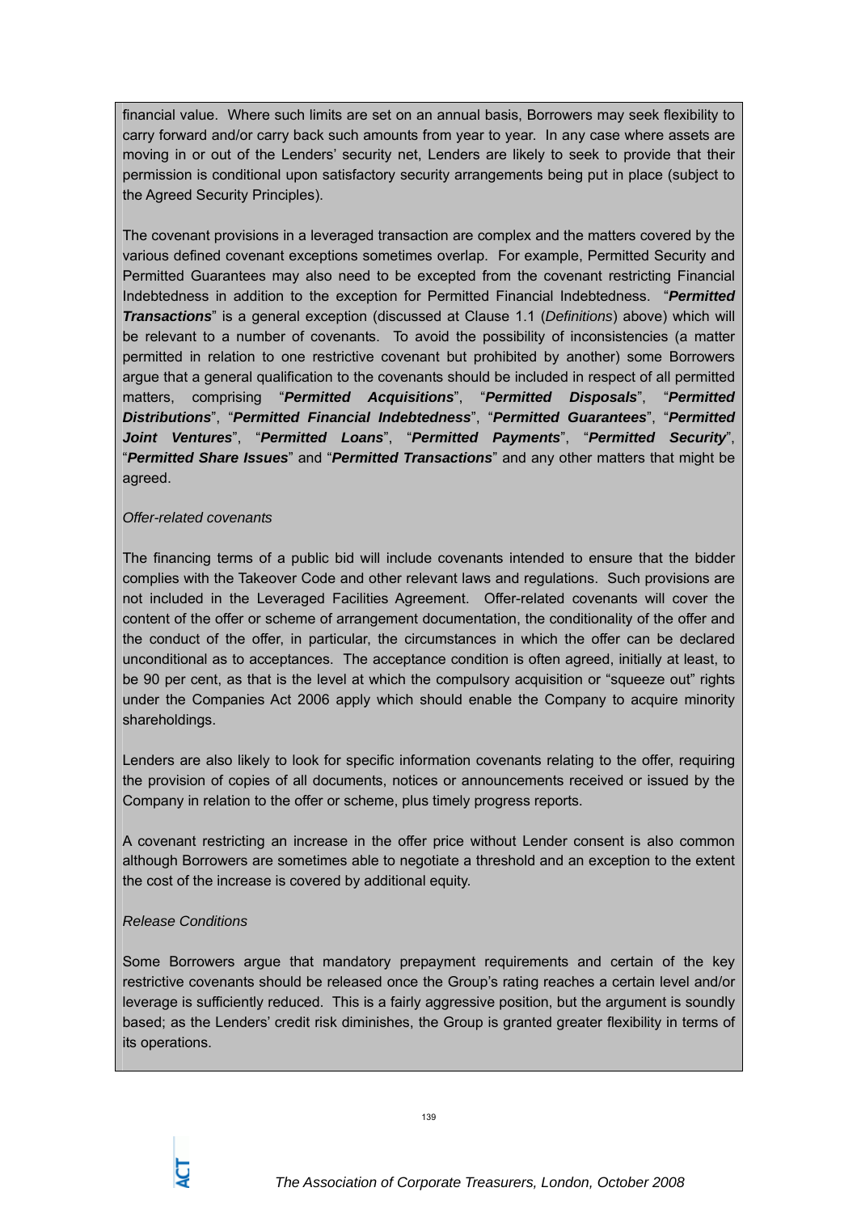financial value. Where such limits are set on an annual basis, Borrowers may seek flexibility to carry forward and/or carry back such amounts from year to year. In any case where assets are moving in or out of the Lenders' security net, Lenders are likely to seek to provide that their permission is conditional upon satisfactory security arrangements being put in place (subject to the Agreed Security Principles).

The covenant provisions in a leveraged transaction are complex and the matters covered by the various defined covenant exceptions sometimes overlap. For example, Permitted Security and Permitted Guarantees may also need to be excepted from the covenant restricting Financial Indebtedness in addition to the exception for Permitted Financial Indebtedness. "***Permitted Transactions***" is a general exception (discussed at Clause 1.1 (*Definitions*) above) which will be relevant to a number of covenants. To avoid the possibility of inconsistencies (a matter permitted in relation to one restrictive covenant but prohibited by another) some Borrowers argue that a general qualification to the covenants should be included in respect of all permitted matters, comprising "***Permitted Acquisitions***", "***Permitted Disposals***", "***Permitted Distributions***", "***Permitted Financial Indebtedness***", "***Permitted Guarantees***", "***Permitted Joint Ventures***", "***Permitted Loans***", "***Permitted Payments***", "***Permitted Security***", "***Permitted Share Issues***" and "***Permitted Transactions***" and any other matters that might be agreed.

*Offer-related covenants*

The financing terms of a public bid will include covenants intended to ensure that the bidder complies with the Takeover Code and other relevant laws and regulations. Such provisions are not included in the Leveraged Facilities Agreement. Offer-related covenants will cover the content of the offer or scheme of arrangement documentation, the conditionality of the offer and the conduct of the offer, in particular, the circumstances in which the offer can be declared unconditional as to acceptances. The acceptance condition is often agreed, initially at least, to be 90 per cent, as that is the level at which the compulsory acquisition or "squeeze out" rights under the Companies Act 2006 apply which should enable the Company to acquire minority shareholdings.

Lenders are also likely to look for specific information covenants relating to the offer, requiring the provision of copies of all documents, notices or announcements received or issued by the Company in relation to the offer or scheme, plus timely progress reports.

A covenant restricting an increase in the offer price without Lender consent is also common although Borrowers are sometimes able to negotiate a threshold and an exception to the extent the cost of the increase is covered by additional equity.

*Release Conditions*

Some Borrowers argue that mandatory prepayment requirements and certain of the key restrictive covenants should be released once the Group's rating reaches a certain level and/or leverage is sufficiently reduced. This is a fairly aggressive position, but the argument is soundly based; as the Lenders' credit risk diminishes, the Group is granted greater flexibility in terms of its operations.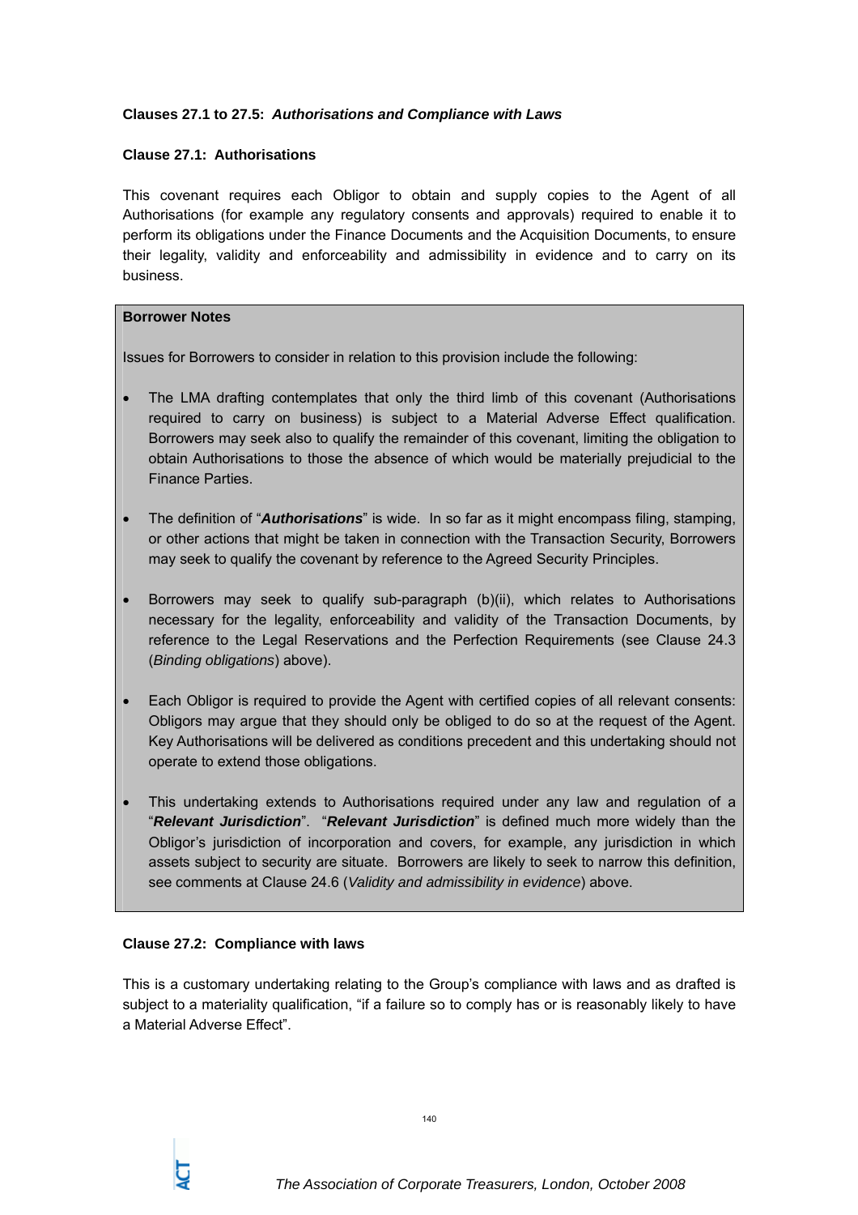**Clauses 27.1 to 27.5: *Authorisations and Compliance with Laws***

**Clause 27.1: Authorisations**

This covenant requires each Obligor to obtain and supply copies to the Agent of all Authorisations (for example any regulatory consents and approvals) required to enable it to perform its obligations under the Finance Documents and the Acquisition Documents, to ensure their legality, validity and enforceability and admissibility in evidence and to carry on its business.

> **Borrower Notes**
>
> Issues for Borrowers to consider in relation to this provision include the following:
>
> - The LMA drafting contemplates that only the third limb of this covenant (Authorisations required to carry on business) is subject to a Material Adverse Effect qualification. Borrowers may seek also to qualify the remainder of this covenant, limiting the obligation to obtain Authorisations to those the absence of which would be materially prejudicial to the Finance Parties.
>
> - The definition of "***Authorisations***" is wide. In so far as it might encompass filing, stamping, or other actions that might be taken in connection with the Transaction Security, Borrowers may seek to qualify the covenant by reference to the Agreed Security Principles.
>
> - Borrowers may seek to qualify sub-paragraph (b)(ii), which relates to Authorisations necessary for the legality, enforceability and validity of the Transaction Documents, by reference to the Legal Reservations and the Perfection Requirements (see Clause 24.3 (*Binding obligations*) above).
>
> - Each Obligor is required to provide the Agent with certified copies of all relevant consents: Obligors may argue that they should only be obliged to do so at the request of the Agent. Key Authorisations will be delivered as conditions precedent and this undertaking should not operate to extend those obligations.
>
> - This undertaking extends to Authorisations required under any law and regulation of a "***Relevant Jurisdiction***". "***Relevant Jurisdiction***" is defined much more widely than the Obligor's jurisdiction of incorporation and covers, for example, any jurisdiction in which assets subject to security are situate. Borrowers are likely to seek to narrow this definition, see comments at Clause 24.6 (*Validity and admissibility in evidence*) above.

**Clause 27.2: Compliance with laws**

This is a customary undertaking relating to the Group's compliance with laws and as drafted is subject to a materiality qualification, "if a failure so to comply has or is reasonably likely to have a Material Adverse Effect".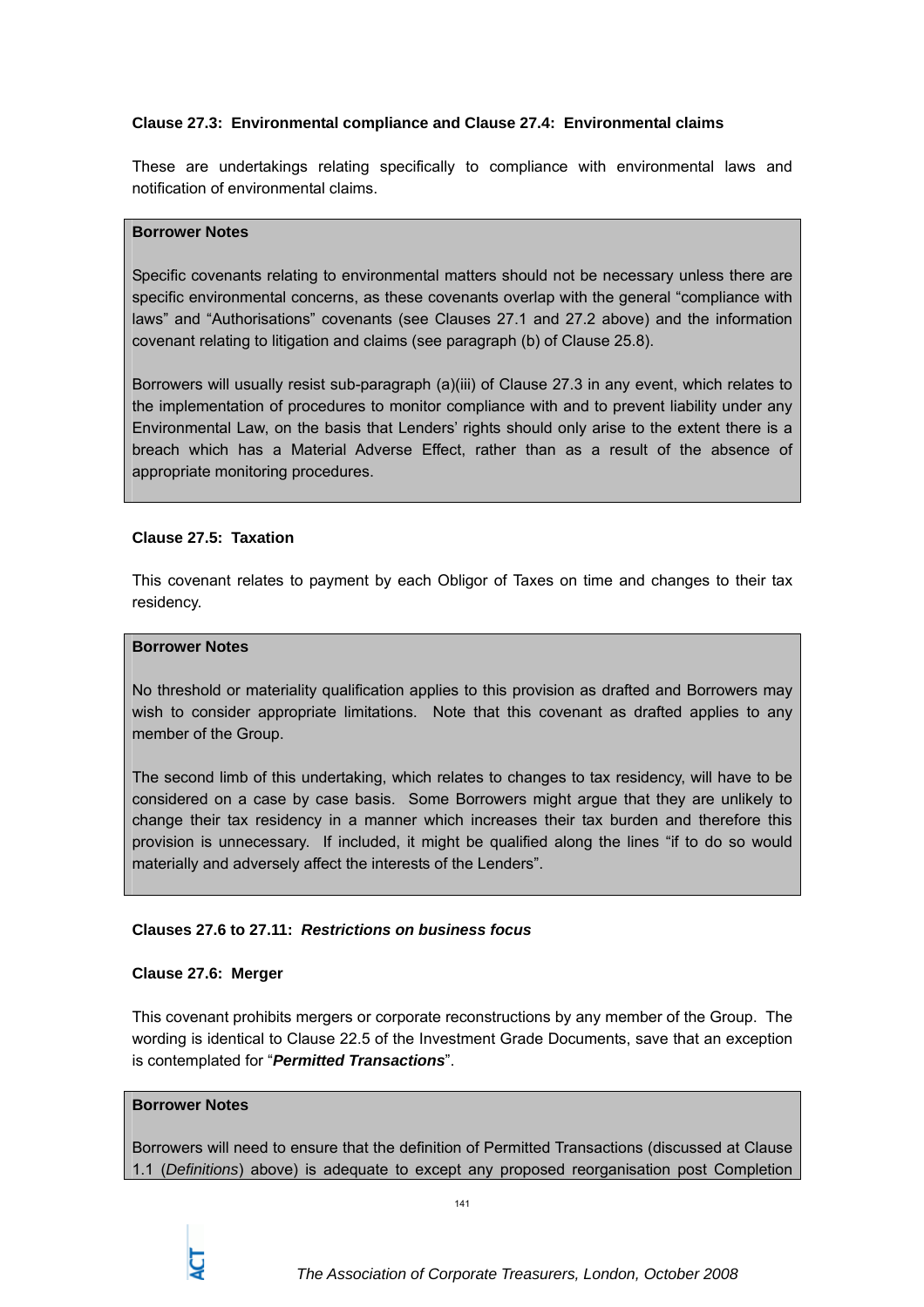**Clause 27.3: Environmental compliance and Clause 27.4: Environmental claims**

These are undertakings relating specifically to compliance with environmental laws and notification of environmental claims.

> **Borrower Notes**
>
> Specific covenants relating to environmental matters should not be necessary unless there are specific environmental concerns, as these covenants overlap with the general "compliance with laws" and "Authorisations" covenants (see Clauses 27.1 and 27.2 above) and the information covenant relating to litigation and claims (see paragraph (b) of Clause 25.8).
>
> Borrowers will usually resist sub-paragraph (a)(iii) of Clause 27.3 in any event, which relates to the implementation of procedures to monitor compliance with and to prevent liability under any Environmental Law, on the basis that Lenders' rights should only arise to the extent there is a breach which has a Material Adverse Effect, rather than as a result of the absence of appropriate monitoring procedures.

**Clause 27.5: Taxation**

This covenant relates to payment by each Obligor of Taxes on time and changes to their tax residency.

> **Borrower Notes**
>
> No threshold or materiality qualification applies to this provision as drafted and Borrowers may wish to consider appropriate limitations. Note that this covenant as drafted applies to any member of the Group.
>
> The second limb of this undertaking, which relates to changes to tax residency, will have to be considered on a case by case basis. Some Borrowers might argue that they are unlikely to change their tax residency in a manner which increases their tax burden and therefore this provision is unnecessary. If included, it might be qualified along the lines "if to do so would materially and adversely affect the interests of the Lenders".

**Clauses 27.6 to 27.11: *Restrictions on business focus***

**Clause 27.6: Merger**

This covenant prohibits mergers or corporate reconstructions by any member of the Group. The wording is identical to Clause 22.5 of the Investment Grade Documents, save that an exception is contemplated for "***Permitted Transactions***".

> **Borrower Notes**
>
> Borrowers will need to ensure that the definition of Permitted Transactions (discussed at Clause 1.1 (*Definitions*) above) is adequate to except any proposed reorganisation post Completion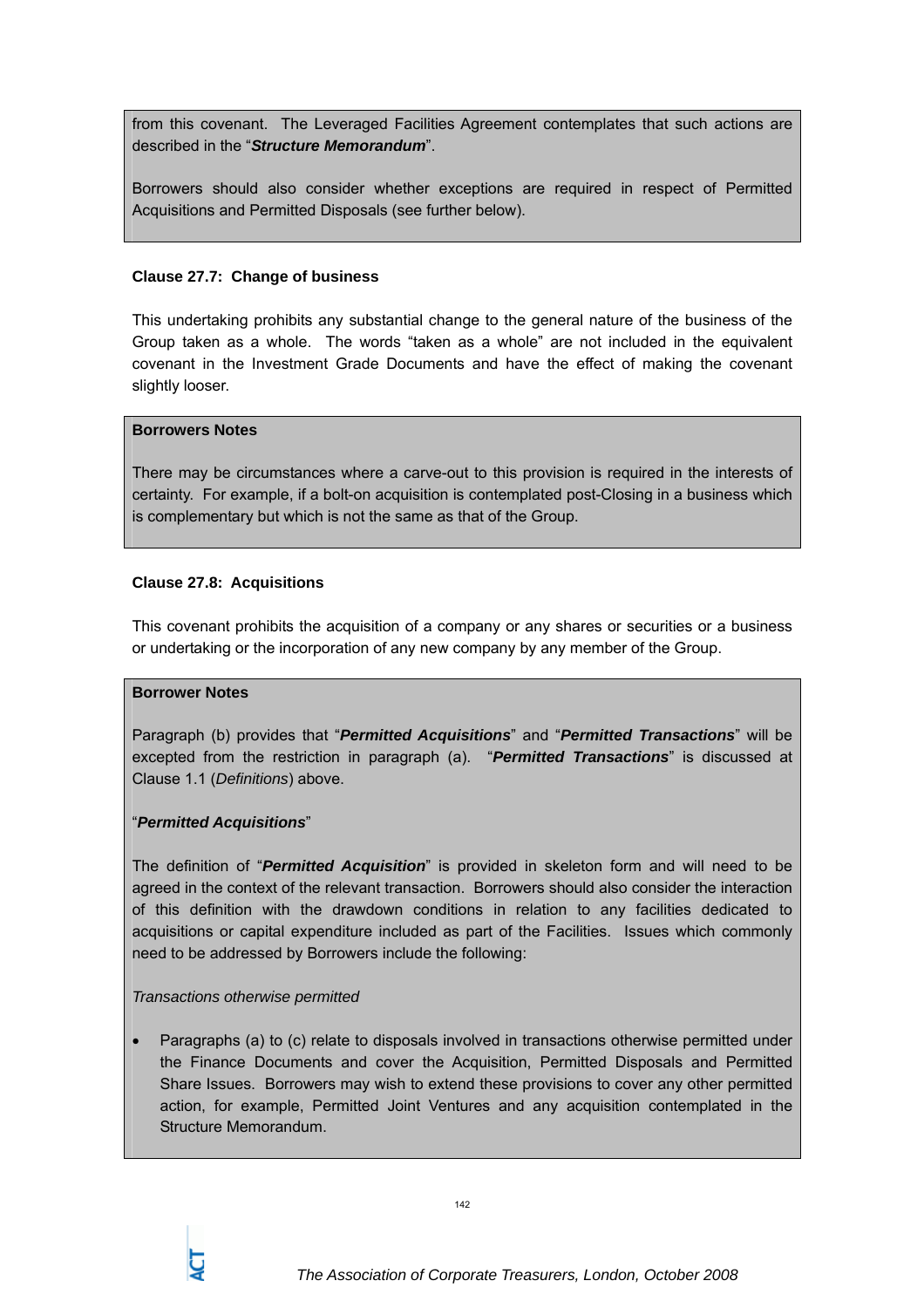from this covenant. The Leveraged Facilities Agreement contemplates that such actions are described in the "***Structure Memorandum***".

Borrowers should also consider whether exceptions are required in respect of Permitted Acquisitions and Permitted Disposals (see further below).

**Clause 27.7: Change of business**

This undertaking prohibits any substantial change to the general nature of the business of the Group taken as a whole. The words "taken as a whole" are not included in the equivalent covenant in the Investment Grade Documents and have the effect of making the covenant slightly looser.

**Borrowers Notes**

There may be circumstances where a carve-out to this provision is required in the interests of certainty. For example, if a bolt-on acquisition is contemplated post-Closing in a business which is complementary but which is not the same as that of the Group.

**Clause 27.8: Acquisitions**

This covenant prohibits the acquisition of a company or any shares or securities or a business or undertaking or the incorporation of any new company by any member of the Group.

**Borrower Notes**

Paragraph (b) provides that "***Permitted Acquisitions***" and "***Permitted Transactions***" will be excepted from the restriction in paragraph (a). "***Permitted Transactions***" is discussed at Clause 1.1 (*Definitions*) above.

"***Permitted Acquisitions***"

The definition of "***Permitted Acquisition***" is provided in skeleton form and will need to be agreed in the context of the relevant transaction. Borrowers should also consider the interaction of this definition with the drawdown conditions in relation to any facilities dedicated to acquisitions or capital expenditure included as part of the Facilities. Issues which commonly need to be addressed by Borrowers include the following:

*Transactions otherwise permitted*

- Paragraphs (a) to (c) relate to disposals involved in transactions otherwise permitted under the Finance Documents and cover the Acquisition, Permitted Disposals and Permitted Share Issues. Borrowers may wish to extend these provisions to cover any other permitted action, for example, Permitted Joint Ventures and any acquisition contemplated in the Structure Memorandum.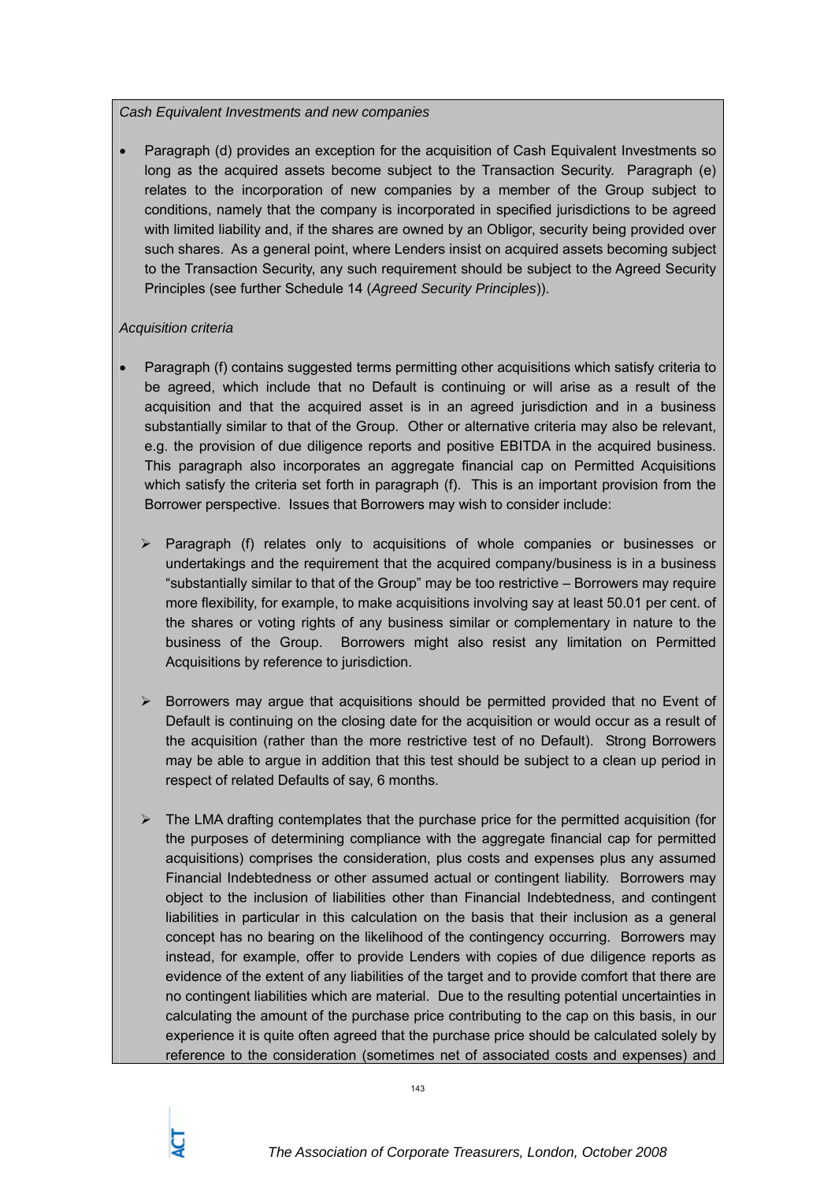*Cash Equivalent Investments and new companies*

- Paragraph (d) provides an exception for the acquisition of Cash Equivalent Investments so long as the acquired assets become subject to the Transaction Security. Paragraph (e) relates to the incorporation of new companies by a member of the Group subject to conditions, namely that the company is incorporated in specified jurisdictions to be agreed with limited liability and, if the shares are owned by an Obligor, security being provided over such shares. As a general point, where Lenders insist on acquired assets becoming subject to the Transaction Security, any such requirement should be subject to the Agreed Security Principles (see further Schedule 14 (*Agreed Security Principles*)).

*Acquisition criteria*

- Paragraph (f) contains suggested terms permitting other acquisitions which satisfy criteria to be agreed, which include that no Default is continuing or will arise as a result of the acquisition and that the acquired asset is in an agreed jurisdiction and in a business substantially similar to that of the Group. Other or alternative criteria may also be relevant, e.g. the provision of due diligence reports and positive EBITDA in the acquired business. This paragraph also incorporates an aggregate financial cap on Permitted Acquisitions which satisfy the criteria set forth in paragraph (f). This is an important provision from the Borrower perspective. Issues that Borrowers may wish to consider include:

    - Paragraph (f) relates only to acquisitions of whole companies or businesses or undertakings and the requirement that the acquired company/business is in a business "substantially similar to that of the Group" may be too restrictive – Borrowers may require more flexibility, for example, to make acquisitions involving say at least 50.01 per cent. of the shares or voting rights of any business similar or complementary in nature to the business of the Group. Borrowers might also resist any limitation on Permitted Acquisitions by reference to jurisdiction.

    - Borrowers may argue that acquisitions should be permitted provided that no Event of Default is continuing on the closing date for the acquisition or would occur as a result of the acquisition (rather than the more restrictive test of no Default). Strong Borrowers may be able to argue in addition that this test should be subject to a clean up period in respect of related Defaults of say, 6 months.

    - The LMA drafting contemplates that the purchase price for the permitted acquisition (for the purposes of determining compliance with the aggregate financial cap for permitted acquisitions) comprises the consideration, plus costs and expenses plus any assumed Financial Indebtedness or other assumed actual or contingent liability. Borrowers may object to the inclusion of liabilities other than Financial Indebtedness, and contingent liabilities in particular in this calculation on the basis that their inclusion as a general concept has no bearing on the likelihood of the contingency occurring. Borrowers may instead, for example, offer to provide Lenders with copies of due diligence reports as evidence of the extent of any liabilities of the target and to provide comfort that there are no contingent liabilities which are material. Due to the resulting potential uncertainties in calculating the amount of the purchase price contributing to the cap on this basis, in our experience it is quite often agreed that the purchase price should be calculated solely by reference to the consideration (sometimes net of associated costs and expenses) and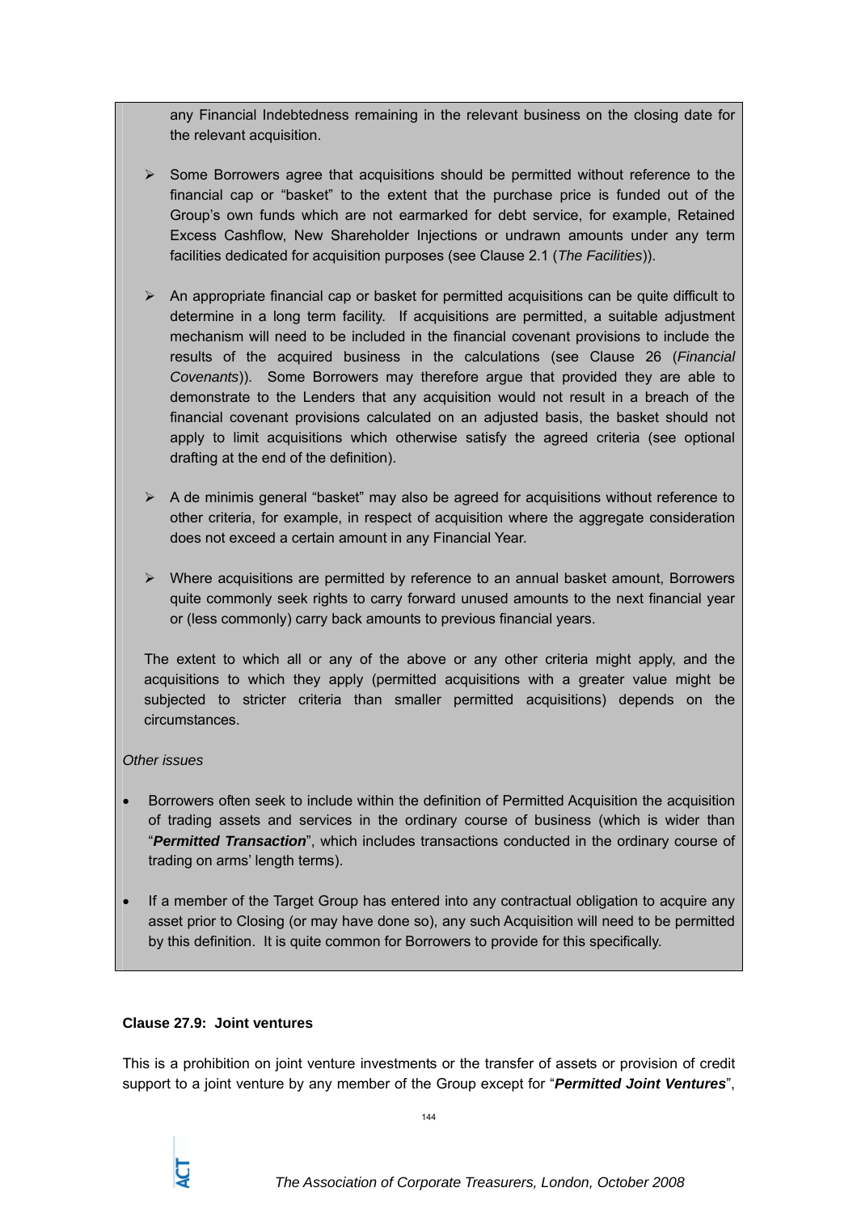any Financial Indebtedness remaining in the relevant business on the closing date for the relevant acquisition.

- Some Borrowers agree that acquisitions should be permitted without reference to the financial cap or "basket" to the extent that the purchase price is funded out of the Group's own funds which are not earmarked for debt service, for example, Retained Excess Cashflow, New Shareholder Injections or undrawn amounts under any term facilities dedicated for acquisition purposes (see Clause 2.1 (*The Facilities*)).

- An appropriate financial cap or basket for permitted acquisitions can be quite difficult to determine in a long term facility. If acquisitions are permitted, a suitable adjustment mechanism will need to be included in the financial covenant provisions to include the results of the acquired business in the calculations (see Clause 26 (*Financial Covenants*)). Some Borrowers may therefore argue that provided they are able to demonstrate to the Lenders that any acquisition would not result in a breach of the financial covenant provisions calculated on an adjusted basis, the basket should not apply to limit acquisitions which otherwise satisfy the agreed criteria (see optional drafting at the end of the definition).

- A de minimis general "basket" may also be agreed for acquisitions without reference to other criteria, for example, in respect of acquisition where the aggregate consideration does not exceed a certain amount in any Financial Year.

- Where acquisitions are permitted by reference to an annual basket amount, Borrowers quite commonly seek rights to carry forward unused amounts to the next financial year or (less commonly) carry back amounts to previous financial years.

The extent to which all or any of the above or any other criteria might apply, and the acquisitions to which they apply (permitted acquisitions with a greater value might be subjected to stricter criteria than smaller permitted acquisitions) depends on the circumstances.

*Other issues*

- Borrowers often seek to include within the definition of Permitted Acquisition the acquisition of trading assets and services in the ordinary course of business (which is wider than "***Permitted Transaction***", which includes transactions conducted in the ordinary course of trading on arms' length terms).

- If a member of the Target Group has entered into any contractual obligation to acquire any asset prior to Closing (or may have done so), any such Acquisition will need to be permitted by this definition. It is quite common for Borrowers to provide for this specifically.

**Clause 27.9: Joint ventures**

This is a prohibition on joint venture investments or the transfer of assets or provision of credit support to a joint venture by any member of the Group except for "***Permitted Joint Ventures***",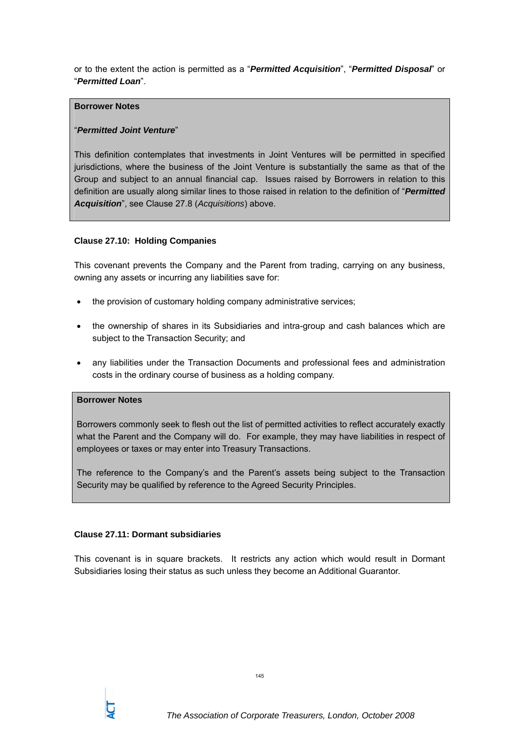or to the extent the action is permitted as a "***Permitted Acquisition***", "***Permitted Disposal***" or "***Permitted Loan***".

**Borrower Notes**

"***Permitted Joint Venture***"

This definition contemplates that investments in Joint Ventures will be permitted in specified jurisdictions, where the business of the Joint Venture is substantially the same as that of the Group and subject to an annual financial cap. Issues raised by Borrowers in relation to this definition are usually along similar lines to those raised in relation to the definition of "***Permitted Acquisition***", see Clause 27.8 (*Acquisitions*) above.

**Clause 27.10: Holding Companies**

This covenant prevents the Company and the Parent from trading, carrying on any business, owning any assets or incurring any liabilities save for:

- the provision of customary holding company administrative services;
- the ownership of shares in its Subsidiaries and intra-group and cash balances which are subject to the Transaction Security; and
- any liabilities under the Transaction Documents and professional fees and administration costs in the ordinary course of business as a holding company.

**Borrower Notes**

Borrowers commonly seek to flesh out the list of permitted activities to reflect accurately exactly what the Parent and the Company will do. For example, they may have liabilities in respect of employees or taxes or may enter into Treasury Transactions.

The reference to the Company's and the Parent's assets being subject to the Transaction Security may be qualified by reference to the Agreed Security Principles.

**Clause 27.11: Dormant subsidiaries**

This covenant is in square brackets. It restricts any action which would result in Dormant Subsidiaries losing their status as such unless they become an Additional Guarantor.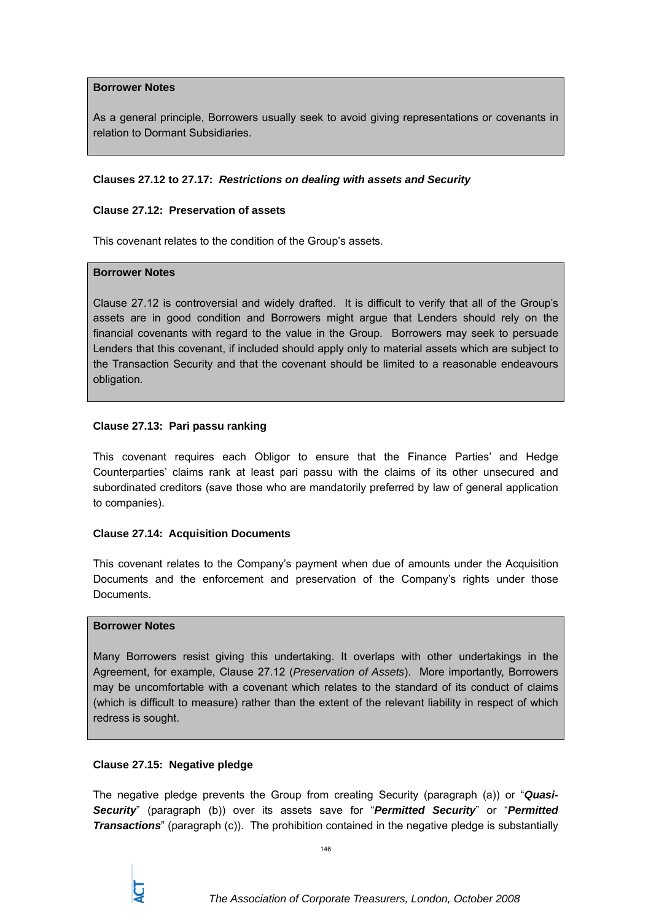> **Borrower Notes**
>
> As a general principle, Borrowers usually seek to avoid giving representations or covenants in relation to Dormant Subsidiaries.

**Clauses 27.12 to 27.17: *Restrictions on dealing with assets and Security***

**Clause 27.12: Preservation of assets**

This covenant relates to the condition of the Group's assets.

> **Borrower Notes**
>
> Clause 27.12 is controversial and widely drafted. It is difficult to verify that all of the Group's assets are in good condition and Borrowers might argue that Lenders should rely on the financial covenants with regard to the value in the Group. Borrowers may seek to persuade Lenders that this covenant, if included should apply only to material assets which are subject to the Transaction Security and that the covenant should be limited to a reasonable endeavours obligation.

**Clause 27.13: Pari passu ranking**

This covenant requires each Obligor to ensure that the Finance Parties' and Hedge Counterparties' claims rank at least pari passu with the claims of its other unsecured and subordinated creditors (save those who are mandatorily preferred by law of general application to companies).

**Clause 27.14: Acquisition Documents**

This covenant relates to the Company's payment when due of amounts under the Acquisition Documents and the enforcement and preservation of the Company's rights under those Documents.

> **Borrower Notes**
>
> Many Borrowers resist giving this undertaking. It overlaps with other undertakings in the Agreement, for example, Clause 27.12 (*Preservation of Assets*). More importantly, Borrowers may be uncomfortable with a covenant which relates to the standard of its conduct of claims (which is difficult to measure) rather than the extent of the relevant liability in respect of which redress is sought.

**Clause 27.15: Negative pledge**

The negative pledge prevents the Group from creating Security (paragraph (a)) or "***Quasi-Security***" (paragraph (b)) over its assets save for "***Permitted Security***" or "***Permitted Transactions***" (paragraph (c)). The prohibition contained in the negative pledge is substantially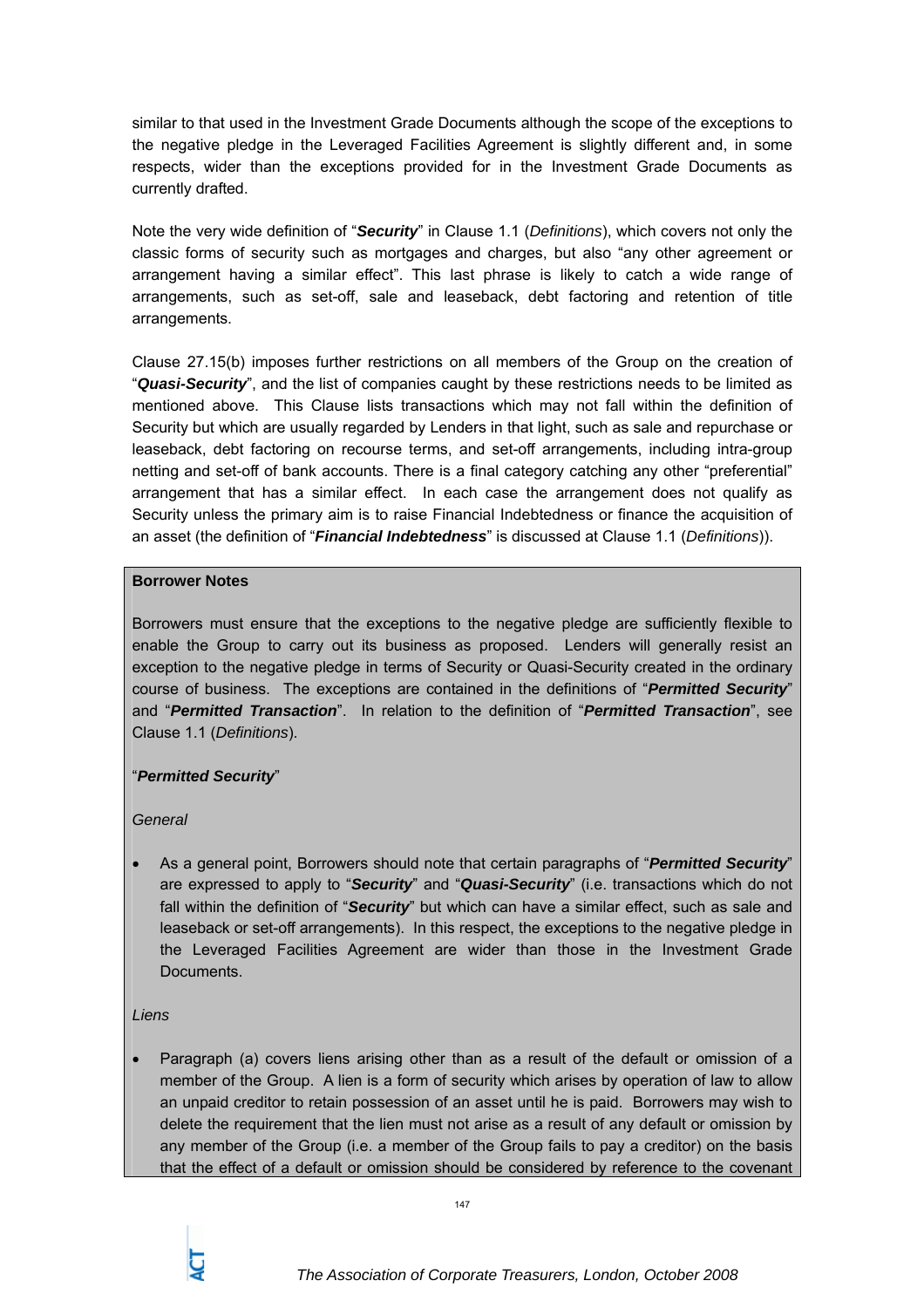similar to that used in the Investment Grade Documents although the scope of the exceptions to the negative pledge in the Leveraged Facilities Agreement is slightly different and, in some respects, wider than the exceptions provided for in the Investment Grade Documents as currently drafted.

Note the very wide definition of "***Security***" in Clause 1.1 (*Definitions*), which covers not only the classic forms of security such as mortgages and charges, but also "any other agreement or arrangement having a similar effect". This last phrase is likely to catch a wide range of arrangements, such as set-off, sale and leaseback, debt factoring and retention of title arrangements.

Clause 27.15(b) imposes further restrictions on all members of the Group on the creation of "***Quasi-Security***", and the list of companies caught by these restrictions needs to be limited as mentioned above. This Clause lists transactions which may not fall within the definition of Security but which are usually regarded by Lenders in that light, such as sale and repurchase or leaseback, debt factoring on recourse terms, and set-off arrangements, including intra-group netting and set-off of bank accounts. There is a final category catching any other "preferential" arrangement that has a similar effect. In each case the arrangement does not qualify as Security unless the primary aim is to raise Financial Indebtedness or finance the acquisition of an asset (the definition of "***Financial Indebtedness***" is discussed at Clause 1.1 (*Definitions*)).

**Borrower Notes**

Borrowers must ensure that the exceptions to the negative pledge are sufficiently flexible to enable the Group to carry out its business as proposed. Lenders will generally resist an exception to the negative pledge in terms of Security or Quasi-Security created in the ordinary course of business. The exceptions are contained in the definitions of "***Permitted Security***" and "***Permitted Transaction***". In relation to the definition of "***Permitted Transaction***", see Clause 1.1 (*Definitions*).

"***Permitted Security***"

*General*

- As a general point, Borrowers should note that certain paragraphs of "***Permitted Security***" are expressed to apply to "***Security***" and "***Quasi-Security***" (i.e. transactions which do not fall within the definition of "***Security***" but which can have a similar effect, such as sale and leaseback or set-off arrangements). In this respect, the exceptions to the negative pledge in the Leveraged Facilities Agreement are wider than those in the Investment Grade Documents.

*Liens*

- Paragraph (a) covers liens arising other than as a result of the default or omission of a member of the Group. A lien is a form of security which arises by operation of law to allow an unpaid creditor to retain possession of an asset until he is paid. Borrowers may wish to delete the requirement that the lien must not arise as a result of any default or omission by any member of the Group (i.e. a member of the Group fails to pay a creditor) on the basis that the effect of a default or omission should be considered by reference to the covenant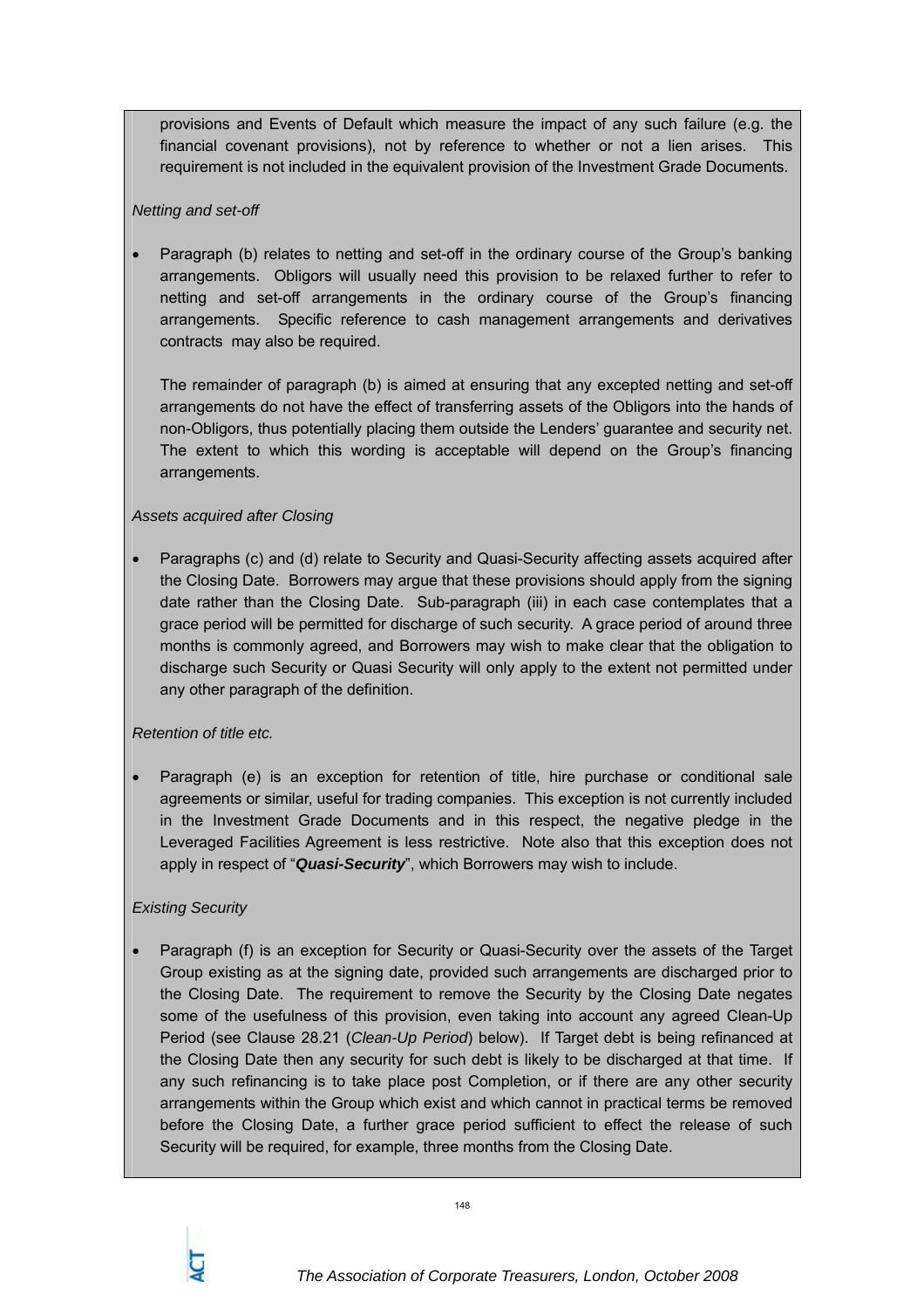provisions and Events of Default which measure the impact of any such failure (e.g. the financial covenant provisions), not by reference to whether or not a lien arises. This requirement is not included in the equivalent provision of the Investment Grade Documents.

*Netting and set-off*

- Paragraph (b) relates to netting and set-off in the ordinary course of the Group's banking arrangements. Obligors will usually need this provision to be relaxed further to refer to netting and set-off arrangements in the ordinary course of the Group's financing arrangements. Specific reference to cash management arrangements and derivatives contracts may also be required.

  The remainder of paragraph (b) is aimed at ensuring that any excepted netting and set-off arrangements do not have the effect of transferring assets of the Obligors into the hands of non-Obligors, thus potentially placing them outside the Lenders' guarantee and security net. The extent to which this wording is acceptable will depend on the Group's financing arrangements.

*Assets acquired after Closing*

- Paragraphs (c) and (d) relate to Security and Quasi-Security affecting assets acquired after the Closing Date. Borrowers may argue that these provisions should apply from the signing date rather than the Closing Date. Sub-paragraph (iii) in each case contemplates that a grace period will be permitted for discharge of such security. A grace period of around three months is commonly agreed, and Borrowers may wish to make clear that the obligation to discharge such Security or Quasi Security will only apply to the extent not permitted under any other paragraph of the definition.

*Retention of title etc.*

- Paragraph (e) is an exception for retention of title, hire purchase or conditional sale agreements or similar, useful for trading companies. This exception is not currently included in the Investment Grade Documents and in this respect, the negative pledge in the Leveraged Facilities Agreement is less restrictive. Note also that this exception does not apply in respect of "***Quasi-Security***", which Borrowers may wish to include.

*Existing Security*

- Paragraph (f) is an exception for Security or Quasi-Security over the assets of the Target Group existing as at the signing date, provided such arrangements are discharged prior to the Closing Date. The requirement to remove the Security by the Closing Date negates some of the usefulness of this provision, even taking into account any agreed Clean-Up Period (see Clause 28.21 (*Clean-Up Period*) below). If Target debt is being refinanced at the Closing Date then any security for such debt is likely to be discharged at that time. If any such refinancing is to take place post Completion, or if there are any other security arrangements within the Group which exist and which cannot in practical terms be removed before the Closing Date, a further grace period sufficient to effect the release of such Security will be required, for example, three months from the Closing Date.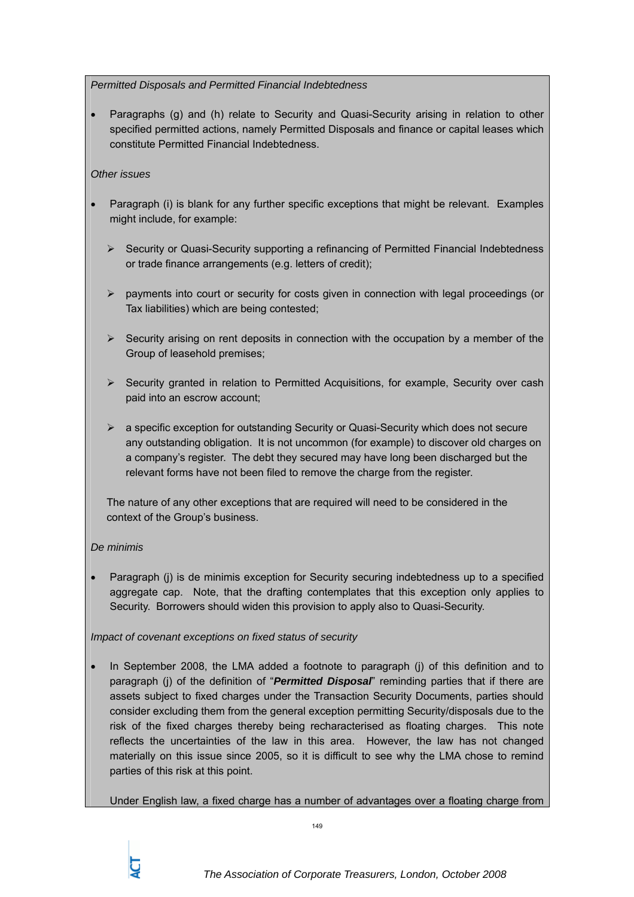*Permitted Disposals and Permitted Financial Indebtedness*

- Paragraphs (g) and (h) relate to Security and Quasi-Security arising in relation to other specified permitted actions, namely Permitted Disposals and finance or capital leases which constitute Permitted Financial Indebtedness.

*Other issues*

- Paragraph (i) is blank for any further specific exceptions that might be relevant. Examples might include, for example:

  - Security or Quasi-Security supporting a refinancing of Permitted Financial Indebtedness or trade finance arrangements (e.g. letters of credit);

  - payments into court or security for costs given in connection with legal proceedings (or Tax liabilities) which are being contested;

  - Security arising on rent deposits in connection with the occupation by a member of the Group of leasehold premises;

  - Security granted in relation to Permitted Acquisitions, for example, Security over cash paid into an escrow account;

  - a specific exception for outstanding Security or Quasi-Security which does not secure any outstanding obligation. It is not uncommon (for example) to discover old charges on a company's register. The debt they secured may have long been discharged but the relevant forms have not been filed to remove the charge from the register.

  The nature of any other exceptions that are required will need to be considered in the context of the Group's business.

*De minimis*

- Paragraph (j) is de minimis exception for Security securing indebtedness up to a specified aggregate cap. Note, that the drafting contemplates that this exception only applies to Security. Borrowers should widen this provision to apply also to Quasi-Security.

*Impact of covenant exceptions on fixed status of security*

- In September 2008, the LMA added a footnote to paragraph (j) of this definition and to paragraph (j) of the definition of "***Permitted Disposal***" reminding parties that if there are assets subject to fixed charges under the Transaction Security Documents, parties should consider excluding them from the general exception permitting Security/disposals due to the risk of the fixed charges thereby being recharacterised as floating charges. This note reflects the uncertainties of the law in this area. However, the law has not changed materially on this issue since 2005, so it is difficult to see why the LMA chose to remind parties of this risk at this point.

  Under English law, a fixed charge has a number of advantages over a floating charge from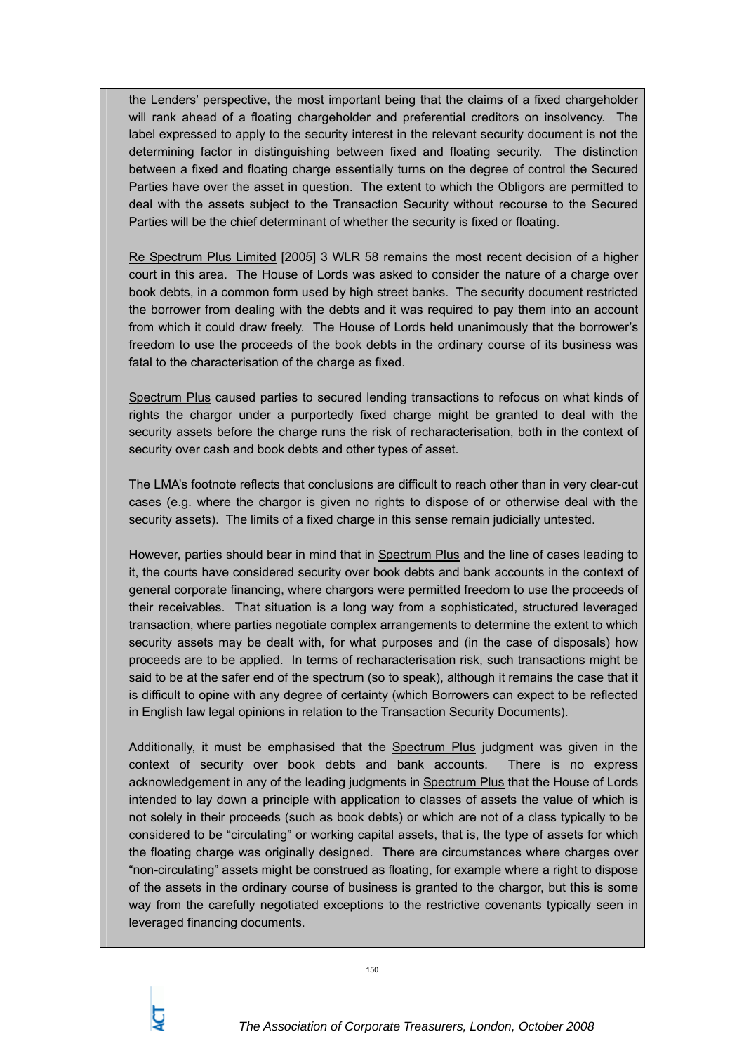the Lenders' perspective, the most important being that the claims of a fixed chargeholder will rank ahead of a floating chargeholder and preferential creditors on insolvency. The label expressed to apply to the security interest in the relevant security document is not the determining factor in distinguishing between fixed and floating security. The distinction between a fixed and floating charge essentially turns on the degree of control the Secured Parties have over the asset in question. The extent to which the Obligors are permitted to deal with the assets subject to the Transaction Security without recourse to the Secured Parties will be the chief determinant of whether the security is fixed or floating.

Re Spectrum Plus Limited [2005] 3 WLR 58 remains the most recent decision of a higher court in this area. The House of Lords was asked to consider the nature of a charge over book debts, in a common form used by high street banks. The security document restricted the borrower from dealing with the debts and it was required to pay them into an account from which it could draw freely. The House of Lords held unanimously that the borrower's freedom to use the proceeds of the book debts in the ordinary course of its business was fatal to the characterisation of the charge as fixed.

Spectrum Plus caused parties to secured lending transactions to refocus on what kinds of rights the chargor under a purportedly fixed charge might be granted to deal with the security assets before the charge runs the risk of recharacterisation, both in the context of security over cash and book debts and other types of asset.

The LMA's footnote reflects that conclusions are difficult to reach other than in very clear-cut cases (e.g. where the chargor is given no rights to dispose of or otherwise deal with the security assets). The limits of a fixed charge in this sense remain judicially untested.

However, parties should bear in mind that in Spectrum Plus and the line of cases leading to it, the courts have considered security over book debts and bank accounts in the context of general corporate financing, where chargors were permitted freedom to use the proceeds of their receivables. That situation is a long way from a sophisticated, structured leveraged transaction, where parties negotiate complex arrangements to determine the extent to which security assets may be dealt with, for what purposes and (in the case of disposals) how proceeds are to be applied. In terms of recharacterisation risk, such transactions might be said to be at the safer end of the spectrum (so to speak), although it remains the case that it is difficult to opine with any degree of certainty (which Borrowers can expect to be reflected in English law legal opinions in relation to the Transaction Security Documents).

Additionally, it must be emphasised that the Spectrum Plus judgment was given in the context of security over book debts and bank accounts. There is no express acknowledgement in any of the leading judgments in Spectrum Plus that the House of Lords intended to lay down a principle with application to classes of assets the value of which is not solely in their proceeds (such as book debts) or which are not of a class typically to be considered to be "circulating" or working capital assets, that is, the type of assets for which the floating charge was originally designed. There are circumstances where charges over "non-circulating" assets might be construed as floating, for example where a right to dispose of the assets in the ordinary course of business is granted to the chargor, but this is some way from the carefully negotiated exceptions to the restrictive covenants typically seen in leveraged financing documents.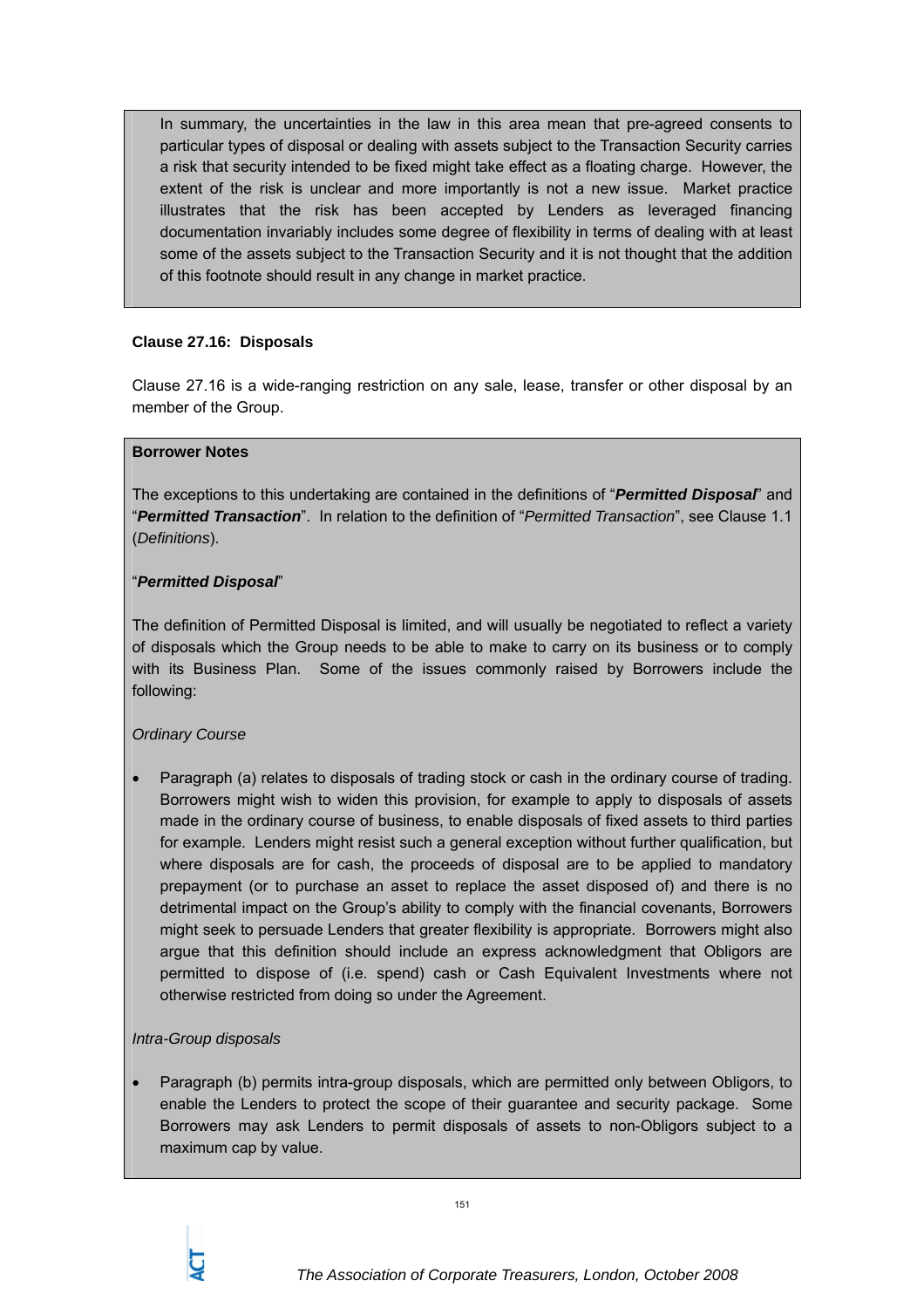In summary, the uncertainties in the law in this area mean that pre-agreed consents to particular types of disposal or dealing with assets subject to the Transaction Security carries a risk that security intended to be fixed might take effect as a floating charge. However, the extent of the risk is unclear and more importantly is not a new issue. Market practice illustrates that the risk has been accepted by Lenders as leveraged financing documentation invariably includes some degree of flexibility in terms of dealing with at least some of the assets subject to the Transaction Security and it is not thought that the addition of this footnote should result in any change in market practice.

**Clause 27.16: Disposals**

Clause 27.16 is a wide-ranging restriction on any sale, lease, transfer or other disposal by an member of the Group.

**Borrower Notes**

The exceptions to this undertaking are contained in the definitions of "***Permitted Disposal***" and "***Permitted Transaction***". In relation to the definition of "*Permitted Transaction*", see Clause 1.1 (*Definitions*).

"***Permitted Disposal***"

The definition of Permitted Disposal is limited, and will usually be negotiated to reflect a variety of disposals which the Group needs to be able to make to carry on its business or to comply with its Business Plan. Some of the issues commonly raised by Borrowers include the following:

*Ordinary Course*

- Paragraph (a) relates to disposals of trading stock or cash in the ordinary course of trading. Borrowers might wish to widen this provision, for example to apply to disposals of assets made in the ordinary course of business, to enable disposals of fixed assets to third parties for example. Lenders might resist such a general exception without further qualification, but where disposals are for cash, the proceeds of disposal are to be applied to mandatory prepayment (or to purchase an asset to replace the asset disposed of) and there is no detrimental impact on the Group's ability to comply with the financial covenants, Borrowers might seek to persuade Lenders that greater flexibility is appropriate. Borrowers might also argue that this definition should include an express acknowledgment that Obligors are permitted to dispose of (i.e. spend) cash or Cash Equivalent Investments where not otherwise restricted from doing so under the Agreement.

*Intra-Group disposals*

- Paragraph (b) permits intra-group disposals, which are permitted only between Obligors, to enable the Lenders to protect the scope of their guarantee and security package. Some Borrowers may ask Lenders to permit disposals of assets to non-Obligors subject to a maximum cap by value.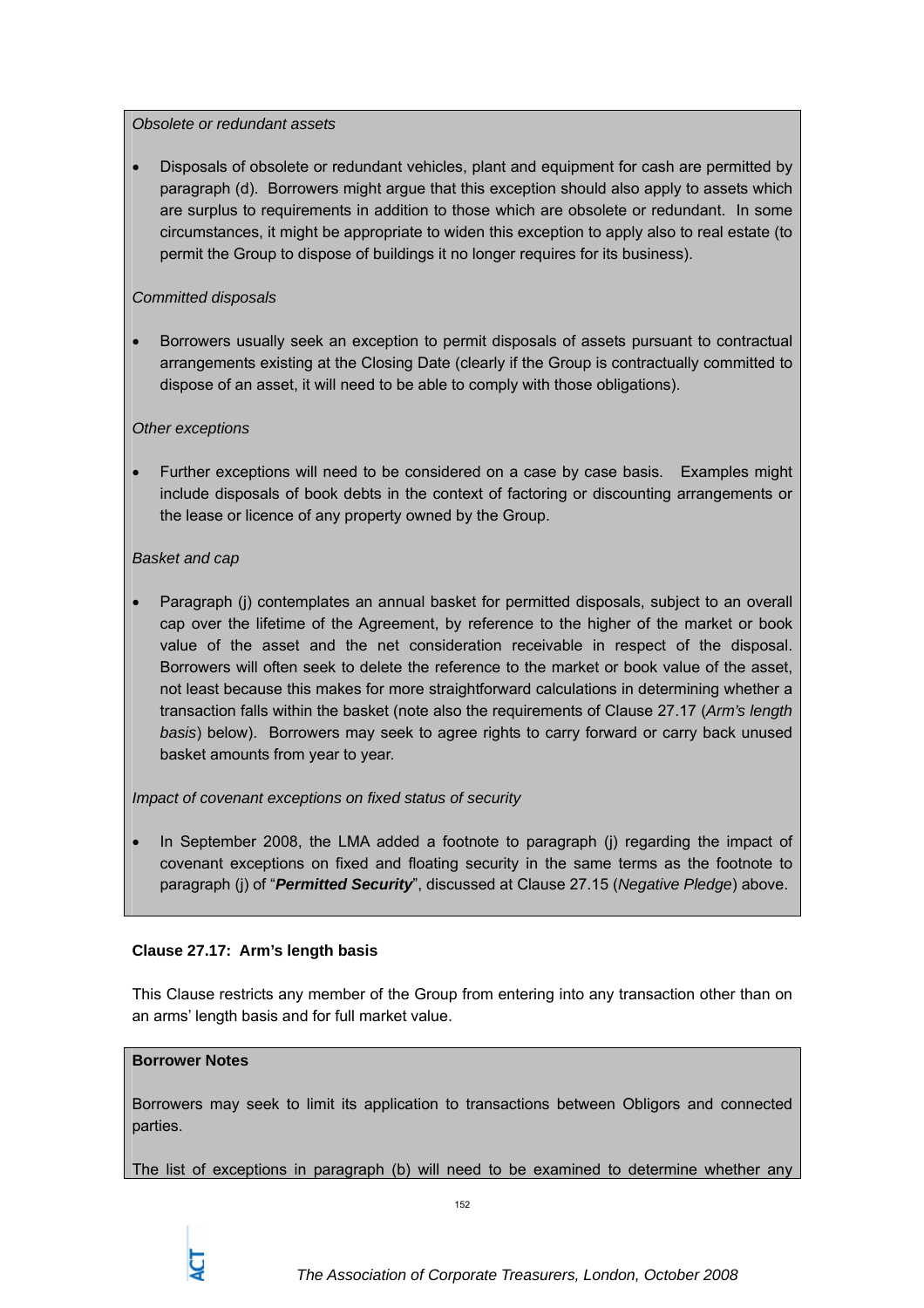*Obsolete or redundant assets*

- Disposals of obsolete or redundant vehicles, plant and equipment for cash are permitted by paragraph (d). Borrowers might argue that this exception should also apply to assets which are surplus to requirements in addition to those which are obsolete or redundant. In some circumstances, it might be appropriate to widen this exception to apply also to real estate (to permit the Group to dispose of buildings it no longer requires for its business).

*Committed disposals*

- Borrowers usually seek an exception to permit disposals of assets pursuant to contractual arrangements existing at the Closing Date (clearly if the Group is contractually committed to dispose of an asset, it will need to be able to comply with those obligations).

*Other exceptions*

- Further exceptions will need to be considered on a case by case basis. Examples might include disposals of book debts in the context of factoring or discounting arrangements or the lease or licence of any property owned by the Group.

*Basket and cap*

- Paragraph (j) contemplates an annual basket for permitted disposals, subject to an overall cap over the lifetime of the Agreement, by reference to the higher of the market or book value of the asset and the net consideration receivable in respect of the disposal. Borrowers will often seek to delete the reference to the market or book value of the asset, not least because this makes for more straightforward calculations in determining whether a transaction falls within the basket (note also the requirements of Clause 27.17 (*Arm's length basis*) below). Borrowers may seek to agree rights to carry forward or carry back unused basket amounts from year to year.

*Impact of covenant exceptions on fixed status of security*

- In September 2008, the LMA added a footnote to paragraph (j) regarding the impact of covenant exceptions on fixed and floating security in the same terms as the footnote to paragraph (j) of "***Permitted Security***", discussed at Clause 27.15 (*Negative Pledge*) above.

**Clause 27.17: Arm's length basis**

This Clause restricts any member of the Group from entering into any transaction other than on an arms' length basis and for full market value.

**Borrower Notes**

Borrowers may seek to limit its application to transactions between Obligors and connected parties.

The list of exceptions in paragraph (b) will need to be examined to determine whether any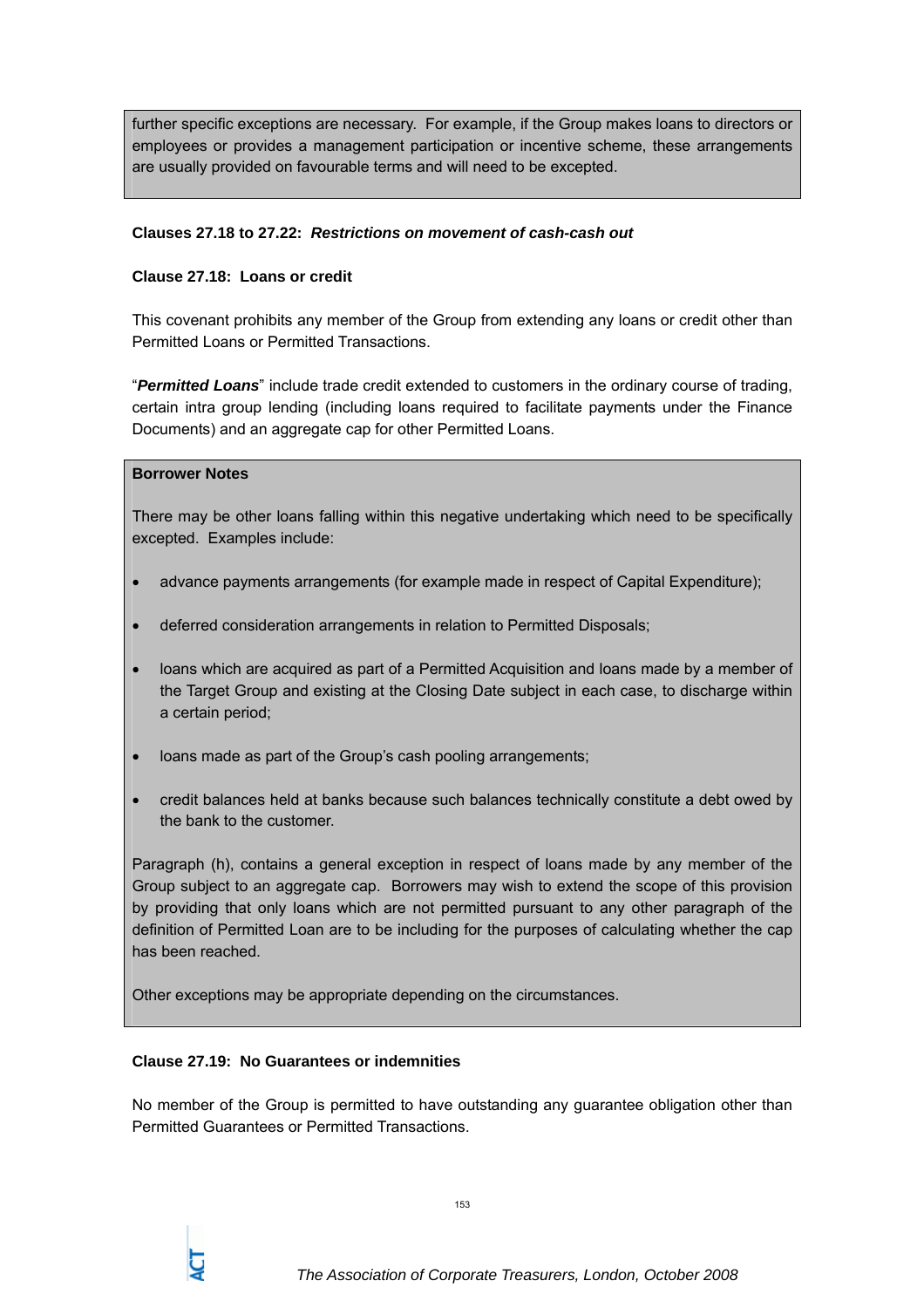further specific exceptions are necessary. For example, if the Group makes loans to directors or employees or provides a management participation or incentive scheme, these arrangements are usually provided on favourable terms and will need to be excepted.

**Clauses 27.18 to 27.22: *Restrictions on movement of cash-cash out***

**Clause 27.18: Loans or credit**

This covenant prohibits any member of the Group from extending any loans or credit other than Permitted Loans or Permitted Transactions.

"***Permitted Loans***" include trade credit extended to customers in the ordinary course of trading, certain intra group lending (including loans required to facilitate payments under the Finance Documents) and an aggregate cap for other Permitted Loans.

**Borrower Notes**

There may be other loans falling within this negative undertaking which need to be specifically excepted. Examples include:

- advance payments arrangements (for example made in respect of Capital Expenditure);
- deferred consideration arrangements in relation to Permitted Disposals;
- loans which are acquired as part of a Permitted Acquisition and loans made by a member of the Target Group and existing at the Closing Date subject in each case, to discharge within a certain period;
- loans made as part of the Group's cash pooling arrangements;
- credit balances held at banks because such balances technically constitute a debt owed by the bank to the customer.

Paragraph (h), contains a general exception in respect of loans made by any member of the Group subject to an aggregate cap. Borrowers may wish to extend the scope of this provision by providing that only loans which are not permitted pursuant to any other paragraph of the definition of Permitted Loan are to be including for the purposes of calculating whether the cap has been reached.

Other exceptions may be appropriate depending on the circumstances.

**Clause 27.19: No Guarantees or indemnities**

No member of the Group is permitted to have outstanding any guarantee obligation other than Permitted Guarantees or Permitted Transactions.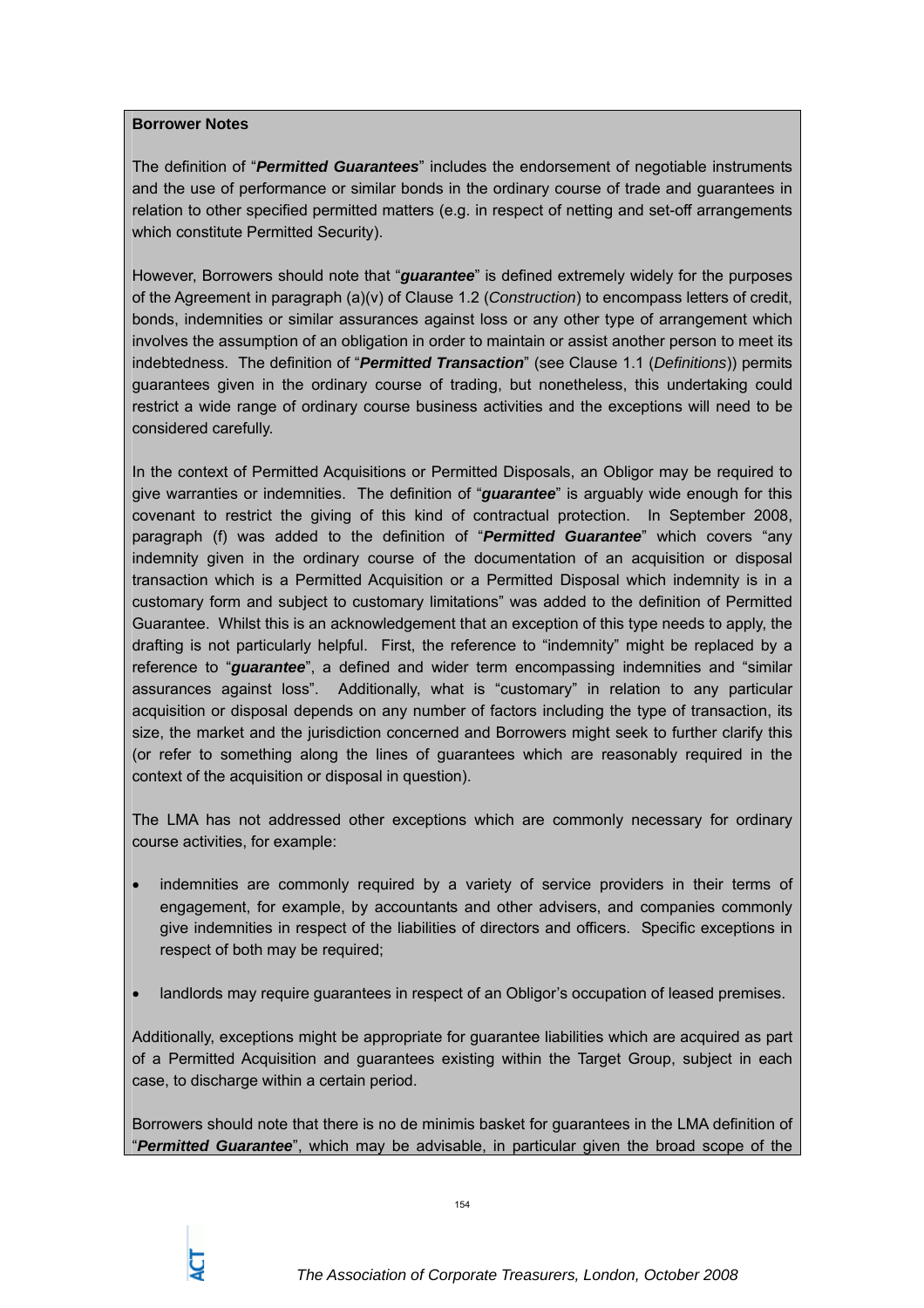**Borrower Notes**

The definition of "***Permitted Guarantees***" includes the endorsement of negotiable instruments and the use of performance or similar bonds in the ordinary course of trade and guarantees in relation to other specified permitted matters (e.g. in respect of netting and set-off arrangements which constitute Permitted Security).

However, Borrowers should note that "***guarantee***" is defined extremely widely for the purposes of the Agreement in paragraph (a)(v) of Clause 1.2 (*Construction*) to encompass letters of credit, bonds, indemnities or similar assurances against loss or any other type of arrangement which involves the assumption of an obligation in order to maintain or assist another person to meet its indebtedness. The definition of "***Permitted Transaction***" (see Clause 1.1 (*Definitions*)) permits guarantees given in the ordinary course of trading, but nonetheless, this undertaking could restrict a wide range of ordinary course business activities and the exceptions will need to be considered carefully.

In the context of Permitted Acquisitions or Permitted Disposals, an Obligor may be required to give warranties or indemnities. The definition of "***guarantee***" is arguably wide enough for this covenant to restrict the giving of this kind of contractual protection. In September 2008, paragraph (f) was added to the definition of "***Permitted Guarantee***" which covers "any indemnity given in the ordinary course of the documentation of an acquisition or disposal transaction which is a Permitted Acquisition or a Permitted Disposal which indemnity is in a customary form and subject to customary limitations" was added to the definition of Permitted Guarantee. Whilst this is an acknowledgement that an exception of this type needs to apply, the drafting is not particularly helpful. First, the reference to "indemnity" might be replaced by a reference to "***guarantee***", a defined and wider term encompassing indemnities and "similar assurances against loss". Additionally, what is "customary" in relation to any particular acquisition or disposal depends on any number of factors including the type of transaction, its size, the market and the jurisdiction concerned and Borrowers might seek to further clarify this (or refer to something along the lines of guarantees which are reasonably required in the context of the acquisition or disposal in question).

The LMA has not addressed other exceptions which are commonly necessary for ordinary course activities, for example:

- indemnities are commonly required by a variety of service providers in their terms of engagement, for example, by accountants and other advisers, and companies commonly give indemnities in respect of the liabilities of directors and officers. Specific exceptions in respect of both may be required;
- landlords may require guarantees in respect of an Obligor's occupation of leased premises.

Additionally, exceptions might be appropriate for guarantee liabilities which are acquired as part of a Permitted Acquisition and guarantees existing within the Target Group, subject in each case, to discharge within a certain period.

Borrowers should note that there is no de minimis basket for guarantees in the LMA definition of "***Permitted Guarantee***", which may be advisable, in particular given the broad scope of the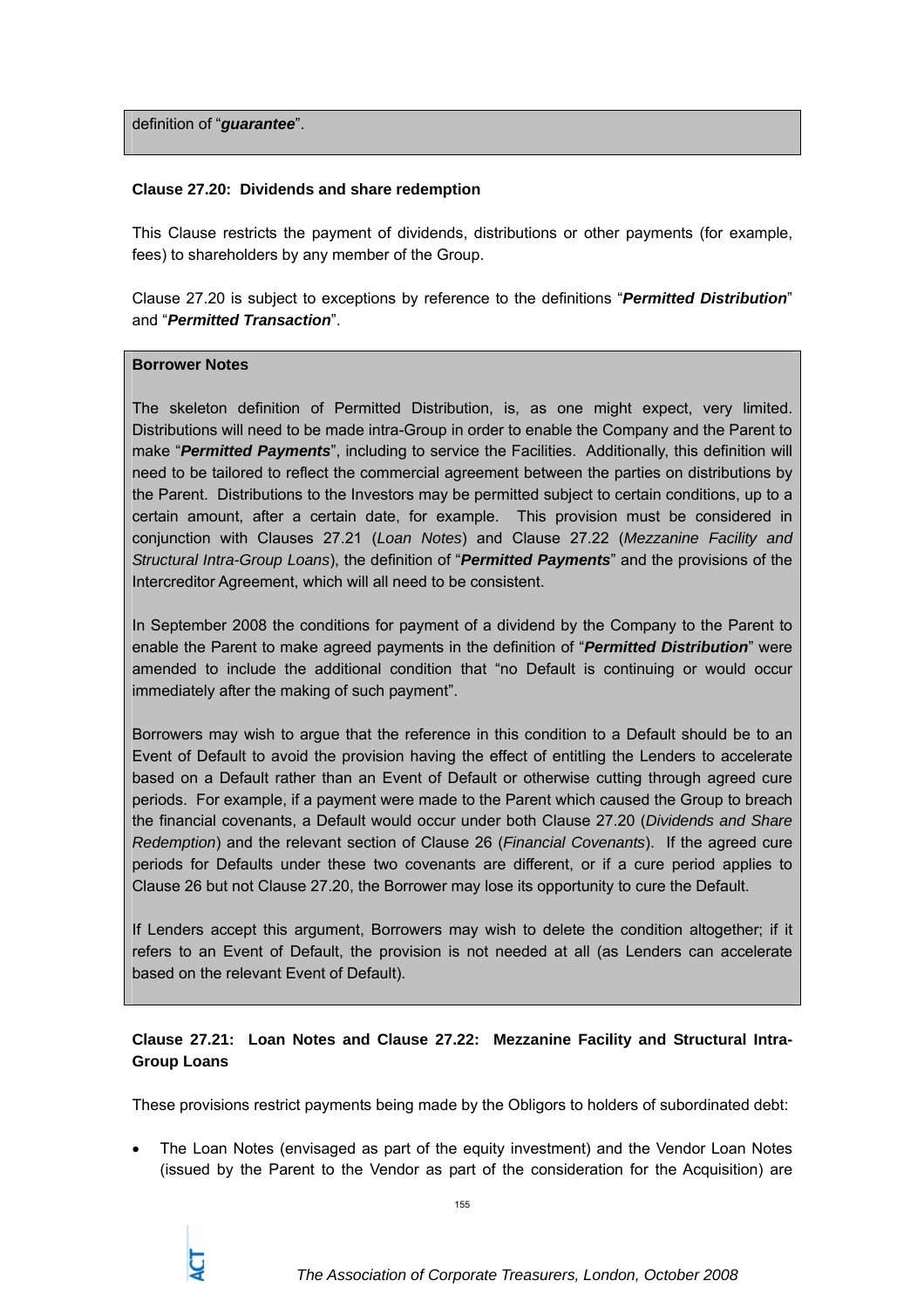definition of "***guarantee***".

**Clause 27.20: Dividends and share redemption**

This Clause restricts the payment of dividends, distributions or other payments (for example, fees) to shareholders by any member of the Group.

Clause 27.20 is subject to exceptions by reference to the definitions "***Permitted Distribution***" and "***Permitted Transaction***".

**Borrower Notes**

The skeleton definition of Permitted Distribution, is, as one might expect, very limited. Distributions will need to be made intra-Group in order to enable the Company and the Parent to make "***Permitted Payments***", including to service the Facilities. Additionally, this definition will need to be tailored to reflect the commercial agreement between the parties on distributions by the Parent. Distributions to the Investors may be permitted subject to certain conditions, up to a certain amount, after a certain date, for example. This provision must be considered in conjunction with Clauses 27.21 (*Loan Notes*) and Clause 27.22 (*Mezzanine Facility and Structural Intra-Group Loans*), the definition of "***Permitted Payments***" and the provisions of the Intercreditor Agreement, which will all need to be consistent.

In September 2008 the conditions for payment of a dividend by the Company to the Parent to enable the Parent to make agreed payments in the definition of "***Permitted Distribution***" were amended to include the additional condition that "no Default is continuing or would occur immediately after the making of such payment".

Borrowers may wish to argue that the reference in this condition to a Default should be to an Event of Default to avoid the provision having the effect of entitling the Lenders to accelerate based on a Default rather than an Event of Default or otherwise cutting through agreed cure periods. For example, if a payment were made to the Parent which caused the Group to breach the financial covenants, a Default would occur under both Clause 27.20 (*Dividends and Share Redemption*) and the relevant section of Clause 26 (*Financial Covenants*). If the agreed cure periods for Defaults under these two covenants are different, or if a cure period applies to Clause 26 but not Clause 27.20, the Borrower may lose its opportunity to cure the Default.

If Lenders accept this argument, Borrowers may wish to delete the condition altogether; if it refers to an Event of Default, the provision is not needed at all (as Lenders can accelerate based on the relevant Event of Default).

**Clause 27.21: Loan Notes and Clause 27.22: Mezzanine Facility and Structural Intra-Group Loans**

These provisions restrict payments being made by the Obligors to holders of subordinated debt:

- The Loan Notes (envisaged as part of the equity investment) and the Vendor Loan Notes (issued by the Parent to the Vendor as part of the consideration for the Acquisition) are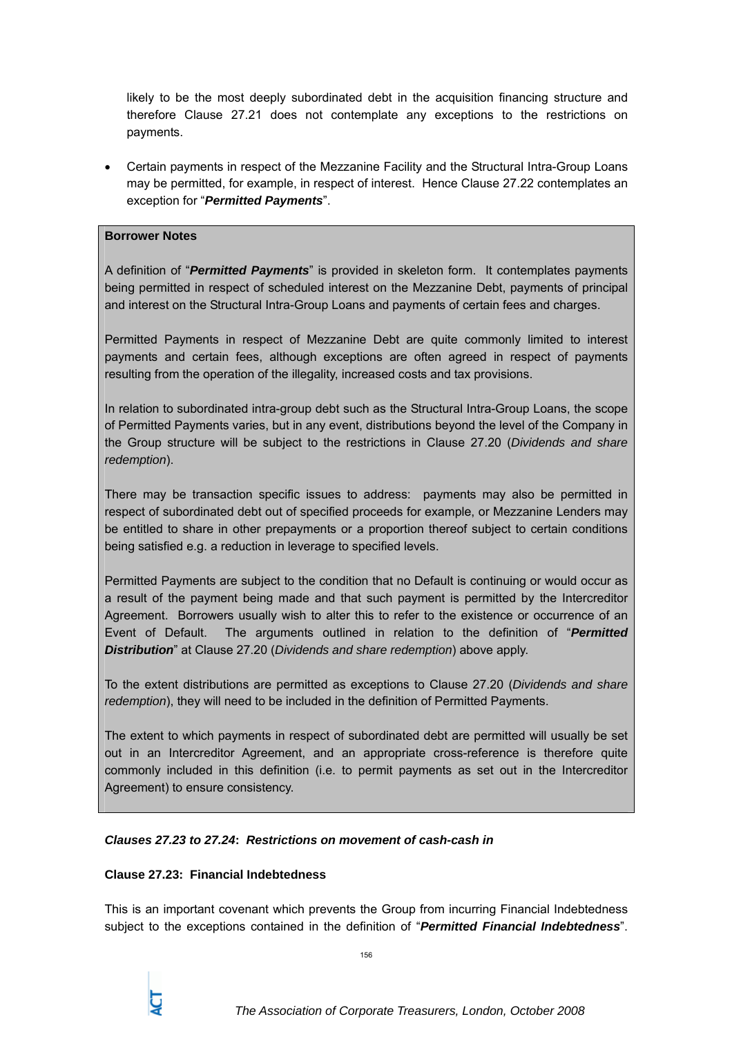likely to be the most deeply subordinated debt in the acquisition financing structure and therefore Clause 27.21 does not contemplate any exceptions to the restrictions on payments.

- Certain payments in respect of the Mezzanine Facility and the Structural Intra-Group Loans may be permitted, for example, in respect of interest. Hence Clause 27.22 contemplates an exception for "***Permitted Payments***".

**Borrower Notes**

A definition of "***Permitted Payments***" is provided in skeleton form. It contemplates payments being permitted in respect of scheduled interest on the Mezzanine Debt, payments of principal and interest on the Structural Intra-Group Loans and payments of certain fees and charges.

Permitted Payments in respect of Mezzanine Debt are quite commonly limited to interest payments and certain fees, although exceptions are often agreed in respect of payments resulting from the operation of the illegality, increased costs and tax provisions.

In relation to subordinated intra-group debt such as the Structural Intra-Group Loans, the scope of Permitted Payments varies, but in any event, distributions beyond the level of the Company in the Group structure will be subject to the restrictions in Clause 27.20 (*Dividends and share redemption*).

There may be transaction specific issues to address: payments may also be permitted in respect of subordinated debt out of specified proceeds for example, or Mezzanine Lenders may be entitled to share in other prepayments or a proportion thereof subject to certain conditions being satisfied e.g. a reduction in leverage to specified levels.

Permitted Payments are subject to the condition that no Default is continuing or would occur as a result of the payment being made and that such payment is permitted by the Intercreditor Agreement. Borrowers usually wish to alter this to refer to the existence or occurrence of an Event of Default. The arguments outlined in relation to the definition of "***Permitted Distribution***" at Clause 27.20 (*Dividends and share redemption*) above apply.

To the extent distributions are permitted as exceptions to Clause 27.20 (*Dividends and share redemption*), they will need to be included in the definition of Permitted Payments.

The extent to which payments in respect of subordinated debt are permitted will usually be set out in an Intercreditor Agreement, and an appropriate cross-reference is therefore quite commonly included in this definition (i.e. to permit payments as set out in the Intercreditor Agreement) to ensure consistency.

***Clauses 27.23 to 27.24: Restrictions on movement of cash-cash in***

**Clause 27.23: Financial Indebtedness**

This is an important covenant which prevents the Group from incurring Financial Indebtedness subject to the exceptions contained in the definition of "***Permitted Financial Indebtedness***".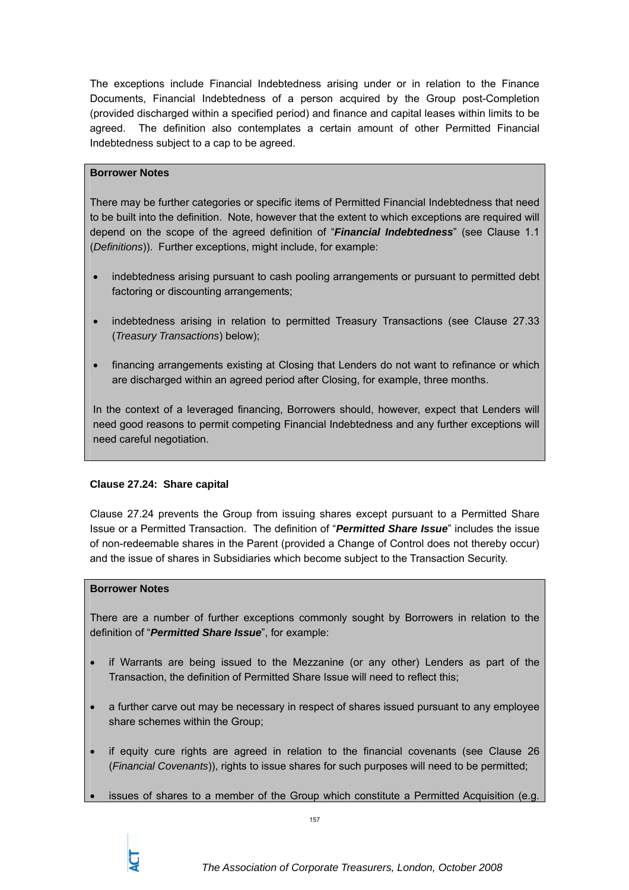The exceptions include Financial Indebtedness arising under or in relation to the Finance Documents, Financial Indebtedness of a person acquired by the Group post-Completion (provided discharged within a specified period) and finance and capital leases within limits to be agreed. The definition also contemplates a certain amount of other Permitted Financial Indebtedness subject to a cap to be agreed.

**Borrower Notes**

There may be further categories or specific items of Permitted Financial Indebtedness that need to be built into the definition. Note, however that the extent to which exceptions are required will depend on the scope of the agreed definition of "***Financial Indebtedness***" (see Clause 1.1 (*Definitions*)). Further exceptions, might include, for example:

- indebtedness arising pursuant to cash pooling arrangements or pursuant to permitted debt factoring or discounting arrangements;
- indebtedness arising in relation to permitted Treasury Transactions (see Clause 27.33 (*Treasury Transactions*) below);
- financing arrangements existing at Closing that Lenders do not want to refinance or which are discharged within an agreed period after Closing, for example, three months.

In the context of a leveraged financing, Borrowers should, however, expect that Lenders will need good reasons to permit competing Financial Indebtedness and any further exceptions will need careful negotiation.

**Clause 27.24: Share capital**

Clause 27.24 prevents the Group from issuing shares except pursuant to a Permitted Share Issue or a Permitted Transaction. The definition of "***Permitted Share Issue***" includes the issue of non-redeemable shares in the Parent (provided a Change of Control does not thereby occur) and the issue of shares in Subsidiaries which become subject to the Transaction Security.

**Borrower Notes**

There are a number of further exceptions commonly sought by Borrowers in relation to the definition of "***Permitted Share Issue***", for example:

- if Warrants are being issued to the Mezzanine (or any other) Lenders as part of the Transaction, the definition of Permitted Share Issue will need to reflect this;
- a further carve out may be necessary in respect of shares issued pursuant to any employee share schemes within the Group;
- if equity cure rights are agreed in relation to the financial covenants (see Clause 26 (*Financial Covenants*)), rights to issue shares for such purposes will need to be permitted;
- issues of shares to a member of the Group which constitute a Permitted Acquisition (e.g.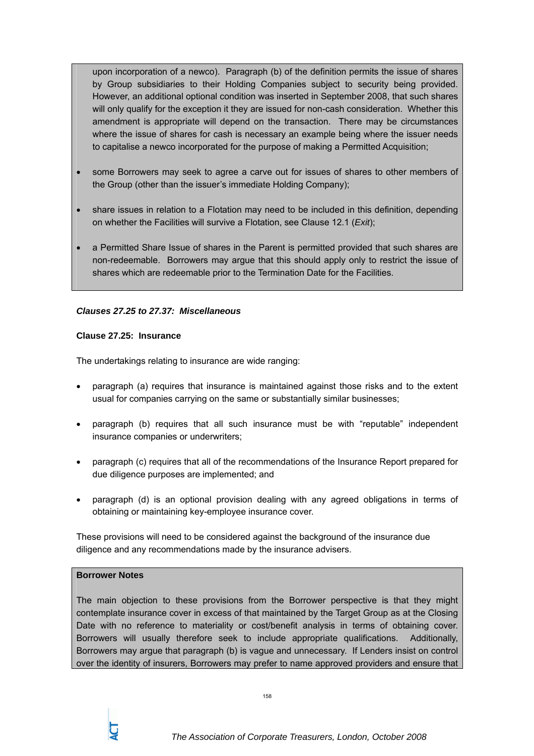upon incorporation of a newco). Paragraph (b) of the definition permits the issue of shares by Group subsidiaries to their Holding Companies subject to security being provided. However, an additional optional condition was inserted in September 2008, that such shares will only qualify for the exception it they are issued for non-cash consideration. Whether this amendment is appropriate will depend on the transaction. There may be circumstances where the issue of shares for cash is necessary an example being where the issuer needs to capitalise a newco incorporated for the purpose of making a Permitted Acquisition;

- some Borrowers may seek to agree a carve out for issues of shares to other members of the Group (other than the issuer's immediate Holding Company);
- share issues in relation to a Flotation may need to be included in this definition, depending on whether the Facilities will survive a Flotation, see Clause 12.1 (*Exit*);
- a Permitted Share Issue of shares in the Parent is permitted provided that such shares are non-redeemable. Borrowers may argue that this should apply only to restrict the issue of shares which are redeemable prior to the Termination Date for the Facilities.

***Clauses 27.25 to 27.37: Miscellaneous***

**Clause 27.25: Insurance**

The undertakings relating to insurance are wide ranging:

- paragraph (a) requires that insurance is maintained against those risks and to the extent usual for companies carrying on the same or substantially similar businesses;
- paragraph (b) requires that all such insurance must be with "reputable" independent insurance companies or underwriters;
- paragraph (c) requires that all of the recommendations of the Insurance Report prepared for due diligence purposes are implemented; and
- paragraph (d) is an optional provision dealing with any agreed obligations in terms of obtaining or maintaining key-employee insurance cover.

These provisions will need to be considered against the background of the insurance due diligence and any recommendations made by the insurance advisers.

**Borrower Notes**

The main objection to these provisions from the Borrower perspective is that they might contemplate insurance cover in excess of that maintained by the Target Group as at the Closing Date with no reference to materiality or cost/benefit analysis in terms of obtaining cover. Borrowers will usually therefore seek to include appropriate qualifications. Additionally, Borrowers may argue that paragraph (b) is vague and unnecessary. If Lenders insist on control over the identity of insurers, Borrowers may prefer to name approved providers and ensure that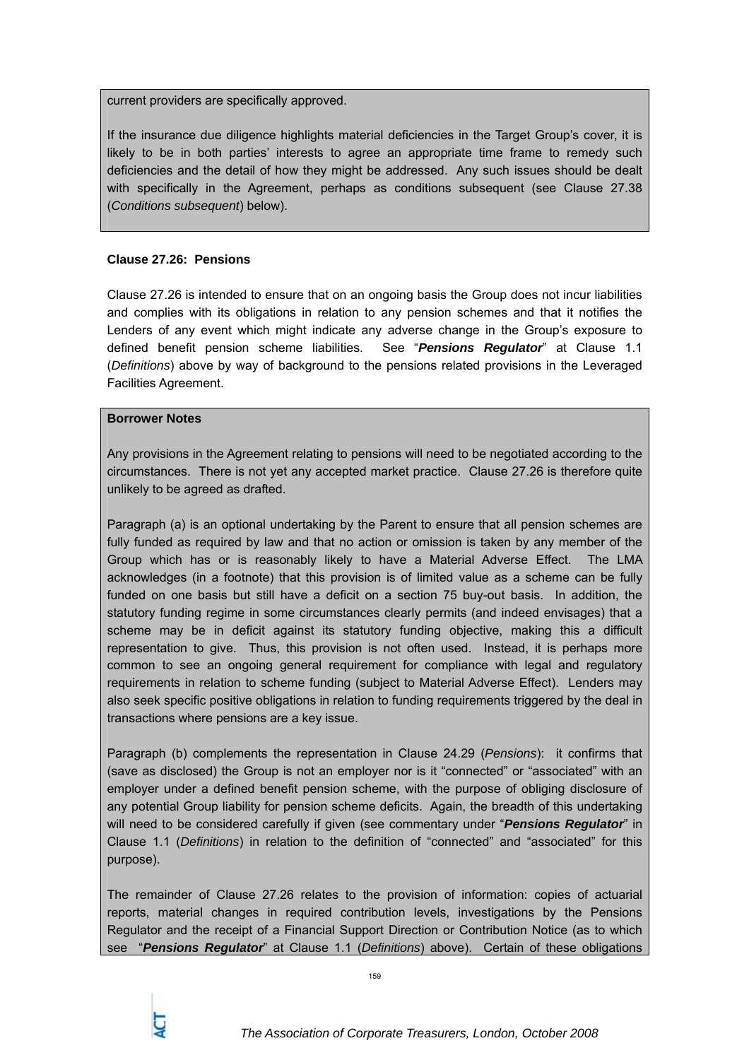current providers are specifically approved.

If the insurance due diligence highlights material deficiencies in the Target Group's cover, it is likely to be in both parties' interests to agree an appropriate time frame to remedy such deficiencies and the detail of how they might be addressed. Any such issues should be dealt with specifically in the Agreement, perhaps as conditions subsequent (see Clause 27.38 (*Conditions subsequent*) below).

**Clause 27.26: Pensions**

Clause 27.26 is intended to ensure that on an ongoing basis the Group does not incur liabilities and complies with its obligations in relation to any pension schemes and that it notifies the Lenders of any event which might indicate any adverse change in the Group's exposure to defined benefit pension scheme liabilities. See "***Pensions Regulator***" at Clause 1.1 (*Definitions*) above by way of background to the pensions related provisions in the Leveraged Facilities Agreement.

**Borrower Notes**

Any provisions in the Agreement relating to pensions will need to be negotiated according to the circumstances. There is not yet any accepted market practice. Clause 27.26 is therefore quite unlikely to be agreed as drafted.

Paragraph (a) is an optional undertaking by the Parent to ensure that all pension schemes are fully funded as required by law and that no action or omission is taken by any member of the Group which has or is reasonably likely to have a Material Adverse Effect. The LMA acknowledges (in a footnote) that this provision is of limited value as a scheme can be fully funded on one basis but still have a deficit on a section 75 buy-out basis. In addition, the statutory funding regime in some circumstances clearly permits (and indeed envisages) that a scheme may be in deficit against its statutory funding objective, making this a difficult representation to give. Thus, this provision is not often used. Instead, it is perhaps more common to see an ongoing general requirement for compliance with legal and regulatory requirements in relation to scheme funding (subject to Material Adverse Effect). Lenders may also seek specific positive obligations in relation to funding requirements triggered by the deal in transactions where pensions are a key issue.

Paragraph (b) complements the representation in Clause 24.29 (*Pensions*): it confirms that (save as disclosed) the Group is not an employer nor is it "connected" or "associated" with an employer under a defined benefit pension scheme, with the purpose of obliging disclosure of any potential Group liability for pension scheme deficits. Again, the breadth of this undertaking will need to be considered carefully if given (see commentary under "***Pensions Regulator***" in Clause 1.1 (*Definitions*) in relation to the definition of "connected" and "associated" for this purpose).

The remainder of Clause 27.26 relates to the provision of information: copies of actuarial reports, material changes in required contribution levels, investigations by the Pensions Regulator and the receipt of a Financial Support Direction or Contribution Notice (as to which see "***Pensions Regulator***" at Clause 1.1 (*Definitions*) above). Certain of these obligations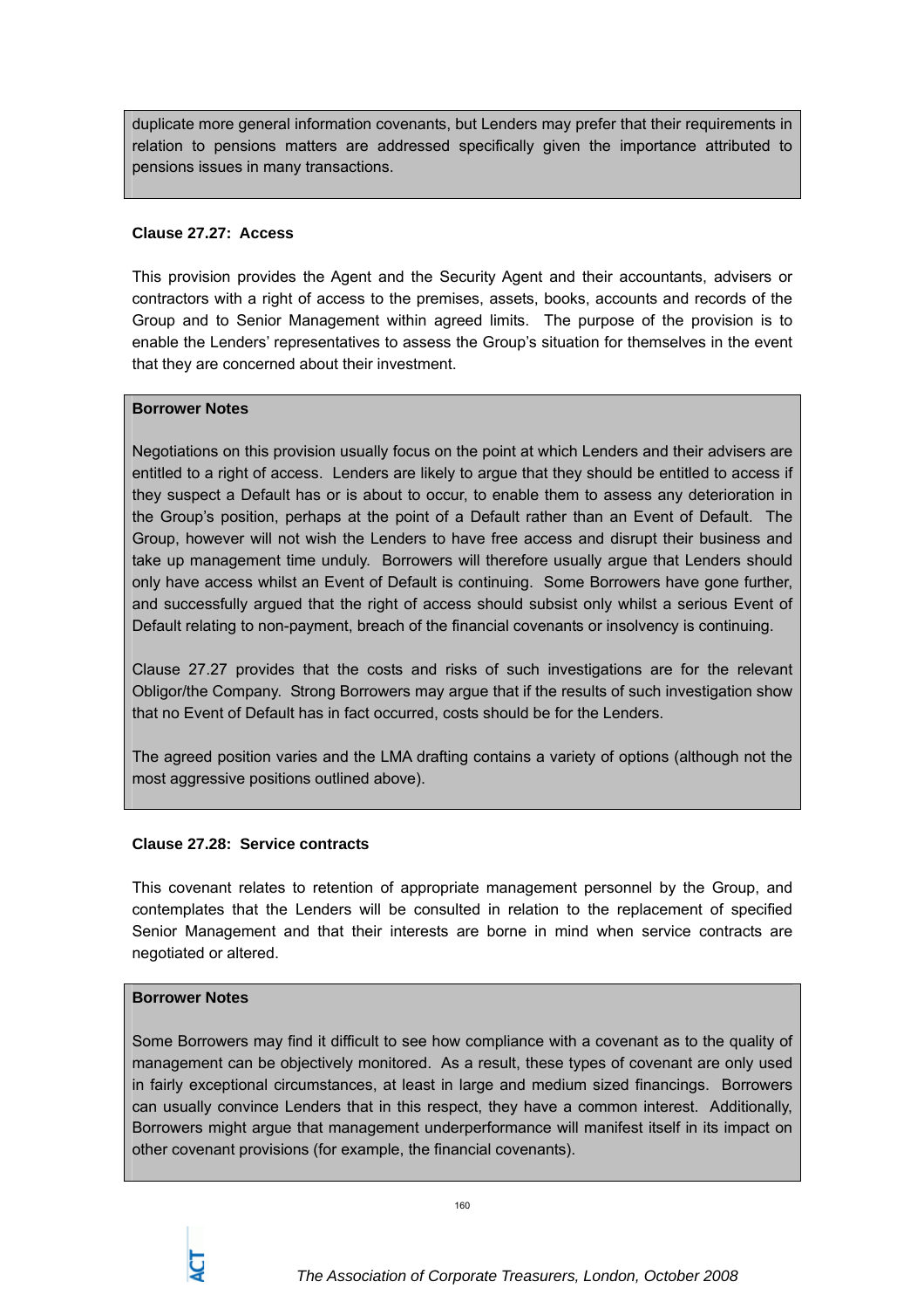duplicate more general information covenants, but Lenders may prefer that their requirements in relation to pensions matters are addressed specifically given the importance attributed to pensions issues in many transactions.

**Clause 27.27: Access**

This provision provides the Agent and the Security Agent and their accountants, advisers or contractors with a right of access to the premises, assets, books, accounts and records of the Group and to Senior Management within agreed limits. The purpose of the provision is to enable the Lenders' representatives to assess the Group's situation for themselves in the event that they are concerned about their investment.

**Borrower Notes**

Negotiations on this provision usually focus on the point at which Lenders and their advisers are entitled to a right of access. Lenders are likely to argue that they should be entitled to access if they suspect a Default has or is about to occur, to enable them to assess any deterioration in the Group's position, perhaps at the point of a Default rather than an Event of Default. The Group, however will not wish the Lenders to have free access and disrupt their business and take up management time unduly. Borrowers will therefore usually argue that Lenders should only have access whilst an Event of Default is continuing. Some Borrowers have gone further, and successfully argued that the right of access should subsist only whilst a serious Event of Default relating to non-payment, breach of the financial covenants or insolvency is continuing.

Clause 27.27 provides that the costs and risks of such investigations are for the relevant Obligor/the Company. Strong Borrowers may argue that if the results of such investigation show that no Event of Default has in fact occurred, costs should be for the Lenders.

The agreed position varies and the LMA drafting contains a variety of options (although not the most aggressive positions outlined above).

**Clause 27.28: Service contracts**

This covenant relates to retention of appropriate management personnel by the Group, and contemplates that the Lenders will be consulted in relation to the replacement of specified Senior Management and that their interests are borne in mind when service contracts are negotiated or altered.

**Borrower Notes**

Some Borrowers may find it difficult to see how compliance with a covenant as to the quality of management can be objectively monitored. As a result, these types of covenant are only used in fairly exceptional circumstances, at least in large and medium sized financings. Borrowers can usually convince Lenders that in this respect, they have a common interest. Additionally, Borrowers might argue that management underperformance will manifest itself in its impact on other covenant provisions (for example, the financial covenants).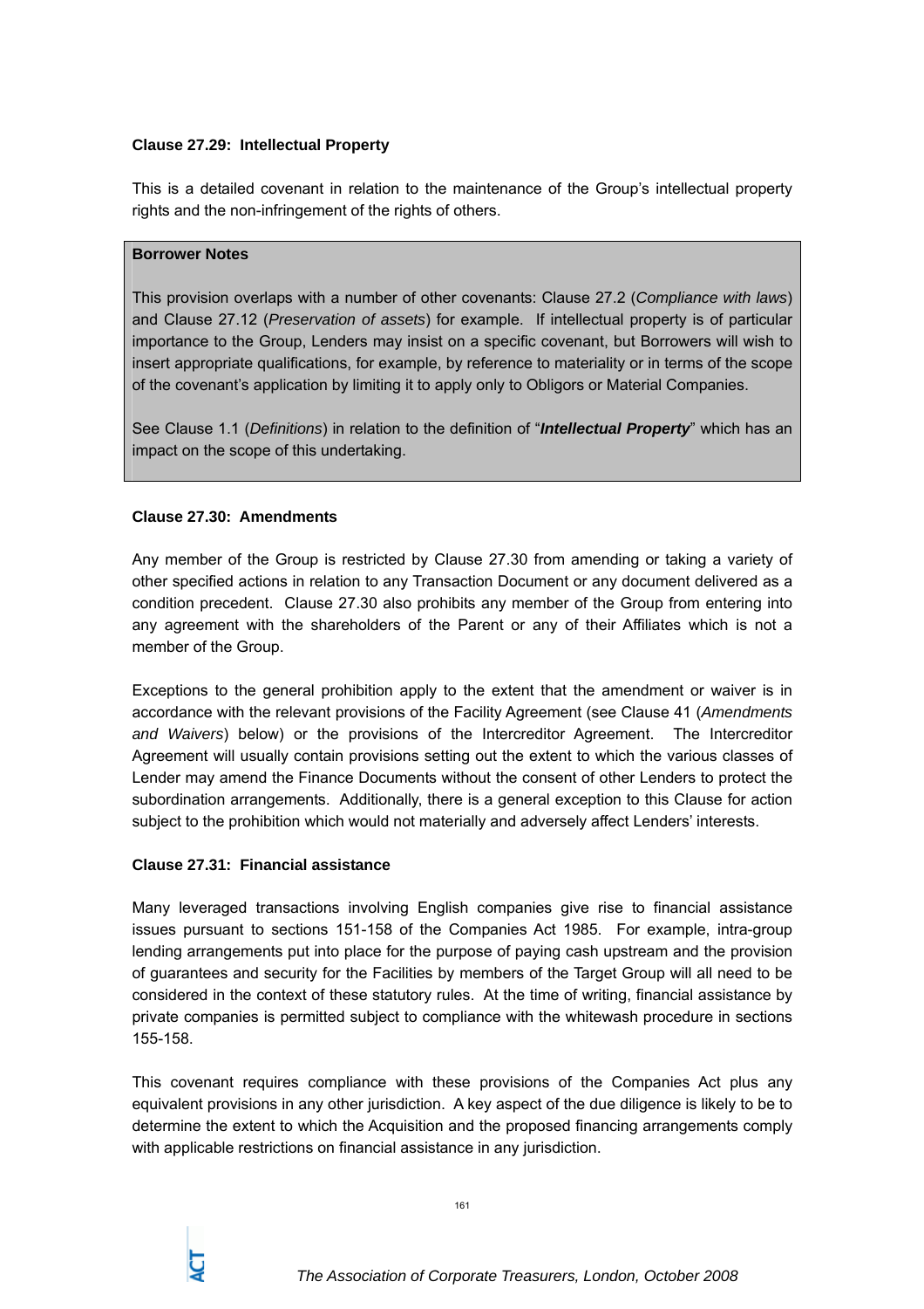**Clause 27.29: Intellectual Property**

This is a detailed covenant in relation to the maintenance of the Group's intellectual property rights and the non-infringement of the rights of others.

> **Borrower Notes**
>
> This provision overlaps with a number of other covenants: Clause 27.2 (*Compliance with laws*) and Clause 27.12 (*Preservation of assets*) for example. If intellectual property is of particular importance to the Group, Lenders may insist on a specific covenant, but Borrowers will wish to insert appropriate qualifications, for example, by reference to materiality or in terms of the scope of the covenant's application by limiting it to apply only to Obligors or Material Companies.
>
> See Clause 1.1 (*Definitions*) in relation to the definition of "***Intellectual Property***" which has an impact on the scope of this undertaking.

**Clause 27.30: Amendments**

Any member of the Group is restricted by Clause 27.30 from amending or taking a variety of other specified actions in relation to any Transaction Document or any document delivered as a condition precedent. Clause 27.30 also prohibits any member of the Group from entering into any agreement with the shareholders of the Parent or any of their Affiliates which is not a member of the Group.

Exceptions to the general prohibition apply to the extent that the amendment or waiver is in accordance with the relevant provisions of the Facility Agreement (see Clause 41 (*Amendments and Waivers*) below) or the provisions of the Intercreditor Agreement. The Intercreditor Agreement will usually contain provisions setting out the extent to which the various classes of Lender may amend the Finance Documents without the consent of other Lenders to protect the subordination arrangements. Additionally, there is a general exception to this Clause for action subject to the prohibition which would not materially and adversely affect Lenders' interests.

**Clause 27.31: Financial assistance**

Many leveraged transactions involving English companies give rise to financial assistance issues pursuant to sections 151-158 of the Companies Act 1985. For example, intra-group lending arrangements put into place for the purpose of paying cash upstream and the provision of guarantees and security for the Facilities by members of the Target Group will all need to be considered in the context of these statutory rules. At the time of writing, financial assistance by private companies is permitted subject to compliance with the whitewash procedure in sections 155-158.

This covenant requires compliance with these provisions of the Companies Act plus any equivalent provisions in any other jurisdiction. A key aspect of the due diligence is likely to be to determine the extent to which the Acquisition and the proposed financing arrangements comply with applicable restrictions on financial assistance in any jurisdiction.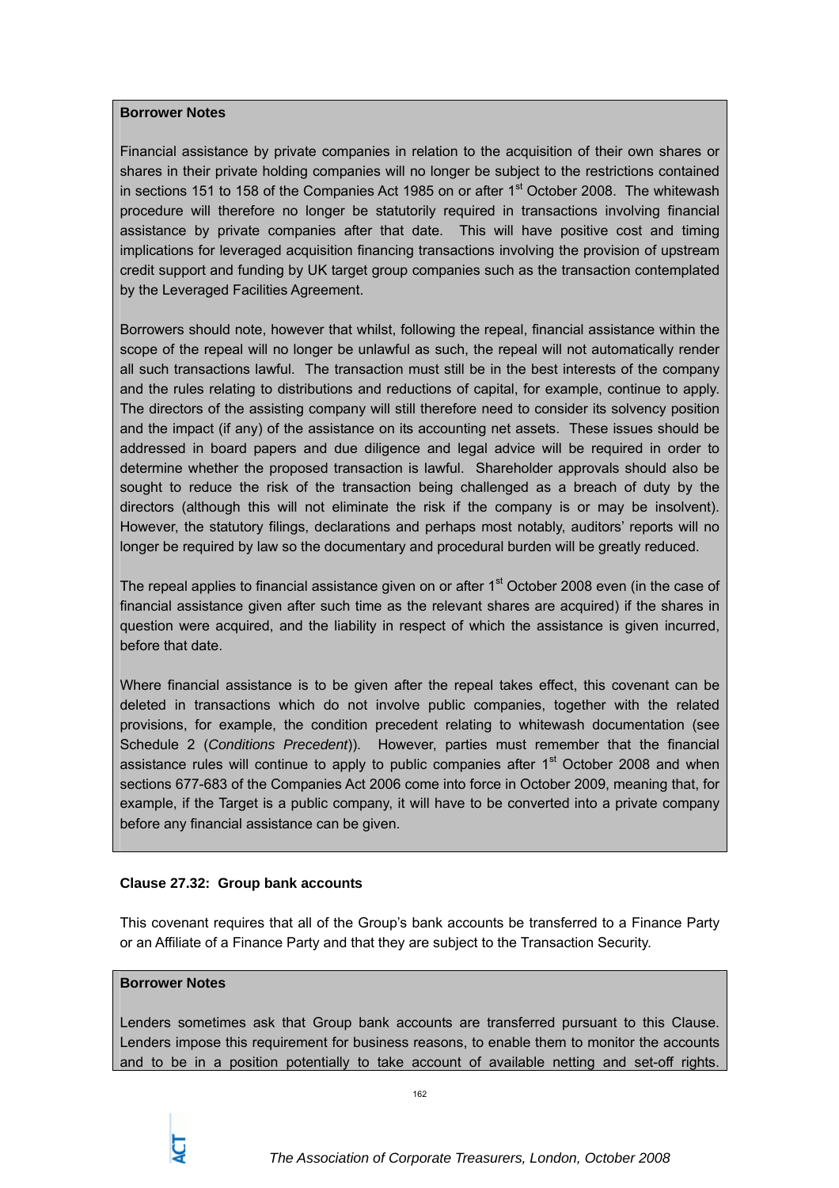**Borrower Notes**

Financial assistance by private companies in relation to the acquisition of their own shares or shares in their private holding companies will no longer be subject to the restrictions contained in sections 151 to 158 of the Companies Act 1985 on or after 1st October 2008. The whitewash procedure will therefore no longer be statutorily required in transactions involving financial assistance by private companies after that date. This will have positive cost and timing implications for leveraged acquisition financing transactions involving the provision of upstream credit support and funding by UK target group companies such as the transaction contemplated by the Leveraged Facilities Agreement.

Borrowers should note, however that whilst, following the repeal, financial assistance within the scope of the repeal will no longer be unlawful as such, the repeal will not automatically render all such transactions lawful. The transaction must still be in the best interests of the company and the rules relating to distributions and reductions of capital, for example, continue to apply. The directors of the assisting company will still therefore need to consider its solvency position and the impact (if any) of the assistance on its accounting net assets. These issues should be addressed in board papers and due diligence and legal advice will be required in order to determine whether the proposed transaction is lawful. Shareholder approvals should also be sought to reduce the risk of the transaction being challenged as a breach of duty by the directors (although this will not eliminate the risk if the company is or may be insolvent). However, the statutory filings, declarations and perhaps most notably, auditors' reports will no longer be required by law so the documentary and procedural burden will be greatly reduced.

The repeal applies to financial assistance given on or after 1st October 2008 even (in the case of financial assistance given after such time as the relevant shares are acquired) if the shares in question were acquired, and the liability in respect of which the assistance is given incurred, before that date.

Where financial assistance is to be given after the repeal takes effect, this covenant can be deleted in transactions which do not involve public companies, together with the related provisions, for example, the condition precedent relating to whitewash documentation (see Schedule 2 (*Conditions Precedent*)). However, parties must remember that the financial assistance rules will continue to apply to public companies after 1st October 2008 and when sections 677-683 of the Companies Act 2006 come into force in October 2009, meaning that, for example, if the Target is a public company, it will have to be converted into a private company before any financial assistance can be given.

**Clause 27.32: Group bank accounts**

This covenant requires that all of the Group's bank accounts be transferred to a Finance Party or an Affiliate of a Finance Party and that they are subject to the Transaction Security.

**Borrower Notes**

Lenders sometimes ask that Group bank accounts are transferred pursuant to this Clause. Lenders impose this requirement for business reasons, to enable them to monitor the accounts and to be in a position potentially to take account of available netting and set-off rights.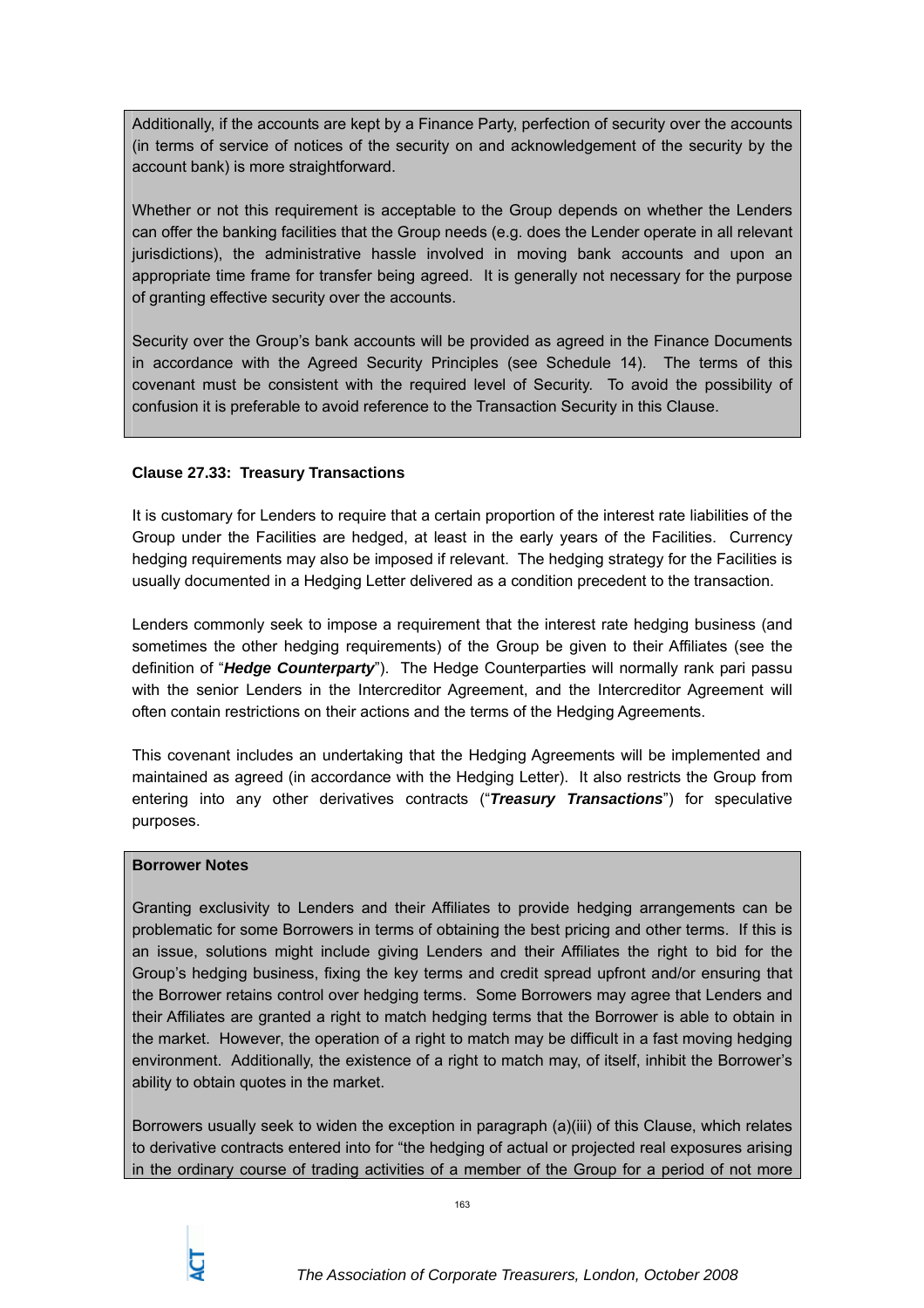Additionally, if the accounts are kept by a Finance Party, perfection of security over the accounts (in terms of service of notices of the security on and acknowledgement of the security by the account bank) is more straightforward.

Whether or not this requirement is acceptable to the Group depends on whether the Lenders can offer the banking facilities that the Group needs (e.g. does the Lender operate in all relevant jurisdictions), the administrative hassle involved in moving bank accounts and upon an appropriate time frame for transfer being agreed. It is generally not necessary for the purpose of granting effective security over the accounts.

Security over the Group's bank accounts will be provided as agreed in the Finance Documents in accordance with the Agreed Security Principles (see Schedule 14). The terms of this covenant must be consistent with the required level of Security. To avoid the possibility of confusion it is preferable to avoid reference to the Transaction Security in this Clause.

**Clause 27.33: Treasury Transactions**

It is customary for Lenders to require that a certain proportion of the interest rate liabilities of the Group under the Facilities are hedged, at least in the early years of the Facilities. Currency hedging requirements may also be imposed if relevant. The hedging strategy for the Facilities is usually documented in a Hedging Letter delivered as a condition precedent to the transaction.

Lenders commonly seek to impose a requirement that the interest rate hedging business (and sometimes the other hedging requirements) of the Group be given to their Affiliates (see the definition of "***Hedge Counterparty***"). The Hedge Counterparties will normally rank pari passu with the senior Lenders in the Intercreditor Agreement, and the Intercreditor Agreement will often contain restrictions on their actions and the terms of the Hedging Agreements.

This covenant includes an undertaking that the Hedging Agreements will be implemented and maintained as agreed (in accordance with the Hedging Letter). It also restricts the Group from entering into any other derivatives contracts ("***Treasury Transactions***") for speculative purposes.

**Borrower Notes**

Granting exclusivity to Lenders and their Affiliates to provide hedging arrangements can be problematic for some Borrowers in terms of obtaining the best pricing and other terms. If this is an issue, solutions might include giving Lenders and their Affiliates the right to bid for the Group's hedging business, fixing the key terms and credit spread upfront and/or ensuring that the Borrower retains control over hedging terms. Some Borrowers may agree that Lenders and their Affiliates are granted a right to match hedging terms that the Borrower is able to obtain in the market. However, the operation of a right to match may be difficult in a fast moving hedging environment. Additionally, the existence of a right to match may, of itself, inhibit the Borrower's ability to obtain quotes in the market.

Borrowers usually seek to widen the exception in paragraph (a)(iii) of this Clause, which relates to derivative contracts entered into for "the hedging of actual or projected real exposures arising in the ordinary course of trading activities of a member of the Group for a period of not more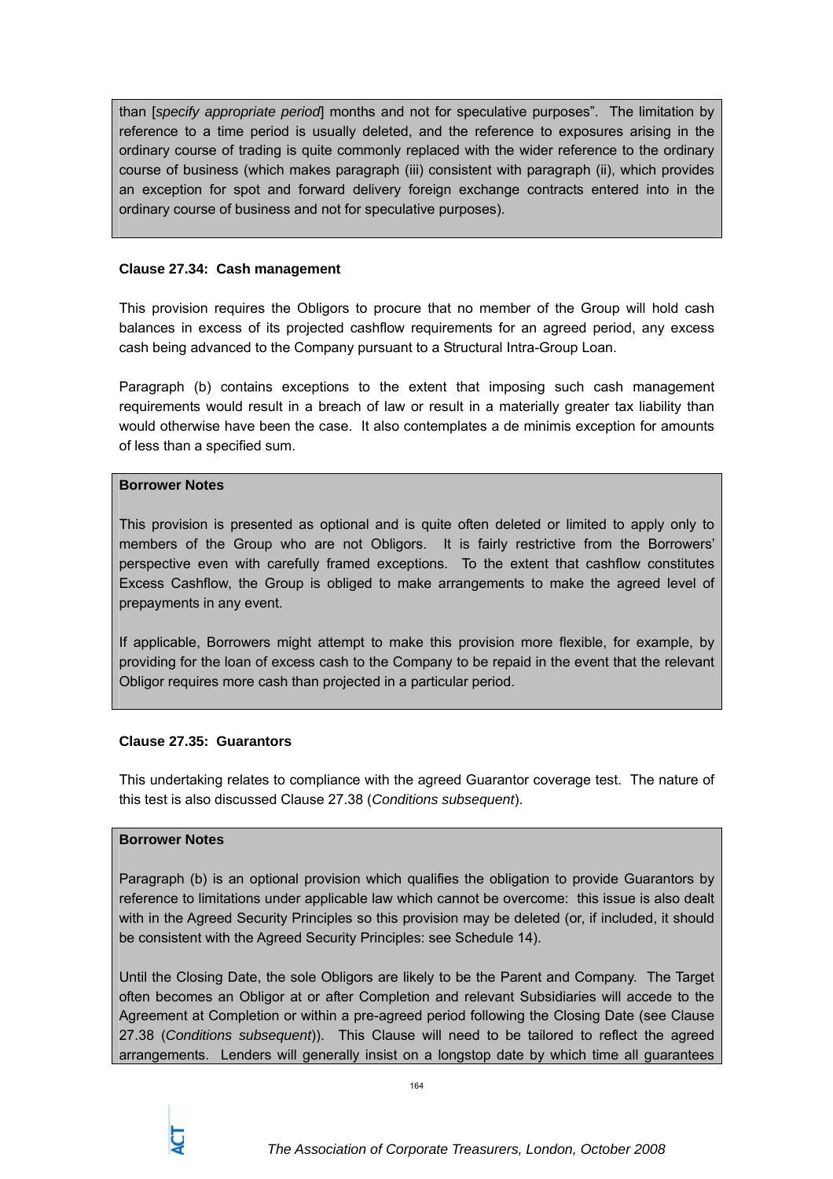than [*specify appropriate period*] months and not for speculative purposes". The limitation by reference to a time period is usually deleted, and the reference to exposures arising in the ordinary course of trading is quite commonly replaced with the wider reference to the ordinary course of business (which makes paragraph (iii) consistent with paragraph (ii), which provides an exception for spot and forward delivery foreign exchange contracts entered into in the ordinary course of business and not for speculative purposes).

**Clause 27.34: Cash management**

This provision requires the Obligors to procure that no member of the Group will hold cash balances in excess of its projected cashflow requirements for an agreed period, any excess cash being advanced to the Company pursuant to a Structural Intra-Group Loan.

Paragraph (b) contains exceptions to the extent that imposing such cash management requirements would result in a breach of law or result in a materially greater tax liability than would otherwise have been the case. It also contemplates a de minimis exception for amounts of less than a specified sum.

**Borrower Notes**

This provision is presented as optional and is quite often deleted or limited to apply only to members of the Group who are not Obligors. It is fairly restrictive from the Borrowers' perspective even with carefully framed exceptions. To the extent that cashflow constitutes Excess Cashflow, the Group is obliged to make arrangements to make the agreed level of prepayments in any event.

If applicable, Borrowers might attempt to make this provision more flexible, for example, by providing for the loan of excess cash to the Company to be repaid in the event that the relevant Obligor requires more cash than projected in a particular period.

**Clause 27.35: Guarantors**

This undertaking relates to compliance with the agreed Guarantor coverage test. The nature of this test is also discussed Clause 27.38 (*Conditions subsequent*).

**Borrower Notes**

Paragraph (b) is an optional provision which qualifies the obligation to provide Guarantors by reference to limitations under applicable law which cannot be overcome: this issue is also dealt with in the Agreed Security Principles so this provision may be deleted (or, if included, it should be consistent with the Agreed Security Principles: see Schedule 14).

Until the Closing Date, the sole Obligors are likely to be the Parent and Company. The Target often becomes an Obligor at or after Completion and relevant Subsidiaries will accede to the Agreement at Completion or within a pre-agreed period following the Closing Date (see Clause 27.38 (*Conditions subsequent*)). This Clause will need to be tailored to reflect the agreed arrangements. Lenders will generally insist on a longstop date by which time all guarantees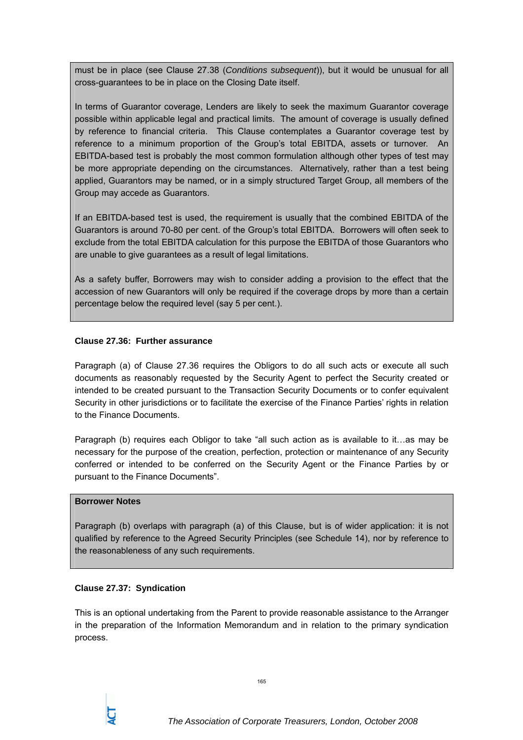must be in place (see Clause 27.38 (*Conditions subsequent*)), but it would be unusual for all cross-guarantees to be in place on the Closing Date itself.

In terms of Guarantor coverage, Lenders are likely to seek the maximum Guarantor coverage possible within applicable legal and practical limits. The amount of coverage is usually defined by reference to financial criteria. This Clause contemplates a Guarantor coverage test by reference to a minimum proportion of the Group's total EBITDA, assets or turnover. An EBITDA-based test is probably the most common formulation although other types of test may be more appropriate depending on the circumstances. Alternatively, rather than a test being applied, Guarantors may be named, or in a simply structured Target Group, all members of the Group may accede as Guarantors.

If an EBITDA-based test is used, the requirement is usually that the combined EBITDA of the Guarantors is around 70-80 per cent. of the Group's total EBITDA. Borrowers will often seek to exclude from the total EBITDA calculation for this purpose the EBITDA of those Guarantors who are unable to give guarantees as a result of legal limitations.

As a safety buffer, Borrowers may wish to consider adding a provision to the effect that the accession of new Guarantors will only be required if the coverage drops by more than a certain percentage below the required level (say 5 per cent.).

**Clause 27.36: Further assurance**

Paragraph (a) of Clause 27.36 requires the Obligors to do all such acts or execute all such documents as reasonably requested by the Security Agent to perfect the Security created or intended to be created pursuant to the Transaction Security Documents or to confer equivalent Security in other jurisdictions or to facilitate the exercise of the Finance Parties' rights in relation to the Finance Documents.

Paragraph (b) requires each Obligor to take "all such action as is available to it…as may be necessary for the purpose of the creation, perfection, protection or maintenance of any Security conferred or intended to be conferred on the Security Agent or the Finance Parties by or pursuant to the Finance Documents".

**Borrower Notes**

Paragraph (b) overlaps with paragraph (a) of this Clause, but is of wider application: it is not qualified by reference to the Agreed Security Principles (see Schedule 14), nor by reference to the reasonableness of any such requirements.

**Clause 27.37: Syndication**

This is an optional undertaking from the Parent to provide reasonable assistance to the Arranger in the preparation of the Information Memorandum and in relation to the primary syndication process.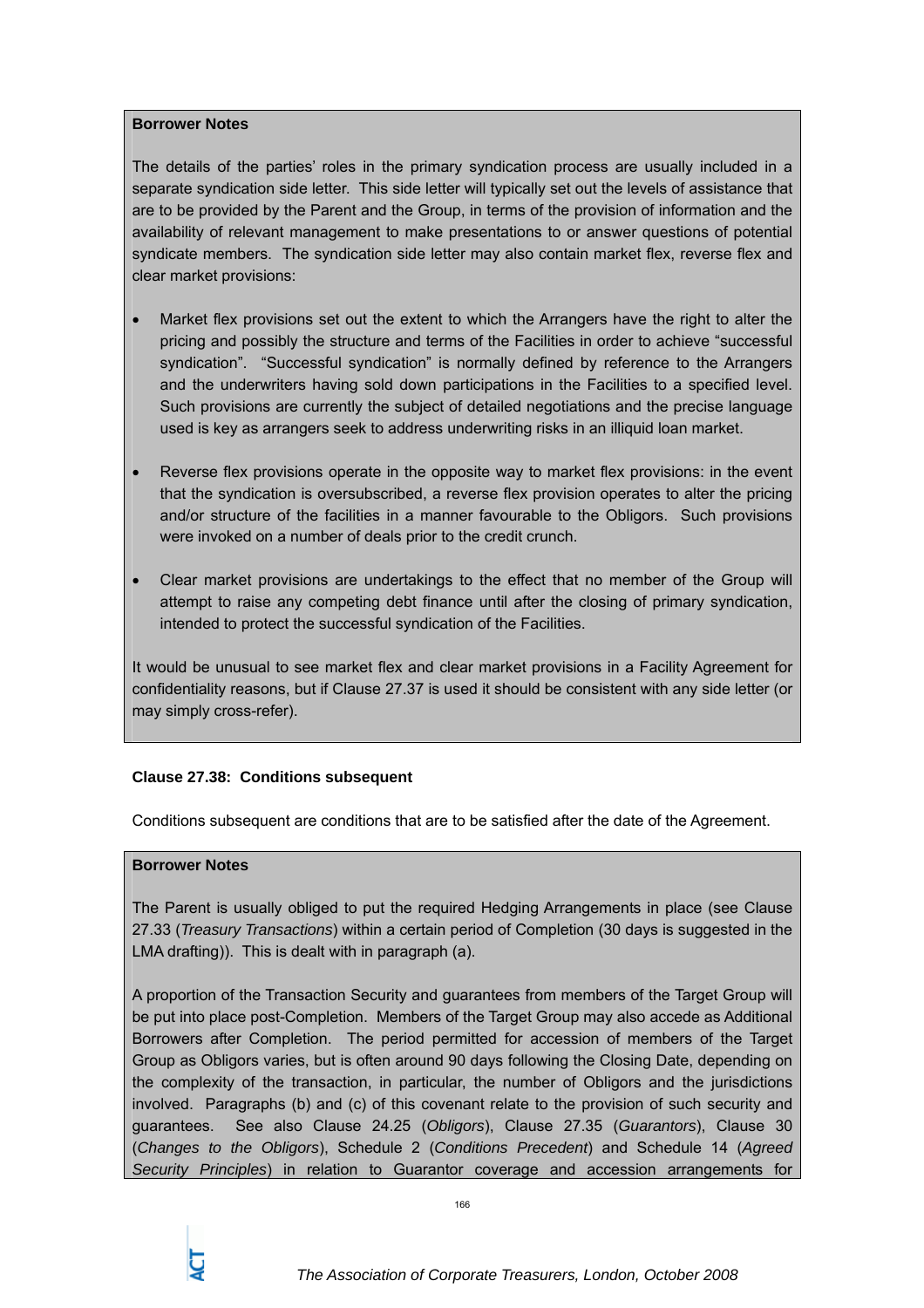**Borrower Notes**

The details of the parties' roles in the primary syndication process are usually included in a separate syndication side letter. This side letter will typically set out the levels of assistance that are to be provided by the Parent and the Group, in terms of the provision of information and the availability of relevant management to make presentations to or answer questions of potential syndicate members. The syndication side letter may also contain market flex, reverse flex and clear market provisions:

- Market flex provisions set out the extent to which the Arrangers have the right to alter the pricing and possibly the structure and terms of the Facilities in order to achieve "successful syndication". "Successful syndication" is normally defined by reference to the Arrangers and the underwriters having sold down participations in the Facilities to a specified level. Such provisions are currently the subject of detailed negotiations and the precise language used is key as arrangers seek to address underwriting risks in an illiquid loan market.

- Reverse flex provisions operate in the opposite way to market flex provisions: in the event that the syndication is oversubscribed, a reverse flex provision operates to alter the pricing and/or structure of the facilities in a manner favourable to the Obligors. Such provisions were invoked on a number of deals prior to the credit crunch.

- Clear market provisions are undertakings to the effect that no member of the Group will attempt to raise any competing debt finance until after the closing of primary syndication, intended to protect the successful syndication of the Facilities.

It would be unusual to see market flex and clear market provisions in a Facility Agreement for confidentiality reasons, but if Clause 27.37 is used it should be consistent with any side letter (or may simply cross-refer).

**Clause 27.38: Conditions subsequent**

Conditions subsequent are conditions that are to be satisfied after the date of the Agreement.

**Borrower Notes**

The Parent is usually obliged to put the required Hedging Arrangements in place (see Clause 27.33 (*Treasury Transactions*) within a certain period of Completion (30 days is suggested in the LMA drafting)). This is dealt with in paragraph (a).

A proportion of the Transaction Security and guarantees from members of the Target Group will be put into place post-Completion. Members of the Target Group may also accede as Additional Borrowers after Completion. The period permitted for accession of members of the Target Group as Obligors varies, but is often around 90 days following the Closing Date, depending on the complexity of the transaction, in particular, the number of Obligors and the jurisdictions involved. Paragraphs (b) and (c) of this covenant relate to the provision of such security and guarantees. See also Clause 24.25 (*Obligors*), Clause 27.35 (*Guarantors*), Clause 30 (*Changes to the Obligors*), Schedule 2 (*Conditions Precedent*) and Schedule 14 (*Agreed Security Principles*) in relation to Guarantor coverage and accession arrangements for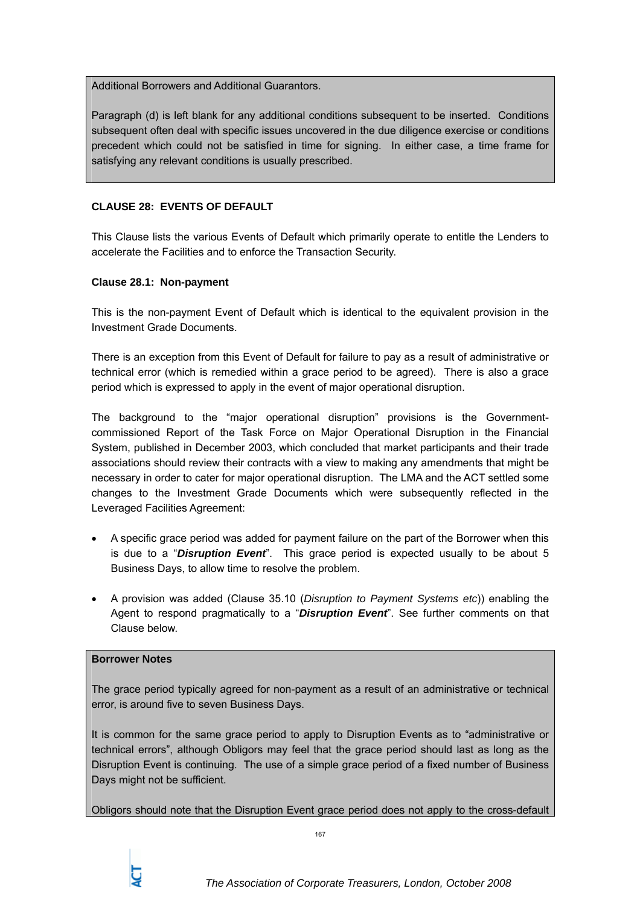Additional Borrowers and Additional Guarantors.

Paragraph (d) is left blank for any additional conditions subsequent to be inserted. Conditions subsequent often deal with specific issues uncovered in the due diligence exercise or conditions precedent which could not be satisfied in time for signing. In either case, a time frame for satisfying any relevant conditions is usually prescribed.

**CLAUSE 28: EVENTS OF DEFAULT**

This Clause lists the various Events of Default which primarily operate to entitle the Lenders to accelerate the Facilities and to enforce the Transaction Security.

**Clause 28.1: Non-payment**

This is the non-payment Event of Default which is identical to the equivalent provision in the Investment Grade Documents.

There is an exception from this Event of Default for failure to pay as a result of administrative or technical error (which is remedied within a grace period to be agreed). There is also a grace period which is expressed to apply in the event of major operational disruption.

The background to the "major operational disruption" provisions is the Government-commissioned Report of the Task Force on Major Operational Disruption in the Financial System, published in December 2003, which concluded that market participants and their trade associations should review their contracts with a view to making any amendments that might be necessary in order to cater for major operational disruption. The LMA and the ACT settled some changes to the Investment Grade Documents which were subsequently reflected in the Leveraged Facilities Agreement:

- A specific grace period was added for payment failure on the part of the Borrower when this is due to a "***Disruption Event***". This grace period is expected usually to be about 5 Business Days, to allow time to resolve the problem.
- A provision was added (Clause 35.10 (*Disruption to Payment Systems etc*)) enabling the Agent to respond pragmatically to a "***Disruption Event***". See further comments on that Clause below.

**Borrower Notes**

The grace period typically agreed for non-payment as a result of an administrative or technical error, is around five to seven Business Days.

It is common for the same grace period to apply to Disruption Events as to "administrative or technical errors", although Obligors may feel that the grace period should last as long as the Disruption Event is continuing. The use of a simple grace period of a fixed number of Business Days might not be sufficient.

Obligors should note that the Disruption Event grace period does not apply to the cross-default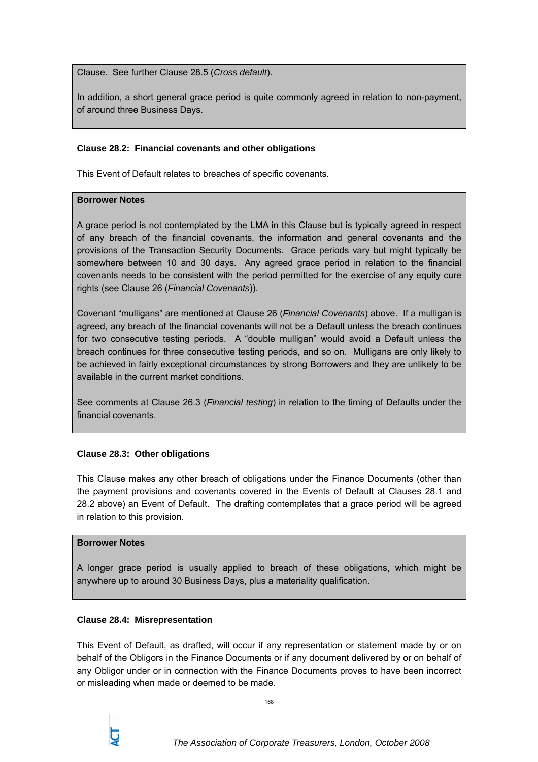Clause. See further Clause 28.5 (*Cross default*).

In addition, a short general grace period is quite commonly agreed in relation to non-payment, of around three Business Days.

**Clause 28.2: Financial covenants and other obligations**

This Event of Default relates to breaches of specific covenants.

**Borrower Notes**

A grace period is not contemplated by the LMA in this Clause but is typically agreed in respect of any breach of the financial covenants, the information and general covenants and the provisions of the Transaction Security Documents. Grace periods vary but might typically be somewhere between 10 and 30 days. Any agreed grace period in relation to the financial covenants needs to be consistent with the period permitted for the exercise of any equity cure rights (see Clause 26 (*Financial Covenants*)).

Covenant "mulligans" are mentioned at Clause 26 (*Financial Covenants*) above. If a mulligan is agreed, any breach of the financial covenants will not be a Default unless the breach continues for two consecutive testing periods. A "double mulligan" would avoid a Default unless the breach continues for three consecutive testing periods, and so on. Mulligans are only likely to be achieved in fairly exceptional circumstances by strong Borrowers and they are unlikely to be available in the current market conditions.

See comments at Clause 26.3 (*Financial testing*) in relation to the timing of Defaults under the financial covenants.

**Clause 28.3: Other obligations**

This Clause makes any other breach of obligations under the Finance Documents (other than the payment provisions and covenants covered in the Events of Default at Clauses 28.1 and 28.2 above) an Event of Default. The drafting contemplates that a grace period will be agreed in relation to this provision.

**Borrower Notes**

A longer grace period is usually applied to breach of these obligations, which might be anywhere up to around 30 Business Days, plus a materiality qualification.

**Clause 28.4: Misrepresentation**

This Event of Default, as drafted, will occur if any representation or statement made by or on behalf of the Obligors in the Finance Documents or if any document delivered by or on behalf of any Obligor under or in connection with the Finance Documents proves to have been incorrect or misleading when made or deemed to be made.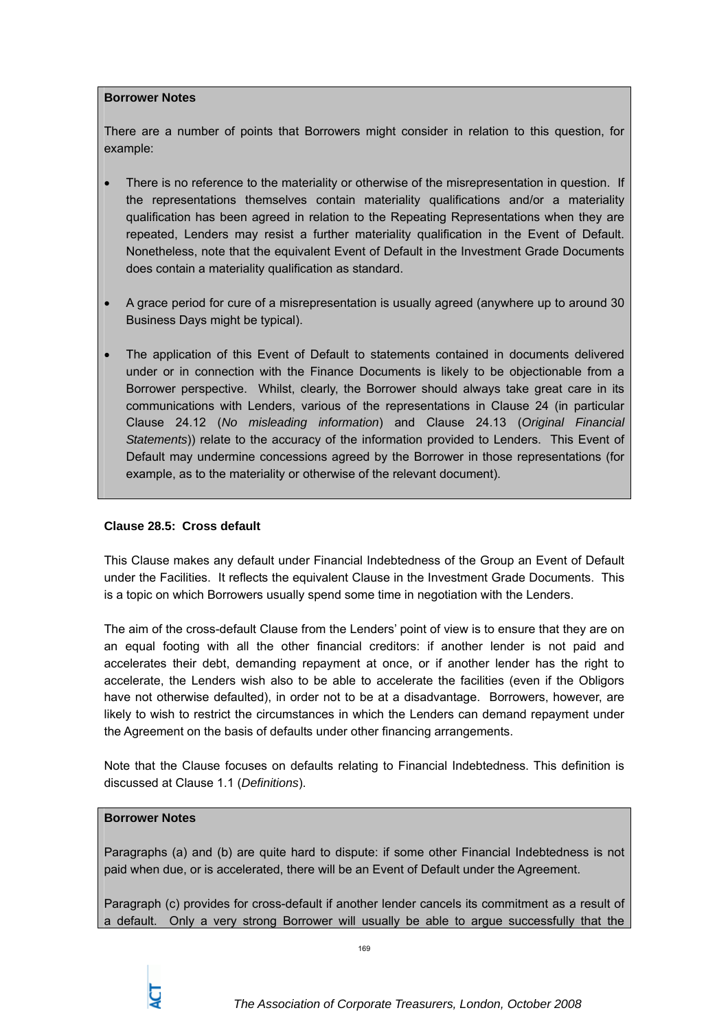**Borrower Notes**

There are a number of points that Borrowers might consider in relation to this question, for example:

- There is no reference to the materiality or otherwise of the misrepresentation in question. If the representations themselves contain materiality qualifications and/or a materiality qualification has been agreed in relation to the Repeating Representations when they are repeated, Lenders may resist a further materiality qualification in the Event of Default. Nonetheless, note that the equivalent Event of Default in the Investment Grade Documents does contain a materiality qualification as standard.

- A grace period for cure of a misrepresentation is usually agreed (anywhere up to around 30 Business Days might be typical).

- The application of this Event of Default to statements contained in documents delivered under or in connection with the Finance Documents is likely to be objectionable from a Borrower perspective. Whilst, clearly, the Borrower should always take great care in its communications with Lenders, various of the representations in Clause 24 (in particular Clause 24.12 (*No misleading information*) and Clause 24.13 (*Original Financial Statements*)) relate to the accuracy of the information provided to Lenders. This Event of Default may undermine concessions agreed by the Borrower in those representations (for example, as to the materiality or otherwise of the relevant document).

**Clause 28.5: Cross default**

This Clause makes any default under Financial Indebtedness of the Group an Event of Default under the Facilities. It reflects the equivalent Clause in the Investment Grade Documents. This is a topic on which Borrowers usually spend some time in negotiation with the Lenders.

The aim of the cross-default Clause from the Lenders' point of view is to ensure that they are on an equal footing with all the other financial creditors: if another lender is not paid and accelerates their debt, demanding repayment at once, or if another lender has the right to accelerate, the Lenders wish also to be able to accelerate the facilities (even if the Obligors have not otherwise defaulted), in order not to be at a disadvantage. Borrowers, however, are likely to wish to restrict the circumstances in which the Lenders can demand repayment under the Agreement on the basis of defaults under other financing arrangements.

Note that the Clause focuses on defaults relating to Financial Indebtedness. This definition is discussed at Clause 1.1 (*Definitions*).

**Borrower Notes**

Paragraphs (a) and (b) are quite hard to dispute: if some other Financial Indebtedness is not paid when due, or is accelerated, there will be an Event of Default under the Agreement.

Paragraph (c) provides for cross-default if another lender cancels its commitment as a result of a default. Only a very strong Borrower will usually be able to argue successfully that the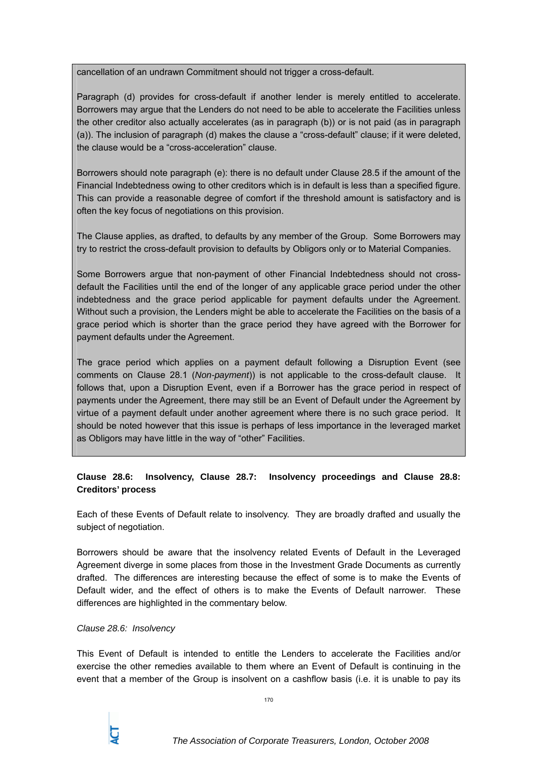cancellation of an undrawn Commitment should not trigger a cross-default.

Paragraph (d) provides for cross-default if another lender is merely entitled to accelerate. Borrowers may argue that the Lenders do not need to be able to accelerate the Facilities unless the other creditor also actually accelerates (as in paragraph (b)) or is not paid (as in paragraph (a)). The inclusion of paragraph (d) makes the clause a "cross-default" clause; if it were deleted, the clause would be a "cross-acceleration" clause.

Borrowers should note paragraph (e): there is no default under Clause 28.5 if the amount of the Financial Indebtedness owing to other creditors which is in default is less than a specified figure. This can provide a reasonable degree of comfort if the threshold amount is satisfactory and is often the key focus of negotiations on this provision.

The Clause applies, as drafted, to defaults by any member of the Group. Some Borrowers may try to restrict the cross-default provision to defaults by Obligors only or to Material Companies.

Some Borrowers argue that non-payment of other Financial Indebtedness should not cross-default the Facilities until the end of the longer of any applicable grace period under the other indebtedness and the grace period applicable for payment defaults under the Agreement. Without such a provision, the Lenders might be able to accelerate the Facilities on the basis of a grace period which is shorter than the grace period they have agreed with the Borrower for payment defaults under the Agreement.

The grace period which applies on a payment default following a Disruption Event (see comments on Clause 28.1 (*Non-payment*)) is not applicable to the cross-default clause. It follows that, upon a Disruption Event, even if a Borrower has the grace period in respect of payments under the Agreement, there may still be an Event of Default under the Agreement by virtue of a payment default under another agreement where there is no such grace period. It should be noted however that this issue is perhaps of less importance in the leveraged market as Obligors may have little in the way of "other" Facilities.

**Clause 28.6: Insolvency, Clause 28.7: Insolvency proceedings and Clause 28.8: Creditors' process**

Each of these Events of Default relate to insolvency. They are broadly drafted and usually the subject of negotiation.

Borrowers should be aware that the insolvency related Events of Default in the Leveraged Agreement diverge in some places from those in the Investment Grade Documents as currently drafted. The differences are interesting because the effect of some is to make the Events of Default wider, and the effect of others is to make the Events of Default narrower. These differences are highlighted in the commentary below.

*Clause 28.6: Insolvency*

This Event of Default is intended to entitle the Lenders to accelerate the Facilities and/or exercise the other remedies available to them where an Event of Default is continuing in the event that a member of the Group is insolvent on a cashflow basis (i.e. it is unable to pay its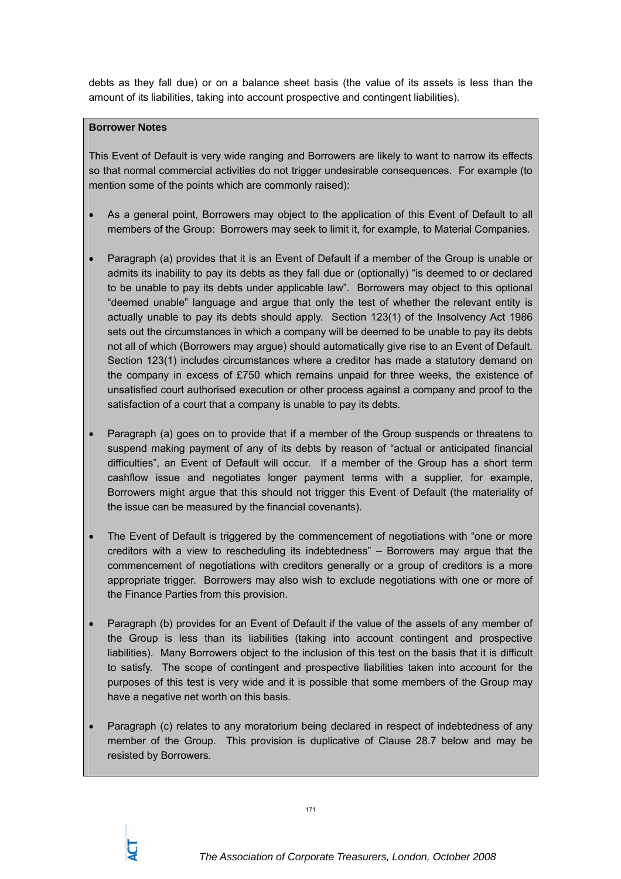debts as they fall due) or on a balance sheet basis (the value of its assets is less than the amount of its liabilities, taking into account prospective and contingent liabilities).

**Borrower Notes**

This Event of Default is very wide ranging and Borrowers are likely to want to narrow its effects so that normal commercial activities do not trigger undesirable consequences. For example (to mention some of the points which are commonly raised):

- As a general point, Borrowers may object to the application of this Event of Default to all members of the Group: Borrowers may seek to limit it, for example, to Material Companies.
- Paragraph (a) provides that it is an Event of Default if a member of the Group is unable or admits its inability to pay its debts as they fall due or (optionally) "is deemed to or declared to be unable to pay its debts under applicable law". Borrowers may object to this optional "deemed unable" language and argue that only the test of whether the relevant entity is actually unable to pay its debts should apply. Section 123(1) of the Insolvency Act 1986 sets out the circumstances in which a company will be deemed to be unable to pay its debts not all of which (Borrowers may argue) should automatically give rise to an Event of Default. Section 123(1) includes circumstances where a creditor has made a statutory demand on the company in excess of £750 which remains unpaid for three weeks, the existence of unsatisfied court authorised execution or other process against a company and proof to the satisfaction of a court that a company is unable to pay its debts.
- Paragraph (a) goes on to provide that if a member of the Group suspends or threatens to suspend making payment of any of its debts by reason of "actual or anticipated financial difficulties", an Event of Default will occur. If a member of the Group has a short term cashflow issue and negotiates longer payment terms with a supplier, for example, Borrowers might argue that this should not trigger this Event of Default (the materiality of the issue can be measured by the financial covenants).
- The Event of Default is triggered by the commencement of negotiations with "one or more creditors with a view to rescheduling its indebtedness" – Borrowers may argue that the commencement of negotiations with creditors generally or a group of creditors is a more appropriate trigger. Borrowers may also wish to exclude negotiations with one or more of the Finance Parties from this provision.
- Paragraph (b) provides for an Event of Default if the value of the assets of any member of the Group is less than its liabilities (taking into account contingent and prospective liabilities). Many Borrowers object to the inclusion of this test on the basis that it is difficult to satisfy. The scope of contingent and prospective liabilities taken into account for the purposes of this test is very wide and it is possible that some members of the Group may have a negative net worth on this basis.
- Paragraph (c) relates to any moratorium being declared in respect of indebtedness of any member of the Group. This provision is duplicative of Clause 28.7 below and may be resisted by Borrowers.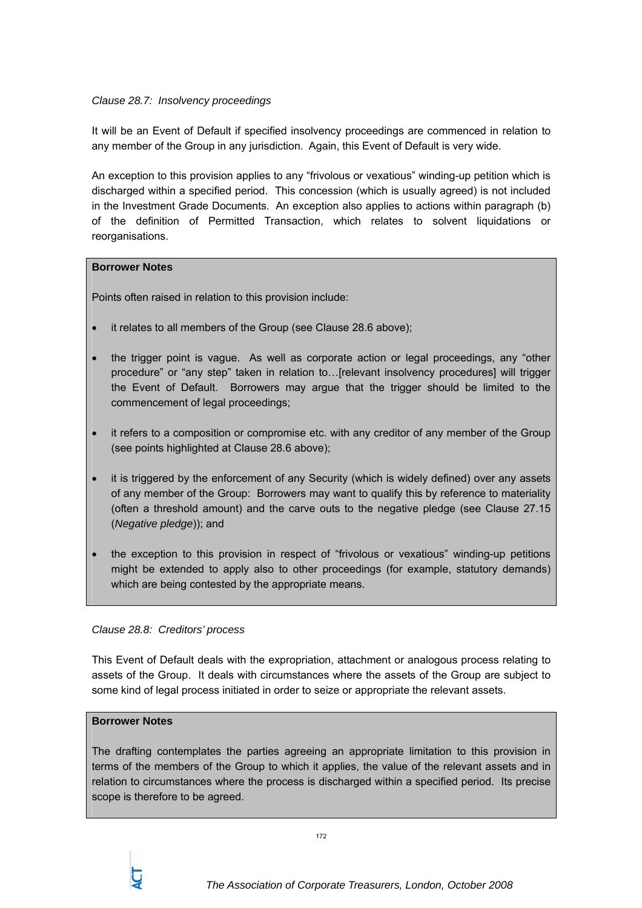*Clause 28.7: Insolvency proceedings*

It will be an Event of Default if specified insolvency proceedings are commenced in relation to any member of the Group in any jurisdiction. Again, this Event of Default is very wide.

An exception to this provision applies to any "frivolous or vexatious" winding-up petition which is discharged within a specified period. This concession (which is usually agreed) is not included in the Investment Grade Documents. An exception also applies to actions within paragraph (b) of the definition of Permitted Transaction, which relates to solvent liquidations or reorganisations.

**Borrower Notes**

Points often raised in relation to this provision include:

- it relates to all members of the Group (see Clause 28.6 above);
- the trigger point is vague. As well as corporate action or legal proceedings, any "other procedure" or "any step" taken in relation to…[relevant insolvency procedures] will trigger the Event of Default. Borrowers may argue that the trigger should be limited to the commencement of legal proceedings;
- it refers to a composition or compromise etc. with any creditor of any member of the Group (see points highlighted at Clause 28.6 above);
- it is triggered by the enforcement of any Security (which is widely defined) over any assets of any member of the Group: Borrowers may want to qualify this by reference to materiality (often a threshold amount) and the carve outs to the negative pledge (see Clause 27.15 (*Negative pledge*)); and
- the exception to this provision in respect of "frivolous or vexatious" winding-up petitions might be extended to apply also to other proceedings (for example, statutory demands) which are being contested by the appropriate means.

*Clause 28.8: Creditors' process*

This Event of Default deals with the expropriation, attachment or analogous process relating to assets of the Group. It deals with circumstances where the assets of the Group are subject to some kind of legal process initiated in order to seize or appropriate the relevant assets.

**Borrower Notes**

The drafting contemplates the parties agreeing an appropriate limitation to this provision in terms of the members of the Group to which it applies, the value of the relevant assets and in relation to circumstances where the process is discharged within a specified period. Its precise scope is therefore to be agreed.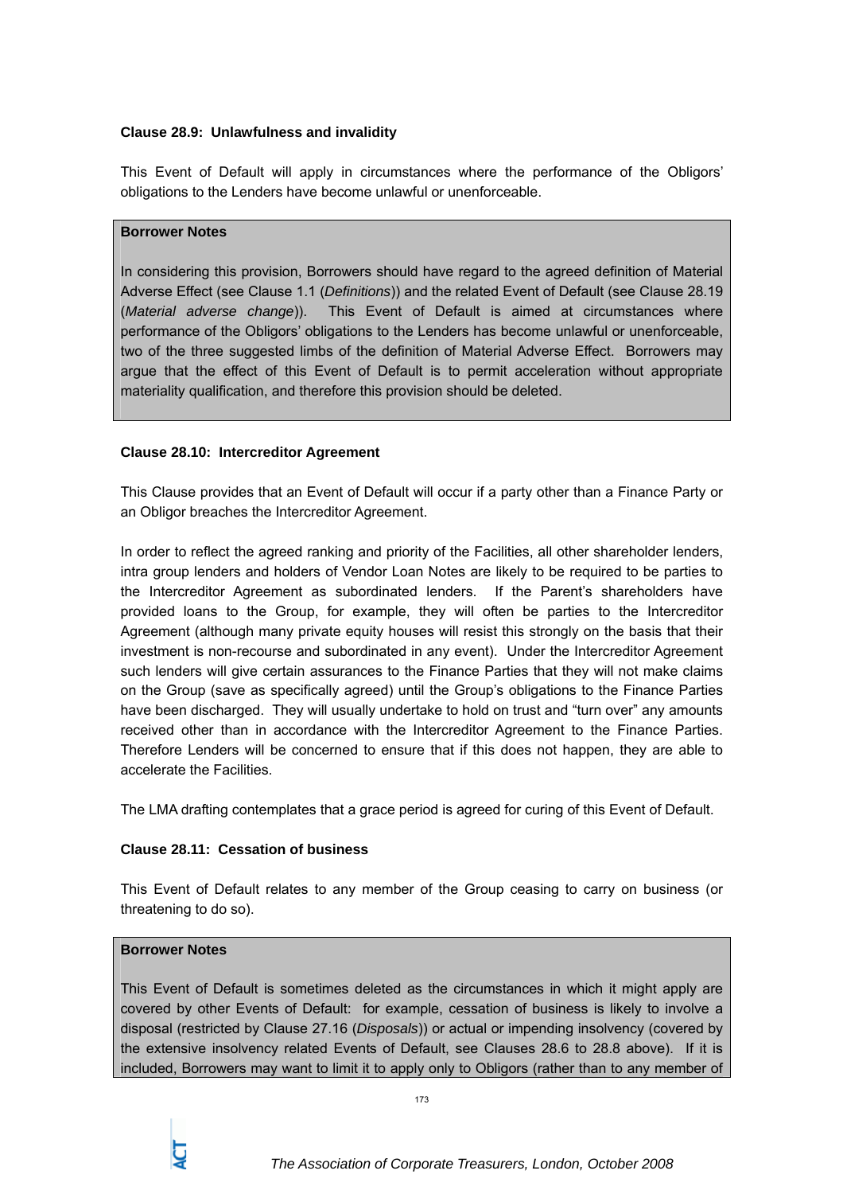**Clause 28.9: Unlawfulness and invalidity**

This Event of Default will apply in circumstances where the performance of the Obligors' obligations to the Lenders have become unlawful or unenforceable.

> **Borrower Notes**
>
> In considering this provision, Borrowers should have regard to the agreed definition of Material Adverse Effect (see Clause 1.1 (*Definitions*)) and the related Event of Default (see Clause 28.19 (*Material adverse change*)). This Event of Default is aimed at circumstances where performance of the Obligors' obligations to the Lenders has become unlawful or unenforceable, two of the three suggested limbs of the definition of Material Adverse Effect. Borrowers may argue that the effect of this Event of Default is to permit acceleration without appropriate materiality qualification, and therefore this provision should be deleted.

**Clause 28.10: Intercreditor Agreement**

This Clause provides that an Event of Default will occur if a party other than a Finance Party or an Obligor breaches the Intercreditor Agreement.

In order to reflect the agreed ranking and priority of the Facilities, all other shareholder lenders, intra group lenders and holders of Vendor Loan Notes are likely to be required to be parties to the Intercreditor Agreement as subordinated lenders. If the Parent's shareholders have provided loans to the Group, for example, they will often be parties to the Intercreditor Agreement (although many private equity houses will resist this strongly on the basis that their investment is non-recourse and subordinated in any event). Under the Intercreditor Agreement such lenders will give certain assurances to the Finance Parties that they will not make claims on the Group (save as specifically agreed) until the Group's obligations to the Finance Parties have been discharged. They will usually undertake to hold on trust and "turn over" any amounts received other than in accordance with the Intercreditor Agreement to the Finance Parties. Therefore Lenders will be concerned to ensure that if this does not happen, they are able to accelerate the Facilities.

The LMA drafting contemplates that a grace period is agreed for curing of this Event of Default.

**Clause 28.11: Cessation of business**

This Event of Default relates to any member of the Group ceasing to carry on business (or threatening to do so).

> **Borrower Notes**
>
> This Event of Default is sometimes deleted as the circumstances in which it might apply are covered by other Events of Default: for example, cessation of business is likely to involve a disposal (restricted by Clause 27.16 (*Disposals*)) or actual or impending insolvency (covered by the extensive insolvency related Events of Default, see Clauses 28.6 to 28.8 above). If it is included, Borrowers may want to limit it to apply only to Obligors (rather than to any member of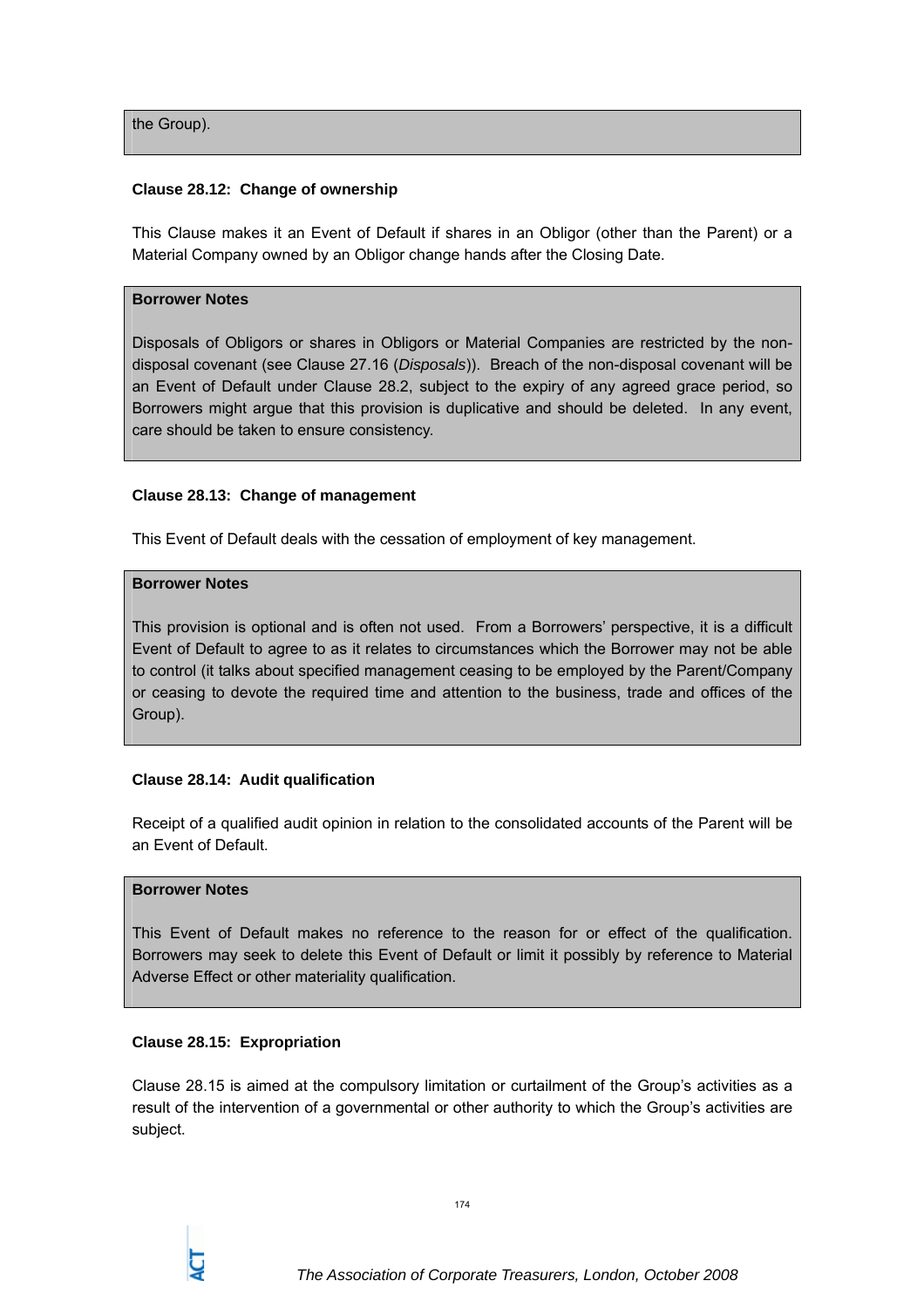the Group).

**Clause 28.12: Change of ownership**

This Clause makes it an Event of Default if shares in an Obligor (other than the Parent) or a Material Company owned by an Obligor change hands after the Closing Date.

> **Borrower Notes**
>
> Disposals of Obligors or shares in Obligors or Material Companies are restricted by the non-disposal covenant (see Clause 27.16 (*Disposals*)). Breach of the non-disposal covenant will be an Event of Default under Clause 28.2, subject to the expiry of any agreed grace period, so Borrowers might argue that this provision is duplicative and should be deleted. In any event, care should be taken to ensure consistency.

**Clause 28.13: Change of management**

This Event of Default deals with the cessation of employment of key management.

> **Borrower Notes**
>
> This provision is optional and is often not used. From a Borrowers' perspective, it is a difficult Event of Default to agree to as it relates to circumstances which the Borrower may not be able to control (it talks about specified management ceasing to be employed by the Parent/Company or ceasing to devote the required time and attention to the business, trade and offices of the Group).

**Clause 28.14: Audit qualification**

Receipt of a qualified audit opinion in relation to the consolidated accounts of the Parent will be an Event of Default.

> **Borrower Notes**
>
> This Event of Default makes no reference to the reason for or effect of the qualification. Borrowers may seek to delete this Event of Default or limit it possibly by reference to Material Adverse Effect or other materiality qualification.

**Clause 28.15: Expropriation**

Clause 28.15 is aimed at the compulsory limitation or curtailment of the Group's activities as a result of the intervention of a governmental or other authority to which the Group's activities are subject.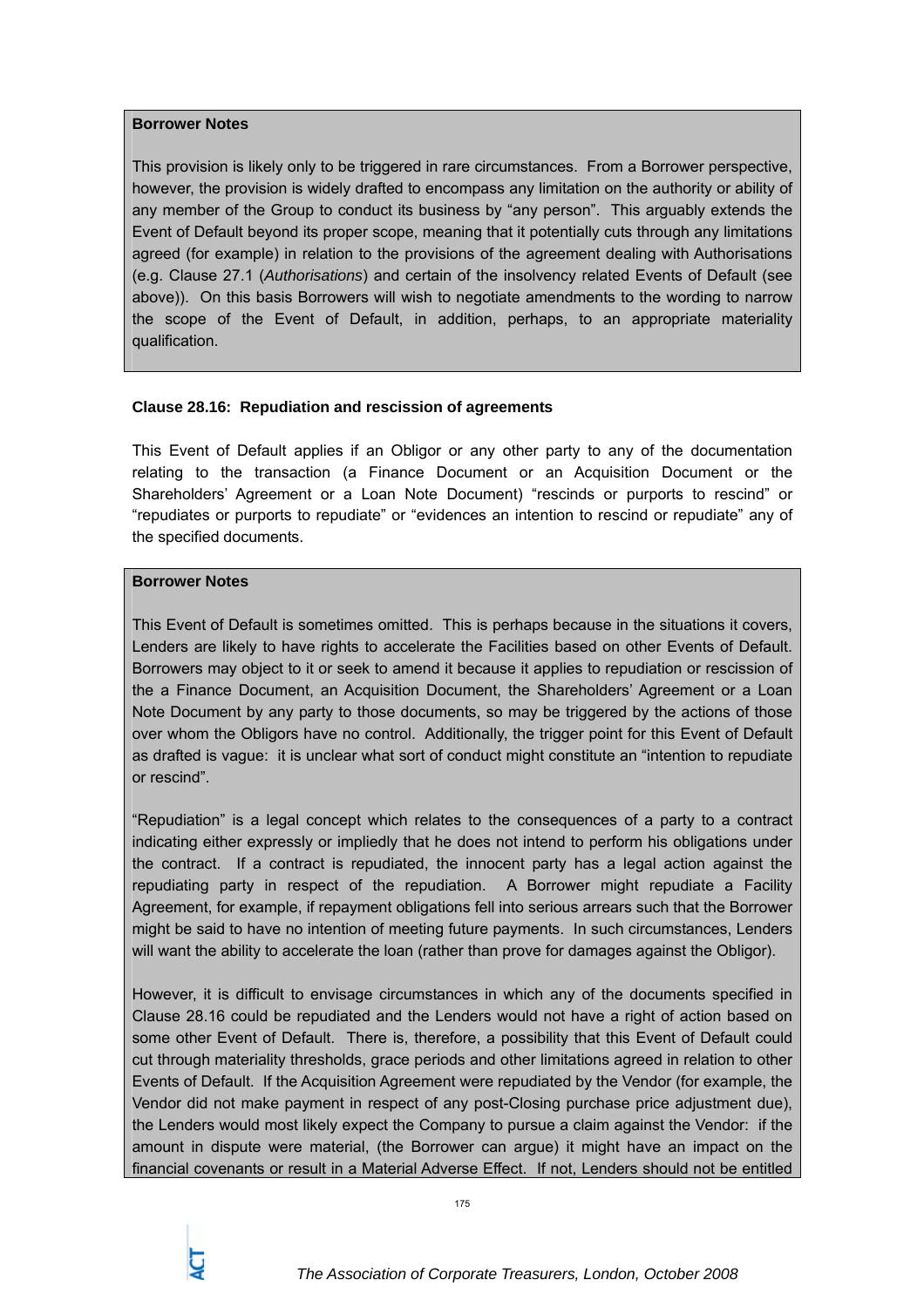**Borrower Notes**

This provision is likely only to be triggered in rare circumstances. From a Borrower perspective, however, the provision is widely drafted to encompass any limitation on the authority or ability of any member of the Group to conduct its business by "any person". This arguably extends the Event of Default beyond its proper scope, meaning that it potentially cuts through any limitations agreed (for example) in relation to the provisions of the agreement dealing with Authorisations (e.g. Clause 27.1 (*Authorisations*) and certain of the insolvency related Events of Default (see above)). On this basis Borrowers will wish to negotiate amendments to the wording to narrow the scope of the Event of Default, in addition, perhaps, to an appropriate materiality qualification.

**Clause 28.16: Repudiation and rescission of agreements**

This Event of Default applies if an Obligor or any other party to any of the documentation relating to the transaction (a Finance Document or an Acquisition Document or the Shareholders' Agreement or a Loan Note Document) "rescinds or purports to rescind" or "repudiates or purports to repudiate" or "evidences an intention to rescind or repudiate" any of the specified documents.

**Borrower Notes**

This Event of Default is sometimes omitted. This is perhaps because in the situations it covers, Lenders are likely to have rights to accelerate the Facilities based on other Events of Default. Borrowers may object to it or seek to amend it because it applies to repudiation or rescission of the a Finance Document, an Acquisition Document, the Shareholders' Agreement or a Loan Note Document by any party to those documents, so may be triggered by the actions of those over whom the Obligors have no control. Additionally, the trigger point for this Event of Default as drafted is vague: it is unclear what sort of conduct might constitute an "intention to repudiate or rescind".

"Repudiation" is a legal concept which relates to the consequences of a party to a contract indicating either expressly or impliedly that he does not intend to perform his obligations under the contract. If a contract is repudiated, the innocent party has a legal action against the repudiating party in respect of the repudiation. A Borrower might repudiate a Facility Agreement, for example, if repayment obligations fell into serious arrears such that the Borrower might be said to have no intention of meeting future payments. In such circumstances, Lenders will want the ability to accelerate the loan (rather than prove for damages against the Obligor).

However, it is difficult to envisage circumstances in which any of the documents specified in Clause 28.16 could be repudiated and the Lenders would not have a right of action based on some other Event of Default. There is, therefore, a possibility that this Event of Default could cut through materiality thresholds, grace periods and other limitations agreed in relation to other Events of Default. If the Acquisition Agreement were repudiated by the Vendor (for example, the Vendor did not make payment in respect of any post-Closing purchase price adjustment due), the Lenders would most likely expect the Company to pursue a claim against the Vendor: if the amount in dispute were material, (the Borrower can argue) it might have an impact on the financial covenants or result in a Material Adverse Effect. If not, Lenders should not be entitled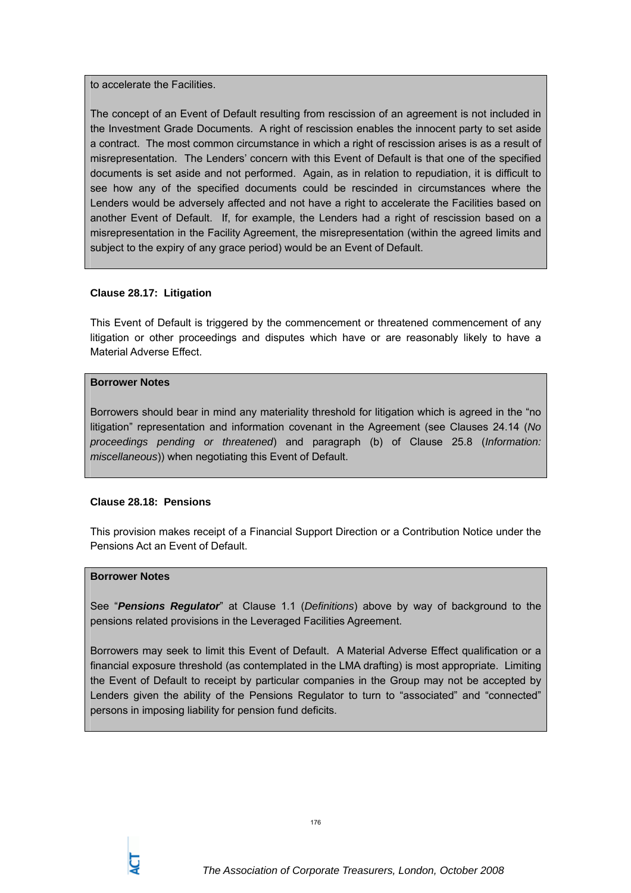to accelerate the Facilities.

The concept of an Event of Default resulting from rescission of an agreement is not included in the Investment Grade Documents. A right of rescission enables the innocent party to set aside a contract. The most common circumstance in which a right of rescission arises is as a result of misrepresentation. The Lenders' concern with this Event of Default is that one of the specified documents is set aside and not performed. Again, as in relation to repudiation, it is difficult to see how any of the specified documents could be rescinded in circumstances where the Lenders would be adversely affected and not have a right to accelerate the Facilities based on another Event of Default. If, for example, the Lenders had a right of rescission based on a misrepresentation in the Facility Agreement, the misrepresentation (within the agreed limits and subject to the expiry of any grace period) would be an Event of Default.

**Clause 28.17: Litigation**

This Event of Default is triggered by the commencement or threatened commencement of any litigation or other proceedings and disputes which have or are reasonably likely to have a Material Adverse Effect.

**Borrower Notes**

Borrowers should bear in mind any materiality threshold for litigation which is agreed in the "no litigation" representation and information covenant in the Agreement (see Clauses 24.14 (*No proceedings pending or threatened*) and paragraph (b) of Clause 25.8 (*Information: miscellaneous*)) when negotiating this Event of Default.

**Clause 28.18: Pensions**

This provision makes receipt of a Financial Support Direction or a Contribution Notice under the Pensions Act an Event of Default.

**Borrower Notes**

See "***Pensions Regulator***" at Clause 1.1 (*Definitions*) above by way of background to the pensions related provisions in the Leveraged Facilities Agreement.

Borrowers may seek to limit this Event of Default. A Material Adverse Effect qualification or a financial exposure threshold (as contemplated in the LMA drafting) is most appropriate. Limiting the Event of Default to receipt by particular companies in the Group may not be accepted by Lenders given the ability of the Pensions Regulator to turn to "associated" and "connected" persons in imposing liability for pension fund deficits.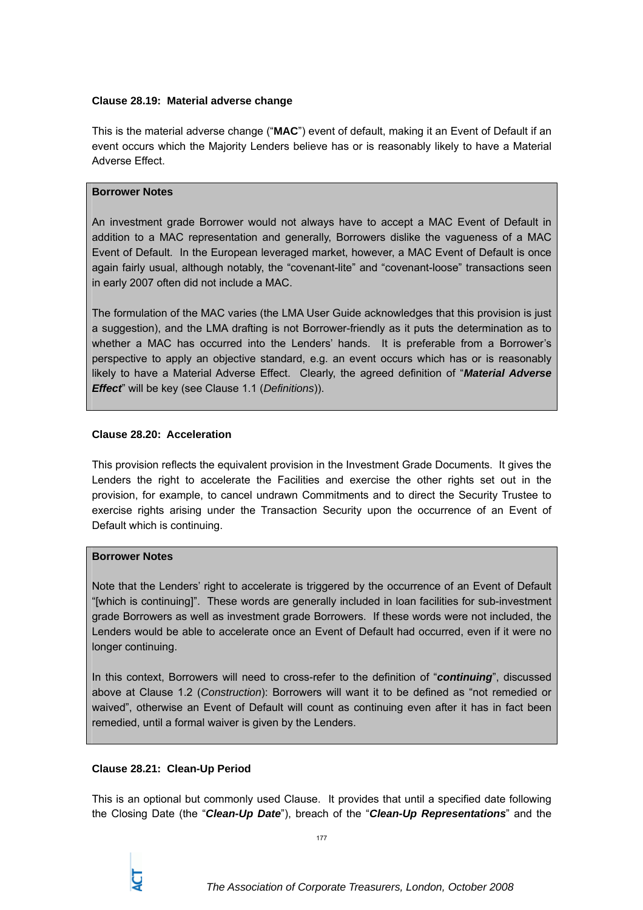**Clause 28.19: Material adverse change**

This is the material adverse change ("**MAC**") event of default, making it an Event of Default if an event occurs which the Majority Lenders believe has or is reasonably likely to have a Material Adverse Effect.

> **Borrower Notes**
>
> An investment grade Borrower would not always have to accept a MAC Event of Default in addition to a MAC representation and generally, Borrowers dislike the vagueness of a MAC Event of Default. In the European leveraged market, however, a MAC Event of Default is once again fairly usual, although notably, the "covenant-lite" and "covenant-loose" transactions seen in early 2007 often did not include a MAC.
>
> The formulation of the MAC varies (the LMA User Guide acknowledges that this provision is just a suggestion), and the LMA drafting is not Borrower-friendly as it puts the determination as to whether a MAC has occurred into the Lenders' hands. It is preferable from a Borrower's perspective to apply an objective standard, e.g. an event occurs which has or is reasonably likely to have a Material Adverse Effect. Clearly, the agreed definition of "***Material Adverse Effect***" will be key (see Clause 1.1 (*Definitions*)).

**Clause 28.20: Acceleration**

This provision reflects the equivalent provision in the Investment Grade Documents. It gives the Lenders the right to accelerate the Facilities and exercise the other rights set out in the provision, for example, to cancel undrawn Commitments and to direct the Security Trustee to exercise rights arising under the Transaction Security upon the occurrence of an Event of Default which is continuing.

> **Borrower Notes**
>
> Note that the Lenders' right to accelerate is triggered by the occurrence of an Event of Default "[which is continuing]". These words are generally included in loan facilities for sub-investment grade Borrowers as well as investment grade Borrowers. If these words were not included, the Lenders would be able to accelerate once an Event of Default had occurred, even if it were no longer continuing.
>
> In this context, Borrowers will need to cross-refer to the definition of "***continuing***", discussed above at Clause 1.2 (*Construction*): Borrowers will want it to be defined as "not remedied or waived", otherwise an Event of Default will count as continuing even after it has in fact been remedied, until a formal waiver is given by the Lenders.

**Clause 28.21: Clean-Up Period**

This is an optional but commonly used Clause. It provides that until a specified date following the Closing Date (the "***Clean-Up Date***"), breach of the "***Clean-Up Representations***" and the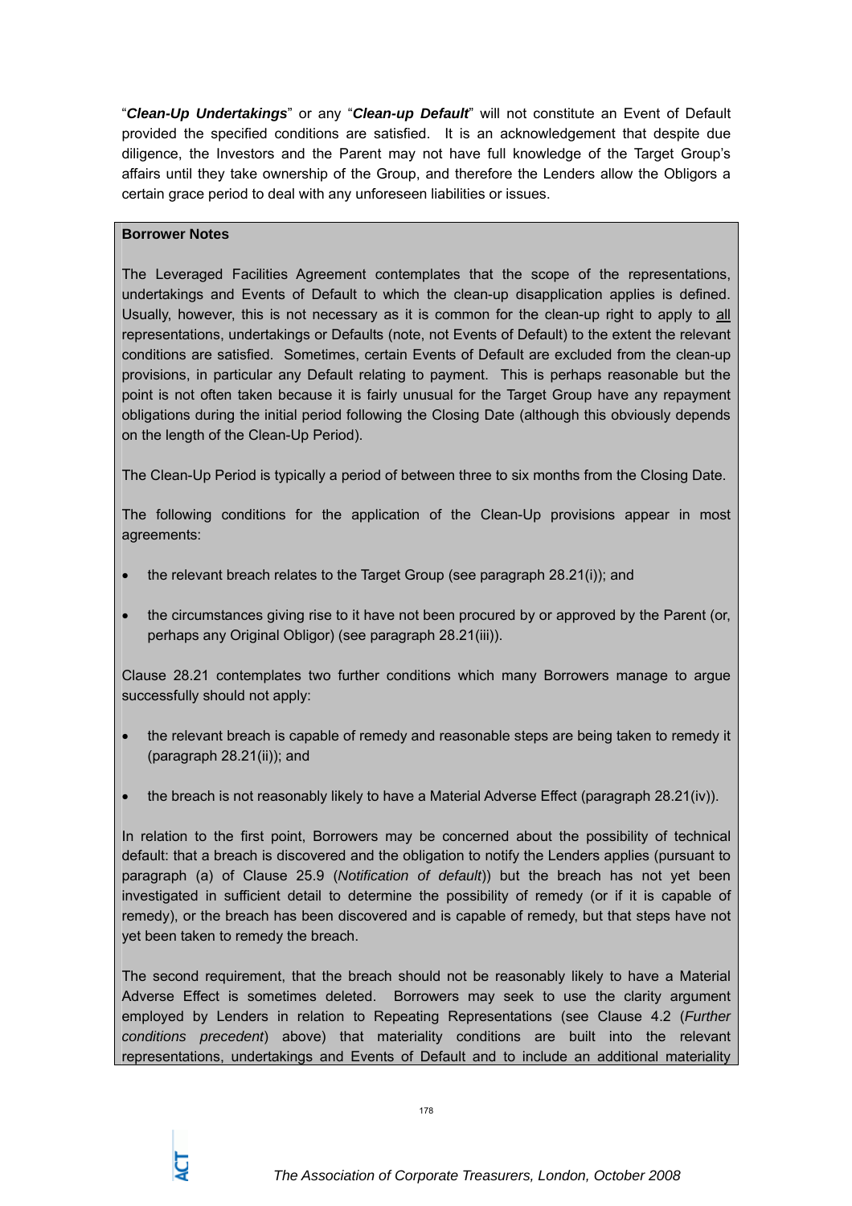"***Clean-Up Undertakings***" or any "***Clean-up Default***" will not constitute an Event of Default provided the specified conditions are satisfied. It is an acknowledgement that despite due diligence, the Investors and the Parent may not have full knowledge of the Target Group's affairs until they take ownership of the Group, and therefore the Lenders allow the Obligors a certain grace period to deal with any unforeseen liabilities or issues.

**Borrower Notes**

The Leveraged Facilities Agreement contemplates that the scope of the representations, undertakings and Events of Default to which the clean-up disapplication applies is defined. Usually, however, this is not necessary as it is common for the clean-up right to apply to all representations, undertakings or Defaults (note, not Events of Default) to the extent the relevant conditions are satisfied. Sometimes, certain Events of Default are excluded from the clean-up provisions, in particular any Default relating to payment. This is perhaps reasonable but the point is not often taken because it is fairly unusual for the Target Group have any repayment obligations during the initial period following the Closing Date (although this obviously depends on the length of the Clean-Up Period).

The Clean-Up Period is typically a period of between three to six months from the Closing Date.

The following conditions for the application of the Clean-Up provisions appear in most agreements:

- the relevant breach relates to the Target Group (see paragraph 28.21(i)); and
- the circumstances giving rise to it have not been procured by or approved by the Parent (or, perhaps any Original Obligor) (see paragraph 28.21(iii)).

Clause 28.21 contemplates two further conditions which many Borrowers manage to argue successfully should not apply:

- the relevant breach is capable of remedy and reasonable steps are being taken to remedy it (paragraph 28.21(ii)); and
- the breach is not reasonably likely to have a Material Adverse Effect (paragraph 28.21(iv)).

In relation to the first point, Borrowers may be concerned about the possibility of technical default: that a breach is discovered and the obligation to notify the Lenders applies (pursuant to paragraph (a) of Clause 25.9 (*Notification of default*)) but the breach has not yet been investigated in sufficient detail to determine the possibility of remedy (or if it is capable of remedy), or the breach has been discovered and is capable of remedy, but that steps have not yet been taken to remedy the breach.

The second requirement, that the breach should not be reasonably likely to have a Material Adverse Effect is sometimes deleted. Borrowers may seek to use the clarity argument employed by Lenders in relation to Repeating Representations (see Clause 4.2 (*Further conditions precedent*) above) that materiality conditions are built into the relevant representations, undertakings and Events of Default and to include an additional materiality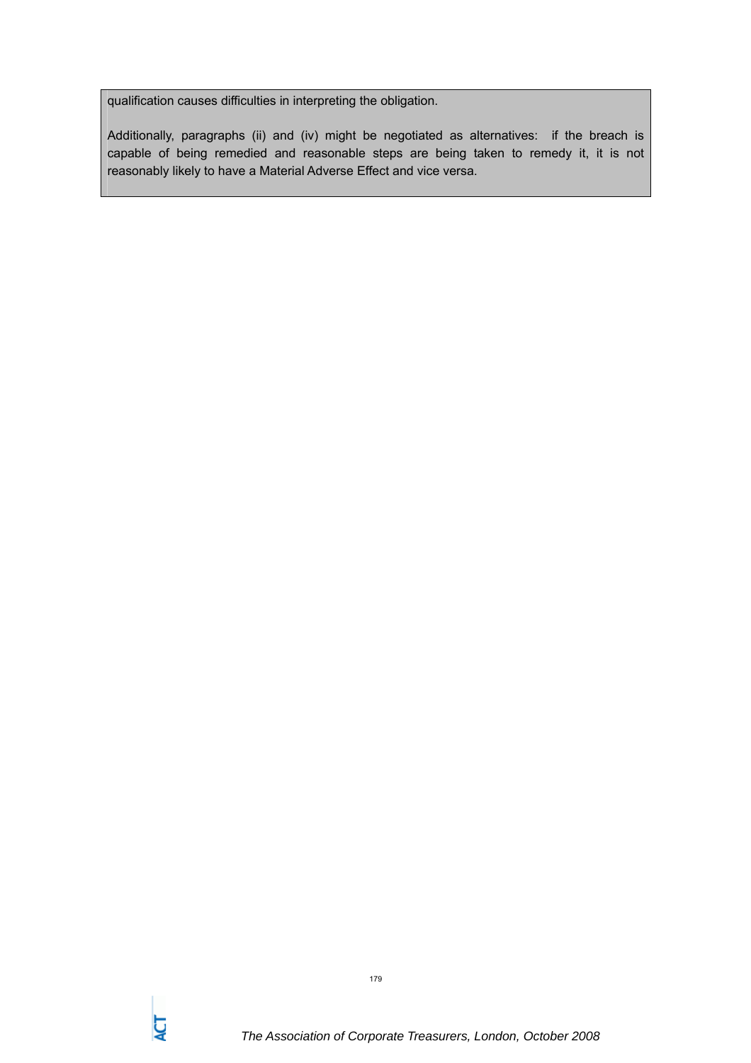qualification causes difficulties in interpreting the obligation.

Additionally, paragraphs (ii) and (iv) might be negotiated as alternatives: if the breach is capable of being remedied and reasonable steps are being taken to remedy it, it is not reasonably likely to have a Material Adverse Effect and vice versa.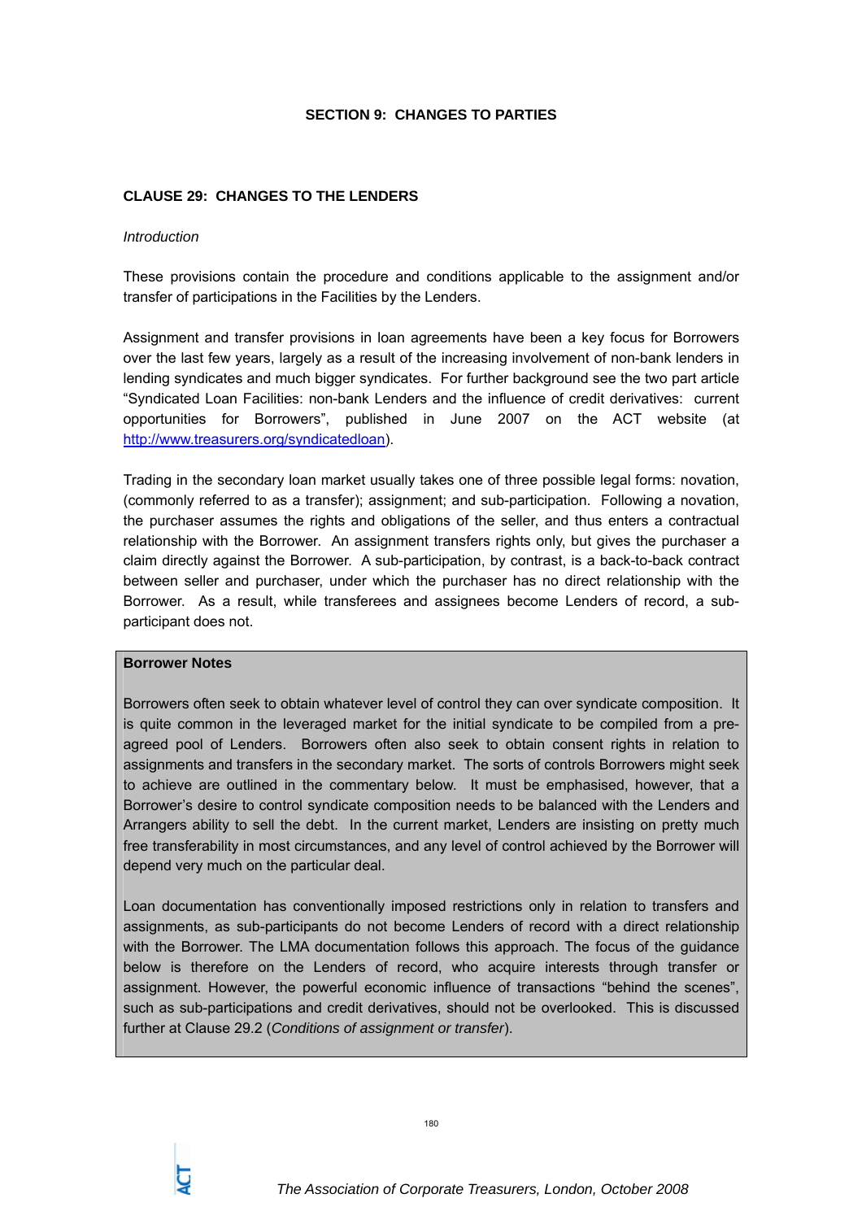## SECTION 9: CHANGES TO PARTIES

### CLAUSE 29: CHANGES TO THE LENDERS

*Introduction*

These provisions contain the procedure and conditions applicable to the assignment and/or transfer of participations in the Facilities by the Lenders.

Assignment and transfer provisions in loan agreements have been a key focus for Borrowers over the last few years, largely as a result of the increasing involvement of non-bank lenders in lending syndicates and much bigger syndicates. For further background see the two part article "Syndicated Loan Facilities: non-bank Lenders and the influence of credit derivatives: current opportunities for Borrowers", published in June 2007 on the ACT website (at http://www.treasurers.org/syndicatedloan).

Trading in the secondary loan market usually takes one of three possible legal forms: novation, (commonly referred to as a transfer); assignment; and sub-participation. Following a novation, the purchaser assumes the rights and obligations of the seller, and thus enters a contractual relationship with the Borrower. An assignment transfers rights only, but gives the purchaser a claim directly against the Borrower. A sub-participation, by contrast, is a back-to-back contract between seller and purchaser, under which the purchaser has no direct relationship with the Borrower. As a result, while transferees and assignees become Lenders of record, a sub-participant does not.

**Borrower Notes**

Borrowers often seek to obtain whatever level of control they can over syndicate composition. It is quite common in the leveraged market for the initial syndicate to be compiled from a pre-agreed pool of Lenders. Borrowers often also seek to obtain consent rights in relation to assignments and transfers in the secondary market. The sorts of controls Borrowers might seek to achieve are outlined in the commentary below. It must be emphasised, however, that a Borrower's desire to control syndicate composition needs to be balanced with the Lenders and Arrangers ability to sell the debt. In the current market, Lenders are insisting on pretty much free transferability in most circumstances, and any level of control achieved by the Borrower will depend very much on the particular deal.

Loan documentation has conventionally imposed restrictions only in relation to transfers and assignments, as sub-participants do not become Lenders of record with a direct relationship with the Borrower. The LMA documentation follows this approach. The focus of the guidance below is therefore on the Lenders of record, who acquire interests through transfer or assignment. However, the powerful economic influence of transactions "behind the scenes", such as sub-participations and credit derivatives, should not be overlooked. This is discussed further at Clause 29.2 (*Conditions of assignment or transfer*).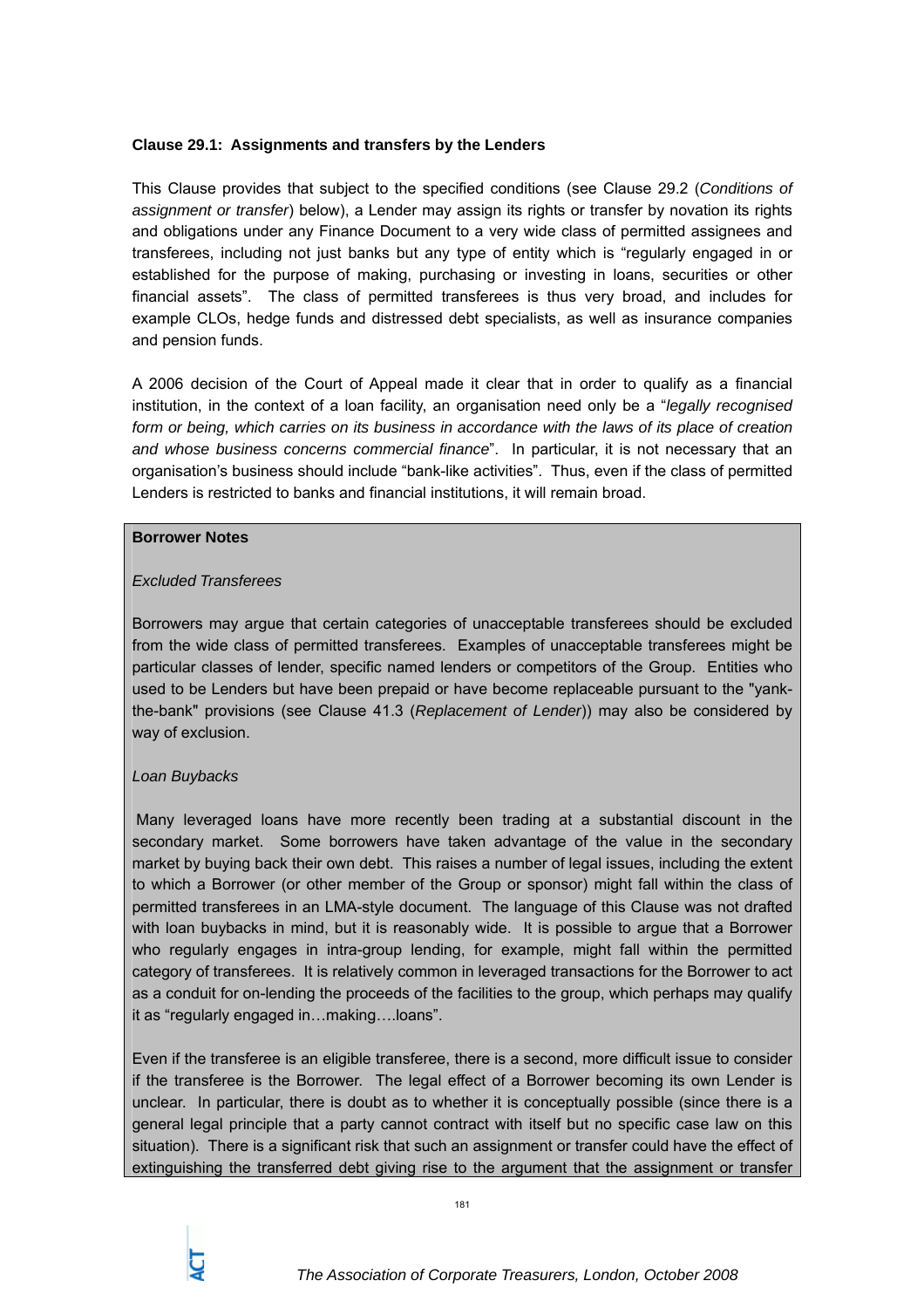**Clause 29.1: Assignments and transfers by the Lenders**

This Clause provides that subject to the specified conditions (see Clause 29.2 (*Conditions of assignment or transfer*) below), a Lender may assign its rights or transfer by novation its rights and obligations under any Finance Document to a very wide class of permitted assignees and transferees, including not just banks but any type of entity which is "regularly engaged in or established for the purpose of making, purchasing or investing in loans, securities or other financial assets". The class of permitted transferees is thus very broad, and includes for example CLOs, hedge funds and distressed debt specialists, as well as insurance companies and pension funds.

A 2006 decision of the Court of Appeal made it clear that in order to qualify as a financial institution, in the context of a loan facility, an organisation need only be a "*legally recognised form or being, which carries on its business in accordance with the laws of its place of creation and whose business concerns commercial finance*". In particular, it is not necessary that an organisation's business should include "bank-like activities". Thus, even if the class of permitted Lenders is restricted to banks and financial institutions, it will remain broad.

**Borrower Notes**

*Excluded Transferees*

Borrowers may argue that certain categories of unacceptable transferees should be excluded from the wide class of permitted transferees. Examples of unacceptable transferees might be particular classes of lender, specific named lenders or competitors of the Group. Entities who used to be Lenders but have been prepaid or have become replaceable pursuant to the "yank-the-bank" provisions (see Clause 41.3 (*Replacement of Lender*)) may also be considered by way of exclusion.

*Loan Buybacks*

Many leveraged loans have more recently been trading at a substantial discount in the secondary market. Some borrowers have taken advantage of the value in the secondary market by buying back their own debt. This raises a number of legal issues, including the extent to which a Borrower (or other member of the Group or sponsor) might fall within the class of permitted transferees in an LMA-style document. The language of this Clause was not drafted with loan buybacks in mind, but it is reasonably wide. It is possible to argue that a Borrower who regularly engages in intra-group lending, for example, might fall within the permitted category of transferees. It is relatively common in leveraged transactions for the Borrower to act as a conduit for on-lending the proceeds of the facilities to the group, which perhaps may qualify it as "regularly engaged in…making….loans".

Even if the transferee is an eligible transferee, there is a second, more difficult issue to consider if the transferee is the Borrower. The legal effect of a Borrower becoming its own Lender is unclear. In particular, there is doubt as to whether it is conceptually possible (since there is a general legal principle that a party cannot contract with itself but no specific case law on this situation). There is a significant risk that such an assignment or transfer could have the effect of extinguishing the transferred debt giving rise to the argument that the assignment or transfer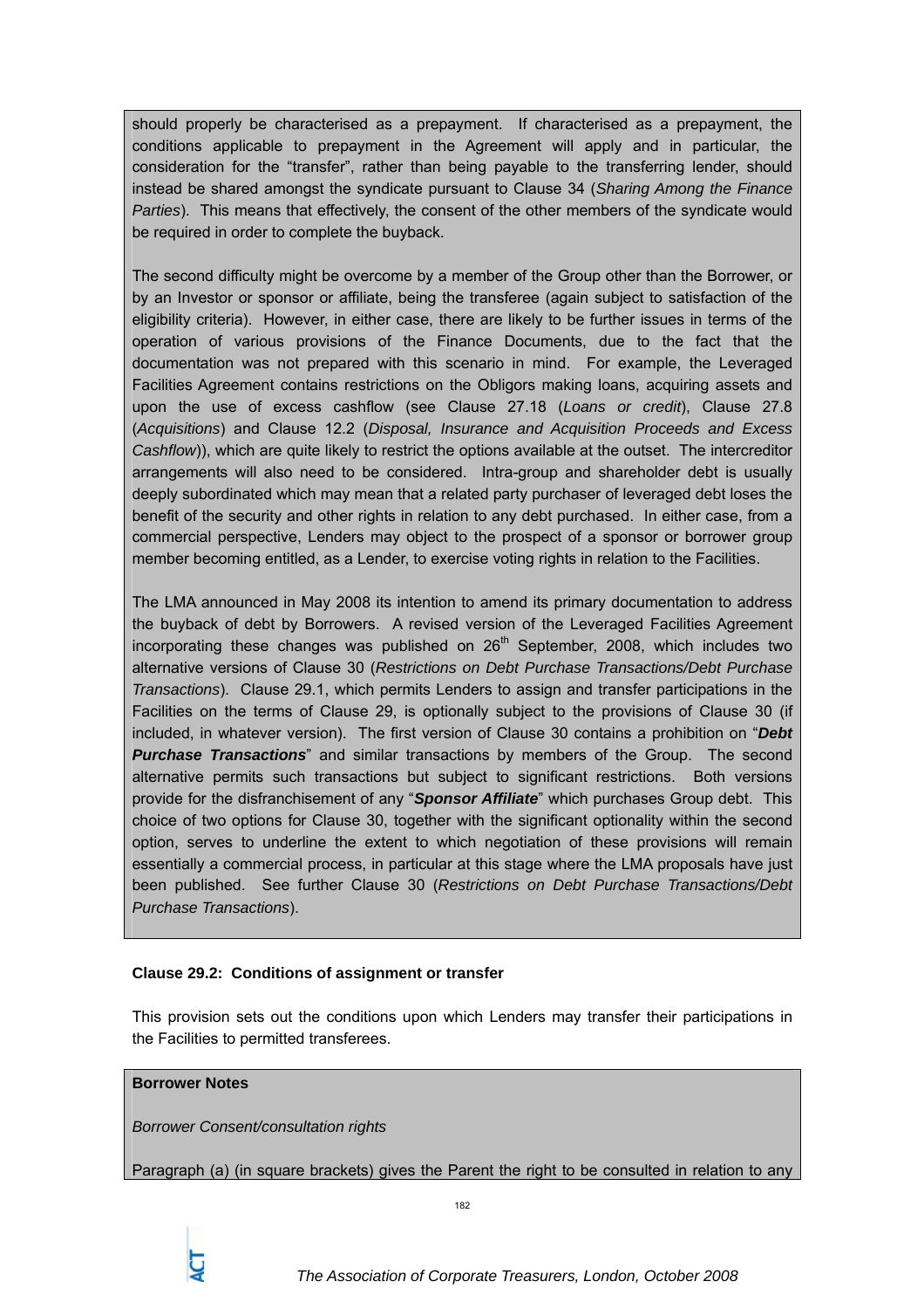should properly be characterised as a prepayment. If characterised as a prepayment, the conditions applicable to prepayment in the Agreement will apply and in particular, the consideration for the "transfer", rather than being payable to the transferring lender, should instead be shared amongst the syndicate pursuant to Clause 34 (*Sharing Among the Finance Parties*). This means that effectively, the consent of the other members of the syndicate would be required in order to complete the buyback.

The second difficulty might be overcome by a member of the Group other than the Borrower, or by an Investor or sponsor or affiliate, being the transferee (again subject to satisfaction of the eligibility criteria). However, in either case, there are likely to be further issues in terms of the operation of various provisions of the Finance Documents, due to the fact that the documentation was not prepared with this scenario in mind. For example, the Leveraged Facilities Agreement contains restrictions on the Obligors making loans, acquiring assets and upon the use of excess cashflow (see Clause 27.18 (*Loans or credit*), Clause 27.8 (*Acquisitions*) and Clause 12.2 (*Disposal, Insurance and Acquisition Proceeds and Excess Cashflow*)), which are quite likely to restrict the options available at the outset. The intercreditor arrangements will also need to be considered. Intra-group and shareholder debt is usually deeply subordinated which may mean that a related party purchaser of leveraged debt loses the benefit of the security and other rights in relation to any debt purchased. In either case, from a commercial perspective, Lenders may object to the prospect of a sponsor or borrower group member becoming entitled, as a Lender, to exercise voting rights in relation to the Facilities.

The LMA announced in May 2008 its intention to amend its primary documentation to address the buyback of debt by Borrowers. A revised version of the Leveraged Facilities Agreement incorporating these changes was published on 26th September, 2008, which includes two alternative versions of Clause 30 (*Restrictions on Debt Purchase Transactions/Debt Purchase Transactions*). Clause 29.1, which permits Lenders to assign and transfer participations in the Facilities on the terms of Clause 29, is optionally subject to the provisions of Clause 30 (if included, in whatever version). The first version of Clause 30 contains a prohibition on "***Debt Purchase Transactions***" and similar transactions by members of the Group. The second alternative permits such transactions but subject to significant restrictions. Both versions provide for the disfranchisement of any "***Sponsor Affiliate***" which purchases Group debt. This choice of two options for Clause 30, together with the significant optionality within the second option, serves to underline the extent to which negotiation of these provisions will remain essentially a commercial process, in particular at this stage where the LMA proposals have just been published. See further Clause 30 (*Restrictions on Debt Purchase Transactions/Debt Purchase Transactions*).

**Clause 29.2: Conditions of assignment or transfer**

This provision sets out the conditions upon which Lenders may transfer their participations in the Facilities to permitted transferees.

**Borrower Notes**

*Borrower Consent/consultation rights*

Paragraph (a) (in square brackets) gives the Parent the right to be consulted in relation to any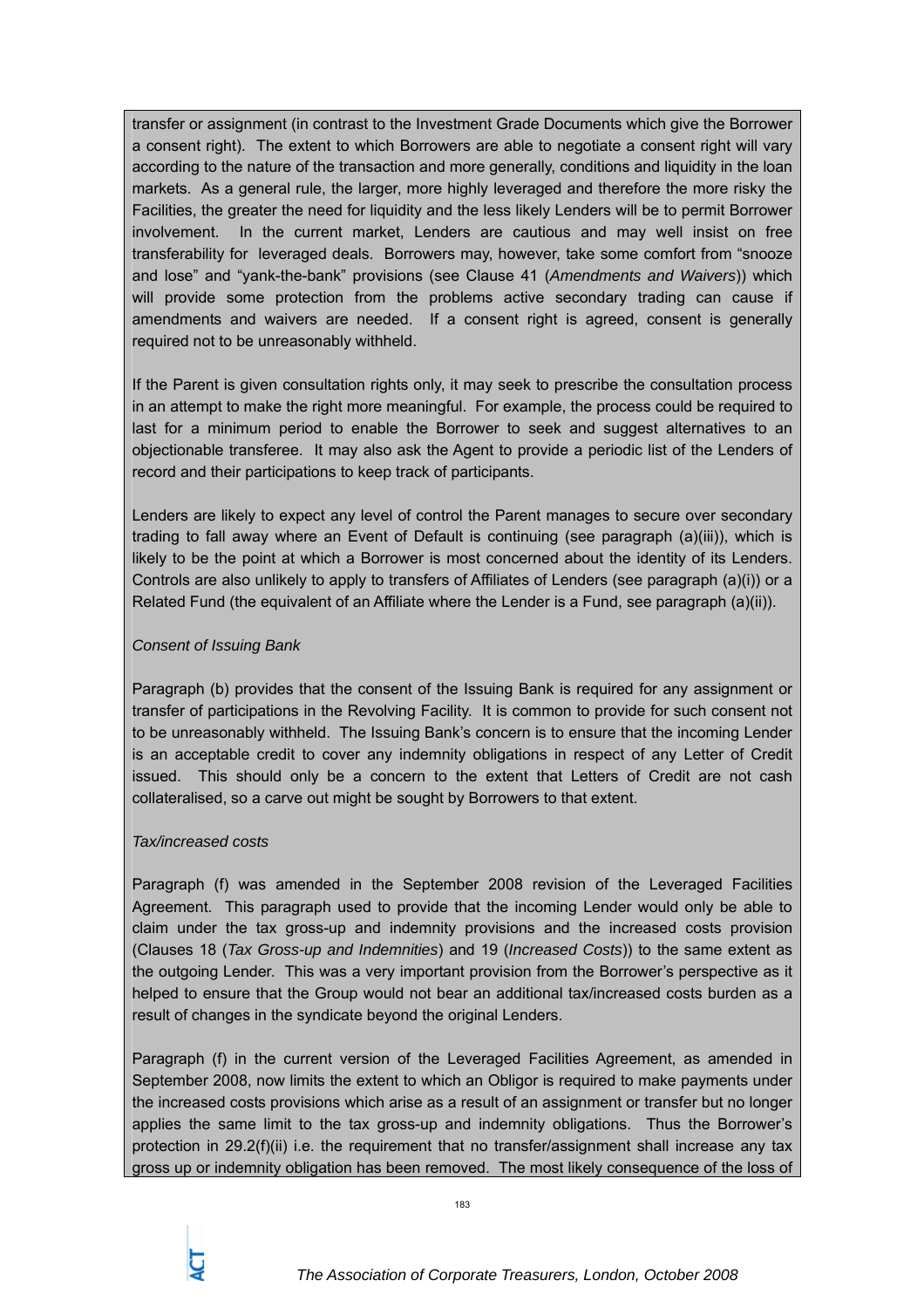transfer or assignment (in contrast to the Investment Grade Documents which give the Borrower a consent right). The extent to which Borrowers are able to negotiate a consent right will vary according to the nature of the transaction and more generally, conditions and liquidity in the loan markets. As a general rule, the larger, more highly leveraged and therefore the more risky the Facilities, the greater the need for liquidity and the less likely Lenders will be to permit Borrower involvement. In the current market, Lenders are cautious and may well insist on free transferability for leveraged deals. Borrowers may, however, take some comfort from "snooze and lose" and "yank-the-bank" provisions (see Clause 41 (*Amendments and Waivers*)) which will provide some protection from the problems active secondary trading can cause if amendments and waivers are needed. If a consent right is agreed, consent is generally required not to be unreasonably withheld.

If the Parent is given consultation rights only, it may seek to prescribe the consultation process in an attempt to make the right more meaningful. For example, the process could be required to last for a minimum period to enable the Borrower to seek and suggest alternatives to an objectionable transferee. It may also ask the Agent to provide a periodic list of the Lenders of record and their participations to keep track of participants.

Lenders are likely to expect any level of control the Parent manages to secure over secondary trading to fall away where an Event of Default is continuing (see paragraph (a)(iii)), which is likely to be the point at which a Borrower is most concerned about the identity of its Lenders. Controls are also unlikely to apply to transfers of Affiliates of Lenders (see paragraph (a)(i)) or a Related Fund (the equivalent of an Affiliate where the Lender is a Fund, see paragraph (a)(ii)).

*Consent of Issuing Bank*

Paragraph (b) provides that the consent of the Issuing Bank is required for any assignment or transfer of participations in the Revolving Facility. It is common to provide for such consent not to be unreasonably withheld. The Issuing Bank's concern is to ensure that the incoming Lender is an acceptable credit to cover any indemnity obligations in respect of any Letter of Credit issued. This should only be a concern to the extent that Letters of Credit are not cash collateralised, so a carve out might be sought by Borrowers to that extent.

*Tax/increased costs*

Paragraph (f) was amended in the September 2008 revision of the Leveraged Facilities Agreement. This paragraph used to provide that the incoming Lender would only be able to claim under the tax gross-up and indemnity provisions and the increased costs provision (Clauses 18 (*Tax Gross-up and Indemnities*) and 19 (*Increased Costs*)) to the same extent as the outgoing Lender. This was a very important provision from the Borrower's perspective as it helped to ensure that the Group would not bear an additional tax/increased costs burden as a result of changes in the syndicate beyond the original Lenders.

Paragraph (f) in the current version of the Leveraged Facilities Agreement, as amended in September 2008, now limits the extent to which an Obligor is required to make payments under the increased costs provisions which arise as a result of an assignment or transfer but no longer applies the same limit to the tax gross-up and indemnity obligations. Thus the Borrower's protection in 29.2(f)(ii) i.e. the requirement that no transfer/assignment shall increase any tax gross up or indemnity obligation has been removed. The most likely consequence of the loss of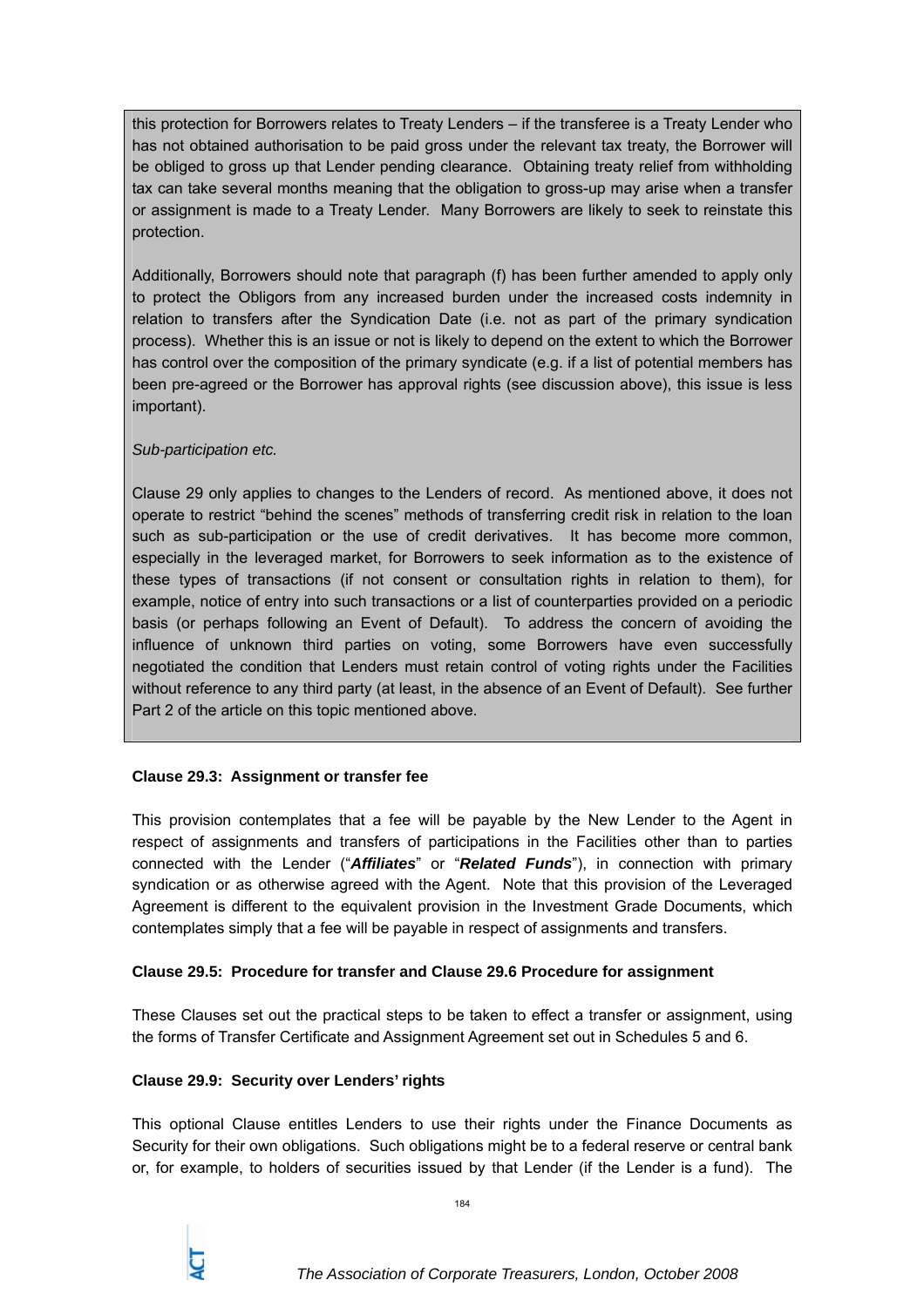this protection for Borrowers relates to Treaty Lenders – if the transferee is a Treaty Lender who has not obtained authorisation to be paid gross under the relevant tax treaty, the Borrower will be obliged to gross up that Lender pending clearance. Obtaining treaty relief from withholding tax can take several months meaning that the obligation to gross-up may arise when a transfer or assignment is made to a Treaty Lender. Many Borrowers are likely to seek to reinstate this protection.

Additionally, Borrowers should note that paragraph (f) has been further amended to apply only to protect the Obligors from any increased burden under the increased costs indemnity in relation to transfers after the Syndication Date (i.e. not as part of the primary syndication process). Whether this is an issue or not is likely to depend on the extent to which the Borrower has control over the composition of the primary syndicate (e.g. if a list of potential members has been pre-agreed or the Borrower has approval rights (see discussion above), this issue is less important).

*Sub-participation etc.*

Clause 29 only applies to changes to the Lenders of record. As mentioned above, it does not operate to restrict "behind the scenes" methods of transferring credit risk in relation to the loan such as sub-participation or the use of credit derivatives. It has become more common, especially in the leveraged market, for Borrowers to seek information as to the existence of these types of transactions (if not consent or consultation rights in relation to them), for example, notice of entry into such transactions or a list of counterparties provided on a periodic basis (or perhaps following an Event of Default). To address the concern of avoiding the influence of unknown third parties on voting, some Borrowers have even successfully negotiated the condition that Lenders must retain control of voting rights under the Facilities without reference to any third party (at least, in the absence of an Event of Default). See further Part 2 of the article on this topic mentioned above.

**Clause 29.3: Assignment or transfer fee**

This provision contemplates that a fee will be payable by the New Lender to the Agent in respect of assignments and transfers of participations in the Facilities other than to parties connected with the Lender ("***Affiliates***" or "***Related Funds***"), in connection with primary syndication or as otherwise agreed with the Agent. Note that this provision of the Leveraged Agreement is different to the equivalent provision in the Investment Grade Documents, which contemplates simply that a fee will be payable in respect of assignments and transfers.

**Clause 29.5: Procedure for transfer and Clause 29.6 Procedure for assignment**

These Clauses set out the practical steps to be taken to effect a transfer or assignment, using the forms of Transfer Certificate and Assignment Agreement set out in Schedules 5 and 6.

**Clause 29.9: Security over Lenders' rights**

This optional Clause entitles Lenders to use their rights under the Finance Documents as Security for their own obligations. Such obligations might be to a federal reserve or central bank or, for example, to holders of securities issued by that Lender (if the Lender is a fund). The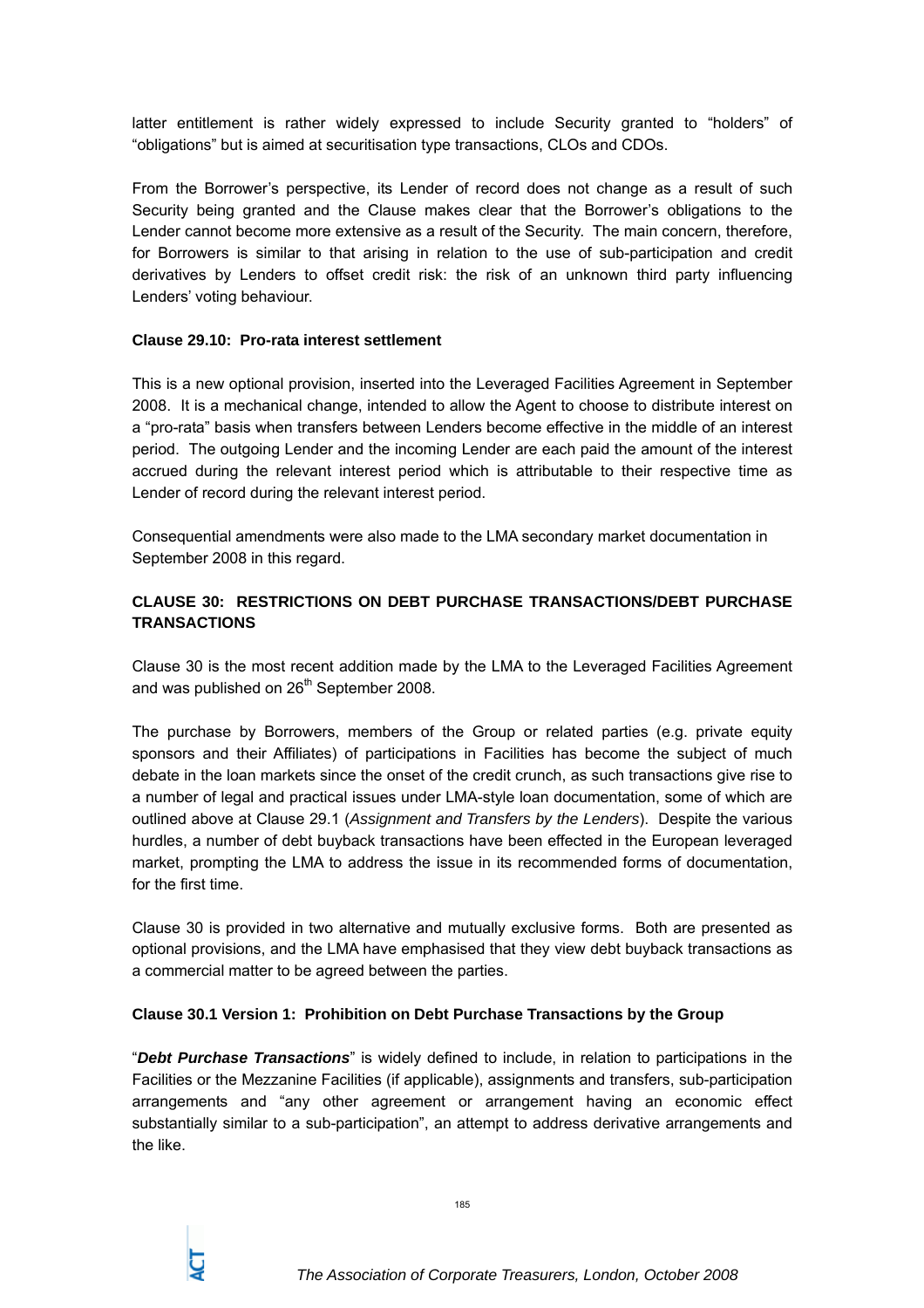latter entitlement is rather widely expressed to include Security granted to "holders" of "obligations" but is aimed at securitisation type transactions, CLOs and CDOs.

From the Borrower's perspective, its Lender of record does not change as a result of such Security being granted and the Clause makes clear that the Borrower's obligations to the Lender cannot become more extensive as a result of the Security. The main concern, therefore, for Borrowers is similar to that arising in relation to the use of sub-participation and credit derivatives by Lenders to offset credit risk: the risk of an unknown third party influencing Lenders' voting behaviour.

**Clause 29.10: Pro-rata interest settlement**

This is a new optional provision, inserted into the Leveraged Facilities Agreement in September 2008. It is a mechanical change, intended to allow the Agent to choose to distribute interest on a "pro-rata" basis when transfers between Lenders become effective in the middle of an interest period. The outgoing Lender and the incoming Lender are each paid the amount of the interest accrued during the relevant interest period which is attributable to their respective time as Lender of record during the relevant interest period.

Consequential amendments were also made to the LMA secondary market documentation in September 2008 in this regard.

**CLAUSE 30: RESTRICTIONS ON DEBT PURCHASE TRANSACTIONS/DEBT PURCHASE TRANSACTIONS**

Clause 30 is the most recent addition made by the LMA to the Leveraged Facilities Agreement and was published on 26th September 2008.

The purchase by Borrowers, members of the Group or related parties (e.g. private equity sponsors and their Affiliates) of participations in Facilities has become the subject of much debate in the loan markets since the onset of the credit crunch, as such transactions give rise to a number of legal and practical issues under LMA-style loan documentation, some of which are outlined above at Clause 29.1 (*Assignment and Transfers by the Lenders*). Despite the various hurdles, a number of debt buyback transactions have been effected in the European leveraged market, prompting the LMA to address the issue in its recommended forms of documentation, for the first time.

Clause 30 is provided in two alternative and mutually exclusive forms. Both are presented as optional provisions, and the LMA have emphasised that they view debt buyback transactions as a commercial matter to be agreed between the parties.

**Clause 30.1 Version 1: Prohibition on Debt Purchase Transactions by the Group**

"***Debt Purchase Transactions***" is widely defined to include, in relation to participations in the Facilities or the Mezzanine Facilities (if applicable), assignments and transfers, sub-participation arrangements and "any other agreement or arrangement having an economic effect substantially similar to a sub-participation", an attempt to address derivative arrangements and the like.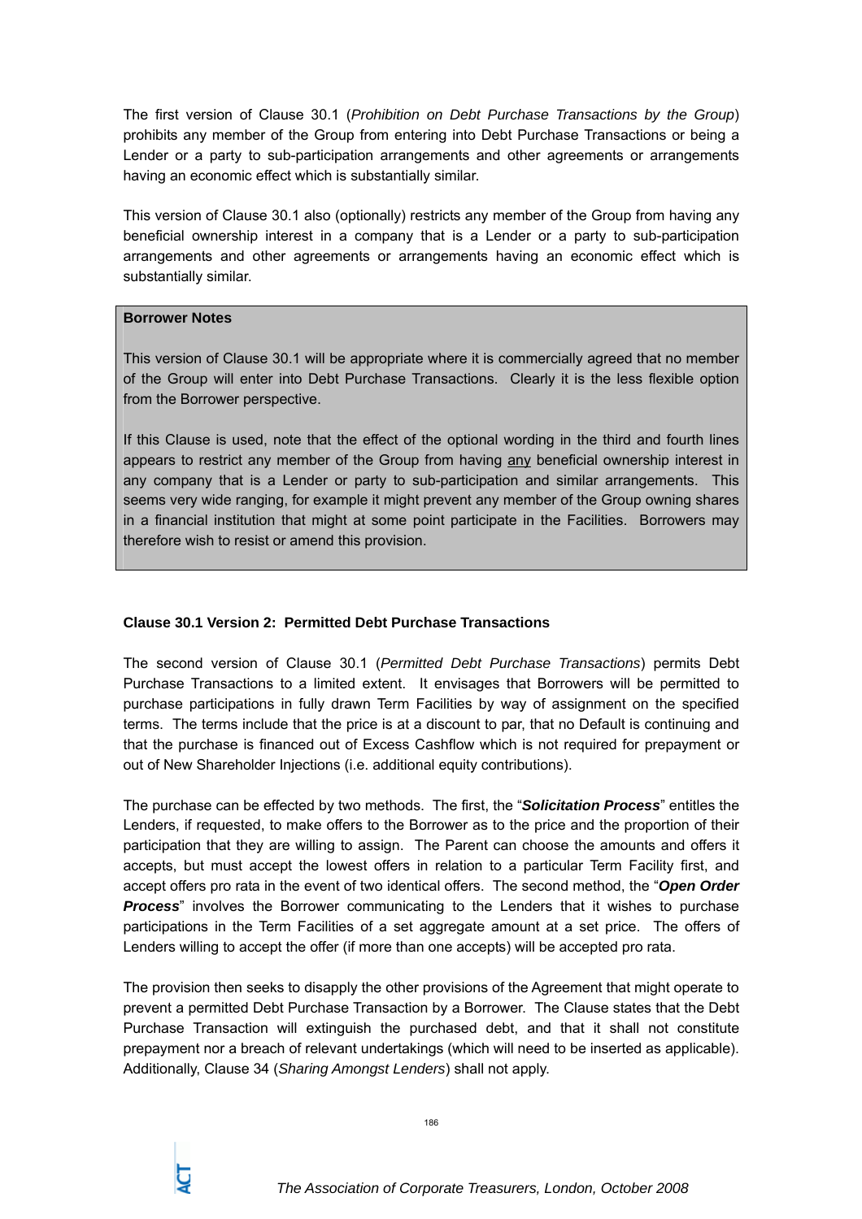The first version of Clause 30.1 (*Prohibition on Debt Purchase Transactions by the Group*) prohibits any member of the Group from entering into Debt Purchase Transactions or being a Lender or a party to sub-participation arrangements and other agreements or arrangements having an economic effect which is substantially similar.

This version of Clause 30.1 also (optionally) restricts any member of the Group from having any beneficial ownership interest in a company that is a Lender or a party to sub-participation arrangements and other agreements or arrangements having an economic effect which is substantially similar.

> **Borrower Notes**
>
> This version of Clause 30.1 will be appropriate where it is commercially agreed that no member of the Group will enter into Debt Purchase Transactions. Clearly it is the less flexible option from the Borrower perspective.
>
> If this Clause is used, note that the effect of the optional wording in the third and fourth lines appears to restrict any member of the Group from having <u>any</u> beneficial ownership interest in any company that is a Lender or party to sub-participation and similar arrangements. This seems very wide ranging, for example it might prevent any member of the Group owning shares in a financial institution that might at some point participate in the Facilities. Borrowers may therefore wish to resist or amend this provision.

**Clause 30.1 Version 2: Permitted Debt Purchase Transactions**

The second version of Clause 30.1 (*Permitted Debt Purchase Transactions*) permits Debt Purchase Transactions to a limited extent. It envisages that Borrowers will be permitted to purchase participations in fully drawn Term Facilities by way of assignment on the specified terms. The terms include that the price is at a discount to par, that no Default is continuing and that the purchase is financed out of Excess Cashflow which is not required for prepayment or out of New Shareholder Injections (i.e. additional equity contributions).

The purchase can be effected by two methods. The first, the "***Solicitation Process***" entitles the Lenders, if requested, to make offers to the Borrower as to the price and the proportion of their participation that they are willing to assign. The Parent can choose the amounts and offers it accepts, but must accept the lowest offers in relation to a particular Term Facility first, and accept offers pro rata in the event of two identical offers. The second method, the "***Open Order Process***" involves the Borrower communicating to the Lenders that it wishes to purchase participations in the Term Facilities of a set aggregate amount at a set price. The offers of Lenders willing to accept the offer (if more than one accepts) will be accepted pro rata.

The provision then seeks to disapply the other provisions of the Agreement that might operate to prevent a permitted Debt Purchase Transaction by a Borrower. The Clause states that the Debt Purchase Transaction will extinguish the purchased debt, and that it shall not constitute prepayment nor a breach of relevant undertakings (which will need to be inserted as applicable). Additionally, Clause 34 (*Sharing Amongst Lenders*) shall not apply.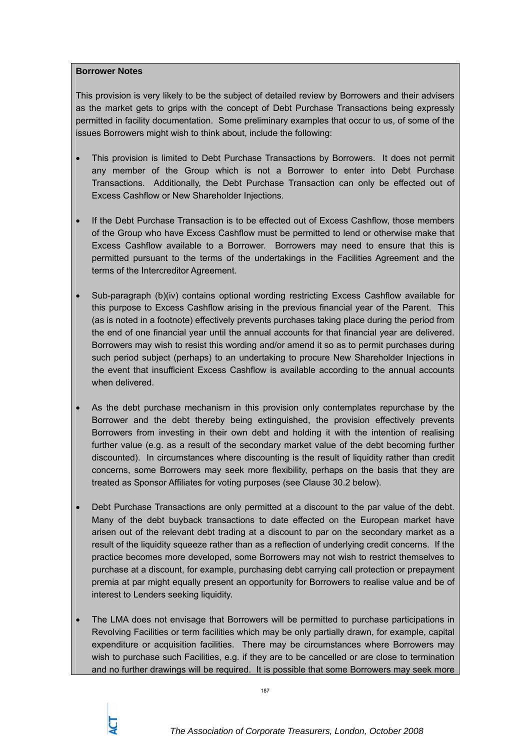**Borrower Notes**

This provision is very likely to be the subject of detailed review by Borrowers and their advisers as the market gets to grips with the concept of Debt Purchase Transactions being expressly permitted in facility documentation. Some preliminary examples that occur to us, of some of the issues Borrowers might wish to think about, include the following:

- This provision is limited to Debt Purchase Transactions by Borrowers. It does not permit any member of the Group which is not a Borrower to enter into Debt Purchase Transactions. Additionally, the Debt Purchase Transaction can only be effected out of Excess Cashflow or New Shareholder Injections.

- If the Debt Purchase Transaction is to be effected out of Excess Cashflow, those members of the Group who have Excess Cashflow must be permitted to lend or otherwise make that Excess Cashflow available to a Borrower. Borrowers may need to ensure that this is permitted pursuant to the terms of the undertakings in the Facilities Agreement and the terms of the Intercreditor Agreement.

- Sub-paragraph (b)(iv) contains optional wording restricting Excess Cashflow available for this purpose to Excess Cashflow arising in the previous financial year of the Parent. This (as is noted in a footnote) effectively prevents purchases taking place during the period from the end of one financial year until the annual accounts for that financial year are delivered. Borrowers may wish to resist this wording and/or amend it so as to permit purchases during such period subject (perhaps) to an undertaking to procure New Shareholder Injections in the event that insufficient Excess Cashflow is available according to the annual accounts when delivered.

- As the debt purchase mechanism in this provision only contemplates repurchase by the Borrower and the debt thereby being extinguished, the provision effectively prevents Borrowers from investing in their own debt and holding it with the intention of realising further value (e.g. as a result of the secondary market value of the debt becoming further discounted). In circumstances where discounting is the result of liquidity rather than credit concerns, some Borrowers may seek more flexibility, perhaps on the basis that they are treated as Sponsor Affiliates for voting purposes (see Clause 30.2 below).

- Debt Purchase Transactions are only permitted at a discount to the par value of the debt. Many of the debt buyback transactions to date effected on the European market have arisen out of the relevant debt trading at a discount to par on the secondary market as a result of the liquidity squeeze rather than as a reflection of underlying credit concerns. If the practice becomes more developed, some Borrowers may not wish to restrict themselves to purchase at a discount, for example, purchasing debt carrying call protection or prepayment premia at par might equally present an opportunity for Borrowers to realise value and be of interest to Lenders seeking liquidity.

- The LMA does not envisage that Borrowers will be permitted to purchase participations in Revolving Facilities or term facilities which may be only partially drawn, for example, capital expenditure or acquisition facilities. There may be circumstances where Borrowers may wish to purchase such Facilities, e.g. if they are to be cancelled or are close to termination and no further drawings will be required. It is possible that some Borrowers may seek more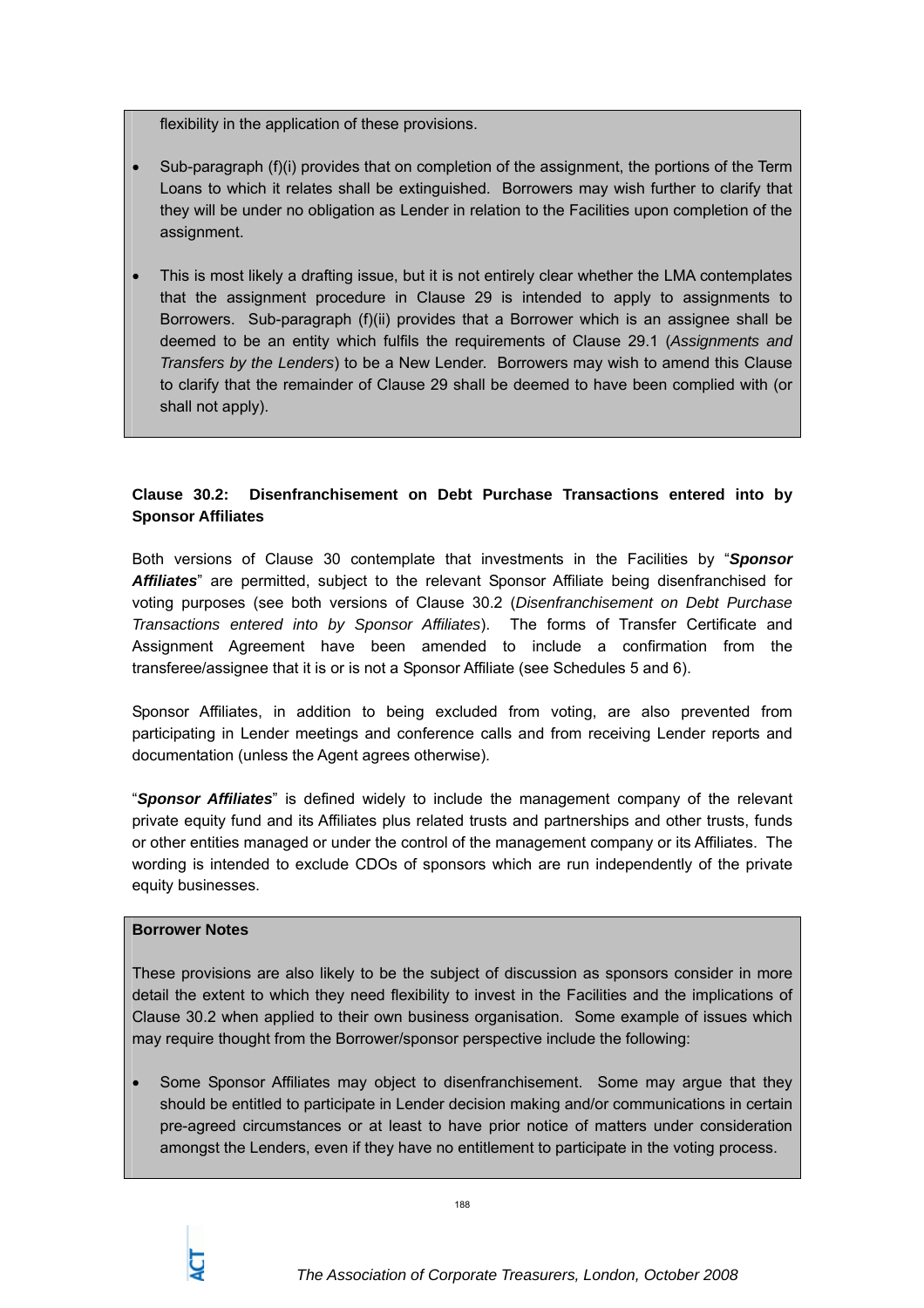flexibility in the application of these provisions.

- Sub-paragraph (f)(i) provides that on completion of the assignment, the portions of the Term Loans to which it relates shall be extinguished. Borrowers may wish further to clarify that they will be under no obligation as Lender in relation to the Facilities upon completion of the assignment.

- This is most likely a drafting issue, but it is not entirely clear whether the LMA contemplates that the assignment procedure in Clause 29 is intended to apply to assignments to Borrowers. Sub-paragraph (f)(ii) provides that a Borrower which is an assignee shall be deemed to be an entity which fulfils the requirements of Clause 29.1 (*Assignments and Transfers by the Lenders*) to be a New Lender. Borrowers may wish to amend this Clause to clarify that the remainder of Clause 29 shall be deemed to have been complied with (or shall not apply).

**Clause 30.2: Disenfranchisement on Debt Purchase Transactions entered into by Sponsor Affiliates**

Both versions of Clause 30 contemplate that investments in the Facilities by "***Sponsor Affiliates***" are permitted, subject to the relevant Sponsor Affiliate being disenfranchised for voting purposes (see both versions of Clause 30.2 (*Disenfranchisement on Debt Purchase Transactions entered into by Sponsor Affiliates*). The forms of Transfer Certificate and Assignment Agreement have been amended to include a confirmation from the transferee/assignee that it is or is not a Sponsor Affiliate (see Schedules 5 and 6).

Sponsor Affiliates, in addition to being excluded from voting, are also prevented from participating in Lender meetings and conference calls and from receiving Lender reports and documentation (unless the Agent agrees otherwise).

"***Sponsor Affiliates***" is defined widely to include the management company of the relevant private equity fund and its Affiliates plus related trusts and partnerships and other trusts, funds or other entities managed or under the control of the management company or its Affiliates. The wording is intended to exclude CDOs of sponsors which are run independently of the private equity businesses.

**Borrower Notes**

These provisions are also likely to be the subject of discussion as sponsors consider in more detail the extent to which they need flexibility to invest in the Facilities and the implications of Clause 30.2 when applied to their own business organisation. Some example of issues which may require thought from the Borrower/sponsor perspective include the following:

- Some Sponsor Affiliates may object to disenfranchisement. Some may argue that they should be entitled to participate in Lender decision making and/or communications in certain pre-agreed circumstances or at least to have prior notice of matters under consideration amongst the Lenders, even if they have no entitlement to participate in the voting process.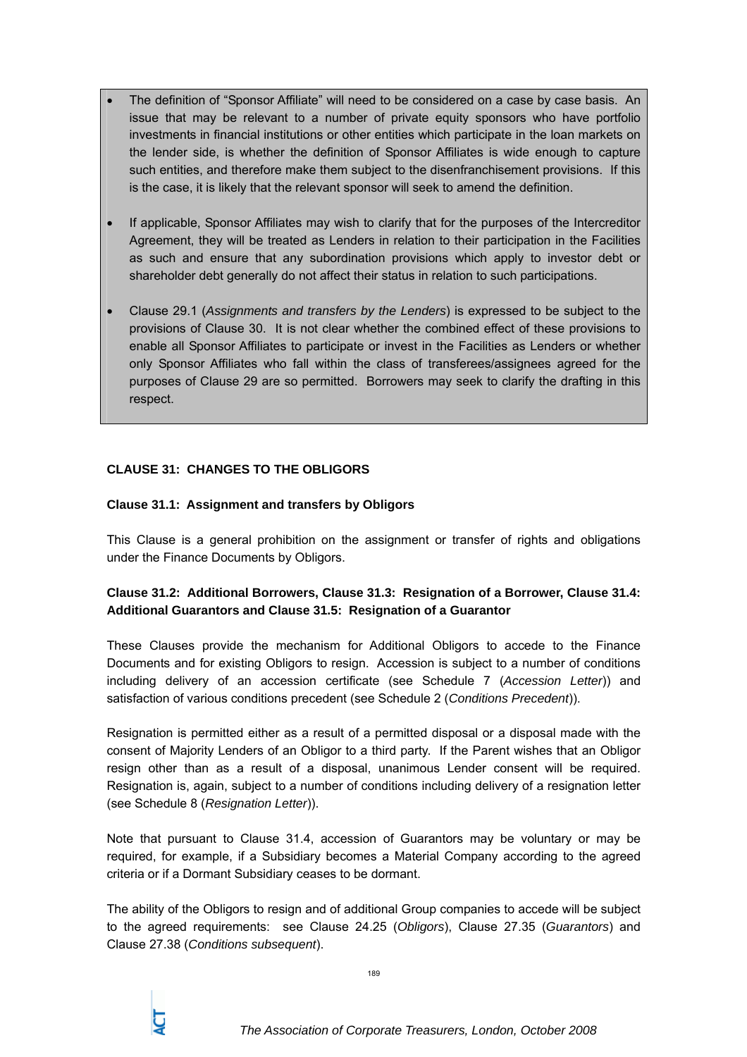- The definition of "Sponsor Affiliate" will need to be considered on a case by case basis. An issue that may be relevant to a number of private equity sponsors who have portfolio investments in financial institutions or other entities which participate in the loan markets on the lender side, is whether the definition of Sponsor Affiliates is wide enough to capture such entities, and therefore make them subject to the disenfranchisement provisions. If this is the case, it is likely that the relevant sponsor will seek to amend the definition.

- If applicable, Sponsor Affiliates may wish to clarify that for the purposes of the Intercreditor Agreement, they will be treated as Lenders in relation to their participation in the Facilities as such and ensure that any subordination provisions which apply to investor debt or shareholder debt generally do not affect their status in relation to such participations.

- Clause 29.1 (*Assignments and transfers by the Lenders*) is expressed to be subject to the provisions of Clause 30. It is not clear whether the combined effect of these provisions to enable all Sponsor Affiliates to participate or invest in the Facilities as Lenders or whether only Sponsor Affiliates who fall within the class of transferees/assignees agreed for the purposes of Clause 29 are so permitted. Borrowers may seek to clarify the drafting in this respect.

## CLAUSE 31: CHANGES TO THE OBLIGORS

### Clause 31.1: Assignment and transfers by Obligors

This Clause is a general prohibition on the assignment or transfer of rights and obligations under the Finance Documents by Obligors.

### Clause 31.2: Additional Borrowers, Clause 31.3: Resignation of a Borrower, Clause 31.4: Additional Guarantors and Clause 31.5: Resignation of a Guarantor

These Clauses provide the mechanism for Additional Obligors to accede to the Finance Documents and for existing Obligors to resign. Accession is subject to a number of conditions including delivery of an accession certificate (see Schedule 7 (*Accession Letter*)) and satisfaction of various conditions precedent (see Schedule 2 (*Conditions Precedent*)).

Resignation is permitted either as a result of a permitted disposal or a disposal made with the consent of Majority Lenders of an Obligor to a third party. If the Parent wishes that an Obligor resign other than as a result of a disposal, unanimous Lender consent will be required. Resignation is, again, subject to a number of conditions including delivery of a resignation letter (see Schedule 8 (*Resignation Letter*)).

Note that pursuant to Clause 31.4, accession of Guarantors may be voluntary or may be required, for example, if a Subsidiary becomes a Material Company according to the agreed criteria or if a Dormant Subsidiary ceases to be dormant.

The ability of the Obligors to resign and of additional Group companies to accede will be subject to the agreed requirements: see Clause 24.25 (*Obligors*), Clause 27.35 (*Guarantors*) and Clause 27.38 (*Conditions subsequent*).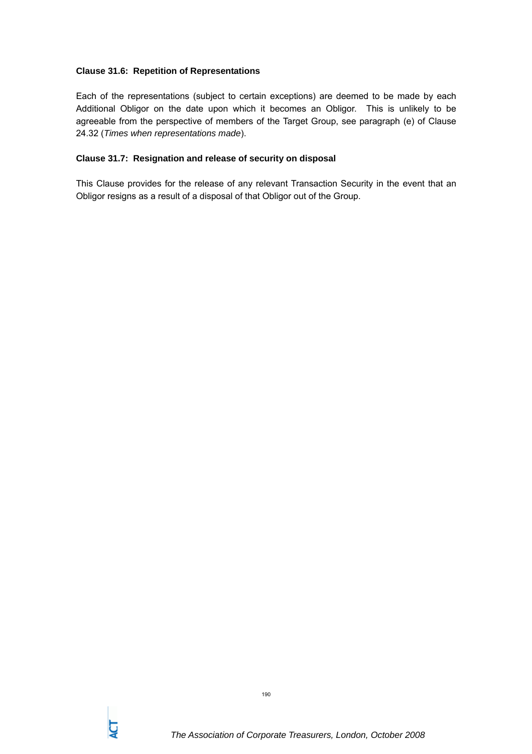**Clause 31.6: Repetition of Representations**

Each of the representations (subject to certain exceptions) are deemed to be made by each Additional Obligor on the date upon which it becomes an Obligor. This is unlikely to be agreeable from the perspective of members of the Target Group, see paragraph (e) of Clause 24.32 (*Times when representations made*).

**Clause 31.7: Resignation and release of security on disposal**

This Clause provides for the release of any relevant Transaction Security in the event that an Obligor resigns as a result of a disposal of that Obligor out of the Group.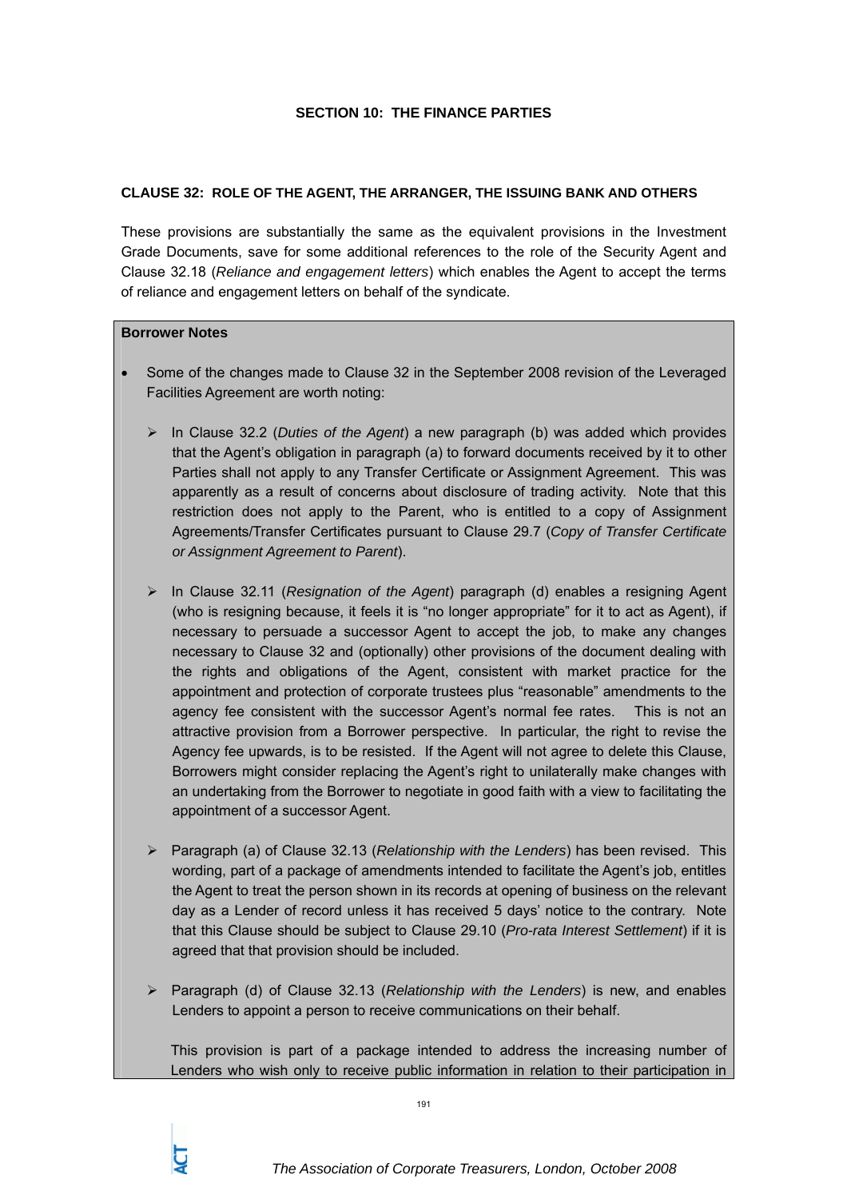## SECTION 10: THE FINANCE PARTIES

### CLAUSE 32: ROLE OF THE AGENT, THE ARRANGER, THE ISSUING BANK AND OTHERS

These provisions are substantially the same as the equivalent provisions in the Investment Grade Documents, save for some additional references to the role of the Security Agent and Clause 32.18 (*Reliance and engagement letters*) which enables the Agent to accept the terms of reliance and engagement letters on behalf of the syndicate.

**Borrower Notes**

- Some of the changes made to Clause 32 in the September 2008 revision of the Leveraged Facilities Agreement are worth noting:

  - In Clause 32.2 (*Duties of the Agent*) a new paragraph (b) was added which provides that the Agent's obligation in paragraph (a) to forward documents received by it to other Parties shall not apply to any Transfer Certificate or Assignment Agreement. This was apparently as a result of concerns about disclosure of trading activity. Note that this restriction does not apply to the Parent, who is entitled to a copy of Assignment Agreements/Transfer Certificates pursuant to Clause 29.7 (*Copy of Transfer Certificate or Assignment Agreement to Parent*).

  - In Clause 32.11 (*Resignation of the Agent*) paragraph (d) enables a resigning Agent (who is resigning because, it feels it is "no longer appropriate" for it to act as Agent), if necessary to persuade a successor Agent to accept the job, to make any changes necessary to Clause 32 and (optionally) other provisions of the document dealing with the rights and obligations of the Agent, consistent with market practice for the appointment and protection of corporate trustees plus "reasonable" amendments to the agency fee consistent with the successor Agent's normal fee rates. This is not an attractive provision from a Borrower perspective. In particular, the right to revise the Agency fee upwards, is to be resisted. If the Agent will not agree to delete this Clause, Borrowers might consider replacing the Agent's right to unilaterally make changes with an undertaking from the Borrower to negotiate in good faith with a view to facilitating the appointment of a successor Agent.

  - Paragraph (a) of Clause 32.13 (*Relationship with the Lenders*) has been revised. This wording, part of a package of amendments intended to facilitate the Agent's job, entitles the Agent to treat the person shown in its records at opening of business on the relevant day as a Lender of record unless it has received 5 days' notice to the contrary. Note that this Clause should be subject to Clause 29.10 (*Pro-rata Interest Settlement*) if it is agreed that that provision should be included.

  - Paragraph (d) of Clause 32.13 (*Relationship with the Lenders*) is new, and enables Lenders to appoint a person to receive communications on their behalf.

    This provision is part of a package intended to address the increasing number of Lenders who wish only to receive public information in relation to their participation in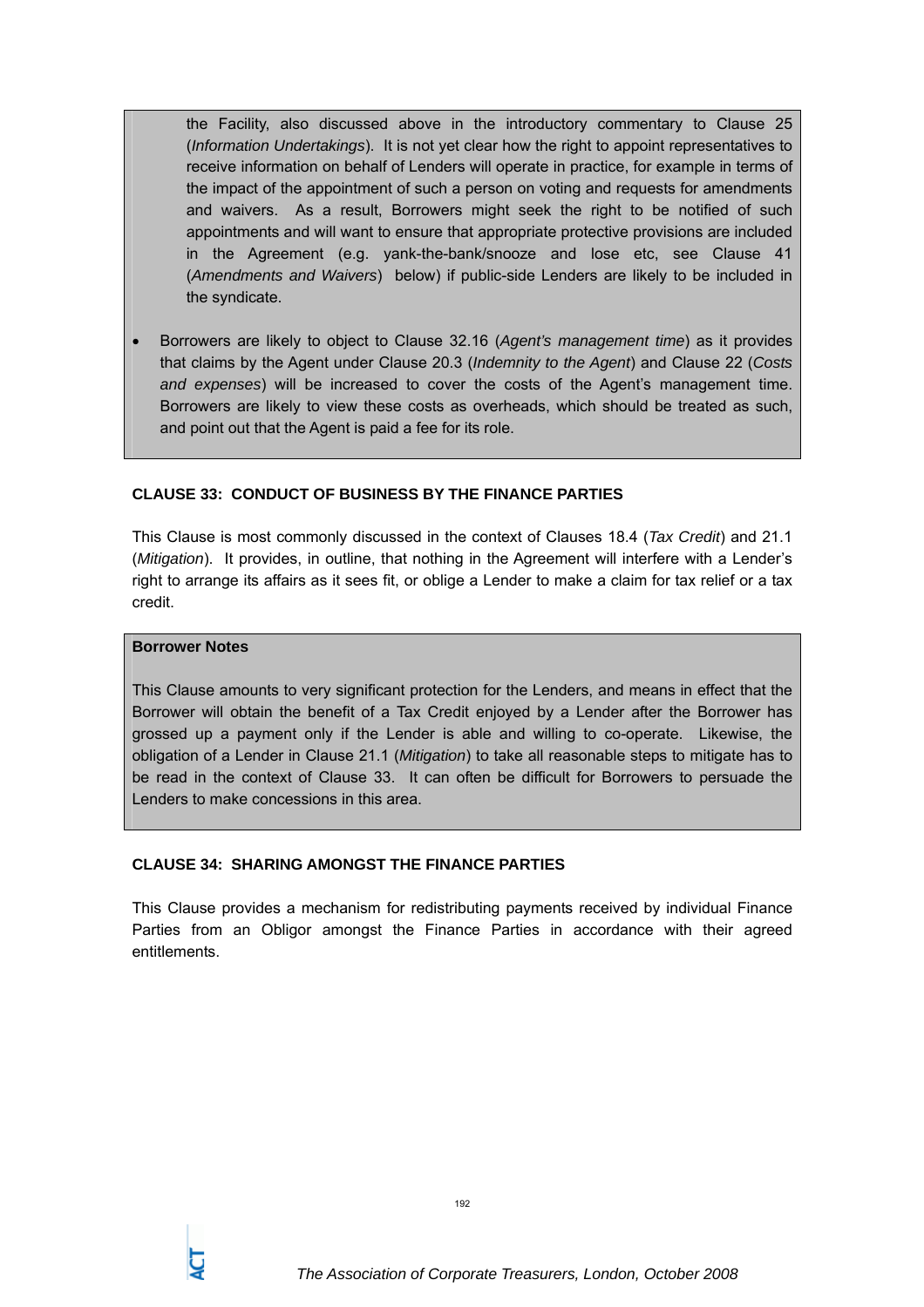the Facility, also discussed above in the introductory commentary to Clause 25 (*Information Undertakings*). It is not yet clear how the right to appoint representatives to receive information on behalf of Lenders will operate in practice, for example in terms of the impact of the appointment of such a person on voting and requests for amendments and waivers. As a result, Borrowers might seek the right to be notified of such appointments and will want to ensure that appropriate protective provisions are included in the Agreement (e.g. yank-the-bank/snooze and lose etc, see Clause 41 (*Amendments and Waivers*) below) if public-side Lenders are likely to be included in the syndicate.

- Borrowers are likely to object to Clause 32.16 (*Agent's management time*) as it provides that claims by the Agent under Clause 20.3 (*Indemnity to the Agent*) and Clause 22 (*Costs and expenses*) will be increased to cover the costs of the Agent's management time. Borrowers are likely to view these costs as overheads, which should be treated as such, and point out that the Agent is paid a fee for its role.

### CLAUSE 33: CONDUCT OF BUSINESS BY THE FINANCE PARTIES

This Clause is most commonly discussed in the context of Clauses 18.4 (*Tax Credit*) and 21.1 (*Mitigation*). It provides, in outline, that nothing in the Agreement will interfere with a Lender's right to arrange its affairs as it sees fit, or oblige a Lender to make a claim for tax relief or a tax credit.

**Borrower Notes**

This Clause amounts to very significant protection for the Lenders, and means in effect that the Borrower will obtain the benefit of a Tax Credit enjoyed by a Lender after the Borrower has grossed up a payment only if the Lender is able and willing to co-operate. Likewise, the obligation of a Lender in Clause 21.1 (*Mitigation*) to take all reasonable steps to mitigate has to be read in the context of Clause 33. It can often be difficult for Borrowers to persuade the Lenders to make concessions in this area.

### CLAUSE 34: SHARING AMONGST THE FINANCE PARTIES

This Clause provides a mechanism for redistributing payments received by individual Finance Parties from an Obligor amongst the Finance Parties in accordance with their agreed entitlements.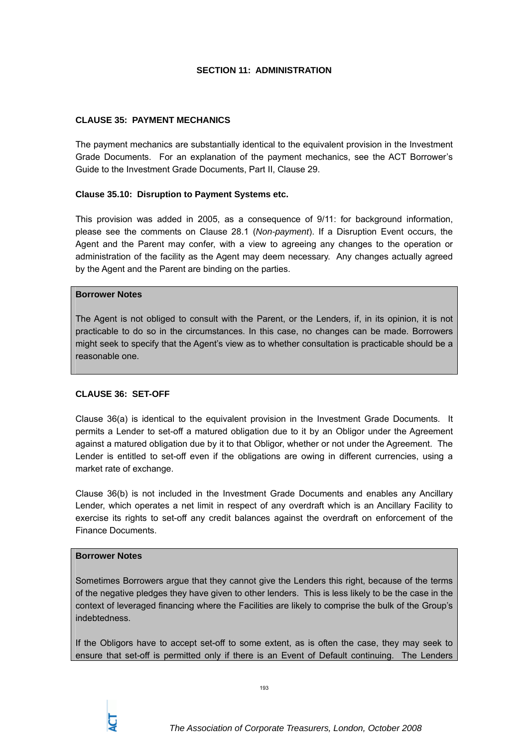## SECTION 11: ADMINISTRATION

### CLAUSE 35: PAYMENT MECHANICS

The payment mechanics are substantially identical to the equivalent provision in the Investment Grade Documents. For an explanation of the payment mechanics, see the ACT Borrower's Guide to the Investment Grade Documents, Part II, Clause 29.

#### Clause 35.10: Disruption to Payment Systems etc.

This provision was added in 2005, as a consequence of 9/11: for background information, please see the comments on Clause 28.1 (*Non-payment*). If a Disruption Event occurs, the Agent and the Parent may confer, with a view to agreeing any changes to the operation or administration of the facility as the Agent may deem necessary. Any changes actually agreed by the Agent and the Parent are binding on the parties.

> **Borrower Notes**
>
> The Agent is not obliged to consult with the Parent, or the Lenders, if, in its opinion, it is not practicable to do so in the circumstances. In this case, no changes can be made. Borrowers might seek to specify that the Agent's view as to whether consultation is practicable should be a reasonable one.

### CLAUSE 36: SET-OFF

Clause 36(a) is identical to the equivalent provision in the Investment Grade Documents. It permits a Lender to set-off a matured obligation due to it by an Obligor under the Agreement against a matured obligation due by it to that Obligor, whether or not under the Agreement. The Lender is entitled to set-off even if the obligations are owing in different currencies, using a market rate of exchange.

Clause 36(b) is not included in the Investment Grade Documents and enables any Ancillary Lender, which operates a net limit in respect of any overdraft which is an Ancillary Facility to exercise its rights to set-off any credit balances against the overdraft on enforcement of the Finance Documents.

> **Borrower Notes**
>
> Sometimes Borrowers argue that they cannot give the Lenders this right, because of the terms of the negative pledges they have given to other lenders. This is less likely to be the case in the context of leveraged financing where the Facilities are likely to comprise the bulk of the Group's indebtedness.
>
> If the Obligors have to accept set-off to some extent, as is often the case, they may seek to ensure that set-off is permitted only if there is an Event of Default continuing. The Lenders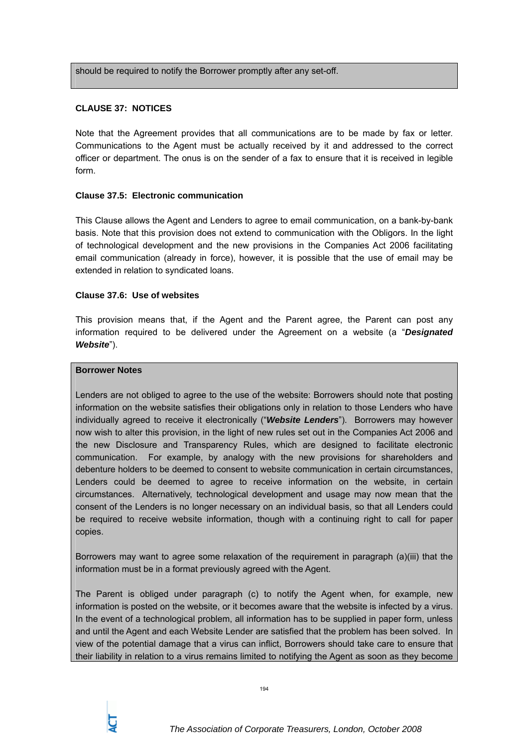should be required to notify the Borrower promptly after any set-off.

**CLAUSE 37: NOTICES**

Note that the Agreement provides that all communications are to be made by fax or letter. Communications to the Agent must be actually received by it and addressed to the correct officer or department. The onus is on the sender of a fax to ensure that it is received in legible form.

**Clause 37.5: Electronic communication**

This Clause allows the Agent and Lenders to agree to email communication, on a bank-by-bank basis. Note that this provision does not extend to communication with the Obligors. In the light of technological development and the new provisions in the Companies Act 2006 facilitating email communication (already in force), however, it is possible that the use of email may be extended in relation to syndicated loans.

**Clause 37.6: Use of websites**

This provision means that, if the Agent and the Parent agree, the Parent can post any information required to be delivered under the Agreement on a website (a "***Designated Website***").

**Borrower Notes**

Lenders are not obliged to agree to the use of the website: Borrowers should note that posting information on the website satisfies their obligations only in relation to those Lenders who have individually agreed to receive it electronically ("***Website Lenders***"). Borrowers may however now wish to alter this provision, in the light of new rules set out in the Companies Act 2006 and the new Disclosure and Transparency Rules, which are designed to facilitate electronic communication. For example, by analogy with the new provisions for shareholders and debenture holders to be deemed to consent to website communication in certain circumstances, Lenders could be deemed to agree to receive information on the website, in certain circumstances. Alternatively, technological development and usage may now mean that the consent of the Lenders is no longer necessary on an individual basis, so that all Lenders could be required to receive website information, though with a continuing right to call for paper copies.

Borrowers may want to agree some relaxation of the requirement in paragraph (a)(iii) that the information must be in a format previously agreed with the Agent.

The Parent is obliged under paragraph (c) to notify the Agent when, for example, new information is posted on the website, or it becomes aware that the website is infected by a virus. In the event of a technological problem, all information has to be supplied in paper form, unless and until the Agent and each Website Lender are satisfied that the problem has been solved. In view of the potential damage that a virus can inflict, Borrowers should take care to ensure that their liability in relation to a virus remains limited to notifying the Agent as soon as they become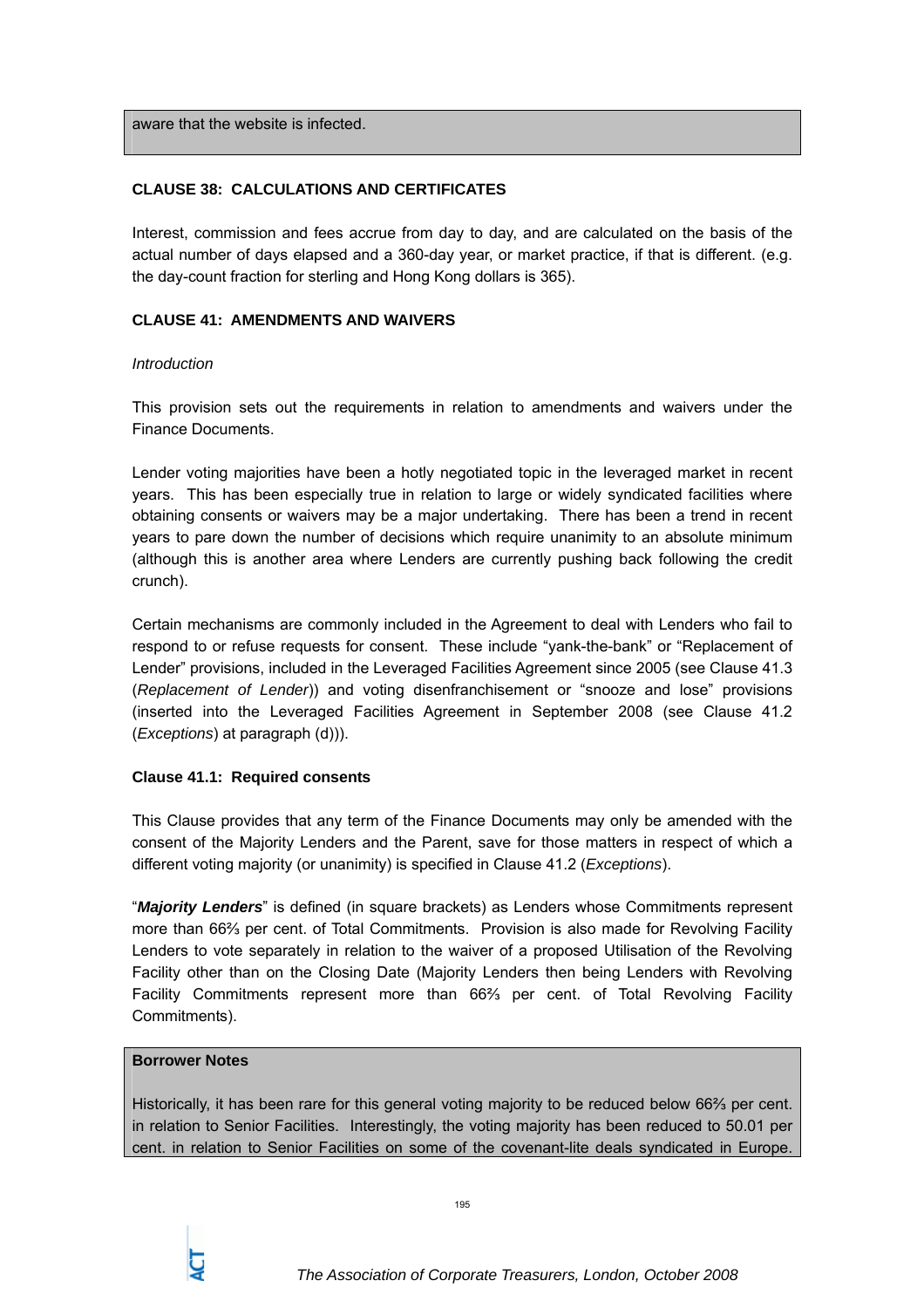aware that the website is infected.

**CLAUSE 38: CALCULATIONS AND CERTIFICATES**

Interest, commission and fees accrue from day to day, and are calculated on the basis of the actual number of days elapsed and a 360-day year, or market practice, if that is different. (e.g. the day-count fraction for sterling and Hong Kong dollars is 365).

**CLAUSE 41: AMENDMENTS AND WAIVERS**

*Introduction*

This provision sets out the requirements in relation to amendments and waivers under the Finance Documents.

Lender voting majorities have been a hotly negotiated topic in the leveraged market in recent years. This has been especially true in relation to large or widely syndicated facilities where obtaining consents or waivers may be a major undertaking. There has been a trend in recent years to pare down the number of decisions which require unanimity to an absolute minimum (although this is another area where Lenders are currently pushing back following the credit crunch).

Certain mechanisms are commonly included in the Agreement to deal with Lenders who fail to respond to or refuse requests for consent. These include "yank-the-bank" or "Replacement of Lender" provisions, included in the Leveraged Facilities Agreement since 2005 (see Clause 41.3 (*Replacement of Lender*)) and voting disenfranchisement or "snooze and lose" provisions (inserted into the Leveraged Facilities Agreement in September 2008 (see Clause 41.2 (*Exceptions*) at paragraph (d))).

**Clause 41.1: Required consents**

This Clause provides that any term of the Finance Documents may only be amended with the consent of the Majority Lenders and the Parent, save for those matters in respect of which a different voting majority (or unanimity) is specified in Clause 41.2 (*Exceptions*).

"***Majority Lenders***" is defined (in square brackets) as Lenders whose Commitments represent more than 66⅔ per cent. of Total Commitments. Provision is also made for Revolving Facility Lenders to vote separately in relation to the waiver of a proposed Utilisation of the Revolving Facility other than on the Closing Date (Majority Lenders then being Lenders with Revolving Facility Commitments represent more than 66⅔ per cent. of Total Revolving Facility Commitments).

**Borrower Notes**

Historically, it has been rare for this general voting majority to be reduced below 66⅔ per cent. in relation to Senior Facilities. Interestingly, the voting majority has been reduced to 50.01 per cent. in relation to Senior Facilities on some of the covenant-lite deals syndicated in Europe.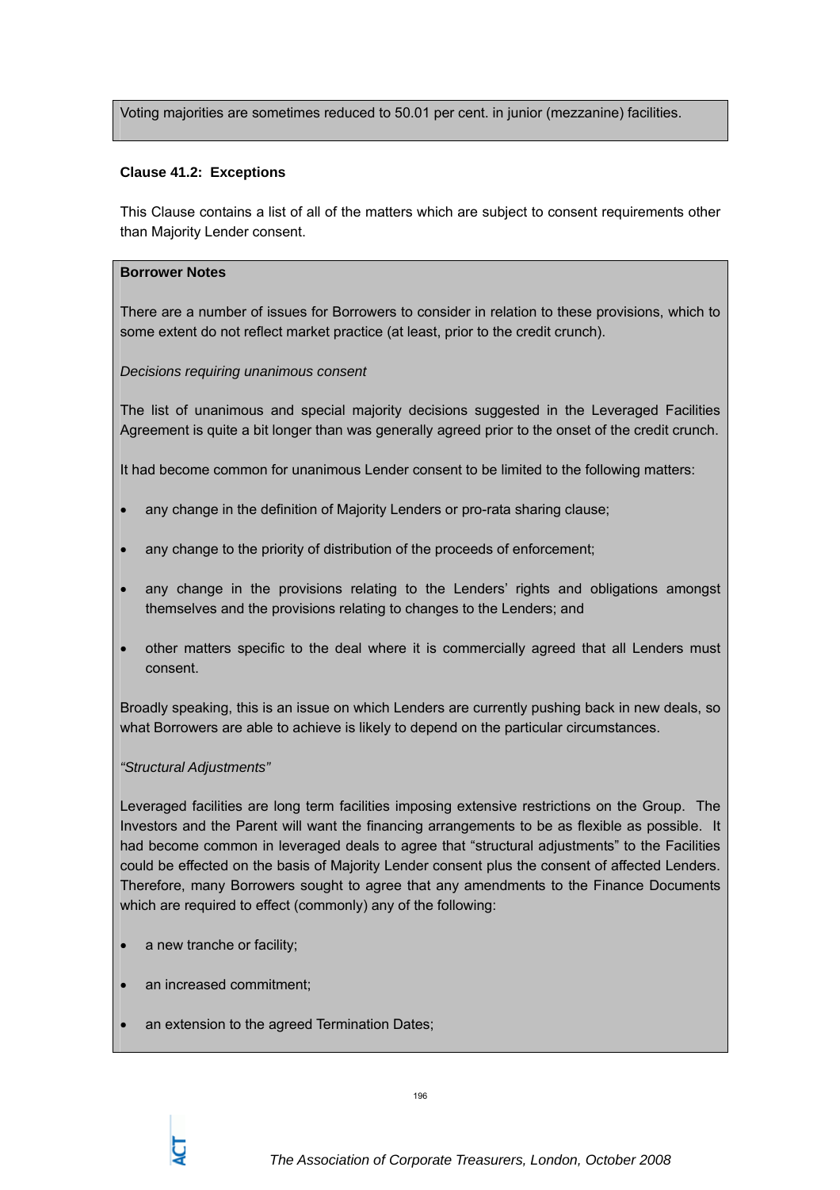Voting majorities are sometimes reduced to 50.01 per cent. in junior (mezzanine) facilities.

**Clause 41.2: Exceptions**

This Clause contains a list of all of the matters which are subject to consent requirements other than Majority Lender consent.

**Borrower Notes**

There are a number of issues for Borrowers to consider in relation to these provisions, which to some extent do not reflect market practice (at least, prior to the credit crunch).

*Decisions requiring unanimous consent*

The list of unanimous and special majority decisions suggested in the Leveraged Facilities Agreement is quite a bit longer than was generally agreed prior to the onset of the credit crunch.

It had become common for unanimous Lender consent to be limited to the following matters:

- any change in the definition of Majority Lenders or pro-rata sharing clause;
- any change to the priority of distribution of the proceeds of enforcement;
- any change in the provisions relating to the Lenders' rights and obligations amongst themselves and the provisions relating to changes to the Lenders; and
- other matters specific to the deal where it is commercially agreed that all Lenders must consent.

Broadly speaking, this is an issue on which Lenders are currently pushing back in new deals, so what Borrowers are able to achieve is likely to depend on the particular circumstances.

*"Structural Adjustments"*

Leveraged facilities are long term facilities imposing extensive restrictions on the Group. The Investors and the Parent will want the financing arrangements to be as flexible as possible. It had become common in leveraged deals to agree that "structural adjustments" to the Facilities could be effected on the basis of Majority Lender consent plus the consent of affected Lenders. Therefore, many Borrowers sought to agree that any amendments to the Finance Documents which are required to effect (commonly) any of the following:

- a new tranche or facility;
- an increased commitment;
- an extension to the agreed Termination Dates;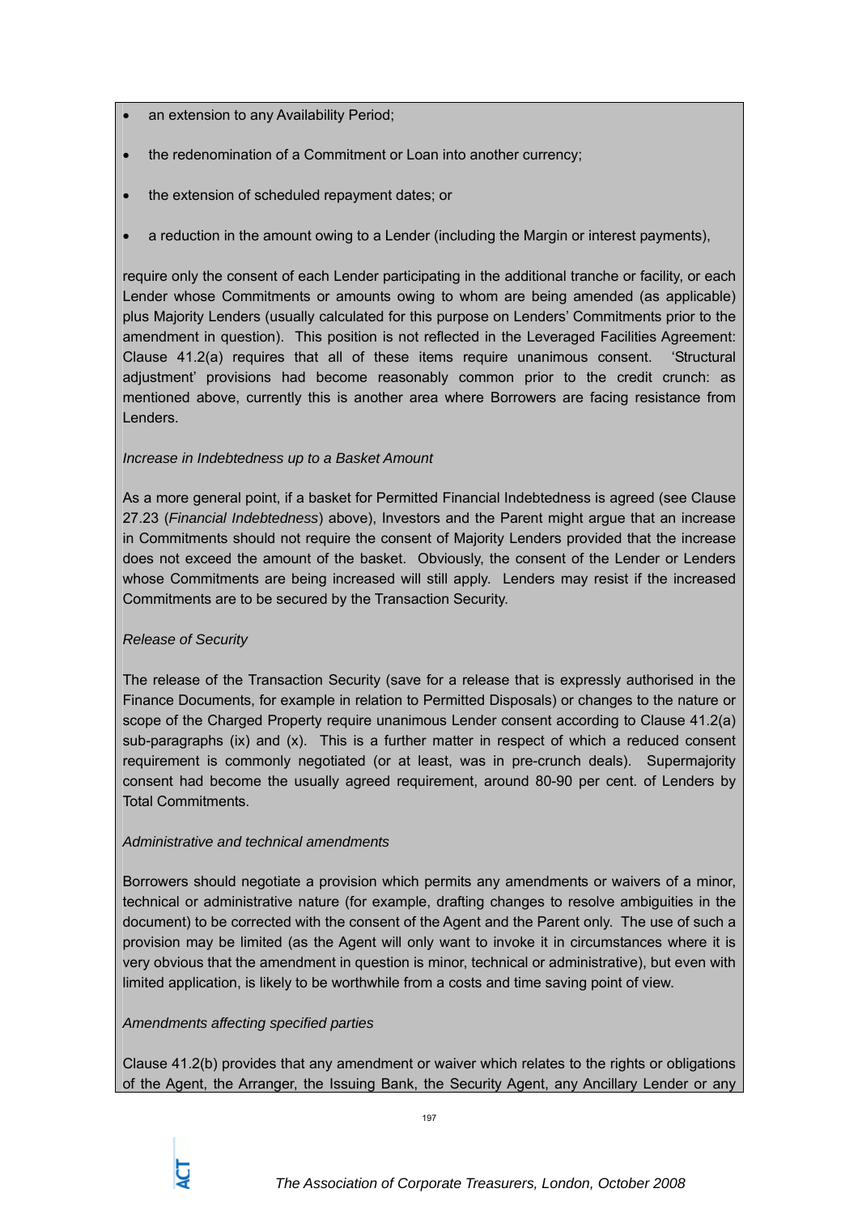- an extension to any Availability Period;
- the redenomination of a Commitment or Loan into another currency;
- the extension of scheduled repayment dates; or
- a reduction in the amount owing to a Lender (including the Margin or interest payments),

require only the consent of each Lender participating in the additional tranche or facility, or each Lender whose Commitments or amounts owing to whom are being amended (as applicable) plus Majority Lenders (usually calculated for this purpose on Lenders' Commitments prior to the amendment in question). This position is not reflected in the Leveraged Facilities Agreement: Clause 41.2(a) requires that all of these items require unanimous consent. 'Structural adjustment' provisions had become reasonably common prior to the credit crunch: as mentioned above, currently this is another area where Borrowers are facing resistance from Lenders.

*Increase in Indebtedness up to a Basket Amount*

As a more general point, if a basket for Permitted Financial Indebtedness is agreed (see Clause 27.23 (*Financial Indebtedness*) above), Investors and the Parent might argue that an increase in Commitments should not require the consent of Majority Lenders provided that the increase does not exceed the amount of the basket. Obviously, the consent of the Lender or Lenders whose Commitments are being increased will still apply. Lenders may resist if the increased Commitments are to be secured by the Transaction Security.

*Release of Security*

The release of the Transaction Security (save for a release that is expressly authorised in the Finance Documents, for example in relation to Permitted Disposals) or changes to the nature or scope of the Charged Property require unanimous Lender consent according to Clause 41.2(a) sub-paragraphs (ix) and (x). This is a further matter in respect of which a reduced consent requirement is commonly negotiated (or at least, was in pre-crunch deals). Supermajority consent had become the usually agreed requirement, around 80-90 per cent. of Lenders by Total Commitments.

*Administrative and technical amendments*

Borrowers should negotiate a provision which permits any amendments or waivers of a minor, technical or administrative nature (for example, drafting changes to resolve ambiguities in the document) to be corrected with the consent of the Agent and the Parent only. The use of such a provision may be limited (as the Agent will only want to invoke it in circumstances where it is very obvious that the amendment in question is minor, technical or administrative), but even with limited application, is likely to be worthwhile from a costs and time saving point of view.

*Amendments affecting specified parties*

Clause 41.2(b) provides that any amendment or waiver which relates to the rights or obligations of the Agent, the Arranger, the Issuing Bank, the Security Agent, any Ancillary Lender or any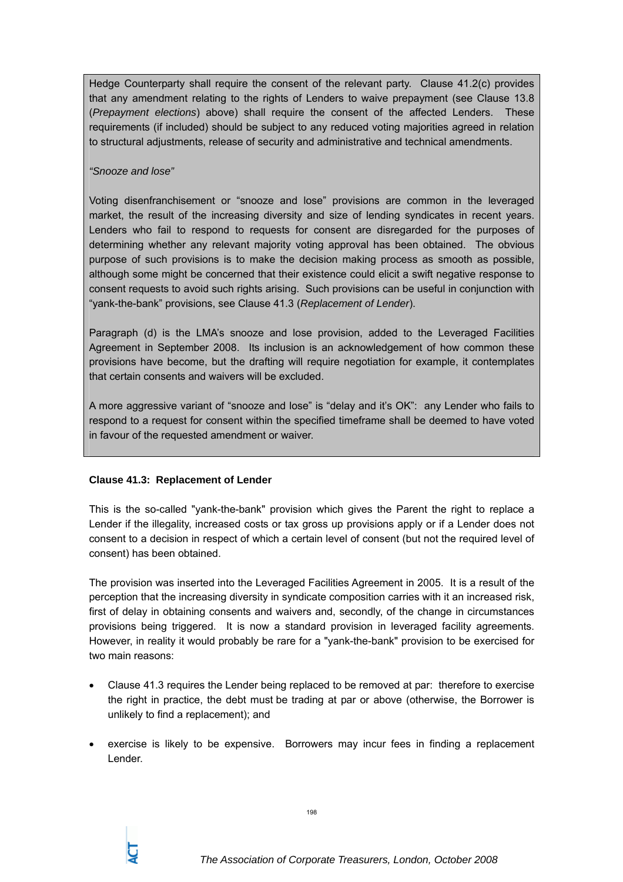Hedge Counterparty shall require the consent of the relevant party. Clause 41.2(c) provides that any amendment relating to the rights of Lenders to waive prepayment (see Clause 13.8 (*Prepayment elections*) above) shall require the consent of the affected Lenders. These requirements (if included) should be subject to any reduced voting majorities agreed in relation to structural adjustments, release of security and administrative and technical amendments.

*"Snooze and lose"*

Voting disenfranchisement or "snooze and lose" provisions are common in the leveraged market, the result of the increasing diversity and size of lending syndicates in recent years. Lenders who fail to respond to requests for consent are disregarded for the purposes of determining whether any relevant majority voting approval has been obtained. The obvious purpose of such provisions is to make the decision making process as smooth as possible, although some might be concerned that their existence could elicit a swift negative response to consent requests to avoid such rights arising. Such provisions can be useful in conjunction with "yank-the-bank" provisions, see Clause 41.3 (*Replacement of Lender*).

Paragraph (d) is the LMA's snooze and lose provision, added to the Leveraged Facilities Agreement in September 2008. Its inclusion is an acknowledgement of how common these provisions have become, but the drafting will require negotiation for example, it contemplates that certain consents and waivers will be excluded.

A more aggressive variant of "snooze and lose" is "delay and it's OK": any Lender who fails to respond to a request for consent within the specified timeframe shall be deemed to have voted in favour of the requested amendment or waiver.

**Clause 41.3: Replacement of Lender**

This is the so-called "yank-the-bank" provision which gives the Parent the right to replace a Lender if the illegality, increased costs or tax gross up provisions apply or if a Lender does not consent to a decision in respect of which a certain level of consent (but not the required level of consent) has been obtained.

The provision was inserted into the Leveraged Facilities Agreement in 2005. It is a result of the perception that the increasing diversity in syndicate composition carries with it an increased risk, first of delay in obtaining consents and waivers and, secondly, of the change in circumstances provisions being triggered. It is now a standard provision in leveraged facility agreements. However, in reality it would probably be rare for a "yank-the-bank" provision to be exercised for two main reasons:

- Clause 41.3 requires the Lender being replaced to be removed at par: therefore to exercise the right in practice, the debt must be trading at par or above (otherwise, the Borrower is unlikely to find a replacement); and
- exercise is likely to be expensive. Borrowers may incur fees in finding a replacement Lender.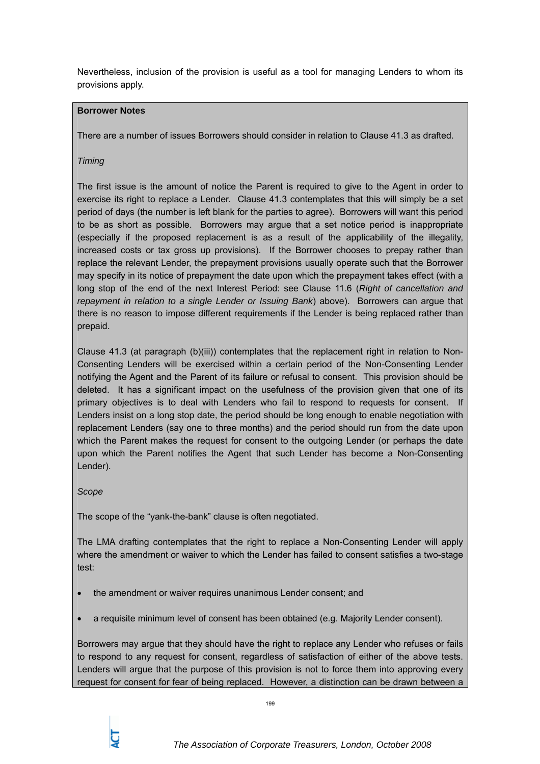Nevertheless, inclusion of the provision is useful as a tool for managing Lenders to whom its provisions apply.

**Borrower Notes**

There are a number of issues Borrowers should consider in relation to Clause 41.3 as drafted.

*Timing*

The first issue is the amount of notice the Parent is required to give to the Agent in order to exercise its right to replace a Lender. Clause 41.3 contemplates that this will simply be a set period of days (the number is left blank for the parties to agree). Borrowers will want this period to be as short as possible. Borrowers may argue that a set notice period is inappropriate (especially if the proposed replacement is as a result of the applicability of the illegality, increased costs or tax gross up provisions). If the Borrower chooses to prepay rather than replace the relevant Lender, the prepayment provisions usually operate such that the Borrower may specify in its notice of prepayment the date upon which the prepayment takes effect (with a long stop of the end of the next Interest Period: see Clause 11.6 (*Right of cancellation and repayment in relation to a single Lender or Issuing Bank*) above). Borrowers can argue that there is no reason to impose different requirements if the Lender is being replaced rather than prepaid.

Clause 41.3 (at paragraph (b)(iii)) contemplates that the replacement right in relation to Non-Consenting Lenders will be exercised within a certain period of the Non-Consenting Lender notifying the Agent and the Parent of its failure or refusal to consent. This provision should be deleted. It has a significant impact on the usefulness of the provision given that one of its primary objectives is to deal with Lenders who fail to respond to requests for consent. If Lenders insist on a long stop date, the period should be long enough to enable negotiation with replacement Lenders (say one to three months) and the period should run from the date upon which the Parent makes the request for consent to the outgoing Lender (or perhaps the date upon which the Parent notifies the Agent that such Lender has become a Non-Consenting Lender).

*Scope*

The scope of the "yank-the-bank" clause is often negotiated.

The LMA drafting contemplates that the right to replace a Non-Consenting Lender will apply where the amendment or waiver to which the Lender has failed to consent satisfies a two-stage test:

- the amendment or waiver requires unanimous Lender consent; and
- a requisite minimum level of consent has been obtained (e.g. Majority Lender consent).

Borrowers may argue that they should have the right to replace any Lender who refuses or fails to respond to any request for consent, regardless of satisfaction of either of the above tests. Lenders will argue that the purpose of this provision is not to force them into approving every request for consent for fear of being replaced. However, a distinction can be drawn between a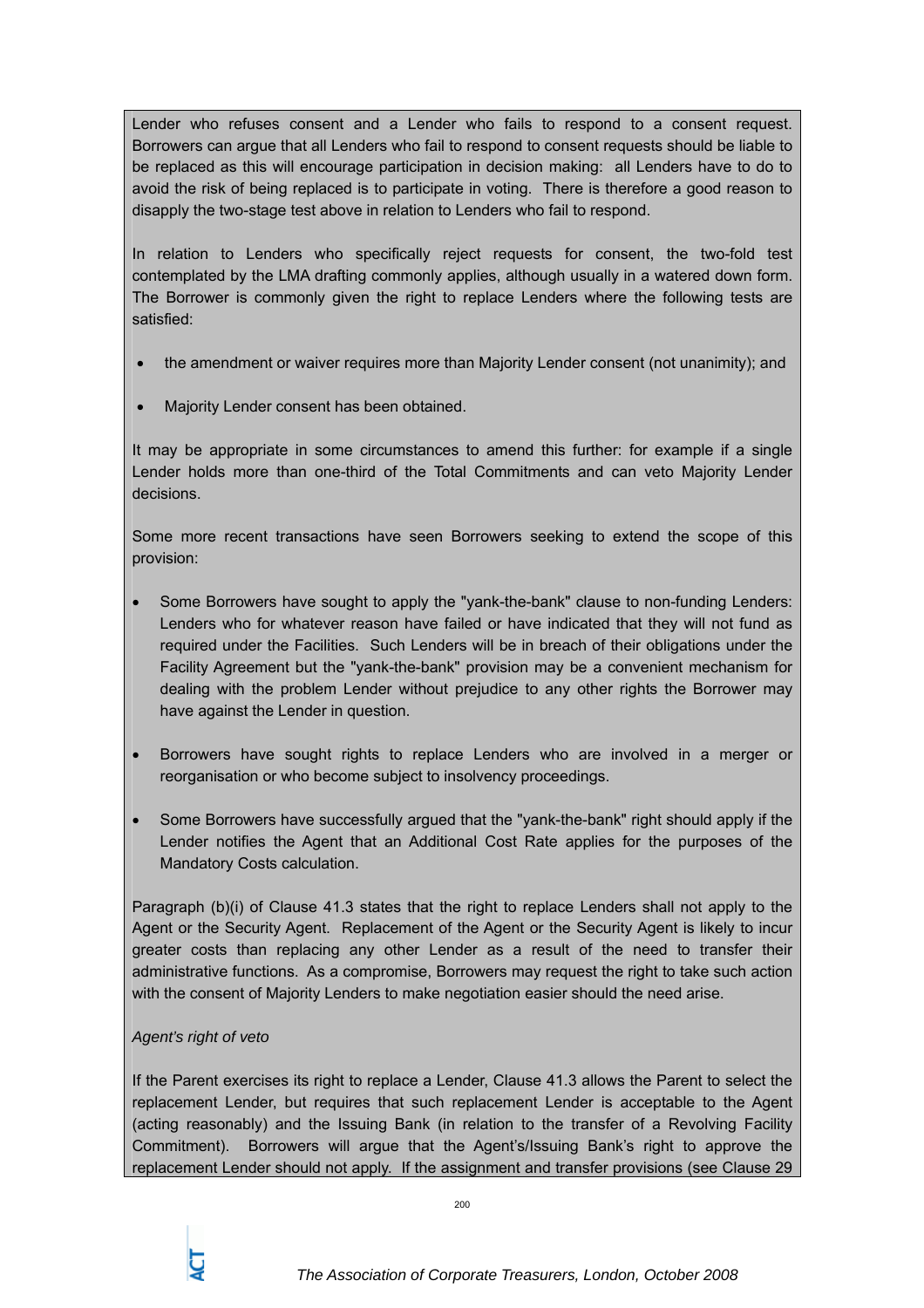Lender who refuses consent and a Lender who fails to respond to a consent request. Borrowers can argue that all Lenders who fail to respond to consent requests should be liable to be replaced as this will encourage participation in decision making: all Lenders have to do to avoid the risk of being replaced is to participate in voting. There is therefore a good reason to disapply the two-stage test above in relation to Lenders who fail to respond.

In relation to Lenders who specifically reject requests for consent, the two-fold test contemplated by the LMA drafting commonly applies, although usually in a watered down form. The Borrower is commonly given the right to replace Lenders where the following tests are satisfied:

- the amendment or waiver requires more than Majority Lender consent (not unanimity); and
- Majority Lender consent has been obtained.

It may be appropriate in some circumstances to amend this further: for example if a single Lender holds more than one-third of the Total Commitments and can veto Majority Lender decisions.

Some more recent transactions have seen Borrowers seeking to extend the scope of this provision:

- Some Borrowers have sought to apply the "yank-the-bank" clause to non-funding Lenders: Lenders who for whatever reason have failed or have indicated that they will not fund as required under the Facilities. Such Lenders will be in breach of their obligations under the Facility Agreement but the "yank-the-bank" provision may be a convenient mechanism for dealing with the problem Lender without prejudice to any other rights the Borrower may have against the Lender in question.
- Borrowers have sought rights to replace Lenders who are involved in a merger or reorganisation or who become subject to insolvency proceedings.
- Some Borrowers have successfully argued that the "yank-the-bank" right should apply if the Lender notifies the Agent that an Additional Cost Rate applies for the purposes of the Mandatory Costs calculation.

Paragraph (b)(i) of Clause 41.3 states that the right to replace Lenders shall not apply to the Agent or the Security Agent. Replacement of the Agent or the Security Agent is likely to incur greater costs than replacing any other Lender as a result of the need to transfer their administrative functions. As a compromise, Borrowers may request the right to take such action with the consent of Majority Lenders to make negotiation easier should the need arise.

*Agent's right of veto*

If the Parent exercises its right to replace a Lender, Clause 41.3 allows the Parent to select the replacement Lender, but requires that such replacement Lender is acceptable to the Agent (acting reasonably) and the Issuing Bank (in relation to the transfer of a Revolving Facility Commitment). Borrowers will argue that the Agent's/Issuing Bank's right to approve the replacement Lender should not apply. If the assignment and transfer provisions (see Clause 29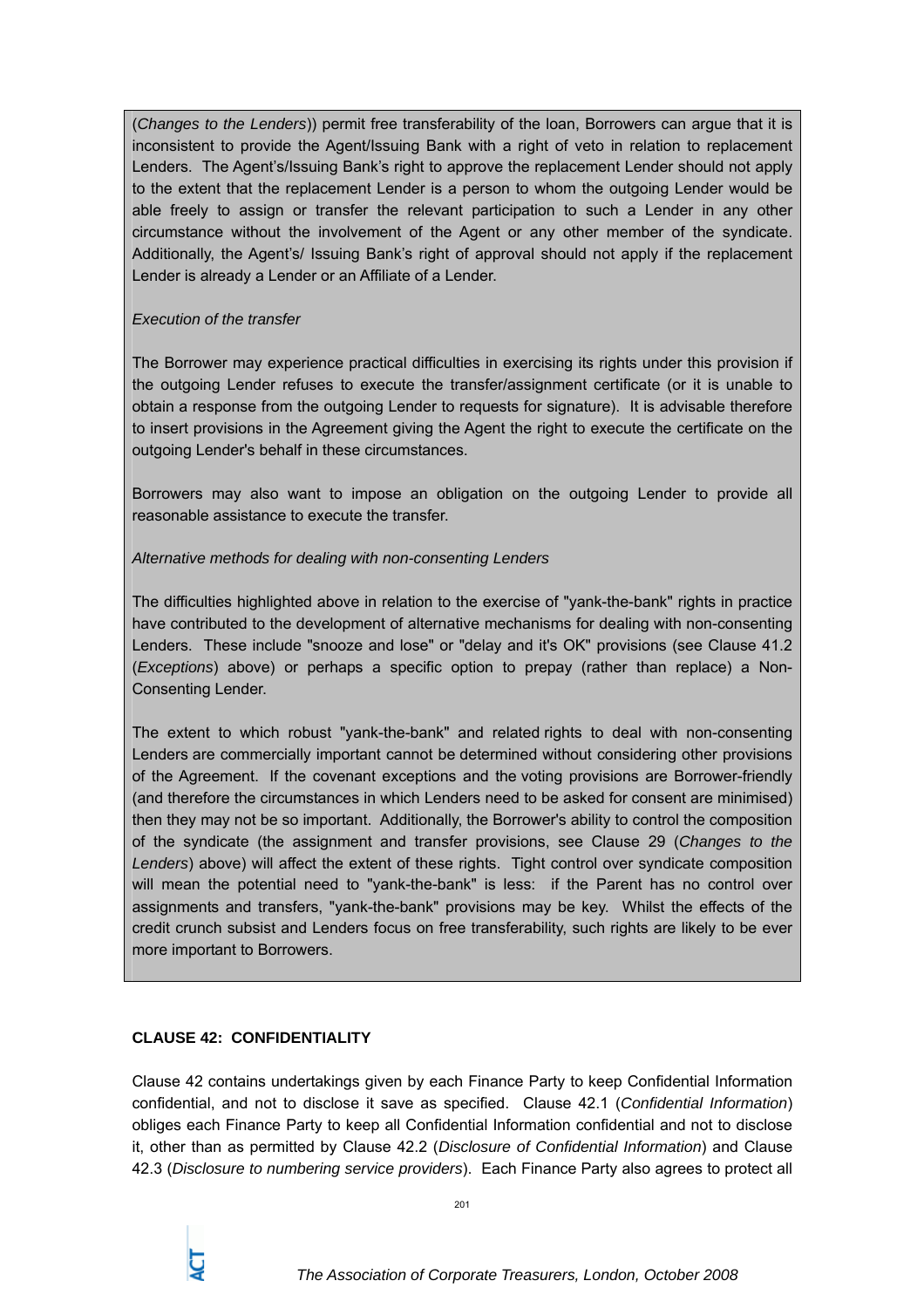(*Changes to the Lenders*)) permit free transferability of the loan, Borrowers can argue that it is inconsistent to provide the Agent/Issuing Bank with a right of veto in relation to replacement Lenders. The Agent's/Issuing Bank's right to approve the replacement Lender should not apply to the extent that the replacement Lender is a person to whom the outgoing Lender would be able freely to assign or transfer the relevant participation to such a Lender in any other circumstance without the involvement of the Agent or any other member of the syndicate. Additionally, the Agent's/ Issuing Bank's right of approval should not apply if the replacement Lender is already a Lender or an Affiliate of a Lender.

*Execution of the transfer*

The Borrower may experience practical difficulties in exercising its rights under this provision if the outgoing Lender refuses to execute the transfer/assignment certificate (or it is unable to obtain a response from the outgoing Lender to requests for signature). It is advisable therefore to insert provisions in the Agreement giving the Agent the right to execute the certificate on the outgoing Lender's behalf in these circumstances.

Borrowers may also want to impose an obligation on the outgoing Lender to provide all reasonable assistance to execute the transfer.

*Alternative methods for dealing with non-consenting Lenders*

The difficulties highlighted above in relation to the exercise of "yank-the-bank" rights in practice have contributed to the development of alternative mechanisms for dealing with non-consenting Lenders. These include "snooze and lose" or "delay and it's OK" provisions (see Clause 41.2 (*Exceptions*) above) or perhaps a specific option to prepay (rather than replace) a Non-Consenting Lender.

The extent to which robust "yank-the-bank" and related rights to deal with non-consenting Lenders are commercially important cannot be determined without considering other provisions of the Agreement. If the covenant exceptions and the voting provisions are Borrower-friendly (and therefore the circumstances in which Lenders need to be asked for consent are minimised) then they may not be so important. Additionally, the Borrower's ability to control the composition of the syndicate (the assignment and transfer provisions, see Clause 29 (*Changes to the Lenders*) above) will affect the extent of these rights. Tight control over syndicate composition will mean the potential need to "yank-the-bank" is less: if the Parent has no control over assignments and transfers, "yank-the-bank" provisions may be key. Whilst the effects of the credit crunch subsist and Lenders focus on free transferability, such rights are likely to be ever more important to Borrowers.

**CLAUSE 42: CONFIDENTIALITY**

Clause 42 contains undertakings given by each Finance Party to keep Confidential Information confidential, and not to disclose it save as specified. Clause 42.1 (*Confidential Information*) obliges each Finance Party to keep all Confidential Information confidential and not to disclose it, other than as permitted by Clause 42.2 (*Disclosure of Confidential Information*) and Clause 42.3 (*Disclosure to numbering service providers*). Each Finance Party also agrees to protect all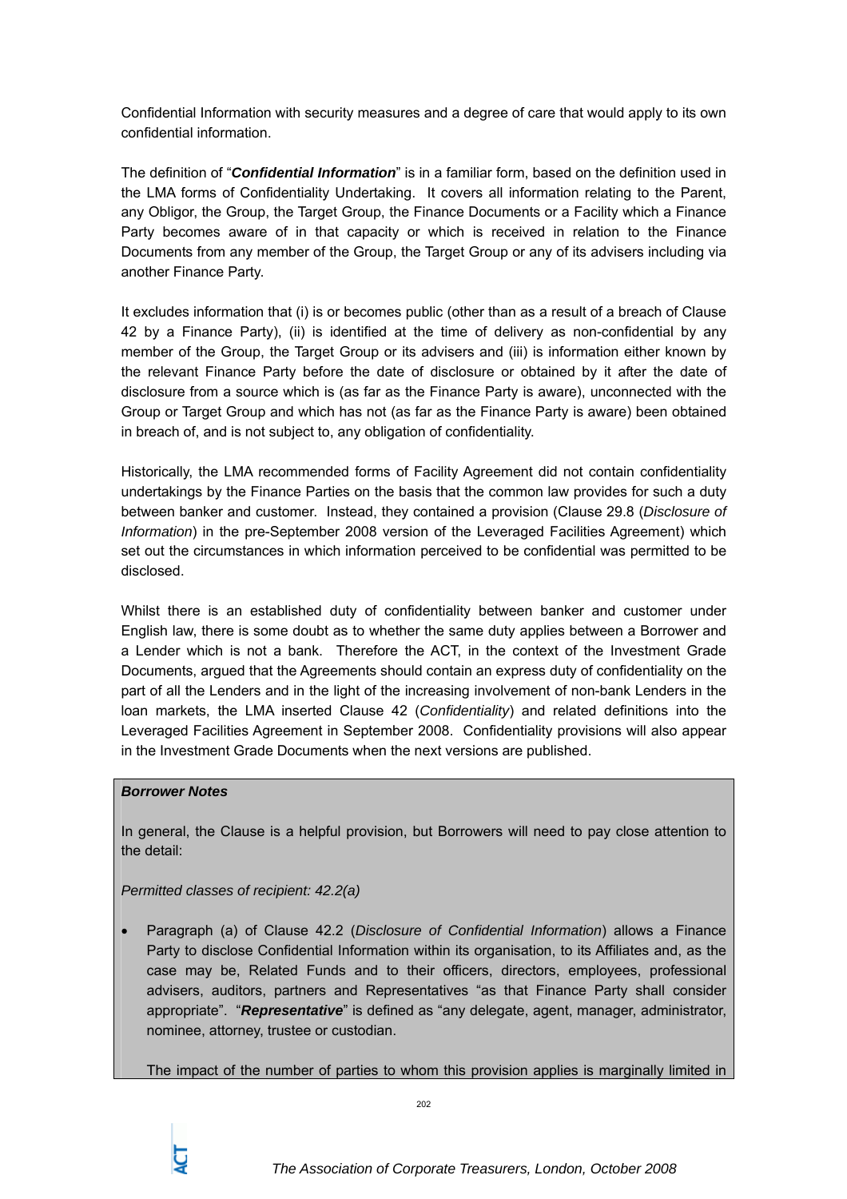Confidential Information with security measures and a degree of care that would apply to its own confidential information.

The definition of "***Confidential Information***" is in a familiar form, based on the definition used in the LMA forms of Confidentiality Undertaking. It covers all information relating to the Parent, any Obligor, the Group, the Target Group, the Finance Documents or a Facility which a Finance Party becomes aware of in that capacity or which is received in relation to the Finance Documents from any member of the Group, the Target Group or any of its advisers including via another Finance Party.

It excludes information that (i) is or becomes public (other than as a result of a breach of Clause 42 by a Finance Party), (ii) is identified at the time of delivery as non-confidential by any member of the Group, the Target Group or its advisers and (iii) is information either known by the relevant Finance Party before the date of disclosure or obtained by it after the date of disclosure from a source which is (as far as the Finance Party is aware), unconnected with the Group or Target Group and which has not (as far as the Finance Party is aware) been obtained in breach of, and is not subject to, any obligation of confidentiality.

Historically, the LMA recommended forms of Facility Agreement did not contain confidentiality undertakings by the Finance Parties on the basis that the common law provides for such a duty between banker and customer. Instead, they contained a provision (Clause 29.8 (*Disclosure of Information*) in the pre-September 2008 version of the Leveraged Facilities Agreement) which set out the circumstances in which information perceived to be confidential was permitted to be disclosed.

Whilst there is an established duty of confidentiality between banker and customer under English law, there is some doubt as to whether the same duty applies between a Borrower and a Lender which is not a bank. Therefore the ACT, in the context of the Investment Grade Documents, argued that the Agreements should contain an express duty of confidentiality on the part of all the Lenders and in the light of the increasing involvement of non-bank Lenders in the loan markets, the LMA inserted Clause 42 (*Confidentiality*) and related definitions into the Leveraged Facilities Agreement in September 2008. Confidentiality provisions will also appear in the Investment Grade Documents when the next versions are published.

***Borrower Notes***

In general, the Clause is a helpful provision, but Borrowers will need to pay close attention to the detail:

*Permitted classes of recipient: 42.2(a)*

- Paragraph (a) of Clause 42.2 (*Disclosure of Confidential Information*) allows a Finance Party to disclose Confidential Information within its organisation, to its Affiliates and, as the case may be, Related Funds and to their officers, directors, employees, professional advisers, auditors, partners and Representatives "as that Finance Party shall consider appropriate". "***Representative***" is defined as "any delegate, agent, manager, administrator, nominee, attorney, trustee or custodian.

  The impact of the number of parties to whom this provision applies is marginally limited in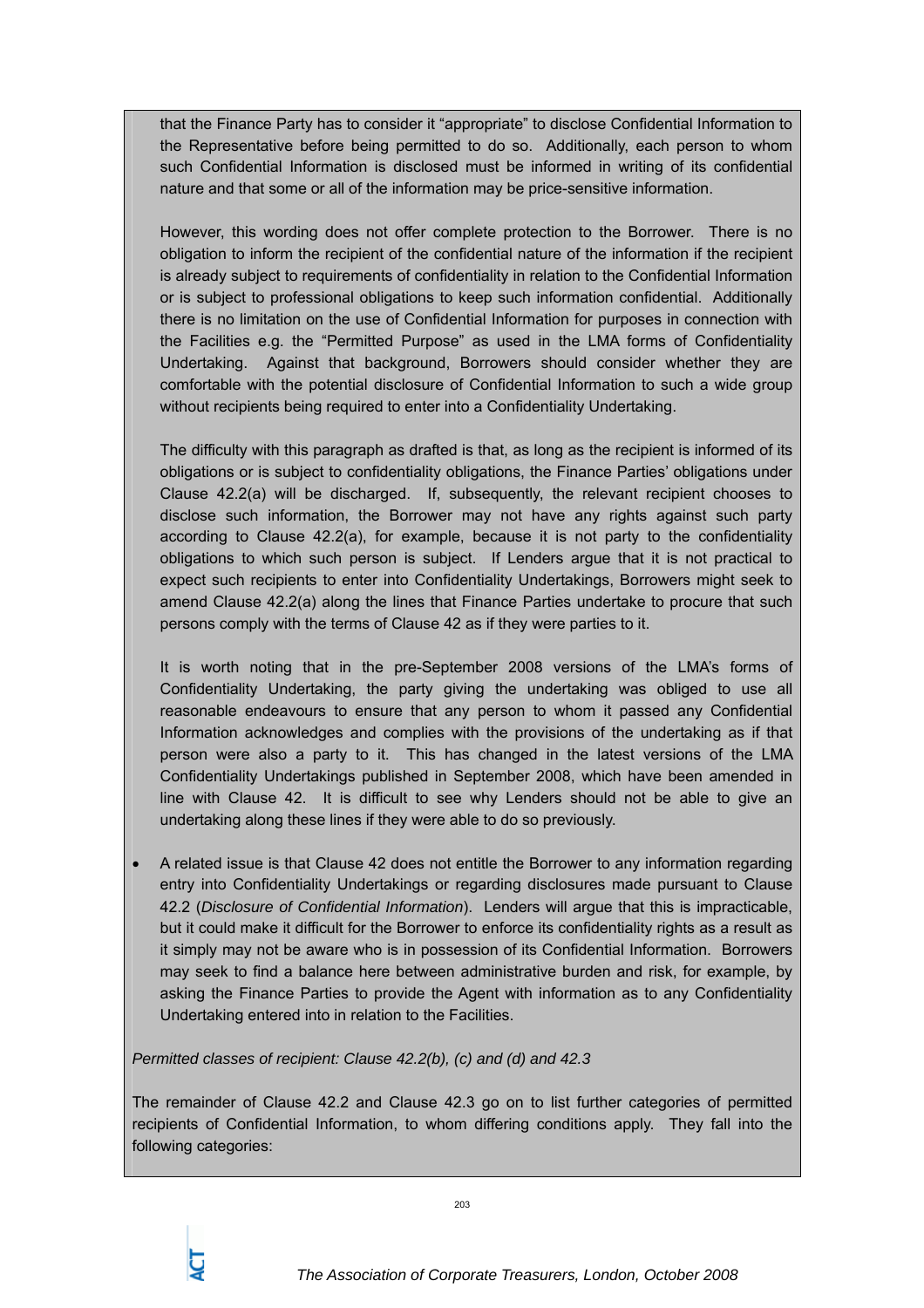that the Finance Party has to consider it "appropriate" to disclose Confidential Information to the Representative before being permitted to do so. Additionally, each person to whom such Confidential Information is disclosed must be informed in writing of its confidential nature and that some or all of the information may be price-sensitive information.

However, this wording does not offer complete protection to the Borrower. There is no obligation to inform the recipient of the confidential nature of the information if the recipient is already subject to requirements of confidentiality in relation to the Confidential Information or is subject to professional obligations to keep such information confidential. Additionally there is no limitation on the use of Confidential Information for purposes in connection with the Facilities e.g. the "Permitted Purpose" as used in the LMA forms of Confidentiality Undertaking. Against that background, Borrowers should consider whether they are comfortable with the potential disclosure of Confidential Information to such a wide group without recipients being required to enter into a Confidentiality Undertaking.

The difficulty with this paragraph as drafted is that, as long as the recipient is informed of its obligations or is subject to confidentiality obligations, the Finance Parties' obligations under Clause 42.2(a) will be discharged. If, subsequently, the relevant recipient chooses to disclose such information, the Borrower may not have any rights against such party according to Clause 42.2(a), for example, because it is not party to the confidentiality obligations to which such person is subject. If Lenders argue that it is not practical to expect such recipients to enter into Confidentiality Undertakings, Borrowers might seek to amend Clause 42.2(a) along the lines that Finance Parties undertake to procure that such persons comply with the terms of Clause 42 as if they were parties to it.

It is worth noting that in the pre-September 2008 versions of the LMA's forms of Confidentiality Undertaking, the party giving the undertaking was obliged to use all reasonable endeavours to ensure that any person to whom it passed any Confidential Information acknowledges and complies with the provisions of the undertaking as if that person were also a party to it. This has changed in the latest versions of the LMA Confidentiality Undertakings published in September 2008, which have been amended in line with Clause 42. It is difficult to see why Lenders should not be able to give an undertaking along these lines if they were able to do so previously.

- A related issue is that Clause 42 does not entitle the Borrower to any information regarding entry into Confidentiality Undertakings or regarding disclosures made pursuant to Clause 42.2 (*Disclosure of Confidential Information*). Lenders will argue that this is impracticable, but it could make it difficult for the Borrower to enforce its confidentiality rights as a result as it simply may not be aware who is in possession of its Confidential Information. Borrowers may seek to find a balance here between administrative burden and risk, for example, by asking the Finance Parties to provide the Agent with information as to any Confidentiality Undertaking entered into in relation to the Facilities.

*Permitted classes of recipient: Clause 42.2(b), (c) and (d) and 42.3*

The remainder of Clause 42.2 and Clause 42.3 go on to list further categories of permitted recipients of Confidential Information, to whom differing conditions apply. They fall into the following categories: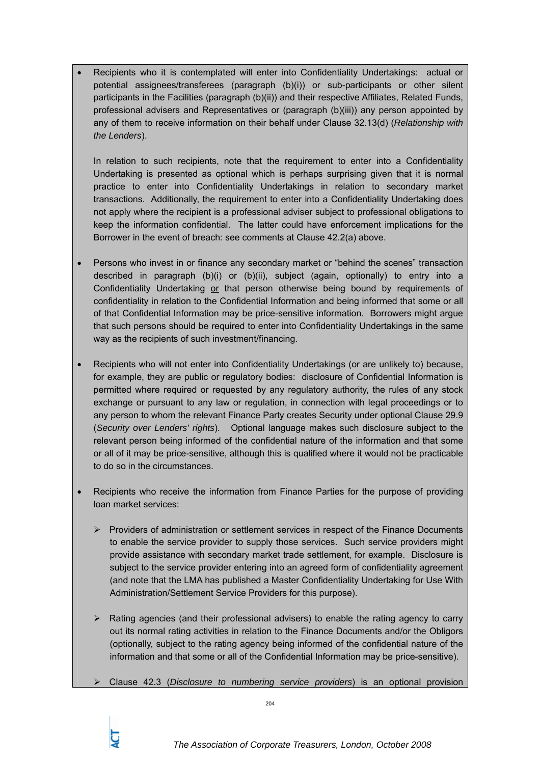- Recipients who it is contemplated will enter into Confidentiality Undertakings: actual or potential assignees/transferees (paragraph (b)(i)) or sub-participants or other silent participants in the Facilities (paragraph (b)(ii)) and their respective Affiliates, Related Funds, professional advisers and Representatives or (paragraph (b)(iii)) any person appointed by any of them to receive information on their behalf under Clause 32.13(d) (*Relationship with the Lenders*).

  In relation to such recipients, note that the requirement to enter into a Confidentiality Undertaking is presented as optional which is perhaps surprising given that it is normal practice to enter into Confidentiality Undertakings in relation to secondary market transactions. Additionally, the requirement to enter into a Confidentiality Undertaking does not apply where the recipient is a professional adviser subject to professional obligations to keep the information confidential. The latter could have enforcement implications for the Borrower in the event of breach: see comments at Clause 42.2(a) above.

- Persons who invest in or finance any secondary market or "behind the scenes" transaction described in paragraph (b)(i) or (b)(ii), subject (again, optionally) to entry into a Confidentiality Undertaking or that person otherwise being bound by requirements of confidentiality in relation to the Confidential Information and being informed that some or all of that Confidential Information may be price-sensitive information. Borrowers might argue that such persons should be required to enter into Confidentiality Undertakings in the same way as the recipients of such investment/financing.

- Recipients who will not enter into Confidentiality Undertakings (or are unlikely to) because, for example, they are public or regulatory bodies: disclosure of Confidential Information is permitted where required or requested by any regulatory authority, the rules of any stock exchange or pursuant to any law or regulation, in connection with legal proceedings or to any person to whom the relevant Finance Party creates Security under optional Clause 29.9 (*Security over Lenders' rights*). Optional language makes such disclosure subject to the relevant person being informed of the confidential nature of the information and that some or all of it may be price-sensitive, although this is qualified where it would not be practicable to do so in the circumstances.

- Recipients who receive the information from Finance Parties for the purpose of providing loan market services:

  - Providers of administration or settlement services in respect of the Finance Documents to enable the service provider to supply those services. Such service providers might provide assistance with secondary market trade settlement, for example. Disclosure is subject to the service provider entering into an agreed form of confidentiality agreement (and note that the LMA has published a Master Confidentiality Undertaking for Use With Administration/Settlement Service Providers for this purpose).

  - Rating agencies (and their professional advisers) to enable the rating agency to carry out its normal rating activities in relation to the Finance Documents and/or the Obligors (optionally, subject to the rating agency being informed of the confidential nature of the information and that some or all of the Confidential Information may be price-sensitive).

  - Clause 42.3 (*Disclosure to numbering service providers*) is an optional provision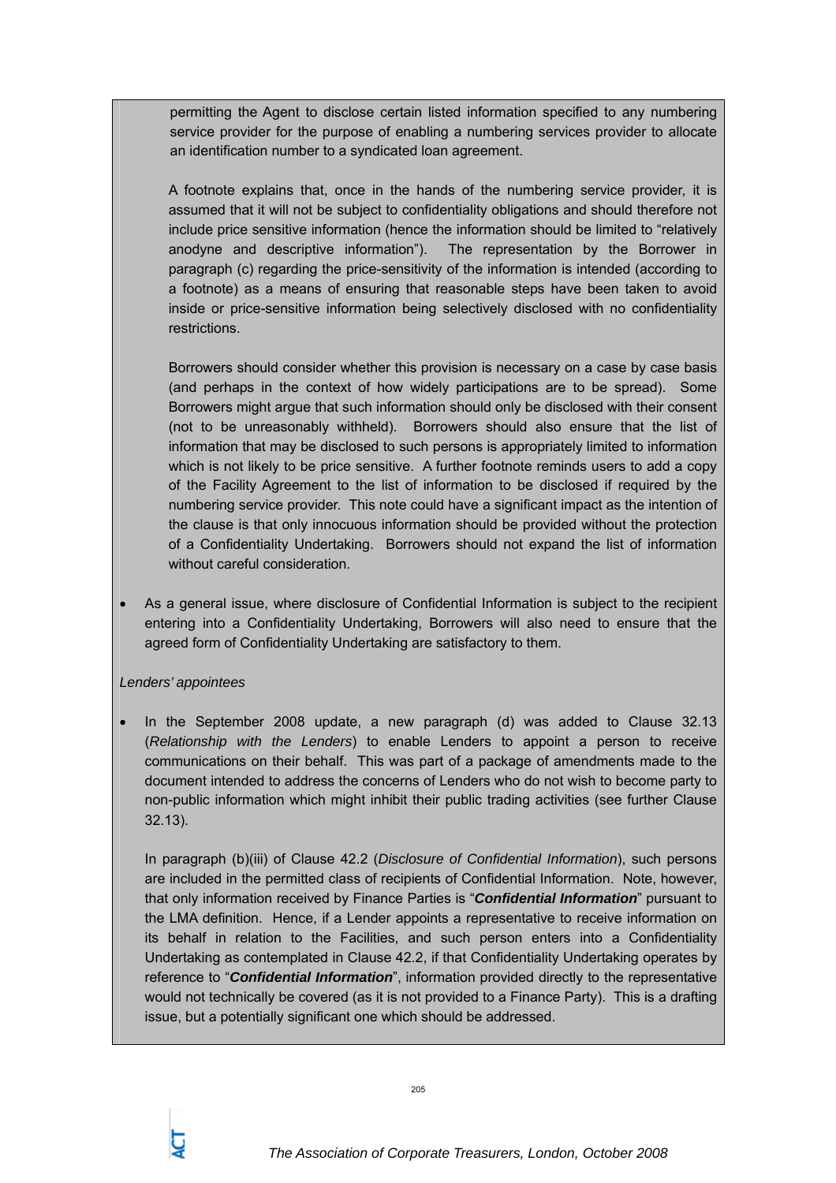permitting the Agent to disclose certain listed information specified to any numbering service provider for the purpose of enabling a numbering services provider to allocate an identification number to a syndicated loan agreement.

A footnote explains that, once in the hands of the numbering service provider, it is assumed that it will not be subject to confidentiality obligations and should therefore not include price sensitive information (hence the information should be limited to "relatively anodyne and descriptive information"). The representation by the Borrower in paragraph (c) regarding the price-sensitivity of the information is intended (according to a footnote) as a means of ensuring that reasonable steps have been taken to avoid inside or price-sensitive information being selectively disclosed with no confidentiality restrictions.

Borrowers should consider whether this provision is necessary on a case by case basis (and perhaps in the context of how widely participations are to be spread). Some Borrowers might argue that such information should only be disclosed with their consent (not to be unreasonably withheld). Borrowers should also ensure that the list of information that may be disclosed to such persons is appropriately limited to information which is not likely to be price sensitive. A further footnote reminds users to add a copy of the Facility Agreement to the list of information to be disclosed if required by the numbering service provider. This note could have a significant impact as the intention of the clause is that only innocuous information should be provided without the protection of a Confidentiality Undertaking. Borrowers should not expand the list of information without careful consideration.

- As a general issue, where disclosure of Confidential Information is subject to the recipient entering into a Confidentiality Undertaking, Borrowers will also need to ensure that the agreed form of Confidentiality Undertaking are satisfactory to them.

*Lenders' appointees*

- In the September 2008 update, a new paragraph (d) was added to Clause 32.13 (*Relationship with the Lenders*) to enable Lenders to appoint a person to receive communications on their behalf. This was part of a package of amendments made to the document intended to address the concerns of Lenders who do not wish to become party to non-public information which might inhibit their public trading activities (see further Clause 32.13).

  In paragraph (b)(iii) of Clause 42.2 (*Disclosure of Confidential Information*), such persons are included in the permitted class of recipients of Confidential Information. Note, however, that only information received by Finance Parties is "***Confidential Information***" pursuant to the LMA definition. Hence, if a Lender appoints a representative to receive information on its behalf in relation to the Facilities, and such person enters into a Confidentiality Undertaking as contemplated in Clause 42.2, if that Confidentiality Undertaking operates by reference to "***Confidential Information***", information provided directly to the representative would not technically be covered (as it is not provided to a Finance Party). This is a drafting issue, but a potentially significant one which should be addressed.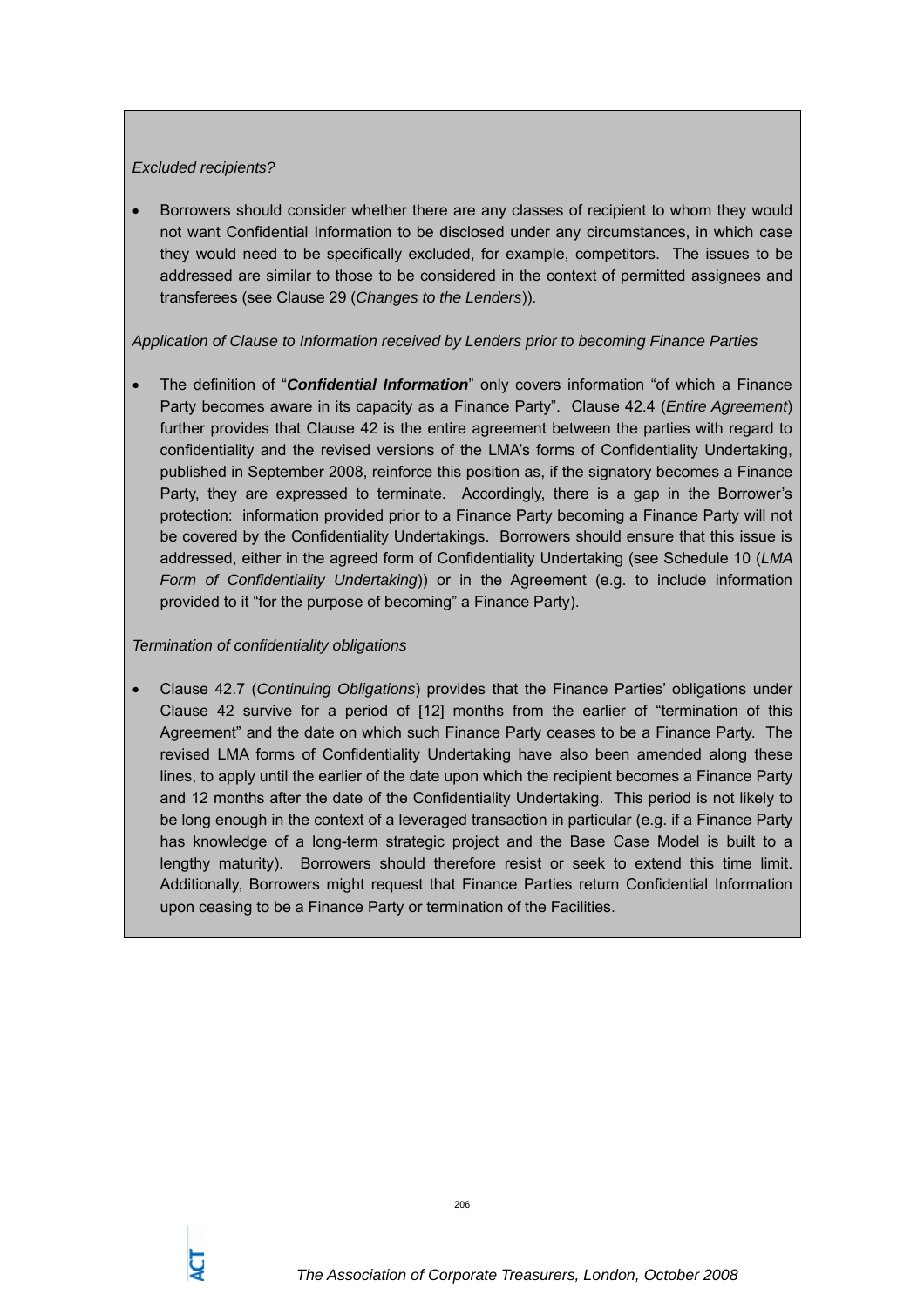*Excluded recipients?*

- Borrowers should consider whether there are any classes of recipient to whom they would not want Confidential Information to be disclosed under any circumstances, in which case they would need to be specifically excluded, for example, competitors. The issues to be addressed are similar to those to be considered in the context of permitted assignees and transferees (see Clause 29 (*Changes to the Lenders*)).

*Application of Clause to Information received by Lenders prior to becoming Finance Parties*

- The definition of "***Confidential Information***" only covers information "of which a Finance Party becomes aware in its capacity as a Finance Party". Clause 42.4 (*Entire Agreement*) further provides that Clause 42 is the entire agreement between the parties with regard to confidentiality and the revised versions of the LMA's forms of Confidentiality Undertaking, published in September 2008, reinforce this position as, if the signatory becomes a Finance Party, they are expressed to terminate. Accordingly, there is a gap in the Borrower's protection: information provided prior to a Finance Party becoming a Finance Party will not be covered by the Confidentiality Undertakings. Borrowers should ensure that this issue is addressed, either in the agreed form of Confidentiality Undertaking (see Schedule 10 (*LMA Form of Confidentiality Undertaking*)) or in the Agreement (e.g. to include information provided to it "for the purpose of becoming" a Finance Party).

*Termination of confidentiality obligations*

- Clause 42.7 (*Continuing Obligations*) provides that the Finance Parties' obligations under Clause 42 survive for a period of [12] months from the earlier of "termination of this Agreement" and the date on which such Finance Party ceases to be a Finance Party. The revised LMA forms of Confidentiality Undertaking have also been amended along these lines, to apply until the earlier of the date upon which the recipient becomes a Finance Party and 12 months after the date of the Confidentiality Undertaking. This period is not likely to be long enough in the context of a leveraged transaction in particular (e.g. if a Finance Party has knowledge of a long-term strategic project and the Base Case Model is built to a lengthy maturity). Borrowers should therefore resist or seek to extend this time limit. Additionally, Borrowers might request that Finance Parties return Confidential Information upon ceasing to be a Finance Party or termination of the Facilities.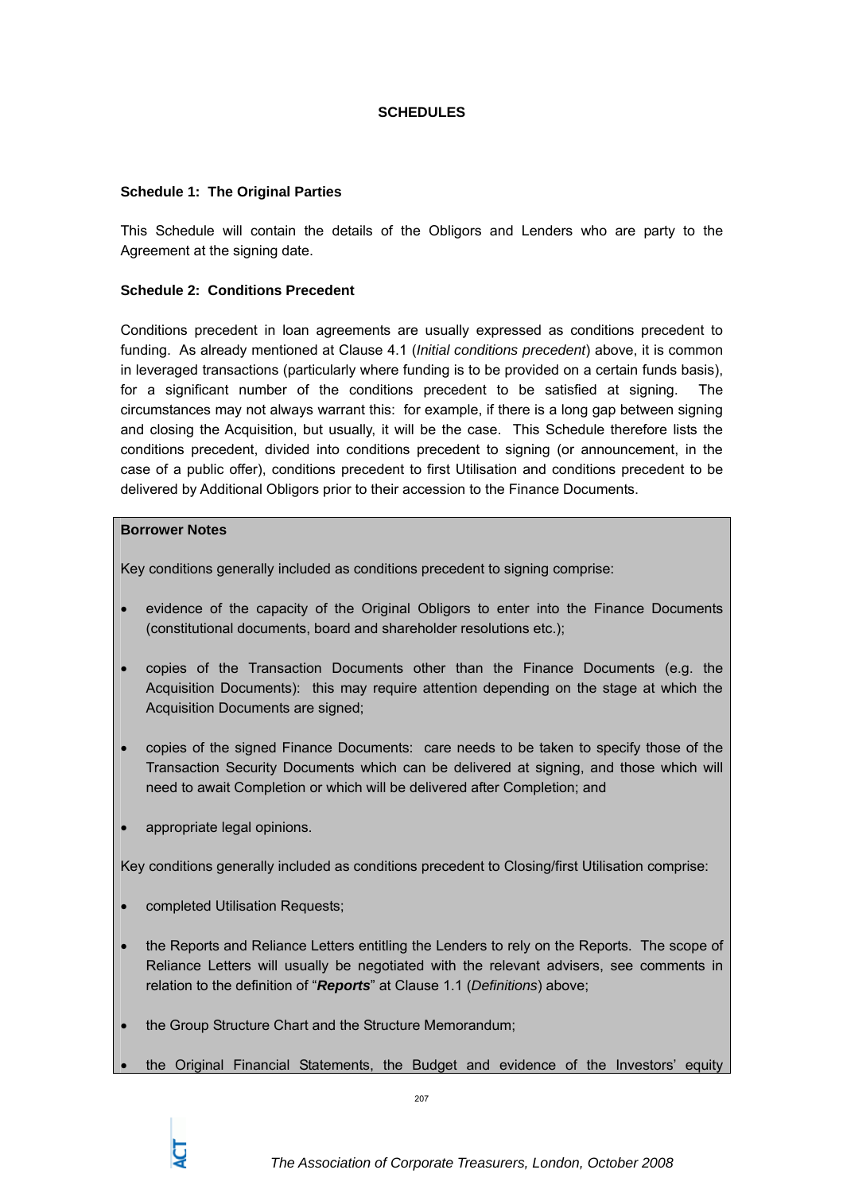# SCHEDULES

### Schedule 1: The Original Parties

This Schedule will contain the details of the Obligors and Lenders who are party to the Agreement at the signing date.

### Schedule 2: Conditions Precedent

Conditions precedent in loan agreements are usually expressed as conditions precedent to funding. As already mentioned at Clause 4.1 (*Initial conditions precedent*) above, it is common in leveraged transactions (particularly where funding is to be provided on a certain funds basis), for a significant number of the conditions precedent to be satisfied at signing. The circumstances may not always warrant this: for example, if there is a long gap between signing and closing the Acquisition, but usually, it will be the case. This Schedule therefore lists the conditions precedent, divided into conditions precedent to signing (or announcement, in the case of a public offer), conditions precedent to first Utilisation and conditions precedent to be delivered by Additional Obligors prior to their accession to the Finance Documents.

**Borrower Notes**

Key conditions generally included as conditions precedent to signing comprise:

- evidence of the capacity of the Original Obligors to enter into the Finance Documents (constitutional documents, board and shareholder resolutions etc.);
- copies of the Transaction Documents other than the Finance Documents (e.g. the Acquisition Documents): this may require attention depending on the stage at which the Acquisition Documents are signed;
- copies of the signed Finance Documents: care needs to be taken to specify those of the Transaction Security Documents which can be delivered at signing, and those which will need to await Completion or which will be delivered after Completion; and
- appropriate legal opinions.

Key conditions generally included as conditions precedent to Closing/first Utilisation comprise:

- completed Utilisation Requests;
- the Reports and Reliance Letters entitling the Lenders to rely on the Reports. The scope of Reliance Letters will usually be negotiated with the relevant advisers, see comments in relation to the definition of "***Reports***" at Clause 1.1 (*Definitions*) above;
- the Group Structure Chart and the Structure Memorandum;
- the Original Financial Statements, the Budget and evidence of the Investors' equity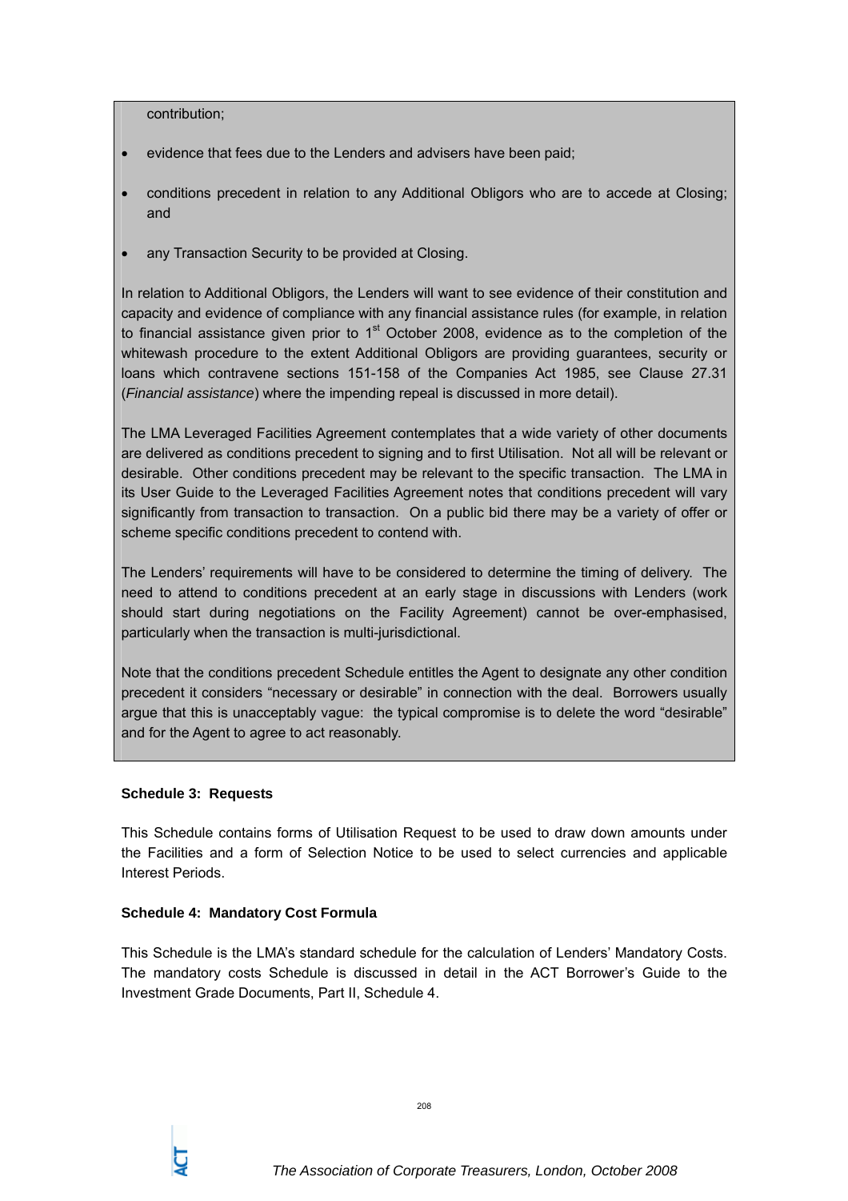contribution;

- evidence that fees due to the Lenders and advisers have been paid;
- conditions precedent in relation to any Additional Obligors who are to accede at Closing; and
- any Transaction Security to be provided at Closing.

In relation to Additional Obligors, the Lenders will want to see evidence of their constitution and capacity and evidence of compliance with any financial assistance rules (for example, in relation to financial assistance given prior to 1st October 2008, evidence as to the completion of the whitewash procedure to the extent Additional Obligors are providing guarantees, security or loans which contravene sections 151-158 of the Companies Act 1985, see Clause 27.31 (*Financial assistance*) where the impending repeal is discussed in more detail).

The LMA Leveraged Facilities Agreement contemplates that a wide variety of other documents are delivered as conditions precedent to signing and to first Utilisation. Not all will be relevant or desirable. Other conditions precedent may be relevant to the specific transaction. The LMA in its User Guide to the Leveraged Facilities Agreement notes that conditions precedent will vary significantly from transaction to transaction. On a public bid there may be a variety of offer or scheme specific conditions precedent to contend with.

The Lenders' requirements will have to be considered to determine the timing of delivery. The need to attend to conditions precedent at an early stage in discussions with Lenders (work should start during negotiations on the Facility Agreement) cannot be over-emphasised, particularly when the transaction is multi-jurisdictional.

Note that the conditions precedent Schedule entitles the Agent to designate any other condition precedent it considers "necessary or desirable" in connection with the deal. Borrowers usually argue that this is unacceptably vague: the typical compromise is to delete the word "desirable" and for the Agent to agree to act reasonably.

**Schedule 3: Requests**

This Schedule contains forms of Utilisation Request to be used to draw down amounts under the Facilities and a form of Selection Notice to be used to select currencies and applicable Interest Periods.

**Schedule 4: Mandatory Cost Formula**

This Schedule is the LMA's standard schedule for the calculation of Lenders' Mandatory Costs. The mandatory costs Schedule is discussed in detail in the ACT Borrower's Guide to the Investment Grade Documents, Part II, Schedule 4.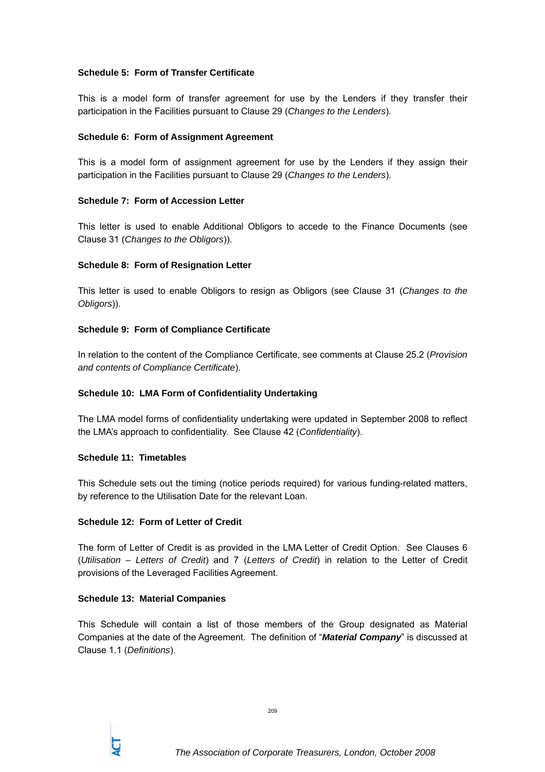**Schedule 5: Form of Transfer Certificate**

This is a model form of transfer agreement for use by the Lenders if they transfer their participation in the Facilities pursuant to Clause 29 (*Changes to the Lenders*).

**Schedule 6: Form of Assignment Agreement**

This is a model form of assignment agreement for use by the Lenders if they assign their participation in the Facilities pursuant to Clause 29 (*Changes to the Lenders*).

**Schedule 7: Form of Accession Letter**

This letter is used to enable Additional Obligors to accede to the Finance Documents (see Clause 31 (*Changes to the Obligors*)).

**Schedule 8: Form of Resignation Letter**

This letter is used to enable Obligors to resign as Obligors (see Clause 31 (*Changes to the Obligors*)).

**Schedule 9: Form of Compliance Certificate**

In relation to the content of the Compliance Certificate, see comments at Clause 25.2 (*Provision and contents of Compliance Certificate*).

**Schedule 10: LMA Form of Confidentiality Undertaking**

The LMA model forms of confidentiality undertaking were updated in September 2008 to reflect the LMA's approach to confidentiality. See Clause 42 (*Confidentiality*).

**Schedule 11: Timetables**

This Schedule sets out the timing (notice periods required) for various funding-related matters, by reference to the Utilisation Date for the relevant Loan.

**Schedule 12: Form of Letter of Credit**

The form of Letter of Credit is as provided in the LMA Letter of Credit Option. See Clauses 6 (*Utilisation – Letters of Credit*) and 7 (*Letters of Credit*) in relation to the Letter of Credit provisions of the Leveraged Facilities Agreement.

**Schedule 13: Material Companies**

This Schedule will contain a list of those members of the Group designated as Material Companies at the date of the Agreement. The definition of "***Material Company***" is discussed at Clause 1.1 (*Definitions*).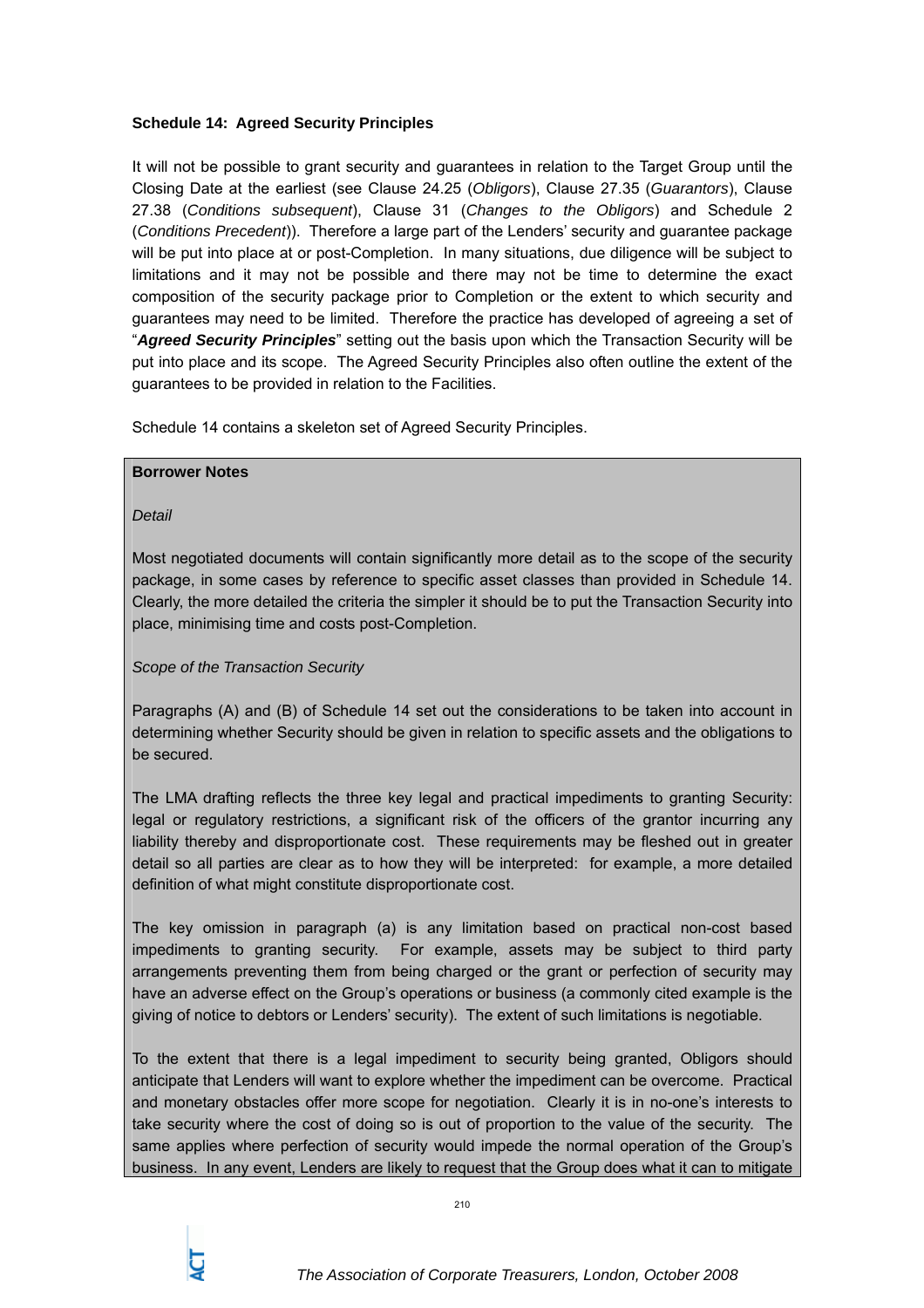**Schedule 14: Agreed Security Principles**

It will not be possible to grant security and guarantees in relation to the Target Group until the Closing Date at the earliest (see Clause 24.25 (*Obligors*), Clause 27.35 (*Guarantors*), Clause 27.38 (*Conditions subsequent*), Clause 31 (*Changes to the Obligors*) and Schedule 2 (*Conditions Precedent*)). Therefore a large part of the Lenders' security and guarantee package will be put into place at or post-Completion. In many situations, due diligence will be subject to limitations and it may not be possible and there may not be time to determine the exact composition of the security package prior to Completion or the extent to which security and guarantees may need to be limited. Therefore the practice has developed of agreeing a set of "***Agreed Security Principles***" setting out the basis upon which the Transaction Security will be put into place and its scope. The Agreed Security Principles also often outline the extent of the guarantees to be provided in relation to the Facilities.

Schedule 14 contains a skeleton set of Agreed Security Principles.

**Borrower Notes**

*Detail*

Most negotiated documents will contain significantly more detail as to the scope of the security package, in some cases by reference to specific asset classes than provided in Schedule 14. Clearly, the more detailed the criteria the simpler it should be to put the Transaction Security into place, minimising time and costs post-Completion.

*Scope of the Transaction Security*

Paragraphs (A) and (B) of Schedule 14 set out the considerations to be taken into account in determining whether Security should be given in relation to specific assets and the obligations to be secured.

The LMA drafting reflects the three key legal and practical impediments to granting Security: legal or regulatory restrictions, a significant risk of the officers of the grantor incurring any liability thereby and disproportionate cost. These requirements may be fleshed out in greater detail so all parties are clear as to how they will be interpreted: for example, a more detailed definition of what might constitute disproportionate cost.

The key omission in paragraph (a) is any limitation based on practical non-cost based impediments to granting security. For example, assets may be subject to third party arrangements preventing them from being charged or the grant or perfection of security may have an adverse effect on the Group's operations or business (a commonly cited example is the giving of notice to debtors or Lenders' security). The extent of such limitations is negotiable.

To the extent that there is a legal impediment to security being granted, Obligors should anticipate that Lenders will want to explore whether the impediment can be overcome. Practical and monetary obstacles offer more scope for negotiation. Clearly it is in no-one's interests to take security where the cost of doing so is out of proportion to the value of the security. The same applies where perfection of security would impede the normal operation of the Group's business. In any event, Lenders are likely to request that the Group does what it can to mitigate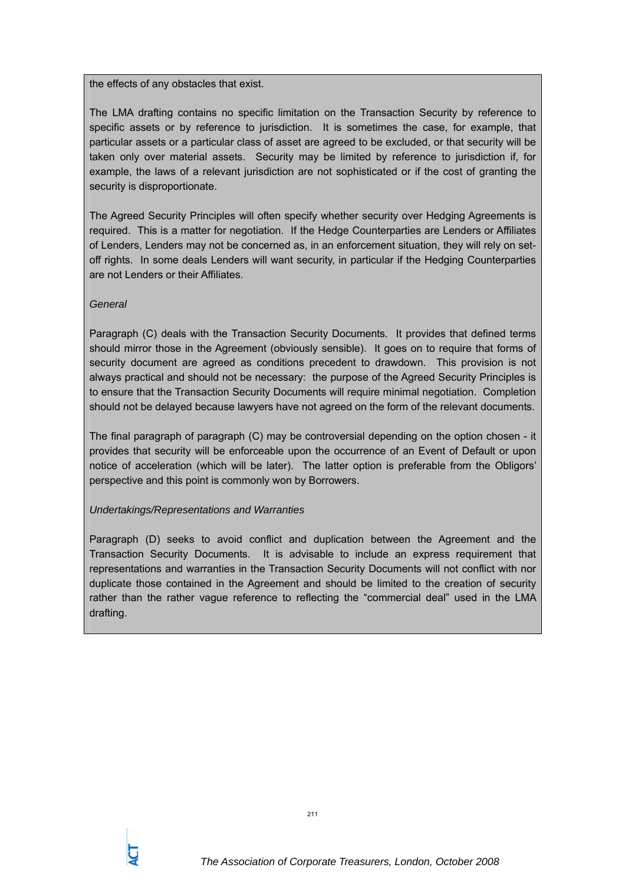the effects of any obstacles that exist.

The LMA drafting contains no specific limitation on the Transaction Security by reference to specific assets or by reference to jurisdiction. It is sometimes the case, for example, that particular assets or a particular class of asset are agreed to be excluded, or that security will be taken only over material assets. Security may be limited by reference to jurisdiction if, for example, the laws of a relevant jurisdiction are not sophisticated or if the cost of granting the security is disproportionate.

The Agreed Security Principles will often specify whether security over Hedging Agreements is required. This is a matter for negotiation. If the Hedge Counterparties are Lenders or Affiliates of Lenders, Lenders may not be concerned as, in an enforcement situation, they will rely on set-off rights. In some deals Lenders will want security, in particular if the Hedging Counterparties are not Lenders or their Affiliates.

*General*

Paragraph (C) deals with the Transaction Security Documents. It provides that defined terms should mirror those in the Agreement (obviously sensible). It goes on to require that forms of security document are agreed as conditions precedent to drawdown. This provision is not always practical and should not be necessary: the purpose of the Agreed Security Principles is to ensure that the Transaction Security Documents will require minimal negotiation. Completion should not be delayed because lawyers have not agreed on the form of the relevant documents.

The final paragraph of paragraph (C) may be controversial depending on the option chosen - it provides that security will be enforceable upon the occurrence of an Event of Default or upon notice of acceleration (which will be later). The latter option is preferable from the Obligors' perspective and this point is commonly won by Borrowers.

*Undertakings/Representations and Warranties*

Paragraph (D) seeks to avoid conflict and duplication between the Agreement and the Transaction Security Documents. It is advisable to include an express requirement that representations and warranties in the Transaction Security Documents will not conflict with nor duplicate those contained in the Agreement and should be limited to the creation of security rather than the rather vague reference to reflecting the "commercial deal" used in the LMA drafting.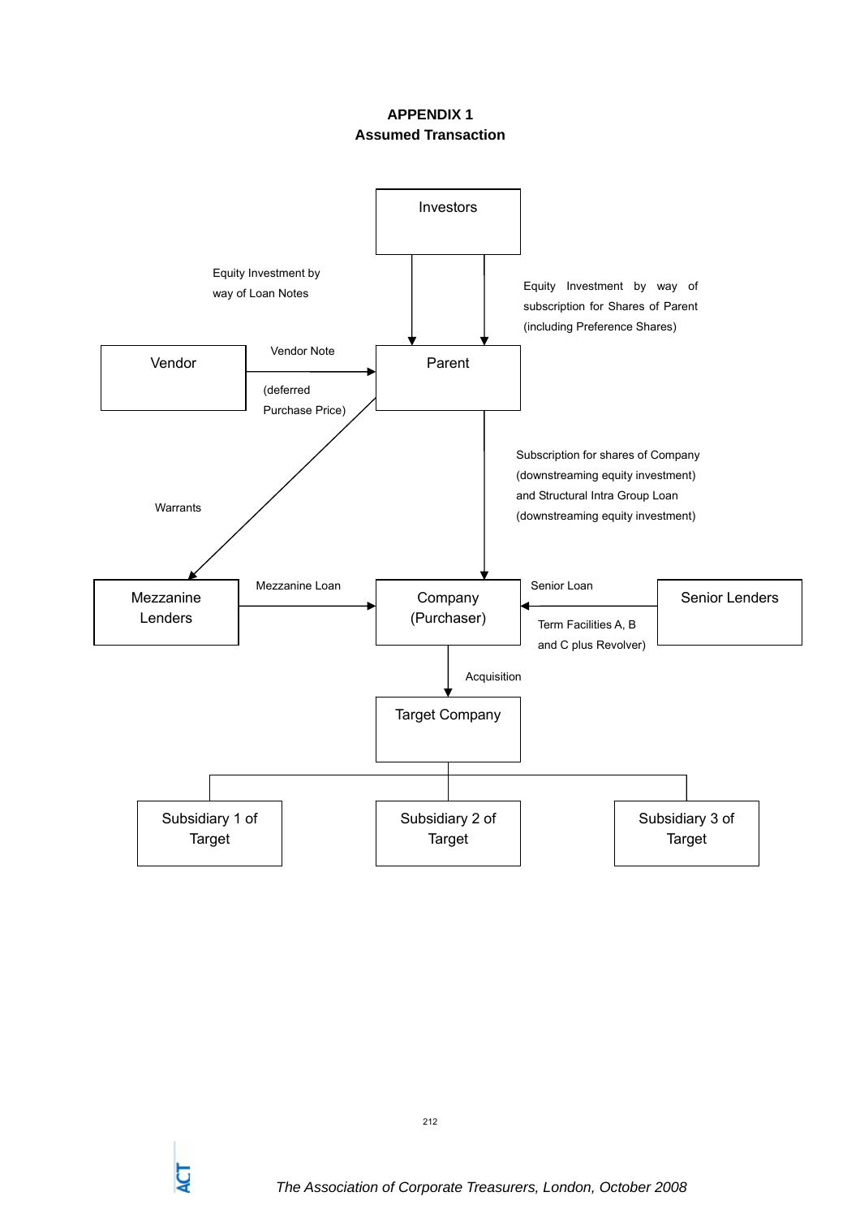# APPENDIX 1
## Assumed Transaction

Investors

Equity Investment by way of Loan Notes

Equity Investment by way of subscription for Shares of Parent (including Preference Shares)

Vendor

Vendor Note (deferred Purchase Price)

Parent

Subscription for shares of Company (downstreaming equity investment) and Structural Intra Group Loan (downstreaming equity investment)

Warrants

Mezzanine Lenders

Mezzanine Loan

Company (Purchaser)

Senior Loan

Term Facilities A, B and C plus Revolver)

Senior Lenders

Acquisition

Target Company

Subsidiary 1 of Target

Subsidiary 2 of Target

Subsidiary 3 of Target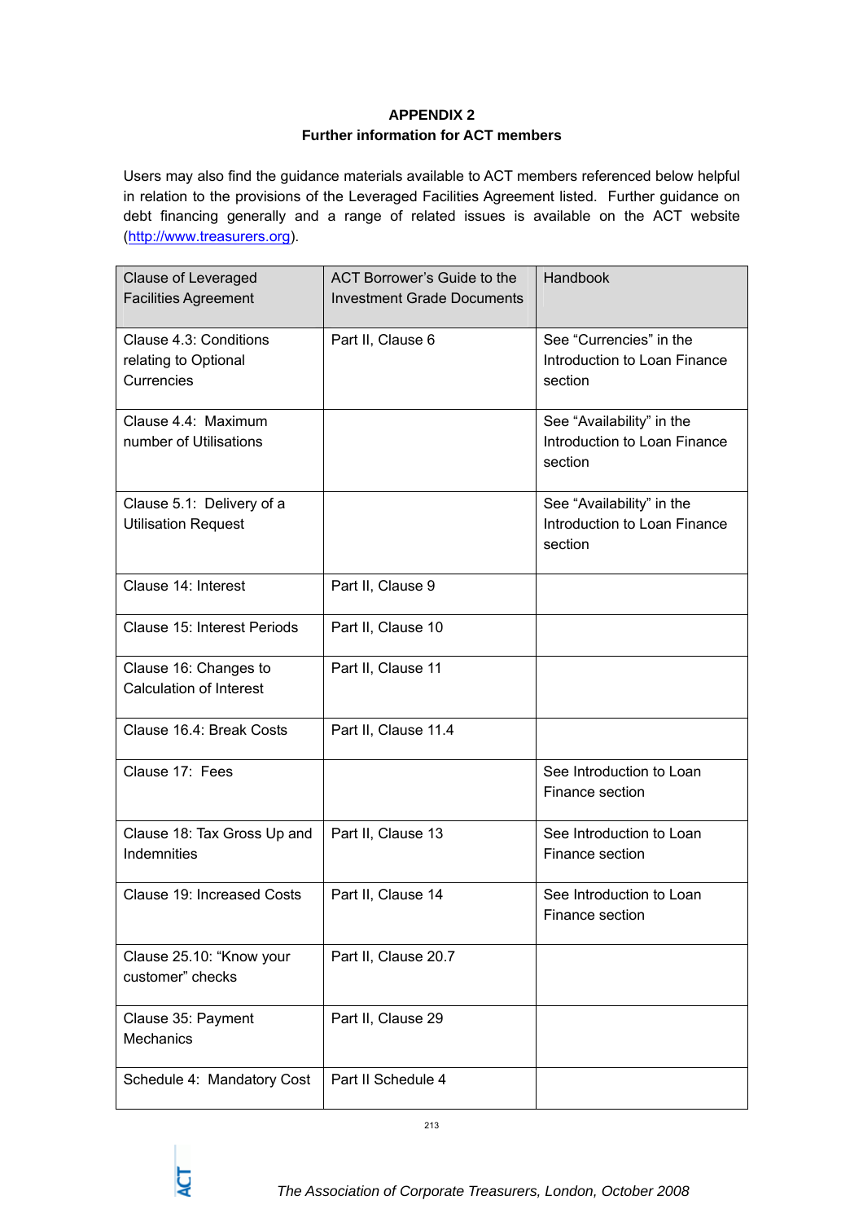**APPENDIX 2**
**Further information for ACT members**

Users may also find the guidance materials available to ACT members referenced below helpful in relation to the provisions of the Leveraged Facilities Agreement listed. Further guidance on debt financing generally and a range of related issues is available on the ACT website (http://www.treasurers.org).

| Clause of Leveraged Facilities Agreement | ACT Borrower's Guide to the Investment Grade Documents | Handbook |
|---|---|---|
| Clause 4.3: Conditions relating to Optional Currencies | Part II, Clause 6 | See "Currencies" in the Introduction to Loan Finance section |
| Clause 4.4: Maximum number of Utilisations | | See "Availability" in the Introduction to Loan Finance section |
| Clause 5.1: Delivery of a Utilisation Request | | See "Availability" in the Introduction to Loan Finance section |
| Clause 14: Interest | Part II, Clause 9 | |
| Clause 15: Interest Periods | Part II, Clause 10 | |
| Clause 16: Changes to Calculation of Interest | Part II, Clause 11 | |
| Clause 16.4: Break Costs | Part II, Clause 11.4 | |
| Clause 17: Fees | | See Introduction to Loan Finance section |
| Clause 18: Tax Gross Up and Indemnities | Part II, Clause 13 | See Introduction to Loan Finance section |
| Clause 19: Increased Costs | Part II, Clause 14 | See Introduction to Loan Finance section |
| Clause 25.10: "Know your customer" checks | Part II, Clause 20.7 | |
| Clause 35: Payment Mechanics | Part II, Clause 29 | |
| Schedule 4: Mandatory Cost | Part II Schedule 4 | |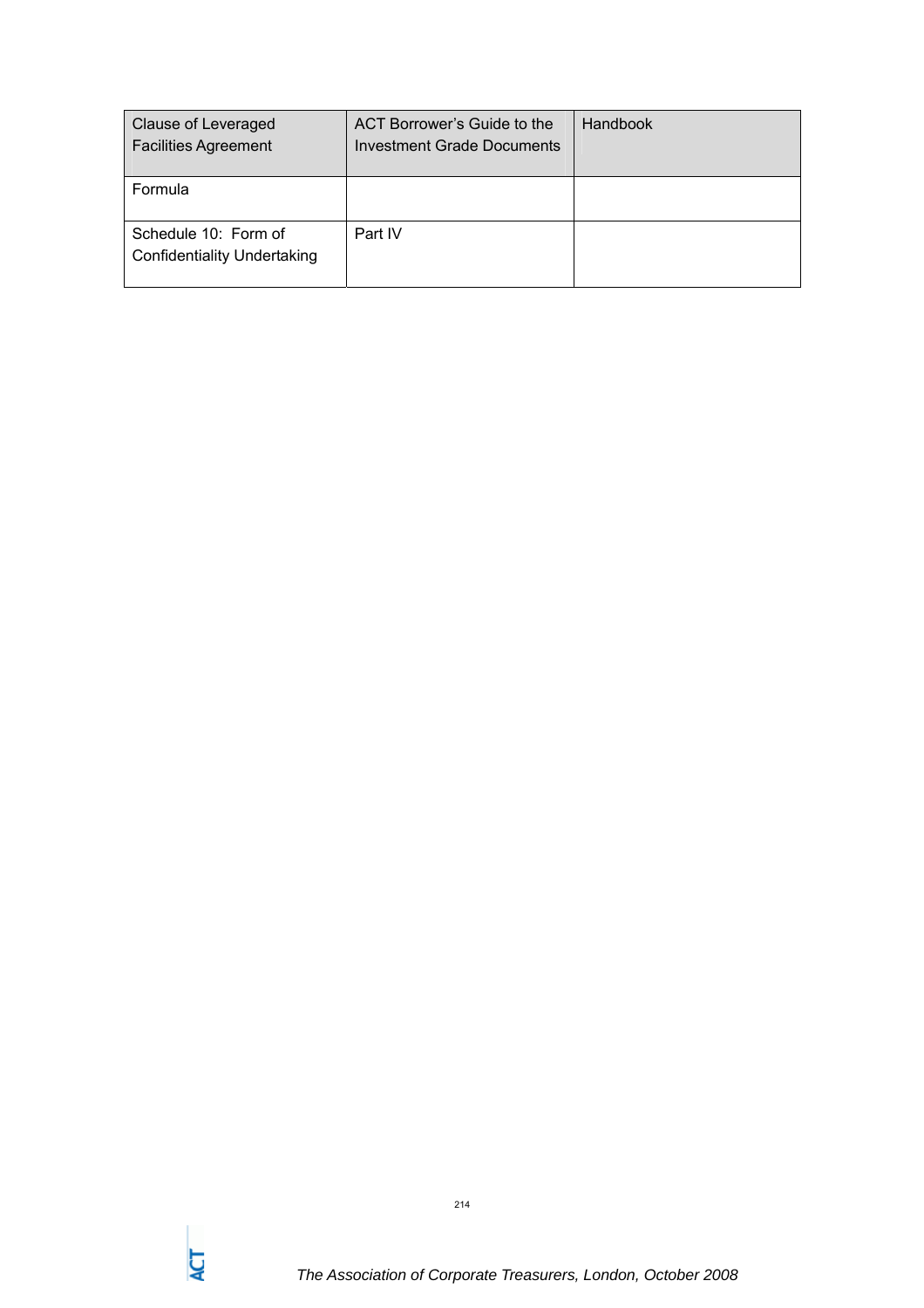| Clause of Leveraged Facilities Agreement | ACT Borrower's Guide to the Investment Grade Documents | Handbook |
|---|---|---|
| Formula | | |
| Schedule 10: Form of Confidentiality Undertaking | Part IV | |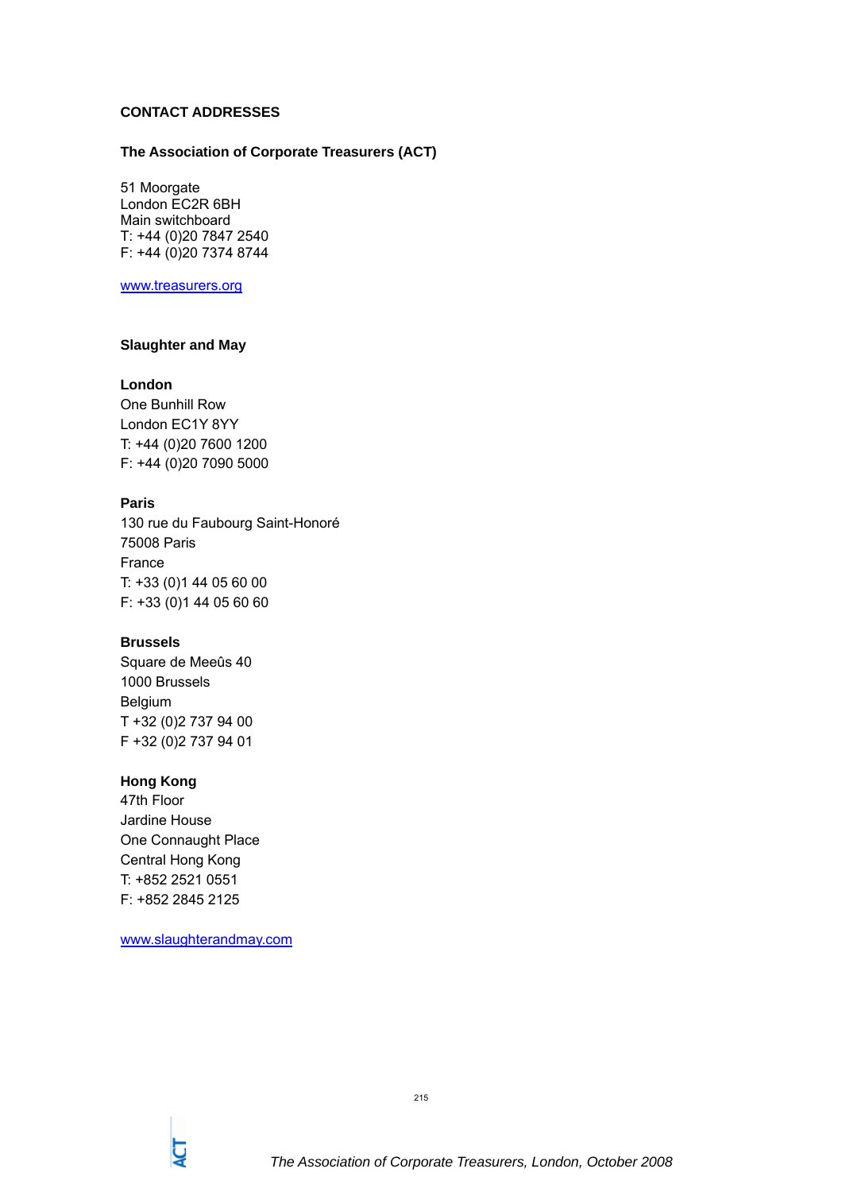## CONTACT ADDRESSES

### The Association of Corporate Treasurers (ACT)

51 Moorgate
London EC2R 6BH
Main switchboard
T: +44 (0)20 7847 2540
F: +44 (0)20 7374 8744

www.treasurers.org

### Slaughter and May

**London**
One Bunhill Row
London EC1Y 8YY
T: +44 (0)20 7600 1200
F: +44 (0)20 7090 5000

**Paris**
130 rue du Faubourg Saint-Honoré
75008 Paris
France
T: +33 (0)1 44 05 60 00
F: +33 (0)1 44 05 60 60

**Brussels**
Square de Meeûs 40
1000 Brussels
Belgium
T +32 (0)2 737 94 00
F +32 (0)2 737 94 01

**Hong Kong**
47th Floor
Jardine House
One Connaught Place
Central Hong Kong
T: +852 2521 0551
F: +852 2845 2125

www.slaughterandmay.com